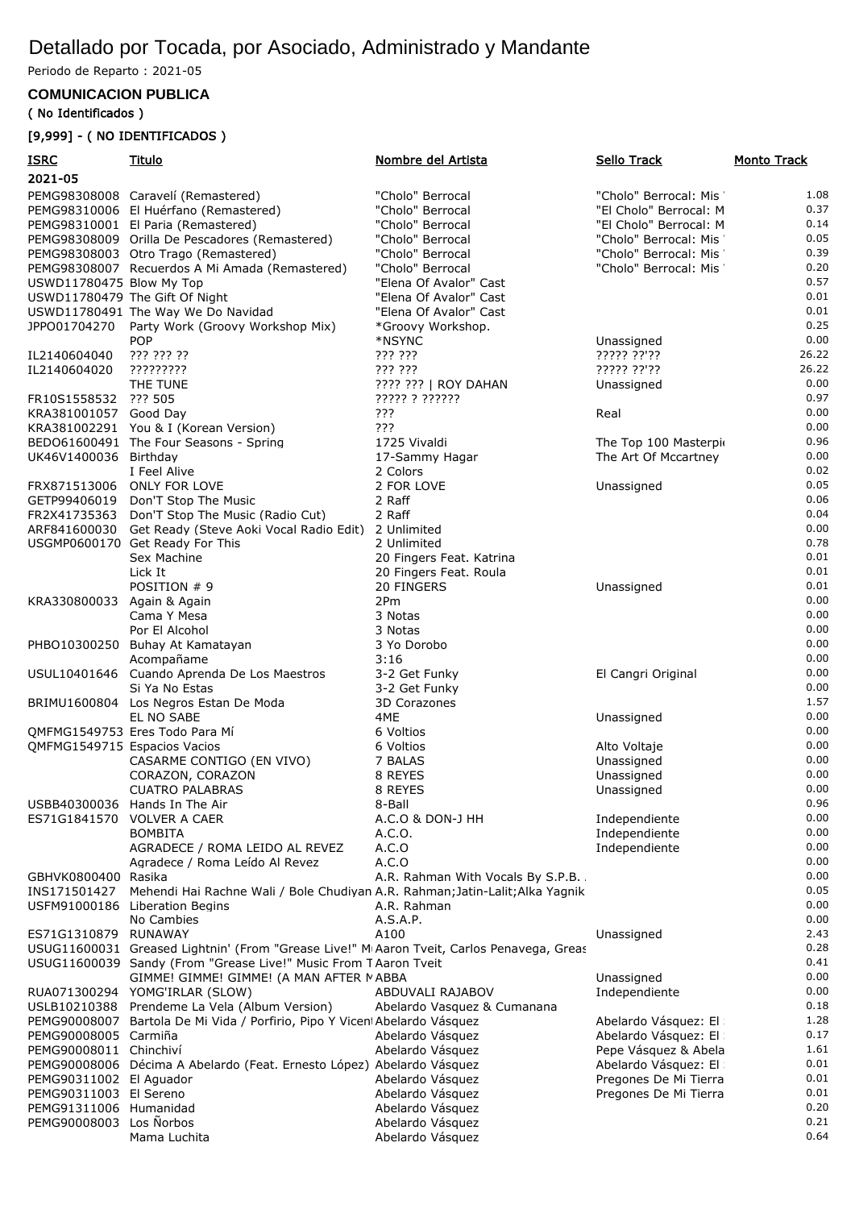# Detallado por Tocada, por Asociado, Administrado y Mandante

Periodo de Reparto : 2021-05

### COMUNICACION PUBLICA

( No Identificados )

[9,999] - ( NO IDENTIFICADOS )

| ISRC | Titulo | Nombre del Artista | Sello Track | Monto Track |
|---|---|---|---|---|
| **2021-05** | | | | |
| PEMG98308008 | Caravelí (Remastered) | "Cholo" Berrocal | "Cholo" Berrocal: Mis | 1.08 |
| PEMG98310006 | El Huérfano (Remastered) | "Cholo" Berrocal | "El Cholo" Berrocal: M | 0.37 |
| PEMG98310001 | El Paria (Remastered) | "Cholo" Berrocal | "El Cholo" Berrocal: M | 0.14 |
| PEMG98308009 | Orilla De Pescadores (Remastered) | "Cholo" Berrocal | "Cholo" Berrocal: Mis | 0.05 |
| PEMG98308003 | Otro Trago (Remastered) | "Cholo" Berrocal | "Cholo" Berrocal: Mis | 0.39 |
| PEMG98308007 | Recuerdos A Mi Amada (Remastered) | "Cholo" Berrocal | "Cholo" Berrocal: Mis | 0.20 |
| USWD11780475 | Blow My Top | "Elena Of Avalor" Cast | | 0.57 |
| USWD11780479 | The Gift Of Night | "Elena Of Avalor" Cast | | 0.01 |
| USWD11780491 | The Way We Do Navidad | "Elena Of Avalor" Cast | | 0.01 |
| JPPO01704270 | Party Work (Groovy Workshop Mix) | *Groovy Workshop. | | 0.25 |
| | POP | *NSYNC | Unassigned | 0.00 |
| IL2140604040 | ??? ??? ?? | ??? ??? | ????? ??'?? | 26.22 |
| IL2140604020 | ????????? | ??? ??? | ????? ??'?? | 26.22 |
| | THE TUNE | ???? ??? \| ROY DAHAN | Unassigned | 0.00 |
| FR10S1558532 | ??? 505 | ????? ? ?????? | | 0.97 |
| KRA381001057 | Good Day | ??? | Real | 0.00 |
| KRA381002291 | You & I (Korean Version) | ??? | | 0.00 |
| BEDO61600491 | The Four Seasons - Spring | 1725 Vivaldi | The Top 100 Masterpi | 0.96 |
| UK46V1400036 | Birthday | 17-Sammy Hagar | The Art Of Mccartney | 0.00 |
| | I Feel Alive | 2 Colors | | 0.02 |
| FRX871513006 | ONLY FOR LOVE | 2 FOR LOVE | Unassigned | 0.05 |
| GETP99406019 | Don'T Stop The Music | 2 Raff | | 0.06 |
| FR2X41735363 | Don'T Stop The Music (Radio Cut) | 2 Raff | | 0.04 |
| ARF841600030 | Get Ready (Steve Aoki Vocal Radio Edit) | 2 Unlimited | | 0.00 |
| USGMP0600170 | Get Ready For This | 2 Unlimited | | 0.78 |
| | Sex Machine | 20 Fingers Feat. Katrina | | 0.01 |
| | Lick It | 20 Fingers Feat. Roula | | 0.01 |
| | POSITION # 9 | 20 FINGERS | Unassigned | 0.01 |
| KRA330800033 | Again & Again | 2Pm | | 0.00 |
| | Cama Y Mesa | 3 Notas | | 0.00 |
| | Por El Alcohol | 3 Notas | | 0.00 |
| PHBO10300250 | Buhay At Kamatayan | 3 Yo Dorobo | | 0.00 |
| | Acompañame | 3:16 | | 0.00 |
| USUL10401646 | Cuando Aprenda De Los Maestros | 3-2 Get Funky | El Cangri Original | 0.00 |
| | Si Ya No Estas | 3-2 Get Funky | | 0.00 |
| BRIMU1600804 | Los Negros Estan De Moda | 3D Corazones | | 1.57 |
| | EL NO SABE | 4ME | Unassigned | 0.00 |
| QMFMG1549753 | Eres Todo Para Mí | 6 Voltios | | 0.00 |
| QMFMG1549715 | Espacios Vacios | 6 Voltios | Alto Voltaje | 0.00 |
| | CASARME CONTIGO (EN VIVO) | 7 BALAS | Unassigned | 0.00 |
| | CORAZON, CORAZON | 8 REYES | Unassigned | 0.00 |
| | CUATRO PALABRAS | 8 REYES | Unassigned | 0.00 |
| USBB40300036 | Hands In The Air | 8-Ball | | 0.96 |
| ES71G1841570 | VOLVER A CAER | A.C.O & DON-J HH | Independiente | 0.00 |
| | BOMBITA | A.C.O. | Independiente | 0.00 |
| | AGRADECE / ROMA LEIDO AL REVEZ | A.C.O | Independiente | 0.00 |
| | Agradece / Roma Leído Al Revez | A.C.O | | 0.00 |
| GBHVK0800400 | Rasika | A.R. Rahman With Vocals By S.P.B. | | 0.00 |
| INS171501427 | Mehendi Hai Rachne Wali / Bole Chudiyan | A.R. Rahman;Jatin-Lalit;Alka Yagnik | | 0.05 |
| USFM91000186 | Liberation Begins | A.R. Rahman | | 0.00 |
| | No Cambies | A.S.A.P. | | 0.00 |
| ES71G1310879 | RUNAWAY | A100 | Unassigned | 2.43 |
| USUG11600031 | Greased Lightnin' (From "Grease Live!" M | Aaron Tveit, Carlos Penavega, Greas | | 0.28 |
| USUG11600039 | Sandy (From "Grease Live!" Music From T | Aaron Tveit | | 0.41 |
| | GIMME! GIMME! GIMME! (A MAN AFTER M | ABBA | Unassigned | 0.00 |
| RUA071300294 | YOMG'IRLAR (SLOW) | ABDUVALI RAJABOV | Independiente | 0.00 |
| USLB10210388 | Prendeme La Vela (Album Version) | Abelardo Vasquez & Cumanana | | 0.18 |
| PEMG90008007 | Bartola De Mi Vida / Porfirio, Pipo Y Vicen | Abelardo Vásquez | Abelardo Vásquez: El | 1.28 |
| PEMG90008005 | Carmiña | Abelardo Vásquez | Abelardo Vásquez: El | 0.17 |
| PEMG90008011 | Chinchiví | Abelardo Vásquez | Pepe Vásquez & Abela | 1.61 |
| PEMG90008006 | Décima A Abelardo (Feat. Ernesto López) | Abelardo Vásquez | Abelardo Vásquez: El | 0.01 |
| PEMG90311002 | El Aguador | Abelardo Vásquez | Pregones De Mi Tierra | 0.01 |
| PEMG90311003 | El Sereno | Abelardo Vásquez | Pregones De Mi Tierra | 0.01 |
| PEMG91311006 | Humanidad | Abelardo Vásquez | | 0.20 |
| PEMG90008003 | Los Ñorbos | Abelardo Vásquez | | 0.21 |
| | Mama Luchita | Abelardo Vásquez | | 0.64 |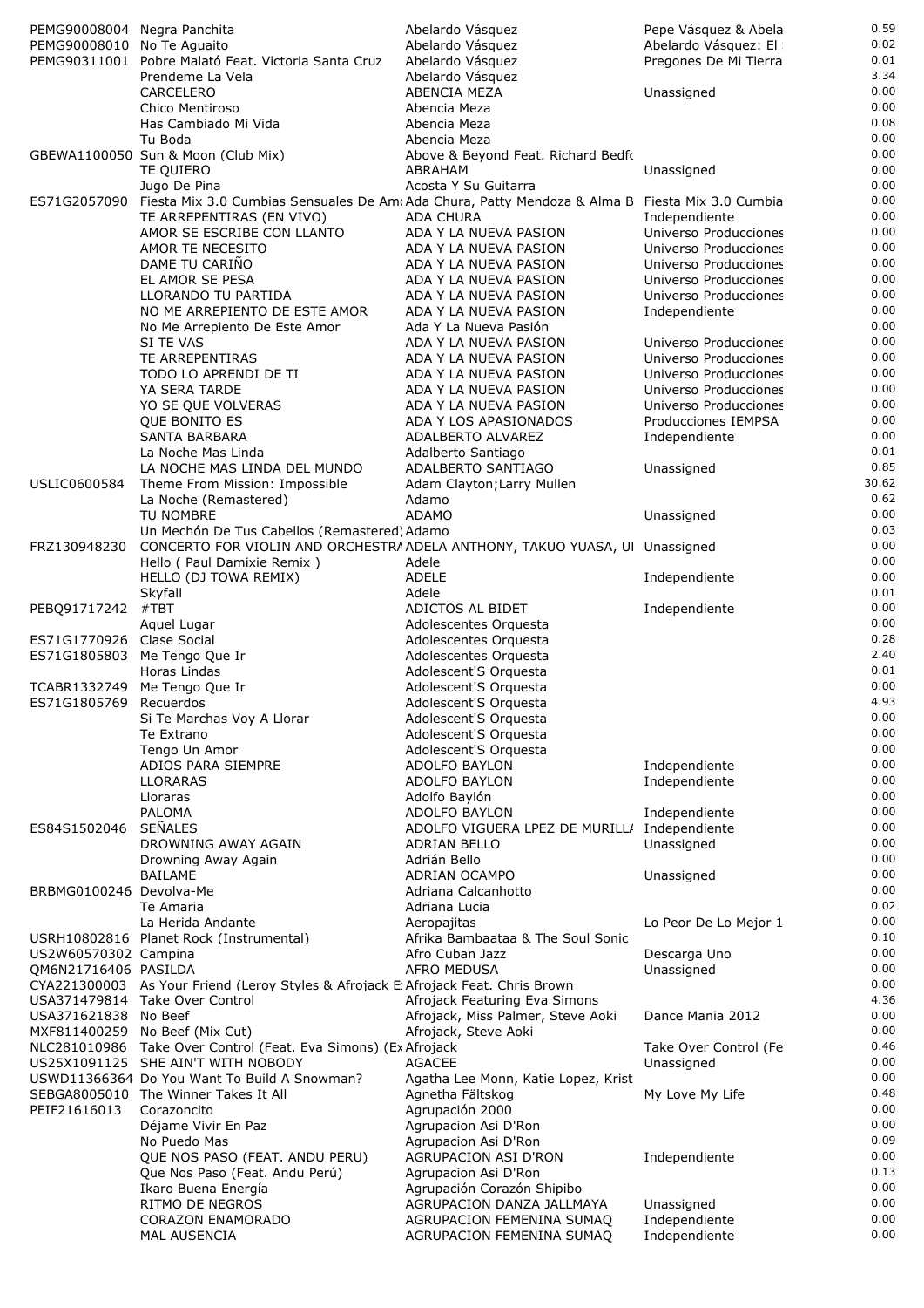| | | | | |
|---|---|---|---|---|
| PEMG90008004 | Negra Panchita | Abelardo Vásquez | Pepe Vásquez & Abela | 0.59 |
| PEMG90008010 | No Te Aguaito | Abelardo Vásquez | Abelardo Vásquez: El | 0.02 |
| PEMG90311001 | Pobre Malató Feat. Victoria Santa Cruz | Abelardo Vásquez | Pregones De Mi Tierra | 0.01 |
| | Prendeme La Vela | Abelardo Vásquez | | 3.34 |
| | CARCELERO | ABENCIA MEZA | Unassigned | 0.00 |
| | Chico Mentiroso | Abencia Meza | | 0.00 |
| | Has Cambiado Mi Vida | Abencia Meza | | 0.08 |
| | Tu Boda | Abencia Meza | | 0.00 |
| GBEWA1100050 | Sun & Moon (Club Mix) | Above & Beyond Feat. Richard Bedfo | | 0.00 |
| | TE QUIERO | ABRAHAM | Unassigned | 0.00 |
| | Jugo De Pina | Acosta Y Su Guitarra | | 0.00 |
| ES71G2057090 | Fiesta Mix 3.0 Cumbias Sensuales De Am | Ada Chura, Patty Mendoza & Alma B | Fiesta Mix 3.0 Cumbia | 0.00 |
| | TE ARREPENTIRAS (EN VIVO) | ADA CHURA | Independiente | 0.00 |
| | AMOR SE ESCRIBE CON LLANTO | ADA Y LA NUEVA PASION | Universo Producciones | 0.00 |
| | AMOR TE NECESITO | ADA Y LA NUEVA PASION | Universo Producciones | 0.00 |
| | DAME TU CARIÑO | ADA Y LA NUEVA PASION | Universo Producciones | 0.00 |
| | EL AMOR SE PESA | ADA Y LA NUEVA PASION | Universo Producciones | 0.00 |
| | LLORANDO TU PARTIDA | ADA Y LA NUEVA PASION | Universo Producciones | 0.00 |
| | NO ME ARREPIENTO DE ESTE AMOR | ADA Y LA NUEVA PASION | Independiente | 0.00 |
| | No Me Arrepiento De Este Amor | Ada Y La Nueva Pasión | | 0.00 |
| | SI TE VAS | ADA Y LA NUEVA PASION | Universo Producciones | 0.00 |
| | TE ARREPENTIRAS | ADA Y LA NUEVA PASION | Universo Producciones | 0.00 |
| | TODO LO APRENDI DE TI | ADA Y LA NUEVA PASION | Universo Producciones | 0.00 |
| | YA SERA TARDE | ADA Y LA NUEVA PASION | Universo Producciones | 0.00 |
| | YO SE QUE VOLVERAS | ADA Y LA NUEVA PASION | Universo Producciones | 0.00 |
| | QUE BONITO ES | ADA Y LOS APASIONADOS | Producciones IEMPSA | 0.00 |
| | SANTA BARBARA | ADALBERTO ALVAREZ | Independiente | 0.00 |
| | La Noche Mas Linda | Adalberto Santiago | | 0.01 |
| | LA NOCHE MAS LINDA DEL MUNDO | ADALBERTO SANTIAGO | Unassigned | 0.85 |
| USLIC0600584 | Theme From Mission: Impossible | Adam Clayton;Larry Mullen | | 30.62 |
| | La Noche (Remastered) | Adamo | | 0.62 |
| | TU NOMBRE | ADAMO | Unassigned | 0.00 |
| | Un Mechón De Tus Cabellos (Remastered) | Adamo | | 0.03 |
| FRZ130948230 | CONCERTO FOR VIOLIN AND ORCHESTRA | ADELA ANTHONY, TAKUO YUASA, UI | Unassigned | 0.00 |
| | Hello ( Paul Damixie Remix ) | Adele | | 0.00 |
| | HELLO (DJ TOWA REMIX) | ADELE | Independiente | 0.00 |
| | Skyfall | Adele | | 0.01 |
| PEBQ91717242 | #TBT | ADICTOS AL BIDET | Independiente | 0.00 |
| | Aquel Lugar | Adolescentes Orquesta | | 0.00 |
| ES71G1770926 | Clase Social | Adolescentes Orquesta | | 0.28 |
| ES71G1805803 | Me Tengo Que Ir | Adolescentes Orquesta | | 2.40 |
| | Horas Lindas | Adolescent'S Orquesta | | 0.01 |
| TCABR1332749 | Me Tengo Que Ir | Adolescent'S Orquesta | | 0.00 |
| ES71G1805769 | Recuerdos | Adolescent'S Orquesta | | 4.93 |
| | Si Te Marchas Voy A Llorar | Adolescent'S Orquesta | | 0.00 |
| | Te Extrano | Adolescent'S Orquesta | | 0.00 |
| | Tengo Un Amor | Adolescent'S Orquesta | | 0.00 |
| | ADIOS PARA SIEMPRE | ADOLFO BAYLON | Independiente | 0.00 |
| | LLORARAS | ADOLFO BAYLON | Independiente | 0.00 |
| | Lloraras | Adolfo Baylón | | 0.00 |
| | PALOMA | ADOLFO BAYLON | Independiente | 0.00 |
| ES84S1502046 | SEÑALES | ADOLFO VIGUERA LPEZ DE MURILL | Independiente | 0.00 |
| | DROWNING AWAY AGAIN | ADRIAN BELLO | Unassigned | 0.00 |
| | Drowning Away Again | Adrián Bello | | 0.00 |
| | BAILAME | ADRIAN OCAMPO | Unassigned | 0.00 |
| BRBMG0100246 | Devolva-Me | Adriana Calcanhotto | | 0.00 |
| | Te Amaria | Adriana Lucia | | 0.02 |
| | La Herida Andante | Aeropajitas | Lo Peor De Lo Mejor 1 | 0.00 |
| USRH10802816 | Planet Rock (Instrumental) | Afrika Bambaataa & The Soul Sonic | | 0.10 |
| US2W60570302 | Campina | Afro Cuban Jazz | Descarga Uno | 0.00 |
| QM6N21716406 | PASILDA | AFRO MEDUSA | Unassigned | 0.00 |
| CYA221300003 | As Your Friend (Leroy Styles & Afrojack E | Afrojack Feat. Chris Brown | | 0.00 |
| USA371479814 | Take Over Control | Afrojack Featuring Eva Simons | | 4.36 |
| USA371621838 | No Beef | Afrojack, Miss Palmer, Steve Aoki | Dance Mania 2012 | 0.00 |
| MXF811400259 | No Beef (Mix Cut) | Afrojack, Steve Aoki | | 0.00 |
| NLC281010986 | Take Over Control (Feat. Eva Simons) (Ex | Afrojack | Take Over Control (Fe | 0.46 |
| US25X1091125 | SHE AIN'T WITH NOBODY | AGACEE | Unassigned | 0.00 |
| USWD11366364 | Do You Want To Build A Snowman? | Agatha Lee Monn, Katie Lopez, Krist | | 0.00 |
| SEBGA8005010 | The Winner Takes It All | Agnetha Fältskog | My Love My Life | 0.48 |
| PEIF21616013 | Corazoncito | Agrupación 2000 | | 0.00 |
| | Déjame Vivir En Paz | Agrupacion Asi D'Ron | | 0.00 |
| | No Puedo Mas | Agrupacion Asi D'Ron | | 0.09 |
| | QUE NOS PASO (FEAT. ANDU PERU) | AGRUPACION ASI D'RON | Independiente | 0.00 |
| | Que Nos Paso (Feat. Andu Perú) | Agrupacion Asi D'Ron | | 0.13 |
| | Ikaro Buena Energía | Agrupación Corazón Shipibo | | 0.00 |
| | RITMO DE NEGROS | AGRUPACION DANZA JALLMAYA | Unassigned | 0.00 |
| | CORAZON ENAMORADO | AGRUPACION FEMENINA SUMAQ | Independiente | 0.00 |
| | MAL AUSENCIA | AGRUPACION FEMENINA SUMAQ | Independiente | 0.00 |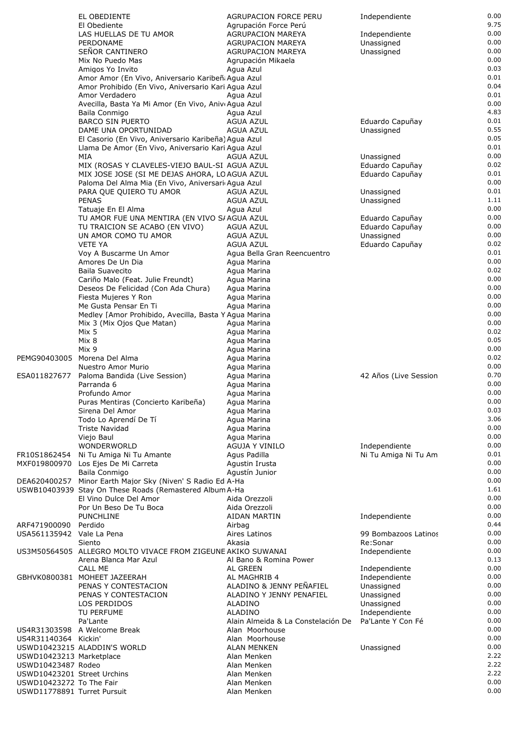| | | | | |
|---|---|---|---|---|
| | EL OBEDIENTE | AGRUPACION FORCE PERU | Independiente | 0.00 |
| | El Obediente | Agrupación Force Perú | | 9.75 |
| | LAS HUELLAS DE TU AMOR | AGRUPACION MAREYA | Independiente | 0.00 |
| | PERDONAME | AGRUPACION MAREYA | Unassigned | 0.00 |
| | SEÑOR CANTINERO | AGRUPACION MAREYA | Unassigned | 0.00 |
| | Mix No Puedo Mas | Agrupación Mikaela | | 0.00 |
| | Amigos Yo Invito | Agua Azul | | 0.03 |
| | Amor Amor (En Vivo, Aniversario Karibeñ | Agua Azul | | 0.01 |
| | Amor Prohibido (En Vivo, Aniversario Kari | Agua Azul | | 0.04 |
| | Amor Verdadero | Agua Azul | | 0.01 |
| | Avecilla, Basta Ya Mi Amor (En Vivo, Aniv | Agua Azul | | 0.00 |
| | Baila Conmigo | Agua Azul | | 4.83 |
| | BARCO SIN PUERTO | AGUA AZUL | Eduardo Capuñay | 0.01 |
| | DAME UNA OPORTUNIDAD | AGUA AZUL | Unassigned | 0.55 |
| | El Casorio (En Vivo, Aniversario Karibeña) | Agua Azul | | 0.05 |
| | Llama De Amor (En Vivo, Aniversario Kari | Agua Azul | | 0.01 |
| | MIA | AGUA AZUL | Unassigned | 0.00 |
| | MIX (ROSAS Y CLAVELES-VIEJO BAUL-SI | AGUA AZUL | Eduardo Capuñay | 0.02 |
| | MIX JOSE JOSE (SI ME DEJAS AHORA, LO | AGUA AZUL | Eduardo Capuñay | 0.01 |
| | Paloma Del Alma Mia (En Vivo, Aniversari | Agua Azul | | 0.00 |
| | PARA QUE QUIERO TU AMOR | AGUA AZUL | Unassigned | 0.01 |
| | PENAS | AGUA AZUL | Unassigned | 1.11 |
| | Tatuaje En El Alma | Agua Azul | | 0.00 |
| | TU AMOR FUE UNA MENTIRA (EN VIVO S/ | AGUA AZUL | Eduardo Capuñay | 0.00 |
| | TU TRAICION SE ACABO (EN VIVO) | AGUA AZUL | Eduardo Capuñay | 0.00 |
| | UN AMOR COMO TU AMOR | AGUA AZUL | Unassigned | 0.00 |
| | VETE YA | AGUA AZUL | Eduardo Capuñay | 0.02 |
| | Voy A Buscarme Un Amor | Agua Bella Gran Reencuentro | | 0.01 |
| | Amores De Un Dia | Agua Marina | | 0.00 |
| | Baila Suavecito | Agua Marina | | 0.02 |
| | Cariño Malo (Feat. Julie Freundt) | Agua Marina | | 0.00 |
| | Deseos De Felicidad (Con Ada Chura) | Agua Marina | | 0.00 |
| | Fiesta Mujeres Y Ron | Agua Marina | | 0.00 |
| | Me Gusta Pensar En Ti | Agua Marina | | 0.00 |
| | Medley [Amor Prohibido, Avecilla, Basta Y | Agua Marina | | 0.00 |
| | Mix 3 (Mix Ojos Que Matan) | Agua Marina | | 0.00 |
| | Mix 5 | Agua Marina | | 0.02 |
| | Mix 8 | Agua Marina | | 0.05 |
| | Mix 9 | Agua Marina | | 0.00 |
| PEMG90403005 | Morena Del Alma | Agua Marina | | 0.02 |
| | Nuestro Amor Murio | Agua Marina | | 0.00 |
| ESA011827677 | Paloma Bandida (Live Session) | Agua Marina | 42 Años (Live Session | 0.70 |
| | Parranda 6 | Agua Marina | | 0.00 |
| | Profundo Amor | Agua Marina | | 0.00 |
| | Puras Mentiras (Concierto Karibeña) | Agua Marina | | 0.00 |
| | Sirena Del Amor | Agua Marina | | 0.03 |
| | Todo Lo Aprendí De Tí | Agua Marina | | 3.06 |
| | Triste Navidad | Agua Marina | | 0.00 |
| | Viejo Baul | Agua Marina | | 0.00 |
| | WONDERWORLD | AGUJA Y VINILO | Independiente | 0.00 |
| FR10S1862454 | Ni Tu Amiga Ni Tu Amante | Agus Padilla | Ni Tu Amiga Ni Tu Am | 0.01 |
| MXF019800970 | Los Ejes De Mi Carreta | Agustin Irusta | | 0.00 |
| | Baila Conmigo | Agustín Junior | | 0.00 |
| DEA620400257 | Minor Earth Major Sky (Niven' S Radio Ed | A-Ha | | 0.00 |
| USWB10403939 | Stay On These Roads (Remastered Album | A-Ha | | 1.61 |
| | El Vino Dulce Del Amor | Aida Orezzoli | | 0.00 |
| | Por Un Beso De Tu Boca | Aida Orezzoli | | 0.00 |
| | PUNCHLINE | AIDAN MARTIN | Independiente | 0.00 |
| ARF471900090 | Perdido | Airbag | | 0.44 |
| USA561135942 | Vale La Pena | Aires Latinos | 99 Bombazoos Latinos | 0.00 |
| | Siento | Akasia | Re:Sonar | 0.00 |
| US3M50564505 | ALLEGRO MOLTO VIVACE FROM ZIGEUNE | AKIKO SUWANAI | Independiente | 0.00 |
| | Arena Blanca Mar Azul | Al Bano & Romina Power | | 0.13 |
| | CALL ME | AL GREEN | Independiente | 0.00 |
| GBHVK0800381 | MOHEET JAZEERAH | AL MAGHRIB 4 | Independiente | 0.00 |
| | PENAS Y CONTESTACION | ALADINO & JENNY PEÑAFIEL | Unassigned | 0.00 |
| | PENAS Y CONTESTACION | ALADINO Y JENNY PENAFIEL | Unassigned | 0.00 |
| | LOS PERDIDOS | ALADINO | Unassigned | 0.00 |
| | TU PERFUME | ALADINO | Independiente | 0.00 |
| | Pa'Lante | Alain Almeida & La Constelación De | Pa'Lante Y Con Fé | 0.00 |
| US4R31303598 | A Welcome Break | Alan Moorhouse | | 0.00 |
| US4R31140364 | Kickin' | Alan Moorhouse | | 0.00 |
| USWD10423215 | ALADDIN'S WORLD | ALAN MENKEN | Unassigned | 0.00 |
| USWD10423213 | Marketplace | Alan Menken | | 2.22 |
| USWD10423487 | Rodeo | Alan Menken | | 2.22 |
| USWD10423201 | Street Urchins | Alan Menken | | 2.22 |
| USWD10423272 | To The Fair | Alan Menken | | 0.00 |
| USWD11778891 | Turret Pursuit | Alan Menken | | 0.00 |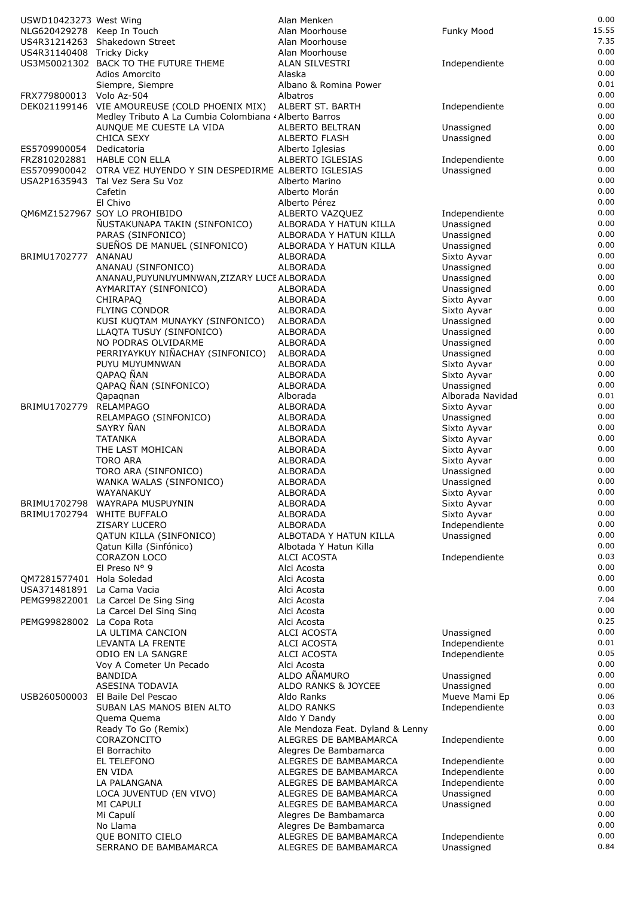| | | | | |
|---|---|---|---|---|
| USWD10423273 | West Wing | Alan Menken | | 0.00 |
| NLG620429278 | Keep In Touch | Alan Moorhouse | Funky Mood | 15.55 |
| US4R31214263 | Shakedown Street | Alan Moorhouse | | 7.35 |
| US4R31140408 | Tricky Dicky | Alan Moorhouse | | 0.00 |
| US3M50021302 | BACK TO THE FUTURE THEME | ALAN SILVESTRI | Independiente | 0.00 |
| | Adios Amorcito | Alaska | | 0.00 |
| | Siempre, Siempre | Albano & Romina Power | | 0.01 |
| FRX779800013 | Volo Az-504 | Albatros | | 0.00 |
| DEK021199146 | VIE AMOUREUSE (COLD PHOENIX MIX) | ALBERT ST. BARTH | Independiente | 0.00 |
| | Medley Tributo A La Cumbia Colombiana ‹ | Alberto Barros | | 0.00 |
| | AUNQUE ME CUESTE LA VIDA | ALBERTO BELTRAN | Unassigned | 0.00 |
| | CHICA SEXY | ALBERTO FLASH | Unassigned | 0.00 |
| ES5709900054 | Dedicatoria | Alberto Iglesias | | 0.00 |
| FRZ810202881 | HABLE CON ELLA | ALBERTO IGLESIAS | Independiente | 0.00 |
| ES5709900042 | OTRA VEZ HUYENDO Y SIN DESPEDIRME | ALBERTO IGLESIAS | Unassigned | 0.00 |
| USA2P1635943 | Tal Vez Sera Su Voz | Alberto Marino | | 0.00 |
| | Cafetin | Alberto Morán | | 0.00 |
| | El Chivo | Alberto Pérez | | 0.00 |
| QM6MZ1527967 | SOY LO PROHIBIDO | ALBERTO VAZQUEZ | Independiente | 0.00 |
| | ÑUSTAKUNAPA TAKIN (SINFONICO) | ALBORADA Y HATUN KILLA | Unassigned | 0.00 |
| | PARAS (SINFONICO) | ALBORADA Y HATUN KILLA | Unassigned | 0.00 |
| | SUEÑOS DE MANUEL (SINFONICO) | ALBORADA Y HATUN KILLA | Unassigned | 0.00 |
| BRIMU1702777 | ANANAU | ALBORADA | Sixto Ayvar | 0.00 |
| | ANANAU (SINFONICO) | ALBORADA | Unassigned | 0.00 |
| | ANANAU,PUYUNUYUMNWAN,ZIZARY LUCE | ALBORADA | Unassigned | 0.00 |
| | AYMARITAY (SINFONICO) | ALBORADA | Unassigned | 0.00 |
| | CHIRAPAQ | ALBORADA | Sixto Ayvar | 0.00 |
| | FLYING CONDOR | ALBORADA | Sixto Ayvar | 0.00 |
| | KUSI KUQTAM MUNAYKY (SINFONICO) | ALBORADA | Unassigned | 0.00 |
| | LLAQTA TUSUY (SINFONICO) | ALBORADA | Unassigned | 0.00 |
| | NO PODRAS OLVIDARME | ALBORADA | Unassigned | 0.00 |
| | PERRIYAYKUY NIÑACHAY (SINFONICO) | ALBORADA | Unassigned | 0.00 |
| | PUYU MUYUMNWAN | ALBORADA | Sixto Ayvar | 0.00 |
| | QAPAQ ÑAN | ALBORADA | Sixto Ayvar | 0.00 |
| | QAPAQ ÑAN (SINFONICO) | ALBORADA | Unassigned | 0.00 |
| | Qapaqnan | Alborada | Alborada Navidad | 0.01 |
| BRIMU1702779 | RELAMPAGO | ALBORADA | Sixto Ayvar | 0.00 |
| | RELAMPAGO (SINFONICO) | ALBORADA | Unassigned | 0.00 |
| | SAYRY ÑAN | ALBORADA | Sixto Ayvar | 0.00 |
| | TATANKA | ALBORADA | Sixto Ayvar | 0.00 |
| | THE LAST MOHICAN | ALBORADA | Sixto Ayvar | 0.00 |
| | TORO ARA | ALBORADA | Sixto Ayvar | 0.00 |
| | TORO ARA (SINFONICO) | ALBORADA | Unassigned | 0.00 |
| | WANKA WALAS (SINFONICO) | ALBORADA | Unassigned | 0.00 |
| | WAYANAKUY | ALBORADA | Sixto Ayvar | 0.00 |
| BRIMU1702798 | WAYRAPA MUSPUYNIN | ALBORADA | Sixto Ayvar | 0.00 |
| BRIMU1702794 | WHITE BUFFALO | ALBORADA | Sixto Ayvar | 0.00 |
| | ZISARY LUCERO | ALBORADA | Independiente | 0.00 |
| | QATUN KILLA (SINFONICO) | ALBOTADA Y HATUN KILLA | Unassigned | 0.00 |
| | Qatun Killa (Sinfónico) | Albotada Y Hatun Killa | | 0.00 |
| | CORAZON LOCO | ALCI ACOSTA | Independiente | 0.03 |
| | El Preso N° 9 | Alci Acosta | | 0.00 |
| QM7281577401 | Hola Soledad | Alci Acosta | | 0.00 |
| USA371481891 | La Cama Vacia | Alci Acosta | | 0.00 |
| PEMG99822001 | La Carcel De Sing Sing | Alci Acosta | | 7.04 |
| | La Carcel Del Sing Sing | Alci Acosta | | 0.00 |
| PEMG99828002 | La Copa Rota | Alci Acosta | | 0.25 |
| | LA ULTIMA CANCION | ALCI ACOSTA | Unassigned | 0.00 |
| | LEVANTA LA FRENTE | ALCI ACOSTA | Independiente | 0.01 |
| | ODIO EN LA SANGRE | ALCI ACOSTA | Independiente | 0.05 |
| | Voy A Cometer Un Pecado | Alci Acosta | | 0.00 |
| | BANDIDA | ALDO AÑAMURO | Unassigned | 0.00 |
| | ASESINA TODAVIA | ALDO RANKS & JOYCEE | Unassigned | 0.00 |
| USB260500003 | El Baile Del Pescao | Aldo Ranks | Mueve Mami Ep | 0.06 |
| | SUBAN LAS MANOS BIEN ALTO | ALDO RANKS | Independiente | 0.03 |
| | Quema Quema | Aldo Y Dandy | | 0.00 |
| | Ready To Go (Remix) | Ale Mendoza Feat. Dyland & Lenny | | 0.00 |
| | CORAZONCITO | ALEGRES DE BAMBAMARCA | Independiente | 0.00 |
| | El Borrachito | Alegres De Bambamarca | | 0.00 |
| | EL TELEFONO | ALEGRES DE BAMBAMARCA | Independiente | 0.00 |
| | EN VIDA | ALEGRES DE BAMBAMARCA | Independiente | 0.00 |
| | LA PALANGANA | ALEGRES DE BAMBAMARCA | Independiente | 0.00 |
| | LOCA JUVENTUD (EN VIVO) | ALEGRES DE BAMBAMARCA | Unassigned | 0.00 |
| | MI CAPULI | ALEGRES DE BAMBAMARCA | Unassigned | 0.00 |
| | Mi Capulí | Alegres De Bambamarca | | 0.00 |
| | No Llama | Alegres De Bambamarca | | 0.00 |
| | QUE BONITO CIELO | ALEGRES DE BAMBAMARCA | Independiente | 0.00 |
| | SERRANO DE BAMBAMARCA | ALEGRES DE BAMBAMARCA | Unassigned | 0.84 |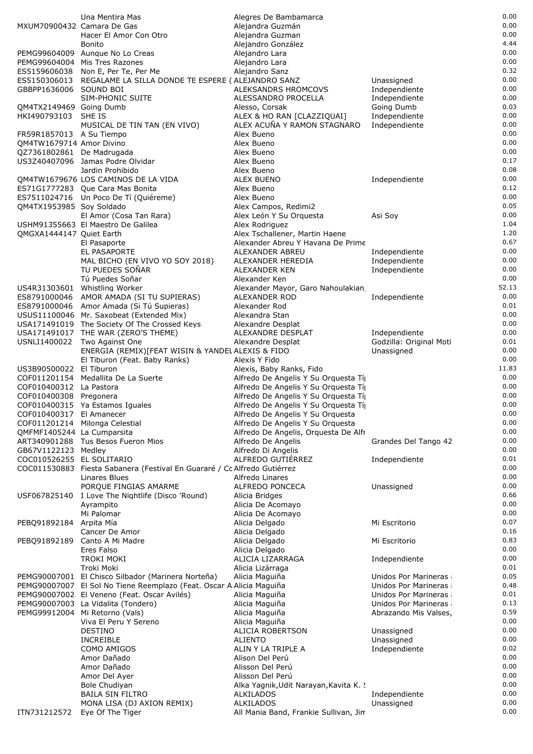| | | | | |
|---|---|---|---|---|
| | Una Mentira Mas | Alegres De Bambamarca | | 0.00 |
| MXUM70900432 | Camara De Gas | Alejandra Guzmán | | 0.00 |
| | Hacer El Amor Con Otro | Alejandra Guzman | | 0.00 |
| | Bonito | Alejandro González | | 4.44 |
| PEMG99604009 | Aunque No Lo Creas | Alejandro Lara | | 0.00 |
| PEMG99604004 | Mis Tres Razones | Alejandro Lara | | 0.00 |
| ES5159606038 | Non E, Per Te, Per Me | Alejandro Sanz | | 0.32 |
| ES5150306013 | REGALAME LA SILLA DONDE TE ESPERE ( | ALEJANDRO SANZ | Unassigned | 0.00 |
| GBBPP1636006 | SOUND BOI | ALEKSANDRS HROMCOVS | Independiente | 0.00 |
| | SIM-PHONIC SUITE | ALESSANDRO PROCELLA | Independiente | 0.00 |
| QM4TX2149469 | Going Dumb | Alesso, Corsak | Going Dumb | 0.03 |
| HKI490793103 | SHE IS | ALEX & HO RAN [CLAZZIQUAI] | Independiente | 0.00 |
| | MUSICAL DE TIN TAN (EN VIVO) | ALEX ACUÑA Y RAMON STAGNARO | Independiente | 0.00 |
| FR59R1857013 | A Su Tiempo | Alex Bueno | | 0.00 |
| QM4TW1679714 | Amor Divino | Alex Bueno | | 0.00 |
| QZ7361802861 | De Madrugada | Alex Bueno | | 0.00 |
| US3Z40407096 | Jamas Podre Olvidar | Alex Bueno | | 0.17 |
| | Jardin Prohibido | Alex Bueno | | 0.08 |
| QM4TW1679676 | LOS CAMINOS DE LA VIDA | ALEX BUENO | Independiente | 0.00 |
| ES71G1777283 | Que Cara Mas Bonita | Alex Bueno | | 0.12 |
| ES7511024716 | Un Poco De Tí (Quiéreme) | Alex Bueno | | 0.00 |
| QM4TX1953985 | Soy Soldado | Alex Campos, Redimi2 | | 0.05 |
| | El Amor (Cosa Tan Rara) | Alex León Y Su Orquesta | Asi Soy | 0.00 |
| USHM91355663 | El Maestro De Galilea | Alex Rodriguez | | 1.04 |
| QMGXA1444147 | Quiet Earth | Alex Tschallener, Martin Haene | | 1.20 |
| | El Pasaporte | Alexander Abreu Y Havana De Prime | | 0.67 |
| | EL PASAPORTE | ALEXANDER ABREU | Independiente | 0.00 |
| | MAL BICHO (EN VIVO YO SOY 2018) | ALEXANDER HEREDIA | Independiente | 0.00 |
| | TU PUEDES SOÑAR | ALEXANDER KEN | Independiente | 0.00 |
| | Tú Puedes Soñar | Alexander Ken | | 0.00 |
| US4R31303601 | Whistling Worker | Alexander Mayor, Garo Nahoulakian, | | 52.13 |
| ES8791000046 | AMOR AMADA (SI TU SUPIERAS) | ALEXANDER ROD | Independiente | 0.00 |
| ES8791000046 | Amor Amada (Si Tú Supieras) | Alexander Rod | | 0.01 |
| USUS11100046 | Mr. Saxobeat (Extended Mix) | Alexandra Stan | | 0.00 |
| USA171491019 | The Society Of The Crossed Keys | Alexandre Desplat | | 0.00 |
| USA171491017 | THE WAR (ZERO'S THEME) | ALEXANDRE DESPLAT | Independiente | 0.00 |
| USNLI1400022 | Two Against One | Alexandre Desplat | Godzilla: Original Moti | 0.01 |
| | ENERGIA (REMIX)[FEAT WISIN & YANDEL | ALEXIS & FIDO | Unassigned | 0.00 |
| | El Tiburon (Feat. Baby Ranks) | Alexis Y Fido | | 0.00 |
| US3B90500022 | El Tiburon | Alexis, Baby Ranks, Fido | | 11.83 |
| COF011201154 | Medallita De La Suerte | Alfredo De Angelis Y Su Orquesta Tí | | 0.00 |
| COF010400312 | La Pastora | Alfredo De Angelis Y Su Orquesta Tí | | 0.00 |
| COF010400308 | Pregonera | Alfredo De Angelis Y Su Orquesta Tí | | 0.00 |
| COF010400315 | Ya Estamos Iguales | Alfredo De Angelis Y Su Orquesta Tí | | 0.00 |
| COF010400317 | El Amanecer | Alfredo De Angelis Y Su Orquesta | | 0.00 |
| COF011201214 | Milonga Celestial | Alfredo De Angelis Y Su Orquesta | | 0.00 |
| QMFMF1405244 | La Cumparsita | Alfredo De Angelis, Orquesta De Alfr | | 0.00 |
| ART340901288 | Tus Besos Fueron Mios | Alfredo De Angelis | Grandes Del Tango 42 | 0.00 |
| GB67V1122123 | Medley | Alfredo Di Angelis | | 0.00 |
| COC010526255 | EL SOLITARIO | ALFREDO GUTIÉRREZ | Independiente | 0.01 |
| COC011530883 | Fiesta Sabanera (Festival En Guararé / Cc | Alfredo Gutiérrez | | 0.00 |
| | Linares Blues | Alfredo Linares | | 0.00 |
| | PORQUE FINGIAS AMARME | ALFREDO PONCECA | Unassigned | 0.00 |
| USF067825140 | I Love The Nightlife (Disco 'Round) | Alicia Bridges | | 0.66 |
| | Ayrampito | Alicia De Acomayo | | 0.00 |
| | Mi Palomar | Alicia De Acomayo | | 0.00 |
| PEBQ91892184 | Arpita Mía | Alicia Delgado | Mi Escritorio | 0.07 |
| | Cancer De Amor | Alicia Delgado | | 0.16 |
| PEBQ91892189 | Canto A Mi Madre | Alicia Delgado | Mi Escritorio | 0.83 |
| | Eres Falso | Alicia Delgado | | 0.00 |
| | TROKI MOKI | ALICIA LIZARRAGA | Independiente | 0.00 |
| | Troki Moki | Alicia Lizárraga | | 0.01 |
| PEMG90007001 | El Chisco Silbador (Marinera Norteña) | Alicia Maguiña | Unidos Por Marineras | 0.05 |
| PEMG90007007 | El Sol No Tiene Reemplazo (Feat. Oscar A | Alicia Maguiña | Unidos Por Marineras | 0.48 |
| PEMG90007002 | El Veneno (Feat. Oscar Avilés) | Alicia Maguiña | Unidos Por Marineras | 0.01 |
| PEMG90007003 | La Vidalita (Tondero) | Alicia Maguiña | Unidos Por Marineras | 0.13 |
| PEMG99912004 | Mi Retorno (Vals) | Alicia Maguiña | Abrazando Mis Valses, | 0.59 |
| | Viva El Peru Y Sereno | Alicia Maguiña | | 0.00 |
| | DESTINO | ALICIA ROBERTSON | Unassigned | 0.00 |
| | INCREIBLE | ALIENTO | Unassigned | 0.00 |
| | COMO AMIGOS | ALIN Y LA TRIPLE A | Independiente | 0.02 |
| | Amor Dañado | Alison Del Perú | | 0.00 |
| | Amor Dañado | Alisson Del Perú | | 0.00 |
| | Amor Del Ayer | Alisson Del Perú | | 0.00 |
| | Bole Chudiyan | Alka Yagnik,Udit Narayan,Kavita K. S | | 0.00 |
| | BAILA SIN FILTRO | ALKILADOS | Independiente | 0.00 |
| | MONA LISA (DJ AXION REMIX) | ALKILADOS | Unassigned | 0.00 |
| ITN731212572 | Eye Of The Tiger | All Mania Band, Frankie Sullivan, Jim | | 0.00 |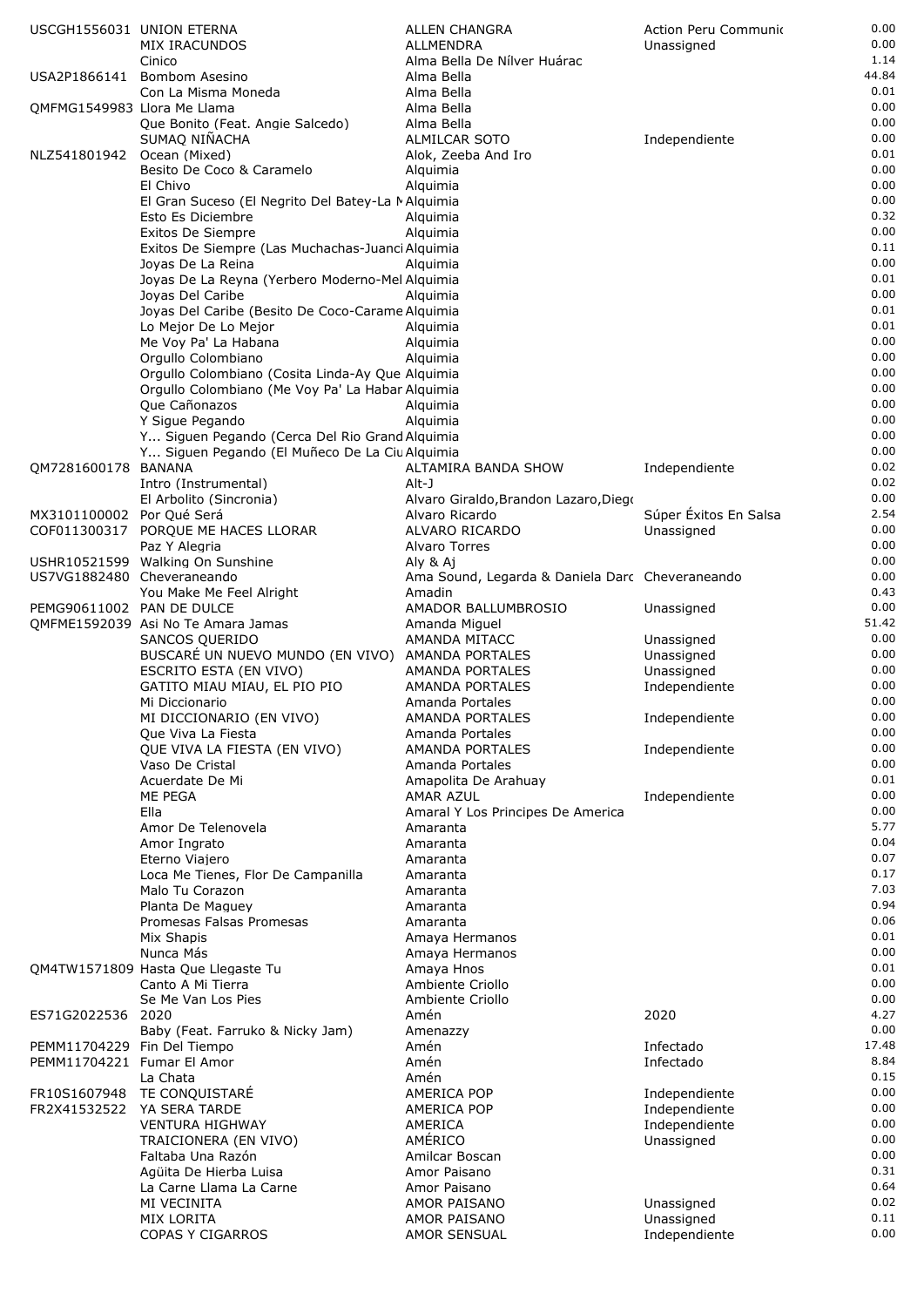| | | | | |
|---|---|---|---|---|
| USCGH1556031 | UNION ETERNA | ALLEN CHANGRA | Action Peru Communic | 0.00 |
| | MIX IRACUNDOS | ALLMENDRA | Unassigned | 0.00 |
| | Cinico | Alma Bella De Nílver Huárac | | 1.14 |
| USA2P1866141 | Bombom Asesino | Alma Bella | | 44.84 |
| | Con La Misma Moneda | Alma Bella | | 0.01 |
| QMFMG1549983 | Llora Me Llama | Alma Bella | | 0.00 |
| | Que Bonito (Feat. Angie Salcedo) | Alma Bella | | 0.00 |
| | SUMAQ NIÑACHA | ALMILCAR SOTO | Independiente | 0.00 |
| NLZ541801942 | Ocean (Mixed) | Alok, Zeeba And Iro | | 0.01 |
| | Besito De Coco & Caramelo | Alquimia | | 0.00 |
| | El Chivo | Alquimia | | 0.00 |
| | El Gran Suceso (El Negrito Del Batey-La M | Alquimia | | 0.00 |
| | Esto Es Diciembre | Alquimia | | 0.32 |
| | Exitos De Siempre | Alquimia | | 0.00 |
| | Exitos De Siempre (Las Muchachas-Juanci | Alquimia | | 0.11 |
| | Joyas De La Reina | Alquimia | | 0.00 |
| | Joyas De La Reyna (Yerbero Moderno-Mel | Alquimia | | 0.01 |
| | Joyas Del Caribe | Alquimia | | 0.00 |
| | Joyas Del Caribe (Besito De Coco-Carame | Alquimia | | 0.01 |
| | Lo Mejor De Lo Mejor | Alquimia | | 0.01 |
| | Me Voy Pa' La Habana | Alquimia | | 0.00 |
| | Orgullo Colombiano | Alquimia | | 0.00 |
| | Orgullo Colombiano (Cosita Linda-Ay Que | Alquimia | | 0.00 |
| | Orgullo Colombiano (Me Voy Pa' La Habar | Alquimia | | 0.00 |
| | Que Cañonazos | Alquimia | | 0.00 |
| | Y Sigue Pegando | Alquimia | | 0.00 |
| | Y... Siguen Pegando (Cerca Del Rio Grand | Alquimia | | 0.00 |
| | Y... Siguen Pegando (El Muñeco De La Ciu | Alquimia | | 0.00 |
| QM7281600178 | BANANA | ALTAMIRA BANDA SHOW | Independiente | 0.02 |
| | Intro (Instrumental) | Alt-J | | 0.02 |
| | El Arbolito (Sincronia) | Alvaro Giraldo,Brandon Lazaro,Diego | | 0.00 |
| MX3101100002 | Por Qué Será | Alvaro Ricardo | Súper Éxitos En Salsa | 2.54 |
| COF011300317 | PORQUE ME HACES LLORAR | ALVARO RICARDO | Unassigned | 0.00 |
| | Paz Y Alegria | Alvaro Torres | | 0.00 |
| USHR10521599 | Walking On Sunshine | Aly & Aj | | 0.00 |
| US7VG1882480 | Cheveraneando | Ama Sound, Legarda & Daniela Darc | Cheveraneando | 0.00 |
| | You Make Me Feel Alright | Amadin | | 0.43 |
| PEMG90611002 | PAN DE DULCE | AMADOR BALLUMBROSIO | Unassigned | 0.00 |
| QMFME1592039 | Asi No Te Amara Jamas | Amanda Miguel | | 51.42 |
| | SANCOS QUERIDO | AMANDA MITACC | Unassigned | 0.00 |
| | BUSCARÉ UN NUEVO MUNDO (EN VIVO) | AMANDA PORTALES | Unassigned | 0.00 |
| | ESCRITO ESTA (EN VIVO) | AMANDA PORTALES | Unassigned | 0.00 |
| | GATITO MIAU MIAU, EL PIO PIO | AMANDA PORTALES | Independiente | 0.00 |
| | Mi Diccionario | Amanda Portales | | 0.00 |
| | MI DICCIONARIO (EN VIVO) | AMANDA PORTALES | Independiente | 0.00 |
| | Que Viva La Fiesta | Amanda Portales | | 0.00 |
| | QUE VIVA LA FIESTA (EN VIVO) | AMANDA PORTALES | Independiente | 0.00 |
| | Vaso De Cristal | Amanda Portales | | 0.00 |
| | Acuerdate De Mi | Amapolita De Arahuay | | 0.01 |
| | ME PEGA | AMAR AZUL | Independiente | 0.00 |
| | Ella | Amaral Y Los Principes De America | | 0.00 |
| | Amor De Telenovela | Amaranta | | 5.77 |
| | Amor Ingrato | Amaranta | | 0.04 |
| | Eterno Viajero | Amaranta | | 0.07 |
| | Loca Me Tienes, Flor De Campanilla | Amaranta | | 0.17 |
| | Malo Tu Corazon | Amaranta | | 7.03 |
| | Planta De Maguey | Amaranta | | 0.94 |
| | Promesas Falsas Promesas | Amaranta | | 0.06 |
| | Mix Shapis | Amaya Hermanos | | 0.01 |
| | Nunca Más | Amaya Hermanos | | 0.00 |
| QM4TW1571809 | Hasta Que Llegaste Tu | Amaya Hnos | | 0.01 |
| | Canto A Mi Tierra | Ambiente Criollo | | 0.00 |
| | Se Me Van Los Pies | Ambiente Criollo | | 0.00 |
| ES71G2022536 | 2020 | Amén | 2020 | 4.27 |
| | Baby (Feat. Farruko & Nicky Jam) | Amenazzy | | 0.00 |
| PEMM11704229 | Fin Del Tiempo | Amén | Infectado | 17.48 |
| PEMM11704221 | Fumar El Amor | Amén | Infectado | 8.84 |
| | La Chata | Amén | | 0.15 |
| FR10S1607948 | TE CONQUISTARÉ | AMERICA POP | Independiente | 0.00 |
| FR2X41532522 | YA SERA TARDE | AMERICA POP | Independiente | 0.00 |
| | VENTURA HIGHWAY | AMERICA | Independiente | 0.00 |
| | TRAICIONERA (EN VIVO) | AMÉRICO | Unassigned | 0.00 |
| | Faltaba Una Razón | Amilcar Boscan | | 0.00 |
| | Agüita De Hierba Luisa | Amor Paisano | | 0.31 |
| | La Carne Llama La Carne | Amor Paisano | | 0.64 |
| | MI VECINITA | AMOR PAISANO | Unassigned | 0.02 |
| | MIX LORITA | AMOR PAISANO | Unassigned | 0.11 |
| | COPAS Y CIGARROS | AMOR SENSUAL | Independiente | 0.00 |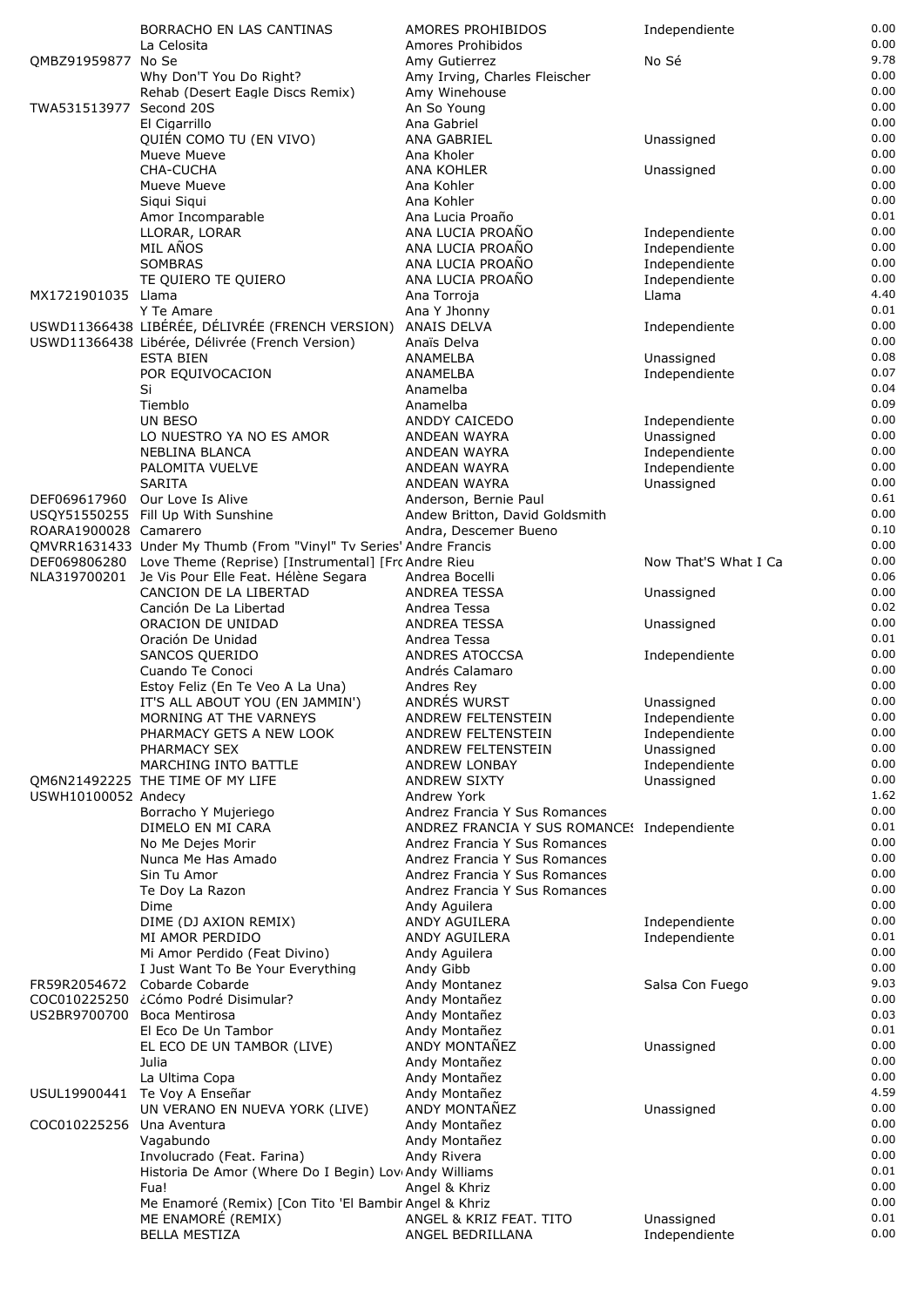| | | | | |
|---|---|---|---|---|
| | BORRACHO EN LAS CANTINAS | AMORES PROHIBIDOS | Independiente | 0.00 |
| | La Celosita | Amores Prohibidos | | 0.00 |
| QMBZ91959877 | No Se | Amy Gutierrez | No Sé | 9.78 |
| | Why Don'T You Do Right? | Amy Irving, Charles Fleischer | | 0.00 |
| | Rehab (Desert Eagle Discs Remix) | Amy Winehouse | | 0.00 |
| TWA531513977 | Second 20S | An So Young | | 0.00 |
| | El Cigarrillo | Ana Gabriel | | 0.00 |
| | QUIÉN COMO TU (EN VIVO) | ANA GABRIEL | Unassigned | 0.00 |
| | Mueve Mueve | Ana Kholer | | 0.00 |
| | CHA-CUCHA | ANA KOHLER | Unassigned | 0.00 |
| | Mueve Mueve | Ana Kohler | | 0.00 |
| | Siqui Siqui | Ana Kohler | | 0.00 |
| | Amor Incomparable | Ana Lucia Proaño | | 0.01 |
| | LLORAR, LORAR | ANA LUCIA PROAÑO | Independiente | 0.00 |
| | MIL AÑOS | ANA LUCIA PROAÑO | Independiente | 0.00 |
| | SOMBRAS | ANA LUCIA PROAÑO | Independiente | 0.00 |
| | TE QUIERO TE QUIERO | ANA LUCIA PROAÑO | Independiente | 0.00 |
| MX1721901035 | Llama | Ana Torroja | Llama | 4.40 |
| | Y Te Amare | Ana Y Jhonny | | 0.01 |
| USWD11366438 | LIBÉRÉE, DÉLIVRÉE (FRENCH VERSION) | ANAIS DELVA | Independiente | 0.00 |
| USWD11366438 | Libérée, Délivrée (French Version) | Anaïs Delva | | 0.00 |
| | ESTA BIEN | ANAMELBA | Unassigned | 0.08 |
| | POR EQUIVOCACION | ANAMELBA | Independiente | 0.07 |
| | Si | Anamelba | | 0.04 |
| | Tiemblo | Anamelba | | 0.09 |
| | UN BESO | ANDDY CAICEDO | Independiente | 0.00 |
| | LO NUESTRO YA NO ES AMOR | ANDEAN WAYRA | Unassigned | 0.00 |
| | NEBLINA BLANCA | ANDEAN WAYRA | Independiente | 0.00 |
| | PALOMITA VUELVE | ANDEAN WAYRA | Independiente | 0.00 |
| | SARITA | ANDEAN WAYRA | Unassigned | 0.00 |
| DEF069617960 | Our Love Is Alive | Anderson, Bernie Paul | | 0.61 |
| USQY51550255 | Fill Up With Sunshine | Andew Britton, David Goldsmith | | 0.00 |
| ROARA1900028 | Camarero | Andra, Descemer Bueno | | 0.10 |
| QMVRR1631433 | Under My Thumb (From "Vinyl" Tv Series' | Andre Francis | | 0.00 |
| DEF069806280 | Love Theme (Reprise) [Instrumental] [Fro | Andre Rieu | Now That'S What I Ca | 0.00 |
| NLA319700201 | Je Vis Pour Elle Feat. Hélène Segara | Andrea Bocelli | | 0.06 |
| | CANCION DE LA LIBERTAD | ANDREA TESSA | Unassigned | 0.00 |
| | Canción De La Libertad | Andrea Tessa | | 0.02 |
| | ORACION DE UNIDAD | ANDREA TESSA | Unassigned | 0.00 |
| | Oración De Unidad | Andrea Tessa | | 0.01 |
| | SANCOS QUERIDO | ANDRES ATOCCSA | Independiente | 0.00 |
| | Cuando Te Conoci | Andrés Calamaro | | 0.00 |
| | Estoy Feliz (En Te Veo A La Una) | Andres Rey | | 0.00 |
| | IT'S ALL ABOUT YOU (EN JAMMIN') | ANDRÉS WURST | Unassigned | 0.00 |
| | MORNING AT THE VARNEYS | ANDREW FELTENSTEIN | Independiente | 0.00 |
| | PHARMACY GETS A NEW LOOK | ANDREW FELTENSTEIN | Independiente | 0.00 |
| | PHARMACY SEX | ANDREW FELTENSTEIN | Unassigned | 0.00 |
| | MARCHING INTO BATTLE | ANDREW LONBAY | Independiente | 0.00 |
| QM6N21492225 | THE TIME OF MY LIFE | ANDREW SIXTY | Unassigned | 0.00 |
| USWH10100052 | Andecy | Andrew York | | 1.62 |
| | Borracho Y Mujeriego | Andrez Francia Y Sus Romances | | 0.00 |
| | DIMELO EN MI CARA | ANDREZ FRANCIA Y SUS ROMANCES | Independiente | 0.01 |
| | No Me Dejes Morir | Andrez Francia Y Sus Romances | | 0.00 |
| | Nunca Me Has Amado | Andrez Francia Y Sus Romances | | 0.00 |
| | Sin Tu Amor | Andrez Francia Y Sus Romances | | 0.00 |
| | Te Doy La Razon | Andrez Francia Y Sus Romances | | 0.00 |
| | Dime | Andy Aguilera | | 0.00 |
| | DIME (DJ AXION REMIX) | ANDY AGUILERA | Independiente | 0.00 |
| | MI AMOR PERDIDO | ANDY AGUILERA | Independiente | 0.01 |
| | Mi Amor Perdido (Feat Divino) | Andy Aguilera | | 0.00 |
| | I Just Want To Be Your Everything | Andy Gibb | | 0.00 |
| FR59R2054672 | Cobarde Cobarde | Andy Montanez | Salsa Con Fuego | 9.03 |
| COC010225250 | ¿Cómo Podré Disimular? | Andy Montañez | | 0.00 |
| US2BR9700700 | Boca Mentirosa | Andy Montañez | | 0.03 |
| | El Eco De Un Tambor | Andy Montañez | | 0.01 |
| | EL ECO DE UN TAMBOR (LIVE) | ANDY MONTAÑEZ | Unassigned | 0.00 |
| | Julia | Andy Montañez | | 0.00 |
| | La Ultima Copa | Andy Montañez | | 0.00 |
| USUL19900441 | Te Voy A Enseñar | Andy Montañez | | 4.59 |
| | UN VERANO EN NUEVA YORK (LIVE) | ANDY MONTAÑEZ | Unassigned | 0.00 |
| COC010225256 | Una Aventura | Andy Montañez | | 0.00 |
| | Vagabundo | Andy Montañez | | 0.00 |
| | Involucrado (Feat. Farina) | Andy Rivera | | 0.00 |
| | Historia De Amor (Where Do I Begin) Lov | Andy Williams | | 0.01 |
| | Fua! | Angel & Khriz | | 0.00 |
| | Me Enamoré (Remix) [Con Tito 'El Bambir | Angel & Khriz | | 0.00 |
| | ME ENAMORÉ (REMIX) | ANGEL & KRIZ FEAT. TITO | Unassigned | 0.01 |
| | BELLA MESTIZA | ANGEL BEDRILLANA | Independiente | 0.00 |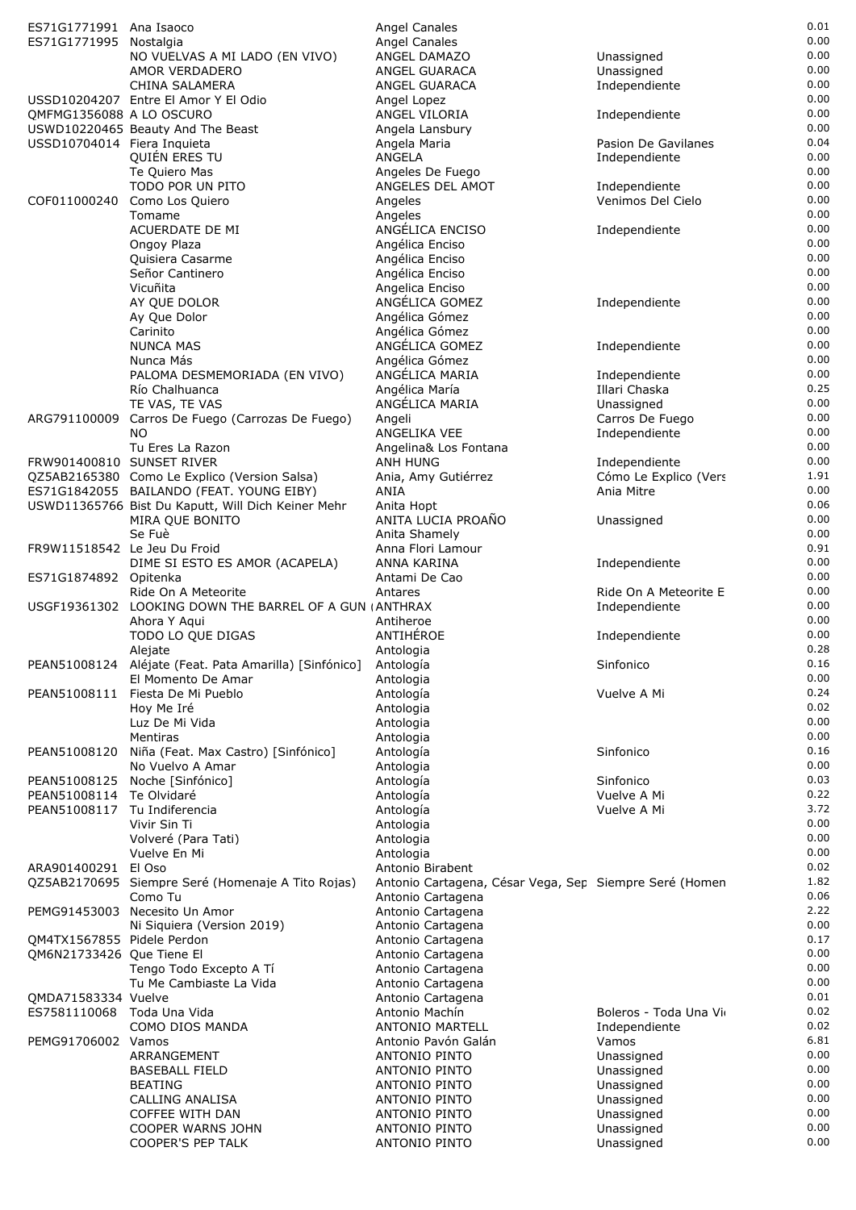| | | | | |
|---|---|---|---|---|
| ES71G1771991 | Ana Isaoco | Angel Canales | | 0.01 |
| ES71G1771995 | Nostalgia | Angel Canales | | 0.00 |
| | NO VUELVAS A MI LADO (EN VIVO) | ANGEL DAMAZO | Unassigned | 0.00 |
| | AMOR VERDADERO | ANGEL GUARACA | Unassigned | 0.00 |
| | CHINA SALAMERA | ANGEL GUARACA | Independiente | 0.00 |
| USSD10204207 | Entre El Amor Y El Odio | Angel Lopez | | 0.00 |
| QMFMG1356088 | A LO OSCURO | ANGEL VILORIA | Independiente | 0.00 |
| USWD10220465 | Beauty And The Beast | Angela Lansbury | | 0.00 |
| USSD10704014 | Fiera Inquieta | Angela Maria | Pasion De Gavilanes | 0.04 |
| | QUIÉN ERES TU | ANGELA | Independiente | 0.00 |
| | Te Quiero Mas | Angeles De Fuego | | 0.00 |
| | TODO POR UN PITO | ANGELES DEL AMOT | Independiente | 0.00 |
| COF011000240 | Como Los Quiero | Angeles | Venimos Del Cielo | 0.00 |
| | Tomame | Angeles | | 0.00 |
| | ACUERDATE DE MI | ANGÉLICA ENCISO | Independiente | 0.00 |
| | Ongoy Plaza | Angélica Enciso | | 0.00 |
| | Quisiera Casarme | Angélica Enciso | | 0.00 |
| | Señor Cantinero | Angélica Enciso | | 0.00 |
| | Vicuñita | Angelica Enciso | | 0.00 |
| | AY QUE DOLOR | ANGÉLICA GOMEZ | Independiente | 0.00 |
| | Ay Que Dolor | Angélica Gómez | | 0.00 |
| | Carinito | Angélica Gómez | | 0.00 |
| | NUNCA MAS | ANGÉLICA GOMEZ | Independiente | 0.00 |
| | Nunca Más | Angélica Gómez | | 0.00 |
| | PALOMA DESMEMORIADA (EN VIVO) | ANGÉLICA MARIA | Independiente | 0.00 |
| | Río Chalhuanca | Angélica María | Illari Chaska | 0.25 |
| | TE VAS, TE VAS | ANGÉLICA MARIA | Unassigned | 0.00 |
| ARG791100009 | Carros De Fuego (Carrozas De Fuego) | Angeli | Carros De Fuego | 0.00 |
| | NO | ANGELIKA VEE | Independiente | 0.00 |
| | Tu Eres La Razon | Angelina& Los Fontana | | 0.00 |
| FRW901400810 | SUNSET RIVER | ANH HUNG | Independiente | 0.00 |
| QZ5AB2165380 | Como Le Explico (Version Salsa) | Ania, Amy Gutiérrez | Cómo Le Explico (Vers | 1.91 |
| ES71G1842055 | BAILANDO (FEAT. YOUNG EIBY) | ANIA | Ania Mitre | 0.00 |
| USWD11365766 | Bist Du Kaputt, Will Dich Keiner Mehr | Anita Hopt | | 0.06 |
| | MIRA QUE BONITO | ANITA LUCIA PROAÑO | Unassigned | 0.00 |
| | Se Fuè | Anita Shamely | | 0.00 |
| FR9W11518542 | Le Jeu Du Froid | Anna Flori Lamour | | 0.91 |
| | DIME SI ESTO ES AMOR (ACAPELA) | ANNA KARINA | Independiente | 0.00 |
| ES71G1874892 | Opitenka | Antami De Cao | | 0.00 |
| | Ride On A Meteorite | Antares | Ride On A Meteorite E | 0.00 |
| USGF19361302 | LOOKING DOWN THE BARREL OF A GUN ( | ANTHRAX | Independiente | 0.00 |
| | Ahora Y Aqui | Antiheroe | | 0.00 |
| | TODO LO QUE DIGAS | ANTIHÉROE | Independiente | 0.00 |
| | Alejate | Antologia | | 0.28 |
| PEAN51008124 | Aléjate (Feat. Pata Amarilla) [Sinfónico] | Antología | Sinfonico | 0.16 |
| | El Momento De Amar | Antologia | | 0.00 |
| PEAN51008111 | Fiesta De Mi Pueblo | Antología | Vuelve A Mi | 0.24 |
| | Hoy Me Iré | Antologia | | 0.02 |
| | Luz De Mi Vida | Antologia | | 0.00 |
| | Mentiras | Antologia | | 0.00 |
| PEAN51008120 | Niña (Feat. Max Castro) [Sinfónico] | Antología | Sinfonico | 0.16 |
| | No Vuelvo A Amar | Antologia | | 0.00 |
| PEAN51008125 | Noche [Sinfónico] | Antología | Sinfonico | 0.03 |
| PEAN51008114 | Te Olvidaré | Antología | Vuelve A Mi | 0.22 |
| PEAN51008117 | Tu Indiferencia | Antología | Vuelve A Mi | 3.72 |
| | Vivir Sin Ti | Antologia | | 0.00 |
| | Volveré (Para Tati) | Antologia | | 0.00 |
| | Vuelve En Mi | Antologia | | 0.00 |
| ARA901400291 | El Oso | Antonio Birabent | | 0.02 |
| QZ5AB2170695 | Siempre Seré (Homenaje A Tito Rojas) | Antonio Cartagena, César Vega, Sep | Siempre Seré (Homen | 1.82 |
| | Como Tu | Antonio Cartagena | | 0.06 |
| PEMG91453003 | Necesito Un Amor | Antonio Cartagena | | 2.22 |
| | Ni Siquiera (Version 2019) | Antonio Cartagena | | 0.00 |
| QM4TX1567855 | Pidele Perdon | Antonio Cartagena | | 0.17 |
| QM6N21733426 | Que Tiene El | Antonio Cartagena | | 0.00 |
| | Tengo Todo Excepto A Tí | Antonio Cartagena | | 0.00 |
| | Tu Me Cambiaste La Vida | Antonio Cartagena | | 0.00 |
| QMDA71583334 | Vuelve | Antonio Cartagena | | 0.01 |
| ES7581110068 | Toda Una Vida | Antonio Machín | Boleros - Toda Una Vi | 0.02 |
| | COMO DIOS MANDA | ANTONIO MARTELL | Independiente | 0.02 |
| PEMG91706002 | Vamos | Antonio Pavón Galán | Vamos | 6.81 |
| | ARRANGEMENT | ANTONIO PINTO | Unassigned | 0.00 |
| | BASEBALL FIELD | ANTONIO PINTO | Unassigned | 0.00 |
| | BEATING | ANTONIO PINTO | Unassigned | 0.00 |
| | CALLING ANALISA | ANTONIO PINTO | Unassigned | 0.00 |
| | COFFEE WITH DAN | ANTONIO PINTO | Unassigned | 0.00 |
| | COOPER WARNS JOHN | ANTONIO PINTO | Unassigned | 0.00 |
| | COOPER'S PEP TALK | ANTONIO PINTO | Unassigned | 0.00 |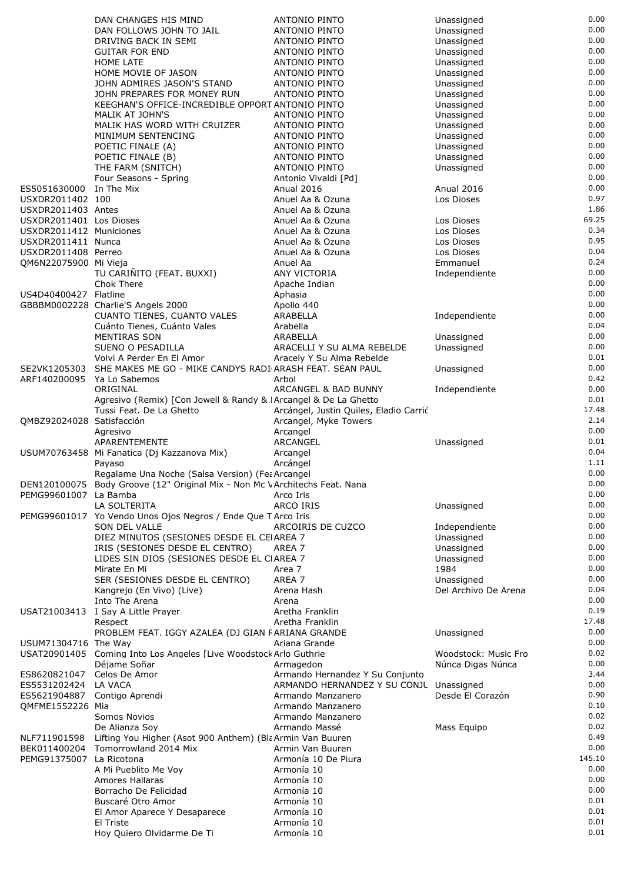| | | | | |
|---|---|---|---|---|
| | DAN CHANGES HIS MIND | ANTONIO PINTO | Unassigned | 0.00 |
| | DAN FOLLOWS JOHN TO JAIL | ANTONIO PINTO | Unassigned | 0.00 |
| | DRIVING BACK IN SEMI | ANTONIO PINTO | Unassigned | 0.00 |
| | GUITAR FOR END | ANTONIO PINTO | Unassigned | 0.00 |
| | HOME LATE | ANTONIO PINTO | Unassigned | 0.00 |
| | HOME MOVIE OF JASON | ANTONIO PINTO | Unassigned | 0.00 |
| | JOHN ADMIRES JASON'S STAND | ANTONIO PINTO | Unassigned | 0.00 |
| | JOHN PREPARES FOR MONEY RUN | ANTONIO PINTO | Unassigned | 0.00 |
| | KEEGHAN'S OFFICE-INCREDIBLE OPPORT | ANTONIO PINTO | Unassigned | 0.00 |
| | MALIK AT JOHN'S | ANTONIO PINTO | Unassigned | 0.00 |
| | MALIK HAS WORD WITH CRUIZER | ANTONIO PINTO | Unassigned | 0.00 |
| | MINIMUM SENTENCING | ANTONIO PINTO | Unassigned | 0.00 |
| | POETIC FINALE (A) | ANTONIO PINTO | Unassigned | 0.00 |
| | POETIC FINALE (B) | ANTONIO PINTO | Unassigned | 0.00 |
| | THE FARM (SNITCH) | ANTONIO PINTO | Unassigned | 0.00 |
| | Four Seasons - Spring | Antonio Vivaldi [Pd] | | 0.00 |
| ES5051630000 | In The Mix | Anual 2016 | Anual 2016 | 0.00 |
| USXDR2011402 | 100 | Anuel Aa & Ozuna | Los Dioses | 0.97 |
| USXDR2011403 | Antes | Anuel Aa & Ozuna | | 1.86 |
| USXDR2011401 | Los Dioses | Anuel Aa & Ozuna | Los Dioses | 69.25 |
| USXDR2011412 | Municiones | Anuel Aa & Ozuna | Los Dioses | 0.34 |
| USXDR2011411 | Nunca | Anuel Aa & Ozuna | Los Dioses | 0.95 |
| USXDR2011408 | Perreo | Anuel Aa & Ozuna | Los Dioses | 0.04 |
| QM6N22075900 | Mi Vieja | Anuel Aa | Emmanuel | 0.24 |
| | TU CARIÑITO (FEAT. BUXXI) | ANY VICTORIA | Independiente | 0.00 |
| | Chok There | Apache Indian | | 0.00 |
| US4D40400427 | Flatline | Aphasia | | 0.00 |
| GBBBM0002228 | Charlie'S Angels 2000 | Apollo 440 | | 0.00 |
| | CUANTO TIENES, CUANTO VALES | ARABELLA | Independiente | 0.00 |
| | Cuánto Tienes, Cuánto Vales | Arabella | | 0.04 |
| | MENTIRAS SON | ARABELLA | Unassigned | 0.00 |
| | SUENO O PESADILLA | ARACELLI Y SU ALMA REBELDE | Unassigned | 0.00 |
| | Volvi A Perder En El Amor | Aracely Y Su Alma Rebelde | | 0.01 |
| SE2VK1205303 | SHE MAKES ME GO - MIKE CANDYS RADI | ARASH FEAT. SEAN PAUL | Unassigned | 0.00 |
| ARF140200095 | Ya Lo Sabemos | Arbol | | 0.42 |
| | ORIGINAL | ARCANGEL & BAD BUNNY | Independiente | 0.00 |
| | Agresivo (Remix) [Con Jowell & Randy & | Arcangel & De La Ghetto | | 0.01 |
| | Tussi Feat. De La Ghetto | Arcángel, Justin Quiles, Eladio Carrió | | 17.48 |
| QMBZ92024028 | Satisfacción | Arcangel, Myke Towers | | 2.14 |
| | Agresivo | Arcangel | | 0.00 |
| | APARENTEMENTE | ARCANGEL | Unassigned | 0.01 |
| USUM70763458 | Mi Fanatica (Dj Kazzanova Mix) | Arcangel | | 0.04 |
| | Payaso | Arcángel | | 1.11 |
| | Regalame Una Noche (Salsa Version) (Fe | Arcangel | | 0.00 |
| DEN120100075 | Body Groove (12" Original Mix - Non Mc V | Architechs Feat. Nana | | 0.00 |
| PEMG99601007 | La Bamba | Arco Iris | | 0.00 |
| | LA SOLTERITA | ARCO IRIS | Unassigned | 0.00 |
| PEMG99601017 | Yo Vendo Unos Ojos Negros / Ende Que T | Arco Iris | | 0.00 |
| | SON DEL VALLE | ARCOIRIS DE CUZCO | Independiente | 0.00 |
| | DIEZ MINUTOS (SESIONES DESDE EL CE | AREA 7 | Unassigned | 0.00 |
| | IRIS (SESIONES DESDE EL CENTRO) | AREA 7 | Unassigned | 0.00 |
| | LIDES SIN DIOS (SESIONES DESDE EL C | AREA 7 | Unassigned | 0.00 |
| | Mirate En Mi | Area 7 | 1984 | 0.00 |
| | SER (SESIONES DESDE EL CENTRO) | AREA 7 | Unassigned | 0.00 |
| | Kangrejo (En Vivo) (Live) | Arena Hash | Del Archivo De Arena | 0.04 |
| | Into The Arena | Arena | | 0.00 |
| USAT21003413 | I Say A Little Prayer | Aretha Franklin | | 0.19 |
| | Respect | Aretha Franklin | | 17.48 |
| | PROBLEM FEAT. IGGY AZALEA (DJ GIAN F | ARIANA GRANDE | Unassigned | 0.00 |
| USUM71304716 | The Way | Ariana Grande | | 0.00 |
| USAT20901405 | Coming Into Los Angeles [Live Woodstock | Arlo Guthrie | Woodstock: Music Fro | 0.02 |
| | Déjame Soñar | Armagedon | Núnca Digas Núnca | 0.00 |
| ES8620821047 | Celos De Amor | Armando Hernandez Y Su Conjunto | | 3.44 |
| ES5531202424 | LA VACA | ARMANDO HERNANDEZ Y SU CONJU | Unassigned | 0.00 |
| ES5621904887 | Contigo Aprendi | Armando Manzanero | Desde El Corazón | 0.90 |
| QMFME1552226 | Mia | Armando Manzanero | | 0.10 |
| | Somos Novios | Armando Manzanero | | 0.02 |
| | De Alianza Soy | Armando Massé | Mass Equipo | 0.02 |
| NLF711901598 | Lifting You Higher (Asot 900 Anthem) (Bl | Armin Van Buuren | | 0.49 |
| BEK011400204 | Tomorrowland 2014 Mix | Armin Van Buuren | | 0.00 |
| PEMG91375007 | La Ricotona | Armonía 10 De Piura | | 145.10 |
| | A Mi Pueblito Me Voy | Armonía 10 | | 0.00 |
| | Amores Hallaras | Armonía 10 | | 0.00 |
| | Borracho De Felicidad | Armonía 10 | | 0.00 |
| | Buscaré Otro Amor | Armonía 10 | | 0.01 |
| | El Amor Aparece Y Desaparece | Armonía 10 | | 0.01 |
| | El Triste | Armonía 10 | | 0.01 |
| | Hoy Quiero Olvidarme De Ti | Armonía 10 | | 0.01 |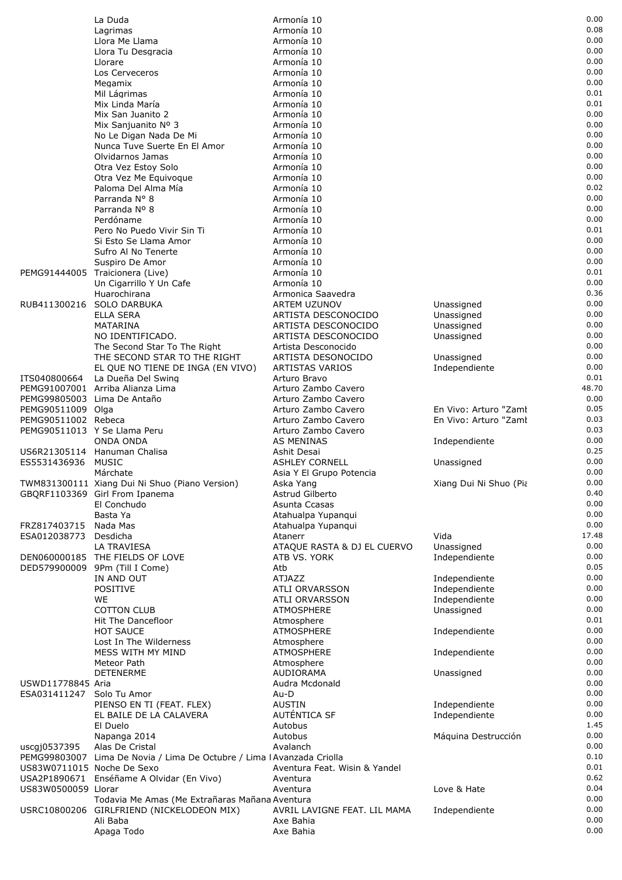| | | | | |
|---|---|---|---|---|
| | La Duda | Armonía 10 | | 0.00 |
| | Lagrimas | Armonía 10 | | 0.08 |
| | Llora Me Llama | Armonía 10 | | 0.00 |
| | Llora Tu Desgracia | Armonía 10 | | 0.00 |
| | Llorare | Armonía 10 | | 0.00 |
| | Los Cerveceros | Armonía 10 | | 0.00 |
| | Megamix | Armonía 10 | | 0.00 |
| | Mil Lágrimas | Armonía 10 | | 0.01 |
| | Mix Linda María | Armonía 10 | | 0.01 |
| | Mix San Juanito 2 | Armonía 10 | | 0.00 |
| | Mix Sanjuanito Nº 3 | Armonía 10 | | 0.00 |
| | No Le Digan Nada De Mi | Armonía 10 | | 0.00 |
| | Nunca Tuve Suerte En El Amor | Armonía 10 | | 0.00 |
| | Olvidarnos Jamas | Armonía 10 | | 0.00 |
| | Otra Vez Estoy Solo | Armonía 10 | | 0.00 |
| | Otra Vez Me Equivoque | Armonía 10 | | 0.00 |
| | Paloma Del Alma Mía | Armonía 10 | | 0.02 |
| | Parranda N° 8 | Armonía 10 | | 0.00 |
| | Parranda Nº 8 | Armonía 10 | | 0.00 |
| | Perdóname | Armonía 10 | | 0.00 |
| | Pero No Puedo Vivir Sin Ti | Armonía 10 | | 0.01 |
| | Si Esto Se Llama Amor | Armonía 10 | | 0.00 |
| | Sufro Al No Tenerte | Armonía 10 | | 0.00 |
| | Suspiro De Amor | Armonía 10 | | 0.00 |
| PEMG91444005 | Traicionera (Live) | Armonía 10 | | 0.01 |
| | Un Cigarrillo Y Un Cafe | Armonía 10 | | 0.00 |
| | Huarochirana | Armonica Saavedra | | 0.36 |
| RUB411300216 | SOLO DARBUKA | ARTEM UZUNOV | Unassigned | 0.00 |
| | ELLA SERA | ARTISTA DESCONOCIDO | Unassigned | 0.00 |
| | MATARINA | ARTISTA DESCONOCIDO | Unassigned | 0.00 |
| | NO IDENTIFICADO. | ARTISTA DESCONOCIDO | Unassigned | 0.00 |
| | The Second Star To The Right | Artista Desconocido | | 0.00 |
| | THE SECOND STAR TO THE RIGHT | ARTISTA DESONOCIDO | Unassigned | 0.00 |
| | EL QUE NO TIENE DE INGA (EN VIVO) | ARTISTAS VARIOS | Independiente | 0.00 |
| ITS040800664 | La Dueña Del Swing | Arturo Bravo | | 0.01 |
| PEMG91007001 | Arriba Alianza Lima | Arturo Zambo Cavero | | 48.70 |
| PEMG99805003 | Lima De Antaño | Arturo Zambo Cavero | | 0.00 |
| PEMG90511009 | Olga | Arturo Zambo Cavero | En Vivo: Arturo "Zamt | 0.05 |
| PEMG90511002 | Rebeca | Arturo Zambo Cavero | En Vivo: Arturo "Zamt | 0.03 |
| PEMG90511013 | Y Se Llama Peru | Arturo Zambo Cavero | | 0.03 |
| | ONDA ONDA | AS MENINAS | Independiente | 0.00 |
| US6R21305114 | Hanuman Chalisa | Ashit Desai | | 0.25 |
| ES5531436936 | MUSIC | ASHLEY CORNELL | Unassigned | 0.00 |
| | Márchate | Asia Y El Grupo Potencia | | 0.00 |
| TWM831300111 | Xiang Dui Ni Shuo (Piano Version) | Aska Yang | Xiang Dui Ni Shuo (Pia | 0.00 |
| GBQRF1103369 | Girl From Ipanema | Astrud Gilberto | | 0.40 |
| | El Conchudo | Asunta Ccasas | | 0.00 |
| | Basta Ya | Atahualpa Yupanqui | | 0.00 |
| FRZ817403715 | Nada Mas | Atahualpa Yupanqui | | 0.00 |
| ESA012038773 | Desdicha | Atanerr | Vida | 17.48 |
| | LA TRAVIESA | ATAQUE RASTA & DJ EL CUERVO | Unassigned | 0.00 |
| DEN060000185 | THE FIELDS OF LOVE | ATB VS. YORK | Independiente | 0.00 |
| DED579900009 | 9Pm (Till I Come) | Atb | | 0.05 |
| | IN AND OUT | ATJAZZ | Independiente | 0.00 |
| | POSITIVE | ATLI ORVARSSON | Independiente | 0.00 |
| | WE | ATLI ORVARSSON | Independiente | 0.00 |
| | COTTON CLUB | ATMOSPHERE | Unassigned | 0.00 |
| | Hit The Dancefloor | Atmosphere | | 0.01 |
| | HOT SAUCE | ATMOSPHERE | Independiente | 0.00 |
| | Lost In The Wilderness | Atmosphere | | 0.00 |
| | MESS WITH MY MIND | ATMOSPHERE | Independiente | 0.00 |
| | Meteor Path | Atmosphere | | 0.00 |
| | DETENERME | AUDIORAMA | Unassigned | 0.00 |
| USWD11778845 | Aria | Audra Mcdonald | | 0.00 |
| ESA031411247 | Solo Tu Amor | Au-D | | 0.00 |
| | PIENSO EN TI (FEAT. FLEX) | AUSTIN | Independiente | 0.00 |
| | EL BAILE DE LA CALAVERA | AUTÉNTICA SF | Independiente | 0.00 |
| | El Duelo | Autobus | | 1.45 |
| | Napanga 2014 | Autobus | Máquina Destrucción | 0.00 |
| uscgj0537395 | Alas De Cristal | Avalanch | | 0.00 |
| PEMG99803007 | Lima De Novia / Lima De Octubre / Lima I | Avanzada Criolla | | 0.10 |
| US83W0711015 | Noche De Sexo | Aventura Feat. Wisin & Yandel | | 0.01 |
| USA2P1890671 | Enséñame A Olvidar (En Vivo) | Aventura | | 0.62 |
| US83W0500059 | Llorar | Aventura | Love & Hate | 0.04 |
| | Todavia Me Amas (Me Extrañaras Mañana | Aventura | | 0.00 |
| USRC10800206 | GIRLFRIEND (NICKELODEON MIX) | AVRIL LAVIGNE FEAT. LIL MAMA | Independiente | 0.00 |
| | Ali Baba | Axe Bahia | | 0.00 |
| | Apaga Todo | Axe Bahia | | 0.00 |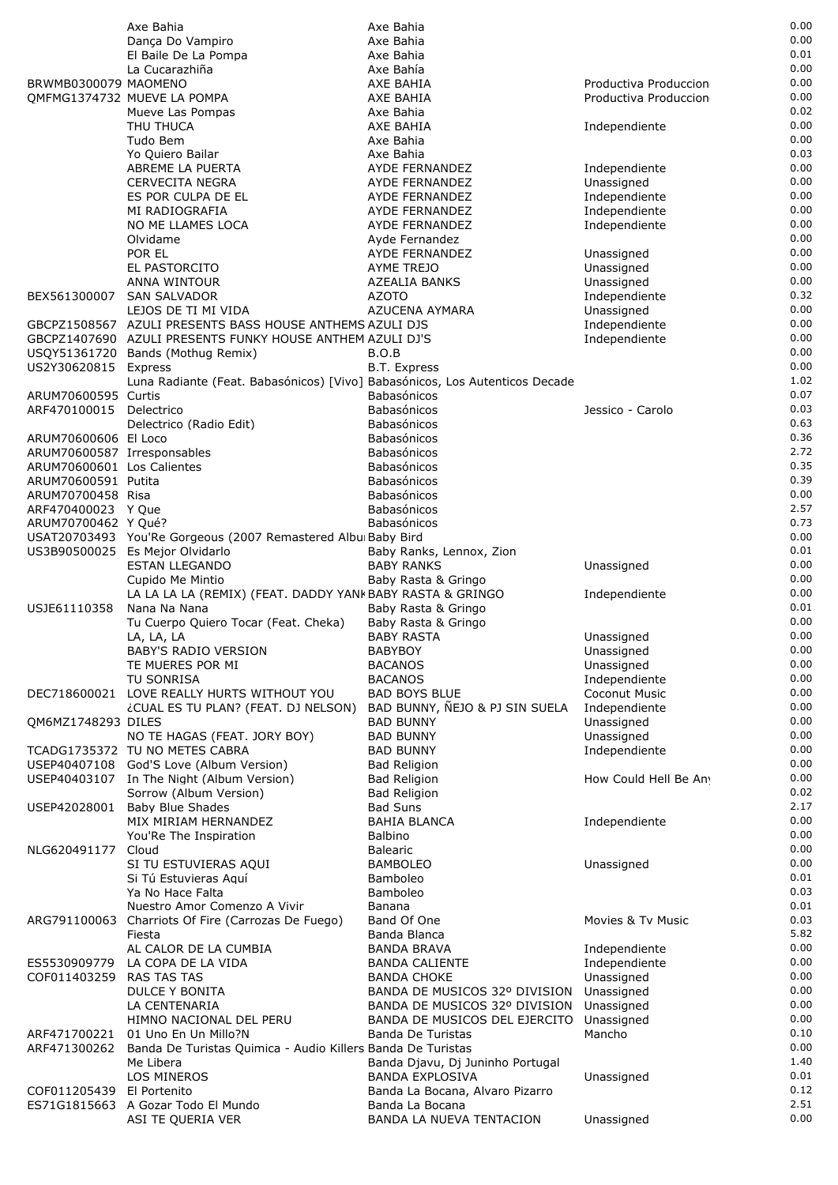|  |  |  |  |  |
|---|---|---|---|---|
|  | Axe Bahia | Axe Bahia |  | 0.00 |
|  | Dança Do Vampiro | Axe Bahia |  | 0.00 |
|  | El Baile De La Pompa | Axe Bahia |  | 0.01 |
|  | La Cucarazhiña | Axe Bahía |  | 0.00 |
| BRWMB0300079 | MAOMENO | AXE BAHIA | Productiva Produccion | 0.00 |
| QMFMG1374732 | MUEVE LA POMPA | AXE BAHIA | Productiva Produccion | 0.00 |
|  | Mueve Las Pompas | Axe Bahia |  | 0.02 |
|  | THU THUCA | AXE BAHIA | Independiente | 0.00 |
|  | Tudo Bem | Axe Bahia |  | 0.00 |
|  | Yo Quiero Bailar | Axe Bahia |  | 0.03 |
|  | ABREME LA PUERTA | AYDE FERNANDEZ | Independiente | 0.00 |
|  | CERVECITA NEGRA | AYDE FERNANDEZ | Unassigned | 0.00 |
|  | ES POR CULPA DE EL | AYDE FERNANDEZ | Independiente | 0.00 |
|  | MI RADIOGRAFIA | AYDE FERNANDEZ | Independiente | 0.00 |
|  | NO ME LLAMES LOCA | AYDE FERNANDEZ | Independiente | 0.00 |
|  | Olvidame | Ayde Fernandez |  | 0.00 |
|  | POR EL | AYDE FERNANDEZ | Unassigned | 0.00 |
|  | EL PASTORCITO | AYME TREJO | Unassigned | 0.00 |
|  | ANNA WINTOUR | AZEALIA BANKS | Unassigned | 0.00 |
| BEX561300007 | SAN SALVADOR | AZOTO | Independiente | 0.32 |
|  | LEJOS DE TI MI VIDA | AZUCENA AYMARA | Unassigned | 0.00 |
| GBCPZ1508567 | AZULI PRESENTS BASS HOUSE ANTHEMS | AZULI DJS | Independiente | 0.00 |
| GBCPZ1407690 | AZULI PRESENTS FUNKY HOUSE ANTHEM | AZULI DJ'S | Independiente | 0.00 |
| USQY51361720 | Bands (Mothug Remix) | B.O.B |  | 0.00 |
| US2Y30620815 | Express | B.T. Express |  | 0.00 |
|  | Luna Radiante (Feat. Babasónicos) [Vivo] | Babasónicos, Los Autenticos Decade |  | 1.02 |
| ARUM70600595 | Curtis | Babasónicos |  | 0.07 |
| ARF470100015 | Delectrico | Babasónicos | Jessico - Carolo | 0.03 |
|  | Delectrico (Radio Edit) | Babasónicos |  | 0.63 |
| ARUM70600606 | El Loco | Babasónicos |  | 0.36 |
| ARUM70600587 | Irresponsables | Babasónicos |  | 2.72 |
| ARUM70600601 | Los Calientes | Babasónicos |  | 0.35 |
| ARUM70600591 | Putita | Babasónicos |  | 0.39 |
| ARUM70700458 | Risa | Babasónicos |  | 0.00 |
| ARF470400023 | Y Que | Babasónicos |  | 2.57 |
| ARUM70700462 | Y Qué? | Babasónicos |  | 0.73 |
| USAT20703493 | You'Re Gorgeous (2007 Remastered Albu | Baby Bird |  | 0.00 |
| US3B90500025 | Es Mejor Olvidarlo | Baby Ranks, Lennox, Zion |  | 0.01 |
|  | ESTAN LLEGANDO | BABY RANKS | Unassigned | 0.00 |
|  | Cupido Me Mintio | Baby Rasta & Gringo |  | 0.00 |
|  | LA LA LA LA (REMIX) (FEAT. DADDY YANK | BABY RASTA & GRINGO | Independiente | 0.00 |
| USJE61110358 | Nana Na Nana | Baby Rasta & Gringo |  | 0.01 |
|  | Tu Cuerpo Quiero Tocar (Feat. Cheka) | Baby Rasta & Gringo |  | 0.00 |
|  | LA, LA, LA | BABY RASTA | Unassigned | 0.00 |
|  | BABY'S RADIO VERSION | BABYBOY | Unassigned | 0.00 |
|  | TE MUERES POR MI | BACANOS | Unassigned | 0.00 |
|  | TU SONRISA | BACANOS | Independiente | 0.00 |
| DEC718600021 | LOVE REALLY HURTS WITHOUT YOU | BAD BOYS BLUE | Coconut Music | 0.00 |
|  | ¿CUAL ES TU PLAN? (FEAT. DJ NELSON) | BAD BUNNY, ÑEJO & PJ SIN SUELA | Independiente | 0.00 |
| QM6MZ1748293 | DILES | BAD BUNNY | Unassigned | 0.00 |
|  | NO TE HAGAS (FEAT. JORY BOY) | BAD BUNNY | Unassigned | 0.00 |
| TCADG1735372 | TU NO METES CABRA | BAD BUNNY | Independiente | 0.00 |
| USEP40407108 | God'S Love (Album Version) | Bad Religion |  | 0.00 |
| USEP40403107 | In The Night (Album Version) | Bad Religion | How Could Hell Be Any | 0.00 |
|  | Sorrow (Album Version) | Bad Religion |  | 0.02 |
| USEP42028001 | Baby Blue Shades | Bad Suns |  | 2.17 |
|  | MIX MIRIAM HERNANDEZ | BAHIA BLANCA | Independiente | 0.00 |
|  | You'Re The Inspiration | Balbino |  | 0.00 |
| NLG620491177 | Cloud | Balearic |  | 0.00 |
|  | SI TU ESTUVIERAS AQUI | BAMBOLEO | Unassigned | 0.00 |
|  | Si Tú Estuvieras Aquí | Bamboleo |  | 0.01 |
|  | Ya No Hace Falta | Bamboleo |  | 0.03 |
|  | Nuestro Amor Comenzo A Vivir | Banana |  | 0.01 |
| ARG791100063 | Charriots Of Fire (Carrozas De Fuego) | Band Of One | Movies & Tv Music | 0.03 |
|  | Fiesta | Banda Blanca |  | 5.82 |
|  | AL CALOR DE LA CUMBIA | BANDA BRAVA | Independiente | 0.00 |
| ES5530909779 | LA COPA DE LA VIDA | BANDA CALIENTE | Independiente | 0.00 |
| COF011403259 | RAS TAS TAS | BANDA CHOKE | Unassigned | 0.00 |
|  | DULCE Y BONITA | BANDA DE MUSICOS 32º DIVISION | Unassigned | 0.00 |
|  | LA CENTENARIA | BANDA DE MUSICOS 32º DIVISION | Unassigned | 0.00 |
|  | HIMNO NACIONAL DEL PERU | BANDA DE MUSICOS DEL EJERCITO | Unassigned | 0.00 |
| ARF471700221 | 01 Uno En Un Millo?N | Banda De Turistas | Mancho | 0.10 |
| ARF471300262 | Banda De Turistas Quimica - Audio Killers | Banda De Turistas |  | 0.00 |
|  | Me Libera | Banda Djavu, Dj Juninho Portugal |  | 1.40 |
|  | LOS MINEROS | BANDA EXPLOSIVA | Unassigned | 0.01 |
| COF011205439 | El Portenito | Banda La Bocana, Alvaro Pizarro |  | 0.12 |
| ES71G1815663 | A Gozar Todo El Mundo | Banda La Bocana |  | 2.51 |
|  | ASI TE QUERIA VER | BANDA LA NUEVA TENTACION | Unassigned | 0.00 |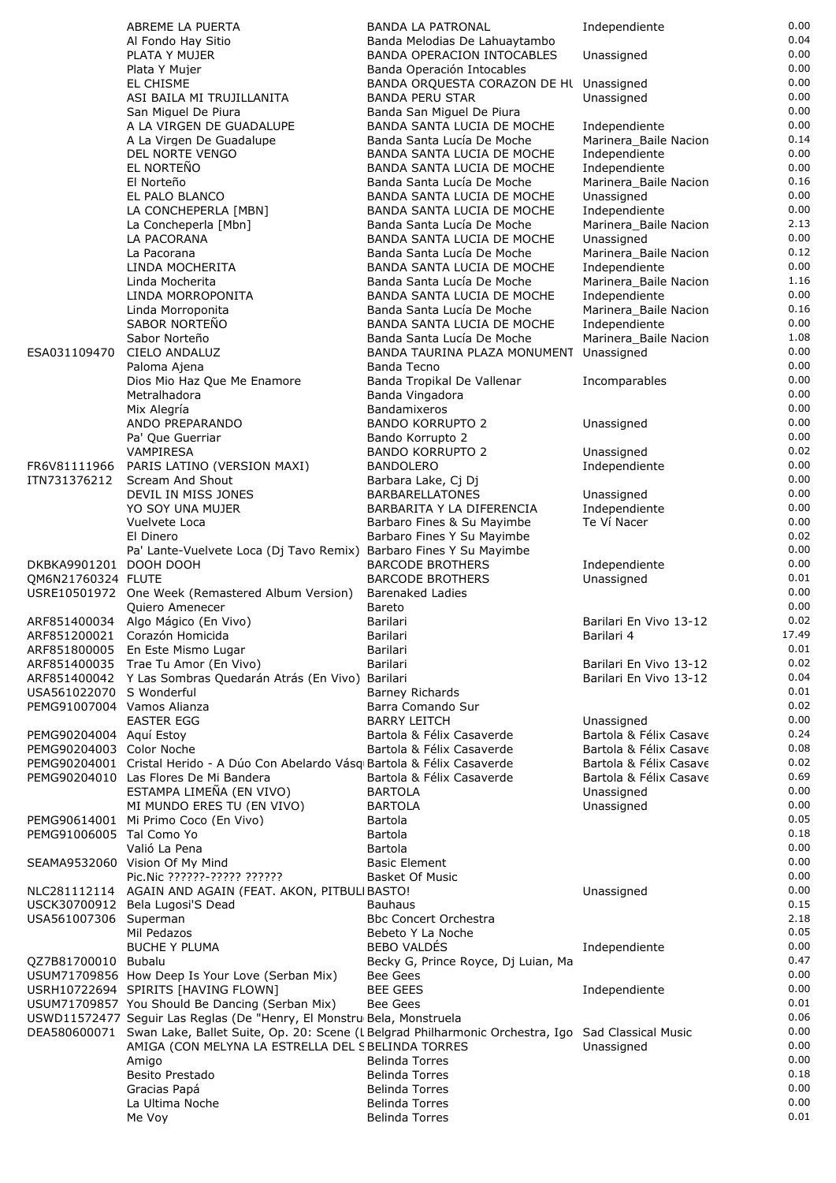| | | | | |
|---|---|---|---|---|
| | ABREME LA PUERTA | BANDA LA PATRONAL | Independiente | 0.00 |
| | Al Fondo Hay Sitio | Banda Melodias De Lahuaytambo | | 0.04 |
| | PLATA Y MUJER | BANDA OPERACION INTOCABLES | Unassigned | 0.00 |
| | Plata Y Mujer | Banda Operación Intocables | | 0.00 |
| | EL CHISME | BANDA ORQUESTA CORAZON DE HU | Unassigned | 0.00 |
| | ASI BAILA MI TRUJILLANITA | BANDA PERU STAR | Unassigned | 0.00 |
| | San Miguel De Piura | Banda San Miguel De Piura | | 0.00 |
| | A LA VIRGEN DE GUADALUPE | BANDA SANTA LUCIA DE MOCHE | Independiente | 0.00 |
| | A La Virgen De Guadalupe | Banda Santa Lucía De Moche | Marinera_Baile Nacion | 0.14 |
| | DEL NORTE VENGO | BANDA SANTA LUCIA DE MOCHE | Independiente | 0.00 |
| | EL NORTEÑO | BANDA SANTA LUCIA DE MOCHE | Independiente | 0.00 |
| | El Norteño | Banda Santa Lucía De Moche | Marinera_Baile Nacion | 0.16 |
| | EL PALO BLANCO | BANDA SANTA LUCIA DE MOCHE | Unassigned | 0.00 |
| | LA CONCHEPERLA [MBN] | BANDA SANTA LUCIA DE MOCHE | Independiente | 0.00 |
| | La Concheperla [Mbn] | Banda Santa Lucía De Moche | Marinera_Baile Nacion | 2.13 |
| | LA PACORANA | BANDA SANTA LUCIA DE MOCHE | Unassigned | 0.00 |
| | La Pacorana | Banda Santa Lucía De Moche | Marinera_Baile Nacion | 0.12 |
| | LINDA MOCHERITA | BANDA SANTA LUCIA DE MOCHE | Independiente | 0.00 |
| | Linda Mocherita | Banda Santa Lucía De Moche | Marinera_Baile Nacion | 1.16 |
| | LINDA MORROPONITA | BANDA SANTA LUCIA DE MOCHE | Independiente | 0.00 |
| | Linda Morroponita | Banda Santa Lucía De Moche | Marinera_Baile Nacion | 0.16 |
| | SABOR NORTEÑO | BANDA SANTA LUCIA DE MOCHE | Independiente | 0.00 |
| | Sabor Norteño | Banda Santa Lucía De Moche | Marinera_Baile Nacion | 1.08 |
| ESA031109470 | CIELO ANDALUZ | BANDA TAURINA PLAZA MONUMENT | Unassigned | 0.00 |
| | Paloma Ajena | Banda Tecno | | 0.00 |
| | Dios Mio Haz Que Me Enamore | Banda Tropikal De Vallenar | Incomparables | 0.00 |
| | Metralhadora | Banda Vingadora | | 0.00 |
| | Mix Alegría | Bandamixeros | | 0.00 |
| | ANDO PREPARANDO | BANDO KORRUPTO 2 | Unassigned | 0.00 |
| | Pa' Que Guerriar | Bando Korrupto 2 | | 0.00 |
| | VAMPIRESA | BANDO KORRUPTO 2 | Unassigned | 0.02 |
| FR6V81111966 | PARIS LATINO (VERSION MAXI) | BANDOLERO | Independiente | 0.00 |
| ITN731376212 | Scream And Shout | Barbara Lake, Cj Dj | | 0.00 |
| | DEVIL IN MISS JONES | BARBARELLATONES | Unassigned | 0.00 |
| | YO SOY UNA MUJER | BARBARITA Y LA DIFERENCIA | Independiente | 0.00 |
| | Vuelvete Loca | Barbaro Fines & Su Mayimbe | Te Ví Nacer | 0.00 |
| | El Dinero | Barbaro Fines Y Su Mayimbe | | 0.02 |
| | Pa' Lante-Vuelvete Loca (Dj Tavo Remix) | Barbaro Fines Y Su Mayimbe | | 0.00 |
| DKBKA9901201 | DOOH DOOH | BARCODE BROTHERS | Independiente | 0.00 |
| QM6N21760324 | FLUTE | BARCODE BROTHERS | Unassigned | 0.01 |
| USRE10501972 | One Week (Remastered Album Version) | Barenaked Ladies | | 0.00 |
| | Quiero Amenecer | Bareto | | 0.00 |
| ARF851400034 | Algo Mágico (En Vivo) | Barilari | Barilari En Vivo 13-12 | 0.02 |
| ARF851200021 | Corazón Homicida | Barilari | Barilari 4 | 17.49 |
| ARF851800005 | En Este Mismo Lugar | Barilari | | 0.01 |
| ARF851400035 | Trae Tu Amor (En Vivo) | Barilari | Barilari En Vivo 13-12 | 0.02 |
| ARF851400042 | Y Las Sombras Quedarán Atrás (En Vivo) | Barilari | Barilari En Vivo 13-12 | 0.04 |
| USA561022070 | S Wonderful | Barney Richards | | 0.01 |
| PEMG91007004 | Vamos Alianza | Barra Comando Sur | | 0.02 |
| | EASTER EGG | BARRY LEITCH | Unassigned | 0.00 |
| PEMG90204004 | Aquí Estoy | Bartola & Félix Casaverde | Bartola & Félix Casave | 0.24 |
| PEMG90204003 | Color Noche | Bartola & Félix Casaverde | Bartola & Félix Casave | 0.08 |
| PEMG90204001 | Cristal Herido - A Dúo Con Abelardo Vásq | Bartola & Félix Casaverde | Bartola & Félix Casave | 0.02 |
| PEMG90204010 | Las Flores De Mi Bandera | Bartola & Félix Casaverde | Bartola & Félix Casave | 0.69 |
| | ESTAMPA LIMEÑA (EN VIVO) | BARTOLA | Unassigned | 0.00 |
| | MI MUNDO ERES TU (EN VIVO) | BARTOLA | Unassigned | 0.00 |
| PEMG90614001 | Mi Primo Coco (En Vivo) | Bartola | | 0.05 |
| PEMG91006005 | Tal Como Yo | Bartola | | 0.18 |
| | Valió La Pena | Bartola | | 0.00 |
| SEAMA9532060 | Vision Of My Mind | Basic Element | | 0.00 |
| | Pic.Nic ??????-????? ?????? | Basket Of Music | | 0.00 |
| NLC281112114 | AGAIN AND AGAIN (FEAT. AKON, PITBULL | BASTO! | Unassigned | 0.00 |
| USCK30700912 | Bela Lugosi'S Dead | Bauhaus | | 0.15 |
| USA561007306 | Superman | Bbc Concert Orchestra | | 2.18 |
| | Mil Pedazos | Bebeto Y La Noche | | 0.05 |
| | BUCHE Y PLUMA | BEBO VALDÉS | Independiente | 0.00 |
| QZ7B81700010 | Bubalu | Becky G, Prince Royce, Dj Luian, Ma | | 0.47 |
| USUM71709856 | How Deep Is Your Love (Serban Mix) | Bee Gees | | 0.00 |
| USRH10722694 | SPIRITS [HAVING FLOWN] | BEE GEES | Independiente | 0.00 |
| USUM71709857 | You Should Be Dancing (Serban Mix) | Bee Gees | | 0.01 |
| USWD11572477 | Seguir Las Reglas (De "Henry, El Monstru | Bela, Monstruela | | 0.06 |
| DEA580600071 | Swan Lake, Ballet Suite, Op. 20: Scene (L | Belgrad Philharmonic Orchestra, Igo | Sad Classical Music | 0.00 |
| | AMIGA (CON MELYNA LA ESTRELLA DEL S | BELINDA TORRES | Unassigned | 0.00 |
| | Amigo | Belinda Torres | | 0.00 |
| | Besito Prestado | Belinda Torres | | 0.18 |
| | Gracias Papá | Belinda Torres | | 0.00 |
| | La Ultima Noche | Belinda Torres | | 0.00 |
| | Me Voy | Belinda Torres | | 0.01 |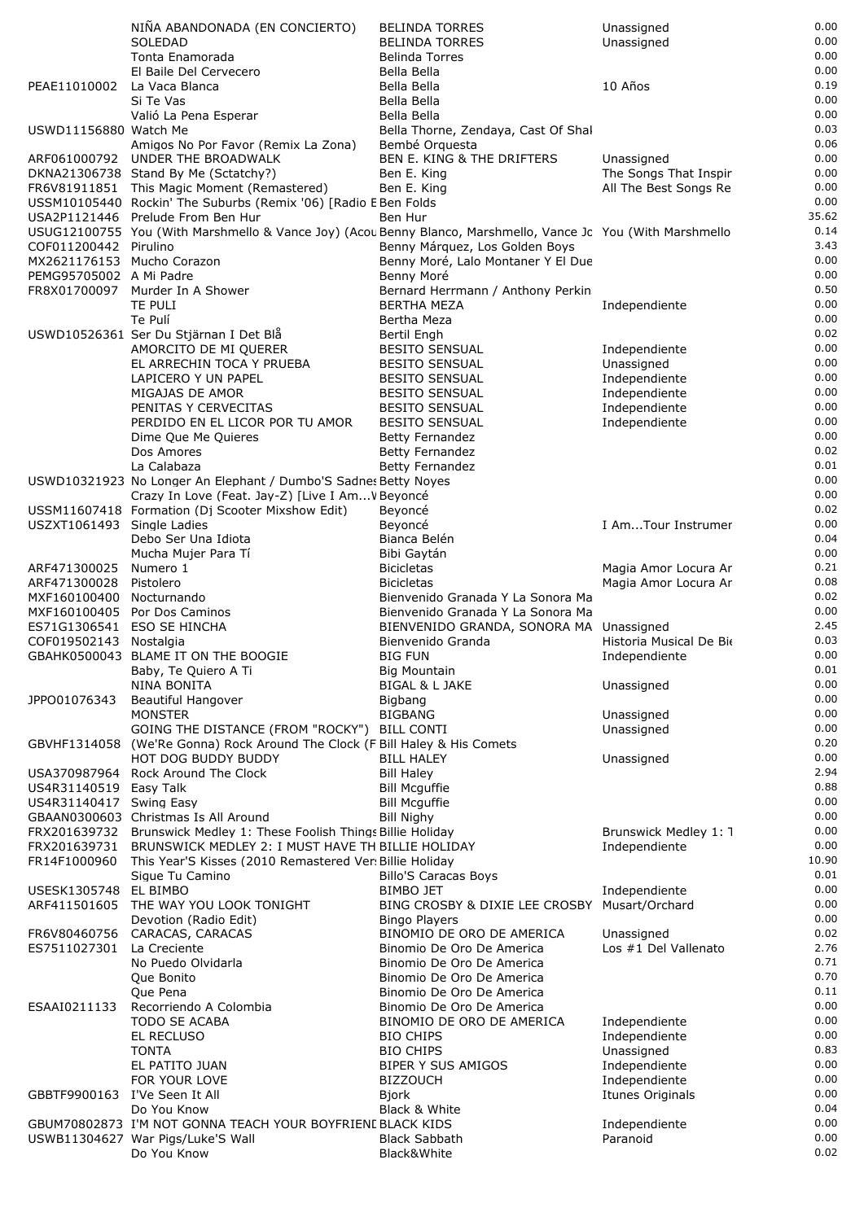| | | | | |
|---|---|---|---|---|
| | NIÑA ABANDONADA (EN CONCIERTO) | BELINDA TORRES | Unassigned | 0.00 |
| | SOLEDAD | BELINDA TORRES | Unassigned | 0.00 |
| | Tonta Enamorada | Belinda Torres | | 0.00 |
| | El Baile Del Cervecero | Bella Bella | | 0.00 |
| PEAE11010002 | La Vaca Blanca | Bella Bella | 10 Años | 0.19 |
| | Si Te Vas | Bella Bella | | 0.00 |
| | Valió La Pena Esperar | Bella Bella | | 0.00 |
| USWD11156880 | Watch Me | Bella Thorne, Zendaya, Cast Of Shal | | 0.03 |
| | Amigos No Por Favor (Remix La Zona) | Bembé Orquesta | | 0.06 |
| ARF061000792 | UNDER THE BROADWALK | BEN E. KING & THE DRIFTERS | Unassigned | 0.00 |
| DKNA21306738 | Stand By Me (Sctatchy?) | Ben E. King | The Songs That Inspir | 0.00 |
| FR6V81911851 | This Magic Moment (Remastered) | Ben E. King | All The Best Songs Re | 0.00 |
| USSM10105440 | Rockin' The Suburbs (Remix '06) [Radio E | Ben Folds | | 0.00 |
| USA2P1121446 | Prelude From Ben Hur | Ben Hur | | 35.62 |
| USUG12100755 | You (With Marshmello & Vance Joy) (Acou | Benny Blanco, Marshmello, Vance Jc | You (With Marshmello | 0.14 |
| COF011200442 | Pirulino | Benny Márquez, Los Golden Boys | | 3.43 |
| MX2621176153 | Mucho Corazon | Benny Moré, Lalo Montaner Y El Due | | 0.00 |
| PEMG95705002 | A Mi Padre | Benny Moré | | 0.00 |
| FR8X01700097 | Murder In A Shower | Bernard Herrmann / Anthony Perkin | | 0.50 |
| | TE PULI | BERTHA MEZA | Independiente | 0.00 |
| | Te Pulí | Bertha Meza | | 0.00 |
| USWD10526361 | Ser Du Stjärnan I Det Blå | Bertil Engh | | 0.02 |
| | AMORCITO DE MI QUERER | BESITO SENSUAL | Independiente | 0.00 |
| | EL ARRECHIN TOCA Y PRUEBA | BESITO SENSUAL | Unassigned | 0.00 |
| | LAPICERO Y UN PAPEL | BESITO SENSUAL | Independiente | 0.00 |
| | MIGAJAS DE AMOR | BESITO SENSUAL | Independiente | 0.00 |
| | PENITAS Y CERVECITAS | BESITO SENSUAL | Independiente | 0.00 |
| | PERDIDO EN EL LICOR POR TU AMOR | BESITO SENSUAL | Independiente | 0.00 |
| | Dime Que Me Quieres | Betty Fernandez | | 0.00 |
| | Dos Amores | Betty Fernandez | | 0.02 |
| | La Calabaza | Betty Fernandez | | 0.01 |
| USWD10321923 | No Longer An Elephant / Dumbo'S Sadnes | Betty Noyes | | 0.00 |
| | Crazy In Love (Feat. Jay-Z) [Live I Am...W | Beyoncé | | 0.00 |
| USSM11607418 | Formation (Dj Scooter Mixshow Edit) | Beyoncé | | 0.02 |
| USZXT1061493 | Single Ladies | Beyoncé | I Am...Tour Instrumer | 0.00 |
| | Debo Ser Una Idiota | Bianca Belén | | 0.04 |
| | Mucha Mujer Para Tí | Bibi Gaytán | | 0.00 |
| ARF471300025 | Numero 1 | Bicicletas | Magia Amor Locura Ar | 0.21 |
| ARF471300028 | Pistolero | Bicicletas | Magia Amor Locura Ar | 0.08 |
| MXF160100400 | Nocturnando | Bienvenido Granada Y La Sonora Ma | | 0.02 |
| MXF160100405 | Por Dos Caminos | Bienvenido Granada Y La Sonora Ma | | 0.00 |
| ES71G1306541 | ESO SE HINCHA | BIENVENIDO GRANDA, SONORA MA | Unassigned | 2.45 |
| COF019502143 | Nostalgia | Bienvenido Granda | Historia Musical De Bie | 0.03 |
| GBAHK0500043 | BLAME IT ON THE BOOGIE | BIG FUN | Independiente | 0.00 |
| | Baby, Te Quiero A Ti | Big Mountain | | 0.01 |
| | NINA BONITA | BIGAL & L JAKE | Unassigned | 0.00 |
| JPPO01076343 | Beautiful Hangover | Bigbang | | 0.00 |
| | MONSTER | BIGBANG | Unassigned | 0.00 |
| | GOING THE DISTANCE (FROM "ROCKY") | BILL CONTI | Unassigned | 0.00 |
| GBVHF1314058 | (We'Re Gonna) Rock Around The Clock (F | Bill Haley & His Comets | | 0.20 |
| | HOT DOG BUDDY BUDDY | BILL HALEY | Unassigned | 0.00 |
| USA370987964 | Rock Around The Clock | Bill Haley | | 2.94 |
| US4R31140519 | Easy Talk | Bill Mcguffie | | 0.88 |
| US4R31140417 | Swing Easy | Bill Mcguffie | | 0.00 |
| GBAAN0300603 | Christmas Is All Around | Bill Nighy | | 0.00 |
| FRX201639732 | Brunswick Medley 1: These Foolish Things | Billie Holiday | Brunswick Medley 1: T | 0.00 |
| FRX201639731 | BRUNSWICK MEDLEY 2: I MUST HAVE TH | BILLIE HOLIDAY | Independiente | 0.00 |
| FR14F1000960 | This Year'S Kisses (2010 Remastered Ver: | Billie Holiday | | 10.90 |
| | Sigue Tu Camino | Billo'S Caracas Boys | | 0.01 |
| USESK1305748 | EL BIMBO | BIMBO JET | Independiente | 0.00 |
| ARF411501605 | THE WAY YOU LOOK TONIGHT | BING CROSBY & DIXIE LEE CROSBY | Musart/Orchard | 0.00 |
| | Devotion (Radio Edit) | Bingo Players | | 0.00 |
| FR6V80460756 | CARACAS, CARACAS | BINOMIO DE ORO DE AMERICA | Unassigned | 0.02 |
| ES7511027301 | La Creciente | Binomio De Oro De America | Los #1 Del Vallenato | 2.76 |
| | No Puedo Olvidarla | Binomio De Oro De America | | 0.71 |
| | Que Bonito | Binomio De Oro De America | | 0.70 |
| | Que Pena | Binomio De Oro De America | | 0.11 |
| ESAAI0211133 | Recorriendo A Colombia | Binomio De Oro De America | | 0.00 |
| | TODO SE ACABA | BINOMIO DE ORO DE AMERICA | Independiente | 0.00 |
| | EL RECLUSO | BIO CHIPS | Independiente | 0.00 |
| | TONTA | BIO CHIPS | Unassigned | 0.83 |
| | EL PATITO JUAN | BIPER Y SUS AMIGOS | Independiente | 0.00 |
| | FOR YOUR LOVE | BIZZOUCH | Independiente | 0.00 |
| GBBTF9900163 | I'Ve Seen It All | Bjork | Itunes Originals | 0.00 |
| | Do You Know | Black & White | | 0.04 |
| GBUM70802873 | I'M NOT GONNA TEACH YOUR BOYFRIENI | BLACK KIDS | Independiente | 0.00 |
| USWB11304627 | War Pigs/Luke'S Wall | Black Sabbath | Paranoid | 0.00 |
| | Do You Know | Black&White | | 0.02 |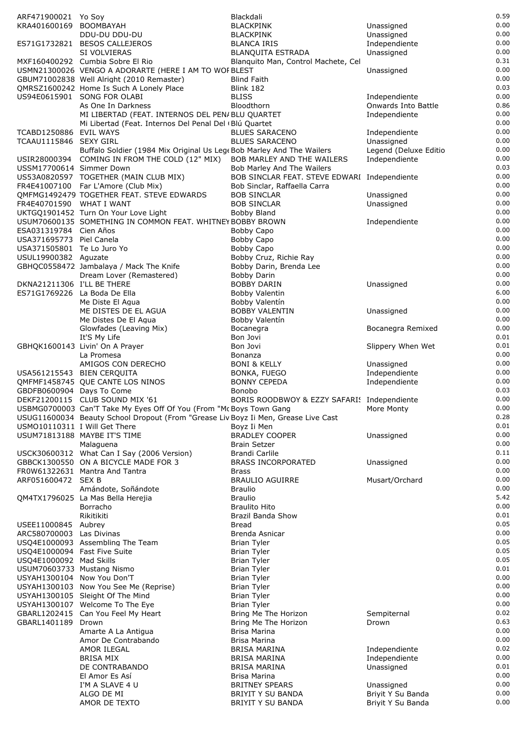| | | | | |
|---|---|---|---|---|
| ARF471900021 | Yo Soy | Blackdali | | 0.59 |
| KRA401600169 | BOOMBAYAH | BLACKPINK | Unassigned | 0.00 |
| | DDU-DU DDU-DU | BLACKPINK | Unassigned | 0.00 |
| ES71G1732821 | BESOS CALLEJEROS | BLANCA IRIS | Independiente | 0.00 |
| | SI VOLVIERAS | BLANQUITA ESTRADA | Unassigned | 0.00 |
| MXF160400292 | Cumbia Sobre El Rio | Blanquito Man, Control Machete, Cel | | 0.31 |
| USMN21300026 | VENGO A ADORARTE (HERE I AM TO WOF | BLEST | Unassigned | 0.00 |
| GBUM71002838 | Well Alright (2010 Remaster) | Blind Faith | | 0.00 |
| QMRSZ1600242 | Home Is Such A Lonely Place | Blink 182 | | 0.03 |
| US94E0615901 | SONG FOR OLABI | BLISS | Independiente | 0.00 |
| | As One In Darkness | Bloodthorn | Onwards Into Battle | 0.86 |
| | MI LIBERTAD (FEAT. INTERNOS DEL PEN/ | BLU QUARTET | Independiente | 0.00 |
| | Mi Libertad (Feat. Internos Del Penal Del ( | Blú Quartet | | 0.00 |
| TCABD1250886 | EVIL WAYS | BLUES SARACENO | Independiente | 0.00 |
| TCAAU1115846 | SEXY GIRL | BLUES SARACENO | Unassigned | 0.00 |
| | Buffalo Soldier (1984 Mix Original Us Lege | Bob Marley And The Wailers | Legend (Deluxe Editio | 0.00 |
| USIR28000394 | COMING IN FROM THE COLD (12" MIX) | BOB MARLEY AND THE WAILERS | Independiente | 0.00 |
| USSM17700614 | Simmer Down | Bob Marley And The Wailers | | 0.03 |
| US53A0820597 | TOGETHER (MAIN CLUB MIX) | BOB SINCLAR FEAT. STEVE EDWARI | Independiente | 0.00 |
| FR4E41007100 | Far L'Amore (Club Mix) | Bob Sinclar, Raffaella Carra | | 0.00 |
| QMFMG1492479 | TOGETHER FEAT. STEVE EDWARDS | BOB SINCLAR | Unassigned | 0.00 |
| FR4E40701590 | WHAT I WANT | BOB SINCLAR | Unassigned | 0.00 |
| UKTGQ1901452 | Turn On Your Love Light | Bobby Bland | | 0.00 |
| USUM70600135 | SOMETHING IN COMMON FEAT. WHITNEY | BOBBY BROWN | Independiente | 0.00 |
| ESA031319784 | Cien Años | Bobby Capo | | 0.00 |
| USA371695773 | Piel Canela | Bobby Capo | | 0.00 |
| USA371505801 | Te Lo Juro Yo | Bobby Capo | | 0.00 |
| USUL19900382 | Aguzate | Bobby Cruz, Richie Ray | | 0.00 |
| GBHQC0558472 | Jambalaya / Mack The Knife | Bobby Darin, Brenda Lee | | 0.00 |
| | Dream Lover (Remastered) | Bobby Darin | | 0.00 |
| DKNA21211306 | I'LL BE THERE | BOBBY DARIN | Unassigned | 0.00 |
| ES71G1769226 | La Boda De Ella | Bobby Valentin | | 6.00 |
| | Me Diste El Agua | Bobby Valentín | | 0.00 |
| | ME DISTES DE EL AGUA | BOBBY VALENTIN | Unassigned | 0.00 |
| | Me Distes De El Agua | Bobby Valentín | | 0.00 |
| | Glowfades (Leaving Mix) | Bocanegra | Bocanegra Remixed | 0.00 |
| | It'S My Life | Bon Jovi | | 0.01 |
| GBHQK1600143 | Livin' On A Prayer | Bon Jovi | Slippery When Wet | 0.01 |
| | La Promesa | Bonanza | | 0.00 |
| | AMIGOS CON DERECHO | BONI & KELLY | Unassigned | 0.00 |
| USA561215543 | BIEN CERQUITA | BONKA, FUEGO | Independiente | 0.00 |
| QMFMF1458745 | QUE CANTE LOS NINOS | BONNY CEPEDA | Independiente | 0.00 |
| GBDFB0600904 | Days To Come | Bonobo | | 0.03 |
| DEKF21200115 | CLUB SOUND MIX '61 | BORIS ROODBWOY & EZZY SAFARI | Independiente | 0.00 |
| USBMG0700003 | Can'T Take My Eyes Off Of You (From "Mc | Boys Town Gang | More Monty | 0.00 |
| USUG11600034 | Beauty School Dropout (From "Grease Liv | Boyz Ii Men, Grease Live Cast | | 0.28 |
| USMO10110311 | I Will Get There | Boyz Ii Men | | 0.01 |
| USUM71813188 | MAYBE IT'S TIME | BRADLEY COOPER | Unassigned | 0.00 |
| | Malaguena | Brain Setzer | | 0.00 |
| USCK30600312 | What Can I Say (2006 Version) | Brandi Carlile | | 0.11 |
| GBBCK1300550 | ON A BICYCLE MADE FOR 3 | BRASS INCORPORATED | Unassigned | 0.00 |
| FR0W61322631 | Mantra And Tantra | Brass | | 0.00 |
| ARF051600472 | SEX B | BRAULIO AGUIRRE | Musart/Orchard | 0.00 |
| | Amándote, Soñándote | Braulio | | 0.00 |
| QM4TX1796025 | La Mas Bella Herejia | Braulio | | 5.42 |
| | Borracho | Braulito Hito | | 0.00 |
| | Rikitikiti | Brazil Banda Show | | 0.01 |
| USEE11000845 | Aubrey | Bread | | 0.05 |
| ARC580700003 | Las Divinas | Brenda Asnicar | | 0.00 |
| USQ4E1000093 | Assembling The Team | Brian Tyler | | 0.05 |
| USQ4E1000094 | Fast Five Suite | Brian Tyler | | 0.05 |
| USQ4E1000092 | Mad Skills | Brian Tyler | | 0.05 |
| USUM70603733 | Mustang Nismo | Brian Tyler | | 0.01 |
| USYAH1300104 | Now You Don'T | Brian Tyler | | 0.00 |
| USYAH1300103 | Now You See Me (Reprise) | Brian Tyler | | 0.00 |
| USYAH1300105 | Sleight Of The Mind | Brian Tyler | | 0.00 |
| USYAH1300107 | Welcome To The Eye | Brian Tyler | | 0.00 |
| GBARL1202415 | Can You Feel My Heart | Bring Me The Horizon | Sempiternal | 0.02 |
| GBARL1401189 | Drown | Bring Me The Horizon | Drown | 0.63 |
| | Amarte A La Antigua | Brisa Marina | | 0.00 |
| | Amor De Contrabando | Brisa Marina | | 0.00 |
| | AMOR ILEGAL | BRISA MARINA | Independiente | 0.02 |
| | BRISA MIX | BRISA MARINA | Independiente | 0.00 |
| | DE CONTRABANDO | BRISA MARINA | Unassigned | 0.01 |
| | El Amor Es Así | Brisa Marina | | 0.00 |
| | I'M A SLAVE 4 U | BRITNEY SPEARS | Unassigned | 0.00 |
| | ALGO DE MI | BRIYIT Y SU BANDA | Briyit Y Su Banda | 0.00 |
| | AMOR DE TEXTO | BRIYIT Y SU BANDA | Briyit Y Su Banda | 0.00 |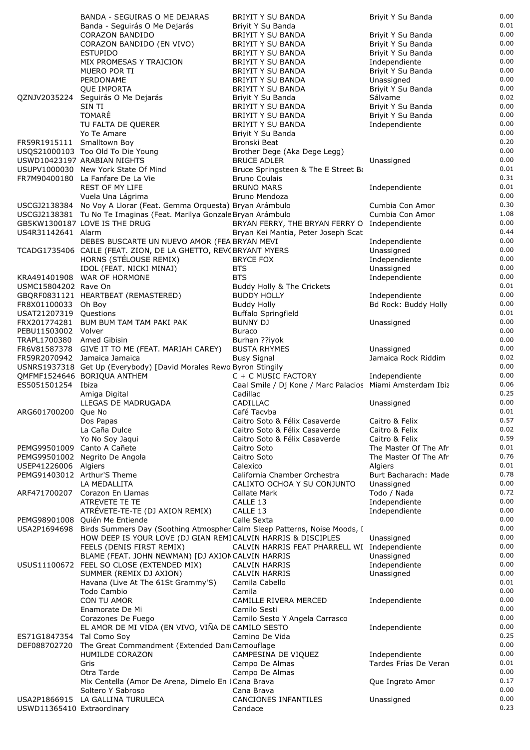| | | | | |
|---|---|---|---|---|
| | BANDA - SEGUIRAS O ME DEJARAS | BRIYIT Y SU BANDA | Briyit Y Su Banda | 0.00 |
| | Banda - Seguirás O Me Dejarás | Briyit Y Su Banda | | 0.01 |
| | CORAZON BANDIDO | BRIYIT Y SU BANDA | Briyit Y Su Banda | 0.00 |
| | CORAZON BANDIDO (EN VIVO) | BRIYIT Y SU BANDA | Briyit Y Su Banda | 0.00 |
| | ESTUPIDO | BRIYIT Y SU BANDA | Briyit Y Su Banda | 0.00 |
| | MIX PROMESAS Y TRAICION | BRIYIT Y SU BANDA | Independiente | 0.00 |
| | MUERO POR TI | BRIYIT Y SU BANDA | Briyit Y Su Banda | 0.00 |
| | PERDONAME | BRIYIT Y SU BANDA | Unassigned | 0.00 |
| | QUE IMPORTA | BRIYIT Y SU BANDA | Briyit Y Su Banda | 0.00 |
| QZNJV2035224 | Seguirás O Me Dejarás | Briyit Y Su Banda | Sálvame | 0.02 |
| | SIN TI | BRIYIT Y SU BANDA | Briyit Y Su Banda | 0.00 |
| | TOMARÉ | BRIYIT Y SU BANDA | Briyit Y Su Banda | 0.00 |
| | TU FALTA DE QUERER | BRIYIT Y SU BANDA | Independiente | 0.00 |
| | Yo Te Amare | Briyit Y Su Banda | | 0.00 |
| FR59R1915111 | Smalltown Boy | Bronski Beat | | 0.20 |
| USQS21000103 | Too Old To Die Young | Brother Dege (Aka Dege Legg) | | 0.00 |
| USWD10423197 | ARABIAN NIGHTS | BRUCE ADLER | Unassigned | 0.00 |
| USUPV1000030 | New York State Of Mind | Bruce Springsteen & The E Street Ba | | 0.01 |
| FR7M90400180 | La Fanfare De La Vie | Bruno Coulais | | 0.31 |
| | REST OF MY LIFE | BRUNO MARS | Independiente | 0.01 |
| | Vuela Una Lágrima | Bruno Mendoza | | 0.00 |
| USCGJ2138384 | No Voy A Llorar (Feat. Gemma Orquesta) | Bryan Arámbulo | Cumbia Con Amor | 0.30 |
| USCGJ2138381 | Tu No Te Imaginas (Feat. Marilya Gonzale | Bryan Arámbulo | Cumbia Con Amor | 1.08 |
| GB5KW1300187 | LOVE IS THE DRUG | BRYAN FERRY, THE BRYAN FERRY O | Independiente | 0.00 |
| US4R31142641 | Alarm | Bryan Kei Mantia, Peter Joseph Scat | | 0.44 |
| | DEBES BUSCARTE UN NUEVO AMOR (FEA | BRYAN MEVI | Independiente | 0.00 |
| TCADG1735406 | CAILE (FEAT. ZION, DE LA GHETTO, REV( | BRYANT MYERS | Unassigned | 0.00 |
| | HORNS (STÉLOUSE REMIX) | BRYCE FOX | Independiente | 0.00 |
| | IDOL (FEAT. NICKI MINAJ) | BTS | Unassigned | 0.00 |
| KRA491401908 | WAR OF HORMONE | BTS | Independiente | 0.00 |
| USMC15804202 | Rave On | Buddy Holly & The Crickets | | 0.01 |
| GBQRF0831121 | HEARTBEAT (REMASTERED) | BUDDY HOLLY | Independiente | 0.00 |
| FR8X01100033 | Oh Boy | Buddy Holly | Bd Rock: Buddy Holly | 0.00 |
| USAT21207319 | Questions | Buffalo Springfield | | 0.01 |
| FRX201774281 | BUM BUM TAM TAM PAKI PAK | BUNNY DJ | Unassigned | 0.00 |
| PEBU11503002 | Volver | Buraco | | 0.00 |
| TRAPL1700380 | Amed Gibisin | Burhan ??iyok | | 0.00 |
| FR6V81587378 | GIVE IT TO ME (FEAT. MARIAH CAREY) | BUSTA RHYMES | Unassigned | 0.00 |
| FR59R2070942 | Jamaica Jamaica | Busy Signal | Jamaica Rock Riddim | 0.02 |
| USNRS1937318 | Get Up (Everybody) [David Morales Rewo | Byron Stingily | | 0.00 |
| QMFMF1524646 | BORIQUA ANTHEM | C + C MUSIC FACTORY | Independiente | 0.00 |
| ES5051501254 | Ibiza | Caal Smile / Dj Kone / Marc Palacios | Miami Amsterdam Ibiz | 0.06 |
| | Amiga Digital | Cadillac | | 0.25 |
| | LLEGAS DE MADRUGADA | CADILLAC | Unassigned | 0.00 |
| ARG601700200 | Que No | Café Tacvba | | 0.01 |
| | Dos Papas | Caitro Soto & Félix Casaverde | Caitro & Felix | 0.57 |
| | La Caña Dulce | Caitro Soto & Félix Casaverde | Caitro & Felix | 0.02 |
| | Yo No Soy Jaqui | Caitro Soto & Félix Casaverde | Caitro & Felix | 0.59 |
| PEMG99501009 | Canto A Cañete | Caitro Soto | The Master Of The Afr | 0.01 |
| PEMG99501002 | Negrito De Angola | Caitro Soto | The Master Of The Afr | 0.76 |
| USEP41226006 | Algiers | Calexico | Algiers | 0.01 |
| PEMG91403012 | Arthur'S Theme | California Chamber Orchestra | Burt Bacharach: Made | 0.78 |
| | LA MEDALLITA | CALIXTO OCHOA Y SU CONJUNTO | Unassigned | 0.00 |
| ARF471700207 | Corazon En Llamas | Callate Mark | Todo / Nada | 0.72 |
| | ATREVETE TE TE | CALLE 13 | Independiente | 0.00 |
| | ATRÉVETE-TE-TE (DJ AXION REMIX) | CALLE 13 | Independiente | 0.00 |
| PEMG98901008 | Quién Me Entiende | Calle Sexta | | 0.00 |
| USA2P1694698 | Birds Summers Day (Soothing Atmospher | Calm Sleep Patterns, Noise Moods, [ | | 0.00 |
| | HOW DEEP IS YOUR LOVE (DJ GIAN REMI | CALVIN HARRIS & DISCIPLES | Unassigned | 0.00 |
| | FEELS (DENIS FIRST REMIX) | CALVIN HARRIS FEAT PHARRELL WI | Independiente | 0.00 |
| | BLAME (FEAT. JOHN NEWMAN) [DJ AXION | CALVIN HARRIS | Unassigned | 0.00 |
| USUS11100672 | FEEL SO CLOSE (EXTENDED MIX) | CALVIN HARRIS | Independiente | 0.00 |
| | SUMMER (REMIX DJ AXION) | CALVIN HARRIS | Unassigned | 0.00 |
| | Havana (Live At The 61St Grammy'S) | Camila Cabello | | 0.01 |
| | Todo Cambio | Camila | | 0.00 |
| | CON TU AMOR | CAMILLE RIVERA MERCED | Independiente | 0.00 |
| | Enamorate De Mi | Camilo Sesti | | 0.00 |
| | Corazones De Fuego | Camilo Sesto Y Angela Carrasco | | 0.00 |
| | EL AMOR DE MI VIDA (EN VIVO, VIÑA DE | CAMILO SESTO | Independiente | 0.00 |
| ES71G1847354 | Tal Como Soy | Camino De Vida | | 0.25 |
| DEF088702720 | The Great Commandment (Extended Danc | Camouflage | | 0.00 |
| | HUMILDE CORAZON | CAMPESINA DE VIQUEZ | Independiente | 0.00 |
| | Gris | Campo De Almas | Tardes Frías De Veran | 0.01 |
| | Otra Tarde | Campo De Almas | | 0.00 |
| | Mix Centella (Amor De Arena, Dimelo En I | Cana Brava | Que Ingrato Amor | 0.17 |
| | Soltero Y Sabroso | Cana Brava | | 0.00 |
| USA2P1866915 | LA GALLINA TURULECA | CANCIONES INFANTILES | Unassigned | 0.00 |
| USWD11365410 | Extraordinary | Candace | | 0.23 |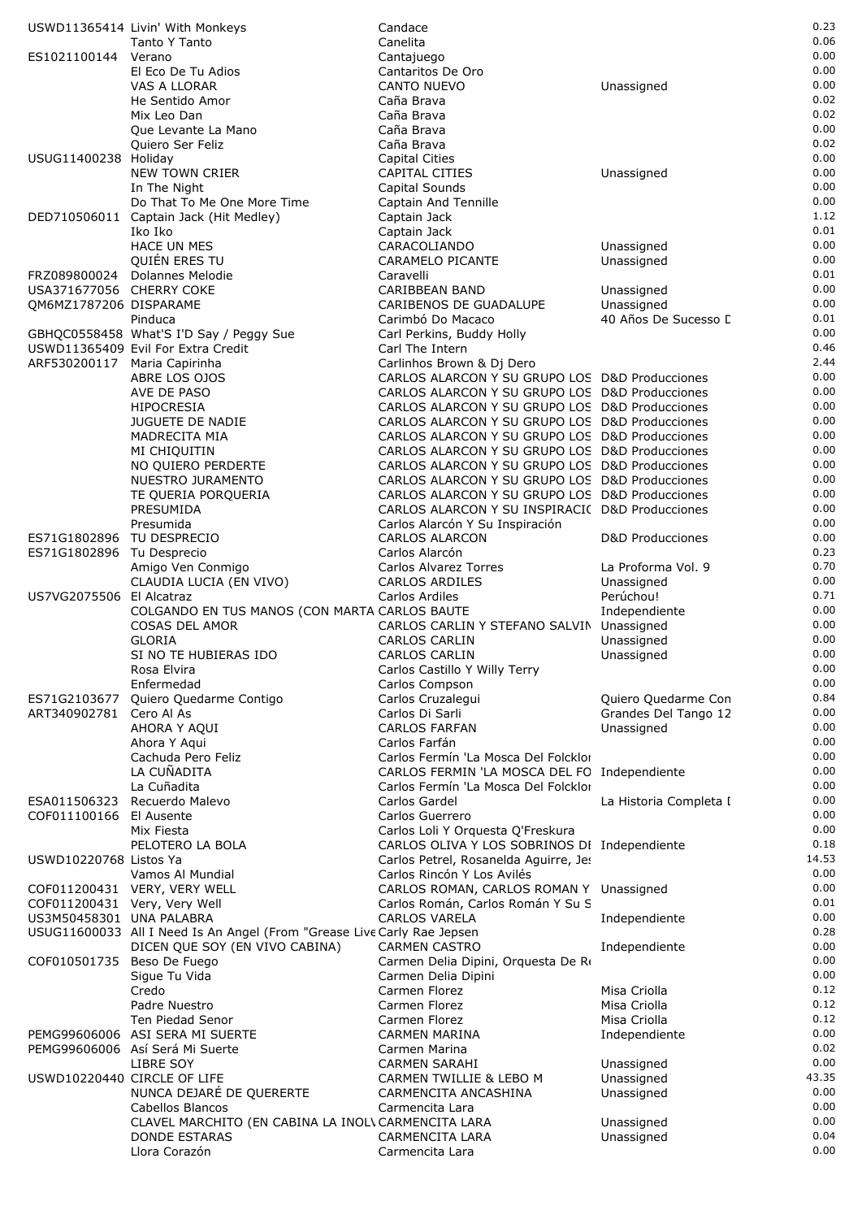| | | | | |
|---|---|---|---|---|
| USWD11365414 | Livin' With Monkeys | Candace | | 0.23 |
| | Tanto Y Tanto | Canelita | | 0.06 |
| ES1021100144 | Verano | Cantajuego | | 0.00 |
| | El Eco De Tu Adios | Cantaritos De Oro | | 0.00 |
| | VAS A LLORAR | CANTO NUEVO | Unassigned | 0.00 |
| | He Sentido Amor | Caña Brava | | 0.02 |
| | Mix Leo Dan | Caña Brava | | 0.02 |
| | Que Levante La Mano | Caña Brava | | 0.00 |
| | Quiero Ser Feliz | Caña Brava | | 0.02 |
| USUG11400238 | Holiday | Capital Cities | | 0.00 |
| | NEW TOWN CRIER | CAPITAL CITIES | Unassigned | 0.00 |
| | In The Night | Capital Sounds | | 0.00 |
| | Do That To Me One More Time | Captain And Tennille | | 0.00 |
| DED710506011 | Captain Jack (Hit Medley) | Captain Jack | | 1.12 |
| | Iko Iko | Captain Jack | | 0.01 |
| | HACE UN MES | CARACOLIANDO | Unassigned | 0.00 |
| | QUIÉN ERES TU | CARAMELO PICANTE | Unassigned | 0.00 |
| FRZ089800024 | Dolannes Melodie | Caravelli | | 0.01 |
| USA371677056 | CHERRY COKE | CARIBBEAN BAND | Unassigned | 0.00 |
| QM6MZ1787206 | DISPARAME | CARIBENOS DE GUADALUPE | Unassigned | 0.00 |
| | Pinduca | Carimbó Do Macaco | 40 Años De Sucesso D | 0.01 |
| GBHQC0558458 | What'S I'D Say / Peggy Sue | Carl Perkins, Buddy Holly | | 0.00 |
| USWD11365409 | Evil For Extra Credit | Carl The Intern | | 0.46 |
| ARF530200117 | Maria Capirinha | Carlinhos Brown & Dj Dero | | 2.44 |
| | ABRE LOS OJOS | CARLOS ALARCON Y SU GRUPO LOS | D&D Producciones | 0.00 |
| | AVE DE PASO | CARLOS ALARCON Y SU GRUPO LOS | D&D Producciones | 0.00 |
| | HIPOCRESIA | CARLOS ALARCON Y SU GRUPO LOS | D&D Producciones | 0.00 |
| | JUGUETE DE NADIE | CARLOS ALARCON Y SU GRUPO LOS | D&D Producciones | 0.00 |
| | MADRECITA MIA | CARLOS ALARCON Y SU GRUPO LOS | D&D Producciones | 0.00 |
| | MI CHIQUITIN | CARLOS ALARCON Y SU GRUPO LOS | D&D Producciones | 0.00 |
| | NO QUIERO PERDERTE | CARLOS ALARCON Y SU GRUPO LOS | D&D Producciones | 0.00 |
| | NUESTRO JURAMENTO | CARLOS ALARCON Y SU GRUPO LOS | D&D Producciones | 0.00 |
| | TE QUERIA PORQUERIA | CARLOS ALARCON Y SU GRUPO LOS | D&D Producciones | 0.00 |
| | PRESUMIDA | CARLOS ALARCON Y SU INSPIRACIO | D&D Producciones | 0.00 |
| | Presumida | Carlos Alarcón Y Su Inspiración | | 0.00 |
| ES71G1802896 | TU DESPRECIO | CARLOS ALARCON | D&D Producciones | 0.00 |
| ES71G1802896 | Tu Desprecio | Carlos Alarcón | | 0.23 |
| | Amigo Ven Conmigo | Carlos Alvarez Torres | La Proforma Vol. 9 | 0.70 |
| | CLAUDIA LUCIA (EN VIVO) | CARLOS ARDILES | Unassigned | 0.00 |
| US7VG2075506 | El Alcatraz | Carlos Ardiles | Perúchou! | 0.71 |
| | COLGANDO EN TUS MANOS (CON MARTA | CARLOS BAUTE | Independiente | 0.00 |
| | COSAS DEL AMOR | CARLOS CARLIN Y STEFANO SALVIN | Unassigned | 0.00 |
| | GLORIA | CARLOS CARLIN | Unassigned | 0.00 |
| | SI NO TE HUBIERAS IDO | CARLOS CARLIN | Unassigned | 0.00 |
| | Rosa Elvira | Carlos Castillo Y Willy Terry | | 0.00 |
| | Enfermedad | Carlos Compson | | 0.00 |
| ES71G2103677 | Quiero Quedarme Contigo | Carlos Cruzalegui | Quiero Quedarme Con | 0.84 |
| ART340902781 | Cero Al As | Carlos Di Sarli | Grandes Del Tango 12 | 0.00 |
| | AHORA Y AQUI | CARLOS FARFAN | Unassigned | 0.00 |
| | Ahora Y Aqui | Carlos Farfán | | 0.00 |
| | Cachuda Pero Feliz | Carlos Fermín 'La Mosca Del Folcklor | | 0.00 |
| | LA CUÑADITA | CARLOS FERMIN 'LA MOSCA DEL FO | Independiente | 0.00 |
| | La Cuñadita | Carlos Fermín 'La Mosca Del Folcklor | | 0.00 |
| ESA011506323 | Recuerdo Malevo | Carlos Gardel | La Historia Completa D | 0.00 |
| COF011100166 | El Ausente | Carlos Guerrero | | 0.00 |
| | Mix Fiesta | Carlos Loli Y Orquesta Q'Freskura | | 0.00 |
| | PELOTERO LA BOLA | CARLOS OLIVA Y LOS SOBRINOS DE | Independiente | 0.18 |
| USWD10220768 | Listos Ya | Carlos Petrel, Rosanelda Aguirre, Jes | | 14.53 |
| | Vamos Al Mundial | Carlos Rincón Y Los Avilés | | 0.00 |
| COF011200431 | VERY, VERY WELL | CARLOS ROMAN, CARLOS ROMAN Y | Unassigned | 0.00 |
| COF011200431 | Very, Very Well | Carlos Román, Carlos Román Y Su S | | 0.01 |
| US3M50458301 | UNA PALABRA | CARLOS VARELA | Independiente | 0.00 |
| USUG11600033 | All I Need Is An Angel (From "Grease Live | Carly Rae Jepsen | | 0.28 |
| | DICEN QUE SOY (EN VIVO CABINA) | CARMEN CASTRO | Independiente | 0.00 |
| COF010501735 | Beso De Fuego | Carmen Delia Dipini, Orquesta De Ra | | 0.00 |
| | Sigue Tu Vida | Carmen Delia Dipini | | 0.00 |
| | Credo | Carmen Florez | Misa Criolla | 0.12 |
| | Padre Nuestro | Carmen Florez | Misa Criolla | 0.12 |
| | Ten Piedad Senor | Carmen Florez | Misa Criolla | 0.12 |
| PEMG99606006 | ASI SERA MI SUERTE | CARMEN MARINA | Independiente | 0.00 |
| PEMG99606006 | Así Será Mi Suerte | Carmen Marina | | 0.02 |
| | LIBRE SOY | CARMEN SARAHI | Unassigned | 0.00 |
| USWD10220440 | CIRCLE OF LIFE | CARMEN TWILLIE & LEBO M | Unassigned | 43.35 |
| | NUNCA DEJARÉ DE QUERERTE | CARMENCITA ANCASHINA | Unassigned | 0.00 |
| | Cabellos Blancos | Carmencita Lara | | 0.00 |
| | CLAVEL MARCHITO (EN CABINA LA INOLV | CARMENCITA LARA | Unassigned | 0.00 |
| | DONDE ESTARAS | CARMENCITA LARA | Unassigned | 0.04 |
| | Llora Corazón | Carmencita Lara | | 0.00 |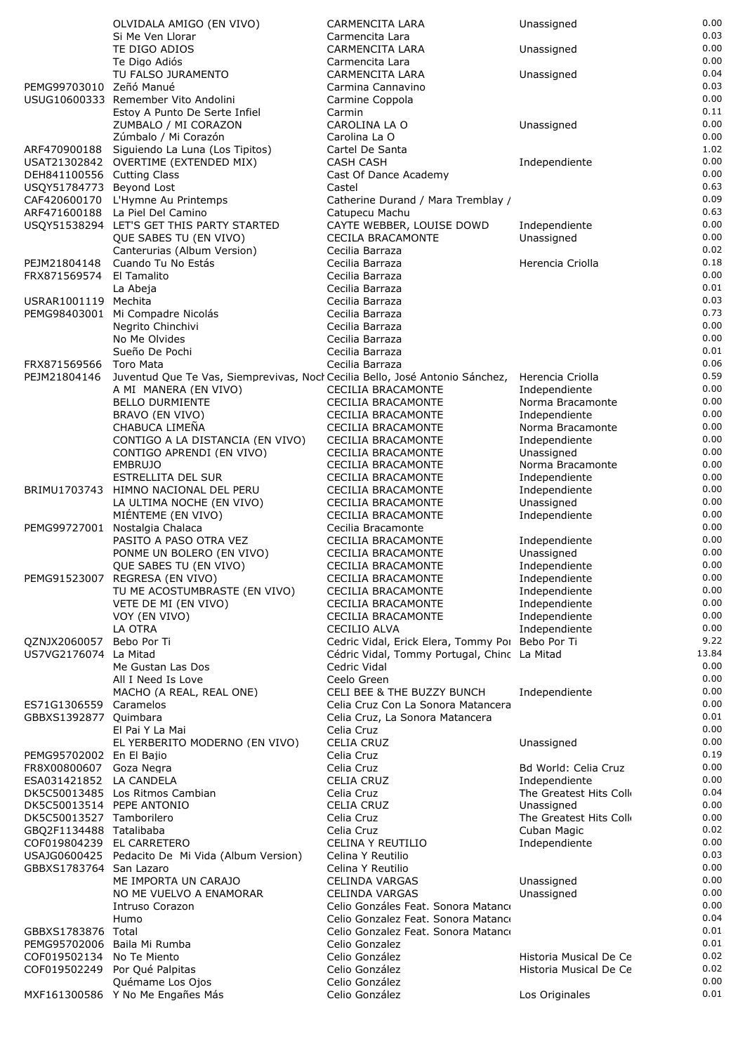| | | | | |
|---|---|---|---|---|
| | OLVIDALA AMIGO (EN VIVO) | CARMENCITA LARA | Unassigned | 0.00 |
| | Si Me Ven Llorar | Carmencita Lara | | 0.03 |
| | TE DIGO ADIOS | CARMENCITA LARA | Unassigned | 0.00 |
| | Te Digo Adiós | Carmencita Lara | | 0.00 |
| | TU FALSO JURAMENTO | CARMENCITA LARA | Unassigned | 0.04 |
| PEMG99703010 | Zeñó Manué | Carmina Cannavino | | 0.03 |
| USUG10600333 | Remember Vito Andolini | Carmine Coppola | | 0.00 |
| | Estoy A Punto De Serte Infiel | Carmin | | 0.11 |
| | ZUMBALO / MI CORAZON | CAROLINA LA O | Unassigned | 0.00 |
| | Zúmbalo / Mi Corazón | Carolina La O | | 0.00 |
| ARF470900188 | Siguiendo La Luna (Los Tipitos) | Cartel De Santa | | 1.02 |
| USAT21302842 | OVERTIME (EXTENDED MIX) | CASH CASH | Independiente | 0.00 |
| DEH841100556 | Cutting Class | Cast Of Dance Academy | | 0.00 |
| USQY51784773 | Beyond Lost | Castel | | 0.63 |
| CAF420600170 | L'Hymne Au Printemps | Catherine Durand / Mara Tremblay / | | 0.09 |
| ARF471600188 | La Piel Del Camino | Catupecu Machu | | 0.63 |
| USQY51538294 | LET'S GET THIS PARTY STARTED | CAYTE WEBBER, LOUISE DOWD | Independiente | 0.00 |
| | QUE SABES TU (EN VIVO) | CECILA BRACAMONTE | Unassigned | 0.00 |
| | Canterurias (Album Version) | Cecilia Barraza | | 0.02 |
| PEJM21804148 | Cuando Tu No Estás | Cecilia Barraza | Herencia Criolla | 0.18 |
| FRX871569574 | El Tamalito | Cecilia Barraza | | 0.00 |
| | La Abeja | Cecilia Barraza | | 0.01 |
| USRAR1001119 | Mechita | Cecilia Barraza | | 0.03 |
| PEMG98403001 | Mi Compadre Nicolás | Cecilia Barraza | | 0.73 |
| | Negrito Chinchivi | Cecilia Barraza | | 0.00 |
| | No Me Olvides | Cecilia Barraza | | 0.00 |
| | Sueño De Pochi | Cecilia Barraza | | 0.01 |
| FRX871569566 | Toro Mata | Cecilia Barraza | | 0.06 |
| PEJM21804146 | Juventud Que Te Vas, Siemprevivas, Noch | Cecilia Bello, José Antonio Sánchez, | Herencia Criolla | 0.59 |
| | A MI MANERA (EN VIVO) | CECILIA BRACAMONTE | Independiente | 0.00 |
| | BELLO DURMIENTE | CECILIA BRACAMONTE | Norma Bracamonte | 0.00 |
| | BRAVO (EN VIVO) | CECILIA BRACAMONTE | Independiente | 0.00 |
| | CHABUCA LIMEÑA | CECILIA BRACAMONTE | Norma Bracamonte | 0.00 |
| | CONTIGO A LA DISTANCIA (EN VIVO) | CECILIA BRACAMONTE | Independiente | 0.00 |
| | CONTIGO APRENDI (EN VIVO) | CECILIA BRACAMONTE | Unassigned | 0.00 |
| | EMBRUJO | CECILIA BRACAMONTE | Norma Bracamonte | 0.00 |
| | ESTRELLITA DEL SUR | CECILIA BRACAMONTE | Independiente | 0.00 |
| BRIMU1703743 | HIMNO NACIONAL DEL PERU | CECILIA BRACAMONTE | Independiente | 0.00 |
| | LA ULTIMA NOCHE (EN VIVO) | CECILIA BRACAMONTE | Unassigned | 0.00 |
| | MIÉNTEME (EN VIVO) | CECILIA BRACAMONTE | Independiente | 0.00 |
| PEMG99727001 | Nostalgia Chalaca | Cecilia Bracamonte | | 0.00 |
| | PASITO A PASO OTRA VEZ | CECILIA BRACAMONTE | Independiente | 0.00 |
| | PONME UN BOLERO (EN VIVO) | CECILIA BRACAMONTE | Unassigned | 0.00 |
| | QUE SABES TU (EN VIVO) | CECILIA BRACAMONTE | Independiente | 0.00 |
| PEMG91523007 | REGRESA (EN VIVO) | CECILIA BRACAMONTE | Independiente | 0.00 |
| | TU ME ACOSTUMBRASTE (EN VIVO) | CECILIA BRACAMONTE | Independiente | 0.00 |
| | VETE DE MI (EN VIVO) | CECILIA BRACAMONTE | Independiente | 0.00 |
| | VOY (EN VIVO) | CECILIA BRACAMONTE | Independiente | 0.00 |
| | LA OTRA | CECILIO ALVA | Independiente | 0.00 |
| QZNJX2060057 | Bebo Por Ti | Cedric Vidal, Erick Elera, Tommy Por | Bebo Por Ti | 9.22 |
| US7VG2176074 | La Mitad | Cédric Vidal, Tommy Portugal, Chinc | La Mitad | 13.84 |
| | Me Gustan Las Dos | Cedric Vidal | | 0.00 |
| | All I Need Is Love | Ceelo Green | | 0.00 |
| | MACHO (A REAL, REAL ONE) | CELI BEE & THE BUZZY BUNCH | Independiente | 0.00 |
| ES71G1306559 | Caramelos | Celia Cruz Con La Sonora Matancera | | 0.00 |
| GBBXS1392877 | Quimbara | Celia Cruz, La Sonora Matancera | | 0.01 |
| | El Pai Y La Mai | Celia Cruz | | 0.00 |
| | EL YERBERITO MODERNO (EN VIVO) | CELIA CRUZ | Unassigned | 0.00 |
| PEMG95702002 | En El Bajio | Celia Cruz | | 0.19 |
| FR8X00800607 | Goza Negra | Celia Cruz | Bd World: Celia Cruz | 0.00 |
| ESA031421852 | LA CANDELA | CELIA CRUZ | Independiente | 0.00 |
| DK5C50013485 | Los Ritmos Cambian | Celia Cruz | The Greatest Hits Coll | 0.04 |
| DK5C50013514 | PEPE ANTONIO | CELIA CRUZ | Unassigned | 0.00 |
| DK5C50013527 | Tamborilero | Celia Cruz | The Greatest Hits Coll | 0.00 |
| GBQ2F1134488 | Tatalibaba | Celia Cruz | Cuban Magic | 0.02 |
| COF019804239 | EL CARRETERO | CELINA Y REUTILIO | Independiente | 0.00 |
| USAJG0600425 | Pedacito De Mi Vida (Album Version) | Celina Y Reutilio | | 0.03 |
| GBBXS1783764 | San Lazaro | Celina Y Reutilio | | 0.00 |
| | ME IMPORTA UN CARAJO | CELINDA VARGAS | Unassigned | 0.00 |
| | NO ME VUELVO A ENAMORAR | CELINDA VARGAS | Unassigned | 0.00 |
| | Intruso Corazon | Celio Gonzáles Feat. Sonora Matanc | | 0.00 |
| | Humo | Celio Gonzalez Feat. Sonora Matanc | | 0.04 |
| GBBXS1783876 | Total | Celio Gonzalez Feat. Sonora Matanc | | 0.01 |
| PEMG95702006 | Baila Mi Rumba | Celio Gonzalez | | 0.01 |
| COF019502134 | No Te Miento | Celio González | Historia Musical De Ce | 0.02 |
| COF019502249 | Por Qué Palpitas | Celio González | Historia Musical De Ce | 0.02 |
| | Quémame Los Ojos | Celio González | | 0.00 |
| MXF161300586 | Y No Me Engañes Más | Celio González | Los Originales | 0.01 |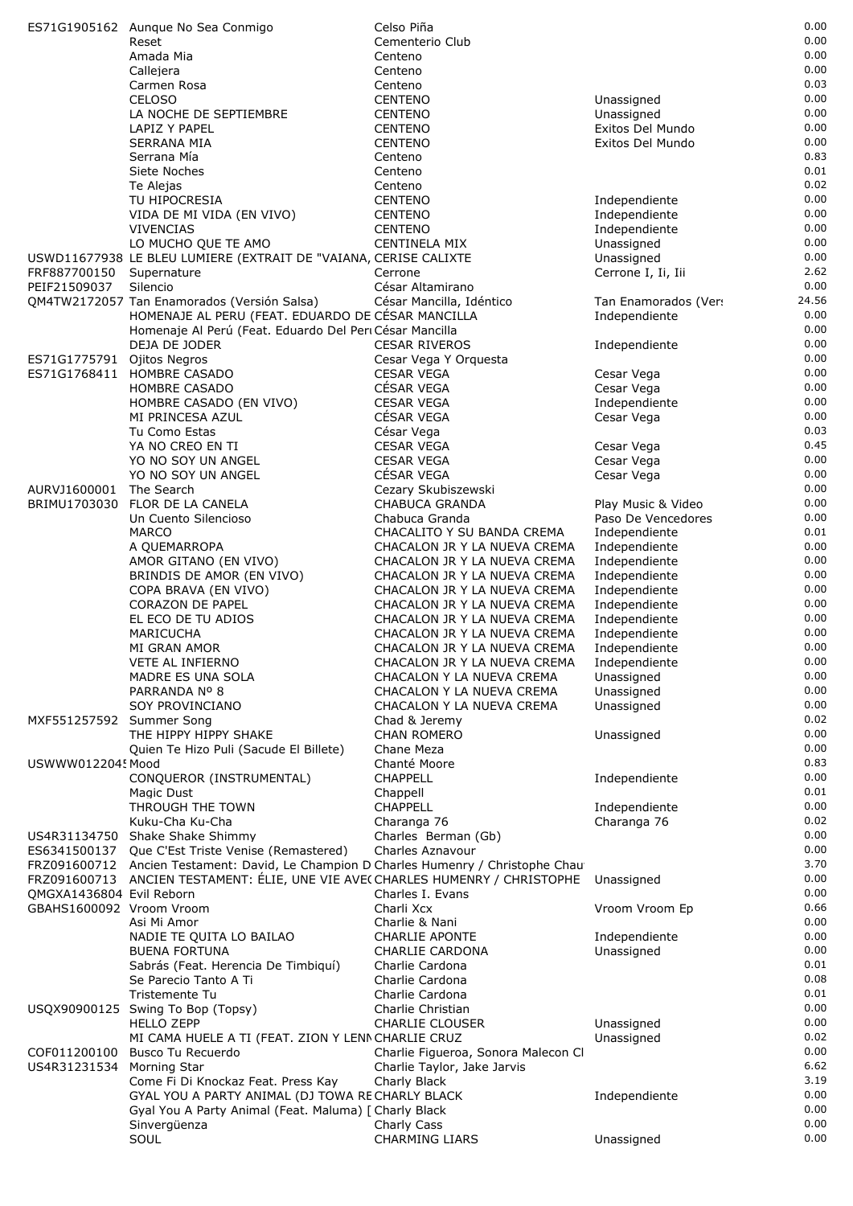| | | | | |
|---|---|---|---|---|
| ES71G1905162 | Aunque No Sea Conmigo | Celso Piña | | 0.00 |
| | Reset | Cementerio Club | | 0.00 |
| | Amada Mia | Centeno | | 0.00 |
| | Callejera | Centeno | | 0.00 |
| | Carmen Rosa | Centeno | | 0.03 |
| | CELOSO | CENTENO | Unassigned | 0.00 |
| | LA NOCHE DE SEPTIEMBRE | CENTENO | Unassigned | 0.00 |
| | LAPIZ Y PAPEL | CENTENO | Exitos Del Mundo | 0.00 |
| | SERRANA MIA | CENTENO | Exitos Del Mundo | 0.00 |
| | Serrana Mía | Centeno | | 0.83 |
| | Siete Noches | Centeno | | 0.01 |
| | Te Alejas | Centeno | | 0.02 |
| | TU HIPOCRESIA | CENTENO | Independiente | 0.00 |
| | VIDA DE MI VIDA (EN VIVO) | CENTENO | Independiente | 0.00 |
| | VIVENCIAS | CENTENO | Independiente | 0.00 |
| | LO MUCHO QUE TE AMO | CENTINELA MIX | Unassigned | 0.00 |
| USWD11677938 | LE BLEU LUMIERE (EXTRAIT DE "VAIANA, | CERISE CALIXTE | Unassigned | 0.00 |
| FRF887700150 | Supernature | Cerrone | Cerrone I, Ii, Iii | 2.62 |
| PEIF21509037 | Silencio | César Altamirano | | 0.00 |
| QM4TW2172057 | Tan Enamorados (Versión Salsa) | César Mancilla, Idéntico | Tan Enamorados (Vers | 24.56 |
| | HOMENAJE AL PERU (FEAT. EDUARDO DE | CÉSAR MANCILLA | Independiente | 0.00 |
| | Homenaje Al Perú (Feat. Eduardo Del Peru | César Mancilla | | 0.00 |
| | DEJA DE JODER | CESAR RIVEROS | Independiente | 0.00 |
| ES71G1775791 | Ojitos Negros | Cesar Vega Y Orquesta | | 0.00 |
| ES71G1768411 | HOMBRE CASADO | CESAR VEGA | Cesar Vega | 0.00 |
| | HOMBRE CASADO | CÉSAR VEGA | Cesar Vega | 0.00 |
| | HOMBRE CASADO (EN VIVO) | CESAR VEGA | Independiente | 0.00 |
| | MI PRINCESA AZUL | CÉSAR VEGA | Cesar Vega | 0.00 |
| | Tu Como Estas | César Vega | | 0.03 |
| | YA NO CREO EN TI | CESAR VEGA | Cesar Vega | 0.45 |
| | YO NO SOY UN ANGEL | CESAR VEGA | Cesar Vega | 0.00 |
| | YO NO SOY UN ANGEL | CÉSAR VEGA | Cesar Vega | 0.00 |
| AURVJ1600001 | The Search | Cezary Skubiszewski | | 0.00 |
| BRIMU1703030 | FLOR DE LA CANELA | CHABUCA GRANDA | Play Music & Video | 0.00 |
| | Un Cuento Silencioso | Chabuca Granda | Paso De Vencedores | 0.00 |
| | MARCO | CHACALITO Y SU BANDA CREMA | Independiente | 0.01 |
| | A QUEMARROPA | CHACALON JR Y LA NUEVA CREMA | Independiente | 0.00 |
| | AMOR GITANO (EN VIVO) | CHACALON JR Y LA NUEVA CREMA | Independiente | 0.00 |
| | BRINDIS DE AMOR (EN VIVO) | CHACALON JR Y LA NUEVA CREMA | Independiente | 0.00 |
| | COPA BRAVA (EN VIVO) | CHACALON JR Y LA NUEVA CREMA | Independiente | 0.00 |
| | CORAZON DE PAPEL | CHACALON JR Y LA NUEVA CREMA | Independiente | 0.00 |
| | EL ECO DE TU ADIOS | CHACALON JR Y LA NUEVA CREMA | Independiente | 0.00 |
| | MARICUCHA | CHACALON JR Y LA NUEVA CREMA | Independiente | 0.00 |
| | MI GRAN AMOR | CHACALON JR Y LA NUEVA CREMA | Independiente | 0.00 |
| | VETE AL INFIERNO | CHACALON JR Y LA NUEVA CREMA | Independiente | 0.00 |
| | MADRE ES UNA SOLA | CHACALON Y LA NUEVA CREMA | Unassigned | 0.00 |
| | PARRANDA Nº 8 | CHACALON Y LA NUEVA CREMA | Unassigned | 0.00 |
| | SOY PROVINCIANO | CHACALON Y LA NUEVA CREMA | Unassigned | 0.00 |
| MXF551257592 | Summer Song | Chad & Jeremy | | 0.02 |
| | THE HIPPY HIPPY SHAKE | CHAN ROMERO | Unassigned | 0.00 |
| | Quien Te Hizo Puli (Sacude El Billete) | Chane Meza | | 0.00 |
| USWWW012204! | Mood | Chanté Moore | | 0.83 |
| | CONQUEROR (INSTRUMENTAL) | CHAPPELL | Independiente | 0.00 |
| | Magic Dust | Chappell | | 0.01 |
| | THROUGH THE TOWN | CHAPPELL | Independiente | 0.00 |
| | Kuku-Cha Ku-Cha | Charanga 76 | Charanga 76 | 0.02 |
| US4R31134750 | Shake Shake Shimmy | Charles Berman (Gb) | | 0.00 |
| ES6341500137 | Que C'Est Triste Venise (Remastered) | Charles Aznavour | | 0.00 |
| FRZ091600712 | Ancien Testament: David, Le Champion D | Charles Humenry / Christophe Chau | | 3.70 |
| FRZ091600713 | ANCIEN TESTAMENT: ÉLIE, UNE VIE AVE( | CHARLES HUMENRY / CHRISTOPHE | Unassigned | 0.00 |
| QMGXA1436804 | Evil Reborn | Charles I. Evans | | 0.00 |
| GBAHS1600092 | Vroom Vroom | Charli Xcx | Vroom Vroom Ep | 0.66 |
| | Asi Mi Amor | Charlie & Nani | | 0.00 |
| | NADIE TE QUITA LO BAILAO | CHARLIE APONTE | Independiente | 0.00 |
| | BUENA FORTUNA | CHARLIE CARDONA | Unassigned | 0.00 |
| | Sabrás (Feat. Herencia De Timbiquí) | Charlie Cardona | | 0.01 |
| | Se Parecio Tanto A Ti | Charlie Cardona | | 0.08 |
| | Tristemente Tu | Charlie Cardona | | 0.01 |
| USQX90900125 | Swing To Bop (Topsy) | Charlie Christian | | 0.00 |
| | HELLO ZEPP | CHARLIE CLOUSER | Unassigned | 0.00 |
| | MI CAMA HUELE A TI (FEAT. ZION Y LENN | CHARLIE CRUZ | Unassigned | 0.02 |
| COF011200100 | Busco Tu Recuerdo | Charlie Figueroa, Sonora Malecon Cl | | 0.00 |
| US4R31231534 | Morning Star | Charlie Taylor, Jake Jarvis | | 6.62 |
| | Come Fi Di Knockaz Feat. Press Kay | Charly Black | | 3.19 |
| | GYAL YOU A PARTY ANIMAL (DJ TOWA RE | CHARLY BLACK | Independiente | 0.00 |
| | Gyal You A Party Animal (Feat. Maluma) [ | Charly Black | | 0.00 |
| | Sinvergüenza | Charly Cass | | 0.00 |
| | SOUL | CHARMING LIARS | Unassigned | 0.00 |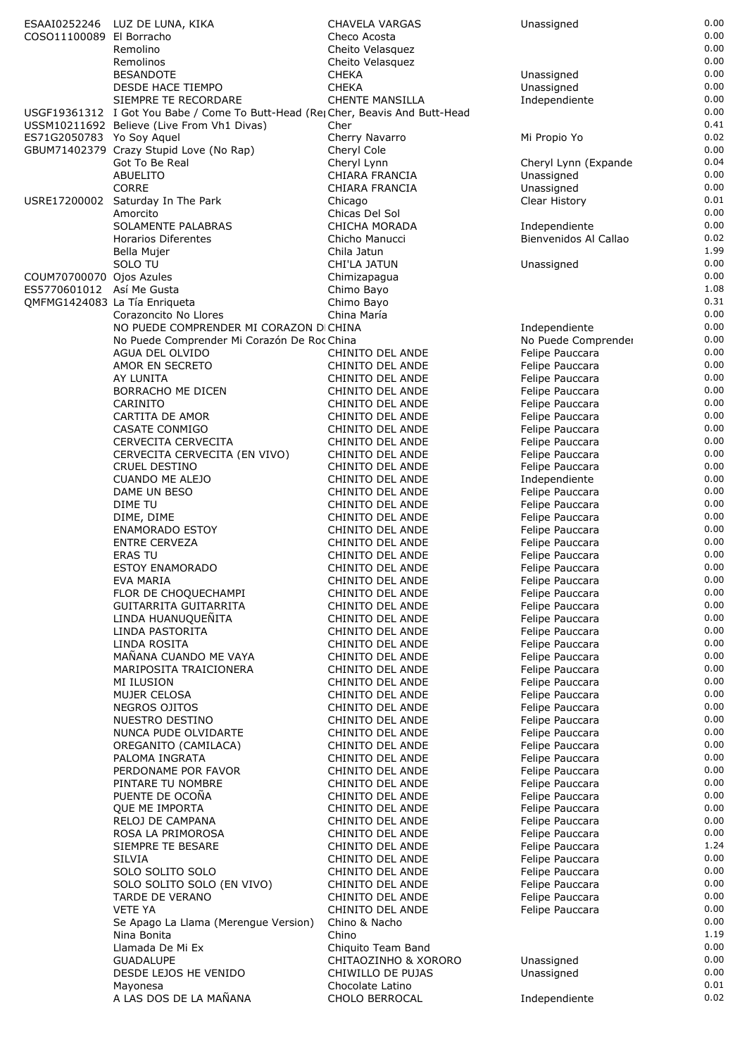| | | | | |
|---|---|---|---|---|
| ESAAI0252246 | LUZ DE LUNA, KIKA | CHAVELA VARGAS | Unassigned | 0.00 |
| COSO11100089 | El Borracho | Checo Acosta | | 0.00 |
| | Remolino | Cheito Velasquez | | 0.00 |
| | Remolinos | Cheito Velasquez | | 0.00 |
| | BESANDOTE | CHEKA | Unassigned | 0.00 |
| | DESDE HACE TIEMPO | CHEKA | Unassigned | 0.00 |
| | SIEMPRE TE RECORDARE | CHENTE MANSILLA | Independiente | 0.00 |
| USGF19361312 | I Got You Babe / Come To Butt-Head (Re | Cher, Beavis And Butt-Head | | 0.00 |
| USSM10211692 | Believe (Live From Vh1 Divas) | Cher | | 0.41 |
| ES71G2050783 | Yo Soy Aquel | Cherry Navarro | Mi Propio Yo | 0.02 |
| GBUM71402379 | Crazy Stupid Love (No Rap) | Cheryl Cole | | 0.00 |
| | Got To Be Real | Cheryl Lynn | Cheryl Lynn (Expande | 0.04 |
| | ABUELITO | CHIARA FRANCIA | Unassigned | 0.00 |
| | CORRE | CHIARA FRANCIA | Unassigned | 0.00 |
| USRE17200002 | Saturday In The Park | Chicago | Clear History | 0.01 |
| | Amorcito | Chicas Del Sol | | 0.00 |
| | SOLAMENTE PALABRAS | CHICHA MORADA | Independiente | 0.00 |
| | Horarios Diferentes | Chicho Manucci | Bienvenidos Al Callao | 0.02 |
| | Bella Mujer | Chila Jatun | | 1.99 |
| | SOLO TU | CHI'LA JATUN | Unassigned | 0.00 |
| COUM70700070 | Ojos Azules | Chimizapagua | | 0.00 |
| ES5770601012 | Así Me Gusta | Chimo Bayo | | 1.08 |
| QMFMG1424083 | La Tía Enriqueta | Chimo Bayo | | 0.31 |
| | Corazoncito No Llores | China María | | 0.00 |
| | NO PUEDE COMPRENDER MI CORAZON D | CHINA | Independiente | 0.00 |
| | No Puede Comprender Mi Corazón De Roc | China | No Puede Comprender | 0.00 |
| | AGUA DEL OLVIDO | CHINITO DEL ANDE | Felipe Pauccara | 0.00 |
| | AMOR EN SECRETO | CHINITO DEL ANDE | Felipe Pauccara | 0.00 |
| | AY LUNITA | CHINITO DEL ANDE | Felipe Pauccara | 0.00 |
| | BORRACHO ME DICEN | CHINITO DEL ANDE | Felipe Pauccara | 0.00 |
| | CARINITO | CHINITO DEL ANDE | Felipe Pauccara | 0.00 |
| | CARTITA DE AMOR | CHINITO DEL ANDE | Felipe Pauccara | 0.00 |
| | CASATE CONMIGO | CHINITO DEL ANDE | Felipe Pauccara | 0.00 |
| | CERVECITA CERVECITA | CHINITO DEL ANDE | Felipe Pauccara | 0.00 |
| | CERVECITA CERVECITA (EN VIVO) | CHINITO DEL ANDE | Felipe Pauccara | 0.00 |
| | CRUEL DESTINO | CHINITO DEL ANDE | Felipe Pauccara | 0.00 |
| | CUANDO ME ALEJO | CHINITO DEL ANDE | Independiente | 0.00 |
| | DAME UN BESO | CHINITO DEL ANDE | Felipe Pauccara | 0.00 |
| | DIME TU | CHINITO DEL ANDE | Felipe Pauccara | 0.00 |
| | DIME, DIME | CHINITO DEL ANDE | Felipe Pauccara | 0.00 |
| | ENAMORADO ESTOY | CHINITO DEL ANDE | Felipe Pauccara | 0.00 |
| | ENTRE CERVEZA | CHINITO DEL ANDE | Felipe Pauccara | 0.00 |
| | ERAS TU | CHINITO DEL ANDE | Felipe Pauccara | 0.00 |
| | ESTOY ENAMORADO | CHINITO DEL ANDE | Felipe Pauccara | 0.00 |
| | EVA MARIA | CHINITO DEL ANDE | Felipe Pauccara | 0.00 |
| | FLOR DE CHOQUECHAMPI | CHINITO DEL ANDE | Felipe Pauccara | 0.00 |
| | GUITARRITA GUITARRITA | CHINITO DEL ANDE | Felipe Pauccara | 0.00 |
| | LINDA HUANUQUEÑITA | CHINITO DEL ANDE | Felipe Pauccara | 0.00 |
| | LINDA PASTORITA | CHINITO DEL ANDE | Felipe Pauccara | 0.00 |
| | LINDA ROSITA | CHINITO DEL ANDE | Felipe Pauccara | 0.00 |
| | MAÑANA CUANDO ME VAYA | CHINITO DEL ANDE | Felipe Pauccara | 0.00 |
| | MARIPOSITA TRAICIONERA | CHINITO DEL ANDE | Felipe Pauccara | 0.00 |
| | MI ILUSION | CHINITO DEL ANDE | Felipe Pauccara | 0.00 |
| | MUJER CELOSA | CHINITO DEL ANDE | Felipe Pauccara | 0.00 |
| | NEGROS OJITOS | CHINITO DEL ANDE | Felipe Pauccara | 0.00 |
| | NUESTRO DESTINO | CHINITO DEL ANDE | Felipe Pauccara | 0.00 |
| | NUNCA PUDE OLVIDARTE | CHINITO DEL ANDE | Felipe Pauccara | 0.00 |
| | OREGANITO (CAMILACA) | CHINITO DEL ANDE | Felipe Pauccara | 0.00 |
| | PALOMA INGRATA | CHINITO DEL ANDE | Felipe Pauccara | 0.00 |
| | PERDONAME POR FAVOR | CHINITO DEL ANDE | Felipe Pauccara | 0.00 |
| | PINTARE TU NOMBRE | CHINITO DEL ANDE | Felipe Pauccara | 0.00 |
| | PUENTE DE OCOÑA | CHINITO DEL ANDE | Felipe Pauccara | 0.00 |
| | QUE ME IMPORTA | CHINITO DEL ANDE | Felipe Pauccara | 0.00 |
| | RELOJ DE CAMPANA | CHINITO DEL ANDE | Felipe Pauccara | 0.00 |
| | ROSA LA PRIMOROSA | CHINITO DEL ANDE | Felipe Pauccara | 0.00 |
| | SIEMPRE TE BESARE | CHINITO DEL ANDE | Felipe Pauccara | 1.24 |
| | SILVIA | CHINITO DEL ANDE | Felipe Pauccara | 0.00 |
| | SOLO SOLITO SOLO | CHINITO DEL ANDE | Felipe Pauccara | 0.00 |
| | SOLO SOLITO SOLO (EN VIVO) | CHINITO DEL ANDE | Felipe Pauccara | 0.00 |
| | TARDE DE VERANO | CHINITO DEL ANDE | Felipe Pauccara | 0.00 |
| | VETE YA | CHINITO DEL ANDE | Felipe Pauccara | 0.00 |
| | Se Apago La Llama (Merengue Version) | Chino & Nacho | | 0.00 |
| | Nina Bonita | Chino | | 1.19 |
| | Llamada De Mi Ex | Chiquito Team Band | | 0.00 |
| | GUADALUPE | CHITAOZINHO & XORORO | Unassigned | 0.00 |
| | DESDE LEJOS HE VENIDO | CHIWILLO DE PUJAS | Unassigned | 0.00 |
| | Mayonesa | Chocolate Latino | | 0.01 |
| | A LAS DOS DE LA MAÑANA | CHOLO BERROCAL | Independiente | 0.02 |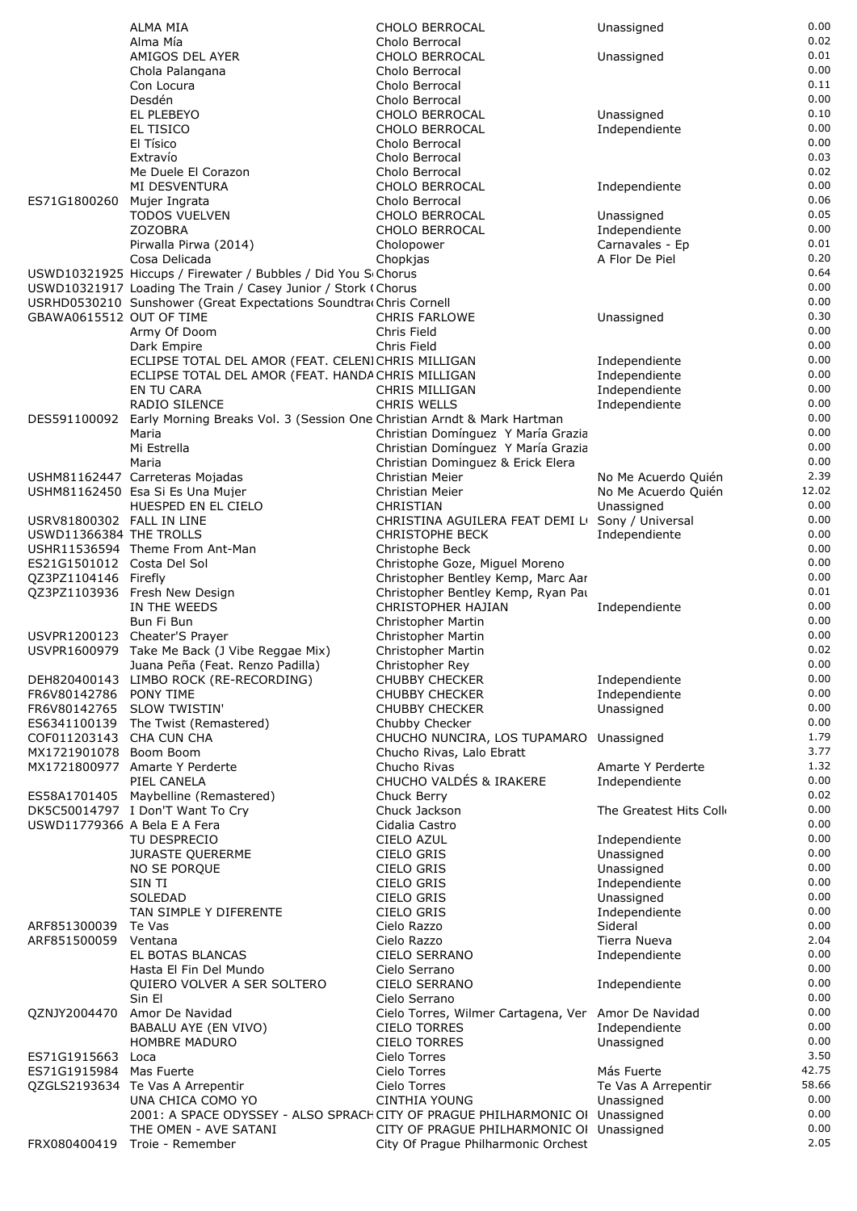| | | | | |
|---|---|---|---|---|
| | ALMA MIA | CHOLO BERROCAL | Unassigned | 0.00 |
| | Alma Mía | Cholo Berrocal | | 0.02 |
| | AMIGOS DEL AYER | CHOLO BERROCAL | Unassigned | 0.01 |
| | Chola Palangana | Cholo Berrocal | | 0.00 |
| | Con Locura | Cholo Berrocal | | 0.11 |
| | Desdén | Cholo Berrocal | | 0.00 |
| | EL PLEBEYO | CHOLO BERROCAL | Unassigned | 0.10 |
| | EL TISICO | CHOLO BERROCAL | Independiente | 0.00 |
| | El Tísico | Cholo Berrocal | | 0.00 |
| | Extravío | Cholo Berrocal | | 0.03 |
| | Me Duele El Corazon | Cholo Berrocal | | 0.02 |
| | MI DESVENTURA | CHOLO BERROCAL | Independiente | 0.00 |
| ES71G1800260 | Mujer Ingrata | Cholo Berrocal | | 0.06 |
| | TODOS VUELVEN | CHOLO BERROCAL | Unassigned | 0.05 |
| | ZOZOBRA | CHOLO BERROCAL | Independiente | 0.00 |
| | Pirwalla Pirwa (2014) | Cholopower | Carnavales - Ep | 0.01 |
| | Cosa Delicada | Chopkjas | A Flor De Piel | 0.20 |
| USWD10321925 | Hiccups / Firewater / Bubbles / Did You S | Chorus | | 0.64 |
| USWD10321917 | Loading The Train / Casey Junior / Stork ( | Chorus | | 0.00 |
| USRHD0530210 | Sunshower (Great Expectations Soundtra | Chris Cornell | | 0.00 |
| GBAWA0615512 | OUT OF TIME | CHRIS FARLOWE | Unassigned | 0.30 |
| | Army Of Doom | Chris Field | | 0.00 |
| | Dark Empire | Chris Field | | 0.00 |
| | ECLIPSE TOTAL DEL AMOR (FEAT. CELENI | CHRIS MILLIGAN | Independiente | 0.00 |
| | ECLIPSE TOTAL DEL AMOR (FEAT. HANDA | CHRIS MILLIGAN | Independiente | 0.00 |
| | EN TU CARA | CHRIS MILLIGAN | Independiente | 0.00 |
| | RADIO SILENCE | CHRIS WELLS | Independiente | 0.00 |
| DES591100092 | Early Morning Breaks Vol. 3 (Session One | Christian Arndt & Mark Hartman | | 0.00 |
| | Maria | Christian Domínguez Y María Grazia | | 0.00 |
| | Mi Estrella | Christian Domínguez Y María Grazia | | 0.00 |
| | Maria | Christian Dominguez & Erick Elera | | 0.00 |
| USHM81162447 | Carreteras Mojadas | Christian Meier | No Me Acuerdo Quién | 2.39 |
| USHM81162450 | Esa Si Es Una Mujer | Christian Meier | No Me Acuerdo Quién | 12.02 |
| | HUESPED EN EL CIELO | CHRISTIAN | Unassigned | 0.00 |
| USRV81800302 | FALL IN LINE | CHRISTINA AGUILERA FEAT DEMI L | Sony / Universal | 0.00 |
| USWD11366384 | THE TROLLS | CHRISTOPHE BECK | Independiente | 0.00 |
| USHR11536594 | Theme From Ant-Man | Christophe Beck | | 0.00 |
| ES21G1501012 | Costa Del Sol | Christophe Goze, Miguel Moreno | | 0.00 |
| QZ3PZ1104146 | Firefly | Christopher Bentley Kemp, Marc Aar | | 0.00 |
| QZ3PZ1103936 | Fresh New Design | Christopher Bentley Kemp, Ryan Pau | | 0.01 |
| | IN THE WEEDS | CHRISTOPHER HAJIAN | Independiente | 0.00 |
| | Bun Fi Bun | Christopher Martin | | 0.00 |
| USVPR1200123 | Cheater'S Prayer | Christopher Martin | | 0.00 |
| USVPR1600979 | Take Me Back (J Vibe Reggae Mix) | Christopher Martin | | 0.02 |
| | Juana Peña (Feat. Renzo Padilla) | Christopher Rey | | 0.00 |
| DEH820400143 | LIMBO ROCK (RE-RECORDING) | CHUBBY CHECKER | Independiente | 0.00 |
| FR6V80142786 | PONY TIME | CHUBBY CHECKER | Independiente | 0.00 |
| FR6V80142765 | SLOW TWISTIN' | CHUBBY CHECKER | Unassigned | 0.00 |
| ES6341100139 | The Twist (Remastered) | Chubby Checker | | 0.00 |
| COF011203143 | CHA CUN CHA | CHUCHO NUNCIRA, LOS TUPAMARO | Unassigned | 1.79 |
| MX1721901078 | Boom Boom | Chucho Rivas, Lalo Ebratt | | 3.77 |
| MX1721800977 | Amarte Y Perderte | Chucho Rivas | Amarte Y Perderte | 1.32 |
| | PIEL CANELA | CHUCHO VALDÉS & IRAKERE | Independiente | 0.00 |
| ES58A1701405 | Maybelline (Remastered) | Chuck Berry | | 0.02 |
| DK5C50014797 | I Don'T Want To Cry | Chuck Jackson | The Greatest Hits Coll | 0.00 |
| USWD11779366 | A Bela E A Fera | Cidalia Castro | | 0.00 |
| | TU DESPRECIO | CIELO AZUL | Independiente | 0.00 |
| | JURASTE QUERERME | CIELO GRIS | Unassigned | 0.00 |
| | NO SE PORQUE | CIELO GRIS | Unassigned | 0.00 |
| | SIN TI | CIELO GRIS | Independiente | 0.00 |
| | SOLEDAD | CIELO GRIS | Unassigned | 0.00 |
| | TAN SIMPLE Y DIFERENTE | CIELO GRIS | Independiente | 0.00 |
| ARF851300039 | Te Vas | Cielo Razzo | Sideral | 0.00 |
| ARF851500059 | Ventana | Cielo Razzo | Tierra Nueva | 2.04 |
| | EL BOTAS BLANCAS | CIELO SERRANO | Independiente | 0.00 |
| | Hasta El Fin Del Mundo | Cielo Serrano | | 0.00 |
| | QUIERO VOLVER A SER SOLTERO | CIELO SERRANO | Independiente | 0.00 |
| | Sin El | Cielo Serrano | | 0.00 |
| QZNJY2004470 | Amor De Navidad | Cielo Torres, Wilmer Cartagena, Ver | Amor De Navidad | 0.00 |
| | BABALU AYE (EN VIVO) | CIELO TORRES | Independiente | 0.00 |
| | HOMBRE MADURO | CIELO TORRES | Unassigned | 0.00 |
| ES71G1915663 | Loca | Cielo Torres | | 3.50 |
| ES71G1915984 | Mas Fuerte | Cielo Torres | Más Fuerte | 42.75 |
| QZGLS2193634 | Te Vas A Arrepentir | Cielo Torres | Te Vas A Arrepentir | 58.66 |
| | UNA CHICA COMO YO | CINTHIA YOUNG | Unassigned | 0.00 |
| | 2001: A SPACE ODYSSEY - ALSO SPRACH | CITY OF PRAGUE PHILHARMONIC OI | Unassigned | 0.00 |
| | THE OMEN - AVE SATANI | CITY OF PRAGUE PHILHARMONIC OI | Unassigned | 0.00 |
| FRX080400419 | Troie - Remember | City Of Prague Philharmonic Orchest | | 2.05 |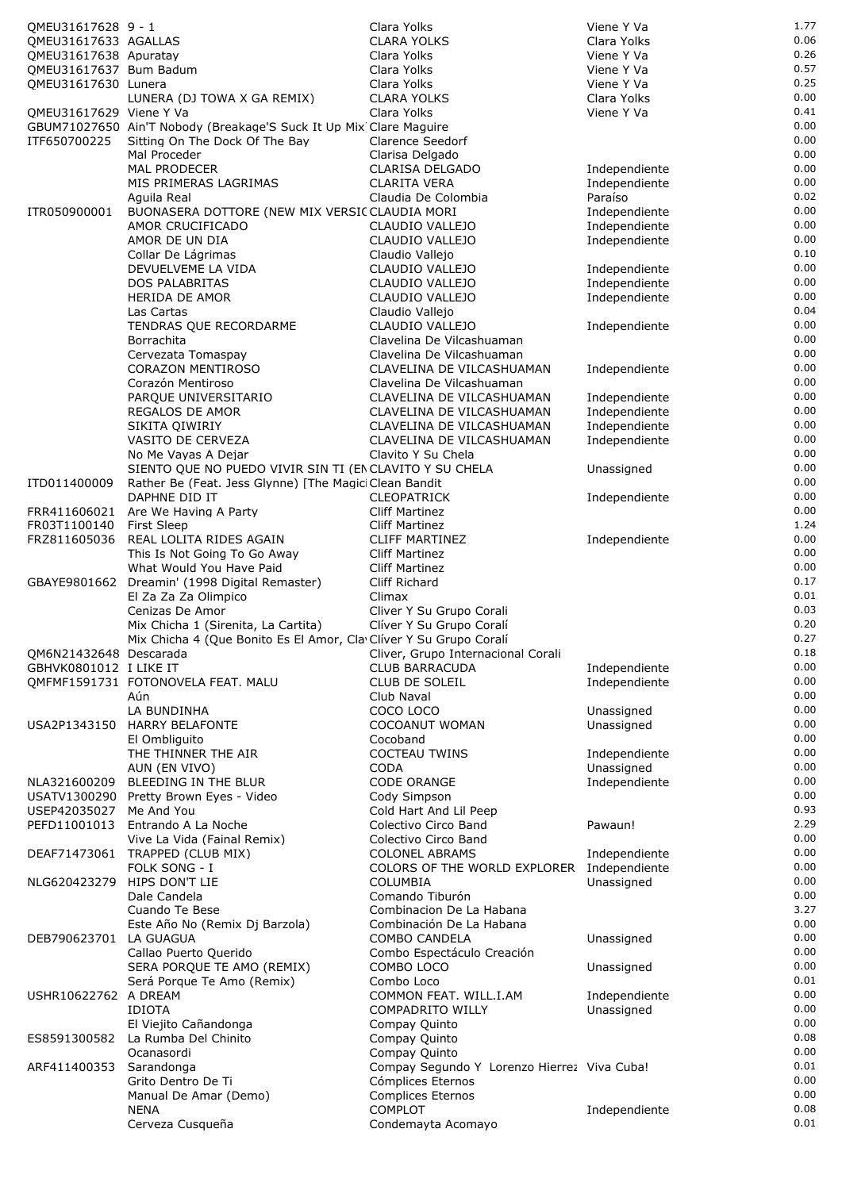| | | | | |
|---|---|---|---|---|
| QMEU31617628 | 9 - 1 | Clara Yolks | Viene Y Va | 1.77 |
| QMEU31617633 | AGALLAS | CLARA YOLKS | Clara Yolks | 0.06 |
| QMEU31617638 | Apuratay | Clara Yolks | Viene Y Va | 0.26 |
| QMEU31617637 | Bum Badum | Clara Yolks | Viene Y Va | 0.57 |
| QMEU31617630 | Lunera | Clara Yolks | Viene Y Va | 0.25 |
| | LUNERA (DJ TOWA X GA REMIX) | CLARA YOLKS | Clara Yolks | 0.00 |
| QMEU31617629 | Viene Y Va | Clara Yolks | Viene Y Va | 0.41 |
| GBUM71027650 | Ain'T Nobody (Breakage'S Suck It Up Mix | Clare Maguire | | 0.00 |
| ITF650700225 | Sitting On The Dock Of The Bay | Clarence Seedorf | | 0.00 |
| | Mal Proceder | Clarisa Delgado | | 0.00 |
| | MAL PRODECER | CLARISA DELGADO | Independiente | 0.00 |
| | MIS PRIMERAS LAGRIMAS | CLARITA VERA | Independiente | 0.00 |
| | Aguila Real | Claudia De Colombia | Paraíso | 0.02 |
| ITR050900001 | BUONASERA DOTTORE (NEW MIX VERSIC | CLAUDIA MORI | Independiente | 0.00 |
| | AMOR CRUCIFICADO | CLAUDIO VALLEJO | Independiente | 0.00 |
| | AMOR DE UN DIA | CLAUDIO VALLEJO | Independiente | 0.00 |
| | Collar De Lágrimas | Claudio Vallejo | | 0.10 |
| | DEVUELVEME LA VIDA | CLAUDIO VALLEJO | Independiente | 0.00 |
| | DOS PALABRITAS | CLAUDIO VALLEJO | Independiente | 0.00 |
| | HERIDA DE AMOR | CLAUDIO VALLEJO | Independiente | 0.00 |
| | Las Cartas | Claudio Vallejo | | 0.04 |
| | TENDRAS QUE RECORDARME | CLAUDIO VALLEJO | Independiente | 0.00 |
| | Borrachita | Clavelina De Vilcashuaman | | 0.00 |
| | Cervezata Tomaspay | Clavelina De Vilcashuaman | | 0.00 |
| | CORAZON MENTIROSO | CLAVELINA DE VILCASHUAMAN | Independiente | 0.00 |
| | Corazón Mentiroso | Clavelina De Vilcashuaman | | 0.00 |
| | PARQUE UNIVERSITARIO | CLAVELINA DE VILCASHUAMAN | Independiente | 0.00 |
| | REGALOS DE AMOR | CLAVELINA DE VILCASHUAMAN | Independiente | 0.00 |
| | SIKITA QIWIRIY | CLAVELINA DE VILCASHUAMAN | Independiente | 0.00 |
| | VASITO DE CERVEZA | CLAVELINA DE VILCASHUAMAN | Independiente | 0.00 |
| | No Me Vayas A Dejar | Clavito Y Su Chela | | 0.00 |
| | SIENTO QUE NO PUEDO VIVIR SIN TI (EN | CLAVITO Y SU CHELA | Unassigned | 0.00 |
| ITD011400009 | Rather Be (Feat. Jess Glynne) [The Magic | Clean Bandit | | 0.00 |
| | DAPHNE DID IT | CLEOPATRICK | Independiente | 0.00 |
| FRR411606021 | Are We Having A Party | Cliff Martinez | | 0.00 |
| FR03T1100140 | First Sleep | Cliff Martinez | | 1.24 |
| FRZ811605036 | REAL LOLITA RIDES AGAIN | CLIFF MARTINEZ | Independiente | 0.00 |
| | This Is Not Going To Go Away | Cliff Martinez | | 0.00 |
| | What Would You Have Paid | Cliff Martinez | | 0.00 |
| GBAYE9801662 | Dreamin' (1998 Digital Remaster) | Cliff Richard | | 0.17 |
| | El Za Za Za Olimpico | Climax | | 0.01 |
| | Cenizas De Amor | Cliver Y Su Grupo Corali | | 0.03 |
| | Mix Chicha 1 (Sirenita, La Cartita) | Clíver Y Su Grupo Coralí | | 0.20 |
| | Mix Chicha 4 (Que Bonito Es El Amor, Cla | Clíver Y Su Grupo Coralí | | 0.27 |
| QM6N21432648 | Descarada | Cliver, Grupo Internacional Corali | | 0.18 |
| GBHVK0801012 | I LIKE IT | CLUB BARRACUDA | Independiente | 0.00 |
| QMFMF1591731 | FOTONOVELA FEAT. MALU | CLUB DE SOLEIL | Independiente | 0.00 |
| | Aún | Club Naval | | 0.00 |
| | LA BUNDINHA | COCO LOCO | Unassigned | 0.00 |
| USA2P1343150 | HARRY BELAFONTE | COCOANUT WOMAN | Unassigned | 0.00 |
| | El Ombliguito | Cocoband | | 0.00 |
| | THE THINNER THE AIR | COCTEAU TWINS | Independiente | 0.00 |
| | AUN (EN VIVO) | CODA | Unassigned | 0.00 |
| NLA321600209 | BLEEDING IN THE BLUR | CODE ORANGE | Independiente | 0.00 |
| USATV1300290 | Pretty Brown Eyes - Video | Cody Simpson | | 0.00 |
| USEP42035027 | Me And You | Cold Hart And Lil Peep | | 0.93 |
| PEFD11001013 | Entrando A La Noche | Colectivo Circo Band | Pawaun! | 2.29 |
| | Vive La Vida (Fainal Remix) | Colectivo Circo Band | | 0.00 |
| DEAF71473061 | TRAPPED (CLUB MIX) | COLONEL ABRAMS | Independiente | 0.00 |
| | FOLK SONG - I | COLORS OF THE WORLD EXPLORER | Independiente | 0.00 |
| NLG620423279 | HIPS DON'T LIE | COLUMBIA | Unassigned | 0.00 |
| | Dale Candela | Comando Tiburón | | 0.00 |
| | Cuando Te Bese | Combinacion De La Habana | | 3.27 |
| | Este Año No (Remix Dj Barzola) | Combinación De La Habana | | 0.00 |
| DEB790623701 | LA GUAGUA | COMBO CANDELA | Unassigned | 0.00 |
| | Callao Puerto Querido | Combo Espectáculo Creación | | 0.00 |
| | SERA PORQUE TE AMO (REMIX) | COMBO LOCO | Unassigned | 0.00 |
| | Será Porque Te Amo (Remix) | Combo Loco | | 0.01 |
| USHR10622762 | A DREAM | COMMON FEAT. WILL.I.AM | Independiente | 0.00 |
| | IDIOTA | COMPADRITO WILLY | Unassigned | 0.00 |
| | El Viejito Cañandonga | Compay Quinto | | 0.00 |
| ES8591300582 | La Rumba Del Chinito | Compay Quinto | | 0.08 |
| | Ocanasordi | Compay Quinto | | 0.00 |
| ARF411400353 | Sarandonga | Compay Segundo Y Lorenzo Hierrez | Viva Cuba! | 0.01 |
| | Grito Dentro De Ti | Cómplices Eternos | | 0.00 |
| | Manual De Amar (Demo) | Complices Eternos | | 0.00 |
| | NENA | COMPLOT | Independiente | 0.08 |
| | Cerveza Cusqueña | Condemayta Acomayo | | 0.01 |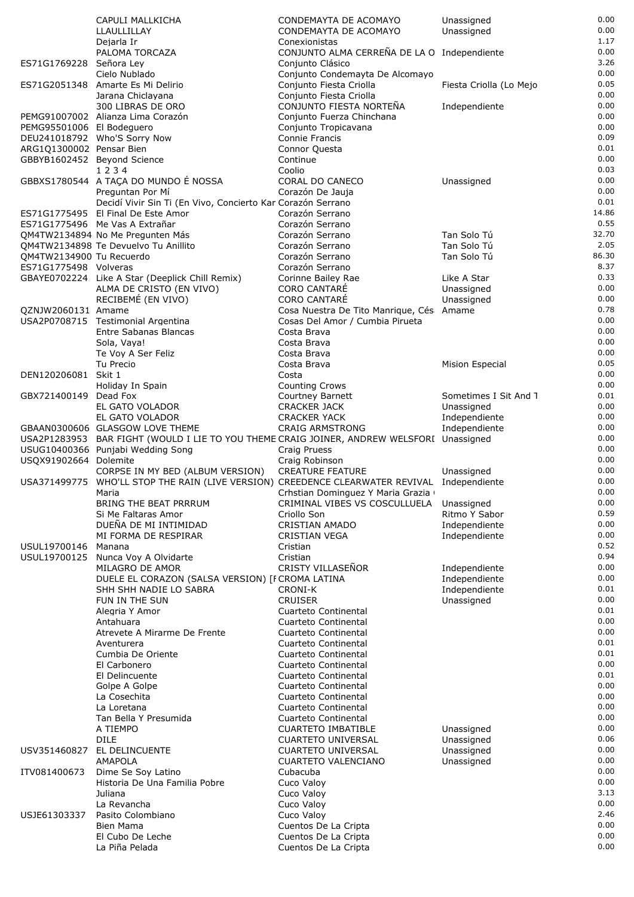|  |  |  |  |  |
|---|---|---|---|---|
|  | CAPULI MALLKICHA | CONDEMAYTA DE ACOMAYO | Unassigned | 0.00 |
|  | LLAULLILLAY | CONDEMAYTA DE ACOMAYO | Unassigned | 0.00 |
|  | Dejarla Ir | Conexionistas |  | 1.17 |
|  | PALOMA TORCAZA | CONJUNTO ALMA CERREÑA DE LA O | Independiente | 0.00 |
| ES71G1769228 | Señora Ley | Conjunto Clásico |  | 3.26 |
|  | Cielo Nublado | Conjunto Condemayta De Alcomayo |  | 0.00 |
| ES71G2051348 | Amarte Es Mi Delirio | Conjunto Fiesta Criolla | Fiesta Criolla (Lo Mejo | 0.05 |
|  | Jarana Chiclayana | Conjunto Fiesta Criolla |  | 0.00 |
|  | 300 LIBRAS DE ORO | CONJUNTO FIESTA NORTEÑA | Independiente | 0.00 |
| PEMG91007002 | Alianza Lima Corazón | Conjunto Fuerza Chinchana |  | 0.00 |
| PEMG95501006 | El Bodeguero | Conjunto Tropicavana |  | 0.00 |
| DEU241018792 | Who'S Sorry Now | Connie Francis |  | 0.09 |
| ARG1Q1300002 | Pensar Bien | Connor Questa |  | 0.01 |
| GBBYB1602452 | Beyond Science | Continue |  | 0.00 |
|  | 1 2 3 4 | Coolio |  | 0.03 |
| GBBXS1780544 | A TAÇA DO MUNDO É NOSSA | CORAL DO CANECO | Unassigned | 0.00 |
|  | Preguntan Por Mí | Corazón De Jauja |  | 0.00 |
|  | Decidí Vivir Sin Ti (En Vivo, Concierto Kar | Corazón Serrano |  | 0.01 |
| ES71G1775495 | El Final De Este Amor | Corazón Serrano |  | 14.86 |
| ES71G1775496 | Me Vas A Extrañar | Corazón Serrano |  | 0.55 |
| QM4TW2134894 | No Me Pregunten Más | Corazón Serrano | Tan Solo Tú | 32.70 |
| QM4TW2134898 | Te Devuelvo Tu Anillito | Corazón Serrano | Tan Solo Tú | 2.05 |
| QM4TW2134900 | Tu Recuerdo | Corazón Serrano | Tan Solo Tú | 86.30 |
| ES71G1775498 | Volveras | Corazón Serrano |  | 8.37 |
| GBAYE0702224 | Like A Star (Deeplick Chill Remix) | Corinne Bailey Rae | Like A Star | 0.33 |
|  | ALMA DE CRISTO (EN VIVO) | CORO CANTARÉ | Unassigned | 0.00 |
|  | RECIBEMÉ (EN VIVO) | CORO CANTARÉ | Unassigned | 0.00 |
| QZNJW2060131 | Amame | Cosa Nuestra De Tito Manrique, Cés | Amame | 0.78 |
| USA2P0708715 | Testimonial Argentina | Cosas Del Amor / Cumbia Pirueta |  | 0.00 |
|  | Entre Sabanas Blancas | Costa Brava |  | 0.00 |
|  | Sola, Vaya! | Costa Brava |  | 0.00 |
|  | Te Voy A Ser Feliz | Costa Brava |  | 0.00 |
|  | Tu Precio | Costa Brava | Mision Especial | 0.05 |
| DEN120206081 | Skit 1 | Costa |  | 0.00 |
|  | Holiday In Spain | Counting Crows |  | 0.00 |
| GBX721400149 | Dead Fox | Courtney Barnett | Sometimes I Sit And T | 0.01 |
|  | EL GATO VOLADOR | CRACKER JACK | Unassigned | 0.00 |
|  | EL GATO VOLADOR | CRACKER YACK | Independiente | 0.00 |
| GBAAN0300606 | GLASGOW LOVE THEME | CRAIG ARMSTRONG | Independiente | 0.00 |
| USA2P1283953 | BAR FIGHT (WOULD I LIE TO YOU THEME | CRAIG JOINER, ANDREW WELSFORI | Unassigned | 0.00 |
| USUG10400366 | Punjabi Wedding Song | Craig Pruess |  | 0.00 |
| USQX91902664 | Dolemite | Craig Robinson |  | 0.00 |
|  | CORPSE IN MY BED (ALBUM VERSION) | CREATURE FEATURE | Unassigned | 0.00 |
| USA371499775 | WHO'LL STOP THE RAIN (LIVE VERSION) | CREEDENCE CLEARWATER REVIVAL | Independiente | 0.00 |
|  | Maria | Crhstian Dominguez Y Maria Grazia |  | 0.00 |
|  | BRING THE BEAT PRRRUM | CRIMINAL VIBES VS COSCULLUELA | Unassigned | 0.00 |
|  | Si Me Faltaras Amor | Criollo Son | Ritmo Y Sabor | 0.59 |
|  | DUEÑA DE MI INTIMIDAD | CRISTIAN AMADO | Independiente | 0.00 |
|  | MI FORMA DE RESPIRAR | CRISTIAN VEGA | Independiente | 0.00 |
| USUL19700146 | Manana | Cristian |  | 0.52 |
| USUL19700125 | Nunca Voy A Olvidarte | Cristian |  | 0.94 |
|  | MILAGRO DE AMOR | CRISTY VILLASEÑOR | Independiente | 0.00 |
|  | DUELE EL CORAZON (SALSA VERSION) [F | CROMA LATINA | Independiente | 0.00 |
|  | SHH SHH NADIE LO SABRA | CRONI-K | Independiente | 0.01 |
|  | FUN IN THE SUN | CRUISER | Unassigned | 0.00 |
|  | Alegria Y Amor | Cuarteto Continental |  | 0.01 |
|  | Antahuara | Cuarteto Continental |  | 0.00 |
|  | Atrevete A Mirarme De Frente | Cuarteto Continental |  | 0.00 |
|  | Aventurera | Cuarteto Continental |  | 0.01 |
|  | Cumbia De Oriente | Cuarteto Continental |  | 0.01 |
|  | El Carbonero | Cuarteto Continental |  | 0.00 |
|  | El Delincuente | Cuarteto Continental |  | 0.01 |
|  | Golpe A Golpe | Cuarteto Continental |  | 0.00 |
|  | La Cosechita | Cuarteto Continental |  | 0.00 |
|  | La Loretana | Cuarteto Continental |  | 0.00 |
|  | Tan Bella Y Presumida | Cuarteto Continental |  | 0.00 |
|  | A TIEMPO | CUARTETO IMBATIBLE | Unassigned | 0.00 |
|  | DILE | CUARTETO UNIVERSAL | Unassigned | 0.06 |
| USV351460827 | EL DELINCUENTE | CUARTETO UNIVERSAL | Unassigned | 0.00 |
|  | AMAPOLA | CUARTETO VALENCIANO | Unassigned | 0.00 |
| ITV081400673 | Dime Se Soy Latino | Cubacuba |  | 0.00 |
|  | Historia De Una Familia Pobre | Cuco Valoy |  | 0.00 |
|  | Juliana | Cuco Valoy |  | 3.13 |
|  | La Revancha | Cuco Valoy |  | 0.00 |
| USJE61303337 | Pasito Colombiano | Cuco Valoy |  | 2.46 |
|  | Bien Mama | Cuentos De La Cripta |  | 0.00 |
|  | El Cubo De Leche | Cuentos De La Cripta |  | 0.00 |
|  | La Piña Pelada | Cuentos De La Cripta |  | 0.00 |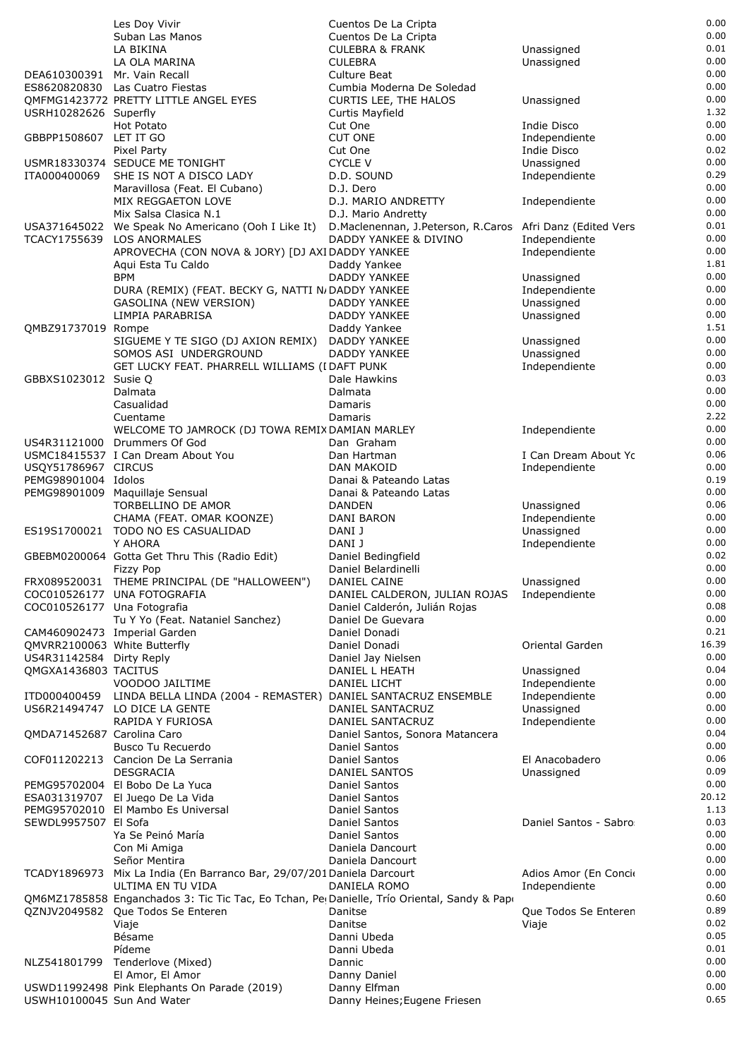| | | | | |
|---|---|---|---|---|
| | Les Doy Vivir | Cuentos De La Cripta | | 0.00 |
| | Suban Las Manos | Cuentos De La Cripta | | 0.00 |
| | LA BIKINA | CULEBRA & FRANK | Unassigned | 0.01 |
| | LA OLA MARINA | CULEBRA | Unassigned | 0.00 |
| DEA610300391 | Mr. Vain Recall | Culture Beat | | 0.00 |
| ES8620820830 | Las Cuatro Fiestas | Cumbia Moderna De Soledad | | 0.00 |
| QMFMG1423772 | PRETTY LITTLE ANGEL EYES | CURTIS LEE, THE HALOS | Unassigned | 0.00 |
| USRH10282626 | Superfly | Curtis Mayfield | | 1.32 |
| | Hot Potato | Cut One | Indie Disco | 0.00 |
| GBBPP1508607 | LET IT GO | CUT ONE | Independiente | 0.00 |
| | Pixel Party | Cut One | Indie Disco | 0.02 |
| USMR18330374 | SEDUCE ME TONIGHT | CYCLE V | Unassigned | 0.00 |
| ITA000400069 | SHE IS NOT A DISCO LADY | D.D. SOUND | Independiente | 0.29 |
| | Maravillosa (Feat. El Cubano) | D.J. Dero | | 0.00 |
| | MIX REGGAETON LOVE | D.J. MARIO ANDRETTY | Independiente | 0.00 |
| | Mix Salsa Clasica N.1 | D.J. Mario Andretty | | 0.00 |
| USA371645022 | We Speak No Americano (Ooh I Like It) | D.Maclenennan, J.Peterson, R.Caros | Afri Danz (Edited Vers | 0.01 |
| TCACY1755639 | LOS ANORMALES | DADDY YANKEE & DIVINO | Independiente | 0.00 |
| | APROVECHA (CON NOVA & JORY) [DJ AXI | DADDY YANKEE | Independiente | 0.00 |
| | Aqui Esta Tu Caldo | Daddy Yankee | | 1.81 |
| | BPM | DADDY YANKEE | Unassigned | 0.00 |
| | DURA (REMIX) (FEAT. BECKY G, NATTI N | DADDY YANKEE | Independiente | 0.00 |
| | GASOLINA (NEW VERSION) | DADDY YANKEE | Unassigned | 0.00 |
| | LIMPIA PARABRISA | DADDY YANKEE | Unassigned | 0.00 |
| QMBZ91737019 | Rompe | Daddy Yankee | | 1.51 |
| | SIGUEME Y TE SIGO (DJ AXION REMIX) | DADDY YANKEE | Unassigned | 0.00 |
| | SOMOS ASI UNDERGROUND | DADDY YANKEE | Unassigned | 0.00 |
| | GET LUCKY FEAT. PHARRELL WILLIAMS (I | DAFT PUNK | Independiente | 0.00 |
| GBBXS1023012 | Susie Q | Dale Hawkins | | 0.03 |
| | Dalmata | Dalmata | | 0.00 |
| | Casualidad | Damaris | | 0.00 |
| | Cuentame | Damaris | | 2.22 |
| | WELCOME TO JAMROCK (DJ TOWA REMIX | DAMIAN MARLEY | Independiente | 0.00 |
| US4R31121000 | Drummers Of God | Dan Graham | | 0.00 |
| USMC18415537 | I Can Dream About You | Dan Hartman | I Can Dream About Yc | 0.06 |
| USQY51786967 | CIRCUS | DAN MAKOID | Independiente | 0.00 |
| PEMG98901004 | Idolos | Danai & Pateando Latas | | 0.19 |
| PEMG98901009 | Maquillaje Sensual | Danai & Pateando Latas | | 0.00 |
| | TORBELLINO DE AMOR | DANDEN | Unassigned | 0.06 |
| | CHAMA (FEAT. OMAR KOONZE) | DANI BARON | Independiente | 0.00 |
| ES19S1700021 | TODO NO ES CASUALIDAD | DANI J | Unassigned | 0.00 |
| | Y AHORA | DANI J | Independiente | 0.00 |
| GBEBM0200064 | Gotta Get Thru This (Radio Edit) | Daniel Bedingfield | | 0.02 |
| | Fizzy Pop | Daniel Belardinelli | | 0.00 |
| FRX089520031 | THEME PRINCIPAL (DE "HALLOWEEN") | DANIEL CAINE | Unassigned | 0.00 |
| COC010526177 | UNA FOTOGRAFIA | DANIEL CALDERON, JULIAN ROJAS | Independiente | 0.00 |
| COC010526177 | Una Fotografia | Daniel Calderón, Julián Rojas | | 0.08 |
| | Tu Y Yo (Feat. Nataniel Sanchez) | Daniel De Guevara | | 0.00 |
| CAM460902473 | Imperial Garden | Daniel Donadi | | 0.21 |
| QMVRR2100063 | White Butterfly | Daniel Donadi | Oriental Garden | 16.39 |
| US4R31142584 | Dirty Reply | Daniel Jay Nielsen | | 0.00 |
| QMGXA1436803 | TACITUS | DANIEL L HEATH | Unassigned | 0.04 |
| | VOODOO JAILTIME | DANIEL LICHT | Independiente | 0.00 |
| ITD000400459 | LINDA BELLA LINDA (2004 - REMASTER) | DANIEL SANTACRUZ ENSEMBLE | Independiente | 0.00 |
| US6R21494747 | LO DICE LA GENTE | DANIEL SANTACRUZ | Unassigned | 0.00 |
| | RAPIDA Y FURIOSA | DANIEL SANTACRUZ | Independiente | 0.00 |
| QMDA71452687 | Carolina Caro | Daniel Santos, Sonora Matancera | | 0.04 |
| | Busco Tu Recuerdo | Daniel Santos | | 0.00 |
| COF011202213 | Cancion De La Serrania | Daniel Santos | El Anacobadero | 0.06 |
| | DESGRACIA | DANIEL SANTOS | Unassigned | 0.09 |
| PEMG95702004 | El Bobo De La Yuca | Daniel Santos | | 0.00 |
| ESA031319707 | El Juego De La Vida | Daniel Santos | | 20.12 |
| PEMG95702010 | El Mambo Es Universal | Daniel Santos | | 1.13 |
| SEWDL9957507 | El Sofa | Daniel Santos | Daniel Santos - Sabro | 0.03 |
| | Ya Se Peinó María | Daniel Santos | | 0.00 |
| | Con Mi Amiga | Daniela Dancourt | | 0.00 |
| | Señor Mentira | Daniela Dancourt | | 0.00 |
| TCADY1896973 | Mix La India (En Barranco Bar, 29/07/201 | Daniela Darcourt | Adios Amor (En Concie | 0.00 |
| | ULTIMA EN TU VIDA | DANIELA ROMO | Independiente | 0.00 |
| QM6MZ1785858 | Enganchados 3: Tic Tic Tac, Eo Tchan, Pe | Danielle, Trío Oriental, Sandy & Pap | | 0.60 |
| QZNJV2049582 | Que Todos Se Enteren | Danitse | Que Todos Se Enteren | 0.89 |
| | Viaje | Danitse | Viaje | 0.02 |
| | Bésame | Danni Ubeda | | 0.05 |
| | Pídeme | Danni Ubeda | | 0.01 |
| NLZ541801799 | Tenderlove (Mixed) | Dannic | | 0.00 |
| | El Amor, El Amor | Danny Daniel | | 0.00 |
| USWD11992498 | Pink Elephants On Parade (2019) | Danny Elfman | | 0.00 |
| USWH10100045 | Sun And Water | Danny Heines;Eugene Friesen | | 0.65 |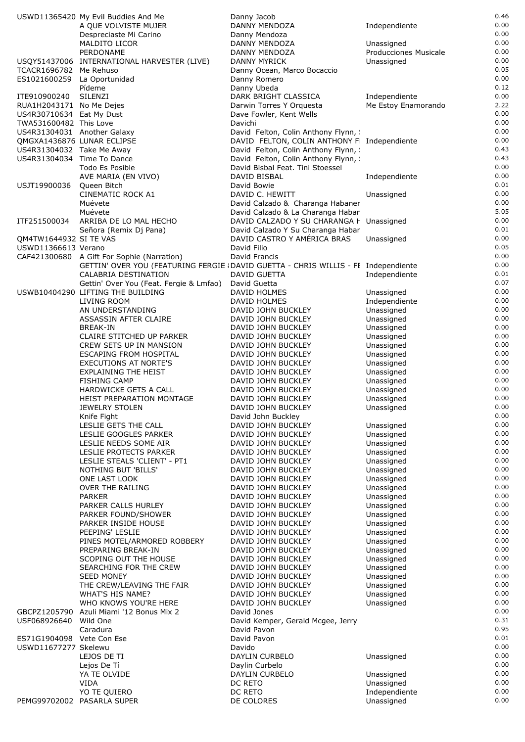| | | | | |
|---|---|---|---|---|
| USWD11365420 | My Evil Buddies And Me | Danny Jacob | | 0.46 |
| | A QUE VOLVISTE MUJER | DANNY MENDOZA | Independiente | 0.00 |
| | Despreciaste Mi Carino | Danny Mendoza | | 0.00 |
| | MALDITO LICOR | DANNY MENDOZA | Unassigned | 0.00 |
| | PERDONAME | DANNY MENDOZA | Producciones Musicale | 0.00 |
| USQY51437006 | INTERNATIONAL HARVESTER (LIVE) | DANNY MYRICK | Unassigned | 0.00 |
| TCACR1696782 | Me Rehuso | Danny Ocean, Marco Bocaccio | | 0.05 |
| ES1021600259 | La Oportunidad | Danny Romero | | 0.00 |
| | Pídeme | Danny Ubeda | | 0.12 |
| ITE910900240 | SILENZI | DARK BRIGHT CLASSICA | Independiente | 0.00 |
| RUA1H2043171 | No Me Dejes | Darwin Torres Y Orquesta | Me Estoy Enamorando | 2.22 |
| US4R30710634 | Eat My Dust | Dave Fowler, Kent Wells | | 0.00 |
| TWA531600482 | This Love | Davichi | | 0.00 |
| US4R31304031 | Another Galaxy | David Felton, Colin Anthony Flynn, | | 0.00 |
| QMGXA1436876 | LUNAR ECLIPSE | DAVID FELTON, COLIN ANTHONY F | Independiente | 0.00 |
| US4R31304032 | Take Me Away | David Felton, Colin Anthony Flynn, | | 0.43 |
| US4R31304034 | Time To Dance | David Felton, Colin Anthony Flynn, | | 0.43 |
| | Todo Es Posible | David Bisbal Feat. Tini Stoessel | | 0.00 |
| | AVE MARIA (EN VIVO) | DAVID BISBAL | Independiente | 0.00 |
| USJT19900036 | Queen Bitch | David Bowie | | 0.01 |
| | CINEMATIC ROCK A1 | DAVID C. HEWITT | Unassigned | 0.00 |
| | Muévete | David Calzado & Charanga Habaner | | 0.00 |
| | Muévete | David Calzado & La Charanga Habar | | 5.05 |
| ITF251500034 | ARRIBA DE LO MAL HECHO | DAVID CALZADO Y SU CHARANGA H | Unassigned | 0.00 |
| | Señora (Remix Dj Pana) | David Calzado Y Su Charanga Habar | | 0.01 |
| QM4TW1644932 | SI TE VAS | DAVID CASTRO Y AMÉRICA BRAS | Unassigned | 0.00 |
| USWD11366613 | Verano | David Filio | | 0.05 |
| CAF421300680 | A Gift For Sophie (Narration) | David Francis | | 0.00 |
| | GETTIN' OVER YOU (FEATURING FERGIE | DAVID GUETTA - CHRIS WILLIS - FE | Independiente | 0.00 |
| | CALABRIA DESTINATION | DAVID GUETTA | Independiente | 0.01 |
| | Gettin' Over You (Feat. Fergie & Lmfao) | David Guetta | | 0.07 |
| USWB10404290 | LIFTING THE BUILDING | DAVID HOLMES | Unassigned | 0.00 |
| | LIVING ROOM | DAVID HOLMES | Independiente | 0.00 |
| | AN UNDERSTANDING | DAVID JOHN BUCKLEY | Unassigned | 0.00 |
| | ASSASSIN AFTER CLAIRE | DAVID JOHN BUCKLEY | Unassigned | 0.00 |
| | BREAK-IN | DAVID JOHN BUCKLEY | Unassigned | 0.00 |
| | CLAIRE STITCHED UP PARKER | DAVID JOHN BUCKLEY | Unassigned | 0.00 |
| | CREW SETS UP IN MANSION | DAVID JOHN BUCKLEY | Unassigned | 0.00 |
| | ESCAPING FROM HOSPITAL | DAVID JOHN BUCKLEY | Unassigned | 0.00 |
| | EXECUTIONS AT NORTE'S | DAVID JOHN BUCKLEY | Unassigned | 0.00 |
| | EXPLAINING THE HEIST | DAVID JOHN BUCKLEY | Unassigned | 0.00 |
| | FISHING CAMP | DAVID JOHN BUCKLEY | Unassigned | 0.00 |
| | HARDWICKE GETS A CALL | DAVID JOHN BUCKLEY | Unassigned | 0.00 |
| | HEIST PREPARATION MONTAGE | DAVID JOHN BUCKLEY | Unassigned | 0.00 |
| | JEWELRY STOLEN | DAVID JOHN BUCKLEY | Unassigned | 0.00 |
| | Knife Fight | David John Buckley | | 0.00 |
| | LESLIE GETS THE CALL | DAVID JOHN BUCKLEY | Unassigned | 0.00 |
| | LESLIE GOOGLES PARKER | DAVID JOHN BUCKLEY | Unassigned | 0.00 |
| | LESLIE NEEDS SOME AIR | DAVID JOHN BUCKLEY | Unassigned | 0.00 |
| | LESLIE PROTECTS PARKER | DAVID JOHN BUCKLEY | Unassigned | 0.00 |
| | LESLIE STEALS 'CLIENT' - PT1 | DAVID JOHN BUCKLEY | Unassigned | 0.00 |
| | NOTHING BUT 'BILLS' | DAVID JOHN BUCKLEY | Unassigned | 0.00 |
| | ONE LAST LOOK | DAVID JOHN BUCKLEY | Unassigned | 0.00 |
| | OVER THE RAILING | DAVID JOHN BUCKLEY | Unassigned | 0.00 |
| | PARKER | DAVID JOHN BUCKLEY | Unassigned | 0.00 |
| | PARKER CALLS HURLEY | DAVID JOHN BUCKLEY | Unassigned | 0.00 |
| | PARKER FOUND/SHOWER | DAVID JOHN BUCKLEY | Unassigned | 0.00 |
| | PARKER INSIDE HOUSE | DAVID JOHN BUCKLEY | Unassigned | 0.00 |
| | PEEPING' LESLIE | DAVID JOHN BUCKLEY | Unassigned | 0.00 |
| | PINES MOTEL/ARMORED ROBBERY | DAVID JOHN BUCKLEY | Unassigned | 0.00 |
| | PREPARING BREAK-IN | DAVID JOHN BUCKLEY | Unassigned | 0.00 |
| | SCOPING OUT THE HOUSE | DAVID JOHN BUCKLEY | Unassigned | 0.00 |
| | SEARCHING FOR THE CREW | DAVID JOHN BUCKLEY | Unassigned | 0.00 |
| | SEED MONEY | DAVID JOHN BUCKLEY | Unassigned | 0.00 |
| | THE CREW/LEAVING THE FAIR | DAVID JOHN BUCKLEY | Unassigned | 0.00 |
| | WHAT'S HIS NAME? | DAVID JOHN BUCKLEY | Unassigned | 0.00 |
| | WHO KNOWS YOU'RE HERE | DAVID JOHN BUCKLEY | Unassigned | 0.00 |
| GBCPZ1205790 | Azuli Miami '12 Bonus Mix 2 | David Jones | | 0.00 |
| USF068926640 | Wild One | David Kemper, Gerald Mcgee, Jerry | | 0.31 |
| | Caradura | David Pavon | | 0.95 |
| ES71G1904098 | Vete Con Ese | David Pavon | | 0.01 |
| USWD11677277 | Skelewu | Davido | | 0.00 |
| | LEJOS DE TI | DAYLIN CURBELO | Unassigned | 0.00 |
| | Lejos De Tí | Daylin Curbelo | | 0.00 |
| | YA TE OLVIDE | DAYLIN CURBELO | Unassigned | 0.00 |
| | VIDA | DC RETO | Unassigned | 0.00 |
| | YO TE QUIERO | DC RETO | Independiente | 0.00 |
| PEMG99702002 | PASARLA SUPER | DE COLORES | Unassigned | 0.00 |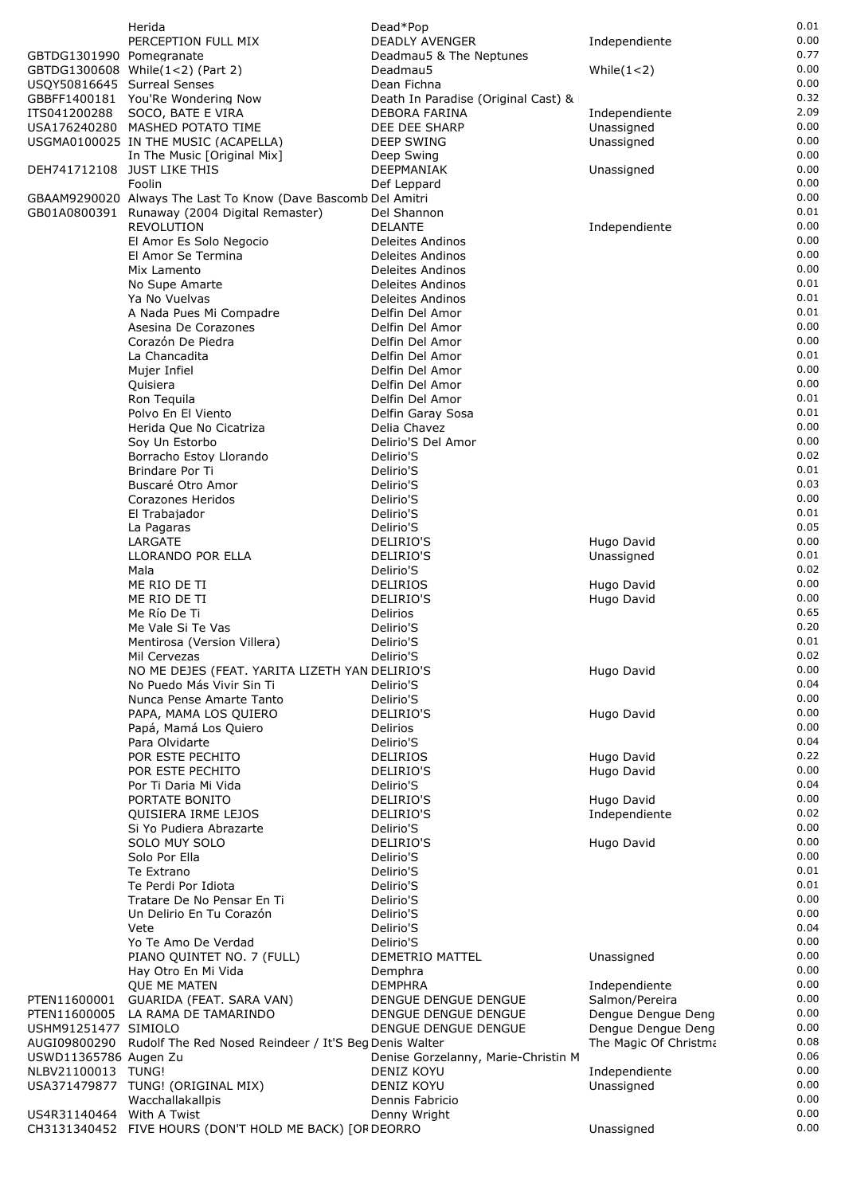| | | | | |
|---|---|---|---|---|
| | Herida | Dead*Pop | | 0.01 |
| | PERCEPTION FULL MIX | DEADLY AVENGER | Independiente | 0.00 |
| GBTDG1301990 | Pomegranate | Deadmau5 & The Neptunes | | 0.77 |
| GBTDG1300608 | While(1<2) (Part 2) | Deadmau5 | While(1<2) | 0.00 |
| USQY50816645 | Surreal Senses | Dean Fichna | | 0.00 |
| GBBFF1400181 | You'Re Wondering Now | Death In Paradise (Original Cast) & | | 0.32 |
| ITS041200288 | SOCO, BATE E VIRA | DEBORA FARINA | Independiente | 2.09 |
| USA176240280 | MASHED POTATO TIME | DEE DEE SHARP | Unassigned | 0.00 |
| USGMA0100025 | IN THE MUSIC (ACAPELLA) | DEEP SWING | Unassigned | 0.00 |
| | In The Music [Original Mix] | Deep Swing | | 0.00 |
| DEH741712108 | JUST LIKE THIS | DEEPMANIAK | Unassigned | 0.00 |
| | Foolin | Def Leppard | | 0.00 |
| GBAAM9290020 | Always The Last To Know (Dave Bascomb | Del Amitri | | 0.00 |
| GB01A0800391 | Runaway (2004 Digital Remaster) | Del Shannon | | 0.01 |
| | REVOLUTION | DELANTE | Independiente | 0.00 |
| | El Amor Es Solo Negocio | Deleites Andinos | | 0.00 |
| | El Amor Se Termina | Deleites Andinos | | 0.00 |
| | Mix Lamento | Deleites Andinos | | 0.00 |
| | No Supe Amarte | Deleites Andinos | | 0.01 |
| | Ya No Vuelvas | Deleites Andinos | | 0.01 |
| | A Nada Pues Mi Compadre | Delfin Del Amor | | 0.01 |
| | Asesina De Corazones | Delfin Del Amor | | 0.00 |
| | Corazón De Piedra | Delfin Del Amor | | 0.00 |
| | La Chancadita | Delfin Del Amor | | 0.01 |
| | Mujer Infiel | Delfin Del Amor | | 0.00 |
| | Quisiera | Delfin Del Amor | | 0.00 |
| | Ron Tequila | Delfin Del Amor | | 0.01 |
| | Polvo En El Viento | Delfin Garay Sosa | | 0.01 |
| | Herida Que No Cicatriza | Delia Chavez | | 0.00 |
| | Soy Un Estorbo | Delirio'S Del Amor | | 0.00 |
| | Borracho Estoy Llorando | Delirio'S | | 0.02 |
| | Brindare Por Ti | Delirio'S | | 0.01 |
| | Buscaré Otro Amor | Delirio'S | | 0.03 |
| | Corazones Heridos | Delirio'S | | 0.00 |
| | El Trabajador | Delirio'S | | 0.01 |
| | La Pagaras | Delirio'S | | 0.05 |
| | LARGATE | DELIRIO'S | Hugo David | 0.00 |
| | LLORANDO POR ELLA | DELIRIO'S | Unassigned | 0.01 |
| | Mala | Delirio'S | | 0.02 |
| | ME RIO DE TI | DELIRIOS | Hugo David | 0.00 |
| | ME RIO DE TI | DELIRIO'S | Hugo David | 0.00 |
| | Me Río De Ti | Delirios | | 0.65 |
| | Me Vale Si Te Vas | Delirio'S | | 0.20 |
| | Mentirosa (Version Villera) | Delirio'S | | 0.01 |
| | Mil Cervezas | Delirio'S | | 0.02 |
| | NO ME DEJES (FEAT. YARITA LIZETH YAN | DELIRIO'S | Hugo David | 0.00 |
| | No Puedo Más Vivir Sin Ti | Delirio'S | | 0.04 |
| | Nunca Pense Amarte Tanto | Delirio'S | | 0.00 |
| | PAPA, MAMA LOS QUIERO | DELIRIO'S | Hugo David | 0.00 |
| | Papá, Mamá Los Quiero | Delirios | | 0.00 |
| | Para Olvidarte | Delirio'S | | 0.04 |
| | POR ESTE PECHITO | DELIRIOS | Hugo David | 0.22 |
| | POR ESTE PECHITO | DELIRIO'S | Hugo David | 0.00 |
| | Por Ti Daria Mi Vida | Delirio'S | | 0.04 |
| | PORTATE BONITO | DELIRIO'S | Hugo David | 0.00 |
| | QUISIERA IRME LEJOS | DELIRIO'S | Independiente | 0.02 |
| | Si Yo Pudiera Abrazarte | Delirio'S | | 0.00 |
| | SOLO MUY SOLO | DELIRIO'S | Hugo David | 0.00 |
| | Solo Por Ella | Delirio'S | | 0.00 |
| | Te Extrano | Delirio'S | | 0.01 |
| | Te Perdi Por Idiota | Delirio'S | | 0.01 |
| | Tratare De No Pensar En Ti | Delirio'S | | 0.00 |
| | Un Delirio En Tu Corazón | Delirio'S | | 0.00 |
| | Vete | Delirio'S | | 0.04 |
| | Yo Te Amo De Verdad | Delirio'S | | 0.00 |
| | PIANO QUINTET NO. 7 (FULL) | DEMETRIO MATTEL | Unassigned | 0.00 |
| | Hay Otro En Mi Vida | Demphra | | 0.00 |
| | QUE ME MATEN | DEMPHRA | Independiente | 0.00 |
| PTEN11600001 | GUARIDA (FEAT. SARA VAN) | DENGUE DENGUE DENGUE | Salmon/Pereira | 0.00 |
| PTEN11600005 | LA RAMA DE TAMARINDO | DENGUE DENGUE DENGUE | Dengue Dengue Deng | 0.00 |
| USHM91251477 | SIMIOLO | DENGUE DENGUE DENGUE | Dengue Dengue Deng | 0.00 |
| AUGI09800290 | Rudolf The Red Nosed Reindeer / It'S Beg | Denis Walter | The Magic Of Christma | 0.08 |
| USWD11365786 | Augen Zu | Denise Gorzelanny, Marie-Christin M | | 0.06 |
| NLBV21100013 | TUNG! | DENIZ KOYU | Independiente | 0.00 |
| USA371479877 | TUNG! (ORIGINAL MIX) | DENIZ KOYU | Unassigned | 0.00 |
| | Wacchallakallpis | Dennis Fabricio | | 0.00 |
| US4R31140464 | With A Twist | Denny Wright | | 0.00 |
| CH3131340452 | FIVE HOURS (DON'T HOLD ME BACK) [OR | DEORRO | Unassigned | 0.00 |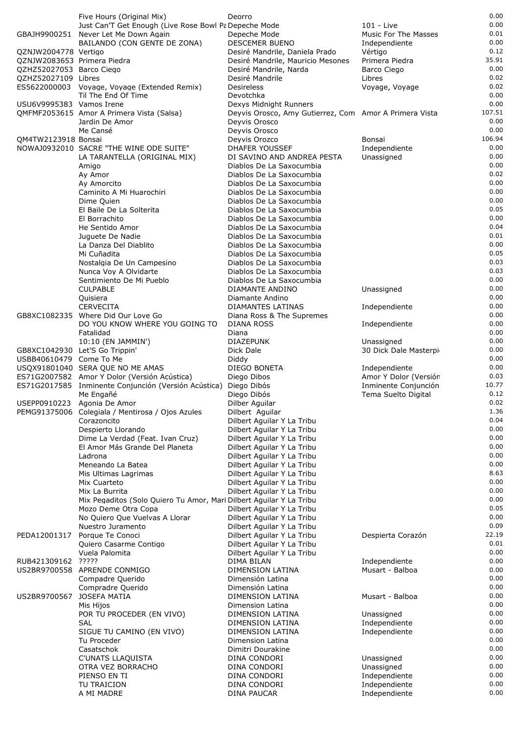| ISRC | Title | Artist | Album | Amount |
| --- | --- | --- | --- | --- |
| | Five Hours (Original Mix) | Deorro | | 0.00 |
| | Just Can'T Get Enough (Live Rose Bowl Pa | Depeche Mode | 101 - Live | 0.00 |
| GBAJH9900251 | Never Let Me Down Again | Depeche Mode | Music For The Masses | 0.01 |
| | BAILANDO (CON GENTE DE ZONA) | DESCEMER BUENO | Independiente | 0.00 |
| QZNJW2004778 | Vertigo | Desiré Mandrile, Daniela Prado | Vértigo | 0.12 |
| QZNJW2083653 | Primera Piedra | Desiré Mandrile, Mauricio Mesones | Primera Piedra | 35.91 |
| QZHZ52027053 | Barco Ciego | Desiré Mandrile, Narda | Barco Ciego | 0.00 |
| QZHZ52027109 | Libres | Desiré Mandrile | Libres | 0.02 |
| ES5622000003 | Voyage, Voyage (Extended Remix) | Desireless | Voyage, Voyage | 0.02 |
| | Til The End Of Time | Devotchka | | 0.00 |
| USU6V9995383 | Vamos Irene | Dexys Midnight Runners | | 0.00 |
| QMFMF2053615 | Amor A Primera Vista (Salsa) | Deyvis Orosco, Amy Gutierrez, Com | Amor A Primera Vista | 107.51 |
| | Jardin De Amor | Deyvis Orosco | | 0.00 |
| | Me Cansé | Deyvis Orosco | | 0.00 |
| QM4TW2123918 | Bonsai | Deyvis Orozco | Bonsai | 106.94 |
| NOWAJ0932010 | SACRE "THE WINE ODE SUITE" | DHAFER YOUSSEF | Independiente | 0.00 |
| | LA TARANTELLA (ORIGINAL MIX) | DI SAVINO AND ANDREA PESTA | Unassigned | 0.00 |
| | Amigo | Diablos De La Saxocumbia | | 0.00 |
| | Ay Amor | Diablos De La Saxocumbia | | 0.02 |
| | Ay Amorcito | Diablos De La Saxocumbia | | 0.00 |
| | Caminito A Mi Huarochiri | Diablos De La Saxocumbia | | 0.00 |
| | Dime Quien | Diablos De La Saxocumbia | | 0.00 |
| | El Baile De La Solterita | Diablos De La Saxocumbia | | 0.05 |
| | El Borrachito | Diablos De La Saxocumbia | | 0.00 |
| | He Sentido Amor | Diablos De La Saxocumbia | | 0.04 |
| | Juguete De Nadie | Diablos De La Saxocumbia | | 0.01 |
| | La Danza Del Diablito | Diablos De La Saxocumbia | | 0.00 |
| | Mi Cuñadita | Diablos De La Saxocumbia | | 0.05 |
| | Nostalgia De Un Campesino | Diablos De La Saxocumbia | | 0.03 |
| | Nunca Voy A Olvidarte | Diablos De La Saxocumbia | | 0.03 |
| | Sentimiento De Mi Pueblo | Diablos De La Saxocumbia | | 0.00 |
| | CULPABLE | DIAMANTE ANDINO | Unassigned | 0.00 |
| | Quisiera | Diamante Andino | | 0.00 |
| | CERVECITA | DIAMANTES LATINAS | Independiente | 0.00 |
| GB8XC1082335 | Where Did Our Love Go | Diana Ross & The Supremes | | 0.00 |
| | DO YOU KNOW WHERE YOU GOING TO | DIANA ROSS | Independiente | 0.00 |
| | Fatalidad | Diana | | 0.00 |
| | 10:10 (EN JAMMIN') | DIAZEPUNK | Unassigned | 0.00 |
| GB8XC1042930 | Let'S Go Trippin' | Dick Dale | 30 Dick Dale Masterpi | 0.00 |
| USBB40610479 | Come To Me | Diddy | | 0.00 |
| USQX91801040 | SERA QUE NO ME AMAS | DIEGO BONETA | Independiente | 0.00 |
| ES71G2007582 | Amor Y Dolor (Versión Acústica) | Diego Dibos | Amor Y Dolor (Versión | 0.03 |
| ES71G2017585 | Inminente Conjunción (Versión Acústica) | Diego Dibós | Inminente Conjunción | 10.77 |
| | Me Engañé | Diego Dibós | Tema Suelto Digital | 0.12 |
| USEPP0910223 | Agonia De Amor | Dilber Aguilar | | 0.02 |
| PEMG91375006 | Colegiala / Mentirosa / Ojos Azules | Dilbert Aguilar | | 1.36 |
| | Corazoncito | Dilbert Aguilar Y La Tribu | | 0.04 |
| | Despierto Llorando | Dilbert Aguilar Y La Tribu | | 0.00 |
| | Dime La Verdad (Feat. Ivan Cruz) | Dilbert Aguilar Y La Tribu | | 0.00 |
| | El Amor Más Grande Del Planeta | Dilbert Aguilar Y La Tribu | | 0.00 |
| | Ladrona | Dilbert Aguilar Y La Tribu | | 0.00 |
| | Meneando La Batea | Dilbert Aguilar Y La Tribu | | 0.00 |
| | Mis Ultimas Lagrimas | Dilbert Aguilar Y La Tribu | | 8.63 |
| | Mix Cuarteto | Dilbert Aguilar Y La Tribu | | 0.00 |
| | Mix La Burrita | Dilbert Aguilar Y La Tribu | | 0.00 |
| | Mix Pegaditos (Solo Quiero Tu Amor, Mari | Dilbert Aguilar Y La Tribu | | 0.00 |
| | Mozo Deme Otra Copa | Dilbert Aguilar Y La Tribu | | 0.05 |
| | No Quiero Que Vuelvas A Llorar | Dilbert Aguilar Y La Tribu | | 0.00 |
| | Nuestro Juramento | Dilbert Aguilar Y La Tribu | | 0.09 |
| PEDA12001317 | Porque Te Conoci | Dilbert Aguilar Y La Tribu | Despierta Corazón | 22.19 |
| | Quiero Casarme Contigo | Dilbert Aguilar Y La Tribu | | 0.01 |
| | Vuela Palomita | Dilbert Aguilar Y La Tribu | | 0.00 |
| RUB421309162 | ????? | DIMA BILAN | Independiente | 0.00 |
| US2BR9700558 | APRENDE CONMIGO | DIMENSION LATINA | Musart - Balboa | 0.00 |
| | Compadre Querido | Dimensión Latina | | 0.00 |
| | Compradre Querido | Dimensión Latina | | 0.00 |
| US2BR9700567 | JOSEFA MATIA | DIMENSION LATINA | Musart - Balboa | 0.00 |
| | Mis Hijos | Dimension Latina | | 0.00 |
| | POR TU PROCEDER (EN VIVO) | DIMENSION LATINA | Unassigned | 0.00 |
| | SAL | DIMENSION LATINA | Independiente | 0.00 |
| | SIGUE TU CAMINO (EN VIVO) | DIMENSION LATINA | Independiente | 0.00 |
| | Tu Proceder | Dimension Latina | | 0.00 |
| | Casatschok | Dimitri Dourakine | | 0.00 |
| | C'UNATS LLAQUISTA | DINA CONDORI | Unassigned | 0.00 |
| | OTRA VEZ BORRACHO | DINA CONDORI | Unassigned | 0.00 |
| | PIENSO EN TI | DINA CONDORI | Independiente | 0.00 |
| | TU TRAICION | DINA CONDORI | Independiente | 0.00 |
| | A MI MADRE | DINA PAUCAR | Independiente | 0.00 |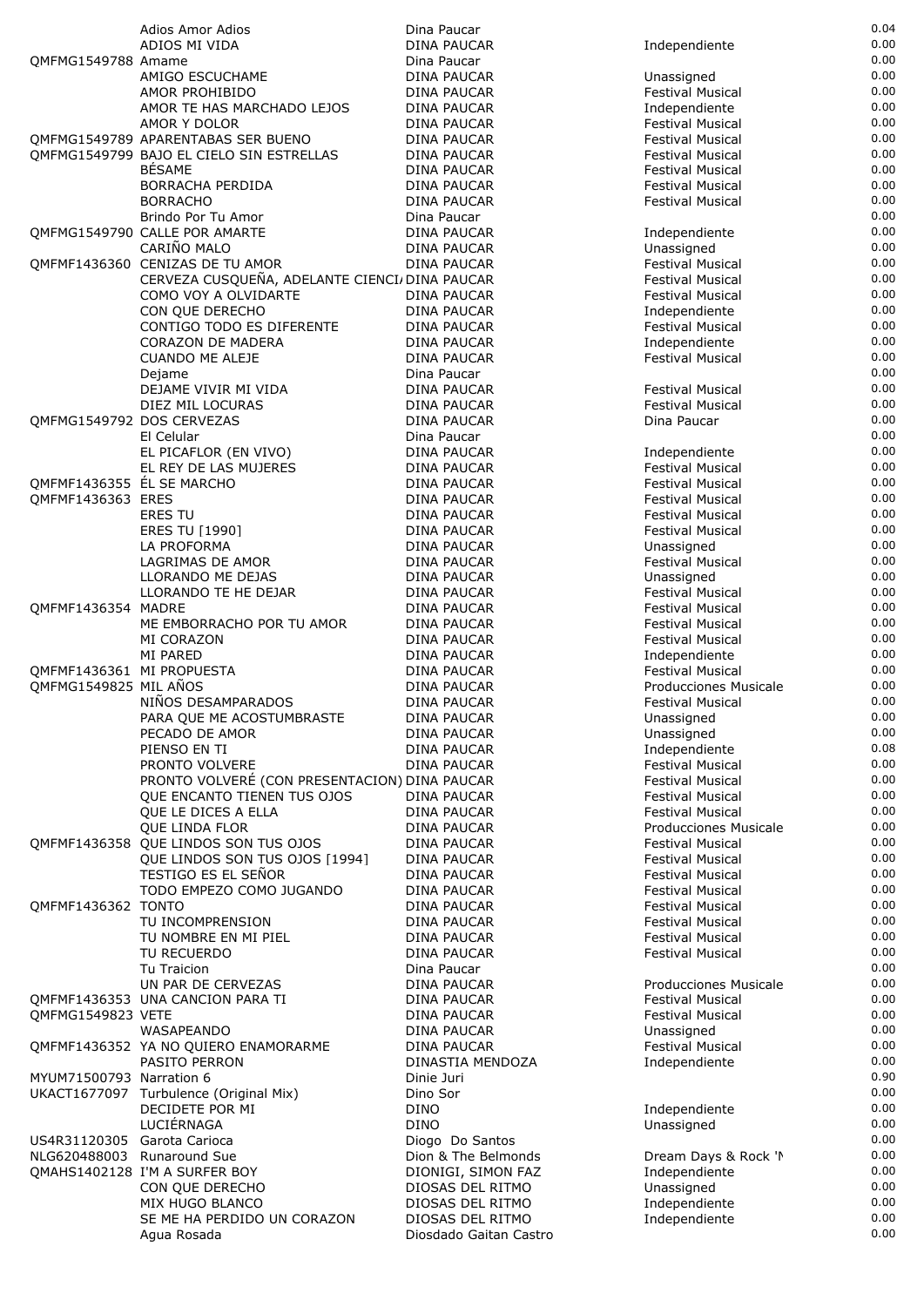| | | | | |
|---|---|---|---|---|
| | Adios Amor Adios | Dina Paucar | | 0.04 |
| | ADIOS MI VIDA | DINA PAUCAR | Independiente | 0.00 |
| QMFMG1549788 | Amame | Dina Paucar | | 0.00 |
| | AMIGO ESCUCHAME | DINA PAUCAR | Unassigned | 0.00 |
| | AMOR PROHIBIDO | DINA PAUCAR | Festival Musical | 0.00 |
| | AMOR TE HAS MARCHADO LEJOS | DINA PAUCAR | Independiente | 0.00 |
| | AMOR Y DOLOR | DINA PAUCAR | Festival Musical | 0.00 |
| QMFMG1549789 | APARENTABAS SER BUENO | DINA PAUCAR | Festival Musical | 0.00 |
| QMFMG1549799 | BAJO EL CIELO SIN ESTRELLAS | DINA PAUCAR | Festival Musical | 0.00 |
| | BÉSAME | DINA PAUCAR | Festival Musical | 0.00 |
| | BORRACHA PERDIDA | DINA PAUCAR | Festival Musical | 0.00 |
| | BORRACHO | DINA PAUCAR | Festival Musical | 0.00 |
| | Brindo Por Tu Amor | Dina Paucar | | 0.00 |
| QMFMG1549790 | CALLE POR AMARTE | DINA PAUCAR | Independiente | 0.00 |
| | CARIÑO MALO | DINA PAUCAR | Unassigned | 0.00 |
| QMFMF1436360 | CENIZAS DE TU AMOR | DINA PAUCAR | Festival Musical | 0.00 |
| | CERVEZA CUSQUEÑA, ADELANTE CIENCIA | DINA PAUCAR | Festival Musical | 0.00 |
| | COMO VOY A OLVIDARTE | DINA PAUCAR | Festival Musical | 0.00 |
| | CON QUE DERECHO | DINA PAUCAR | Independiente | 0.00 |
| | CONTIGO TODO ES DIFERENTE | DINA PAUCAR | Festival Musical | 0.00 |
| | CORAZON DE MADERA | DINA PAUCAR | Independiente | 0.00 |
| | CUANDO ME ALEJE | DINA PAUCAR | Festival Musical | 0.00 |
| | Dejame | Dina Paucar | | 0.00 |
| | DEJAME VIVIR MI VIDA | DINA PAUCAR | Festival Musical | 0.00 |
| | DIEZ MIL LOCURAS | DINA PAUCAR | Festival Musical | 0.00 |
| QMFMG1549792 | DOS CERVEZAS | DINA PAUCAR | Dina Paucar | 0.00 |
| | El Celular | Dina Paucar | | 0.00 |
| | EL PICAFLOR (EN VIVO) | DINA PAUCAR | Independiente | 0.00 |
| | EL REY DE LAS MUJERES | DINA PAUCAR | Festival Musical | 0.00 |
| QMFMF1436355 | ÉL SE MARCHO | DINA PAUCAR | Festival Musical | 0.00 |
| QMFMF1436363 | ERES | DINA PAUCAR | Festival Musical | 0.00 |
| | ERES TU | DINA PAUCAR | Festival Musical | 0.00 |
| | ERES TU [1990] | DINA PAUCAR | Festival Musical | 0.00 |
| | LA PROFORMA | DINA PAUCAR | Unassigned | 0.00 |
| | LAGRIMAS DE AMOR | DINA PAUCAR | Festival Musical | 0.00 |
| | LLORANDO ME DEJAS | DINA PAUCAR | Unassigned | 0.00 |
| | LLORANDO TE HE DEJAR | DINA PAUCAR | Festival Musical | 0.00 |
| QMFMF1436354 | MADRE | DINA PAUCAR | Festival Musical | 0.00 |
| | ME EMBORRACHO POR TU AMOR | DINA PAUCAR | Festival Musical | 0.00 |
| | MI CORAZON | DINA PAUCAR | Festival Musical | 0.00 |
| | MI PARED | DINA PAUCAR | Independiente | 0.00 |
| QMFMF1436361 | MI PROPUESTA | DINA PAUCAR | Festival Musical | 0.00 |
| QMFMG1549825 | MIL AÑOS | DINA PAUCAR | Producciones Musicale | 0.00 |
| | NIÑOS DESAMPARADOS | DINA PAUCAR | Festival Musical | 0.00 |
| | PARA QUE ME ACOSTUMBRASTE | DINA PAUCAR | Unassigned | 0.00 |
| | PECADO DE AMOR | DINA PAUCAR | Unassigned | 0.00 |
| | PIENSO EN TI | DINA PAUCAR | Independiente | 0.08 |
| | PRONTO VOLVERE | DINA PAUCAR | Festival Musical | 0.00 |
| | PRONTO VOLVERÉ (CON PRESENTACION) | DINA PAUCAR | Festival Musical | 0.00 |
| | QUE ENCANTO TIENEN TUS OJOS | DINA PAUCAR | Festival Musical | 0.00 |
| | QUE LE DICES A ELLA | DINA PAUCAR | Festival Musical | 0.00 |
| | QUE LINDA FLOR | DINA PAUCAR | Producciones Musicale | 0.00 |
| QMFMF1436358 | QUE LINDOS SON TUS OJOS | DINA PAUCAR | Festival Musical | 0.00 |
| | QUE LINDOS SON TUS OJOS [1994] | DINA PAUCAR | Festival Musical | 0.00 |
| | TESTIGO ES EL SEÑOR | DINA PAUCAR | Festival Musical | 0.00 |
| | TODO EMPEZO COMO JUGANDO | DINA PAUCAR | Festival Musical | 0.00 |
| QMFMF1436362 | TONTO | DINA PAUCAR | Festival Musical | 0.00 |
| | TU INCOMPRENSION | DINA PAUCAR | Festival Musical | 0.00 |
| | TU NOMBRE EN MI PIEL | DINA PAUCAR | Festival Musical | 0.00 |
| | TU RECUERDO | DINA PAUCAR | Festival Musical | 0.00 |
| | Tu Traicion | Dina Paucar | | 0.00 |
| | UN PAR DE CERVEZAS | DINA PAUCAR | Producciones Musicale | 0.00 |
| QMFMF1436353 | UNA CANCION PARA TI | DINA PAUCAR | Festival Musical | 0.00 |
| QMFMG1549823 | VETE | DINA PAUCAR | Festival Musical | 0.00 |
| | WASAPEANDO | DINA PAUCAR | Unassigned | 0.00 |
| QMFMF1436352 | YA NO QUIERO ENAMORARME | DINA PAUCAR | Festival Musical | 0.00 |
| | PASITO PERRON | DINASTIA MENDOZA | Independiente | 0.00 |
| MYUM71500793 | Narration 6 | Dinie Juri | | 0.90 |
| UKACT1677097 | Turbulence (Original Mix) | Dino Sor | | 0.00 |
| | DECIDETE POR MI | DINO | Independiente | 0.00 |
| | LUCIÉRNAGA | DINO | Unassigned | 0.00 |
| US4R31120305 | Garota Carioca | Diogo Do Santos | | 0.00 |
| NLG620488003 | Runaround Sue | Dion & The Belmonds | Dream Days & Rock 'N | 0.00 |
| QMAHS1402128 | I'M A SURFER BOY | DIONIGI, SIMON FAZ | Independiente | 0.00 |
| | CON QUE DERECHO | DIOSAS DEL RITMO | Unassigned | 0.00 |
| | MIX HUGO BLANCO | DIOSAS DEL RITMO | Independiente | 0.00 |
| | SE ME HA PERDIDO UN CORAZON | DIOSAS DEL RITMO | Independiente | 0.00 |
| | Agua Rosada | Diosdado Gaitan Castro | | 0.00 |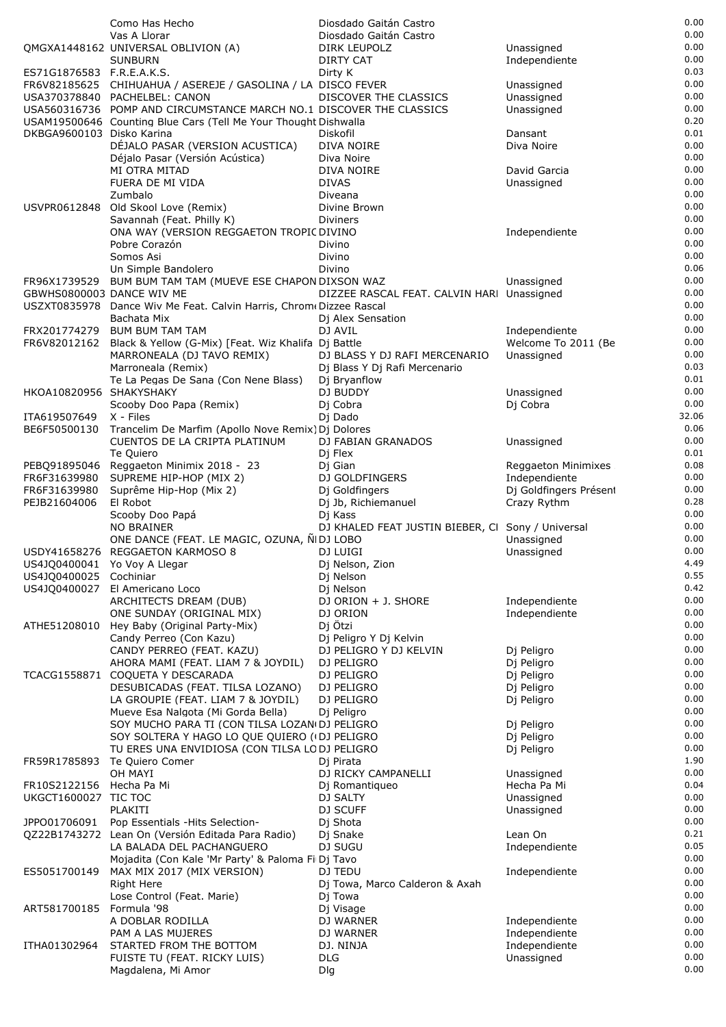| | | | | |
|---|---|---|---|---|
| | Como Has Hecho | Diosdado Gaitán Castro | | 0.00 |
| | Vas A Llorar | Diosdado Gaitán Castro | | 0.00 |
| QMGXA1448162 | UNIVERSAL OBLIVION (A) | DIRK LEUPOLZ | Unassigned | 0.00 |
| | SUNBURN | DIRTY CAT | Independiente | 0.00 |
| ES71G1876583 | F.R.E.A.K.S. | Dirty K | | 0.03 |
| FR6V82185625 | CHIHUAHUA / ASEREJE / GASOLINA / LA | DISCO FEVER | Unassigned | 0.00 |
| USA370378840 | PACHELBEL: CANON | DISCOVER THE CLASSICS | Unassigned | 0.00 |
| USA560316736 | POMP AND CIRCUMSTANCE MARCH NO.1 | DISCOVER THE CLASSICS | Unassigned | 0.00 |
| USAM19500646 | Counting Blue Cars (Tell Me Your Thought | Dishwalla | | 0.20 |
| DKBGA9600103 | Disko Karina | Diskofil | Dansant | 0.01 |
| | DÉJALO PASAR (VERSION ACUSTICA) | DIVA NOIRE | Diva Noire | 0.00 |
| | Déjalo Pasar (Versión Acústica) | Diva Noire | | 0.00 |
| | MI OTRA MITAD | DIVA NOIRE | David Garcia | 0.00 |
| | FUERA DE MI VIDA | DIVAS | Unassigned | 0.00 |
| | Zumbalo | Diveana | | 0.00 |
| USVPR0612848 | Old Skool Love (Remix) | Divine Brown | | 0.00 |
| | Savannah (Feat. Philly K) | Diviners | | 0.00 |
| | ONA WAY (VERSION REGGAETON TROPIC | DIVINO | Independiente | 0.00 |
| | Pobre Corazón | Divino | | 0.00 |
| | Somos Asi | Divino | | 0.00 |
| | Un Simple Bandolero | Divino | | 0.06 |
| FR96X1739529 | BUM BUM TAM TAM (MUEVE ESE CHAPON | DIXSON WAZ | Unassigned | 0.00 |
| GBWHS0800003 | DANCE WIV ME | DIZZEE RASCAL FEAT. CALVIN HARI | Unassigned | 0.00 |
| USZXT0835978 | Dance Wiv Me Feat. Calvin Harris, Chrom | Dizzee Rascal | | 0.00 |
| | Bachata Mix | Dj Alex Sensation | | 0.00 |
| FRX201774279 | BUM BUM TAM TAM | DJ AVIL | Independiente | 0.00 |
| FR6V82012162 | Black & Yellow (G-Mix) [Feat. Wiz Khalifa | Dj Battle | Welcome To 2011 (Be | 0.00 |
| | MARRONEALA (DJ TAVO REMIX) | DJ BLASS Y DJ RAFI MERCENARIO | Unassigned | 0.00 |
| | Marroneala (Remix) | Dj Blass Y Dj Rafi Mercenario | | 0.03 |
| | Te La Pegas De Sana (Con Nene Blass) | Dj Bryanflow | | 0.01 |
| HKOA10820956 | SHAKYSHAKY | DJ BUDDY | Unassigned | 0.00 |
| | Scooby Doo Papa (Remix) | Dj Cobra | Dj Cobra | 0.00 |
| ITA619507649 | X - Files | Dj Dado | | 32.06 |
| BE6F50500130 | Trancelim De Marfim (Apollo Nove Remix) | Dj Dolores | | 0.06 |
| | CUENTOS DE LA CRIPTA PLATINUM | DJ FABIAN GRANADOS | Unassigned | 0.00 |
| | Te Quiero | Dj Flex | | 0.01 |
| PEBQ91895046 | Reggaeton Minimix 2018 - 23 | Dj Gian | Reggaeton Minimixes | 0.08 |
| FR6F31639980 | SUPREME HIP-HOP (MIX 2) | DJ GOLDFINGERS | Independiente | 0.00 |
| FR6F31639980 | Suprême Hip-Hop (Mix 2) | Dj Goldfingers | Dj Goldfingers Présent | 0.00 |
| PEJB21604006 | El Robot | Dj Jb, Richiemanuel | Crazy Rythm | 0.28 |
| | Scooby Doo Papá | Dj Kass | | 0.00 |
| | NO BRAINER | DJ KHALED FEAT JUSTIN BIEBER, CI | Sony / Universal | 0.00 |
| | ONE DANCE (FEAT. LE MAGIC, OZUNA, Ñ | DJ LOBO | Unassigned | 0.00 |
| USDY41658276 | REGGAETON KARMOSO 8 | DJ LUIGI | Unassigned | 0.00 |
| US4JQ0400041 | Yo Voy A Llegar | Dj Nelson, Zion | | 4.49 |
| US4JQ0400025 | Cochiniar | Dj Nelson | | 0.55 |
| US4JQ0400027 | El Americano Loco | Dj Nelson | | 0.42 |
| | ARCHITECTS DREAM (DUB) | DJ ORION + J. SHORE | Independiente | 0.00 |
| | ONE SUNDAY (ORIGINAL MIX) | DJ ORION | Independiente | 0.00 |
| ATHE51208010 | Hey Baby (Original Party-Mix) | Dj Ötzi | | 0.00 |
| | Candy Perreo (Con Kazu) | Dj Peligro Y Dj Kelvin | | 0.00 |
| | CANDY PERREO (FEAT. KAZU) | DJ PELIGRO Y DJ KELVIN | Dj Peligro | 0.00 |
| | AHORA MAMI (FEAT. LIAM 7 & JOYDIL) | DJ PELIGRO | Dj Peligro | 0.00 |
| TCACG1558871 | COQUETA Y DESCARADA | DJ PELIGRO | Dj Peligro | 0.00 |
| | DESUBICADAS (FEAT. TILSA LOZANO) | DJ PELIGRO | Dj Peligro | 0.00 |
| | LA GROUPIE (FEAT. LIAM 7 & JOYDIL) | DJ PELIGRO | Dj Peligro | 0.00 |
| | Mueve Esa Nalgota (Mi Gorda Bella) | Dj Peligro | | 0.00 |
| | SOY MUCHO PARA TI (CON TILSA LOZAN | DJ PELIGRO | Dj Peligro | 0.00 |
| | SOY SOLTERA Y HAGO LO QUE QUIERO ( | DJ PELIGRO | Dj Peligro | 0.00 |
| | TU ERES UNA ENVIDIOSA (CON TILSA LO | DJ PELIGRO | Dj Peligro | 0.00 |
| FR59R1785893 | Te Quiero Comer | Dj Pirata | | 1.90 |
| | OH MAYI | DJ RICKY CAMPANELLI | Unassigned | 0.00 |
| FR10S2122156 | Hecha Pa Mi | Dj Romantiqueo | Hecha Pa Mi | 0.04 |
| UKGCT1600027 | TIC TOC | DJ SALTY | Unassigned | 0.00 |
| | PLAKITI | DJ SCUFF | Unassigned | 0.00 |
| JPPO01706091 | Pop Essentials -Hits Selection- | Dj Shota | | 0.00 |
| QZ22B1743272 | Lean On (Versión Editada Para Radio) | Dj Snake | Lean On | 0.21 |
| | LA BALADA DEL PACHANGUERO | DJ SUGU | Independiente | 0.05 |
| | Mojadita (Con Kale 'Mr Party' & Paloma Fi | Dj Tavo | | 0.00 |
| ES5051700149 | MAX MIX 2017 (MIX VERSION) | DJ TEDU | Independiente | 0.00 |
| | Right Here | Dj Towa, Marco Calderon & Axah | | 0.00 |
| | Lose Control (Feat. Marie) | Dj Towa | | 0.00 |
| ART581700185 | Formula '98 | Dj Visage | | 0.00 |
| | A DOBLAR RODILLA | DJ WARNER | Independiente | 0.00 |
| | PAM A LAS MUJERES | DJ WARNER | Independiente | 0.00 |
| ITHA01302964 | STARTED FROM THE BOTTOM | DJ. NINJA | Independiente | 0.00 |
| | FUISTE TU (FEAT. RICKY LUIS) | DLG | Unassigned | 0.00 |
| | Magdalena, Mi Amor | Dlg | | 0.00 |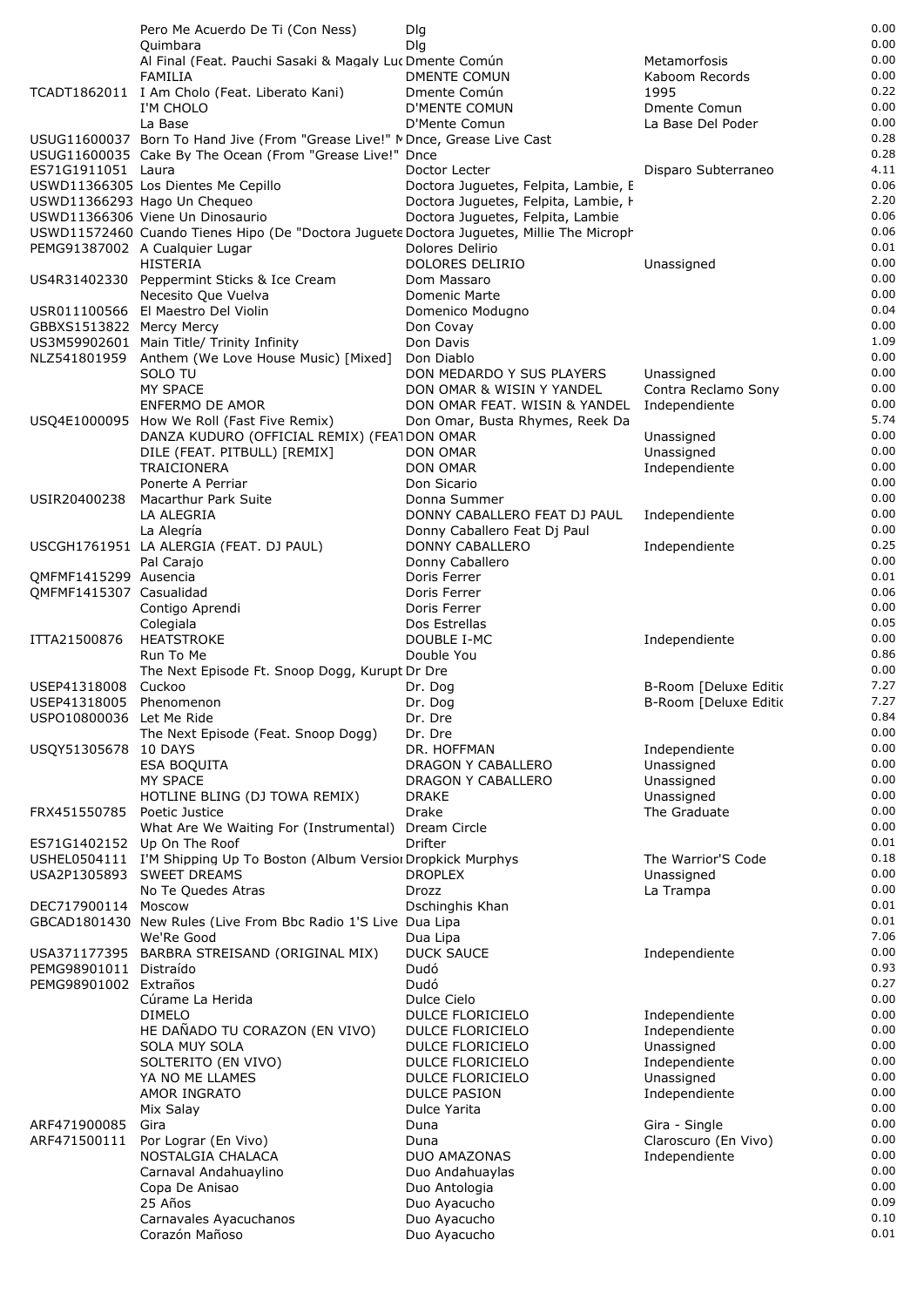| | | | | |
|---|---|---|---|---|
| | Pero Me Acuerdo De Ti (Con Ness) | Dlg | | 0.00 |
| | Quimbara | Dlg | | 0.00 |
| | Al Final (Feat. Pauchi Sasaki & Magaly Luc | Dmente Común | Metamorfosis | 0.00 |
| | FAMILIA | DMENTE COMUN | Kaboom Records | 0.00 |
| TCADT1862011 | I Am Cholo (Feat. Liberato Kani) | Dmente Común | 1995 | 0.22 |
| | I'M CHOLO | D'MENTE COMUN | Dmente Comun | 0.00 |
| | La Base | D'Mente Comun | La Base Del Poder | 0.00 |
| USUG11600037 | Born To Hand Jive (From "Grease Live!" M | Dnce, Grease Live Cast | | 0.28 |
| USUG11600035 | Cake By The Ocean (From "Grease Live!" | Dnce | | 0.28 |
| ES71G1911051 | Laura | Doctor Lecter | Disparo Subterraneo | 4.11 |
| USWD11366305 | Los Dientes Me Cepillo | Doctora Juguetes, Felpita, Lambie, E | | 0.06 |
| USWD11366293 | Hago Un Chequeo | Doctora Juguetes, Felpita, Lambie, H | | 2.20 |
| USWD11366306 | Viene Un Dinosaurio | Doctora Juguetes, Felpita, Lambie | | 0.06 |
| USWD11572460 | Cuando Tienes Hipo (De "Doctora Juguete | Doctora Juguetes, Millie The Microph | | 0.06 |
| PEMG91387002 | A Cualquier Lugar | Dolores Delirio | | 0.01 |
| | HISTERIA | DOLORES DELIRIO | Unassigned | 0.00 |
| US4R31402330 | Peppermint Sticks & Ice Cream | Dom Massaro | | 0.00 |
| | Necesito Que Vuelva | Domenic Marte | | 0.00 |
| USR011100566 | El Maestro Del Violin | Domenico Modugno | | 0.04 |
| GBBXS1513822 | Mercy Mercy | Don Covay | | 0.00 |
| US3M59902601 | Main Title/ Trinity Infinity | Don Davis | | 1.09 |
| NLZ541801959 | Anthem (We Love House Music) [Mixed] | Don Diablo | | 0.00 |
| | SOLO TU | DON MEDARDO Y SUS PLAYERS | Unassigned | 0.00 |
| | MY SPACE | DON OMAR & WISIN Y YANDEL | Contra Reclamo Sony | 0.00 |
| | ENFERMO DE AMOR | DON OMAR FEAT. WISIN & YANDEL | Independiente | 0.00 |
| USQ4E1000095 | How We Roll (Fast Five Remix) | Don Omar, Busta Rhymes, Reek Da | | 5.74 |
| | DANZA KUDURO (OFFICIAL REMIX) (FEAT | DON OMAR | Unassigned | 0.00 |
| | DILE (FEAT. PITBULL) [REMIX] | DON OMAR | Unassigned | 0.00 |
| | TRAICIONERA | DON OMAR | Independiente | 0.00 |
| | Ponerte A Perriar | Don Sicario | | 0.00 |
| USIR20400238 | Macarthur Park Suite | Donna Summer | | 0.00 |
| | LA ALEGRIA | DONNY CABALLERO FEAT DJ PAUL | Independiente | 0.00 |
| | La Alegría | Donny Caballero Feat Dj Paul | | 0.00 |
| USCGH1761951 | LA ALERGIA (FEAT. DJ PAUL) | DONNY CABALLERO | Independiente | 0.25 |
| | Pal Carajo | Donny Caballero | | 0.00 |
| QMFMF1415299 | Ausencia | Doris Ferrer | | 0.01 |
| QMFMF1415307 | Casualidad | Doris Ferrer | | 0.06 |
| | Contigo Aprendi | Doris Ferrer | | 0.00 |
| | Colegiala | Dos Estrellas | | 0.05 |
| ITTA21500876 | HEATSTROKE | DOUBLE I-MC | Independiente | 0.00 |
| | Run To Me | Double You | | 0.86 |
| | The Next Episode Ft. Snoop Dogg, Kurupt | Dr Dre | | 0.00 |
| USEP41318008 | Cuckoo | Dr. Dog | B-Room [Deluxe Editio | 7.27 |
| USEP41318005 | Phenomenon | Dr. Dog | B-Room [Deluxe Editio | 7.27 |
| USPO10800036 | Let Me Ride | Dr. Dre | | 0.84 |
| | The Next Episode (Feat. Snoop Dogg) | Dr. Dre | | 0.00 |
| USQY51305678 | 10 DAYS | DR. HOFFMAN | Independiente | 0.00 |
| | ESA BOQUITA | DRAGON Y CABALLERO | Unassigned | 0.00 |
| | MY SPACE | DRAGON Y CABALLERO | Unassigned | 0.00 |
| | HOTLINE BLING (DJ TOWA REMIX) | DRAKE | Unassigned | 0.00 |
| FRX451550785 | Poetic Justice | Drake | The Graduate | 0.00 |
| | What Are We Waiting For (Instrumental) | Dream Circle | | 0.00 |
| ES71G1402152 | Up On The Roof | Drifter | | 0.01 |
| USHEL0504111 | I'M Shipping Up To Boston (Album Versio | Dropkick Murphys | The Warrior'S Code | 0.18 |
| USA2P1305893 | SWEET DREAMS | DROPLEX | Unassigned | 0.00 |
| | No Te Quedes Atras | Drozz | La Trampa | 0.00 |
| DEC717900114 | Moscow | Dschinghis Khan | | 0.01 |
| GBCAD1801430 | New Rules (Live From Bbc Radio 1'S Live | Dua Lipa | | 0.01 |
| | We'Re Good | Dua Lipa | | 7.06 |
| USA371177395 | BARBRA STREISAND (ORIGINAL MIX) | DUCK SAUCE | Independiente | 0.00 |
| PEMG98901011 | Distraído | Dudó | | 0.93 |
| PEMG98901002 | Extraños | Dudó | | 0.27 |
| | Cúrame La Herida | Dulce Cielo | | 0.00 |
| | DIMELO | DULCE FLORICIELO | Independiente | 0.00 |
| | HE DAÑADO TU CORAZON (EN VIVO) | DULCE FLORICIELO | Independiente | 0.00 |
| | SOLA MUY SOLA | DULCE FLORICIELO | Unassigned | 0.00 |
| | SOLTERITO (EN VIVO) | DULCE FLORICIELO | Independiente | 0.00 |
| | YA NO ME LLAMES | DULCE FLORICIELO | Unassigned | 0.00 |
| | AMOR INGRATO | DULCE PASION | Independiente | 0.00 |
| | Mix Salay | Dulce Yarita | | 0.00 |
| ARF471900085 | Gira | Duna | Gira - Single | 0.00 |
| ARF471500111 | Por Lograr (En Vivo) | Duna | Claroscuro (En Vivo) | 0.00 |
| | NOSTALGIA CHALACA | DUO AMAZONAS | Independiente | 0.00 |
| | Carnaval Andahuaylino | Duo Andahuaylas | | 0.00 |
| | Copa De Anisao | Duo Antologia | | 0.00 |
| | 25 Años | Duo Ayacucho | | 0.09 |
| | Carnavales Ayacuchanos | Duo Ayacucho | | 0.10 |
| | Corazón Mañoso | Duo Ayacucho | | 0.01 |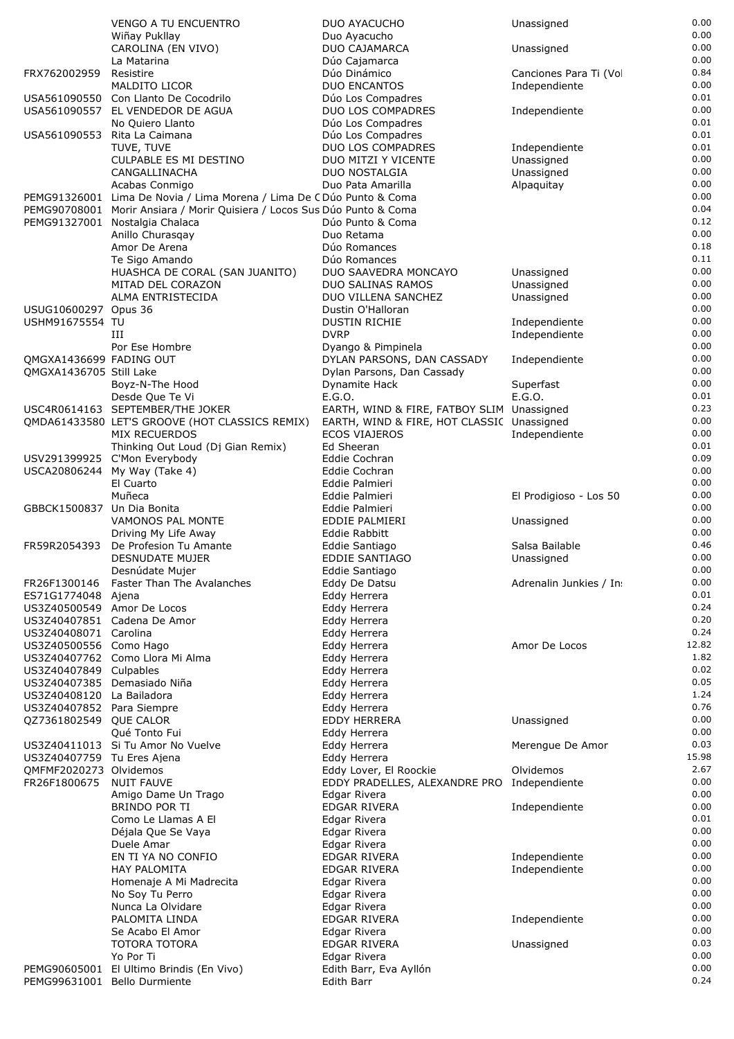|  |  |  |  |  |
|---|---|---|---|---|
|  | VENGO A TU ENCUENTRO | DUO AYACUCHO | Unassigned | 0.00 |
|  | Wiñay Pukllay | Duo Ayacucho |  | 0.00 |
|  | CAROLINA (EN VIVO) | DUO CAJAMARCA | Unassigned | 0.00 |
|  | La Matarina | Dúo Cajamarca |  | 0.00 |
| FRX762002959 | Resistire | Dúo Dinámico | Canciones Para Ti (Vol | 0.84 |
|  | MALDITO LICOR | DUO ENCANTOS | Independiente | 0.00 |
| USA561090550 | Con Llanto De Cocodrilo | Dúo Los Compadres |  | 0.01 |
| USA561090557 | EL VENDEDOR DE AGUA | DUO LOS COMPADRES | Independiente | 0.00 |
|  | No Quiero Llanto | Dúo Los Compadres |  | 0.01 |
| USA561090553 | Rita La Caimana | Dúo Los Compadres |  | 0.01 |
|  | TUVE, TUVE | DUO LOS COMPADRES | Independiente | 0.01 |
|  | CULPABLE ES MI DESTINO | DUO MITZI Y VICENTE | Unassigned | 0.00 |
|  | CANGALLINACHA | DUO NOSTALGIA | Unassigned | 0.00 |
|  | Acabas Conmigo | Duo Pata Amarilla | Alpaquitay | 0.00 |
| PEMG91326001 | Lima De Novia / Lima Morena / Lima De C | Dúo Punto & Coma |  | 0.00 |
| PEMG90708001 | Morir Ansiara / Morir Quisiera / Locos Sus | Dúo Punto & Coma |  | 0.04 |
| PEMG91327001 | Nostalgia Chalaca | Dúo Punto & Coma |  | 0.12 |
|  | Anillo Churasqay | Duo Retama |  | 0.00 |
|  | Amor De Arena | Dúo Romances |  | 0.18 |
|  | Te Sigo Amando | Dúo Romances |  | 0.11 |
|  | HUASHCA DE CORAL (SAN JUANITO) | DUO SAAVEDRA MONCAYO | Unassigned | 0.00 |
|  | MITAD DEL CORAZON | DUO SALINAS RAMOS | Unassigned | 0.00 |
|  | ALMA ENTRISTECIDA | DUO VILLENA SANCHEZ | Unassigned | 0.00 |
| USUG10600297 | Opus 36 | Dustin O'Halloran |  | 0.00 |
| USHM91675554 | TU | DUSTIN RICHIE | Independiente | 0.00 |
|  | III | DVRP | Independiente | 0.00 |
|  | Por Ese Hombre | Dyango & Pimpinela |  | 0.00 |
| QMGXA1436699 | FADING OUT | DYLAN PARSONS, DAN CASSADY | Independiente | 0.00 |
| QMGXA1436705 | Still Lake | Dylan Parsons, Dan Cassady |  | 0.00 |
|  | Boyz-N-The Hood | Dynamite Hack | Superfast | 0.00 |
|  | Desde Que Te Vi | E.G.O. | E.G.O. | 0.01 |
| USC4R0614163 | SEPTEMBER/THE JOKER | EARTH, WIND & FIRE, FATBOY SLIM | Unassigned | 0.23 |
| QMDA61433580 | LET'S GROOVE (HOT CLASSICS REMIX) | EARTH, WIND & FIRE, HOT CLASSIC | Unassigned | 0.00 |
|  | MIX RECUERDOS | ECOS VIAJEROS | Independiente | 0.00 |
|  | Thinking Out Loud (Dj Gian Remix) | Ed Sheeran |  | 0.01 |
| USV291399925 | C'Mon Everybody | Eddie Cochran |  | 0.09 |
| USCA20806244 | My Way (Take 4) | Eddie Cochran |  | 0.00 |
|  | El Cuarto | Eddie Palmieri |  | 0.00 |
|  | Muñeca | Eddie Palmieri | El Prodigioso - Los 50 | 0.00 |
| GBBCK1500837 | Un Dia Bonita | Eddie Palmieri |  | 0.00 |
|  | VAMONOS PAL MONTE | EDDIE PALMIERI | Unassigned | 0.00 |
|  | Driving My Life Away | Eddie Rabbitt |  | 0.00 |
| FR59R2054393 | De Profesion Tu Amante | Eddie Santiago | Salsa Bailable | 0.46 |
|  | DESNUDATE MUJER | EDDIE SANTIAGO | Unassigned | 0.00 |
|  | Desnúdate Mujer | Eddie Santiago |  | 0.00 |
| FR26F1300146 | Faster Than The Avalanches | Eddy De Datsu | Adrenalin Junkies / In: | 0.00 |
| ES71G1774048 | Ajena | Eddy Herrera |  | 0.01 |
| US3Z40500549 | Amor De Locos | Eddy Herrera |  | 0.24 |
| US3Z40407851 | Cadena De Amor | Eddy Herrera |  | 0.20 |
| US3Z40408071 | Carolina | Eddy Herrera |  | 0.24 |
| US3Z40500556 | Como Hago | Eddy Herrera | Amor De Locos | 12.82 |
| US3Z40407762 | Como Llora Mi Alma | Eddy Herrera |  | 1.82 |
| US3Z40407849 | Culpables | Eddy Herrera |  | 0.02 |
| US3Z40407385 | Demasiado Niña | Eddy Herrera |  | 0.05 |
| US3Z40408120 | La Bailadora | Eddy Herrera |  | 1.24 |
| US3Z40407852 | Para Siempre | Eddy Herrera |  | 0.76 |
| QZ7361802549 | QUE CALOR | EDDY HERRERA | Unassigned | 0.00 |
|  | Qué Tonto Fui | Eddy Herrera |  | 0.00 |
| US3Z40411013 | Si Tu Amor No Vuelve | Eddy Herrera | Merengue De Amor | 0.03 |
| US3Z40407759 | Tu Eres Ajena | Eddy Herrera |  | 15.98 |
| QMFMF2020273 | Olvidemos | Eddy Lover, El Roockie | Olvidemos | 2.67 |
| FR26F1800675 | NUIT FAUVE | EDDY PRADELLES, ALEXANDRE PRO | Independiente | 0.00 |
|  | Amigo Dame Un Trago | Edgar Rivera |  | 0.00 |
|  | BRINDO POR TI | EDGAR RIVERA | Independiente | 0.00 |
|  | Como Le Llamas A El | Edgar Rivera |  | 0.01 |
|  | Déjala Que Se Vaya | Edgar Rivera |  | 0.00 |
|  | Duele Amar | Edgar Rivera |  | 0.00 |
|  | EN TI YA NO CONFIO | EDGAR RIVERA | Independiente | 0.00 |
|  | HAY PALOMITA | EDGAR RIVERA | Independiente | 0.00 |
|  | Homenaje A Mi Madrecita | Edgar Rivera |  | 0.00 |
|  | No Soy Tu Perro | Edgar Rivera |  | 0.00 |
|  | Nunca La Olvidare | Edgar Rivera |  | 0.00 |
|  | PALOMITA LINDA | EDGAR RIVERA | Independiente | 0.00 |
|  | Se Acabo El Amor | Edgar Rivera |  | 0.00 |
|  | TOTORA TOTORA | EDGAR RIVERA | Unassigned | 0.03 |
|  | Yo Por Ti | Edgar Rivera |  | 0.00 |
| PEMG90605001 | El Ultimo Brindis (En Vivo) | Edith Barr, Eva Ayllón |  | 0.00 |
| PEMG99631001 | Bello Durmiente | Edith Barr |  | 0.24 |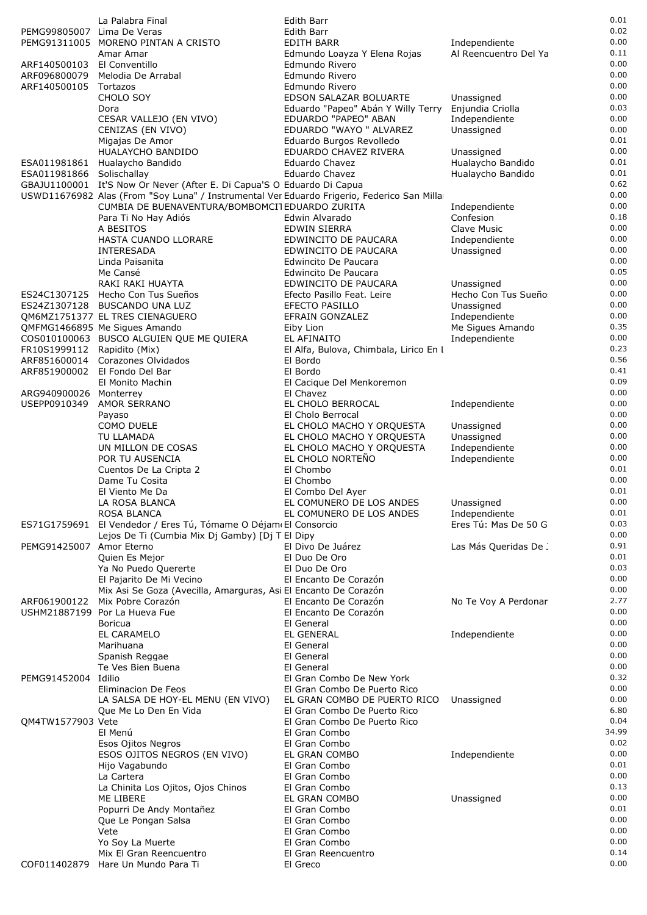| | | | | |
|---|---|---|---|---|
| | La Palabra Final | Edith Barr | | 0.01 |
| PEMG99805007 | Lima De Veras | Edith Barr | | 0.02 |
| PEMG91311005 | MORENO PINTAN A CRISTO | EDITH BARR | Independiente | 0.00 |
| | Amar Amar | Edmundo Loayza Y Elena Rojas | Al Reencuentro Del Ya | 0.11 |
| ARF140500103 | El Conventillo | Edmundo Rivero | | 0.00 |
| ARF096800079 | Melodia De Arrabal | Edmundo Rivero | | 0.00 |
| ARF140500105 | Tortazos | Edmundo Rivero | | 0.00 |
| | CHOLO SOY | EDSON SALAZAR BOLUARTE | Unassigned | 0.00 |
| | Dora | Eduardo "Papeo" Abán Y Willy Terry | Enjundia Criolla | 0.03 |
| | CESAR VALLEJO (EN VIVO) | EDUARDO "PAPEO" ABAN | Independiente | 0.00 |
| | CENIZAS (EN VIVO) | EDUARDO "WAYO " ALVAREZ | Unassigned | 0.00 |
| | Migajas De Amor | Eduardo Burgos Revolledo | | 0.01 |
| | HUALAYCHO BANDIDO | EDUARDO CHAVEZ RIVERA | Unassigned | 0.00 |
| ESA011981861 | Hualaycho Bandido | Eduardo Chavez | Hualaycho Bandido | 0.01 |
| ESA011981866 | Solischallay | Eduardo Chavez | Hualaycho Bandido | 0.01 |
| GBAJU1100001 | It'S Now Or Never (After E. Di Capua'S O | Eduardo Di Capua | | 0.62 |
| USWD11676982 | Alas (From "Soy Luna" / Instrumental Ver | Eduardo Frigerio, Federico San Milla | | 0.00 |
| | CUMBIA DE BUENAVENTURA/BOMBOMCIT | EDUARDO ZURITA | Independiente | 0.00 |
| | Para Ti No Hay Adiós | Edwin Alvarado | Confesion | 0.18 |
| | A BESITOS | EDWIN SIERRA | Clave Music | 0.00 |
| | HASTA CUANDO LLORARE | EDWINCITO DE PAUCARA | Independiente | 0.00 |
| | INTERESADA | EDWINCITO DE PAUCARA | Unassigned | 0.00 |
| | Linda Paisanita | Edwincito De Paucara | | 0.00 |
| | Me Cansé | Edwincito De Paucara | | 0.05 |
| | RAKI RAKI HUAYTA | EDWINCITO DE PAUCARA | Unassigned | 0.00 |
| ES24C1307125 | Hecho Con Tus Sueños | Efecto Pasillo Feat. Leire | Hecho Con Tus Sueño | 0.00 |
| ES24Z1307128 | BUSCANDO UNA LUZ | EFECTO PASILLO | Unassigned | 0.00 |
| QM6MZ1751377 | EL TRES CIENAGUERO | EFRAIN GONZALEZ | Independiente | 0.00 |
| QMFMG1466895 | Me Sigues Amando | Eiby Lion | Me Sigues Amando | 0.35 |
| COS010100063 | BUSCO ALGUIEN QUE ME QUIERA | EL AFINAITO | Independiente | 0.00 |
| FR10S1999112 | Rapidito (Mix) | El Alfa, Bulova, Chimbala, Lirico En l | | 0.23 |
| ARF851600014 | Corazones Olvidados | El Bordo | | 0.56 |
| ARF851900002 | El Fondo Del Bar | El Bordo | | 0.41 |
| | El Monito Machin | El Cacique Del Menkoremon | | 0.09 |
| ARG940900026 | Monterrey | El Chavez | | 0.00 |
| USEPP0910349 | AMOR SERRANO | EL CHOLO BERROCAL | Independiente | 0.00 |
| | Payaso | El Cholo Berrocal | | 0.00 |
| | COMO DUELE | EL CHOLO MACHO Y ORQUESTA | Unassigned | 0.00 |
| | TU LLAMADA | EL CHOLO MACHO Y ORQUESTA | Unassigned | 0.00 |
| | UN MILLON DE COSAS | EL CHOLO MACHO Y ORQUESTA | Independiente | 0.00 |
| | POR TU AUSENCIA | EL CHOLO NORTEÑO | Independiente | 0.00 |
| | Cuentos De La Cripta 2 | El Chombo | | 0.01 |
| | Dame Tu Cosita | El Chombo | | 0.00 |
| | El Viento Me Da | El Combo Del Ayer | | 0.01 |
| | LA ROSA BLANCA | EL COMUNERO DE LOS ANDES | Unassigned | 0.00 |
| | ROSA BLANCA | EL COMUNERO DE LOS ANDES | Independiente | 0.01 |
| ES71G1759691 | El Vendedor / Eres Tú, Tómame O Déjame | El Consorcio | Eres Tú: Mas De 50 G | 0.03 |
| | Lejos De Ti (Cumbia Mix Dj Gamby) [Dj T | El Dipy | | 0.00 |
| PEMG91425007 | Amor Eterno | El Divo De Juárez | Las Más Queridas De | 0.91 |
| | Quien Es Mejor | El Duo De Oro | | 0.01 |
| | Ya No Puedo Quererte | El Duo De Oro | | 0.03 |
| | El Pajarito De Mi Vecino | El Encanto De Corazón | | 0.00 |
| | Mix Asi Se Goza (Avecilla, Amarguras, Asi | El Encanto De Corazón | | 0.00 |
| ARF061900122 | Mix Pobre Corazón | El Encanto De Corazón | No Te Voy A Perdonar | 2.77 |
| USHM21887199 | Por La Hueva Fue | El Encanto De Corazón | | 0.00 |
| | Boricua | El General | | 0.00 |
| | EL CARAMELO | EL GENERAL | Independiente | 0.00 |
| | Marihuana | El General | | 0.00 |
| | Spanish Reggae | El General | | 0.00 |
| | Te Ves Bien Buena | El General | | 0.00 |
| PEMG91452004 | Idilio | El Gran Combo De New York | | 0.32 |
| | Eliminacion De Feos | El Gran Combo De Puerto Rico | | 0.00 |
| | LA SALSA DE HOY-EL MENU (EN VIVO) | EL GRAN COMBO DE PUERTO RICO | Unassigned | 0.00 |
| | Que Me Lo Den En Vida | El Gran Combo De Puerto Rico | | 6.80 |
| QM4TW1577903 | Vete | El Gran Combo De Puerto Rico | | 0.04 |
| | El Menú | El Gran Combo | | 34.99 |
| | Esos Ojitos Negros | El Gran Combo | | 0.02 |
| | ESOS OJITOS NEGROS (EN VIVO) | EL GRAN COMBO | Independiente | 0.00 |
| | Hijo Vagabundo | El Gran Combo | | 0.01 |
| | La Cartera | El Gran Combo | | 0.00 |
| | La Chinita Los Ojitos, Ojos Chinos | El Gran Combo | | 0.13 |
| | ME LIBERE | EL GRAN COMBO | Unassigned | 0.00 |
| | Popurri De Andy Montañez | El Gran Combo | | 0.01 |
| | Que Le Pongan Salsa | El Gran Combo | | 0.00 |
| | Vete | El Gran Combo | | 0.00 |
| | Yo Soy La Muerte | El Gran Combo | | 0.00 |
| | Mix El Gran Reencuentro | El Gran Reencuentro | | 0.14 |
| COF011402879 | Hare Un Mundo Para Ti | El Greco | | 0.00 |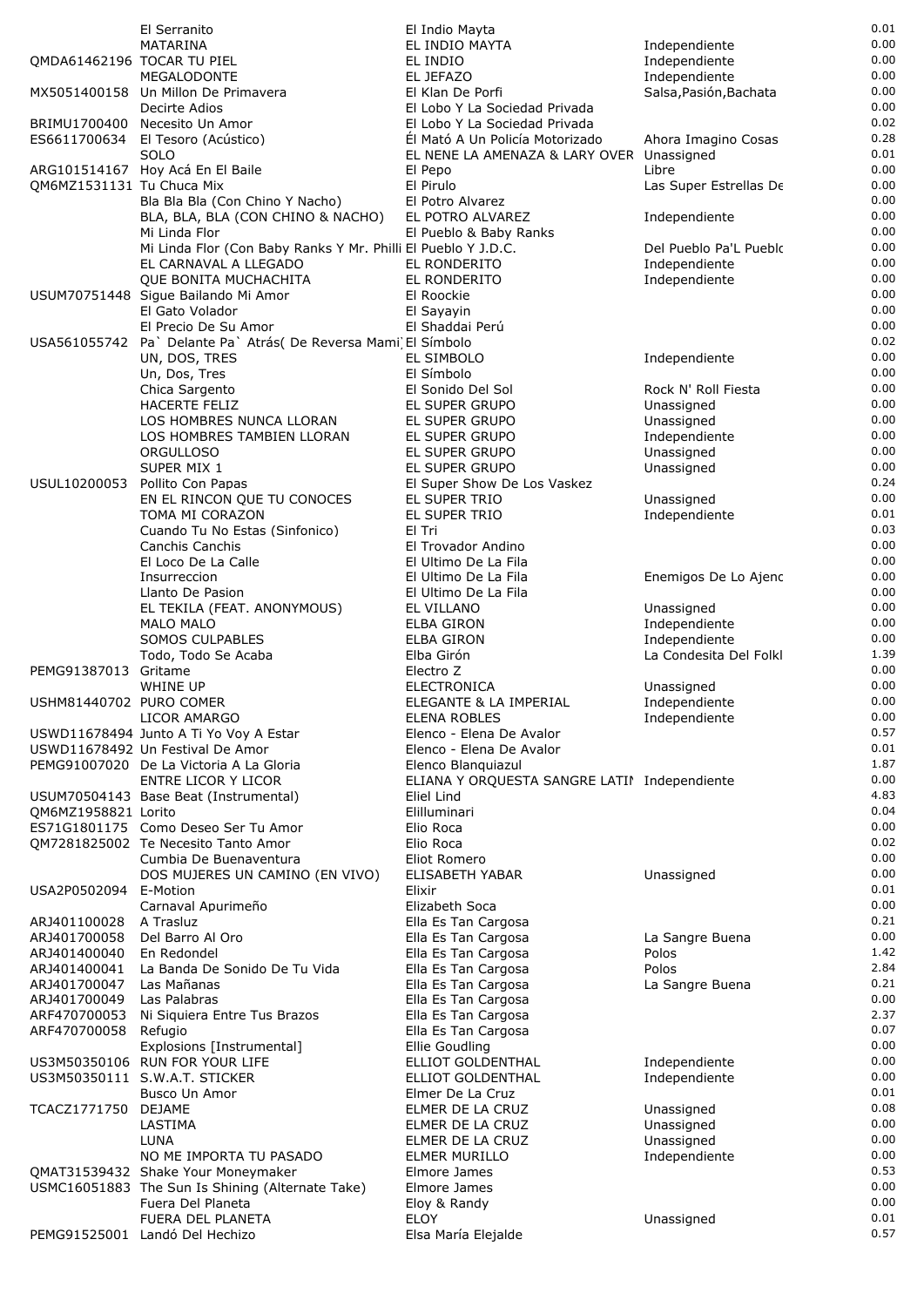|  |  |  |  |  |
|---|---|---|---|---|
|  | El Serranito | El Indio Mayta |  | 0.01 |
|  | MATARINA | EL INDIO MAYTA | Independiente | 0.00 |
| QMDA61462196 | TOCAR TU PIEL | EL INDIO | Independiente | 0.00 |
|  | MEGALODONTE | EL JEFAZO | Independiente | 0.00 |
| MX5051400158 | Un Millon De Primavera | El Klan De Porfi | Salsa,Pasión,Bachata | 0.00 |
|  | Decirte Adios | El Lobo Y La Sociedad Privada |  | 0.00 |
| BRIMU1700400 | Necesito Un Amor | El Lobo Y La Sociedad Privada |  | 0.02 |
| ES6611700634 | El Tesoro (Acústico) | Él Mató A Un Policía Motorizado | Ahora Imagino Cosas | 0.28 |
|  | SOLO | EL NENE LA AMENAZA & LARY OVER | Unassigned | 0.01 |
| ARG101514167 | Hoy Acá En El Baile | El Pepo | Libre | 0.00 |
| QM6MZ1531131 | Tu Chuca Mix | El Pirulo | Las Super Estrellas De | 0.00 |
|  | Bla Bla Bla (Con Chino Y Nacho) | El Potro Alvarez |  | 0.00 |
|  | BLA, BLA, BLA (CON CHINO & NACHO) | EL POTRO ALVAREZ | Independiente | 0.00 |
|  | Mi Linda Flor | El Pueblo & Baby Ranks |  | 0.00 |
|  | Mi Linda Flor (Con Baby Ranks Y Mr. Philli | El Pueblo Y J.D.C. | Del Pueblo Pa'L Pueblo | 0.00 |
|  | EL CARNAVAL A LLEGADO | EL RONDERITO | Independiente | 0.00 |
|  | QUE BONITA MUCHACHITA | EL RONDERITO | Independiente | 0.00 |
| USUM70751448 | Sigue Bailando Mi Amor | El Roockie |  | 0.00 |
|  | El Gato Volador | El Sayayin |  | 0.00 |
|  | El Precio De Su Amor | El Shaddai Perú |  | 0.00 |
| USA561055742 | Pa` Delante Pa` Atrás( De Reversa Mami) | El Símbolo |  | 0.02 |
|  | UN, DOS, TRES | EL SIMBOLO | Independiente | 0.00 |
|  | Un, Dos, Tres | El Símbolo |  | 0.00 |
|  | Chica Sargento | El Sonido Del Sol | Rock N' Roll Fiesta | 0.00 |
|  | HACERTE FELIZ | EL SUPER GRUPO | Unassigned | 0.00 |
|  | LOS HOMBRES NUNCA LLORAN | EL SUPER GRUPO | Unassigned | 0.00 |
|  | LOS HOMBRES TAMBIEN LLORAN | EL SUPER GRUPO | Independiente | 0.00 |
|  | ORGULLOSO | EL SUPER GRUPO | Unassigned | 0.00 |
|  | SUPER MIX 1 | EL SUPER GRUPO | Unassigned | 0.00 |
| USUL10200053 | Pollito Con Papas | El Super Show De Los Vaskez |  | 0.24 |
|  | EN EL RINCON QUE TU CONOCES | EL SUPER TRIO | Unassigned | 0.00 |
|  | TOMA MI CORAZON | EL SUPER TRIO | Independiente | 0.01 |
|  | Cuando Tu No Estas (Sinfonico) | El Tri |  | 0.03 |
|  | Canchis Canchis | El Trovador Andino |  | 0.00 |
|  | El Loco De La Calle | El Ultimo De La Fila |  | 0.00 |
|  | Insurreccion | El Ultimo De La Fila | Enemigos De Lo Ajeno | 0.00 |
|  | Llanto De Pasion | El Ultimo De La Fila |  | 0.00 |
|  | EL TEKILA (FEAT. ANONYMOUS) | EL VILLANO | Unassigned | 0.00 |
|  | MALO MALO | ELBA GIRON | Independiente | 0.00 |
|  | SOMOS CULPABLES | ELBA GIRON | Independiente | 0.00 |
|  | Todo, Todo Se Acaba | Elba Girón | La Condesita Del Folkl | 1.39 |
| PEMG91387013 | Gritame | Electro Z |  | 0.00 |
|  | WHINE UP | ELECTRONICA | Unassigned | 0.00 |
| USHM81440702 | PURO COMER | ELEGANTE & LA IMPERIAL | Independiente | 0.00 |
|  | LICOR AMARGO | ELENA ROBLES | Independiente | 0.00 |
| USWD11678494 | Junto A Ti Yo Voy A Estar | Elenco - Elena De Avalor |  | 0.57 |
| USWD11678492 | Un Festival De Amor | Elenco - Elena De Avalor |  | 0.01 |
| PEMG91007020 | De La Victoria A La Gloria | Elenco Blanquiazul |  | 1.87 |
|  | ENTRE LICOR Y LICOR | ELIANA Y ORQUESTA SANGRE LATIN | Independiente | 0.00 |
| USUM70504143 | Base Beat (Instrumental) | Eliel Lind |  | 4.83 |
| QM6MZ1958821 | Lorito | Elilluminari |  | 0.04 |
| ES71G1801175 | Como Deseo Ser Tu Amor | Elio Roca |  | 0.00 |
| QM7281825002 | Te Necesito Tanto Amor | Elio Roca |  | 0.02 |
|  | Cumbia De Buenaventura | Eliot Romero |  | 0.00 |
|  | DOS MUJERES UN CAMINO (EN VIVO) | ELISABETH YABAR | Unassigned | 0.00 |
| USA2P0502094 | E-Motion | Elixir |  | 0.01 |
|  | Carnaval Apurimeño | Elizabeth Soca |  | 0.00 |
| ARJ401100028 | A Trasluz | Ella Es Tan Cargosa |  | 0.21 |
| ARJ401700058 | Del Barro Al Oro | Ella Es Tan Cargosa | La Sangre Buena | 0.00 |
| ARJ401400040 | En Redondel | Ella Es Tan Cargosa | Polos | 1.42 |
| ARJ401400041 | La Banda De Sonido De Tu Vida | Ella Es Tan Cargosa | Polos | 2.84 |
| ARJ401700047 | Las Mañanas | Ella Es Tan Cargosa | La Sangre Buena | 0.21 |
| ARJ401700049 | Las Palabras | Ella Es Tan Cargosa |  | 0.00 |
| ARF470700053 | Ni Siquiera Entre Tus Brazos | Ella Es Tan Cargosa |  | 2.37 |
| ARF470700058 | Refugio | Ella Es Tan Cargosa |  | 0.07 |
|  | Explosions [Instrumental] | Ellie Goudling |  | 0.00 |
| US3M50350106 | RUN FOR YOUR LIFE | ELLIOT GOLDENTHAL | Independiente | 0.00 |
| US3M50350111 | S.W.A.T. STICKER | ELLIOT GOLDENTHAL | Independiente | 0.00 |
|  | Busco Un Amor | Elmer De La Cruz |  | 0.01 |
| TCACZ1771750 | DEJAME | ELMER DE LA CRUZ | Unassigned | 0.08 |
|  | LASTIMA | ELMER DE LA CRUZ | Unassigned | 0.00 |
|  | LUNA | ELMER DE LA CRUZ | Unassigned | 0.00 |
|  | NO ME IMPORTA TU PASADO | ELMER MURILLO | Independiente | 0.00 |
| QMAT31539432 | Shake Your Moneymaker | Elmore James |  | 0.53 |
| USMC16051883 | The Sun Is Shining (Alternate Take) | Elmore James |  | 0.00 |
|  | Fuera Del Planeta | Eloy & Randy |  | 0.00 |
|  | FUERA DEL PLANETA | ELOY | Unassigned | 0.01 |
| PEMG91525001 | Landó Del Hechizo | Elsa María Elejalde |  | 0.57 |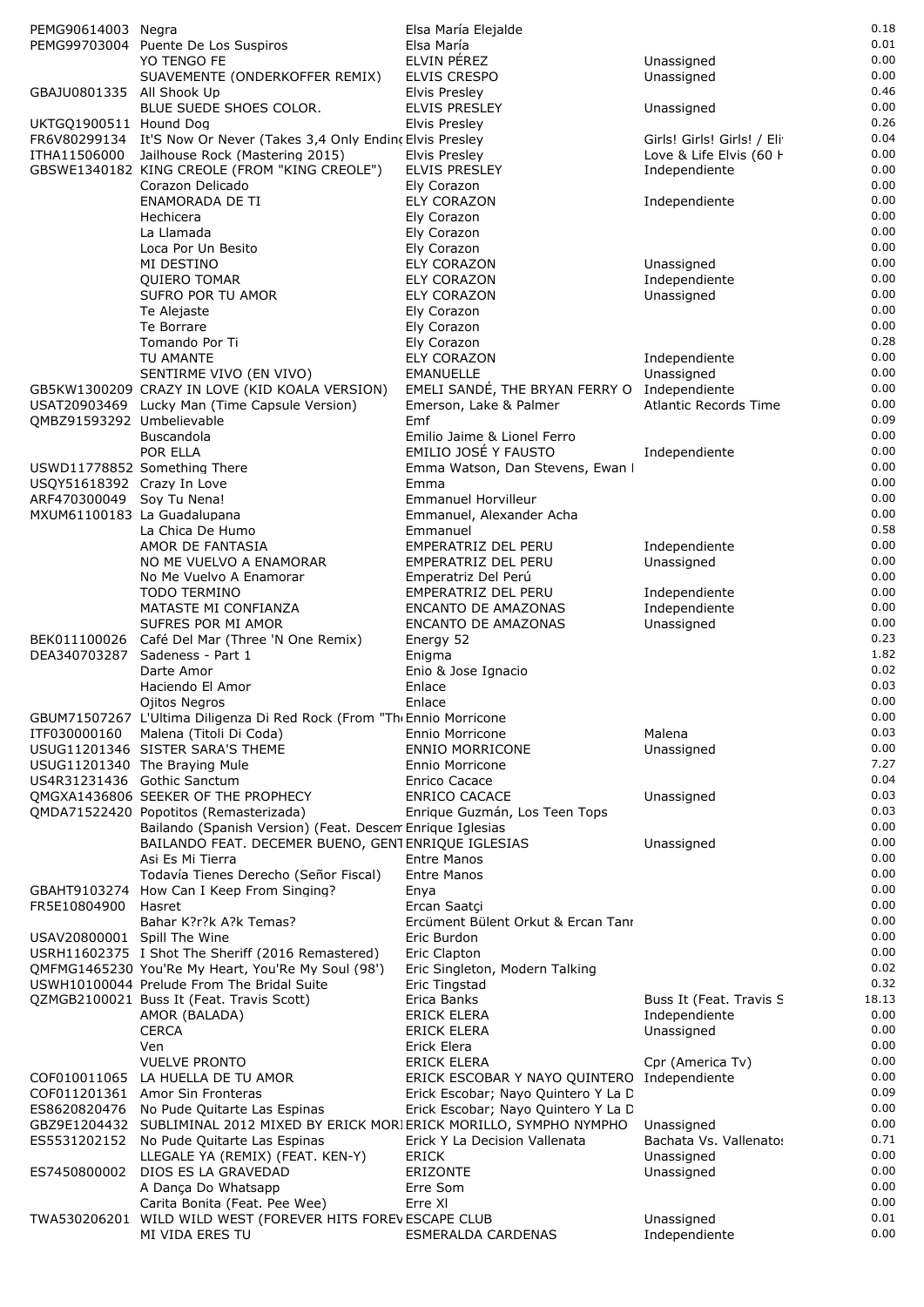| | | | | |
|---|---|---|---|---|
| PEMG90614003 | Negra | Elsa María Elejalde | | 0.18 |
| PEMG99703004 | Puente De Los Suspiros | Elsa María | | 0.01 |
| | YO TENGO FE | ELVIN PÉREZ | Unassigned | 0.00 |
| | SUAVEMENTE (ONDERKOFFER REMIX) | ELVIS CRESPO | Unassigned | 0.00 |
| GBAJU0801335 | All Shook Up | Elvis Presley | | 0.46 |
| | BLUE SUEDE SHOES COLOR. | ELVIS PRESLEY | Unassigned | 0.00 |
| UKTGQ1900511 | Hound Dog | Elvis Presley | | 0.26 |
| FR6V80299134 | It'S Now Or Never (Takes 3,4 Only Endinc | Elvis Presley | Girls! Girls! Girls! / Eli | 0.04 |
| ITHA11506000 | Jailhouse Rock (Mastering 2015) | Elvis Presley | Love & Life Elvis (60 H | 0.00 |
| GBSWE1340182 | KING CREOLE (FROM "KING CREOLE") | ELVIS PRESLEY | Independiente | 0.00 |
| | Corazon Delicado | Ely Corazon | | 0.00 |
| | ENAMORADA DE TI | ELY CORAZON | Independiente | 0.00 |
| | Hechicera | Ely Corazon | | 0.00 |
| | La Llamada | Ely Corazon | | 0.00 |
| | Loca Por Un Besito | Ely Corazon | | 0.00 |
| | MI DESTINO | ELY CORAZON | Unassigned | 0.00 |
| | QUIERO TOMAR | ELY CORAZON | Independiente | 0.00 |
| | SUFRO POR TU AMOR | ELY CORAZON | Unassigned | 0.00 |
| | Te Alejaste | Ely Corazon | | 0.00 |
| | Te Borrare | Ely Corazon | | 0.00 |
| | Tomando Por Ti | Ely Corazon | | 0.28 |
| | TU AMANTE | ELY CORAZON | Independiente | 0.00 |
| | SENTIRME VIVO (EN VIVO) | EMANUELLE | Unassigned | 0.00 |
| GB5KW1300209 | CRAZY IN LOVE (KID KOALA VERSION) | EMELI SANDÉ, THE BRYAN FERRY O | Independiente | 0.00 |
| USAT20903469 | Lucky Man (Time Capsule Version) | Emerson, Lake & Palmer | Atlantic Records Time | 0.00 |
| QMBZ91593292 | Umbelievable | Emf | | 0.09 |
| | Buscandola | Emilio Jaime & Lionel Ferro | | 0.00 |
| | POR ELLA | EMILIO JOSÉ Y FAUSTO | Independiente | 0.00 |
| USWD11778852 | Something There | Emma Watson, Dan Stevens, Ewan I | | 0.00 |
| USQY51618392 | Crazy In Love | Emma | | 0.00 |
| ARF470300049 | Soy Tu Nena! | Emmanuel Horvilleur | | 0.00 |
| MXUM61100183 | La Guadalupana | Emmanuel, Alexander Acha | | 0.00 |
| | La Chica De Humo | Emmanuel | | 0.58 |
| | AMOR DE FANTASIA | EMPERATRIZ DEL PERU | Independiente | 0.00 |
| | NO ME VUELVO A ENAMORAR | EMPERATRIZ DEL PERU | Unassigned | 0.00 |
| | No Me Vuelvo A Enamorar | Emperatriz Del Perú | | 0.00 |
| | TODO TERMINO | EMPERATRIZ DEL PERU | Independiente | 0.00 |
| | MATASTE MI CONFIANZA | ENCANTO DE AMAZONAS | Independiente | 0.00 |
| | SUFRES POR MI AMOR | ENCANTO DE AMAZONAS | Unassigned | 0.00 |
| BEK011100026 | Café Del Mar (Three 'N One Remix) | Energy 52 | | 0.23 |
| DEA340703287 | Sadeness - Part 1 | Enigma | | 1.82 |
| | Darte Amor | Enio & Jose Ignacio | | 0.02 |
| | Haciendo El Amor | Enlace | | 0.03 |
| | Ojitos Negros | Enlace | | 0.00 |
| GBUM71507267 | L'Ultima Diligenza Di Red Rock (From "Th | Ennio Morricone | | 0.00 |
| ITF030000160 | Malena (Titoli Di Coda) | Ennio Morricone | Malena | 0.03 |
| USUG11201346 | SISTER SARA'S THEME | ENNIO MORRICONE | Unassigned | 0.00 |
| USUG11201340 | The Braying Mule | Ennio Morricone | | 7.27 |
| US4R31231436 | Gothic Sanctum | Enrico Cacace | | 0.04 |
| QMGXA1436806 | SEEKER OF THE PROPHECY | ENRICO CACACE | Unassigned | 0.03 |
| QMDA71522420 | Popotitos (Remasterizada) | Enrique Guzmán, Los Teen Tops | | 0.03 |
| | Bailando (Spanish Version) (Feat. Descem | Enrique Iglesias | | 0.00 |
| | BAILANDO FEAT. DECEMER BUENO, GENT | ENRIQUE IGLESIAS | Unassigned | 0.00 |
| | Asi Es Mi Tierra | Entre Manos | | 0.00 |
| | Todavía Tienes Derecho (Señor Fiscal) | Entre Manos | | 0.00 |
| GBAHT9103274 | How Can I Keep From Singing? | Enya | | 0.00 |
| FR5E10804900 | Hasret | Ercan Saatçi | | 0.00 |
| | Bahar K?r?k A?k Temas? | Ercüment Bülent Orkut & Ercan Tanı | | 0.00 |
| USAV20800001 | Spill The Wine | Eric Burdon | | 0.00 |
| USRH11602375 | I Shot The Sheriff (2016 Remastered) | Eric Clapton | | 0.00 |
| QMFMG1465230 | You'Re My Heart, You'Re My Soul (98') | Eric Singleton, Modern Talking | | 0.02 |
| USWH10100044 | Prelude From The Bridal Suite | Eric Tingstad | | 0.32 |
| QZMGB2100021 | Buss It (Feat. Travis Scott) | Erica Banks | Buss It (Feat. Travis S | 18.13 |
| | AMOR (BALADA) | ERICK ELERA | Independiente | 0.00 |
| | CERCA | ERICK ELERA | Unassigned | 0.00 |
| | Ven | Erick Elera | | 0.00 |
| | VUELVE PRONTO | ERICK ELERA | Cpr (America Tv) | 0.00 |
| COF010011065 | LA HUELLA DE TU AMOR | ERICK ESCOBAR Y NAYO QUINTERO | Independiente | 0.00 |
| COF011201361 | Amor Sin Fronteras | Erick Escobar; Nayo Quintero Y La D | | 0.09 |
| ES8620820476 | No Pude Quitarte Las Espinas | Erick Escobar; Nayo Quintero Y La D | | 0.00 |
| GBZ9E1204432 | SUBLIMINAL 2012 MIXED BY ERICK MORI | ERICK MORILLO, SYMPHO NYMPHO | Unassigned | 0.00 |
| ES5531202152 | No Pude Quitarte Las Espinas | Erick Y La Decision Vallenata | Bachata Vs. Vallenatos | 0.71 |
| | LLEGALE YA (REMIX) (FEAT. KEN-Y) | ERICK | Unassigned | 0.00 |
| ES7450800002 | DIOS ES LA GRAVEDAD | ERIZONTE | Unassigned | 0.00 |
| | A Dança Do Whatsapp | Erre Som | | 0.00 |
| | Carita Bonita (Feat. Pee Wee) | Erre Xl | | 0.00 |
| TWA530206201 | WILD WILD WEST (FOREVER HITS FOREV | ESCAPE CLUB | Unassigned | 0.01 |
| | MI VIDA ERES TU | ESMERALDA CARDENAS | Independiente | 0.00 |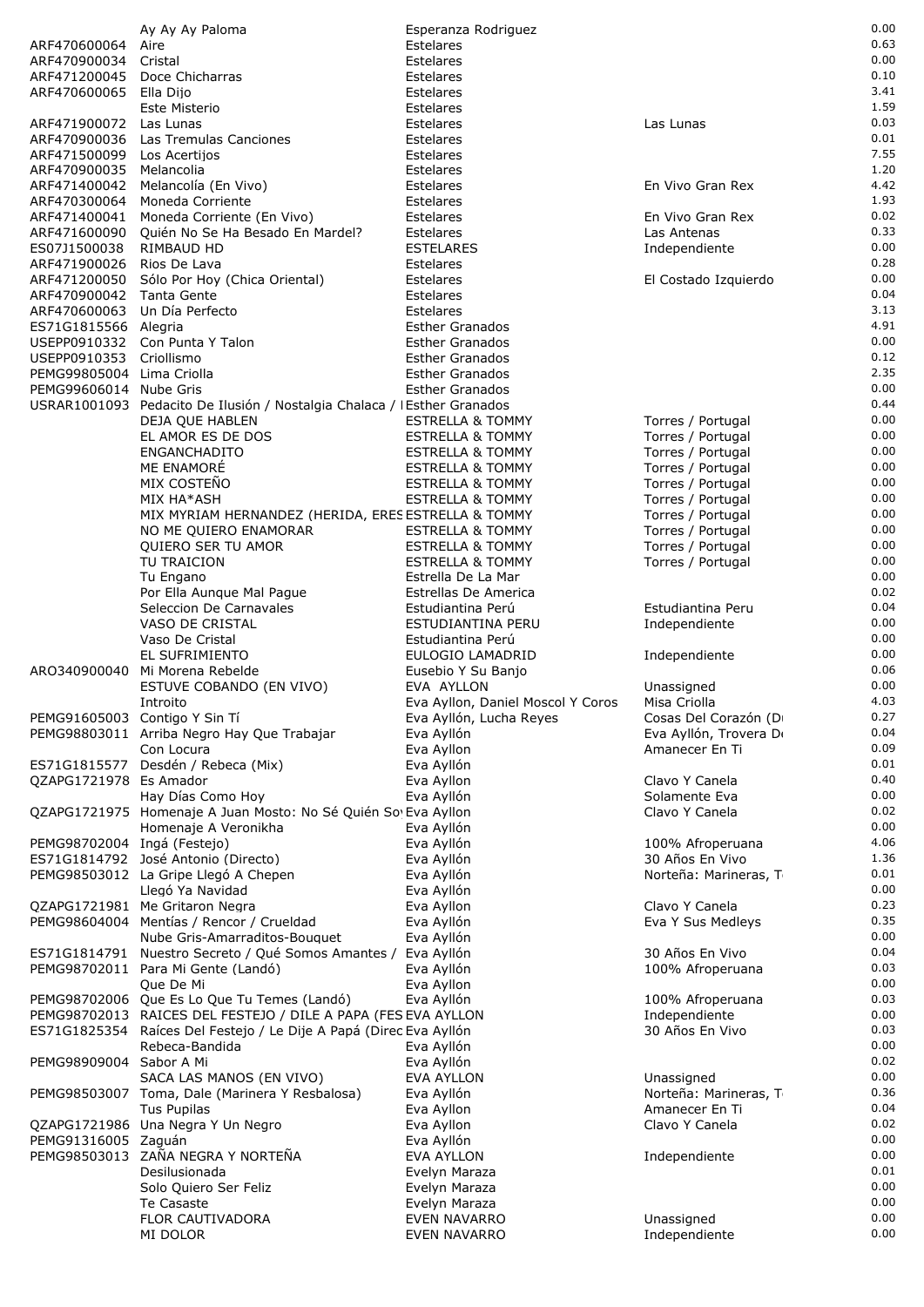| | | | | |
|---|---|---|---|---|
| | Ay Ay Ay Paloma | Esperanza Rodriguez | | 0.00 |
| ARF470600064 | Aire | Estelares | | 0.63 |
| ARF470900034 | Cristal | Estelares | | 0.00 |
| ARF471200045 | Doce Chicharras | Estelares | | 0.10 |
| ARF470600065 | Ella Dijo | Estelares | | 3.41 |
| | Este Misterio | Estelares | | 1.59 |
| ARF471900072 | Las Lunas | Estelares | Las Lunas | 0.03 |
| ARF470900036 | Las Tremulas Canciones | Estelares | | 0.01 |
| ARF471500099 | Los Acertijos | Estelares | | 7.55 |
| ARF470900035 | Melancolia | Estelares | | 1.20 |
| ARF471400042 | Melancolía (En Vivo) | Estelares | En Vivo Gran Rex | 4.42 |
| ARF470300064 | Moneda Corriente | Estelares | | 1.93 |
| ARF471400041 | Moneda Corriente (En Vivo) | Estelares | En Vivo Gran Rex | 0.02 |
| ARF471600090 | Quién No Se Ha Besado En Mardel? | Estelares | Las Antenas | 0.33 |
| ES07J1500038 | RIMBAUD HD | ESTELARES | Independiente | 0.00 |
| ARF471900026 | Rios De Lava | Estelares | | 0.28 |
| ARF471200050 | Sólo Por Hoy (Chica Oriental) | Estelares | El Costado Izquierdo | 0.00 |
| ARF470900042 | Tanta Gente | Estelares | | 0.04 |
| ARF470600063 | Un Día Perfecto | Estelares | | 3.13 |
| ES71G1815566 | Alegria | Esther Granados | | 4.91 |
| USEPP0910332 | Con Punta Y Talon | Esther Granados | | 0.00 |
| USEPP0910353 | Criollismo | Esther Granados | | 0.12 |
| PEMG99805004 | Lima Criolla | Esther Granados | | 2.35 |
| PEMG99606014 | Nube Gris | Esther Granados | | 0.00 |
| USRAR1001093 | Pedacito De Ilusión / Nostalgia Chalaca / I | Esther Granados | | 0.44 |
| | DEJA QUE HABLEN | ESTRELLA & TOMMY | Torres / Portugal | 0.00 |
| | EL AMOR ES DE DOS | ESTRELLA & TOMMY | Torres / Portugal | 0.00 |
| | ENGANCHADITO | ESTRELLA & TOMMY | Torres / Portugal | 0.00 |
| | ME ENAMORÉ | ESTRELLA & TOMMY | Torres / Portugal | 0.00 |
| | MIX COSTEÑO | ESTRELLA & TOMMY | Torres / Portugal | 0.00 |
| | MIX HA*ASH | ESTRELLA & TOMMY | Torres / Portugal | 0.00 |
| | MIX MYRIAM HERNANDEZ (HERIDA, ERES | ESTRELLA & TOMMY | Torres / Portugal | 0.00 |
| | NO ME QUIERO ENAMORAR | ESTRELLA & TOMMY | Torres / Portugal | 0.00 |
| | QUIERO SER TU AMOR | ESTRELLA & TOMMY | Torres / Portugal | 0.00 |
| | TU TRAICION | ESTRELLA & TOMMY | Torres / Portugal | 0.00 |
| | Tu Engano | Estrella De La Mar | | 0.00 |
| | Por Ella Aunque Mal Pague | Estrellas De America | | 0.02 |
| | Seleccion De Carnavales | Estudiantina Perú | Estudiantina Peru | 0.04 |
| | VASO DE CRISTAL | ESTUDIANTINA PERU | Independiente | 0.00 |
| | Vaso De Cristal | Estudiantina Perú | | 0.00 |
| | EL SUFRIMIENTO | EULOGIO LAMADRID | Independiente | 0.00 |
| ARO340900040 | Mi Morena Rebelde | Eusebio Y Su Banjo | | 0.06 |
| | ESTUVE COBANDO (EN VIVO) | EVA AYLLON | Unassigned | 0.00 |
| | Introito | Eva Ayllon, Daniel Moscol Y Coros | Misa Criolla | 4.03 |
| PEMG91605003 | Contigo Y Sin Tí | Eva Ayllón, Lucha Reyes | Cosas Del Corazón (D | 0.27 |
| PEMG98803011 | Arriba Negro Hay Que Trabajar | Eva Ayllón | Eva Ayllón, Trovera De | 0.04 |
| | Con Locura | Eva Ayllon | Amanecer En Ti | 0.09 |
| ES71G1815577 | Desdén / Rebeca (Mix) | Eva Ayllón | | 0.01 |
| QZAPG1721978 | Es Amador | Eva Ayllon | Clavo Y Canela | 0.40 |
| | Hay Días Como Hoy | Eva Ayllón | Solamente Eva | 0.00 |
| QZAPG1721975 | Homenaje A Juan Mosto: No Sé Quién Soy | Eva Ayllon | Clavo Y Canela | 0.02 |
| | Homenaje A Veronikha | Eva Ayllón | | 0.00 |
| PEMG98702004 | Ingá (Festejo) | Eva Ayllón | 100% Afroperuana | 4.06 |
| ES71G1814792 | José Antonio (Directo) | Eva Ayllón | 30 Años En Vivo | 1.36 |
| PEMG98503012 | La Gripe Llegó A Chepen | Eva Ayllón | Norteña: Marineras, T | 0.01 |
| | Llegó Ya Navidad | Eva Ayllón | | 0.00 |
| QZAPG1721981 | Me Gritaron Negra | Eva Ayllon | Clavo Y Canela | 0.23 |
| PEMG98604004 | Mentías / Rencor / Crueldad | Eva Ayllón | Eva Y Sus Medleys | 0.35 |
| | Nube Gris-Amarraditos-Bouquet | Eva Ayllón | | 0.00 |
| ES71G1814791 | Nuestro Secreto / Qué Somos Amantes / | Eva Ayllón | 30 Años En Vivo | 0.04 |
| PEMG98702011 | Para Mi Gente (Landó) | Eva Ayllón | 100% Afroperuana | 0.03 |
| | Que De Mi | Eva Ayllon | | 0.00 |
| PEMG98702006 | Que Es Lo Que Tu Temes (Landó) | Eva Ayllón | 100% Afroperuana | 0.03 |
| PEMG98702013 | RAICES DEL FESTEJO / DILE A PAPA (FES | EVA AYLLON | Independiente | 0.00 |
| ES71G1825354 | Raíces Del Festejo / Le Dije A Papá (Direc | Eva Ayllón | 30 Años En Vivo | 0.03 |
| | Rebeca-Bandida | Eva Ayllón | | 0.00 |
| PEMG98909004 | Sabor A Mi | Eva Ayllón | | 0.02 |
| | SACA LAS MANOS (EN VIVO) | EVA AYLLON | Unassigned | 0.00 |
| PEMG98503007 | Toma, Dale (Marinera Y Resbalosa) | Eva Ayllón | Norteña: Marineras, T | 0.36 |
| | Tus Pupilas | Eva Ayllon | Amanecer En Ti | 0.04 |
| QZAPG1721986 | Una Negra Y Un Negro | Eva Ayllon | Clavo Y Canela | 0.02 |
| PEMG91316005 | Zaguán | Eva Ayllón | | 0.00 |
| PEMG98503013 | ZAÑA NEGRA Y NORTEÑA | EVA AYLLON | Independiente | 0.00 |
| | Desilusionada | Evelyn Maraza | | 0.01 |
| | Solo Quiero Ser Feliz | Evelyn Maraza | | 0.00 |
| | Te Casaste | Evelyn Maraza | | 0.00 |
| | FLOR CAUTIVADORA | EVEN NAVARRO | Unassigned | 0.00 |
| | MI DOLOR | EVEN NAVARRO | Independiente | 0.00 |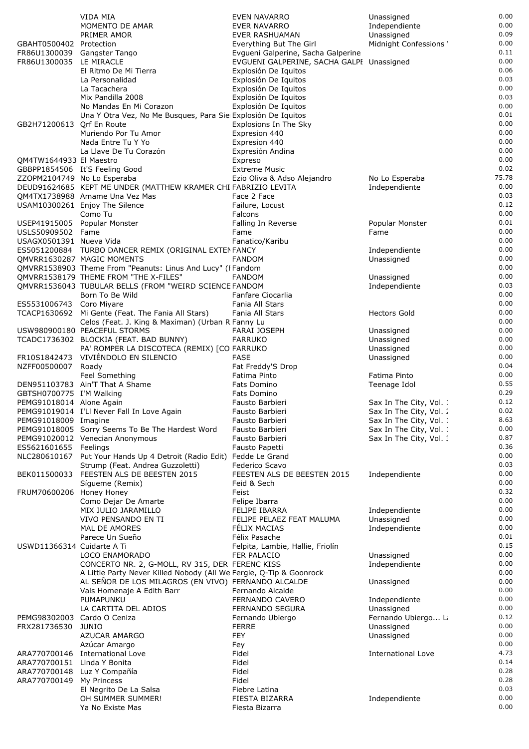| | | | | |
|---|---|---|---|---|
| | VIDA MIA | EVEN NAVARRO | Unassigned | 0.00 |
| | MOMENTO DE AMAR | EVER NAVARRO | Independiente | 0.00 |
| | PRIMER AMOR | EVER RASHUAMAN | Unassigned | 0.09 |
| GBAHT0500402 | Protection | Everything But The Girl | Midnight Confessions ' | 0.00 |
| FR86U1300039 | Gangster Tango | Evgueni Galperine, Sacha Galperine | | 0.11 |
| FR86U1300035 | LE MIRACLE | EVGUENI GALPERINE, SACHA GALPE | Unassigned | 0.00 |
| | El Ritmo De Mi Tierra | Explosión De Iquitos | | 0.06 |
| | La Personalidad | Explosión De Iquitos | | 0.03 |
| | La Tacachera | Explosión De Iquitos | | 0.00 |
| | Mix Pandilla 2008 | Explosión De Iquitos | | 0.03 |
| | No Mandas En Mi Corazon | Explosión De Iquitos | | 0.00 |
| | Una Y Otra Vez, No Me Busques, Para Sie | Explosión De Iquitos | | 0.01 |
| GB2H71200613 | Qrf En Route | Explosions In The Sky | | 0.00 |
| | Muriendo Por Tu Amor | Expresion 440 | | 0.00 |
| | Nada Entre Tu Y Yo | Expresion 440 | | 0.00 |
| | La Llave De Tu Corazón | Expresión Andina | | 0.00 |
| QM4TW1644933 | El Maestro | Expreso | | 0.00 |
| GBBPP1854506 | It'S Feeling Good | Extreme Music | | 0.02 |
| ZZOPM2104749 | No Lo Esperaba | Ezio Oliva & Adso Alejandro | No Lo Esperaba | 75.78 |
| DEUD91624685 | KEPT ME UNDER (MATTHEW KRAMER CHI | FABRIZIO LEVITA | Independiente | 0.00 |
| QM4TX1738988 | Amame Una Vez Mas | Face 2 Face | | 0.03 |
| USAM10300261 | Enjoy The Silence | Failure, Locust | | 0.12 |
| | Como Tu | Falcons | | 0.00 |
| USEP41915005 | Popular Monster | Falling In Reverse | Popular Monster | 0.01 |
| USLS50909502 | Fame | Fame | Fame | 0.00 |
| USAGX0501391 | Nueva Vida | Fanatico/Karibu | | 0.00 |
| ES5051200884 | TURBO DANCER REMIX (ORIGINAL EXTEN | FANCY | Independiente | 0.00 |
| QMVRR1630287 | MAGIC MOMENTS | FANDOM | Unassigned | 0.00 |
| QMVRR1538903 | Theme From "Peanuts: Linus And Lucy" (F | Fandom | | 0.00 |
| QMVRR1538179 | THEME FROM "THE X-FILES" | FANDOM | Unassigned | 0.00 |
| QMVRR1536043 | TUBULAR BELLS (FROM "WEIRD SCIENCE | FANDOM | Independiente | 0.03 |
| | Born To Be Wild | Fanfare Ciocarlia | | 0.00 |
| ES5531006743 | Coro Miyare | Fania All Stars | | 0.00 |
| TCACP1630692 | Mi Gente (Feat. The Fania All Stars) | Fania All Stars | Hectors Gold | 0.00 |
| | Celos (Feat. J. King & Maximan) (Urban R | Fanny Lu | | 0.00 |
| USW980900180 | PEACEFUL STORMS | FARAI JOSEPH | Unassigned | 0.00 |
| TCADC1736302 | BLOCKIA (FEAT. BAD BUNNY) | FARRUKO | Unassigned | 0.00 |
| | PA' ROMPER LA DISCOTECA (REMIX) [CO | FARRUKO | Unassigned | 0.00 |
| FR10S1842473 | VIVIÉNDOLO EN SILENCIO | FASE | Unassigned | 0.00 |
| NZFF00500007 | Roady | Fat Freddy'S Drop | | 0.04 |
| | Feel Something | Fatima Pinto | Fatima Pinto | 0.00 |
| DEN951103783 | Ain'T That A Shame | Fats Domino | Teenage Idol | 0.55 |
| GBTSH0700775 | I'M Walking | Fats Domino | | 0.29 |
| PEMG91018014 | Alone Again | Fausto Barbieri | Sax In The City, Vol. 1 | 0.12 |
| PEMG91019014 | I'Ll Never Fall In Love Again | Fausto Barbieri | Sax In The City, Vol. 2 | 0.02 |
| PEMG91018009 | Imagine | Fausto Barbieri | Sax In The City, Vol. 1 | 8.63 |
| PEMG91018005 | Sorry Seems To Be The Hardest Word | Fausto Barbieri | Sax In The City, Vol. 1 | 0.00 |
| PEMG91020012 | Venecian Anonymous | Fausto Barbieri | Sax In The City, Vol. 3 | 0.87 |
| ES5621601655 | Feelings | Fausto Papetti | | 0.36 |
| NLC280610167 | Put Your Hands Up 4 Detroit (Radio Edit) | Fedde Le Grand | | 0.00 |
| | Strump (Feat. Andrea Guzzoletti) | Federico Scavo | | 0.03 |
| BEK011500033 | FEESTEN ALS DE BEESTEN 2015 | FEESTEN ALS DE BEESTEN 2015 | Independiente | 0.00 |
| | Sígueme (Remix) | Feid & Sech | | 0.00 |
| FRUM70600206 | Honey Honey | Feist | | 0.32 |
| | Como Dejar De Amarte | Felipe Ibarra | | 0.00 |
| | MIX JULIO JARAMILLO | FELIPE IBARRA | Independiente | 0.00 |
| | VIVO PENSANDO EN TI | FELIPE PELAEZ FEAT MALUMA | Unassigned | 0.00 |
| | MAL DE AMORES | FÉLIX MACIAS | Independiente | 0.00 |
| | Parece Un Sueño | Félix Pasache | | 0.01 |
| USWD11366314 | Cuidarte A Ti | Felpita, Lambie, Hallie, Friolín | | 0.15 |
| | LOCO ENAMORADO | FER PALACIO | Unassigned | 0.00 |
| | CONCERTO NR. 2, G-MOLL, RV 315, DER | FERENC KISS | Independiente | 0.00 |
| | A Little Party Never Killed Nobody (All We | Fergie, Q-Tip & Goonrock | | 0.00 |
| | AL SEÑOR DE LOS MILAGROS (EN VIVO) | FERNANDO ALCALDE | Unassigned | 0.00 |
| | Vals Homenaje A Edith Barr | Fernando Alcalde | | 0.00 |
| | PUMAPUNKU | FERNANDO CAVERO | Independiente | 0.00 |
| | LA CARTITA DEL ADIOS | FERNANDO SEGURA | Unassigned | 0.00 |
| PEMG98302003 | Cardo O Ceniza | Fernando Ubiergo | Fernando Ubiergo... La | 0.12 |
| FRX281736530 | JUNIO | FERRE | Unassigned | 0.00 |
| | AZUCAR AMARGO | FEY | Unassigned | 0.00 |
| | Azúcar Amargo | Fey | | 0.00 |
| ARA770700146 | International Love | Fidel | International Love | 4.73 |
| ARA770700151 | Linda Y Bonita | Fidel | | 0.14 |
| ARA770700148 | Luz Y Compañía | Fidel | | 0.28 |
| ARA770700149 | My Princess | Fidel | | 0.28 |
| | El Negrito De La Salsa | Fiebre Latina | | 0.03 |
| | OH SUMMER SUMMER! | FIESTA BIZARRA | Independiente | 0.00 |
| | Ya No Existe Mas | Fiesta Bizarra | | 0.00 |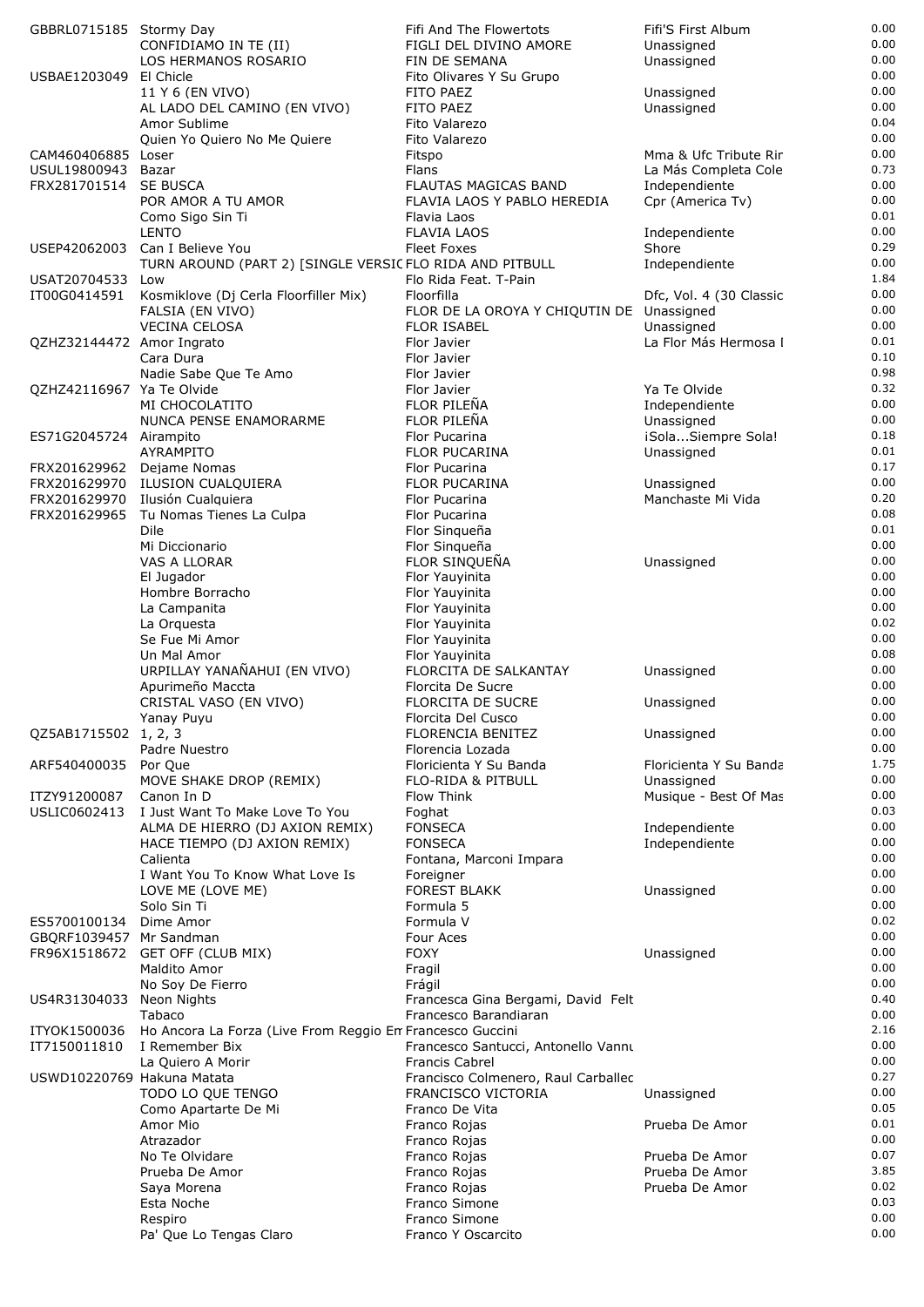| | | | | |
|---|---|---|---|---|
| GBBRL0715185 | Stormy Day | Fifi And The Flowertots | Fifi'S First Album | 0.00 |
| | CONFIDIAMO IN TE (II) | FIGLI DEL DIVINO AMORE | Unassigned | 0.00 |
| | LOS HERMANOS ROSARIO | FIN DE SEMANA | Unassigned | 0.00 |
| USBAE1203049 | El Chicle | Fito Olivares Y Su Grupo | | 0.00 |
| | 11 Y 6 (EN VIVO) | FITO PAEZ | Unassigned | 0.00 |
| | AL LADO DEL CAMINO (EN VIVO) | FITO PAEZ | Unassigned | 0.00 |
| | Amor Sublime | Fito Valarezo | | 0.04 |
| | Quien Yo Quiero No Me Quiere | Fito Valarezo | | 0.00 |
| CAM460406885 | Loser | Fitspo | Mma & Ufc Tribute Rir | 0.00 |
| USUL19800943 | Bazar | Flans | La Más Completa Cole | 0.73 |
| FRX281701514 | SE BUSCA | FLAUTAS MAGICAS BAND | Independiente | 0.00 |
| | POR AMOR A TU AMOR | FLAVIA LAOS Y PABLO HEREDIA | Cpr (America Tv) | 0.00 |
| | Como Sigo Sin Ti | Flavia Laos | | 0.01 |
| | LENTO | FLAVIA LAOS | Independiente | 0.00 |
| USEP42062003 | Can I Believe You | Fleet Foxes | Shore | 0.29 |
| | TURN AROUND (PART 2) [SINGLE VERSIC | FLO RIDA AND PITBULL | Independiente | 0.00 |
| USAT20704533 | Low | Flo Rida Feat. T-Pain | | 1.84 |
| IT00G0414591 | Kosmiklove (Dj Cerla Floorfiller Mix) | Floorfilla | Dfc, Vol. 4 (30 Classic | 0.00 |
| | FALSIA (EN VIVO) | FLOR DE LA OROYA Y CHIQUTIN DE | Unassigned | 0.00 |
| | VECINA CELOSA | FLOR ISABEL | Unassigned | 0.00 |
| QZHZ32144472 | Amor Ingrato | Flor Javier | La Flor Más Hermosa I | 0.01 |
| | Cara Dura | Flor Javier | | 0.10 |
| | Nadie Sabe Que Te Amo | Flor Javier | | 0.98 |
| QZHZ42116967 | Ya Te Olvide | Flor Javier | Ya Te Olvide | 0.32 |
| | MI CHOCOLATITO | FLOR PILEÑA | Independiente | 0.00 |
| | NUNCA PENSE ENAMORARME | FLOR PILEÑA | Unassigned | 0.00 |
| ES71G2045724 | Airampito | Flor Pucarina | ¡Sola...Siempre Sola! | 0.18 |
| | AYRAMPITO | FLOR PUCARINA | Unassigned | 0.01 |
| FRX201629962 | Dejame Nomas | Flor Pucarina | | 0.17 |
| FRX201629970 | ILUSION CUALQUIERA | FLOR PUCARINA | Unassigned | 0.00 |
| FRX201629970 | Ilusión Cualquiera | Flor Pucarina | Manchaste Mi Vida | 0.20 |
| FRX201629965 | Tu Nomas Tienes La Culpa | Flor Pucarina | | 0.08 |
| | Dile | Flor Sinqueña | | 0.01 |
| | Mi Diccionario | Flor Sinqueña | | 0.00 |
| | VAS A LLORAR | FLOR SINQUEÑA | Unassigned | 0.00 |
| | El Jugador | Flor Yauyinita | | 0.00 |
| | Hombre Borracho | Flor Yauyinita | | 0.00 |
| | La Campanita | Flor Yauyinita | | 0.00 |
| | La Orquesta | Flor Yauyinita | | 0.02 |
| | Se Fue Mi Amor | Flor Yauyinita | | 0.00 |
| | Un Mal Amor | Flor Yauyinita | | 0.08 |
| | URPILLAY YANAÑAHUI (EN VIVO) | FLORCITA DE SALKANTAY | Unassigned | 0.00 |
| | Apurimeño Maccta | Florcita De Sucre | | 0.00 |
| | CRISTAL VASO (EN VIVO) | FLORCITA DE SUCRE | Unassigned | 0.00 |
| | Yanay Puyu | Florcita Del Cusco | | 0.00 |
| QZ5AB1715502 | 1, 2, 3 | FLORENCIA BENITEZ | Unassigned | 0.00 |
| | Padre Nuestro | Florencia Lozada | | 0.00 |
| ARF540400035 | Por Que | Floricienta Y Su Banda | Floricienta Y Su Banda | 1.75 |
| | MOVE SHAKE DROP (REMIX) | FLO-RIDA & PITBULL | Unassigned | 0.00 |
| ITZY91200087 | Canon In D | Flow Think | Musique - Best Of Mas | 0.00 |
| USLIC0602413 | I Just Want To Make Love To You | Foghat | | 0.03 |
| | ALMA DE HIERRO (DJ AXION REMIX) | FONSECA | Independiente | 0.00 |
| | HACE TIEMPO (DJ AXION REMIX) | FONSECA | Independiente | 0.00 |
| | Calienta | Fontana, Marconi Impara | | 0.00 |
| | I Want You To Know What Love Is | Foreigner | | 0.00 |
| | LOVE ME (LOVE ME) | FOREST BLAKK | Unassigned | 0.00 |
| | Solo Sin Ti | Formula 5 | | 0.00 |
| ES5700100134 | Dime Amor | Formula V | | 0.02 |
| GBQRF1039457 | Mr Sandman | Four Aces | | 0.00 |
| FR96X1518672 | GET OFF (CLUB MIX) | FOXY | Unassigned | 0.00 |
| | Maldito Amor | Fragil | | 0.00 |
| | No Soy De Fierro | Frágil | | 0.00 |
| US4R31304033 | Neon Nights | Francesca Gina Bergami, David Felt | | 0.40 |
| | Tabaco | Francesco Barandiaran | | 0.00 |
| ITYOK1500036 | Ho Ancora La Forza (Live From Reggio Em | Francesco Guccini | | 2.16 |
| IT7150011810 | I Remember Bix | Francesco Santucci, Antonello Vannu | | 0.00 |
| | La Quiero A Morir | Francis Cabrel | | 0.00 |
| USWD10220769 | Hakuna Matata | Francisco Colmenero, Raul Carballec | | 0.27 |
| | TODO LO QUE TENGO | FRANCISCO VICTORIA | Unassigned | 0.00 |
| | Como Apartarte De Mi | Franco De Vita | | 0.05 |
| | Amor Mio | Franco Rojas | Prueba De Amor | 0.01 |
| | Atrazador | Franco Rojas | | 0.00 |
| | No Te Olvidare | Franco Rojas | Prueba De Amor | 0.07 |
| | Prueba De Amor | Franco Rojas | Prueba De Amor | 3.85 |
| | Saya Morena | Franco Rojas | Prueba De Amor | 0.02 |
| | Esta Noche | Franco Simone | | 0.03 |
| | Respiro | Franco Simone | | 0.00 |
| | Pa' Que Lo Tengas Claro | Franco Y Oscarcito | | 0.00 |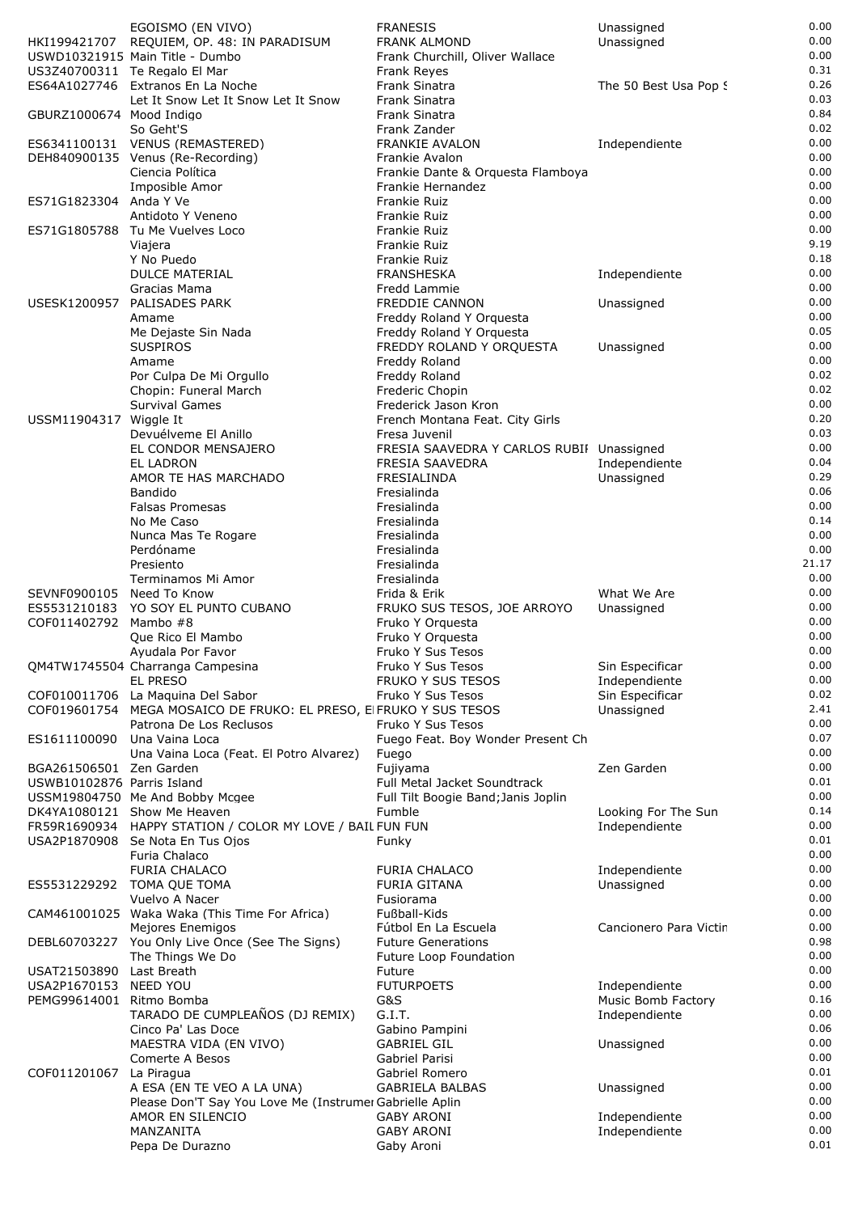|  | EGOISMO (EN VIVO) | FRANESIS | Unassigned | 0.00 |
|---|---|---|---|---|
| HKI199421707 | REQUIEM, OP. 48: IN PARADISUM | FRANK ALMOND | Unassigned | 0.00 |
| USWD10321915 | Main Title - Dumbo | Frank Churchill, Oliver Wallace |  | 0.00 |
| US3Z40700311 | Te Regalo El Mar | Frank Reyes |  | 0.31 |
| ES64A1027746 | Extranos En La Noche | Frank Sinatra | The 50 Best Usa Pop S | 0.26 |
|  | Let It Snow Let It Snow Let It Snow | Frank Sinatra |  | 0.03 |
| GBURZ1000674 | Mood Indigo | Frank Sinatra |  | 0.84 |
|  | So Geht'S | Frank Zander |  | 0.02 |
| ES6341100131 | VENUS (REMASTERED) | FRANKIE AVALON | Independiente | 0.00 |
| DEH840900135 | Venus (Re-Recording) | Frankie Avalon |  | 0.00 |
|  | Ciencia Política | Frankie Dante & Orquesta Flamboya |  | 0.00 |
|  | Imposible Amor | Frankie Hernandez |  | 0.00 |
| ES71G1823304 | Anda Y Ve | Frankie Ruiz |  | 0.00 |
|  | Antidoto Y Veneno | Frankie Ruiz |  | 0.00 |
| ES71G1805788 | Tu Me Vuelves Loco | Frankie Ruiz |  | 0.00 |
|  | Viajera | Frankie Ruiz |  | 9.19 |
|  | Y No Puedo | Frankie Ruiz |  | 0.18 |
|  | DULCE MATERIAL | FRANSHESKA | Independiente | 0.00 |
|  | Gracias Mama | Fredd Lammie |  | 0.00 |
| USESK1200957 | PALISADES PARK | FREDDIE CANNON | Unassigned | 0.00 |
|  | Amame | Freddy Roland Y Orquesta |  | 0.00 |
|  | Me Dejaste Sin Nada | Freddy Roland Y Orquesta |  | 0.05 |
|  | SUSPIROS | FREDDY ROLAND Y ORQUESTA | Unassigned | 0.00 |
|  | Amame | Freddy Roland |  | 0.00 |
|  | Por Culpa De Mi Orgullo | Freddy Roland |  | 0.02 |
|  | Chopin: Funeral March | Frederic Chopin |  | 0.02 |
|  | Survival Games | Frederick Jason Kron |  | 0.00 |
| USSM11904317 | Wiggle It | French Montana Feat. City Girls |  | 0.20 |
|  | Devuélveme El Anillo | Fresa Juvenil |  | 0.03 |
|  | EL CONDOR MENSAJERO | FRESIA SAAVEDRA Y CARLOS RUBII | Unassigned | 0.00 |
|  | EL LADRON | FRESIA SAAVEDRA | Independiente | 0.04 |
|  | AMOR TE HAS MARCHADO | FRESIALINDA | Unassigned | 0.29 |
|  | Bandido | Fresialinda |  | 0.06 |
|  | Falsas Promesas | Fresialinda |  | 0.00 |
|  | No Me Caso | Fresialinda |  | 0.14 |
|  | Nunca Mas Te Rogare | Fresialinda |  | 0.00 |
|  | Perdóname | Fresialinda |  | 0.00 |
|  | Presiento | Fresialinda |  | 21.17 |
|  | Terminamos Mi Amor | Fresialinda |  | 0.00 |
| SEVNF0900105 | Need To Know | Frida & Erik | What We Are | 0.00 |
| ES5531210183 | YO SOY EL PUNTO CUBANO | FRUKO SUS TESOS, JOE ARROYO | Unassigned | 0.00 |
| COF011402792 | Mambo #8 | Fruko Y Orquesta |  | 0.00 |
|  | Que Rico El Mambo | Fruko Y Orquesta |  | 0.00 |
|  | Ayudala Por Favor | Fruko Y Sus Tesos |  | 0.00 |
| QM4TW1745504 | Charranga Campesina | Fruko Y Sus Tesos | Sin Especificar | 0.00 |
|  | EL PRESO | FRUKO Y SUS TESOS | Independiente | 0.00 |
| COF010011706 | La Maquina Del Sabor | Fruko Y Sus Tesos | Sin Especificar | 0.02 |
| COF019601754 | MEGA MOSAICO DE FRUKO: EL PRESO, E | FRUKO Y SUS TESOS | Unassigned | 2.41 |
|  | Patrona De Los Reclusos | Fruko Y Sus Tesos |  | 0.00 |
| ES1611100090 | Una Vaina Loca | Fuego Feat. Boy Wonder Present Ch |  | 0.07 |
|  | Una Vaina Loca (Feat. El Potro Alvarez) | Fuego |  | 0.00 |
| BGA261506501 | Zen Garden | Fujiyama | Zen Garden | 0.00 |
| USWB10102876 | Parris Island | Full Metal Jacket Soundtrack |  | 0.01 |
| USSM19804750 | Me And Bobby Mcgee | Full Tilt Boogie Band;Janis Joplin |  | 0.00 |
| DK4YA1080121 | Show Me Heaven | Fumble | Looking For The Sun | 0.14 |
| FR59R1690934 | HAPPY STATION / COLOR MY LOVE / BAIL | FUN FUN | Independiente | 0.00 |
| USA2P1870908 | Se Nota En Tus Ojos | Funky |  | 0.01 |
|  | Furia Chalaco |  |  | 0.00 |
|  | FURIA CHALACO | FURIA CHALACO | Independiente | 0.00 |
| ES5531229292 | TOMA QUE TOMA | FURIA GITANA | Unassigned | 0.00 |
|  | Vuelvo A Nacer | Fusiorama |  | 0.00 |
| CAM461001025 | Waka Waka (This Time For Africa) | Fußball-Kids |  | 0.00 |
|  | Mejores Enemigos | Fútbol En La Escuela | Cancionero Para Victin | 0.00 |
| DEBL60703227 | You Only Live Once (See The Signs) | Future Generations |  | 0.98 |
|  | The Things We Do | Future Loop Foundation |  | 0.00 |
| USAT21503890 | Last Breath | Future |  | 0.00 |
| USA2P1670153 | NEED YOU | FUTURPOETS | Independiente | 0.00 |
| PEMG99614001 | Ritmo Bomba | G&S | Music Bomb Factory | 0.16 |
|  | TARADO DE CUMPLEAÑOS (DJ REMIX) | G.I.T. | Independiente | 0.00 |
|  | Cinco Pa' Las Doce | Gabino Pampini |  | 0.06 |
|  | MAESTRA VIDA (EN VIVO) | GABRIEL GIL | Unassigned | 0.00 |
|  | Comerte A Besos | Gabriel Parisi |  | 0.00 |
| COF011201067 | La Piragua | Gabriel Romero |  | 0.01 |
|  | A ESA (EN TE VEO A LA UNA) | GABRIELA BALBAS | Unassigned | 0.00 |
|  | Please Don'T Say You Love Me (Instrumer | Gabrielle Aplin |  | 0.00 |
|  | AMOR EN SILENCIO | GABY ARONI | Independiente | 0.00 |
|  | MANZANITA | GABY ARONI | Independiente | 0.00 |
|  | Pepa De Durazno | Gaby Aroni |  | 0.01 |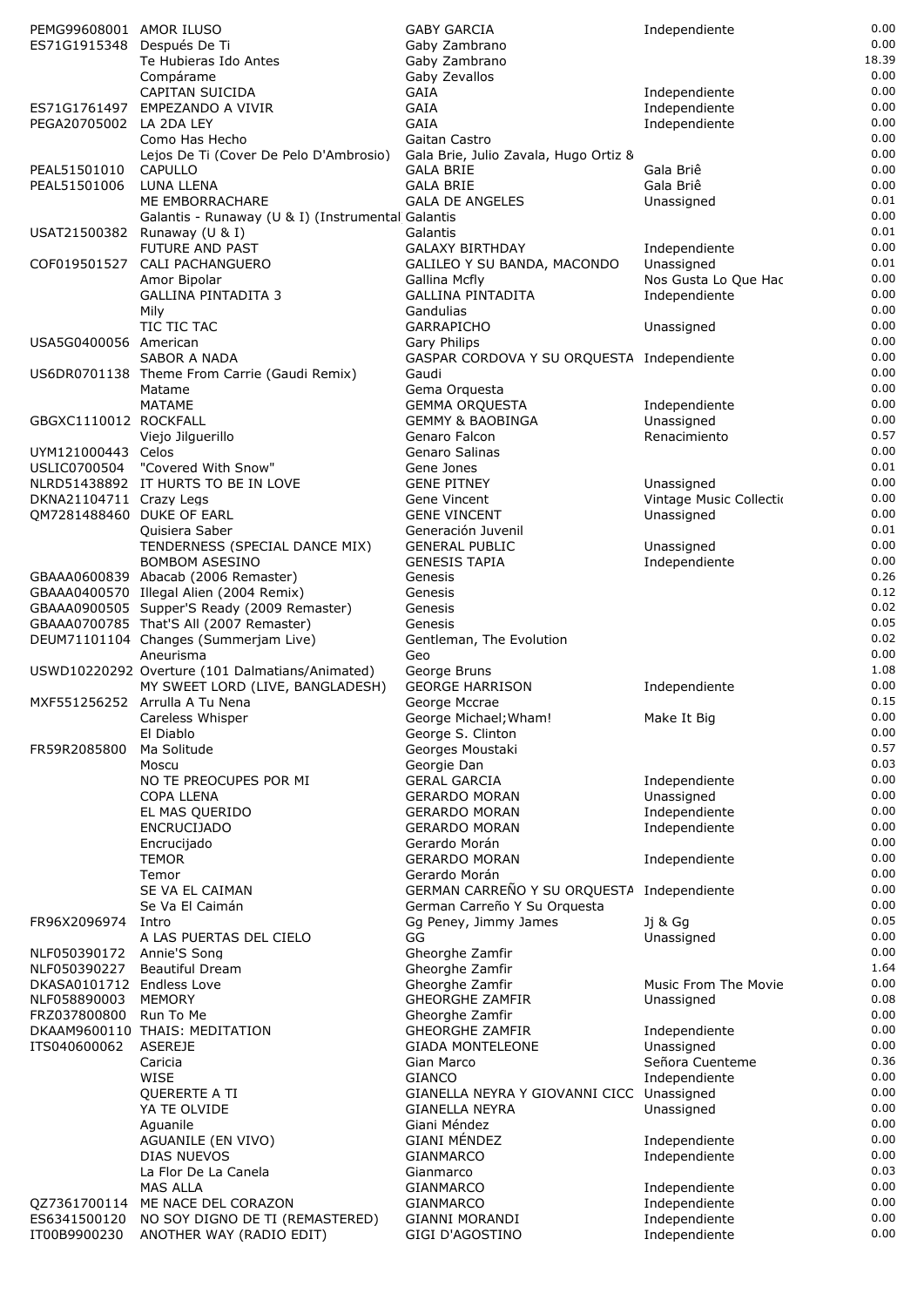| | | | | |
|---|---|---|---|---|
| PEMG99608001 | AMOR ILUSO | GABY GARCIA | Independiente | 0.00 |
| ES71G1915348 | Después De Ti | Gaby Zambrano | | 0.00 |
| | Te Hubieras Ido Antes | Gaby Zambrano | | 18.39 |
| | Compárame | Gaby Zevallos | | 0.00 |
| | CAPITAN SUICIDA | GAIA | Independiente | 0.00 |
| ES71G1761497 | EMPEZANDO A VIVIR | GAIA | Independiente | 0.00 |
| PEGA20705002 | LA 2DA LEY | GAIA | Independiente | 0.00 |
| | Como Has Hecho | Gaitan Castro | | 0.00 |
| | Lejos De Ti (Cover De Pelo D'Ambrosio) | Gala Brie, Julio Zavala, Hugo Ortiz & | | 0.00 |
| PEAL51501010 | CAPULLO | GALA BRIE | Gala Briê | 0.00 |
| PEAL51501006 | LUNA LLENA | GALA BRIE | Gala Briê | 0.00 |
| | ME EMBORRACHARE | GALA DE ANGELES | Unassigned | 0.01 |
| | Galantis - Runaway (U & I) (Instrumental | Galantis | | 0.00 |
| USAT21500382 | Runaway (U & I) | Galantis | | 0.01 |
| | FUTURE AND PAST | GALAXY BIRTHDAY | Independiente | 0.00 |
| COF019501527 | CALI PACHANGUERO | GALILEO Y SU BANDA, MACONDO | Unassigned | 0.01 |
| | Amor Bipolar | Gallina Mcfly | Nos Gusta Lo Que Hac | 0.00 |
| | GALLINA PINTADITA 3 | GALLINA PINTADITA | Independiente | 0.00 |
| | Mily | Gandulias | | 0.00 |
| | TIC TIC TAC | GARRAPICHO | Unassigned | 0.00 |
| USA5G0400056 | American | Gary Philips | | 0.00 |
| | SABOR A NADA | GASPAR CORDOVA Y SU ORQUESTA | Independiente | 0.00 |
| US6DR0701138 | Theme From Carrie (Gaudi Remix) | Gaudi | | 0.00 |
| | Matame | Gema Orquesta | | 0.00 |
| | MATAME | GEMMA ORQUESTA | Independiente | 0.00 |
| GBGXC1110012 | ROCKFALL | GEMMY & BAOBINGA | Unassigned | 0.00 |
| | Viejo Jilguerillo | Genaro Falcon | Renacimiento | 0.57 |
| UYM121000443 | Celos | Genaro Salinas | | 0.00 |
| USLIC0700504 | "Covered With Snow" | Gene Jones | | 0.01 |
| NLRD51438892 | IT HURTS TO BE IN LOVE | GENE PITNEY | Unassigned | 0.00 |
| DKNA21104711 | Crazy Legs | Gene Vincent | Vintage Music Collectio | 0.00 |
| QM7281488460 | DUKE OF EARL | GENE VINCENT | Unassigned | 0.00 |
| | Quisiera Saber | Generación Juvenil | | 0.01 |
| | TENDERNESS (SPECIAL DANCE MIX) | GENERAL PUBLIC | Unassigned | 0.00 |
| | BOMBOM ASESINO | GENESIS TAPIA | Independiente | 0.00 |
| GBAAA0600839 | Abacab (2006 Remaster) | Genesis | | 0.26 |
| GBAAA0400570 | Illegal Alien (2004 Remix) | Genesis | | 0.12 |
| GBAAA0900505 | Supper'S Ready (2009 Remaster) | Genesis | | 0.02 |
| GBAAA0700785 | That'S All (2007 Remaster) | Genesis | | 0.05 |
| DEUM71101104 | Changes (Summerjam Live) | Gentleman, The Evolution | | 0.02 |
| | Aneurisma | Geo | | 0.00 |
| USWD10220292 | Overture (101 Dalmatians/Animated) | George Bruns | | 1.08 |
| | MY SWEET LORD (LIVE, BANGLADESH) | GEORGE HARRISON | Independiente | 0.00 |
| MXF551256252 | Arrulla A Tu Nena | George Mccrae | | 0.15 |
| | Careless Whisper | George Michael;Wham! | Make It Big | 0.00 |
| | El Diablo | George S. Clinton | | 0.00 |
| FR59R2085800 | Ma Solitude | Georges Moustaki | | 0.57 |
| | Moscu | Georgie Dan | | 0.03 |
| | NO TE PREOCUPES POR MI | GERAL GARCIA | Independiente | 0.00 |
| | COPA LLENA | GERARDO MORAN | Unassigned | 0.00 |
| | EL MAS QUERIDO | GERARDO MORAN | Independiente | 0.00 |
| | ENCRUCIJADO | GERARDO MORAN | Independiente | 0.00 |
| | Encrucijado | Gerardo Morán | | 0.00 |
| | TEMOR | GERARDO MORAN | Independiente | 0.00 |
| | Temor | Gerardo Morán | | 0.00 |
| | SE VA EL CAIMAN | GERMAN CARREÑO Y SU ORQUESTA | Independiente | 0.00 |
| | Se Va El Caimán | German Carreño Y Su Orquesta | | 0.00 |
| FR96X2096974 | Intro | Gg Peney, Jimmy James | Jj & Gg | 0.05 |
| | A LAS PUERTAS DEL CIELO | GG | Unassigned | 0.00 |
| NLF050390172 | Annie'S Song | Gheorghe Zamfir | | 0.00 |
| NLF050390227 | Beautiful Dream | Gheorghe Zamfir | | 1.64 |
| DKASA0101712 | Endless Love | Gheorghe Zamfir | Music From The Movie | 0.00 |
| NLF058890003 | MEMORY | GHEORGHE ZAMFIR | Unassigned | 0.08 |
| FRZ037800800 | Run To Me | Gheorghe Zamfir | | 0.00 |
| DKAAM9600110 | THAIS: MEDITATION | GHEORGHE ZAMFIR | Independiente | 0.00 |
| ITS040600062 | ASEREJE | GIADA MONTELEONE | Unassigned | 0.00 |
| | Caricia | Gian Marco | Señora Cuenteme | 0.36 |
| | WISE | GIANCO | Independiente | 0.00 |
| | QUERERTE A TI | GIANELLA NEYRA Y GIOVANNI CICC | Unassigned | 0.00 |
| | YA TE OLVIDE | GIANELLA NEYRA | Unassigned | 0.00 |
| | Aguanile | Giani Méndez | | 0.00 |
| | AGUANILE (EN VIVO) | GIANI MÉNDEZ | Independiente | 0.00 |
| | DIAS NUEVOS | GIANMARCO | Independiente | 0.00 |
| | La Flor De La Canela | Gianmarco | | 0.03 |
| | MAS ALLA | GIANMARCO | Independiente | 0.00 |
| QZ7361700114 | ME NACE DEL CORAZON | GIANMARCO | Independiente | 0.00 |
| ES6341500120 | NO SOY DIGNO DE TI (REMASTERED) | GIANNI MORANDI | Independiente | 0.00 |
| IT00B9900230 | ANOTHER WAY (RADIO EDIT) | GIGI D'AGOSTINO | Independiente | 0.00 |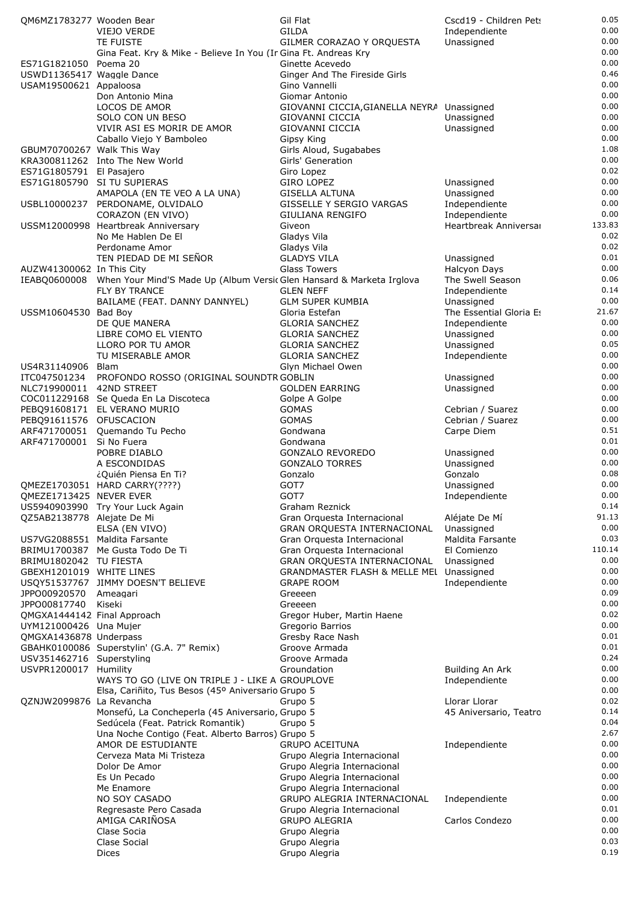| | | | | |
|---|---|---|---|---|
| QM6MZ1783277 | Wooden Bear | Gil Flat | Cscd19 - Children Pets | 0.05 |
| | VIEJO VERDE | GILDA | Independiente | 0.00 |
| | TE FUISTE | GILMER CORAZAO Y ORQUESTA | Unassigned | 0.00 |
| | Gina Feat. Kry & Mike - Believe In You (In | Gina Ft. Andreas Kry | | 0.00 |
| ES71G1821050 | Poema 20 | Ginette Acevedo | | 0.00 |
| USWD11365417 | Waggle Dance | Ginger And The Fireside Girls | | 0.46 |
| USAM19500621 | Appaloosa | Gino Vannelli | | 0.00 |
| | Don Antonio Mina | Giomar Antonio | | 0.00 |
| | LOCOS DE AMOR | GIOVANNI CICCIA,GIANELLA NEYRA | Unassigned | 0.00 |
| | SOLO CON UN BESO | GIOVANNI CICCIA | Unassigned | 0.00 |
| | VIVIR ASI ES MORIR DE AMOR | GIOVANNI CICCIA | Unassigned | 0.00 |
| | Caballo Viejo Y Bamboleo | Gipsy King | | 0.00 |
| GBUM70700267 | Walk This Way | Girls Aloud, Sugababes | | 1.08 |
| KRA300811262 | Into The New World | Girls' Generation | | 0.00 |
| ES71G1805791 | El Pasajero | Giro Lopez | | 0.02 |
| ES71G1805790 | SI TU SUPIERAS | GIRO LOPEZ | Unassigned | 0.00 |
| | AMAPOLA (EN TE VEO A LA UNA) | GISELLA ALTUNA | Unassigned | 0.00 |
| USBL10000237 | PERDONAME, OLVIDALO | GISSELLE Y SERGIO VARGAS | Independiente | 0.00 |
| | CORAZON (EN VIVO) | GIULIANA RENGIFO | Independiente | 0.00 |
| USSM12000998 | Heartbreak Anniversary | Giveon | Heartbreak Anniversar | 133.83 |
| | No Me Hablen De El | Gladys Vila | | 0.02 |
| | Perdoname Amor | Gladys Vila | | 0.02 |
| | TEN PIEDAD DE MI SEÑOR | GLADYS VILA | Unassigned | 0.01 |
| AUZW41300062 | In This City | Glass Towers | Halcyon Days | 0.00 |
| IEABQ0600008 | When Your Mind'S Made Up (Album Versi | Glen Hansard & Marketa Irglova | The Swell Season | 0.06 |
| | FLY BY TRANCE | GLEN NEFF | Independiente | 0.14 |
| | BAILAME (FEAT. DANNY DANNYEL) | GLM SUPER KUMBIA | Unassigned | 0.00 |
| USSM10604530 | Bad Boy | Gloria Estefan | The Essential Gloria Es | 21.67 |
| | DE QUE MANERA | GLORIA SANCHEZ | Independiente | 0.00 |
| | LIBRE COMO EL VIENTO | GLORIA SANCHEZ | Unassigned | 0.00 |
| | LLORO POR TU AMOR | GLORIA SANCHEZ | Unassigned | 0.05 |
| | TU MISERABLE AMOR | GLORIA SANCHEZ | Independiente | 0.00 |
| US4R31140906 | Blam | Glyn Michael Owen | | 0.00 |
| ITC047501234 | PROFONDO ROSSO (ORIGINAL SOUNDTR | GOBLIN | Unassigned | 0.00 |
| NLC719900011 | 42ND STREET | GOLDEN EARRING | Unassigned | 0.00 |
| COC011229168 | Se Queda En La Discoteca | Golpe A Golpe | | 0.00 |
| PEBQ91608171 | EL VERANO MURIO | GOMAS | Cebrian / Suarez | 0.00 |
| PEBQ91611576 | OFUSCACION | GOMAS | Cebrian / Suarez | 0.00 |
| ARF471700051 | Quemando Tu Pecho | Gondwana | Carpe Diem | 0.51 |
| ARF471700001 | Si No Fuera | Gondwana | | 0.01 |
| | POBRE DIABLO | GONZALO REVOREDO | Unassigned | 0.00 |
| | A ESCONDIDAS | GONZALO TORRES | Unassigned | 0.00 |
| | ¿Quién Piensa En Ti? | Gonzalo | Gonzalo | 0.08 |
| QMEZE1703051 | HARD CARRY(????) | GOT7 | Unassigned | 0.00 |
| QMEZE1713425 | NEVER EVER | GOT7 | Independiente | 0.00 |
| US5940903990 | Try Your Luck Again | Graham Reznick | | 0.14 |
| QZ5AB2138778 | Alejate De Mi | Gran Orquesta Internacional | Aléjate De Mí | 91.13 |
| | ELSA (EN VIVO) | GRAN ORQUESTA INTERNACIONAL | Unassigned | 0.00 |
| US7VG2088551 | Maldita Farsante | Gran Orquesta Internacional | Maldita Farsante | 0.03 |
| BRIMU1700387 | Me Gusta Todo De Ti | Gran Orquesta Internacional | El Comienzo | 110.14 |
| BRIMU1802042 | TU FIESTA | GRAN ORQUESTA INTERNACIONAL | Unassigned | 0.00 |
| GBEXH1201019 | WHITE LINES | GRANDMASTER FLASH & MELLE MEL | Unassigned | 0.00 |
| USQY51537767 | JIMMY DOESN'T BELIEVE | GRAPE ROOM | Independiente | 0.00 |
| JPPO00920570 | Ameagari | Greeeen | | 0.09 |
| JPPO00817740 | Kiseki | Greeeen | | 0.00 |
| QMGXA1444142 | Final Approach | Gregor Huber, Martin Haene | | 0.02 |
| UYM121000426 | Una Mujer | Gregorio Barrios | | 0.00 |
| QMGXA1436878 | Underpass | Gresby Race Nash | | 0.01 |
| GBAHK0100086 | Superstylin' (G.A. 7" Remix) | Groove Armada | | 0.01 |
| USV351462716 | Superstyling | Groove Armada | | 0.24 |
| USVPR1200017 | Humility | Groundation | Building An Ark | 0.00 |
| | WAYS TO GO (LIVE ON TRIPLE J - LIKE A | GROUPLOVE | Independiente | 0.00 |
| | Elsa, Cariñito, Tus Besos (45º Aniversario | Grupo 5 | | 0.00 |
| QZNJW2099876 | La Revancha | Grupo 5 | Llorar Llorar | 0.02 |
| | Monsefú, La Concheperla (45 Aniversario, | Grupo 5 | 45 Aniversario, Teatro | 0.14 |
| | Sedúcela (Feat. Patrick Romantik) | Grupo 5 | | 0.04 |
| | Una Noche Contigo (Feat. Alberto Barros) | Grupo 5 | | 2.67 |
| | AMOR DE ESTUDIANTE | GRUPO ACEITUNA | Independiente | 0.00 |
| | Cerveza Mata Mi Tristeza | Grupo Alegria Internacional | | 0.00 |
| | Dolor De Amor | Grupo Alegria Internacional | | 0.00 |
| | Es Un Pecado | Grupo Alegria Internacional | | 0.00 |
| | Me Enamore | Grupo Alegria Internacional | | 0.00 |
| | NO SOY CASADO | GRUPO ALEGRIA INTERNACIONAL | Independiente | 0.00 |
| | Regresaste Pero Casada | Grupo Alegria Internacional | | 0.01 |
| | AMIGA CARIÑOSA | GRUPO ALEGRIA | Carlos Condezo | 0.00 |
| | Clase Socia | Grupo Alegria | | 0.00 |
| | Clase Social | Grupo Alegria | | 0.03 |
| | Dices | Grupo Alegria | | 0.19 |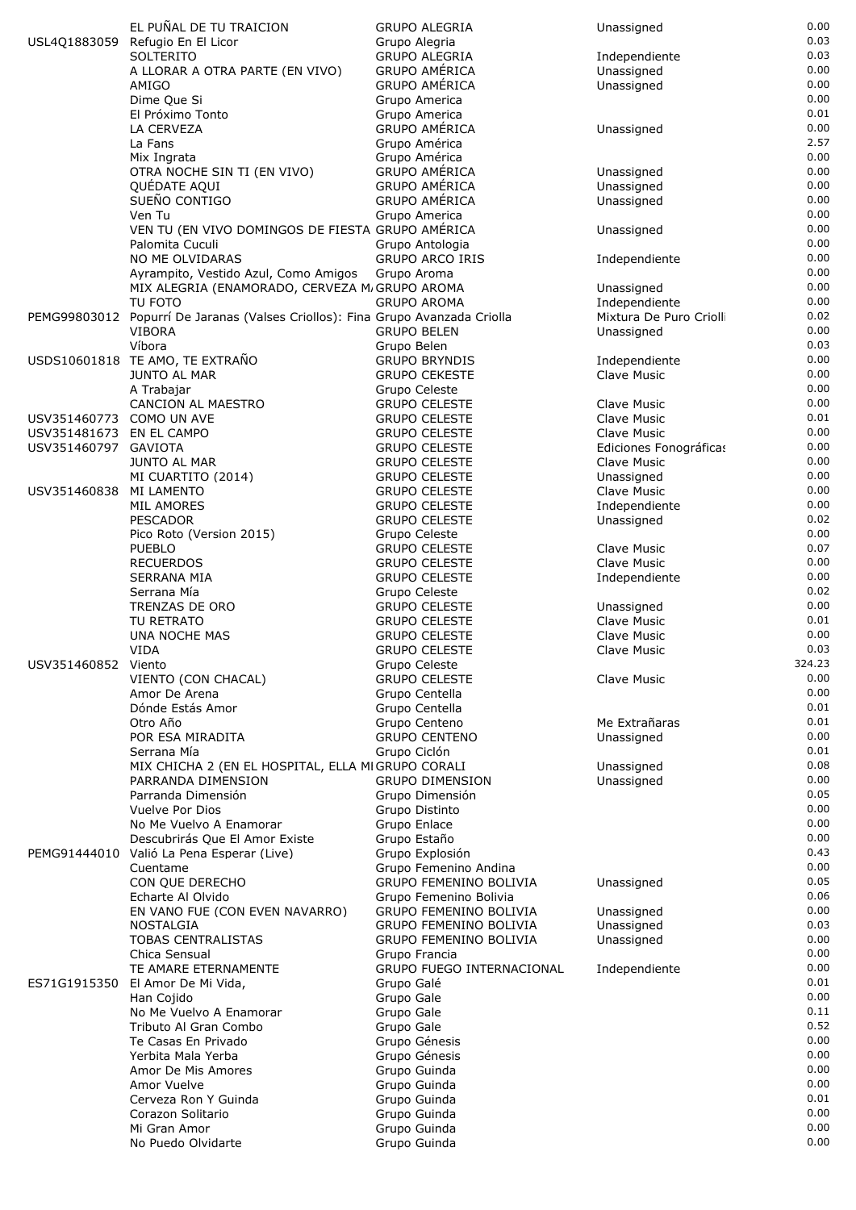| | | | | |
|---|---|---|---|---|
| | EL PUÑAL DE TU TRAICION | GRUPO ALEGRIA | Unassigned | 0.00 |
| USL4Q1883059 | Refugio En El Licor | Grupo Alegria | | 0.03 |
| | SOLTERITO | GRUPO ALEGRIA | Independiente | 0.03 |
| | A LLORAR A OTRA PARTE (EN VIVO) | GRUPO AMÉRICA | Unassigned | 0.00 |
| | AMIGO | GRUPO AMÉRICA | Unassigned | 0.00 |
| | Dime Que Si | Grupo America | | 0.00 |
| | El Próximo Tonto | Grupo America | | 0.01 |
| | LA CERVEZA | GRUPO AMÉRICA | Unassigned | 0.00 |
| | La Fans | Grupo América | | 2.57 |
| | Mix Ingrata | Grupo América | | 0.00 |
| | OTRA NOCHE SIN TI (EN VIVO) | GRUPO AMÉRICA | Unassigned | 0.00 |
| | QUÉDATE AQUI | GRUPO AMÉRICA | Unassigned | 0.00 |
| | SUEÑO CONTIGO | GRUPO AMÉRICA | Unassigned | 0.00 |
| | Ven Tu | Grupo America | | 0.00 |
| | VEN TU (EN VIVO DOMINGOS DE FIESTA | GRUPO AMÉRICA | Unassigned | 0.00 |
| | Palomita Cuculi | Grupo Antologia | | 0.00 |
| | NO ME OLVIDARAS | GRUPO ARCO IRIS | Independiente | 0.00 |
| | Ayrampito, Vestido Azul, Como Amigos | Grupo Aroma | | 0.00 |
| | MIX ALEGRIA (ENAMORADO, CERVEZA M/ | GRUPO AROMA | Unassigned | 0.00 |
| | TU FOTO | GRUPO AROMA | Independiente | 0.00 |
| PEMG99803012 | Popurrí De Jaranas (Valses Criollos): Fina | Grupo Avanzada Criolla | Mixtura De Puro Criolli | 0.02 |
| | VIBORA | GRUPO BELEN | Unassigned | 0.00 |
| | Víbora | Grupo Belen | | 0.03 |
| USDS10601818 | TE AMO, TE EXTRAÑO | GRUPO BRYNDIS | Independiente | 0.00 |
| | JUNTO AL MAR | GRUPO CEKESTE | Clave Music | 0.00 |
| | A Trabajar | Grupo Celeste | | 0.00 |
| | CANCION AL MAESTRO | GRUPO CELESTE | Clave Music | 0.00 |
| USV351460773 | COMO UN AVE | GRUPO CELESTE | Clave Music | 0.01 |
| USV351481673 | EN EL CAMPO | GRUPO CELESTE | Clave Music | 0.00 |
| USV351460797 | GAVIOTA | GRUPO CELESTE | Ediciones Fonográficas | 0.00 |
| | JUNTO AL MAR | GRUPO CELESTE | Clave Music | 0.00 |
| | MI CUARTITO (2014) | GRUPO CELESTE | Unassigned | 0.00 |
| USV351460838 | MI LAMENTO | GRUPO CELESTE | Clave Music | 0.00 |
| | MIL AMORES | GRUPO CELESTE | Independiente | 0.00 |
| | PESCADOR | GRUPO CELESTE | Unassigned | 0.02 |
| | Pico Roto (Version 2015) | Grupo Celeste | | 0.00 |
| | PUEBLO | GRUPO CELESTE | Clave Music | 0.07 |
| | RECUERDOS | GRUPO CELESTE | Clave Music | 0.00 |
| | SERRANA MIA | GRUPO CELESTE | Independiente | 0.00 |
| | Serrana Mía | Grupo Celeste | | 0.02 |
| | TRENZAS DE ORO | GRUPO CELESTE | Unassigned | 0.00 |
| | TU RETRATO | GRUPO CELESTE | Clave Music | 0.01 |
| | UNA NOCHE MAS | GRUPO CELESTE | Clave Music | 0.00 |
| | VIDA | GRUPO CELESTE | Clave Music | 0.03 |
| USV351460852 | Viento | Grupo Celeste | | 324.23 |
| | VIENTO (CON CHACAL) | GRUPO CELESTE | Clave Music | 0.00 |
| | Amor De Arena | Grupo Centella | | 0.00 |
| | Dónde Estás Amor | Grupo Centella | | 0.01 |
| | Otro Año | Grupo Centeno | Me Extrañaras | 0.01 |
| | POR ESA MIRADITA | GRUPO CENTENO | Unassigned | 0.00 |
| | Serrana Mía | Grupo Ciclón | | 0.01 |
| | MIX CHICHA 2 (EN EL HOSPITAL, ELLA MI | GRUPO CORALI | Unassigned | 0.08 |
| | PARRANDA DIMENSION | GRUPO DIMENSION | Unassigned | 0.00 |
| | Parranda Dimensión | Grupo Dimensión | | 0.05 |
| | Vuelve Por Dios | Grupo Distinto | | 0.00 |
| | No Me Vuelvo A Enamorar | Grupo Enlace | | 0.00 |
| | Descubrirás Que El Amor Existe | Grupo Estaño | | 0.00 |
| PEMG91444010 | Valió La Pena Esperar (Live) | Grupo Explosión | | 0.43 |
| | Cuentame | Grupo Femenino Andina | | 0.00 |
| | CON QUE DERECHO | GRUPO FEMENINO BOLIVIA | Unassigned | 0.05 |
| | Echarte Al Olvido | Grupo Femenino Bolivia | | 0.06 |
| | EN VANO FUE (CON EVEN NAVARRO) | GRUPO FEMENINO BOLIVIA | Unassigned | 0.00 |
| | NOSTALGIA | GRUPO FEMENINO BOLIVIA | Unassigned | 0.03 |
| | TOBAS CENTRALISTAS | GRUPO FEMENINO BOLIVIA | Unassigned | 0.00 |
| | Chica Sensual | Grupo Francia | | 0.00 |
| | TE AMARE ETERNAMENTE | GRUPO FUEGO INTERNACIONAL | Independiente | 0.00 |
| ES71G1915350 | El Amor De Mi Vida, | Grupo Galé | | 0.01 |
| | Han Cojido | Grupo Gale | | 0.00 |
| | No Me Vuelvo A Enamorar | Grupo Gale | | 0.11 |
| | Tributo Al Gran Combo | Grupo Gale | | 0.52 |
| | Te Casas En Privado | Grupo Génesis | | 0.00 |
| | Yerbita Mala Yerba | Grupo Génesis | | 0.00 |
| | Amor De Mis Amores | Grupo Guinda | | 0.00 |
| | Amor Vuelve | Grupo Guinda | | 0.00 |
| | Cerveza Ron Y Guinda | Grupo Guinda | | 0.01 |
| | Corazon Solitario | Grupo Guinda | | 0.00 |
| | Mi Gran Amor | Grupo Guinda | | 0.00 |
| | No Puedo Olvidarte | Grupo Guinda | | 0.00 |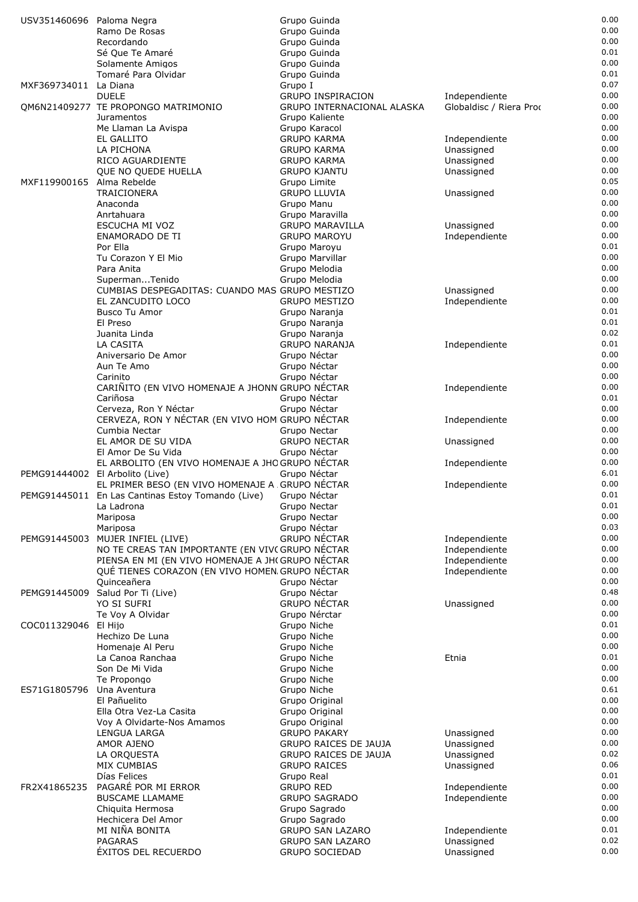| | | | | |
|---|---|---|---|---|
| USV351460696 | Paloma Negra | Grupo Guinda | | 0.00 |
| | Ramo De Rosas | Grupo Guinda | | 0.00 |
| | Recordando | Grupo Guinda | | 0.00 |
| | Sé Que Te Amaré | Grupo Guinda | | 0.01 |
| | Solamente Amigos | Grupo Guinda | | 0.00 |
| | Tomaré Para Olvidar | Grupo Guinda | | 0.01 |
| MXF369734011 | La Diana | Grupo I | | 0.07 |
| | DUELE | GRUPO INSPIRACION | Independiente | 0.00 |
| QM6N21409277 | TE PROPONGO MATRIMONIO | GRUPO INTERNACIONAL ALASKA | Globaldisc / Riera Proc | 0.00 |
| | Juramentos | Grupo Kaliente | | 0.00 |
| | Me Llaman La Avispa | Grupo Karacol | | 0.00 |
| | EL GALLITO | GRUPO KARMA | Independiente | 0.00 |
| | LA PICHONA | GRUPO KARMA | Unassigned | 0.00 |
| | RICO AGUARDIENTE | GRUPO KARMA | Unassigned | 0.00 |
| | QUE NO QUEDE HUELLA | GRUPO KJANTU | Unassigned | 0.00 |
| MXF119900165 | Alma Rebelde | Grupo Limite | | 0.05 |
| | TRAICIONERA | GRUPO LLUVIA | Unassigned | 0.00 |
| | Anaconda | Grupo Manu | | 0.00 |
| | Anrtahuara | Grupo Maravilla | | 0.00 |
| | ESCUCHA MI VOZ | GRUPO MARAVILLA | Unassigned | 0.00 |
| | ENAMORADO DE TI | GRUPO MAROYU | Independiente | 0.00 |
| | Por Ella | Grupo Maroyu | | 0.01 |
| | Tu Corazon Y El Mio | Grupo Marvillar | | 0.00 |
| | Para Anita | Grupo Melodia | | 0.00 |
| | Superman...Tenido | Grupo Melodia | | 0.00 |
| | CUMBIAS DESPEGADITAS: CUANDO MAS | GRUPO MESTIZO | Unassigned | 0.00 |
| | EL ZANCUDITO LOCO | GRUPO MESTIZO | Independiente | 0.00 |
| | Busco Tu Amor | Grupo Naranja | | 0.01 |
| | El Preso | Grupo Naranja | | 0.01 |
| | Juanita Linda | Grupo Naranja | | 0.02 |
| | LA CASITA | GRUPO NARANJA | Independiente | 0.01 |
| | Aniversario De Amor | Grupo Néctar | | 0.00 |
| | Aun Te Amo | Grupo Néctar | | 0.00 |
| | Carinito | Grupo Néctar | | 0.00 |
| | CARIÑITO (EN VIVO HOMENAJE A JHONN | GRUPO NÉCTAR | Independiente | 0.00 |
| | Cariñosa | Grupo Néctar | | 0.01 |
| | Cerveza, Ron Y Néctar | Grupo Néctar | | 0.00 |
| | CERVEZA, RON Y NÉCTAR (EN VIVO HOM | GRUPO NÉCTAR | Independiente | 0.00 |
| | Cumbia Nectar | Grupo Nectar | | 0.00 |
| | EL AMOR DE SU VIDA | GRUPO NECTAR | Unassigned | 0.00 |
| | El Amor De Su Vida | Grupo Néctar | | 0.00 |
| | EL ARBOLITO (EN VIVO HOMENAJE A JHO | GRUPO NÉCTAR | Independiente | 0.00 |
| PEMG91444002 | El Arbolito (Live) | Grupo Néctar | | 6.01 |
| | EL PRIMER BESO (EN VIVO HOMENAJE A . | GRUPO NÉCTAR | Independiente | 0.00 |
| PEMG91445011 | En Las Cantinas Estoy Tomando (Live) | Grupo Néctar | | 0.01 |
| | La Ladrona | Grupo Nectar | | 0.01 |
| | Mariposa | Grupo Nectar | | 0.00 |
| | Mariposa | Grupo Néctar | | 0.03 |
| PEMG91445003 | MUJER INFIEL (LIVE) | GRUPO NÉCTAR | Independiente | 0.00 |
| | NO TE CREAS TAN IMPORTANTE (EN VIV | GRUPO NÉCTAR | Independiente | 0.00 |
| | PIENSA EN MI (EN VIVO HOMENAJE A JH | GRUPO NÉCTAR | Independiente | 0.00 |
| | QUÉ TIENES CORAZON (EN VIVO HOMEN | GRUPO NÉCTAR | Independiente | 0.00 |
| | Quinceañera | Grupo Néctar | | 0.00 |
| PEMG91445009 | Salud Por Ti (Live) | Grupo Néctar | | 0.48 |
| | YO SI SUFRI | GRUPO NÉCTAR | Unassigned | 0.00 |
| | Te Voy A Olvidar | Grupo Nérctar | | 0.00 |
| COC011329046 | El Hijo | Grupo Niche | | 0.01 |
| | Hechizo De Luna | Grupo Niche | | 0.00 |
| | Homenaje Al Peru | Grupo Niche | | 0.00 |
| | La Canoa Ranchaa | Grupo Niche | Etnia | 0.01 |
| | Son De Mi Vida | Grupo Niche | | 0.00 |
| | Te Propongo | Grupo Niche | | 0.00 |
| ES71G1805796 | Una Aventura | Grupo Niche | | 0.61 |
| | El Pañuelito | Grupo Original | | 0.00 |
| | Ella Otra Vez-La Casita | Grupo Original | | 0.00 |
| | Voy A Olvidarte-Nos Amamos | Grupo Original | | 0.00 |
| | LENGUA LARGA | GRUPO PAKARY | Unassigned | 0.00 |
| | AMOR AJENO | GRUPO RAICES DE JAUJA | Unassigned | 0.00 |
| | LA ORQUESTA | GRUPO RAICES DE JAUJA | Unassigned | 0.02 |
| | MIX CUMBIAS | GRUPO RAICES | Unassigned | 0.06 |
| | Días Felices | Grupo Real | | 0.01 |
| FR2X41865235 | PAGARÉ POR MI ERROR | GRUPO RED | Independiente | 0.00 |
| | BUSCAME LLAMAME | GRUPO SAGRADO | Independiente | 0.00 |
| | Chiquita Hermosa | Grupo Sagrado | | 0.00 |
| | Hechicera Del Amor | Grupo Sagrado | | 0.00 |
| | MI NIÑA BONITA | GRUPO SAN LAZARO | Independiente | 0.01 |
| | PAGARAS | GRUPO SAN LAZARO | Unassigned | 0.02 |
| | ÉXITOS DEL RECUERDO | GRUPO SOCIEDAD | Unassigned | 0.00 |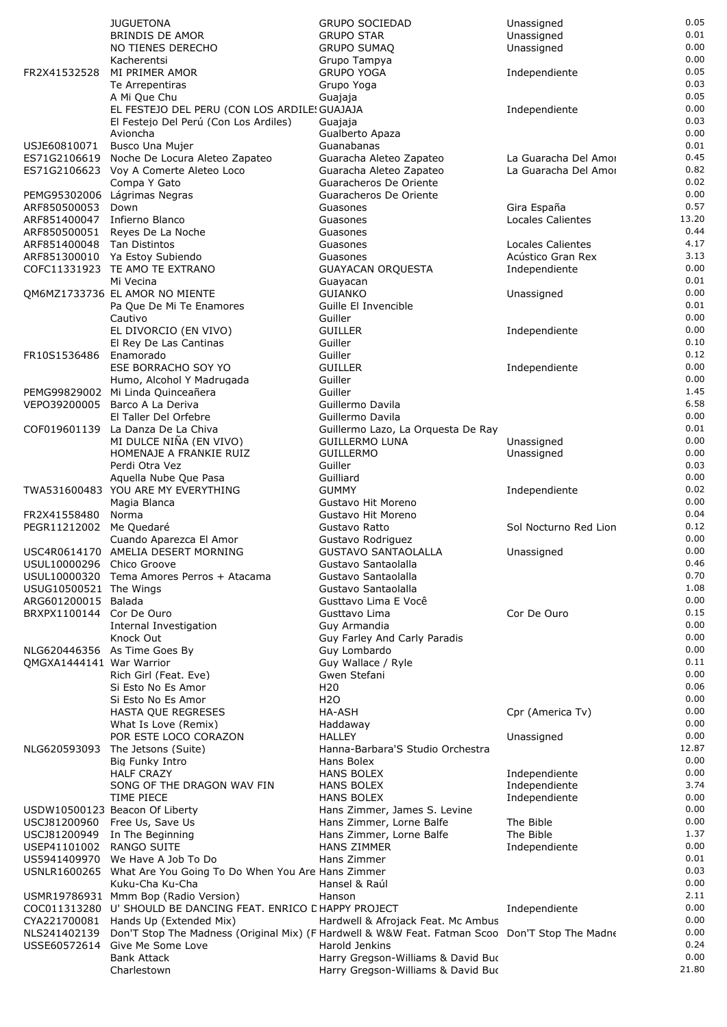| | | | | |
|---|---|---|---|---|
| | JUGUETONA | GRUPO SOCIEDAD | Unassigned | 0.05 |
| | BRINDIS DE AMOR | GRUPO STAR | Unassigned | 0.01 |
| | NO TIENES DERECHO | GRUPO SUMAQ | Unassigned | 0.00 |
| | Kacherentsi | Grupo Tampya | | 0.00 |
| FR2X41532528 | MI PRIMER AMOR | GRUPO YOGA | Independiente | 0.05 |
| | Te Arrepentiras | Grupo Yoga | | 0.03 |
| | A Mi Que Chu | Guajaja | | 0.05 |
| | EL FESTEJO DEL PERU (CON LOS ARDILES | GUAJAJA | Independiente | 0.00 |
| | El Festejo Del Perú (Con Los Ardiles) | Guajaja | | 0.03 |
| | Avioncha | Gualberto Apaza | | 0.00 |
| USJE60810071 | Busco Una Mujer | Guanabanas | | 0.01 |
| ES71G2106619 | Noche De Locura Aleteo Zapateo | Guaracha Aleteo Zapateo | La Guaracha Del Amor | 0.45 |
| ES71G2106623 | Voy A Comerte Aleteo Loco | Guaracha Aleteo Zapateo | La Guaracha Del Amor | 0.82 |
| | Compa Y Gato | Guaracheros De Oriente | | 0.02 |
| PEMG95302006 | Lágrimas Negras | Guaracheros De Oriente | | 0.00 |
| ARF850500053 | Down | Guasones | Gira España | 0.57 |
| ARF851400047 | Infierno Blanco | Guasones | Locales Calientes | 13.20 |
| ARF850500051 | Reyes De La Noche | Guasones | | 0.44 |
| ARF851400048 | Tan Distintos | Guasones | Locales Calientes | 4.17 |
| ARF851300010 | Ya Estoy Subiendo | Guasones | Acústico Gran Rex | 3.13 |
| COFC11331923 | TE AMO TE EXTRANO | GUAYACAN ORQUESTA | Independiente | 0.00 |
| | Mi Vecina | Guayacan | | 0.01 |
| QM6MZ1733736 | EL AMOR NO MIENTE | GUIANKO | Unassigned | 0.00 |
| | Pa Que De Mi Te Enamores | Guille El Invencible | | 0.01 |
| | Cautivo | Guiller | | 0.00 |
| | EL DIVORCIO (EN VIVO) | GUILLER | Independiente | 0.00 |
| | El Rey De Las Cantinas | Guiller | | 0.10 |
| FR10S1536486 | Enamorado | Guiller | | 0.12 |
| | ESE BORRACHO SOY YO | GUILLER | Independiente | 0.00 |
| | Humo, Alcohol Y Madrugada | Guiller | | 0.00 |
| PEMG99829002 | Mi Linda Quinceañera | Guiller | | 1.45 |
| VEPO39200005 | Barco A La Deriva | Guillermo Davila | | 6.58 |
| | El Taller Del Orfebre | Guillermo Davila | | 0.00 |
| COF019601139 | La Danza De La Chiva | Guillermo Lazo, La Orquesta De Ray | | 0.01 |
| | MI DULCE NIÑA (EN VIVO) | GUILLERMO LUNA | Unassigned | 0.00 |
| | HOMENAJE A FRANKIE RUIZ | GUILLERMO | Unassigned | 0.00 |
| | Perdi Otra Vez | Guiller | | 0.03 |
| | Aquella Nube Que Pasa | Guilliard | | 0.00 |
| TWA531600483 | YOU ARE MY EVERYTHING | GUMMY | Independiente | 0.02 |
| | Magia Blanca | Gustavo Hit Moreno | | 0.00 |
| FR2X41558480 | Norma | Gustavo Hit Moreno | | 0.04 |
| PEGR11212002 | Me Quedaré | Gustavo Ratto | Sol Nocturno Red Lion | 0.12 |
| | Cuando Aparezca El Amor | Gustavo Rodriguez | | 0.00 |
| USC4R0614170 | AMELIA DESERT MORNING | GUSTAVO SANTAOLALLA | Unassigned | 0.00 |
| USUL10000296 | Chico Groove | Gustavo Santaolalla | | 0.46 |
| USUL10000320 | Tema Amores Perros + Atacama | Gustavo Santaolalla | | 0.70 |
| USUG10500521 | The Wings | Gustavo Santaolalla | | 1.08 |
| ARG601200015 | Balada | Gusttavo Lima E Você | | 0.00 |
| BRXPX1100144 | Cor De Ouro | Gusttavo Lima | Cor De Ouro | 0.15 |
| | Internal Investigation | Guy Armandia | | 0.00 |
| | Knock Out | Guy Farley And Carly Paradis | | 0.00 |
| NLG620446356 | As Time Goes By | Guy Lombardo | | 0.00 |
| QMGXA1444141 | War Warrior | Guy Wallace / Ryle | | 0.11 |
| | Rich Girl (Feat. Eve) | Gwen Stefani | | 0.00 |
| | Si Esto No Es Amor | H20 | | 0.06 |
| | Si Esto No Es Amor | H2O | | 0.00 |
| | HASTA QUE REGRESES | HA-ASH | Cpr (America Tv) | 0.00 |
| | What Is Love (Remix) | Haddaway | | 0.00 |
| | POR ESTE LOCO CORAZON | HALLEY | Unassigned | 0.00 |
| NLG620593093 | The Jetsons (Suite) | Hanna-Barbara'S Studio Orchestra | | 12.87 |
| | Big Funky Intro | Hans Bolex | | 0.00 |
| | HALF CRAZY | HANS BOLEX | Independiente | 0.00 |
| | SONG OF THE DRAGON WAV FIN | HANS BOLEX | Independiente | 3.74 |
| | TIME PIECE | HANS BOLEX | Independiente | 0.00 |
| USDW10500123 | Beacon Of Liberty | Hans Zimmer, James S. Levine | | 0.00 |
| USCJ81200960 | Free Us, Save Us | Hans Zimmer, Lorne Balfe | The Bible | 0.00 |
| USCJ81200949 | In The Beginning | Hans Zimmer, Lorne Balfe | The Bible | 1.37 |
| USEP41101002 | RANGO SUITE | HANS ZIMMER | Independiente | 0.00 |
| US5941409970 | We Have A Job To Do | Hans Zimmer | | 0.01 |
| USNLR1600265 | What Are You Going To Do When You Are | Hans Zimmer | | 0.03 |
| | Kuku-Cha Ku-Cha | Hansel & Raúl | | 0.00 |
| USMR19786931 | Mmm Bop (Radio Version) | Hanson | | 2.11 |
| COC011313280 | U' SHOULD BE DANCING FEAT. ENRICO D | HAPPY PROJECT | Independiente | 0.00 |
| CYA221700081 | Hands Up (Extended Mix) | Hardwell & Afrojack Feat. Mc Ambus | | 0.00 |
| NLS241402139 | Don'T Stop The Madness (Original Mix) (F | Hardwell & W&W Feat. Fatman Scoo | Don'T Stop The Madne | 0.00 |
| USSE60572614 | Give Me Some Love | Harold Jenkins | | 0.24 |
| | Bank Attack | Harry Gregson-Williams & David Buc | | 0.00 |
| | Charlestown | Harry Gregson-Williams & David Buc | | 21.80 |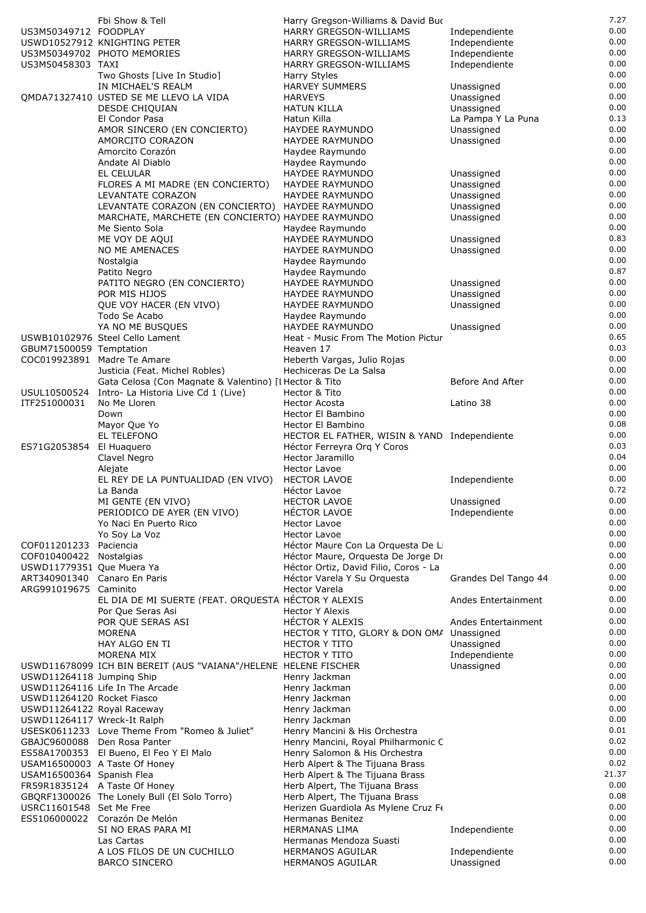| ISRC | Title | Artist | Label | Amount |
|---|---|---|---|---|
| | Fbi Show & Tell | Harry Gregson-Williams & David Buc | | 7.27 |
| US3M50349712 | FOODPLAY | HARRY GREGSON-WILLIAMS | Independiente | 0.00 |
| USWD10527912 | KNIGHTING PETER | HARRY GREGSON-WILLIAMS | Independiente | 0.00 |
| US3M50349702 | PHOTO MEMORIES | HARRY GREGSON-WILLIAMS | Independiente | 0.00 |
| US3M50458303 | TAXI | HARRY GREGSON-WILLIAMS | Independiente | 0.00 |
| | Two Ghosts [Live In Studio] | Harry Styles | | 0.00 |
| | IN MICHAEL'S REALM | HARVEY SUMMERS | Unassigned | 0.00 |
| QMDA71327410 | USTED SE ME LLEVO LA VIDA | HARVEYS | Unassigned | 0.00 |
| | DESDE CHIQUIAN | HATUN KILLA | Unassigned | 0.00 |
| | El Condor Pasa | Hatun Killa | La Pampa Y La Puna | 0.13 |
| | AMOR SINCERO (EN CONCIERTO) | HAYDEE RAYMUNDO | Unassigned | 0.00 |
| | AMORCITO CORAZON | HAYDEE RAYMUNDO | Unassigned | 0.00 |
| | Amorcito Corazón | Haydee Raymundo | | 0.00 |
| | Andate Al Diablo | Haydee Raymundo | | 0.00 |
| | EL CELULAR | HAYDEE RAYMUNDO | Unassigned | 0.00 |
| | FLORES A MI MADRE (EN CONCIERTO) | HAYDEE RAYMUNDO | Unassigned | 0.00 |
| | LEVANTATE CORAZON | HAYDEE RAYMUNDO | Unassigned | 0.00 |
| | LEVANTATE CORAZON (EN CONCIERTO) | HAYDEE RAYMUNDO | Unassigned | 0.00 |
| | MARCHATE, MARCHETE (EN CONCIERTO) | HAYDEE RAYMUNDO | Unassigned | 0.00 |
| | Me Siento Sola | Haydee Raymundo | | 0.00 |
| | ME VOY DE AQUI | HAYDEE RAYMUNDO | Unassigned | 0.83 |
| | NO ME AMENACES | HAYDEE RAYMUNDO | Unassigned | 0.00 |
| | Nostalgia | Haydee Raymundo | | 0.00 |
| | Patito Negro | Haydee Raymundo | | 0.87 |
| | PATITO NEGRO (EN CONCIERTO) | HAYDEE RAYMUNDO | Unassigned | 0.00 |
| | POR MIS HIJOS | HAYDEE RAYMUNDO | Unassigned | 0.00 |
| | QUE VOY HACER (EN VIVO) | HAYDEE RAYMUNDO | Unassigned | 0.00 |
| | Todo Se Acabo | Haydee Raymundo | | 0.00 |
| | YA NO ME BUSQUES | HAYDEE RAYMUNDO | Unassigned | 0.00 |
| USWB10102976 | Steel Cello Lament | Heat - Music From The Motion Pictur | | 0.65 |
| GBUM71500059 | Temptation | Heaven 17 | | 0.03 |
| COC019923891 | Madre Te Amare | Heberth Vargas, Julio Rojas | | 0.00 |
| | Justicia (Feat. Michel Robles) | Hechiceras De La Salsa | | 0.00 |
| | Gata Celosa (Con Magnate & Valentino) [I | Hector & Tito | Before And After | 0.00 |
| USUL10500524 | Intro- La Historia Live Cd 1 (Live) | Hector & Tito | | 0.00 |
| ITF251000031 | No Me Lloren | Hector Acosta | Latino 38 | 0.00 |
| | Down | Hector El Bambino | | 0.00 |
| | Mayor Que Yo | Hector El Bambino | | 0.08 |
| | EL TELEFONO | HECTOR EL FATHER, WISIN & YAND | Independiente | 0.00 |
| ES71G2053854 | El Huaquero | Héctor Ferreyra Orq Y Coros | | 0.03 |
| | Clavel Negro | Hector Jaramillo | | 0.04 |
| | Alejate | Hector Lavoe | | 0.00 |
| | EL REY DE LA PUNTUALIDAD (EN VIVO) | HECTOR LAVOE | Independiente | 0.00 |
| | La Banda | Héctor Lavoe | | 0.72 |
| | MI GENTE (EN VIVO) | HECTOR LAVOE | Unassigned | 0.00 |
| | PERIODICO DE AYER (EN VIVO) | HÉCTOR LAVOE | Independiente | 0.00 |
| | Yo Naci En Puerto Rico | Hector Lavoe | | 0.00 |
| | Yo Soy La Voz | Hector Lavoe | | 0.00 |
| COF011201233 | Paciencia | Héctor Maure Con La Orquesta De Li | | 0.00 |
| COF010400422 | Nostalgias | Héctor Maure, Orquesta De Jorge Dr | | 0.00 |
| USWD11779351 | Que Muera Ya | Héctor Ortiz, David Filio, Coros - La | | 0.00 |
| ART340901340 | Canaro En Paris | Héctor Varela Y Su Orquesta | Grandes Del Tango 44 | 0.00 |
| ARG991019675 | Caminito | Hector Varela | | 0.00 |
| | EL DIA DE MI SUERTE (FEAT. ORQUESTA | HÉCTOR Y ALEXIS | Andes Entertainment | 0.00 |
| | Por Que Seras Asi | Hector Y Alexis | | 0.00 |
| | POR QUE SERAS ASI | HÉCTOR Y ALEXIS | Andes Entertainment | 0.00 |
| | MORENA | HECTOR Y TITO, GLORY & DON OMA | Unassigned | 0.00 |
| | HAY ALGO EN TI | HECTOR Y TITO | Unassigned | 0.00 |
| | MORENA MIX | HECTOR Y TITO | Independiente | 0.00 |
| USWD11678099 | ICH BIN BEREIT (AUS "VAIANA"/HELENE | HELENE FISCHER | Unassigned | 0.00 |
| USWD11264118 | Jumping Ship | Henry Jackman | | 0.00 |
| USWD11264116 | Life In The Arcade | Henry Jackman | | 0.00 |
| USWD11264120 | Rocket Fiasco | Henry Jackman | | 0.00 |
| USWD11264122 | Royal Raceway | Henry Jackman | | 0.00 |
| USWD11264117 | Wreck-It Ralph | Henry Jackman | | 0.00 |
| USESK0611233 | Love Theme From "Romeo & Juliet" | Henry Mancini & His Orchestra | | 0.01 |
| GBAJC9600088 | Den Rosa Panter | Henry Mancini, Royal Philharmonic C | | 0.02 |
| ES58A1700353 | El Bueno, El Feo Y El Malo | Henry Salomon & His Orchestra | | 0.00 |
| USAM16500003 | A Taste Of Honey | Herb Alpert & The Tijuana Brass | | 0.02 |
| USAM16500364 | Spanish Flea | Herb Alpert & The Tijuana Brass | | 21.37 |
| FR59R1835124 | A Taste Of Honey | Herb Alpert, The Tijuana Brass | | 0.00 |
| GBQRF1300026 | The Lonely Bull (El Solo Torro) | Herb Alpert, The Tijuana Brass | | 0.08 |
| USRC11601548 | Set Me Free | Herizen Guardiola As Mylene Cruz Fe | | 0.00 |
| ES5106000022 | Corazón De Melón | Hermanas Benitez | | 0.00 |
| | SI NO ERAS PARA MI | HERMANAS LIMA | Independiente | 0.00 |
| | Las Cartas | Hermanas Mendoza Suasti | | 0.00 |
| | A LOS FILOS DE UN CUCHILLO | HERMANOS AGUILAR | Independiente | 0.00 |
| | BARCO SINCERO | HERMANOS AGUILAR | Unassigned | 0.00 |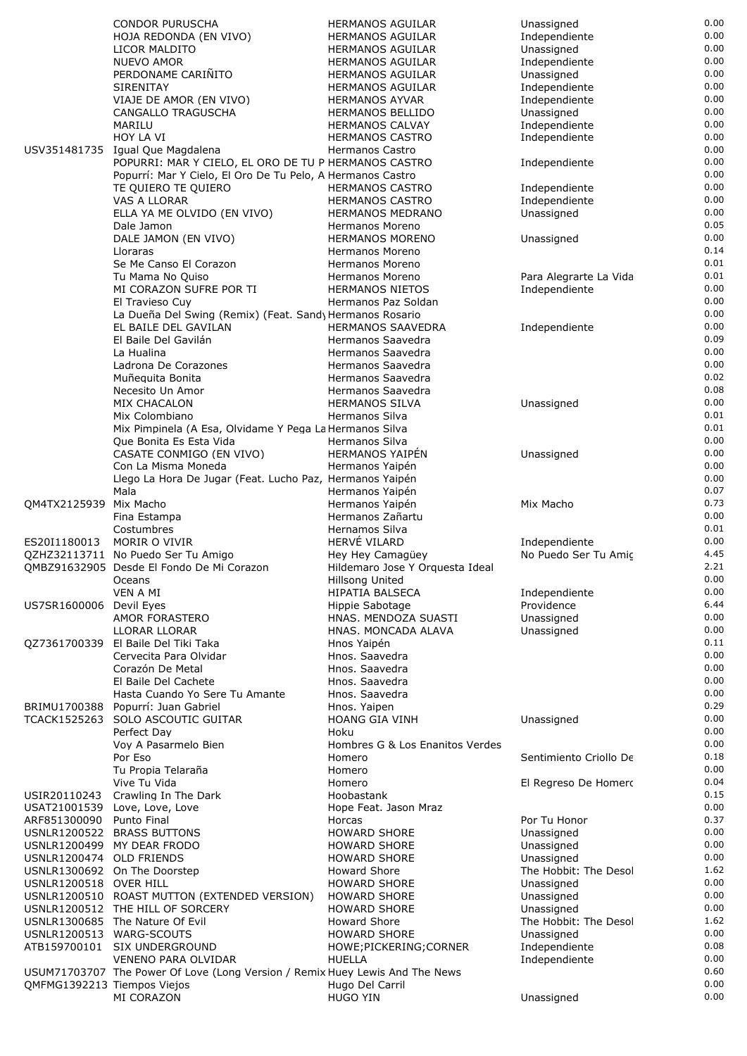| | | | | |
|---|---|---|---|---|
| | CONDOR PURUSCHA | HERMANOS AGUILAR | Unassigned | 0.00 |
| | HOJA REDONDA (EN VIVO) | HERMANOS AGUILAR | Independiente | 0.00 |
| | LICOR MALDITO | HERMANOS AGUILAR | Unassigned | 0.00 |
| | NUEVO AMOR | HERMANOS AGUILAR | Independiente | 0.00 |
| | PERDONAME CARIÑITO | HERMANOS AGUILAR | Unassigned | 0.00 |
| | SIRENITAY | HERMANOS AGUILAR | Independiente | 0.00 |
| | VIAJE DE AMOR (EN VIVO) | HERMANOS AYVAR | Independiente | 0.00 |
| | CANGALLO TRAGUSCHA | HERMANOS BELLIDO | Unassigned | 0.00 |
| | MARILU | HERMANOS CALVAY | Independiente | 0.00 |
| | HOY LA VI | HERMANOS CASTRO | Independiente | 0.00 |
| USV351481735 | Igual Que Magdalena | Hermanos Castro | | 0.00 |
| | POPURRI: MAR Y CIELO, EL ORO DE TU P | HERMANOS CASTRO | Independiente | 0.00 |
| | Popurrí: Mar Y Cielo, El Oro De Tu Pelo, A | Hermanos Castro | | 0.00 |
| | TE QUIERO TE QUIERO | HERMANOS CASTRO | Independiente | 0.00 |
| | VAS A LLORAR | HERMANOS CASTRO | Independiente | 0.00 |
| | ELLA YA ME OLVIDO (EN VIVO) | HERMANOS MEDRANO | Unassigned | 0.00 |
| | Dale Jamon | Hermanos Moreno | | 0.05 |
| | DALE JAMON (EN VIVO) | HERMANOS MORENO | Unassigned | 0.00 |
| | Lloraras | Hermanos Moreno | | 0.14 |
| | Se Me Canso El Corazon | Hermanos Moreno | | 0.01 |
| | Tu Mama No Quiso | Hermanos Moreno | Para Alegrarte La Vida | 0.01 |
| | MI CORAZON SUFRE POR TI | HERMANOS NIETOS | Independiente | 0.00 |
| | El Travieso Cuy | Hermanos Paz Soldan | | 0.00 |
| | La Dueña Del Swing (Remix) (Feat. Sandy | Hermanos Rosario | | 0.00 |
| | EL BAILE DEL GAVILAN | HERMANOS SAAVEDRA | Independiente | 0.00 |
| | El Baile Del Gavilán | Hermanos Saavedra | | 0.09 |
| | La Hualina | Hermanos Saavedra | | 0.00 |
| | Ladrona De Corazones | Hermanos Saavedra | | 0.00 |
| | Muñequita Bonita | Hermanos Saavedra | | 0.02 |
| | Necesito Un Amor | Hermanos Saavedra | | 0.08 |
| | MIX CHACALON | HERMANOS SILVA | Unassigned | 0.00 |
| | Mix Colombiano | Hermanos Silva | | 0.01 |
| | Mix Pimpinela (A Esa, Olvidame Y Pega La | Hermanos Silva | | 0.01 |
| | Que Bonita Es Esta Vida | Hermanos Silva | | 0.00 |
| | CASATE CONMIGO (EN VIVO) | HERMANOS YAIPÉN | Unassigned | 0.00 |
| | Con La Misma Moneda | Hermanos Yaipén | | 0.00 |
| | Llego La Hora De Jugar (Feat. Lucho Paz, | Hermanos Yaipén | | 0.00 |
| | Mala | Hermanos Yaipén | | 0.07 |
| QM4TX2125939 | Mix Macho | Hermanos Yaipén | Mix Macho | 0.73 |
| | Fina Estampa | Hermanos Zañartu | | 0.00 |
| | Costumbres | Hernamos Silva | | 0.01 |
| ES20I1180013 | MORIR O VIVIR | HERVÉ VILARD | Independiente | 0.00 |
| QZHZ32113711 | No Puedo Ser Tu Amigo | Hey Hey Camagüey | No Puedo Ser Tu Amig | 4.45 |
| QMBZ91632905 | Desde El Fondo De Mi Corazon | Hildemaro Jose Y Orquesta Ideal | | 2.21 |
| | Oceans | Hillsong United | | 0.00 |
| | VEN A MI | HIPATIA BALSECA | Independiente | 0.00 |
| US7SR1600006 | Devil Eyes | Hippie Sabotage | Providence | 6.44 |
| | AMOR FORASTERO | HNAS. MENDOZA SUASTI | Unassigned | 0.00 |
| | LLORAR LLORAR | HNAS. MONCADA ALAVA | Unassigned | 0.00 |
| QZ7361700339 | El Baile Del Tiki Taka | Hnos Yaipén | | 0.11 |
| | Cervecita Para Olvidar | Hnos. Saavedra | | 0.00 |
| | Corazón De Metal | Hnos. Saavedra | | 0.00 |
| | El Baile Del Cachete | Hnos. Saavedra | | 0.00 |
| | Hasta Cuando Yo Sere Tu Amante | Hnos. Saavedra | | 0.00 |
| BRIMU1700388 | Popurrí: Juan Gabriel | Hnos. Yaipen | | 0.29 |
| TCACK1525263 | SOLO ASCOUTIC GUITAR | HOANG GIA VINH | Unassigned | 0.00 |
| | Perfect Day | Hoku | | 0.00 |
| | Voy A Pasarmelo Bien | Hombres G & Los Enanitos Verdes | | 0.00 |
| | Por Eso | Homero | Sentimiento Criollo De | 0.18 |
| | Tu Propia Telaraña | Homero | | 0.00 |
| | Vive Tu Vida | Homero | El Regreso De Homerc | 0.04 |
| USIR20110243 | Crawling In The Dark | Hoobastank | | 0.15 |
| USAT21001539 | Love, Love, Love | Hope Feat. Jason Mraz | | 0.00 |
| ARF851300090 | Punto Final | Horcas | Por Tu Honor | 0.37 |
| USNLR1200522 | BRASS BUTTONS | HOWARD SHORE | Unassigned | 0.00 |
| USNLR1200499 | MY DEAR FRODO | HOWARD SHORE | Unassigned | 0.00 |
| USNLR1200474 | OLD FRIENDS | HOWARD SHORE | Unassigned | 0.00 |
| USNLR1300692 | On The Doorstep | Howard Shore | The Hobbit: The Desol | 1.62 |
| USNLR1200518 | OVER HILL | HOWARD SHORE | Unassigned | 0.00 |
| USNLR1200510 | ROAST MUTTON (EXTENDED VERSION) | HOWARD SHORE | Unassigned | 0.00 |
| USNLR1200512 | THE HILL OF SORCERY | HOWARD SHORE | Unassigned | 0.00 |
| USNLR1300685 | The Nature Of Evil | Howard Shore | The Hobbit: The Desol | 1.62 |
| USNLR1200513 | WARG-SCOUTS | HOWARD SHORE | Unassigned | 0.00 |
| ATB159700101 | SIX UNDERGROUND | HOWE;PICKERING;CORNER | Independiente | 0.08 |
| | VENENO PARA OLVIDAR | HUELLA | Independiente | 0.00 |
| USUM71703707 | The Power Of Love (Long Version / Remix | Huey Lewis And The News | | 0.60 |
| QMFMG1392213 | Tiempos Viejos | Hugo Del Carril | | 0.00 |
| | MI CORAZON | HUGO YIN | Unassigned | 0.00 |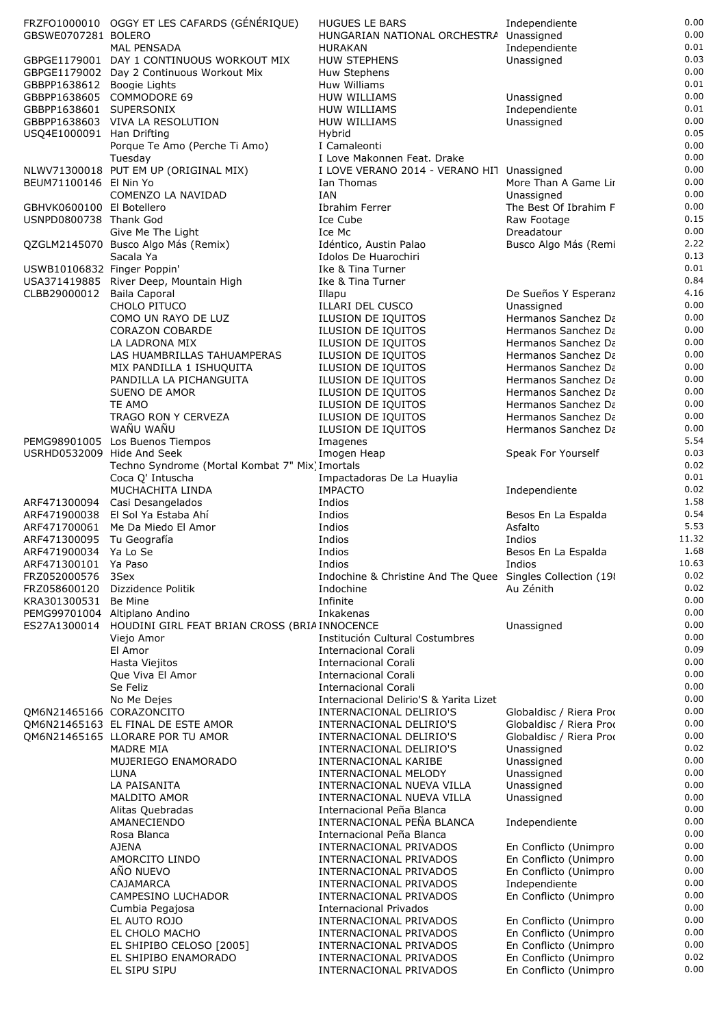| | | | | |
|---|---|---|---|---|
| FRZFO1000010 | OGGY ET LES CAFARDS (GÉNÉRIQUE) | HUGUES LE BARS | Independiente | 0.00 |
| GBSWE0707281 | BOLERO | HUNGARIAN NATIONAL ORCHESTRA | Unassigned | 0.00 |
| | MAL PENSADA | HURAKAN | Independiente | 0.01 |
| GBPGE1179001 | DAY 1 CONTINUOUS WORKOUT MIX | HUW STEPHENS | Unassigned | 0.03 |
| GBPGE1179002 | Day 2 Continuous Workout Mix | Huw Stephens | | 0.00 |
| GBBPP1638612 | Boogie Lights | Huw Williams | | 0.01 |
| GBBPP1638605 | COMMODORE 69 | HUW WILLIAMS | Unassigned | 0.00 |
| GBBPP1638601 | SUPERSONIX | HUW WILLIAMS | Independiente | 0.01 |
| GBBPP1638603 | VIVA LA RESOLUTION | HUW WILLIAMS | Unassigned | 0.00 |
| USQ4E1000091 | Han Drifting | Hybrid | | 0.05 |
| | Porque Te Amo (Perche Ti Amo) | I Camaleonti | | 0.00 |
| | Tuesday | I Love Makonnen Feat. Drake | | 0.00 |
| NLWV71300018 | PUT EM UP (ORIGINAL MIX) | I LOVE VERANO 2014 - VERANO HIT | Unassigned | 0.00 |
| BEUM71100146 | El Nin Yo | Ian Thomas | More Than A Game Lir | 0.00 |
| | COMENZO LA NAVIDAD | IAN | Unassigned | 0.00 |
| GBHVK0600100 | El Botellero | Ibrahim Ferrer | The Best Of Ibrahim F | 0.00 |
| USNPD0800738 | Thank God | Ice Cube | Raw Footage | 0.15 |
| | Give Me The Light | Ice Mc | Dreadatour | 0.00 |
| QZGLM2145070 | Busco Algo Más (Remix) | Idéntico, Austin Palao | Busco Algo Más (Remi | 2.22 |
| | Sacala Ya | Idolos De Huarochiri | | 0.13 |
| USWB10106832 | Finger Poppin' | Ike & Tina Turner | | 0.01 |
| USA371419885 | River Deep, Mountain High | Ike & Tina Turner | | 0.84 |
| CLBB29000012 | Baila Caporal | Illapu | De Sueños Y Esperanz | 4.16 |
| | CHOLO PITUCO | ILLARI DEL CUSCO | Unassigned | 0.00 |
| | COMO UN RAYO DE LUZ | ILUSION DE IQUITOS | Hermanos Sanchez Da | 0.00 |
| | CORAZON COBARDE | ILUSION DE IQUITOS | Hermanos Sanchez Da | 0.00 |
| | LA LADRONA MIX | ILUSION DE IQUITOS | Hermanos Sanchez Da | 0.00 |
| | LAS HUAMBRILLAS TAHUAMPERAS | ILUSION DE IQUITOS | Hermanos Sanchez Da | 0.00 |
| | MIX PANDILLA 1 ISHUQUITA | ILUSION DE IQUITOS | Hermanos Sanchez Da | 0.00 |
| | PANDILLA LA PICHANGUITA | ILUSION DE IQUITOS | Hermanos Sanchez Da | 0.00 |
| | SUENO DE AMOR | ILUSION DE IQUITOS | Hermanos Sanchez Da | 0.00 |
| | TE AMO | ILUSION DE IQUITOS | Hermanos Sanchez Da | 0.00 |
| | TRAGO RON Y CERVEZA | ILUSION DE IQUITOS | Hermanos Sanchez Da | 0.00 |
| | WAÑU WAÑU | ILUSION DE IQUITOS | Hermanos Sanchez Da | 0.00 |
| PEMG98901005 | Los Buenos Tiempos | Imagenes | | 5.54 |
| USRHD0532009 | Hide And Seek | Imogen Heap | Speak For Yourself | 0.03 |
| | Techno Syndrome (Mortal Kombat 7" Mix) | Imortals | | 0.02 |
| | Coca Q' Intuscha | Impactadoras De La Huaylia | | 0.01 |
| | MUCHACHITA LINDA | IMPACTO | Independiente | 0.02 |
| ARF471300094 | Casi Desangelados | Indios | | 1.58 |
| ARF471900038 | El Sol Ya Estaba Ahí | Indios | Besos En La Espalda | 0.54 |
| ARF471700061 | Me Da Miedo El Amor | Indios | Asfalto | 5.53 |
| ARF471300095 | Tu Geografía | Indios | Indios | 11.32 |
| ARF471900034 | Ya Lo Se | Indios | Besos En La Espalda | 1.68 |
| ARF471300101 | Ya Paso | Indios | Indios | 10.63 |
| FRZ052000576 | 3Sex | Indochine & Christine And The Quee | Singles Collection (198 | 0.02 |
| FRZ058600120 | Dizzidence Politik | Indochine | Au Zénith | 0.02 |
| KRA301300531 | Be Mine | Infinite | | 0.00 |
| PEMG99701004 | Altiplano Andino | Inkakenas | | 0.00 |
| ES27A1300014 | HOUDINI GIRL FEAT BRIAN CROSS (BRIA | INNOCENCE | Unassigned | 0.00 |
| | Viejo Amor | Institución Cultural Costumbres | | 0.00 |
| | El Amor | Internacional Corali | | 0.09 |
| | Hasta Viejitos | Internacional Corali | | 0.00 |
| | Que Viva El Amor | Internacional Corali | | 0.00 |
| | Se Feliz | Internacional Corali | | 0.00 |
| | No Me Dejes | Internacional Delirio'S & Yarita Lizet | | 0.00 |
| QM6N21465166 | CORAZONCITO | INTERNACIONAL DELIRIO'S | Globaldisc / Riera Proc | 0.00 |
| QM6N21465163 | EL FINAL DE ESTE AMOR | INTERNACIONAL DELIRIO'S | Globaldisc / Riera Proc | 0.00 |
| QM6N21465165 | LLORARE POR TU AMOR | INTERNACIONAL DELIRIO'S | Globaldisc / Riera Proc | 0.00 |
| | MADRE MIA | INTERNACIONAL DELIRIO'S | Unassigned | 0.02 |
| | MUJERIEGO ENAMORADO | INTERNACIONAL KARIBE | Unassigned | 0.00 |
| | LUNA | INTERNACIONAL MELODY | Unassigned | 0.00 |
| | LA PAISANITA | INTERNACIONAL NUEVA VILLA | Unassigned | 0.00 |
| | MALDITO AMOR | INTERNACIONAL NUEVA VILLA | Unassigned | 0.00 |
| | Alitas Quebradas | Internacional Peña Blanca | | 0.00 |
| | AMANECIENDO | INTERNACIONAL PEÑA BLANCA | Independiente | 0.00 |
| | Rosa Blanca | Internacional Peña Blanca | | 0.00 |
| | AJENA | INTERNACIONAL PRIVADOS | En Conflicto (Unimpro | 0.00 |
| | AMORCITO LINDO | INTERNACIONAL PRIVADOS | En Conflicto (Unimpro | 0.00 |
| | AÑO NUEVO | INTERNACIONAL PRIVADOS | En Conflicto (Unimpro | 0.00 |
| | CAJAMARCA | INTERNACIONAL PRIVADOS | Independiente | 0.00 |
| | CAMPESINO LUCHADOR | INTERNACIONAL PRIVADOS | En Conflicto (Unimpro | 0.00 |
| | Cumbia Pegajosa | Internacional Privados | | 0.00 |
| | EL AUTO ROJO | INTERNACIONAL PRIVADOS | En Conflicto (Unimpro | 0.00 |
| | EL CHOLO MACHO | INTERNACIONAL PRIVADOS | En Conflicto (Unimpro | 0.00 |
| | EL SHIPIBO CELOSO [2005] | INTERNACIONAL PRIVADOS | En Conflicto (Unimpro | 0.00 |
| | EL SHIPIBO ENAMORADO | INTERNACIONAL PRIVADOS | En Conflicto (Unimpro | 0.02 |
| | EL SIPU SIPU | INTERNACIONAL PRIVADOS | En Conflicto (Unimpro | 0.00 |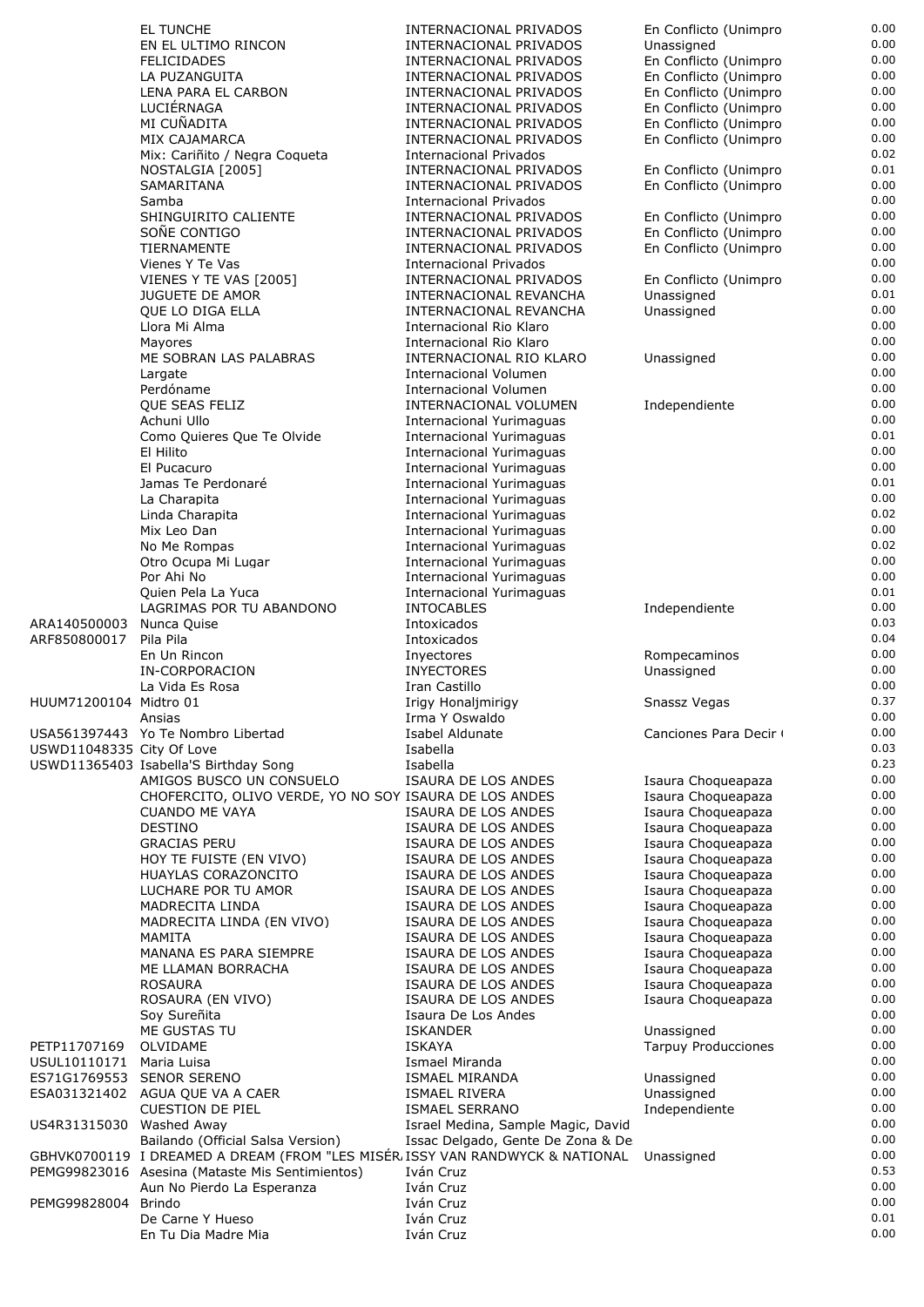| | | | | |
|---|---|---|---|---|
| | EL TUNCHE | INTERNACIONAL PRIVADOS | En Conflicto (Unimpro | 0.00 |
| | EN EL ULTIMO RINCON | INTERNACIONAL PRIVADOS | Unassigned | 0.00 |
| | FELICIDADES | INTERNACIONAL PRIVADOS | En Conflicto (Unimpro | 0.00 |
| | LA PUZANGUITA | INTERNACIONAL PRIVADOS | En Conflicto (Unimpro | 0.00 |
| | LENA PARA EL CARBON | INTERNACIONAL PRIVADOS | En Conflicto (Unimpro | 0.00 |
| | LUCIÉRNAGA | INTERNACIONAL PRIVADOS | En Conflicto (Unimpro | 0.00 |
| | MI CUÑADITA | INTERNACIONAL PRIVADOS | En Conflicto (Unimpro | 0.00 |
| | MIX CAJAMARCA | INTERNACIONAL PRIVADOS | En Conflicto (Unimpro | 0.00 |
| | Mix: Cariñito / Negra Coqueta | Internacional Privados | | 0.02 |
| | NOSTALGIA [2005] | INTERNACIONAL PRIVADOS | En Conflicto (Unimpro | 0.01 |
| | SAMARITANA | INTERNACIONAL PRIVADOS | En Conflicto (Unimpro | 0.00 |
| | Samba | Internacional Privados | | 0.00 |
| | SHINGUIRITO CALIENTE | INTERNACIONAL PRIVADOS | En Conflicto (Unimpro | 0.00 |
| | SOÑE CONTIGO | INTERNACIONAL PRIVADOS | En Conflicto (Unimpro | 0.00 |
| | TIERNAMENTE | INTERNACIONAL PRIVADOS | En Conflicto (Unimpro | 0.00 |
| | Vienes Y Te Vas | Internacional Privados | | 0.00 |
| | VIENES Y TE VAS [2005] | INTERNACIONAL PRIVADOS | En Conflicto (Unimpro | 0.00 |
| | JUGUETE DE AMOR | INTERNACIONAL REVANCHA | Unassigned | 0.01 |
| | QUE LO DIGA ELLA | INTERNACIONAL REVANCHA | Unassigned | 0.00 |
| | Llora Mi Alma | Internacional Rio Klaro | | 0.00 |
| | Mayores | Internacional Rio Klaro | | 0.00 |
| | ME SOBRAN LAS PALABRAS | INTERNACIONAL RIO KLARO | Unassigned | 0.00 |
| | Largate | Internacional Volumen | | 0.00 |
| | Perdóname | Internacional Volumen | | 0.00 |
| | QUE SEAS FELIZ | INTERNACIONAL VOLUMEN | Independiente | 0.00 |
| | Achuni Ullo | Internacional Yurimaguas | | 0.00 |
| | Como Quieres Que Te Olvide | Internacional Yurimaguas | | 0.01 |
| | El Hilito | Internacional Yurimaguas | | 0.00 |
| | El Pucacuro | Internacional Yurimaguas | | 0.00 |
| | Jamas Te Perdonaré | Internacional Yurimaguas | | 0.01 |
| | La Charapita | Internacional Yurimaguas | | 0.00 |
| | Linda Charapita | Internacional Yurimaguas | | 0.02 |
| | Mix Leo Dan | Internacional Yurimaguas | | 0.00 |
| | No Me Rompas | Internacional Yurimaguas | | 0.02 |
| | Otro Ocupa Mi Lugar | Internacional Yurimaguas | | 0.00 |
| | Por Ahi No | Internacional Yurimaguas | | 0.00 |
| | Quien Pela La Yuca | Internacional Yurimaguas | | 0.01 |
| | LAGRIMAS POR TU ABANDONO | INTOCABLES | Independiente | 0.00 |
| ARA140500003 | Nunca Quise | Intoxicados | | 0.03 |
| ARF850800017 | Pila Pila | Intoxicados | | 0.04 |
| | En Un Rincon | Inyectores | Rompecaminos | 0.00 |
| | IN-CORPORACION | INYECTORES | Unassigned | 0.00 |
| | La Vida Es Rosa | Iran Castillo | | 0.00 |
| HUUM71200104 | Midtro 01 | Irigy Honaljmirigy | Snassz Vegas | 0.37 |
| | Ansias | Irma Y Oswaldo | | 0.00 |
| USA561397443 | Yo Te Nombro Libertad | Isabel Aldunate | Canciones Para Decir ( | 0.00 |
| USWD11048335 | City Of Love | Isabella | | 0.03 |
| USWD11365403 | Isabella'S Birthday Song | Isabella | | 0.23 |
| | AMIGOS BUSCO UN CONSUELO | ISAURA DE LOS ANDES | Isaura Choqueapaza | 0.00 |
| | CHOFERCITO, OLIVO VERDE, YO NO SOY | ISAURA DE LOS ANDES | Isaura Choqueapaza | 0.00 |
| | CUANDO ME VAYA | ISAURA DE LOS ANDES | Isaura Choqueapaza | 0.00 |
| | DESTINO | ISAURA DE LOS ANDES | Isaura Choqueapaza | 0.00 |
| | GRACIAS PERU | ISAURA DE LOS ANDES | Isaura Choqueapaza | 0.00 |
| | HOY TE FUISTE (EN VIVO) | ISAURA DE LOS ANDES | Isaura Choqueapaza | 0.00 |
| | HUAYLAS CORAZONCITO | ISAURA DE LOS ANDES | Isaura Choqueapaza | 0.00 |
| | LUCHARE POR TU AMOR | ISAURA DE LOS ANDES | Isaura Choqueapaza | 0.00 |
| | MADRECITA LINDA | ISAURA DE LOS ANDES | Isaura Choqueapaza | 0.00 |
| | MADRECITA LINDA (EN VIVO) | ISAURA DE LOS ANDES | Isaura Choqueapaza | 0.00 |
| | MAMITA | ISAURA DE LOS ANDES | Isaura Choqueapaza | 0.00 |
| | MANANA ES PARA SIEMPRE | ISAURA DE LOS ANDES | Isaura Choqueapaza | 0.00 |
| | ME LLAMAN BORRACHA | ISAURA DE LOS ANDES | Isaura Choqueapaza | 0.00 |
| | ROSAURA | ISAURA DE LOS ANDES | Isaura Choqueapaza | 0.00 |
| | ROSAURA (EN VIVO) | ISAURA DE LOS ANDES | Isaura Choqueapaza | 0.00 |
| | Soy Sureñita | Isaura De Los Andes | | 0.00 |
| | ME GUSTAS TU | ISKANDER | Unassigned | 0.00 |
| PETP11707169 | OLVIDAME | ISKAYA | Tarpuy Producciones | 0.00 |
| USUL10110171 | Maria Luisa | Ismael Miranda | | 0.00 |
| ES71G1769553 | SENOR SERENO | ISMAEL MIRANDA | Unassigned | 0.00 |
| ESA031321402 | AGUA QUE VA A CAER | ISMAEL RIVERA | Unassigned | 0.00 |
| | CUESTION DE PIEL | ISMAEL SERRANO | Independiente | 0.00 |
| US4R31315030 | Washed Away | Israel Medina, Sample Magic, David | | 0.00 |
| | Bailando (Official Salsa Version) | Issac Delgado, Gente De Zona & De | | 0.00 |
| GBHVK0700119 | I DREAMED A DREAM (FROM "LES MISÉR | ISSY VAN RANDWYCK & NATIONAL | Unassigned | 0.00 |
| PEMG99823016 | Asesina (Mataste Mis Sentimientos) | Iván Cruz | | 0.53 |
| | Aun No Pierdo La Esperanza | Iván Cruz | | 0.00 |
| PEMG99828004 | Brindo | Iván Cruz | | 0.00 |
| | De Carne Y Hueso | Iván Cruz | | 0.01 |
| | En Tu Dia Madre Mia | Iván Cruz | | 0.00 |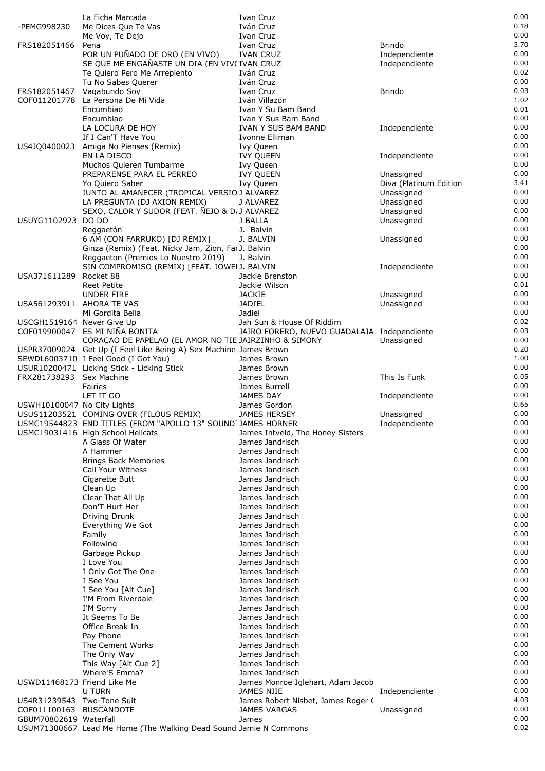| | | | | |
|---|---|---|---|---|
| | La Ficha Marcada | Ivan Cruz | | 0.00 |
| -PEMG998230 | Me Dices Que Te Vas | Iván Cruz | | 0.18 |
| | Me Voy, Te Dejo | Ivan Cruz | | 0.00 |
| FRS182051466 | Pena | Ivan Cruz | Brindo | 3.70 |
| | POR UN PUÑADO DE ORO (EN VIVO) | IVAN CRUZ | Independiente | 0.00 |
| | SE QUE ME ENGAÑASTE UN DIA (EN VIVO | IVAN CRUZ | Independiente | 0.00 |
| | Te Quiero Pero Me Arrepiento | Iván Cruz | | 0.02 |
| | Tu No Sabes Querer | Iván Cruz | | 0.00 |
| FRS182051467 | Vagabundo Soy | Ivan Cruz | Brindo | 0.03 |
| COF011201778 | La Persona De Mi Vida | Iván Villazón | | 1.02 |
| | Encumbiao | Ivan Y Su Bam Band | | 0.01 |
| | Encumbiao | Ivan Y Sus Bam Band | | 0.00 |
| | LA LOCURA DE HOY | IVAN Y SUS BAM BAND | Independiente | 0.00 |
| | If I Can'T Have You | Ivonne Elliman | | 0.00 |
| US4JQ0400023 | Amiga No Pienses (Remix) | Ivy Queen | | 0.00 |
| | EN LA DISCO | IVY QUEEN | Independiente | 0.00 |
| | Muchos Quieren Tumbarme | Ivy Queen | | 0.00 |
| | PREPARENSE PARA EL PERREO | IVY QUEEN | Unassigned | 0.00 |
| | Yo Quiero Saber | Ivy Queen | Diva (Platinum Edition | 3.41 |
| | JUNTO AL AMANECER (TROPICAL VERSIO | J ALVAREZ | Unassigned | 0.00 |
| | LA PREGUNTA (DJ AXION REMIX) | J ALVAREZ | Unassigned | 0.00 |
| | SEXO, CALOR Y SUDOR (FEAT. ÑEJO & D/ | J ALVAREZ | Unassigned | 0.00 |
| USUYG1102923 | DO DO | J BALLA | Unassigned | 0.00 |
| | Reggaetón | J. Balvin | | 0.00 |
| | 6 AM (CON FARRUKO) [DJ REMIX] | J. BALVIN | Unassigned | 0.00 |
| | Ginza (Remix) (Feat. Nicky Jam, Zion, Far | J. Balvin | | 0.00 |
| | Reggaeton (Premios Lo Nuestro 2019) | J. Balvin | | 0.00 |
| | SIN COMPROMISO (REMIX) [FEAT. JOWEI | J. BALVIN | Independiente | 0.00 |
| USA371611289 | Rocket 88 | Jackie Brenston | | 0.00 |
| | Reet Petite | Jackie Wilson | | 0.01 |
| | UNDER FIRE | JACKIE | Unassigned | 0.00 |
| USA561293911 | AHORA TE VAS | JADIEL | Unassigned | 0.00 |
| | Mi Gordita Bella | Jadiel | | 0.00 |
| USCGH1519164 | Never Give Up | Jah Sun & House Of Riddim | | 0.02 |
| COF019900047 | ES MI NIÑA BONITA | JAIRO FORERO, NUEVO GUADALAJA | Independiente | 0.03 |
| | CORAÇAO DE PAPELAO (EL AMOR NO TIE | JAIRZINHO & SIMONY | Unassigned | 0.00 |
| USPR37009024 | Get Up (I Feel Like Being A) Sex Machine | James Brown | | 0.20 |
| SEWDL6003710 | I Feel Good (I Got You) | James Brown | | 1.00 |
| USUR10200471 | Licking Stick - Licking Stick | James Brown | | 0.00 |
| FRX281738293 | Sex Machine | James Brown | This Is Funk | 0.05 |
| | Fairies | James Burrell | | 0.00 |
| | LET IT GO | JAMES DAY | Independiente | 0.00 |
| USWH10100047 | No City Lights | James Gordon | | 0.65 |
| USUS11203521 | COMING OVER (FILOUS REMIX) | JAMES HERSEY | Unassigned | 0.00 |
| USMC19544823 | END TITLES (FROM "APOLLO 13" SOUND | JAMES HORNER | Independiente | 0.00 |
| USMC19031416 | High School Hellcats | James Intveld, The Honey Sisters | | 0.00 |
| | A Glass Of Water | James Jandrisch | | 0.00 |
| | A Hammer | James Jandrisch | | 0.00 |
| | Brings Back Memories | James Jandrisch | | 0.00 |
| | Call Your Witness | James Jandrisch | | 0.00 |
| | Cigarette Butt | James Jandrisch | | 0.00 |
| | Clean Up | James Jandrisch | | 0.00 |
| | Clear That All Up | James Jandrisch | | 0.00 |
| | Don'T Hurt Her | James Jandrisch | | 0.00 |
| | Driving Drunk | James Jandrisch | | 0.00 |
| | Everything We Got | James Jandrisch | | 0.00 |
| | Family | James Jandrisch | | 0.00 |
| | Following | James Jandrisch | | 0.00 |
| | Garbage Pickup | James Jandrisch | | 0.00 |
| | I Love You | James Jandrisch | | 0.00 |
| | I Only Got The One | James Jandrisch | | 0.00 |
| | I See You | James Jandrisch | | 0.00 |
| | I See You [Alt Cue] | James Jandrisch | | 0.00 |
| | I'M From Riverdale | James Jandrisch | | 0.00 |
| | I'M Sorry | James Jandrisch | | 0.00 |
| | It Seems To Be | James Jandrisch | | 0.00 |
| | Office Break In | James Jandrisch | | 0.00 |
| | Pay Phone | James Jandrisch | | 0.00 |
| | The Cement Works | James Jandrisch | | 0.00 |
| | The Only Way | James Jandrisch | | 0.00 |
| | This Way [Alt Cue 2] | James Jandrisch | | 0.00 |
| | Where'S Emma? | James Jandrisch | | 0.00 |
| USWD11468173 | Friend Like Me | James Monroe Iglehart, Adam Jacob | | 0.00 |
| | U TURN | JAMES NJIE | Independiente | 0.00 |
| US4R31239543 | Two-Tone Suit | James Robert Nisbet, James Roger ( | | 4.03 |
| COF011100163 | BUSCANDOTE | JAMES VARGAS | Unassigned | 0.00 |
| GBUM70802619 | Waterfall | James | | 0.00 |
| USUM71300667 | Lead Me Home (The Walking Dead Sound | Jamie N Commons | | 0.02 |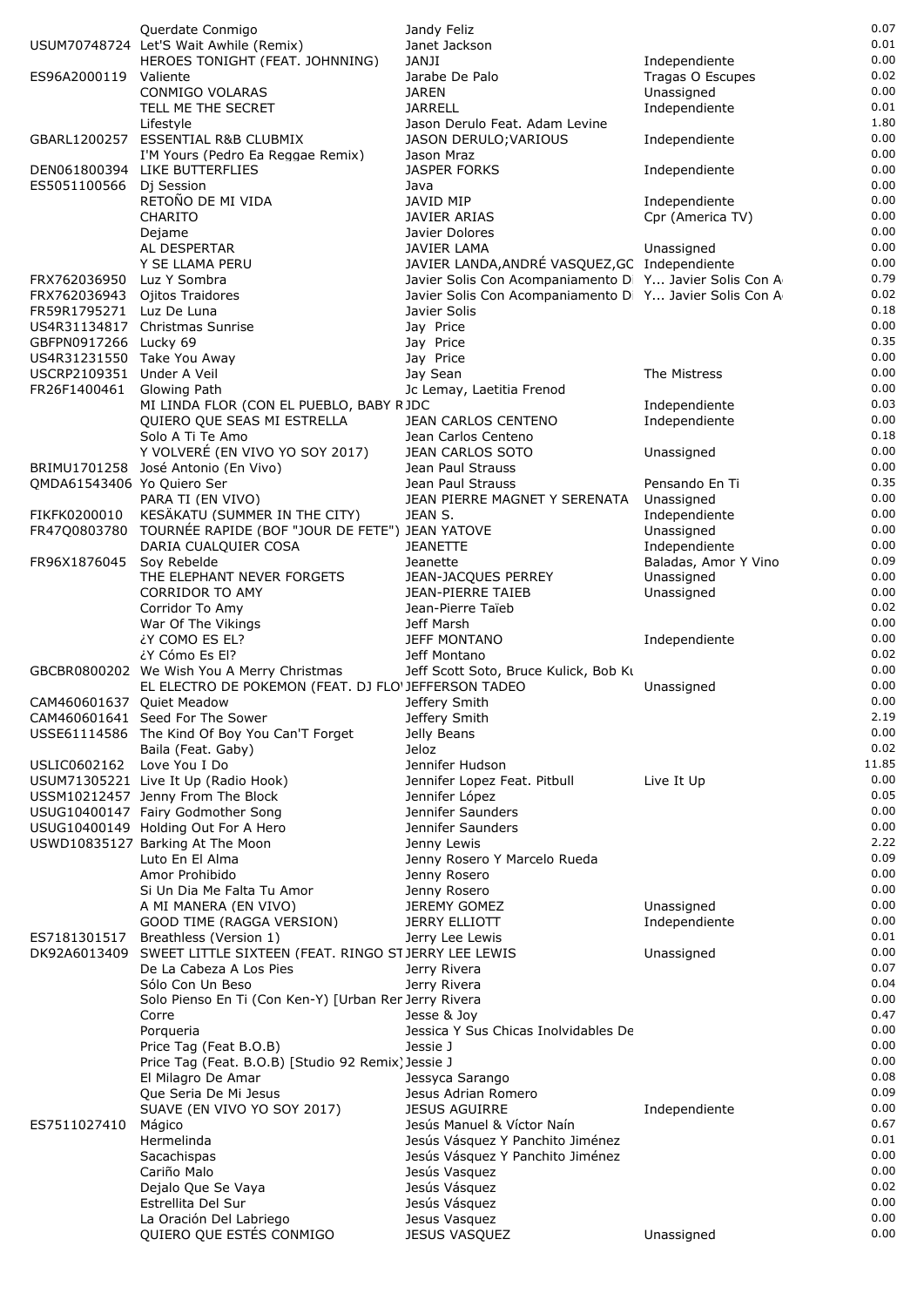| | | | | |
|---|---|---|---|---|
| | Querdate Conmigo | Jandy Feliz | | 0.07 |
| USUM70748724 | Let'S Wait Awhile (Remix) | Janet Jackson | | 0.01 |
| | HEROES TONIGHT (FEAT. JOHNNING) | JANJI | Independiente | 0.00 |
| ES96A2000119 | Valiente | Jarabe De Palo | Tragas O Escupes | 0.02 |
| | CONMIGO VOLARAS | JAREN | Unassigned | 0.00 |
| | TELL ME THE SECRET | JARRELL | Independiente | 0.01 |
| | Lifestyle | Jason Derulo Feat. Adam Levine | | 1.80 |
| GBARL1200257 | ESSENTIAL R&B CLUBMIX | JASON DERULO;VARIOUS | Independiente | 0.00 |
| | I'M Yours (Pedro Ea Reggae Remix) | Jason Mraz | | 0.00 |
| DEN061800394 | LIKE BUTTERFLIES | JASPER FORKS | Independiente | 0.00 |
| ES5051100566 | Dj Session | Java | | 0.00 |
| | RETOÑO DE MI VIDA | JAVID MIP | Independiente | 0.00 |
| | CHARITO | JAVIER ARIAS | Cpr (America TV) | 0.00 |
| | Dejame | Javier Dolores | | 0.00 |
| | AL DESPERTAR | JAVIER LAMA | Unassigned | 0.00 |
| | Y SE LLAMA PERU | JAVIER LANDA,ANDRÉ VASQUEZ,GC | Independiente | 0.00 |
| FRX762036950 | Luz Y Sombra | Javier Solis Con Acompaniamento D | Y... Javier Solis Con A | 0.79 |
| FRX762036943 | Ojitos Traidores | Javier Solis Con Acompaniamento D | Y... Javier Solis Con A | 0.02 |
| FR59R1795271 | Luz De Luna | Javier Solis | | 0.18 |
| US4R31134817 | Christmas Sunrise | Jay Price | | 0.00 |
| GBFPN0917266 | Lucky 69 | Jay Price | | 0.35 |
| US4R31231550 | Take You Away | Jay Price | | 0.00 |
| USCRP2109351 | Under A Veil | Jay Sean | The Mistress | 0.00 |
| FR26F1400461 | Glowing Path | Jc Lemay, Laetitia Frenod | | 0.00 |
| | MI LINDA FLOR (CON EL PUEBLO, BABY R | JDC | Independiente | 0.03 |
| | QUIERO QUE SEAS MI ESTRELLA | JEAN CARLOS CENTENO | Independiente | 0.00 |
| | Solo A Ti Te Amo | Jean Carlos Centeno | | 0.18 |
| | Y VOLVERÉ (EN VIVO YO SOY 2017) | JEAN CARLOS SOTO | Unassigned | 0.00 |
| BRIMU1701258 | José Antonio (En Vivo) | Jean Paul Strauss | | 0.00 |
| QMDA61543406 | Yo Quiero Ser | Jean Paul Strauss | Pensando En Ti | 0.35 |
| | PARA TI (EN VIVO) | JEAN PIERRE MAGNET Y SERENATA | Unassigned | 0.00 |
| FIKFK0200010 | KESÄKATU (SUMMER IN THE CITY) | JEAN S. | Independiente | 0.00 |
| FR47Q0803780 | TOURNÉE RAPIDE (BOF "JOUR DE FETE") | JEAN YATOVE | Unassigned | 0.00 |
| | DARIA CUALQUIER COSA | JEANETTE | Independiente | 0.00 |
| FR96X1876045 | Soy Rebelde | Jeanette | Baladas, Amor Y Vino | 0.09 |
| | THE ELEPHANT NEVER FORGETS | JEAN-JACQUES PERREY | Unassigned | 0.00 |
| | CORRIDOR TO AMY | JEAN-PIERRE TAIEB | Unassigned | 0.00 |
| | Corridor To Amy | Jean-Pierre Taïeb | | 0.02 |
| | War Of The Vikings | Jeff Marsh | | 0.00 |
| | ¿Y COMO ES EL? | JEFF MONTANO | Independiente | 0.00 |
| | ¿Y Cómo Es El? | Jeff Montano | | 0.02 |
| GBCBR0800202 | We Wish You A Merry Christmas | Jeff Scott Soto, Bruce Kulick, Bob Ku | | 0.00 |
| | EL ELECTRO DE POKEMON (FEAT. DJ FLO' | JEFFERSON TADEO | Unassigned | 0.00 |
| CAM460601637 | Quiet Meadow | Jeffery Smith | | 0.00 |
| CAM460601641 | Seed For The Sower | Jeffery Smith | | 2.19 |
| USSE61114586 | The Kind Of Boy You Can'T Forget | Jelly Beans | | 0.00 |
| | Baila (Feat. Gaby) | Jeloz | | 0.02 |
| USLIC0602162 | Love You I Do | Jennifer Hudson | | 11.85 |
| USUM71305221 | Live It Up (Radio Hook) | Jennifer Lopez Feat. Pitbull | Live It Up | 0.00 |
| USSM10212457 | Jenny From The Block | Jennifer López | | 0.05 |
| USUG10400147 | Fairy Godmother Song | Jennifer Saunders | | 0.00 |
| USUG10400149 | Holding Out For A Hero | Jennifer Saunders | | 0.00 |
| USWD10835127 | Barking At The Moon | Jenny Lewis | | 2.22 |
| | Luto En El Alma | Jenny Rosero Y Marcelo Rueda | | 0.09 |
| | Amor Prohibido | Jenny Rosero | | 0.00 |
| | Si Un Dia Me Falta Tu Amor | Jenny Rosero | | 0.00 |
| | A MI MANERA (EN VIVO) | JEREMY GOMEZ | Unassigned | 0.00 |
| | GOOD TIME (RAGGA VERSION) | JERRY ELLIOTT | Independiente | 0.00 |
| ES7181301517 | Breathless (Version 1) | Jerry Lee Lewis | | 0.01 |
| DK92A6013409 | SWEET LITTLE SIXTEEN (FEAT. RINGO ST | JERRY LEE LEWIS | Unassigned | 0.00 |
| | De La Cabeza A Los Pies | Jerry Rivera | | 0.07 |
| | Sólo Con Un Beso | Jerry Rivera | | 0.04 |
| | Solo Pienso En Ti (Con Ken-Y) [Urban Rer | Jerry Rivera | | 0.00 |
| | Corre | Jesse & Joy | | 0.47 |
| | Porqueria | Jessica Y Sus Chicas Inolvidables De | | 0.00 |
| | Price Tag (Feat B.O.B) | Jessie J | | 0.00 |
| | Price Tag (Feat. B.O.B) [Studio 92 Remix) | Jessie J | | 0.00 |
| | El Milagro De Amar | Jessyca Sarango | | 0.08 |
| | Que Seria De Mi Jesus | Jesus Adrian Romero | | 0.09 |
| | SUAVE (EN VIVO YO SOY 2017) | JESUS AGUIRRE | Independiente | 0.00 |
| ES7511027410 | Mágico | Jesús Manuel & Víctor Naín | | 0.67 |
| | Hermelinda | Jesús Vásquez Y Panchito Jiménez | | 0.01 |
| | Sacachispas | Jesús Vásquez Y Panchito Jiménez | | 0.00 |
| | Cariño Malo | Jesús Vasquez | | 0.00 |
| | Dejalo Que Se Vaya | Jesús Vásquez | | 0.02 |
| | Estrellita Del Sur | Jesús Vásquez | | 0.00 |
| | La Oración Del Labriego | Jesus Vasquez | | 0.00 |
| | QUIERO QUE ESTÉS CONMIGO | JESUS VASQUEZ | Unassigned | 0.00 |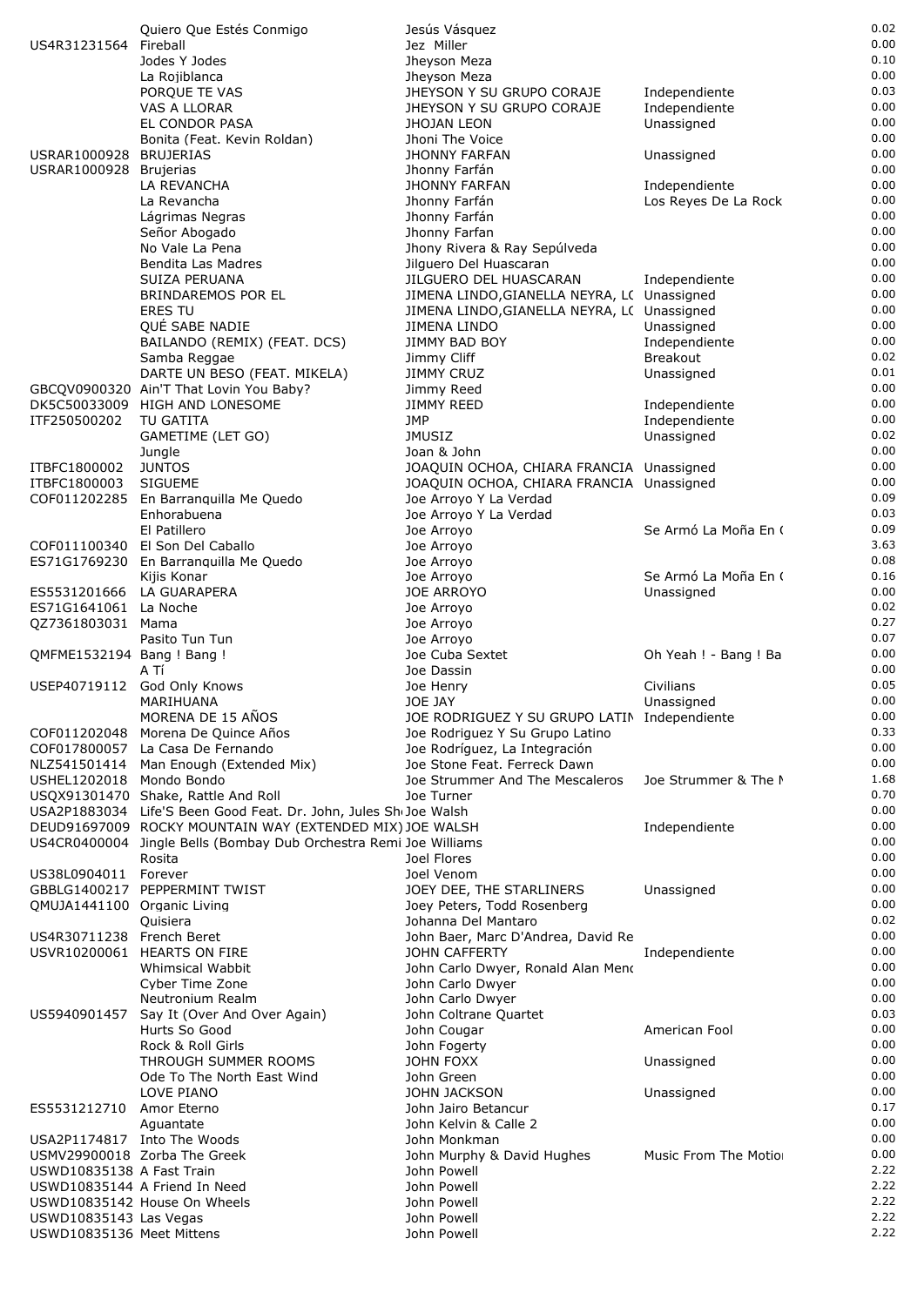| | | | | |
|---|---|---|---|---|
| | Quiero Que Estés Conmigo | Jesús Vásquez | | 0.02 |
| US4R31231564 | Fireball | Jez Miller | | 0.00 |
| | Jodes Y Jodes | Jheyson Meza | | 0.10 |
| | La Rojiblanca | Jheyson Meza | | 0.00 |
| | PORQUE TE VAS | JHEYSON Y SU GRUPO CORAJE | Independiente | 0.03 |
| | VAS A LLORAR | JHEYSON Y SU GRUPO CORAJE | Independiente | 0.00 |
| | EL CONDOR PASA | JHOJAN LEON | Unassigned | 0.00 |
| | Bonita (Feat. Kevin Roldan) | Jhoni The Voice | | 0.00 |
| USRAR1000928 | BRUJERIAS | JHONNY FARFAN | Unassigned | 0.00 |
| USRAR1000928 | Brujerias | Jhonny Farfán | | 0.00 |
| | LA REVANCHA | JHONNY FARFAN | Independiente | 0.00 |
| | La Revancha | Jhonny Farfán | Los Reyes De La Rock | 0.00 |
| | Lágrimas Negras | Jhonny Farfán | | 0.00 |
| | Señor Abogado | Jhonny Farfan | | 0.00 |
| | No Vale La Pena | Jhony Rivera & Ray Sepúlveda | | 0.00 |
| | Bendita Las Madres | Jilguero Del Huascaran | | 0.00 |
| | SUIZA PERUANA | JILGUERO DEL HUASCARAN | Independiente | 0.00 |
| | BRINDAREMOS POR EL | JIMENA LINDO,GIANELLA NEYRA, L( | Unassigned | 0.00 |
| | ERES TU | JIMENA LINDO,GIANELLA NEYRA, L( | Unassigned | 0.00 |
| | QUÉ SABE NADIE | JIMENA LINDO | Unassigned | 0.00 |
| | BAILANDO (REMIX) (FEAT. DCS) | JIMMY BAD BOY | Independiente | 0.00 |
| | Samba Reggae | Jimmy Cliff | Breakout | 0.02 |
| | DARTE UN BESO (FEAT. MIKELA) | JIMMY CRUZ | Unassigned | 0.01 |
| GBCQV0900320 | Ain'T That Lovin You Baby? | Jimmy Reed | | 0.00 |
| DK5C50033009 | HIGH AND LONESOME | JIMMY REED | Independiente | 0.00 |
| ITF250500202 | TU GATITA | JMP | Independiente | 0.00 |
| | GAMETIME (LET GO) | JMUSIZ | Unassigned | 0.02 |
| | Jungle | Joan & John | | 0.00 |
| ITBFC1800002 | JUNTOS | JOAQUIN OCHOA, CHIARA FRANCIA | Unassigned | 0.00 |
| ITBFC1800003 | SIGUEME | JOAQUIN OCHOA, CHIARA FRANCIA | Unassigned | 0.00 |
| COF011202285 | En Barranquilla Me Quedo | Joe Arroyo Y La Verdad | | 0.09 |
| | Enhorabuena | Joe Arroyo Y La Verdad | | 0.03 |
| | El Patillero | Joe Arroyo | Se Armó La Moña En ( | 0.09 |
| COF011100340 | El Son Del Caballo | Joe Arroyo | | 3.63 |
| ES71G1769230 | En Barranquilla Me Quedo | Joe Arroyo | | 0.08 |
| | Kijis Konar | Joe Arroyo | Se Armó La Moña En ( | 0.16 |
| ES5531201666 | LA GUARAPERA | JOE ARROYO | Unassigned | 0.00 |
| ES71G1641061 | La Noche | Joe Arroyo | | 0.02 |
| QZ7361803031 | Mama | Joe Arroyo | | 0.27 |
| | Pasito Tun Tun | Joe Arroyo | | 0.07 |
| QMFME1532194 | Bang ! Bang ! | Joe Cuba Sextet | Oh Yeah ! - Bang ! Ba | 0.00 |
| | A Tí | Joe Dassin | | 0.00 |
| USEP40719112 | God Only Knows | Joe Henry | Civilians | 0.05 |
| | MARIHUANA | JOE JAY | Unassigned | 0.00 |
| | MORENA DE 15 AÑOS | JOE RODRIGUEZ Y SU GRUPO LATIN | Independiente | 0.00 |
| COF011202048 | Morena De Quince Años | Joe Rodriguez Y Su Grupo Latino | | 0.33 |
| COF017800057 | La Casa De Fernando | Joe Rodríguez, La Integración | | 0.00 |
| NLZ541501414 | Man Enough (Extended Mix) | Joe Stone Feat. Ferreck Dawn | | 0.00 |
| USHEL1202018 | Mondo Bondo | Joe Strummer And The Mescaleros | Joe Strummer & The M | 1.68 |
| USQX91301470 | Shake, Rattle And Roll | Joe Turner | | 0.70 |
| USA2P1883034 | Life'S Been Good Feat. Dr. John, Jules Sh | Joe Walsh | | 0.00 |
| DEUD91697009 | ROCKY MOUNTAIN WAY (EXTENDED MIX) | JOE WALSH | Independiente | 0.00 |
| US4CR0400004 | Jingle Bells (Bombay Dub Orchestra Remi | Joe Williams | | 0.00 |
| | Rosita | Joel Flores | | 0.00 |
| US38L0904011 | Forever | Joel Venom | | 0.00 |
| GBBLG1400217 | PEPPERMINT TWIST | JOEY DEE, THE STARLINERS | Unassigned | 0.00 |
| QMUJA1441100 | Organic Living | Joey Peters, Todd Rosenberg | | 0.00 |
| | Quisiera | Johanna Del Mantaro | | 0.02 |
| US4R30711238 | French Beret | John Baer, Marc D'Andrea, David Re | | 0.00 |
| USVR10200061 | HEARTS ON FIRE | JOHN CAFFERTY | Independiente | 0.00 |
| | Whimsical Wabbit | John Carlo Dwyer, Ronald Alan Menc | | 0.00 |
| | Cyber Time Zone | John Carlo Dwyer | | 0.00 |
| | Neutronium Realm | John Carlo Dwyer | | 0.00 |
| US5940901457 | Say It (Over And Over Again) | John Coltrane Quartet | | 0.03 |
| | Hurts So Good | John Cougar | American Fool | 0.00 |
| | Rock & Roll Girls | John Fogerty | | 0.00 |
| | THROUGH SUMMER ROOMS | JOHN FOXX | Unassigned | 0.00 |
| | Ode To The North East Wind | John Green | | 0.00 |
| | LOVE PIANO | JOHN JACKSON | Unassigned | 0.00 |
| ES5531212710 | Amor Eterno | John Jairo Betancur | | 0.17 |
| | Aguantate | John Kelvin & Calle 2 | | 0.00 |
| USA2P1174817 | Into The Woods | John Monkman | | 0.00 |
| USMV29900018 | Zorba The Greek | John Murphy & David Hughes | Music From The Motio | 0.00 |
| USWD10835138 | A Fast Train | John Powell | | 2.22 |
| USWD10835144 | A Friend In Need | John Powell | | 2.22 |
| USWD10835142 | House On Wheels | John Powell | | 2.22 |
| USWD10835143 | Las Vegas | John Powell | | 2.22 |
| USWD10835136 | Meet Mittens | John Powell | | 2.22 |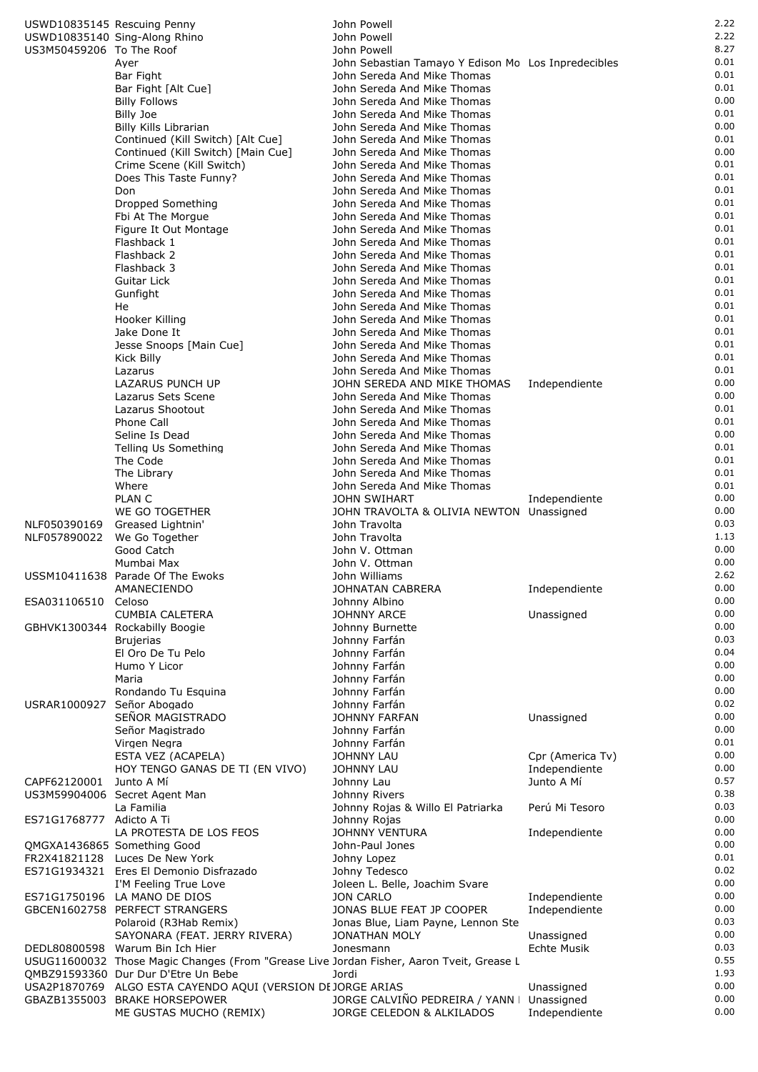| | | | | |
|---|---|---|---|---|
| USWD10835145 | Rescuing Penny | John Powell | | 2.22 |
| USWD10835140 | Sing-Along Rhino | John Powell | | 2.22 |
| US3M50459206 | To The Roof | John Powell | | 8.27 |
| | Ayer | John Sebastian Tamayo Y Edison Mo | Los Inpredecibles | 0.01 |
| | Bar Fight | John Sereda And Mike Thomas | | 0.01 |
| | Bar Fight [Alt Cue] | John Sereda And Mike Thomas | | 0.01 |
| | Billy Follows | John Sereda And Mike Thomas | | 0.00 |
| | Billy Joe | John Sereda And Mike Thomas | | 0.01 |
| | Billy Kills Librarian | John Sereda And Mike Thomas | | 0.00 |
| | Continued (Kill Switch) [Alt Cue] | John Sereda And Mike Thomas | | 0.01 |
| | Continued (Kill Switch) [Main Cue] | John Sereda And Mike Thomas | | 0.00 |
| | Crime Scene (Kill Switch) | John Sereda And Mike Thomas | | 0.01 |
| | Does This Taste Funny? | John Sereda And Mike Thomas | | 0.01 |
| | Don | John Sereda And Mike Thomas | | 0.01 |
| | Dropped Something | John Sereda And Mike Thomas | | 0.01 |
| | Fbi At The Morgue | John Sereda And Mike Thomas | | 0.01 |
| | Figure It Out Montage | John Sereda And Mike Thomas | | 0.01 |
| | Flashback 1 | John Sereda And Mike Thomas | | 0.01 |
| | Flashback 2 | John Sereda And Mike Thomas | | 0.01 |
| | Flashback 3 | John Sereda And Mike Thomas | | 0.01 |
| | Guitar Lick | John Sereda And Mike Thomas | | 0.01 |
| | Gunfight | John Sereda And Mike Thomas | | 0.01 |
| | He | John Sereda And Mike Thomas | | 0.01 |
| | Hooker Killing | John Sereda And Mike Thomas | | 0.01 |
| | Jake Done It | John Sereda And Mike Thomas | | 0.01 |
| | Jesse Snoops [Main Cue] | John Sereda And Mike Thomas | | 0.01 |
| | Kick Billy | John Sereda And Mike Thomas | | 0.01 |
| | Lazarus | John Sereda And Mike Thomas | | 0.01 |
| | LAZARUS PUNCH UP | JOHN SEREDA AND MIKE THOMAS | Independiente | 0.00 |
| | Lazarus Sets Scene | John Sereda And Mike Thomas | | 0.00 |
| | Lazarus Shootout | John Sereda And Mike Thomas | | 0.01 |
| | Phone Call | John Sereda And Mike Thomas | | 0.01 |
| | Seline Is Dead | John Sereda And Mike Thomas | | 0.00 |
| | Telling Us Something | John Sereda And Mike Thomas | | 0.01 |
| | The Code | John Sereda And Mike Thomas | | 0.01 |
| | The Library | John Sereda And Mike Thomas | | 0.01 |
| | Where | John Sereda And Mike Thomas | | 0.01 |
| | PLAN C | JOHN SWIHART | Independiente | 0.00 |
| | WE GO TOGETHER | JOHN TRAVOLTA & OLIVIA NEWTON | Unassigned | 0.00 |
| NLF050390169 | Greased Lightnin' | John Travolta | | 0.03 |
| NLF057890022 | We Go Together | John Travolta | | 1.13 |
| | Good Catch | John V. Ottman | | 0.00 |
| | Mumbai Max | John V. Ottman | | 0.00 |
| USSM10411638 | Parade Of The Ewoks | John Williams | | 2.62 |
| | AMANECIENDO | JOHNATAN CABRERA | Independiente | 0.00 |
| ESA031106510 | Celoso | Johnny Albino | | 0.00 |
| | CUMBIA CALETERA | JOHNNY ARCE | Unassigned | 0.00 |
| GBHVK1300344 | Rockabilly Boogie | Johnny Burnette | | 0.00 |
| | Brujerias | Johnny Farfán | | 0.03 |
| | El Oro De Tu Pelo | Johnny Farfán | | 0.04 |
| | Humo Y Licor | Johnny Farfán | | 0.00 |
| | Maria | Johnny Farfán | | 0.00 |
| | Rondando Tu Esquina | Johnny Farfán | | 0.00 |
| USRAR1000927 | Señor Abogado | Johnny Farfán | | 0.02 |
| | SEÑOR MAGISTRADO | JOHNNY FARFAN | Unassigned | 0.00 |
| | Señor Magistrado | Johnny Farfán | | 0.00 |
| | Virgen Negra | Johnny Farfán | | 0.01 |
| | ESTA VEZ (ACAPELA) | JOHNNY LAU | Cpr (America Tv) | 0.00 |
| | HOY TENGO GANAS DE TI (EN VIVO) | JOHNNY LAU | Independiente | 0.00 |
| CAPF62120001 | Junto A Mí | Johnny Lau | Junto A Mí | 0.57 |
| US3M59904006 | Secret Agent Man | Johnny Rivers | | 0.38 |
| | La Familia | Johnny Rojas & Willo El Patriarka | Perú Mi Tesoro | 0.03 |
| ES71G1768777 | Adicto A Ti | Johnny Rojas | | 0.00 |
| | LA PROTESTA DE LOS FEOS | JOHNNY VENTURA | Independiente | 0.00 |
| QMGXA1436865 | Something Good | John-Paul Jones | | 0.00 |
| FR2X41821128 | Luces De New York | Johny Lopez | | 0.01 |
| ES71G1934321 | Eres El Demonio Disfrazado | Johny Tedesco | | 0.02 |
| | I'M Feeling True Love | Joleen L. Belle, Joachim Svare | | 0.00 |
| ES71G1750196 | LA MANO DE DIOS | JON CARLO | Independiente | 0.00 |
| GBCEN1602758 | PERFECT STRANGERS | JONAS BLUE FEAT JP COOPER | Independiente | 0.00 |
| | Polaroid (R3Hab Remix) | Jonas Blue, Liam Payne, Lennon Ste | | 0.03 |
| | SAYONARA (FEAT. JERRY RIVERA) | JONATHAN MOLY | Unassigned | 0.00 |
| DEDL80800598 | Warum Bin Ich Hier | Jonesmann | Echte Musik | 0.03 |
| USUG11600032 | Those Magic Changes (From "Grease Live | Jordan Fisher, Aaron Tveit, Grease L | | 0.55 |
| QMBZ91593360 | Dur Dur D'Etre Un Bebe | Jordi | | 1.93 |
| USA2P1870769 | ALGO ESTA CAYENDO AQUI (VERSION DE | JORGE ARIAS | Unassigned | 0.00 |
| GBAZB1355003 | BRAKE HORSEPOWER | JORGE CALVIÑO PEDREIRA / YANN I | Unassigned | 0.00 |
| | ME GUSTAS MUCHO (REMIX) | JORGE CELEDON & ALKILADOS | Independiente | 0.00 |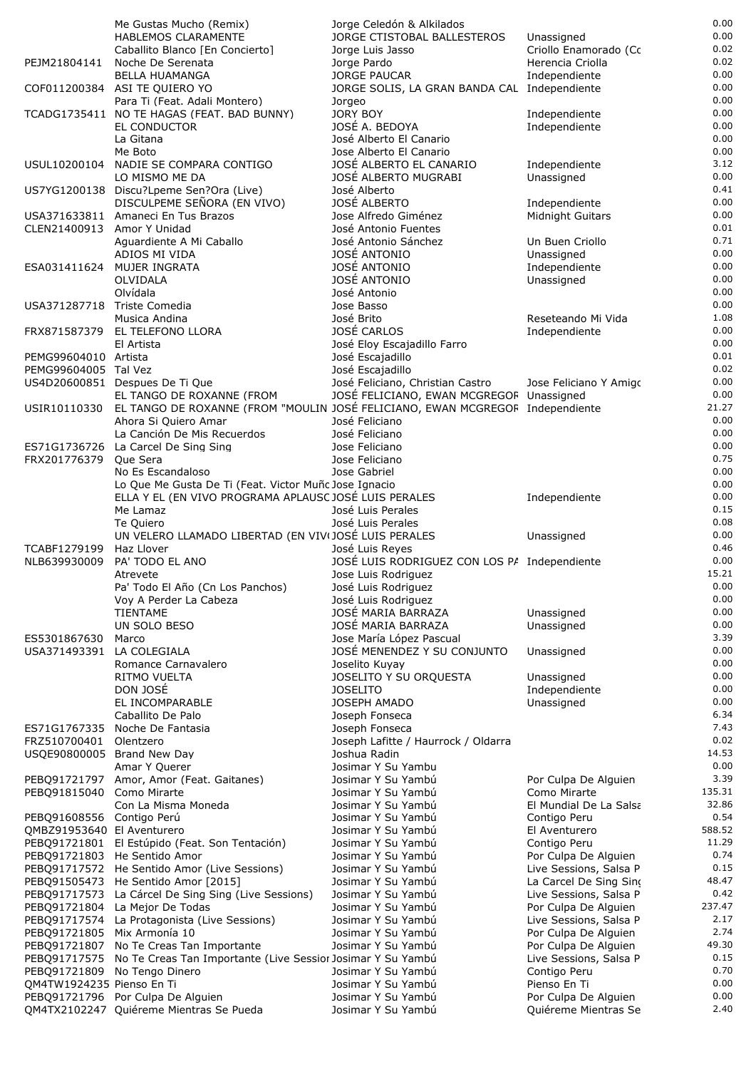|  | Me Gustas Mucho (Remix) | Jorge Celedón & Alkilados |  | 0.00 |
|---|---|---|---|---|
|  | HABLEMOS CLARAMENTE | JORGE CTISTOBAL BALLESTEROS | Unassigned | 0.00 |
|  | Caballito Blanco [En Concierto] | Jorge Luis Jasso | Criollo Enamorado (Cc | 0.02 |
| PEJM21804141 | Noche De Serenata | Jorge Pardo | Herencia Criolla | 0.02 |
|  | BELLA HUAMANGA | JORGE PAUCAR | Independiente | 0.00 |
| COF011200384 | ASI TE QUIERO YO | JORGE SOLIS, LA GRAN BANDA CAL | Independiente | 0.00 |
|  | Para Ti (Feat. Adali Montero) | Jorgeo |  | 0.00 |
| TCADG1735411 | NO TE HAGAS (FEAT. BAD BUNNY) | JORY BOY | Independiente | 0.00 |
|  | EL CONDUCTOR | JOSÉ A. BEDOYA | Independiente | 0.00 |
|  | La Gitana | José Alberto El Canario |  | 0.00 |
|  | Me Boto | Jose Alberto El Canario |  | 0.00 |
| USUL10200104 | NADIE SE COMPARA CONTIGO | JOSÉ ALBERTO EL CANARIO | Independiente | 3.12 |
|  | LO MISMO ME DA | JOSÉ ALBERTO MUGRABI | Unassigned | 0.00 |
| US7YG1200138 | Discu?Lpeme Sen?Ora (Live) | José Alberto |  | 0.41 |
|  | DISCULPEME SEÑORA (EN VIVO) | JOSÉ ALBERTO | Independiente | 0.00 |
| USA371633811 | Amaneci En Tus Brazos | Jose Alfredo Giménez | Midnight Guitars | 0.00 |
| CLEN21400913 | Amor Y Unidad | José Antonio Fuentes |  | 0.01 |
|  | Aguardiente A Mi Caballo | José Antonio Sánchez | Un Buen Criollo | 0.71 |
|  | ADIOS MI VIDA | JOSÉ ANTONIO | Unassigned | 0.00 |
| ESA031411624 | MUJER INGRATA | JOSÉ ANTONIO | Independiente | 0.00 |
|  | OLVIDALA | JOSÉ ANTONIO | Unassigned | 0.00 |
|  | Olvídala | José Antonio |  | 0.00 |
| USA371287718 | Triste Comedia | Jose Basso |  | 0.00 |
|  | Musica Andina | José Brito | Reseteando Mi Vida | 1.08 |
| FRX871587379 | EL TELEFONO LLORA | JOSÉ CARLOS | Independiente | 0.00 |
|  | El Artista | José Eloy Escajadillo Farro |  | 0.00 |
| PEMG99604010 | Artista | José Escajadillo |  | 0.01 |
| PEMG99604005 | Tal Vez | José Escajadillo |  | 0.02 |
| US4D20600851 | Despues De Ti Que | José Feliciano, Christian Castro | Jose Feliciano Y Amigc | 0.00 |
|  | EL TANGO DE ROXANNE (FROM | JOSÉ FELICIANO, EWAN MCGREGOR | Unassigned | 0.00 |
| USIR10110330 | EL TANGO DE ROXANNE (FROM "MOULIN | JOSÉ FELICIANO, EWAN MCGREGOF | Independiente | 21.27 |
|  | Ahora Si Quiero Amar | José Feliciano |  | 0.00 |
|  | La Canción De Mis Recuerdos | José Feliciano |  | 0.00 |
| ES71G1736726 | La Carcel De Sing Sing | Jose Feliciano |  | 0.00 |
| FRX201776379 | Que Sera | Jose Feliciano |  | 0.75 |
|  | No Es Escandaloso | Jose Gabriel |  | 0.00 |
|  | Lo Que Me Gusta De Ti (Feat. Victor Muñc | Jose Ignacio |  | 0.00 |
|  | ELLA Y EL (EN VIVO PROGRAMA APLAUSC | JOSÉ LUIS PERALES | Independiente | 0.00 |
|  | Me Lamaz | José Luis Perales |  | 0.15 |
|  | Te Quiero | José Luis Perales |  | 0.08 |
|  | UN VELERO LLAMADO LIBERTAD (EN VIV | JOSÉ LUIS PERALES | Unassigned | 0.00 |
| TCABF1279199 | Haz Llover | José Luis Reyes |  | 0.46 |
| NLB639930009 | PA' TODO EL ANO | JOSÉ LUIS RODRIGUEZ CON LOS PA | Independiente | 0.00 |
|  | Atrevete | Jose Luis Rodriguez |  | 15.21 |
|  | Pa' Todo El Año (Cn Los Panchos) | José Luis Rodriguez |  | 0.00 |
|  | Voy A Perder La Cabeza | José Luis Rodriguez |  | 0.00 |
|  | TIENTAME | JOSÉ MARIA BARRAZA | Unassigned | 0.00 |
|  | UN SOLO BESO | JOSÉ MARIA BARRAZA | Unassigned | 0.00 |
| ES5301867630 | Marco | Jose María López Pascual |  | 3.39 |
| USA371493391 | LA COLEGIALA | JOSÉ MENENDEZ Y SU CONJUNTO | Unassigned | 0.00 |
|  | Romance Carnavalero | Joselito Kuyay |  | 0.00 |
|  | RITMO VUELTA | JOSELITO Y SU ORQUESTA | Unassigned | 0.00 |
|  | DON JOSÉ | JOSELITO | Independiente | 0.00 |
|  | EL INCOMPARABLE | JOSEPH AMADO | Unassigned | 0.00 |
|  | Caballito De Palo | Joseph Fonseca |  | 6.34 |
| ES71G1767335 | Noche De Fantasia | Joseph Fonseca |  | 7.43 |
| FRZ510700401 | Olentzero | Joseph Lafitte / Haurrock / Oldarra |  | 0.02 |
| USQE90800005 | Brand New Day | Joshua Radin |  | 14.53 |
|  | Amar Y Querer | Josimar Y Su Yambu |  | 0.00 |
| PEBQ91721797 | Amor, Amor (Feat. Gaitanes) | Josimar Y Su Yambú | Por Culpa De Alguien | 3.39 |
| PEBQ91815040 | Como Mirarte | Josimar Y Su Yambú | Como Mirarte | 135.31 |
|  | Con La Misma Moneda | Josimar Y Su Yambú | El Mundial De La Salsa | 32.86 |
| PEBQ91608556 | Contigo Perú | Josimar Y Su Yambú | Contigo Peru | 0.54 |
| QMBZ91953640 | El Aventurero | Josimar Y Su Yambú | El Aventurero | 588.52 |
| PEBQ91721801 | El Estúpido (Feat. Son Tentación) | Josimar Y Su Yambú | Contigo Peru | 11.29 |
| PEBQ91721803 | He Sentido Amor | Josimar Y Su Yambú | Por Culpa De Alguien | 0.74 |
| PEBQ91717572 | He Sentido Amor (Live Sessions) | Josimar Y Su Yambú | Live Sessions, Salsa P | 0.15 |
| PEBQ91505473 | He Sentido Amor [2015] | Josimar Y Su Yambú | La Carcel De Sing Sinc | 48.47 |
| PEBQ91717573 | La Cárcel De Sing Sing (Live Sessions) | Josimar Y Su Yambú | Live Sessions, Salsa P | 0.42 |
| PEBQ91721804 | La Mejor De Todas | Josimar Y Su Yambú | Por Culpa De Alguien | 237.47 |
| PEBQ91717574 | La Protagonista (Live Sessions) | Josimar Y Su Yambú | Live Sessions, Salsa P | 2.17 |
| PEBQ91721805 | Mix Armonía 10 | Josimar Y Su Yambú | Por Culpa De Alguien | 2.74 |
| PEBQ91721807 | No Te Creas Tan Importante | Josimar Y Su Yambú | Por Culpa De Alguien | 49.30 |
| PEBQ91717575 | No Te Creas Tan Importante (Live Sessior | Josimar Y Su Yambú | Live Sessions, Salsa P | 0.15 |
| PEBQ91721809 | No Tengo Dinero | Josimar Y Su Yambú | Contigo Peru | 0.70 |
| QM4TW1924235 | Pienso En Ti | Josimar Y Su Yambú | Pienso En Ti | 0.00 |
| PEBQ91721796 | Por Culpa De Alguien | Josimar Y Su Yambú | Por Culpa De Alguien | 0.00 |
| QM4TX2102247 | Quiéreme Mientras Se Pueda | Josimar Y Su Yambú | Quiéreme Mientras Se | 2.40 |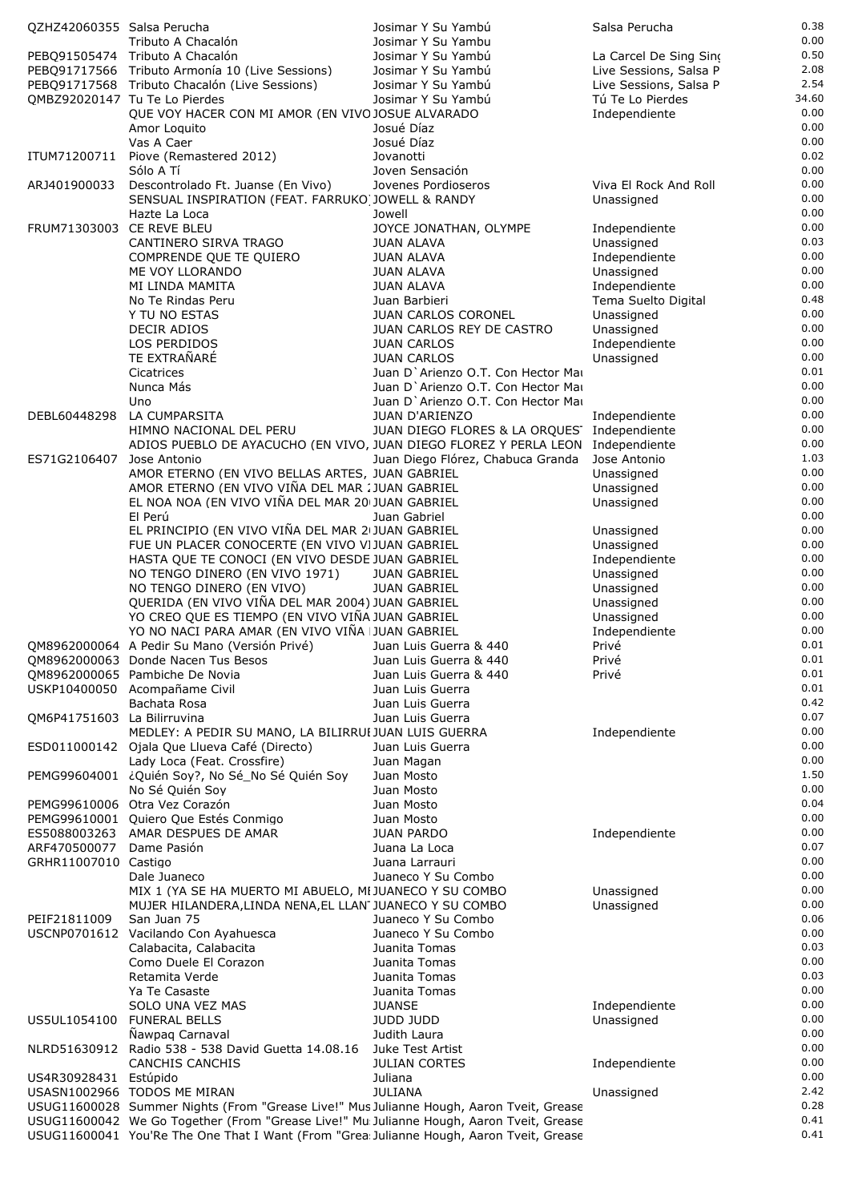| | | | | |
|---|---|---|---|---|
| QZHZ42060355 | Salsa Perucha | Josimar Y Su Yambú | Salsa Perucha | 0.38 |
| | Tributo A Chacalón | Josimar Y Su Yambu | | 0.00 |
| PEBQ91505474 | Tributo A Chacalón | Josimar Y Su Yambú | La Carcel De Sing Sing | 0.50 |
| PEBQ91717566 | Tributo Armonía 10 (Live Sessions) | Josimar Y Su Yambú | Live Sessions, Salsa P | 2.08 |
| PEBQ91717568 | Tributo Chacalón (Live Sessions) | Josimar Y Su Yambú | Live Sessions, Salsa P | 2.54 |
| QMBZ92020147 | Tu Te Lo Pierdes | Josimar Y Su Yambú | Tú Te Lo Pierdes | 34.60 |
| | QUE VOY HACER CON MI AMOR (EN VIVO | JOSUE ALVARADO | Independiente | 0.00 |
| | Amor Loquito | Josué Díaz | | 0.00 |
| | Vas A Caer | Josué Díaz | | 0.00 |
| ITUM71200711 | Piove (Remastered 2012) | Jovanotti | | 0.02 |
| | Sólo A Tí | Joven Sensación | | 0.00 |
| ARJ401900033 | Descontrolado Ft. Juanse (En Vivo) | Jovenes Pordioseros | Viva El Rock And Roll | 0.00 |
| | SENSUAL INSPIRATION (FEAT. FARRUKO) | JOWELL & RANDY | Unassigned | 0.00 |
| | Hazte La Loca | Jowell | | 0.00 |
| FRUM71303003 | CE REVE BLEU | JOYCE JONATHAN, OLYMPE | Independiente | 0.00 |
| | CANTINERO SIRVA TRAGO | JUAN ALAVA | Unassigned | 0.03 |
| | COMPRENDE QUE TE QUIERO | JUAN ALAVA | Independiente | 0.00 |
| | ME VOY LLORANDO | JUAN ALAVA | Unassigned | 0.00 |
| | MI LINDA MAMITA | JUAN ALAVA | Independiente | 0.00 |
| | No Te Rindas Peru | Juan Barbieri | Tema Suelto Digital | 0.48 |
| | Y TU NO ESTAS | JUAN CARLOS CORONEL | Unassigned | 0.00 |
| | DECIR ADIOS | JUAN CARLOS REY DE CASTRO | Unassigned | 0.00 |
| | LOS PERDIDOS | JUAN CARLOS | Independiente | 0.00 |
| | TE EXTRAÑARÉ | JUAN CARLOS | Unassigned | 0.00 |
| | Cicatrices | Juan D`Arienzo O.T. Con Hector Mau | | 0.01 |
| | Nunca Más | Juan D`Arienzo O.T. Con Hector Mau | | 0.00 |
| | Uno | Juan D`Arienzo O.T. Con Hector Mau | | 0.00 |
| DEBL60448298 | LA CUMPARSITA | JUAN D'ARIENZO | Independiente | 0.00 |
| | HIMNO NACIONAL DEL PERU | JUAN DIEGO FLORES & LA ORQUEST | Independiente | 0.00 |
| | ADIOS PUEBLO DE AYACUCHO (EN VIVO, | JUAN DIEGO FLOREZ Y PERLA LEON | Independiente | 0.00 |
| ES71G2106407 | Jose Antonio | Juan Diego Flórez, Chabuca Granda | Jose Antonio | 1.03 |
| | AMOR ETERNO (EN VIVO BELLAS ARTES, | JUAN GABRIEL | Unassigned | 0.00 |
| | AMOR ETERNO (EN VIVO VIÑA DEL MAR 2 | JUAN GABRIEL | Unassigned | 0.00 |
| | EL NOA NOA (EN VIVO VIÑA DEL MAR 20 | JUAN GABRIEL | Unassigned | 0.00 |
| | El Perú | Juan Gabriel | | 0.00 |
| | EL PRINCIPIO (EN VIVO VIÑA DEL MAR 2 | JUAN GABRIEL | Unassigned | 0.00 |
| | FUE UN PLACER CONOCERTE (EN VIVO V | JUAN GABRIEL | Unassigned | 0.00 |
| | HASTA QUE TE CONOCI (EN VIVO DESDE | JUAN GABRIEL | Independiente | 0.00 |
| | NO TENGO DINERO (EN VIVO 1971) | JUAN GABRIEL | Unassigned | 0.00 |
| | NO TENGO DINERO (EN VIVO) | JUAN GABRIEL | Unassigned | 0.00 |
| | QUERIDA (EN VIVO VIÑA DEL MAR 2004) | JUAN GABRIEL | Unassigned | 0.00 |
| | YO CREO QUE ES TIEMPO (EN VIVO VIÑA | JUAN GABRIEL | Unassigned | 0.00 |
| | YO NO NACI PARA AMAR (EN VIVO VIÑA | JUAN GABRIEL | Independiente | 0.00 |
| QM8962000064 | A Pedir Su Mano (Versión Privé) | Juan Luis Guerra & 440 | Privé | 0.01 |
| QM8962000063 | Donde Nacen Tus Besos | Juan Luis Guerra & 440 | Privé | 0.01 |
| QM8962000065 | Pambiche De Novia | Juan Luis Guerra & 440 | Privé | 0.01 |
| USKP10400050 | Acompañame Civil | Juan Luis Guerra | | 0.01 |
| | Bachata Rosa | Juan Luis Guerra | | 0.42 |
| QM6P41751603 | La Bilirruvina | Juan Luis Guerra | | 0.07 |
| | MEDLEY: A PEDIR SU MANO, LA BILIRRUI | JUAN LUIS GUERRA | Independiente | 0.00 |
| ESD011000142 | Ojala Que Llueva Café (Directo) | Juan Luis Guerra | | 0.00 |
| | Lady Loca (Feat. Crossfire) | Juan Magan | | 0.00 |
| PEMG99604001 | ¿Quién Soy?, No Sé_No Sé Quién Soy | Juan Mosto | | 1.50 |
| | No Sé Quién Soy | Juan Mosto | | 0.00 |
| PEMG99610006 | Otra Vez Corazón | Juan Mosto | | 0.04 |
| PEMG99610001 | Quiero Que Estés Conmigo | Juan Mosto | | 0.00 |
| ES5088003263 | AMAR DESPUES DE AMAR | JUAN PARDO | Independiente | 0.00 |
| ARF470500077 | Dame Pasión | Juana La Loca | | 0.07 |
| GRHR11007010 | Castigo | Juana Larrauri | | 0.00 |
| | Dale Juaneco | Juaneco Y Su Combo | | 0.00 |
| | MIX 1 (YA SE HA MUERTO MI ABUELO, MI | JUANECO Y SU COMBO | Unassigned | 0.00 |
| | MUJER HILANDERA,LINDA NENA,EL LLAN | JUANECO Y SU COMBO | Unassigned | 0.00 |
| PEIF21811009 | San Juan 75 | Juaneco Y Su Combo | | 0.06 |
| USCNP0701612 | Vacilando Con Ayahuesca | Juaneco Y Su Combo | | 0.00 |
| | Calabacita, Calabacita | Juanita Tomas | | 0.03 |
| | Como Duele El Corazon | Juanita Tomas | | 0.00 |
| | Retamita Verde | Juanita Tomas | | 0.03 |
| | Ya Te Casaste | Juanita Tomas | | 0.00 |
| | SOLO UNA VEZ MAS | JUANSE | Independiente | 0.00 |
| US5UL1054100 | FUNERAL BELLS | JUDD JUDD | Unassigned | 0.00 |
| | Ñawpaq Carnaval | Judith Laura | | 0.00 |
| NLRD51630912 | Radio 538 - 538 David Guetta 14.08.16 | Juke Test Artist | | 0.00 |
| | CANCHIS CANCHIS | JULIAN CORTES | Independiente | 0.00 |
| US4R30928431 | Estúpido | Juliana | | 0.00 |
| USASN1002966 | TODOS ME MIRAN | JULIANA | Unassigned | 2.42 |
| USUG11600028 | Summer Nights (From "Grease Live!" Mus | Julianne Hough, Aaron Tveit, Grease | | 0.28 |
| USUG11600042 | We Go Together (From "Grease Live!" Mu | Julianne Hough, Aaron Tveit, Grease | | 0.41 |
| USUG11600041 | You'Re The One That I Want (From "Grea | Julianne Hough, Aaron Tveit, Grease | | 0.41 |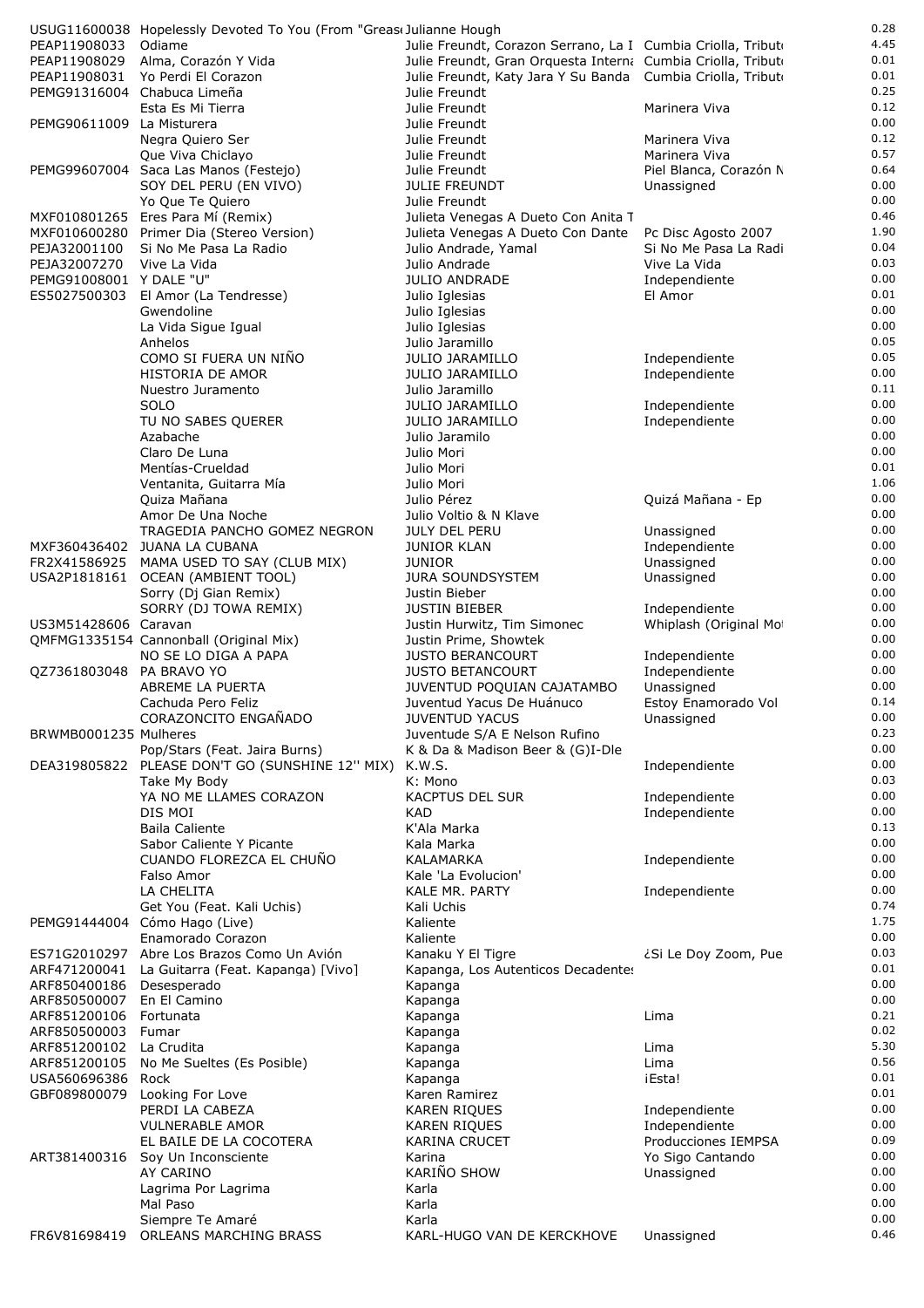| | | | | |
|---|---|---|---|---|
| USUG11600038 | Hopelessly Devoted To You (From "Grease | Julianne Hough | | 0.28 |
| PEAP11908033 | Odiame | Julie Freundt, Corazon Serrano, La I | Cumbia Criolla, Tribute | 4.45 |
| PEAP11908029 | Alma, Corazón Y Vida | Julie Freundt, Gran Orquesta Interna | Cumbia Criolla, Tribute | 0.01 |
| PEAP11908031 | Yo Perdi El Corazon | Julie Freundt, Katy Jara Y Su Banda | Cumbia Criolla, Tribute | 0.01 |
| PEMG91316004 | Chabuca Limeña | Julie Freundt | | 0.25 |
| | Esta Es Mi Tierra | Julie Freundt | Marinera Viva | 0.12 |
| PEMG90611009 | La Misturera | Julie Freundt | | 0.00 |
| | Negra Quiero Ser | Julie Freundt | Marinera Viva | 0.12 |
| | Que Viva Chiclayo | Julie Freundt | Marinera Viva | 0.57 |
| PEMG99607004 | Saca Las Manos (Festejo) | Julie Freundt | Piel Blanca, Corazón N | 0.64 |
| | SOY DEL PERU (EN VIVO) | JULIE FREUNDT | Unassigned | 0.00 |
| | Yo Que Te Quiero | Julie Freundt | | 0.00 |
| MXF010801265 | Eres Para Mí (Remix) | Julieta Venegas A Dueto Con Anita T | | 0.46 |
| MXF010600280 | Primer Dia (Stereo Version) | Julieta Venegas A Dueto Con Dante | Pc Disc Agosto 2007 | 1.90 |
| PEJA32001100 | Si No Me Pasa La Radio | Julio Andrade, Yamal | Si No Me Pasa La Radi | 0.04 |
| PEJA32007270 | Vive La Vida | Julio Andrade | Vive La Vida | 0.03 |
| PEMG91008001 | Y DALE "U" | JULIO ANDRADE | Independiente | 0.00 |
| ES5027500303 | El Amor (La Tendresse) | Julio Iglesias | El Amor | 0.01 |
| | Gwendoline | Julio Iglesias | | 0.00 |
| | La Vida Sigue Igual | Julio Iglesias | | 0.00 |
| | Anhelos | Julio Jaramillo | | 0.05 |
| | COMO SI FUERA UN NIÑO | JULIO JARAMILLO | Independiente | 0.05 |
| | HISTORIA DE AMOR | JULIO JARAMILLO | Independiente | 0.00 |
| | Nuestro Juramento | Julio Jaramillo | | 0.11 |
| | SOLO | JULIO JARAMILLO | Independiente | 0.00 |
| | TU NO SABES QUERER | JULIO JARAMILLO | Independiente | 0.00 |
| | Azabache | Julio Jaramilo | | 0.00 |
| | Claro De Luna | Julio Mori | | 0.00 |
| | Mentías-Crueldad | Julio Mori | | 0.01 |
| | Ventanita, Guitarra Mía | Julio Mori | | 1.06 |
| | Quiza Mañana | Julio Pérez | Quizá Mañana - Ep | 0.00 |
| | Amor De Una Noche | Julio Voltio & N Klave | | 0.00 |
| | TRAGEDIA PANCHO GOMEZ NEGRON | JULY DEL PERU | Unassigned | 0.00 |
| MXF360436402 | JUANA LA CUBANA | JUNIOR KLAN | Independiente | 0.00 |
| FR2X41586925 | MAMA USED TO SAY (CLUB MIX) | JUNIOR | Unassigned | 0.00 |
| USA2P1818161 | OCEAN (AMBIENT TOOL) | JURA SOUNDSYSTEM | Unassigned | 0.00 |
| | Sorry (Dj Gian Remix) | Justin Bieber | | 0.00 |
| | SORRY (DJ TOWA REMIX) | JUSTIN BIEBER | Independiente | 0.00 |
| US3M51428606 | Caravan | Justin Hurwitz, Tim Simonec | Whiplash (Original Mot | 0.00 |
| QMFMG1335154 | Cannonball (Original Mix) | Justin Prime, Showtek | | 0.00 |
| | NO SE LO DIGA A PAPA | JUSTO BERANCOURT | Independiente | 0.00 |
| QZ7361803048 | PA BRAVO YO | JUSTO BETANCOURT | Independiente | 0.00 |
| | ABREME LA PUERTA | JUVENTUD POQUIAN CAJATAMBO | Unassigned | 0.00 |
| | Cachuda Pero Feliz | Juventud Yacus De Huánuco | Estoy Enamorado Vol | 0.14 |
| | CORAZONCITO ENGAÑADO | JUVENTUD YACUS | Unassigned | 0.00 |
| BRWMB0001235 | Mulheres | Juventude S/A E Nelson Rufino | | 0.23 |
| | Pop/Stars (Feat. Jaira Burns) | K & Da & Madison Beer & (G)I-Dle | | 0.00 |
| DEA319805822 | PLEASE DON'T GO (SUNSHINE 12'' MIX) | K.W.S. | Independiente | 0.00 |
| | Take My Body | K: Mono | | 0.03 |
| | YA NO ME LLAMES CORAZON | KACPTUS DEL SUR | Independiente | 0.00 |
| | DIS MOI | KAD | Independiente | 0.00 |
| | Baila Caliente | K'Ala Marka | | 0.13 |
| | Sabor Caliente Y Picante | Kala Marka | | 0.00 |
| | CUANDO FLOREZCA EL CHUÑO | KALAMARKA | Independiente | 0.00 |
| | Falso Amor | Kale 'La Evolucion' | | 0.00 |
| | LA CHELITA | KALE MR. PARTY | Independiente | 0.00 |
| | Get You (Feat. Kali Uchis) | Kali Uchis | | 0.74 |
| PEMG91444004 | Cómo Hago (Live) | Kaliente | | 1.75 |
| | Enamorado Corazon | Kaliente | | 0.00 |
| ES71G2010297 | Abre Los Brazos Como Un Avión | Kanaku Y El Tigre | ¿Si Le Doy Zoom, Pue | 0.03 |
| ARF471200041 | La Guitarra (Feat. Kapanga) [Vivo] | Kapanga, Los Autenticos Decadentes | | 0.01 |
| ARF850400186 | Desesperado | Kapanga | | 0.00 |
| ARF850500007 | En El Camino | Kapanga | | 0.00 |
| ARF851200106 | Fortunata | Kapanga | Lima | 0.21 |
| ARF850500003 | Fumar | Kapanga | | 0.02 |
| ARF851200102 | La Crudita | Kapanga | Lima | 5.30 |
| ARF851200105 | No Me Sueltes (Es Posible) | Kapanga | Lima | 0.56 |
| USA560696386 | Rock | Kapanga | ¡Esta! | 0.01 |
| GBF089800079 | Looking For Love | Karen Ramirez | | 0.01 |
| | PERDI LA CABEZA | KAREN RIQUES | Independiente | 0.00 |
| | VULNERABLE AMOR | KAREN RIQUES | Independiente | 0.00 |
| | EL BAILE DE LA COCOTERA | KARINA CRUCET | Producciones IEMPSA | 0.09 |
| ART381400316 | Soy Un Inconsciente | Karina | Yo Sigo Cantando | 0.00 |
| | AY CARINO | KARIÑO SHOW | Unassigned | 0.00 |
| | Lagrima Por Lagrima | Karla | | 0.00 |
| | Mal Paso | Karla | | 0.00 |
| | Siempre Te Amaré | Karla | | 0.00 |
| FR6V81698419 | ORLEANS MARCHING BRASS | KARL-HUGO VAN DE KERCKHOVE | Unassigned | 0.46 |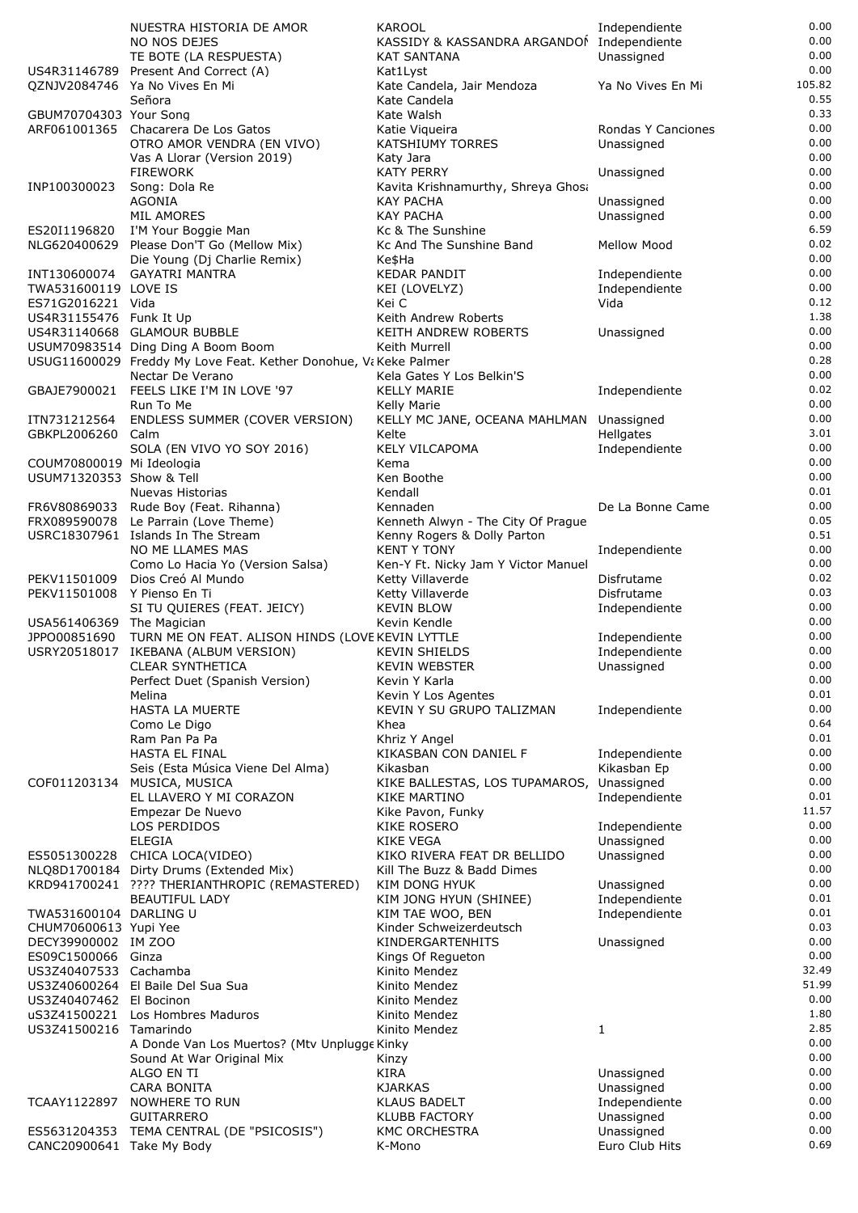| | | | | |
|---|---|---|---|---|
| | NUESTRA HISTORIA DE AMOR | KAROOL | Independiente | 0.00 |
| | NO NOS DEJES | KASSIDY & KASSANDRA ARGANDOÑ | Independiente | 0.00 |
| | TE BOTE (LA RESPUESTA) | KAT SANTANA | Unassigned | 0.00 |
| US4R31146789 | Present And Correct (A) | Kat1Lyst | | 0.00 |
| QZNJV2084746 | Ya No Vives En Mi | Kate Candela, Jair Mendoza | Ya No Vives En Mi | 105.82 |
| | Señora | Kate Candela | | 0.55 |
| GBUM70704303 | Your Song | Kate Walsh | | 0.33 |
| ARF061001365 | Chacarera De Los Gatos | Katie Viqueira | Rondas Y Canciones | 0.00 |
| | OTRO AMOR VENDRA (EN VIVO) | KATSHIUMY TORRES | Unassigned | 0.00 |
| | Vas A Llorar (Version 2019) | Katy Jara | | 0.00 |
| | FIREWORK | KATY PERRY | Unassigned | 0.00 |
| INP100300023 | Song: Dola Re | Kavita Krishnamurthy, Shreya Ghosa | | 0.00 |
| | AGONIA | KAY PACHA | Unassigned | 0.00 |
| | MIL AMORES | KAY PACHA | Unassigned | 0.00 |
| ES20I1196820 | I'M Your Boggie Man | Kc & The Sunshine | | 6.59 |
| NLG620400629 | Please Don'T Go (Mellow Mix) | Kc And The Sunshine Band | Mellow Mood | 0.02 |
| | Die Young (Dj Charlie Remix) | Ke$Ha | | 0.00 |
| INT130600074 | GAYATRI MANTRA | KEDAR PANDIT | Independiente | 0.00 |
| TWA531600119 | LOVE IS | KEI (LOVELYZ) | Independiente | 0.00 |
| ES71G2016221 | Vida | Kei C | Vida | 0.12 |
| US4R31155476 | Funk It Up | Keith Andrew Roberts | | 1.38 |
| US4R31140668 | GLAMOUR BUBBLE | KEITH ANDREW ROBERTS | Unassigned | 0.00 |
| USUM70983514 | Ding Ding A Boom Boom | Keith Murrell | | 0.00 |
| USUG11600029 | Freddy My Love Feat. Kether Donohue, Va | Keke Palmer | | 0.28 |
| | Nectar De Verano | Kela Gates Y Los Belkin'S | | 0.00 |
| GBAJE7900021 | FEELS LIKE I'M IN LOVE '97 | KELLY MARIE | Independiente | 0.02 |
| | Run To Me | Kelly Marie | | 0.00 |
| ITN731212564 | ENDLESS SUMMER (COVER VERSION) | KELLY MC JANE, OCEANA MAHLMAN | Unassigned | 0.00 |
| GBKPL2006260 | Calm | Kelte | Hellgates | 3.01 |
| | SOLA (EN VIVO YO SOY 2016) | KELY VILCAPOMA | Independiente | 0.00 |
| COUM70800019 | Mi Ideologia | Kema | | 0.00 |
| USUM71320353 | Show & Tell | Ken Boothe | | 0.00 |
| | Nuevas Historias | Kendall | | 0.01 |
| FR6V80869033 | Rude Boy (Feat. Rihanna) | Kennaden | De La Bonne Came | 0.00 |
| FRX089590078 | Le Parrain (Love Theme) | Kenneth Alwyn - The City Of Prague | | 0.05 |
| USRC18307961 | Islands In The Stream | Kenny Rogers & Dolly Parton | | 0.51 |
| | NO ME LLAMES MAS | KENT Y TONY | Independiente | 0.00 |
| | Como Lo Hacia Yo (Version Salsa) | Ken-Y Ft. Nicky Jam Y Victor Manuel | | 0.00 |
| PEKV11501009 | Dios Creó Al Mundo | Ketty Villaverde | Disfrutame | 0.02 |
| PEKV11501008 | Y Pienso En Ti | Ketty Villaverde | Disfrutame | 0.03 |
| | SI TU QUIERES (FEAT. JEICY) | KEVIN BLOW | Independiente | 0.00 |
| USA561406369 | The Magician | Kevin Kendle | | 0.00 |
| JPPO00851690 | TURN ME ON FEAT. ALISON HINDS (LOVE | KEVIN LYTTLE | Independiente | 0.00 |
| USRY20518017 | IKEBANA (ALBUM VERSION) | KEVIN SHIELDS | Independiente | 0.00 |
| | CLEAR SYNTHETICA | KEVIN WEBSTER | Unassigned | 0.00 |
| | Perfect Duet (Spanish Version) | Kevin Y Karla | | 0.00 |
| | Melina | Kevin Y Los Agentes | | 0.01 |
| | HASTA LA MUERTE | KEVIN Y SU GRUPO TALIZMAN | Independiente | 0.00 |
| | Como Le Digo | Khea | | 0.64 |
| | Ram Pan Pa Pa | Khriz Y Angel | | 0.01 |
| | HASTA EL FINAL | KIKASBAN CON DANIEL F | Independiente | 0.00 |
| | Seis (Esta Música Viene Del Alma) | Kikasban | Kikasban Ep | 0.00 |
| COF011203134 | MUSICA, MUSICA | KIKE BALLESTAS, LOS TUPAMAROS, | Unassigned | 0.00 |
| | EL LLAVERO Y MI CORAZON | KIKE MARTINO | Independiente | 0.01 |
| | Empezar De Nuevo | Kike Pavon, Funky | | 11.57 |
| | LOS PERDIDOS | KIKE ROSERO | Independiente | 0.00 |
| | ELEGIA | KIKE VEGA | Unassigned | 0.00 |
| ES5051300228 | CHICA LOCA(VIDEO) | KIKO RIVERA FEAT DR BELLIDO | Unassigned | 0.00 |
| NLQ8D1700184 | Dirty Drums (Extended Mix) | Kill The Buzz & Badd Dimes | | 0.00 |
| KRD941700241 | ???? THERIANTHROPIC (REMASTERED) | KIM DONG HYUK | Unassigned | 0.00 |
| | BEAUTIFUL LADY | KIM JONG HYUN (SHINEE) | Independiente | 0.01 |
| TWA531600104 | DARLING U | KIM TAE WOO, BEN | Independiente | 0.01 |
| CHUM70600613 | Yupi Yee | Kinder Schweizerdeutsch | | 0.03 |
| DECY39900002 | IM ZOO | KINDERGARTENHITS | Unassigned | 0.00 |
| ES09C1500066 | Ginza | Kings Of Regueton | | 0.00 |
| US3Z40407533 | Cachamba | Kinito Mendez | | 32.49 |
| US3Z40600264 | El Baile Del Sua Sua | Kinito Mendez | | 51.99 |
| US3Z40407462 | El Bocinon | Kinito Mendez | | 0.00 |
| uS3Z41500221 | Los Hombres Maduros | Kinito Mendez | | 1.80 |
| US3Z41500216 | Tamarindo | Kinito Mendez | 1 | 2.85 |
| | A Donde Van Los Muertos? (Mtv Unplugge | Kinky | | 0.00 |
| | Sound At War Original Mix | Kinzy | | 0.00 |
| | ALGO EN TI | KIRA | Unassigned | 0.00 |
| | CARA BONITA | KJARKAS | Unassigned | 0.00 |
| TCAAY1122897 | NOWHERE TO RUN | KLAUS BADELT | Independiente | 0.00 |
| | GUITARRERO | KLUBB FACTORY | Unassigned | 0.00 |
| ES5631204353 | TEMA CENTRAL (DE "PSICOSIS") | KMC ORCHESTRA | Unassigned | 0.00 |
| CANC20900641 | Take My Body | K-Mono | Euro Club Hits | 0.69 |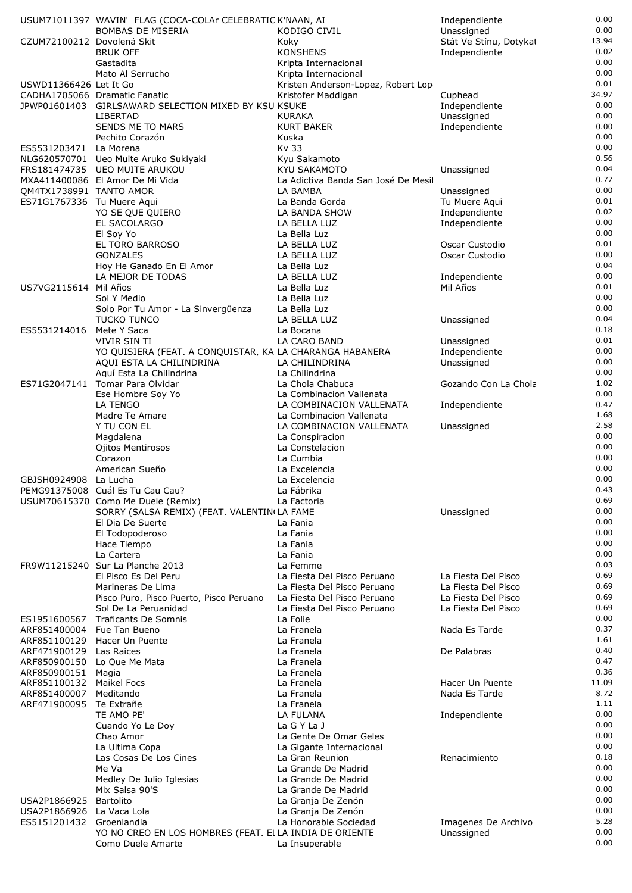| | | | | |
|---|---|---|---|---|
| USUM71011397 | WAVIN' FLAG (COCA-COLAr CELEBRATIC | K'NAAN, AI | Independiente | 0.00 |
| | BOMBAS DE MISERIA | KODIGO CIVIL | Unassigned | 0.00 |
| CZUM72100212 | Dovolená Skit | Koky | Stát Ve Stínu, Dotykal | 13.94 |
| | BRUK OFF | KONSHENS | Independiente | 0.02 |
| | Gastadita | Kripta Internacional | | 0.00 |
| | Mato Al Serrucho | Kripta Internacional | | 0.00 |
| USWD11366426 | Let It Go | Kristen Anderson-Lopez, Robert Lop | | 0.01 |
| CADHA1705066 | Dramatic Fanatic | Kristofer Maddigan | Cuphead | 34.97 |
| JPWP01601403 | GIRLSAWARD SELECTION MIXED BY KSU | KSUKE | Independiente | 0.00 |
| | LIBERTAD | KURAKA | Unassigned | 0.00 |
| | SENDS ME TO MARS | KURT BAKER | Independiente | 0.00 |
| | Pechito Corazón | Kuska | | 0.00 |
| ES5531203471 | La Morena | Kv 33 | | 0.00 |
| NLG620570701 | Ueo Muite Aruko Sukiyaki | Kyu Sakamoto | | 0.56 |
| FRS181474735 | UEO MUITE ARUKOU | KYU SAKAMOTO | Unassigned | 0.04 |
| MXA411400086 | El Amor De Mi Vida | La Adictiva Banda San José De Mesil | | 0.77 |
| QM4TX1738991 | TANTO AMOR | LA BAMBA | Unassigned | 0.00 |
| ES71G1767336 | Tu Muere Aqui | La Banda Gorda | Tu Muere Aqui | 0.01 |
| | YO SE QUE QUIERO | LA BANDA SHOW | Independiente | 0.02 |
| | EL SACOLARGO | LA BELLA LUZ | Independiente | 0.00 |
| | El Soy Yo | La Bella Luz | | 0.00 |
| | EL TORO BARROSO | LA BELLA LUZ | Oscar Custodio | 0.01 |
| | GONZALES | LA BELLA LUZ | Oscar Custodio | 0.00 |
| | Hoy He Ganado En El Amor | La Bella Luz | | 0.04 |
| | LA MEJOR DE TODAS | LA BELLA LUZ | Independiente | 0.00 |
| US7VG2115614 | Mil Años | La Bella Luz | Mil Años | 0.01 |
| | Sol Y Medio | La Bella Luz | | 0.00 |
| | Solo Por Tu Amor - La Sinvergüenza | La Bella Luz | | 0.00 |
| | TUCKO TUNCO | LA BELLA LUZ | Unassigned | 0.04 |
| ES5531214016 | Mete Y Saca | La Bocana | | 0.18 |
| | VIVIR SIN TI | LA CARO BAND | Unassigned | 0.01 |
| | YO QUISIERA (FEAT. A CONQUISTAR, KA | LA CHARANGA HABANERA | Independiente | 0.00 |
| | AQUI ESTA LA CHILINDRINA | LA CHILINDRINA | Unassigned | 0.00 |
| | Aquí Esta La Chilindrina | La Chilindrina | | 0.00 |
| ES71G2047141 | Tomar Para Olvidar | La Chola Chabuca | Gozando Con La Chola | 1.02 |
| | Ese Hombre Soy Yo | La Combinacion Vallenata | | 0.00 |
| | LA TENGO | LA COMBINACION VALLENATA | Independiente | 0.47 |
| | Madre Te Amare | La Combinacion Vallenata | | 1.68 |
| | Y TU CON EL | LA COMBINACION VALLENATA | Unassigned | 2.58 |
| | Magdalena | La Conspiracion | | 0.00 |
| | Ojitos Mentirosos | La Constelacion | | 0.00 |
| | Corazon | La Cumbia | | 0.00 |
| | American Sueño | La Excelencia | | 0.00 |
| GBJSH0924908 | La Lucha | La Excelencia | | 0.00 |
| PEMG91375008 | Cuál Es Tu Cau Cau? | La Fábrika | | 0.43 |
| USUM70615370 | Como Me Duele (Remix) | La Factoria | | 0.69 |
| | SORRY (SALSA REMIX) (FEAT. VALENTIN | LA FAME | Unassigned | 0.00 |
| | El Dia De Suerte | La Fania | | 0.00 |
| | El Todopoderoso | La Fania | | 0.00 |
| | Hace Tiempo | La Fania | | 0.00 |
| | La Cartera | La Fania | | 0.00 |
| FR9W11215240 | Sur La Planche 2013 | La Femme | | 0.03 |
| | El Pisco Es Del Peru | La Fiesta Del Pisco Peruano | La Fiesta Del Pisco | 0.69 |
| | Marineras De Lima | La Fiesta Del Pisco Peruano | La Fiesta Del Pisco | 0.69 |
| | Pisco Puro, Pisco Puerto, Pisco Peruano | La Fiesta Del Pisco Peruano | La Fiesta Del Pisco | 0.69 |
| | Sol De La Peruanidad | La Fiesta Del Pisco Peruano | La Fiesta Del Pisco | 0.69 |
| ES1951600567 | Traficants De Somnis | La Folie | | 0.00 |
| ARF851400004 | Fue Tan Bueno | La Franela | Nada Es Tarde | 0.37 |
| ARF851100129 | Hacer Un Puente | La Franela | | 1.61 |
| ARF471900129 | Las Raices | La Franela | De Palabras | 0.40 |
| ARF850900150 | Lo Que Me Mata | La Franela | | 0.47 |
| ARF850900151 | Magia | La Franela | | 0.36 |
| ARF851100132 | Maikel Focs | La Franela | Hacer Un Puente | 11.09 |
| ARF851400007 | Meditando | La Franela | Nada Es Tarde | 8.72 |
| ARF471900095 | Te Extrañe | La Franela | | 1.11 |
| | TE AMO PE' | LA FULANA | Independiente | 0.00 |
| | Cuando Yo Le Doy | La G Y La J | | 0.00 |
| | Chao Amor | La Gente De Omar Geles | | 0.00 |
| | La Ultima Copa | La Gigante Internacional | | 0.00 |
| | Las Cosas De Los Cines | La Gran Reunion | Renacimiento | 0.18 |
| | Me Va | La Grande De Madrid | | 0.00 |
| | Medley De Julio Iglesias | La Grande De Madrid | | 0.00 |
| | Mix Salsa 90'S | La Grande De Madrid | | 0.00 |
| USA2P1866925 | Bartolito | La Granja De Zenón | | 0.00 |
| USA2P1866926 | La Vaca Lola | La Granja De Zenón | | 0.00 |
| ES5151201432 | Groenlandia | La Honorable Sociedad | Imagenes De Archivo | 5.28 |
| | YO NO CREO EN LOS HOMBRES (FEAT. EL | LA INDIA DE ORIENTE | Unassigned | 0.00 |
| | Como Duele Amarte | La Insuperable | | 0.00 |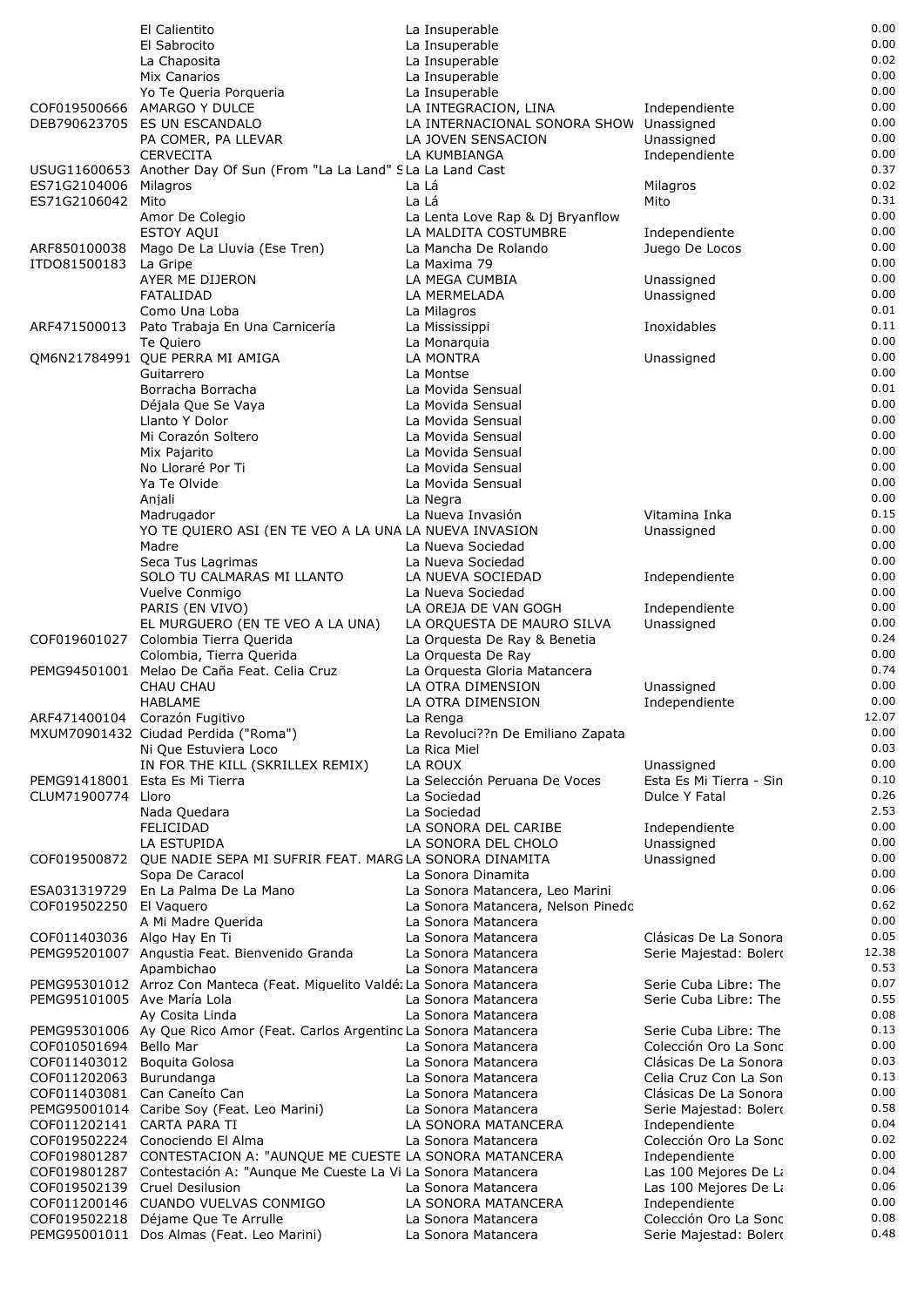| ISRC | Title | Artist | Album | Amount |
|---|---|---|---|---|
| | El Calientito | La Insuperable | | 0.00 |
| | El Sabrocito | La Insuperable | | 0.00 |
| | La Chaposita | La Insuperable | | 0.02 |
| | Mix Canarios | La Insuperable | | 0.00 |
| | Yo Te Queria Porqueria | La Insuperable | | 0.00 |
| COF019500666 | AMARGO Y DULCE | LA INTEGRACION, LINA | Independiente | 0.00 |
| DEB790623705 | ES UN ESCANDALO | LA INTERNACIONAL SONORA SHOW | Unassigned | 0.00 |
| | PA COMER, PA LLEVAR | LA JOVEN SENSACION | Unassigned | 0.00 |
| | CERVECITA | LA KUMBIANGA | Independiente | 0.00 |
| USUG11600653 | Another Day Of Sun (From "La La Land" S | La La Land Cast | | 0.37 |
| ES71G2104006 | Milagros | La Lá | Milagros | 0.02 |
| ES71G2106042 | Mito | La Lá | Mito | 0.31 |
| | Amor De Colegio | La Lenta Love Rap & Dj Bryanflow | | 0.00 |
| | ESTOY AQUI | LA MALDITA COSTUMBRE | Independiente | 0.00 |
| ARF850100038 | Mago De La Lluvia (Ese Tren) | La Mancha De Rolando | Juego De Locos | 0.00 |
| ITDO81500183 | La Gripe | La Maxima 79 | | 0.00 |
| | AYER ME DIJERON | LA MEGA CUMBIA | Unassigned | 0.00 |
| | FATALIDAD | LA MERMELADA | Unassigned | 0.00 |
| | Como Una Loba | La Milagros | | 0.01 |
| ARF471500013 | Pato Trabaja En Una Carnicería | La Mississippi | Inoxidables | 0.11 |
| | Te Quiero | La Monarquia | | 0.00 |
| QM6N21784991 | QUE PERRA MI AMIGA | LA MONTRA | Unassigned | 0.00 |
| | Guitarrero | La Montse | | 0.00 |
| | Borracha Borracha | La Movida Sensual | | 0.01 |
| | Déjala Que Se Vaya | La Movida Sensual | | 0.00 |
| | Llanto Y Dolor | La Movida Sensual | | 0.00 |
| | Mi Corazón Soltero | La Movida Sensual | | 0.00 |
| | Mix Pajarito | La Movida Sensual | | 0.00 |
| | No Lloraré Por Ti | La Movida Sensual | | 0.00 |
| | Ya Te Olvide | La Movida Sensual | | 0.00 |
| | Anjali | La Negra | | 0.00 |
| | Madrugador | La Nueva Invasión | Vitamina Inka | 0.15 |
| | YO TE QUIERO ASI (EN TE VEO A LA UNA | LA NUEVA INVASION | Unassigned | 0.00 |
| | Madre | La Nueva Sociedad | | 0.00 |
| | Seca Tus Lagrimas | La Nueva Sociedad | | 0.00 |
| | SOLO TU CALMARAS MI LLANTO | LA NUEVA SOCIEDAD | Independiente | 0.00 |
| | Vuelve Conmigo | La Nueva Sociedad | | 0.00 |
| | PARIS (EN VIVO) | LA OREJA DE VAN GOGH | Independiente | 0.00 |
| | EL MURGUERO (EN TE VEO A LA UNA) | LA ORQUESTA DE MAURO SILVA | Unassigned | 0.00 |
| COF019601027 | Colombia Tierra Querida | La Orquesta De Ray & Benetia | | 0.24 |
| | Colombia, Tierra Querida | La Orquesta De Ray | | 0.00 |
| PEMG94501001 | Melao De Caña Feat. Celia Cruz | La Orquesta Gloria Matancera | | 0.74 |
| | CHAU CHAU | LA OTRA DIMENSION | Unassigned | 0.00 |
| | HABLAME | LA OTRA DIMENSION | Independiente | 0.00 |
| ARF471400104 | Corazón Fugitivo | La Renga | | 12.07 |
| MXUM70901432 | Ciudad Perdida ("Roma") | La Revoluci??n De Emiliano Zapata | | 0.00 |
| | Ni Que Estuviera Loco | La Rica Miel | | 0.03 |
| | IN FOR THE KILL (SKRILLEX REMIX) | LA ROUX | Unassigned | 0.00 |
| PEMG91418001 | Esta Es Mi Tierra | La Selección Peruana De Voces | Esta Es Mi Tierra - Sin | 0.10 |
| CLUM71900774 | Lloro | La Sociedad | Dulce Y Fatal | 0.26 |
| | Nada Quedara | La Sociedad | | 2.53 |
| | FELICIDAD | LA SONORA DEL CARIBE | Independiente | 0.00 |
| | LA ESTUPIDA | LA SONORA DEL CHOLO | Unassigned | 0.00 |
| COF019500872 | QUE NADIE SEPA MI SUFRIR FEAT. MARG | LA SONORA DINAMITA | Unassigned | 0.00 |
| | Sopa De Caracol | La Sonora Dinamita | | 0.00 |
| ESA031319729 | En La Palma De La Mano | La Sonora Matancera, Leo Marini | | 0.06 |
| COF019502250 | El Vaquero | La Sonora Matancera, Nelson Pinedo | | 0.62 |
| | A Mi Madre Querida | La Sonora Matancera | | 0.00 |
| COF011403036 | Algo Hay En Ti | La Sonora Matancera | Clásicas De La Sonora | 0.05 |
| PEMG95201007 | Angustia Feat. Bienvenido Granda | La Sonora Matancera | Serie Majestad: Bolero | 12.38 |
| | Apambichao | La Sonora Matancera | | 0.53 |
| PEMG95301012 | Arroz Con Manteca (Feat. Miguelito Valdé | La Sonora Matancera | Serie Cuba Libre: The | 0.07 |
| PEMG95101005 | Ave María Lola | La Sonora Matancera | Serie Cuba Libre: The | 0.55 |
| | Ay Cosita Linda | La Sonora Matancera | | 0.08 |
| PEMG95301006 | Ay Que Rico Amor (Feat. Carlos Argentino | La Sonora Matancera | Serie Cuba Libre: The | 0.13 |
| COF010501694 | Bello Mar | La Sonora Matancera | Colección Oro La Sonc | 0.00 |
| COF011403012 | Boquita Golosa | La Sonora Matancera | Clásicas De La Sonora | 0.03 |
| COF011202063 | Burundanga | La Sonora Matancera | Celia Cruz Con La Son | 0.13 |
| COF011403081 | Can Caneíto Can | La Sonora Matancera | Clásicas De La Sonora | 0.00 |
| PEMG95001014 | Caribe Soy (Feat. Leo Marini) | La Sonora Matancera | Serie Majestad: Bolero | 0.58 |
| COF011202141 | CARTA PARA TI | LA SONORA MATANCERA | Independiente | 0.04 |
| COF019502224 | Conociendo El Alma | La Sonora Matancera | Colección Oro La Sonc | 0.02 |
| COF019801287 | CONTESTACION A: "AUNQUE ME CUESTE | LA SONORA MATANCERA | Independiente | 0.00 |
| COF019801287 | Contestación A: "Aunque Me Cueste La Vi | La Sonora Matancera | Las 100 Mejores De La | 0.04 |
| COF019502139 | Cruel Desilusion | La Sonora Matancera | Las 100 Mejores De La | 0.06 |
| COF011200146 | CUANDO VUELVAS CONMIGO | LA SONORA MATANCERA | Independiente | 0.00 |
| COF019502218 | Déjame Que Te Arrulle | La Sonora Matancera | Colección Oro La Sonc | 0.08 |
| PEMG95001011 | Dos Almas (Feat. Leo Marini) | La Sonora Matancera | Serie Majestad: Bolero | 0.48 |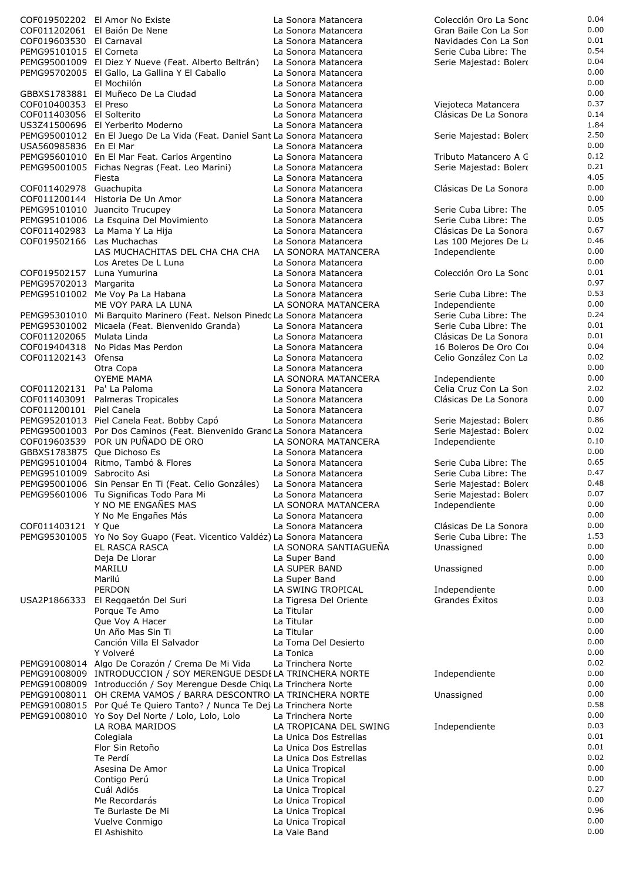| | | | | |
|---|---|---|---|---|
| COF019502202 | El Amor No Existe | La Sonora Matancera | Colección Oro La Sonc | 0.04 |
| COF011202061 | El Baión De Nene | La Sonora Matancera | Gran Baile Con La Son | 0.00 |
| COF019603530 | El Carnaval | La Sonora Matancera | Navidades Con La Son | 0.01 |
| PEMG95101015 | El Corneta | La Sonora Matancera | Serie Cuba Libre: The | 0.54 |
| PEMG95001009 | El Diez Y Nueve (Feat. Alberto Beltrán) | La Sonora Matancera | Serie Majestad: Bolerc | 0.04 |
| PEMG95702005 | El Gallo, La Gallina Y El Caballo | La Sonora Matancera | | 0.00 |
| | El Mochilón | La Sonora Matancera | | 0.00 |
| GBBXS1783881 | El Muñeco De La Ciudad | La Sonora Matancera | | 0.00 |
| COF010400353 | El Preso | La Sonora Matancera | Viejoteca Matancera | 0.37 |
| COF011403056 | El Solterito | La Sonora Matancera | Clásicas De La Sonora | 0.14 |
| US3Z41500696 | El Yerberito Moderno | La Sonora Matancera | | 1.84 |
| PEMG95001012 | En El Juego De La Vida (Feat. Daniel Sant | La Sonora Matancera | Serie Majestad: Bolerc | 2.50 |
| USA560985836 | En El Mar | La Sonora Matancera | | 0.00 |
| PEMG95601010 | En El Mar Feat. Carlos Argentino | La Sonora Matancera | Tributo Matancero A G | 0.12 |
| PEMG95001005 | Fichas Negras (Feat. Leo Marini) | La Sonora Matancera | Serie Majestad: Bolerc | 0.21 |
| | Fiesta | La Sonora Matancera | | 4.05 |
| COF011402978 | Guachupita | La Sonora Matancera | Clásicas De La Sonora | 0.00 |
| COF011200144 | Historia De Un Amor | La Sonora Matancera | | 0.00 |
| PEMG95101010 | Juancito Trucupey | La Sonora Matancera | Serie Cuba Libre: The | 0.05 |
| PEMG95101006 | La Esquina Del Movimiento | La Sonora Matancera | Serie Cuba Libre: The | 0.05 |
| COF011402983 | La Mama Y La Hija | La Sonora Matancera | Clásicas De La Sonora | 0.67 |
| COF019502166 | Las Muchachas | La Sonora Matancera | Las 100 Mejores De La | 0.46 |
| | LAS MUCHACHITAS DEL CHA CHA CHA | LA SONORA MATANCERA | Independiente | 0.00 |
| | Los Aretes De L Luna | La Sonora Matancera | | 0.00 |
| COF019502157 | Luna Yumurina | La Sonora Matancera | Colección Oro La Sonc | 0.01 |
| PEMG95702013 | Margarita | La Sonora Matancera | | 0.97 |
| PEMG95101002 | Me Voy Pa La Habana | La Sonora Matancera | Serie Cuba Libre: The | 0.53 |
| | ME VOY PARA LA LUNA | LA SONORA MATANCERA | Independiente | 0.00 |
| PEMG95301010 | Mi Barquito Marinero (Feat. Nelson Pinedc | La Sonora Matancera | Serie Cuba Libre: The | 0.24 |
| PEMG95301002 | Micaela (Feat. Bienvenido Granda) | La Sonora Matancera | Serie Cuba Libre: The | 0.01 |
| COF011202065 | Mulata Linda | La Sonora Matancera | Clásicas De La Sonora | 0.01 |
| COF019404318 | No Pidas Mas Perdon | La Sonora Matancera | 16 Boleros De Oro Coı | 0.04 |
| COF011202143 | Ofensa | La Sonora Matancera | Celio González Con La | 0.02 |
| | Otra Copa | La Sonora Matancera | | 0.00 |
| | OYEME MAMA | LA SONORA MATANCERA | Independiente | 0.00 |
| COF011202131 | Pa' La Paloma | La Sonora Matancera | Celia Cruz Con La Son | 2.02 |
| COF011403091 | Palmeras Tropicales | La Sonora Matancera | Clásicas De La Sonora | 0.00 |
| COF011200101 | Piel Canela | La Sonora Matancera | | 0.07 |
| PEMG95201013 | Piel Canela Feat. Bobby Capó | La Sonora Matancera | Serie Majestad: Bolerc | 0.86 |
| PEMG95001003 | Por Dos Caminos (Feat. Bienvenido Grand | La Sonora Matancera | Serie Majestad: Bolerc | 0.02 |
| COF019603539 | POR UN PUÑADO DE ORO | LA SONORA MATANCERA | Independiente | 0.10 |
| GBBXS1783875 | Que Dichoso Es | La Sonora Matancera | | 0.00 |
| PEMG95101004 | Ritmo, Tambó & Flores | La Sonora Matancera | Serie Cuba Libre: The | 0.65 |
| PEMG95101009 | Sabrocito Asi | La Sonora Matancera | Serie Cuba Libre: The | 0.47 |
| PEMG95001006 | Sin Pensar En Ti (Feat. Celio Gonzáles) | La Sonora Matancera | Serie Majestad: Bolerc | 0.48 |
| PEMG95601006 | Tu Significas Todo Para Mi | La Sonora Matancera | Serie Majestad: Bolerc | 0.07 |
| | Y NO ME ENGAÑES MAS | LA SONORA MATANCERA | Independiente | 0.00 |
| | Y No Me Engañes Más | La Sonora Matancera | | 0.00 |
| COF011403121 | Y Que | La Sonora Matancera | Clásicas De La Sonora | 0.00 |
| PEMG95301005 | Yo No Soy Guapo (Feat. Vicentico Valdéz) | La Sonora Matancera | Serie Cuba Libre: The | 1.53 |
| | EL RASCA RASCA | LA SONORA SANTIAGUEÑA | Unassigned | 0.00 |
| | Deja De Llorar | La Super Band | | 0.00 |
| | MARILU | LA SUPER BAND | Unassigned | 0.00 |
| | Marilú | La Super Band | | 0.00 |
| | PERDON | LA SWING TROPICAL | Independiente | 0.00 |
| USA2P1866333 | El Reggaetón Del Suri | La Tigresa Del Oriente | Grandes Éxitos | 0.03 |
| | Porque Te Amo | La Titular | | 0.00 |
| | Que Voy A Hacer | La Titular | | 0.00 |
| | Un Año Mas Sin Ti | La Titular | | 0.00 |
| | Canción Villa El Salvador | La Toma Del Desierto | | 0.00 |
| | Y Volveré | La Tonica | | 0.00 |
| PEMG91008014 | Algo De Corazón / Crema De Mi Vida | La Trinchera Norte | | 0.02 |
| PEMG91008009 | INTRODUCCION / SOY MERENGUE DESDE | LA TRINCHERA NORTE | Independiente | 0.00 |
| PEMG91008009 | Introducción / Soy Merengue Desde Chiqu | La Trinchera Norte | | 0.00 |
| PEMG91008011 | OH CREMA VAMOS / BARRA DESCONTROI | LA TRINCHERA NORTE | Unassigned | 0.00 |
| PEMG91008015 | Por Qué Te Quiero Tanto? / Nunca Te Dej | La Trinchera Norte | | 0.58 |
| PEMG91008010 | Yo Soy Del Norte / Lolo, Lolo, Lolo | La Trinchera Norte | | 0.00 |
| | LA ROBA MARIDOS | LA TROPICANA DEL SWING | Independiente | 0.03 |
| | Colegiala | La Unica Dos Estrellas | | 0.01 |
| | Flor Sin Retoño | La Unica Dos Estrellas | | 0.01 |
| | Te Perdí | La Unica Dos Estrellas | | 0.02 |
| | Asesina De Amor | La Unica Tropical | | 0.00 |
| | Contigo Perú | La Unica Tropical | | 0.00 |
| | Cuál Adiós | La Unica Tropical | | 0.27 |
| | Me Recordarás | La Unica Tropical | | 0.00 |
| | Te Burlaste De Mi | La Unica Tropical | | 0.96 |
| | Vuelve Conmigo | La Unica Tropical | | 0.00 |
| | El Ashishito | La Vale Band | | 0.00 |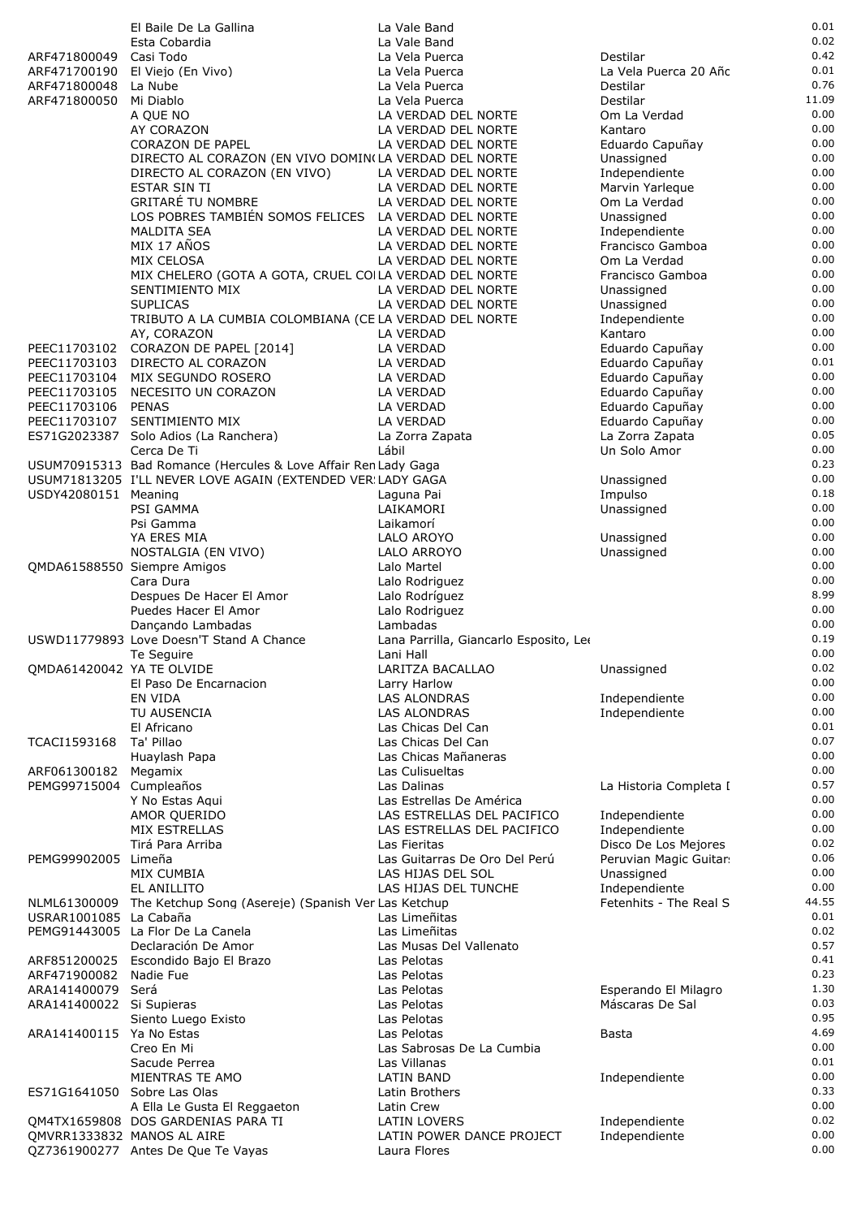|  |  |  |  |  |
|---|---|---|---|---|
|  | El Baile De La Gallina | La Vale Band |  | 0.01 |
|  | Esta Cobardia | La Vale Band |  | 0.02 |
| ARF471800049 | Casi Todo | La Vela Puerca | Destilar | 0.42 |
| ARF471700190 | El Viejo (En Vivo) | La Vela Puerca | La Vela Puerca 20 Añc | 0.01 |
| ARF471800048 | La Nube | La Vela Puerca | Destilar | 0.76 |
| ARF471800050 | Mi Diablo | La Vela Puerca | Destilar | 11.09 |
|  | A QUE NO | LA VERDAD DEL NORTE | Om La Verdad | 0.00 |
|  | AY CORAZON | LA VERDAD DEL NORTE | Kantaro | 0.00 |
|  | CORAZON DE PAPEL | LA VERDAD DEL NORTE | Eduardo Capuñay | 0.00 |
|  | DIRECTO AL CORAZON (EN VIVO DOMIN( | LA VERDAD DEL NORTE | Unassigned | 0.00 |
|  | DIRECTO AL CORAZON (EN VIVO) | LA VERDAD DEL NORTE | Independiente | 0.00 |
|  | ESTAR SIN TI | LA VERDAD DEL NORTE | Marvin Yarleque | 0.00 |
|  | GRITARÉ TU NOMBRE | LA VERDAD DEL NORTE | Om La Verdad | 0.00 |
|  | LOS POBRES TAMBIÉN SOMOS FELICES | LA VERDAD DEL NORTE | Unassigned | 0.00 |
|  | MALDITA SEA | LA VERDAD DEL NORTE | Independiente | 0.00 |
|  | MIX 17 AÑOS | LA VERDAD DEL NORTE | Francisco Gamboa | 0.00 |
|  | MIX CELOSA | LA VERDAD DEL NORTE | Om La Verdad | 0.00 |
|  | MIX CHELERO (GOTA A GOTA, CRUEL COI | LA VERDAD DEL NORTE | Francisco Gamboa | 0.00 |
|  | SENTIMIENTO MIX | LA VERDAD DEL NORTE | Unassigned | 0.00 |
|  | SUPLICAS | LA VERDAD DEL NORTE | Unassigned | 0.00 |
|  | TRIBUTO A LA CUMBIA COLOMBIANA (CE | LA VERDAD DEL NORTE | Independiente | 0.00 |
|  | AY, CORAZON | LA VERDAD | Kantaro | 0.00 |
| PEEC11703102 | CORAZON DE PAPEL [2014] | LA VERDAD | Eduardo Capuñay | 0.00 |
| PEEC11703103 | DIRECTO AL CORAZON | LA VERDAD | Eduardo Capuñay | 0.01 |
| PEEC11703104 | MIX SEGUNDO ROSERO | LA VERDAD | Eduardo Capuñay | 0.00 |
| PEEC11703105 | NECESITO UN CORAZON | LA VERDAD | Eduardo Capuñay | 0.00 |
| PEEC11703106 | PENAS | LA VERDAD | Eduardo Capuñay | 0.00 |
| PEEC11703107 | SENTIMIENTO MIX | LA VERDAD | Eduardo Capuñay | 0.00 |
| ES71G2023387 | Solo Adios (La Ranchera) | La Zorra Zapata | La Zorra Zapata | 0.05 |
|  | Cerca De Ti | Lábil | Un Solo Amor | 0.00 |
| USUM70915313 | Bad Romance (Hercules & Love Affair Ren | Lady Gaga |  | 0.23 |
| USUM71813205 | I'LL NEVER LOVE AGAIN (EXTENDED VER: | LADY GAGA | Unassigned | 0.00 |
| USDY42080151 | Meaning | Laguna Pai | Impulso | 0.18 |
|  | PSI GAMMA | LAIKAMORI | Unassigned | 0.00 |
|  | Psi Gamma | Laikamorí |  | 0.00 |
|  | YA ERES MIA | LALO AROYO | Unassigned | 0.00 |
|  | NOSTALGIA (EN VIVO) | LALO ARROYO | Unassigned | 0.00 |
| QMDA61588550 | Siempre Amigos | Lalo Martel |  | 0.00 |
|  | Cara Dura | Lalo Rodriguez |  | 0.00 |
|  | Despues De Hacer El Amor | Lalo Rodríguez |  | 8.99 |
|  | Puedes Hacer El Amor | Lalo Rodriguez |  | 0.00 |
|  | Dançando Lambadas | Lambadas |  | 0.00 |
| USWD11779893 | Love Doesn'T Stand A Chance | Lana Parrilla, Giancarlo Esposito, Lee |  | 0.19 |
|  | Te Seguire | Lani Hall |  | 0.00 |
| QMDA61420042 | YA TE OLVIDE | LARITZA BACALLAO | Unassigned | 0.02 |
|  | El Paso De Encarnacion | Larry Harlow |  | 0.00 |
|  | EN VIDA | LAS ALONDRAS | Independiente | 0.00 |
|  | TU AUSENCIA | LAS ALONDRAS | Independiente | 0.00 |
|  | El Africano | Las Chicas Del Can |  | 0.01 |
| TCACI1593168 | Ta' Pillao | Las Chicas Del Can |  | 0.07 |
|  | Huaylash Papa | Las Chicas Mañaneras |  | 0.00 |
| ARF061300182 | Megamix | Las Culisueltas |  | 0.00 |
| PEMG99715004 | Cumpleaños | Las Dalinas | La Historia Completa I | 0.57 |
|  | Y No Estas Aqui | Las Estrellas De América |  | 0.00 |
|  | AMOR QUERIDO | LAS ESTRELLAS DEL PACIFICO | Independiente | 0.00 |
|  | MIX ESTRELLAS | LAS ESTRELLAS DEL PACIFICO | Independiente | 0.00 |
|  | Tirá Para Arriba | Las Fieritas | Disco De Los Mejores | 0.02 |
| PEMG99902005 | Limeña | Las Guitarras De Oro Del Perú | Peruvian Magic Guitar: | 0.06 |
|  | MIX CUMBIA | LAS HIJAS DEL SOL | Unassigned | 0.00 |
|  | EL ANILLITO | LAS HIJAS DEL TUNCHE | Independiente | 0.00 |
| NLML61300009 | The Ketchup Song (Asereje) (Spanish Ver | Las Ketchup | Fetenhits - The Real S | 44.55 |
| USRAR1001085 | La Cabaña | Las Limeñitas |  | 0.01 |
| PEMG91443005 | La Flor De La Canela | Las Limeñitas |  | 0.02 |
|  | Declaración De Amor | Las Musas Del Vallenato |  | 0.57 |
| ARF851200025 | Escondido Bajo El Brazo | Las Pelotas |  | 0.41 |
| ARF471900082 | Nadie Fue | Las Pelotas |  | 0.23 |
| ARA141400079 | Será | Las Pelotas | Esperando El Milagro | 1.30 |
| ARA141400022 | Si Supieras | Las Pelotas | Máscaras De Sal | 0.03 |
|  | Siento Luego Existo | Las Pelotas |  | 0.95 |
| ARA141400115 | Ya No Estas | Las Pelotas | Basta | 4.69 |
|  | Creo En Mi | Las Sabrosas De La Cumbia |  | 0.00 |
|  | Sacude Perrea | Las Villanas |  | 0.01 |
|  | MIENTRAS TE AMO | LATIN BAND | Independiente | 0.00 |
| ES71G1641050 | Sobre Las Olas | Latin Brothers |  | 0.33 |
|  | A Ella Le Gusta El Reggaeton | Latin Crew |  | 0.00 |
| QM4TX1659808 | DOS GARDENIAS PARA TI | LATIN LOVERS | Independiente | 0.02 |
| QMVRR1333832 | MANOS AL AIRE | LATIN POWER DANCE PROJECT | Independiente | 0.00 |
| QZ7361900277 | Antes De Que Te Vayas | Laura Flores |  | 0.00 |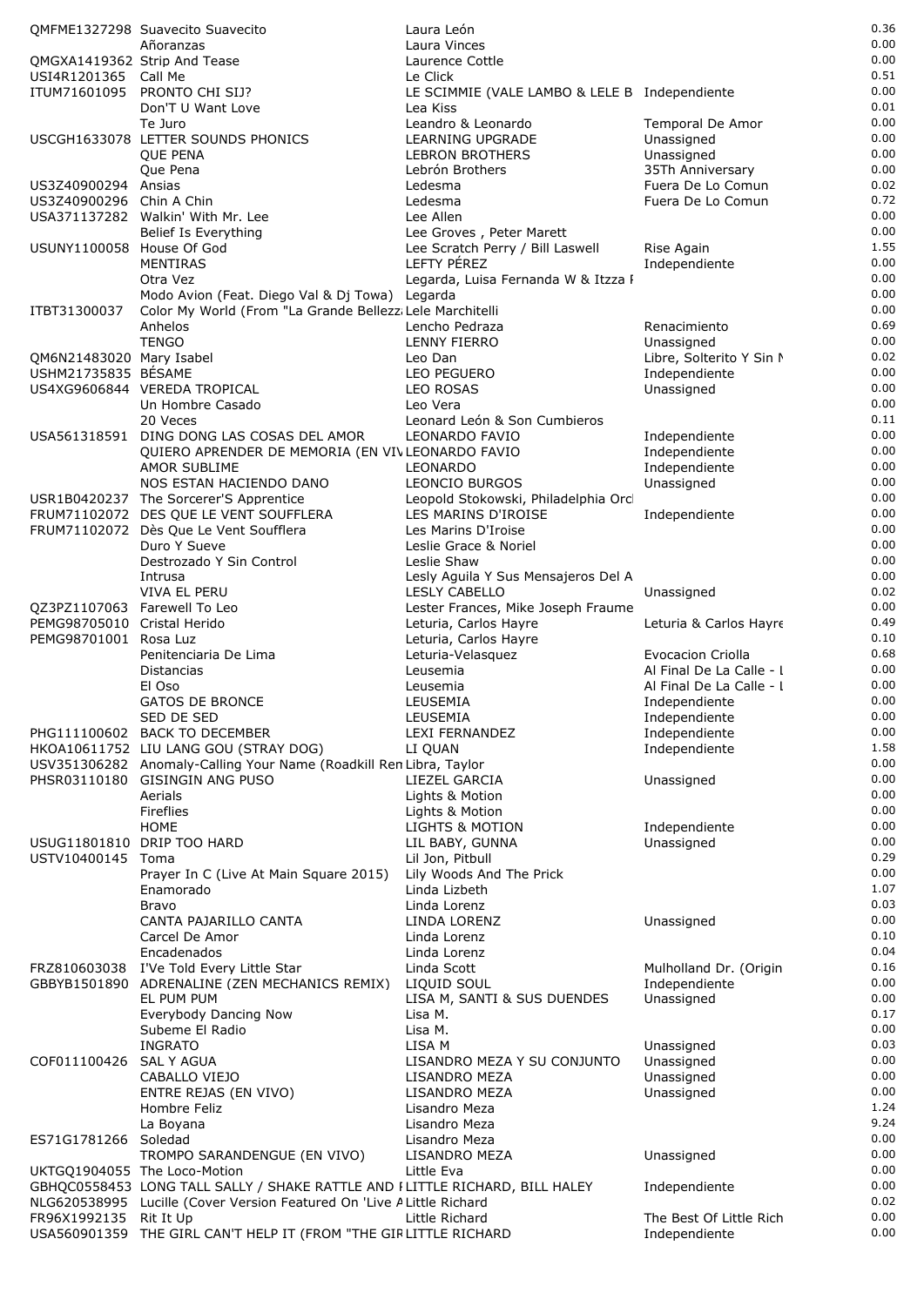| | | | | |
|---|---|---|---|---|
| QMFME1327298 | Suavecito Suavecito | Laura León | | 0.36 |
| | Añoranzas | Laura Vinces | | 0.00 |
| QMGXA1419362 | Strip And Tease | Laurence Cottle | | 0.00 |
| USI4R1201365 | Call Me | Le Click | | 0.51 |
| ITUM71601095 | PRONTO CHI SIJ? | LE SCIMMIE (VALE LAMBO & LELE B | Independiente | 0.00 |
| | Don'T U Want Love | Lea Kiss | | 0.01 |
| | Te Juro | Leandro & Leonardo | Temporal De Amor | 0.00 |
| USCGH1633078 | LETTER SOUNDS PHONICS | LEARNING UPGRADE | Unassigned | 0.00 |
| | QUE PENA | LEBRON BROTHERS | Unassigned | 0.00 |
| | Que Pena | Lebrón Brothers | 35Th Anniversary | 0.00 |
| US3Z40900294 | Ansias | Ledesma | Fuera De Lo Comun | 0.02 |
| US3Z40900296 | Chin A Chin | Ledesma | Fuera De Lo Comun | 0.72 |
| USA371137282 | Walkin' With Mr. Lee | Lee Allen | | 0.00 |
| | Belief Is Everything | Lee Groves , Peter Marett | | 0.00 |
| USUNY1100058 | House Of God | Lee Scratch Perry / Bill Laswell | Rise Again | 1.55 |
| | MENTIRAS | LEFTY PÉREZ | Independiente | 0.00 |
| | Otra Vez | Legarda, Luisa Fernanda W & Itzza F | | 0.00 |
| | Modo Avion (Feat. Diego Val & Dj Towa) | Legarda | | 0.00 |
| ITBT31300037 | Color My World (From "La Grande Bellezz | Lele Marchitelli | | 0.00 |
| | Anhelos | Lencho Pedraza | Renacimiento | 0.69 |
| | TENGO | LENNY FIERRO | Unassigned | 0.00 |
| QM6N21483020 | Mary Isabel | Leo Dan | Libre, Solterito Y Sin N | 0.02 |
| USHM21735835 | BÉSAME | LEO PEGUERO | Independiente | 0.00 |
| US4XG9606844 | VEREDA TROPICAL | LEO ROSAS | Unassigned | 0.00 |
| | Un Hombre Casado | Leo Vera | | 0.00 |
| | 20 Veces | Leonard León & Son Cumbieros | | 0.11 |
| USA561318591 | DING DONG LAS COSAS DEL AMOR | LEONARDO FAVIO | Independiente | 0.00 |
| | QUIERO APRENDER DE MEMORIA (EN VIV | LEONARDO FAVIO | Independiente | 0.00 |
| | AMOR SUBLIME | LEONARDO | Independiente | 0.00 |
| | NOS ESTAN HACIENDO DANO | LEONCIO BURGOS | Unassigned | 0.00 |
| USR1B0420237 | The Sorcerer'S Apprentice | Leopold Stokowski, Philadelphia Orc | | 0.00 |
| FRUM71102072 | DES QUE LE VENT SOUFFLERA | LES MARINS D'IROISE | Independiente | 0.00 |
| FRUM71102072 | Dès Que Le Vent Soufflera | Les Marins D'Iroise | | 0.00 |
| | Duro Y Sueve | Leslie Grace & Noriel | | 0.00 |
| | Destrozado Y Sin Control | Leslie Shaw | | 0.00 |
| | Intrusa | Lesly Aguila Y Sus Mensajeros Del A | | 0.00 |
| | VIVA EL PERU | LESLY CABELLO | Unassigned | 0.02 |
| QZ3PZ1107063 | Farewell To Leo | Lester Frances, Mike Joseph Fraume | | 0.00 |
| PEMG98705010 | Cristal Herido | Leturia, Carlos Hayre | Leturia & Carlos Hayre | 0.49 |
| PEMG98701001 | Rosa Luz | Leturia, Carlos Hayre | | 0.10 |
| | Penitenciaria De Lima | Leturia-Velasquez | Evocacion Criolla | 0.68 |
| | Distancias | Leusemia | Al Final De La Calle - L | 0.00 |
| | El Oso | Leusemia | Al Final De La Calle - L | 0.00 |
| | GATOS DE BRONCE | LEUSEMIA | Independiente | 0.00 |
| | SED DE SED | LEUSEMIA | Independiente | 0.00 |
| PHG111100602 | BACK TO DECEMBER | LEXI FERNANDEZ | Independiente | 0.00 |
| HKOA10611752 | LIU LANG GOU (STRAY DOG) | LI QUAN | Independiente | 1.58 |
| USV351306282 | Anomaly-Calling Your Name (Roadkill Ren | Libra, Taylor | | 0.00 |
| PHSR03110180 | GISINGIN ANG PUSO | LIEZEL GARCIA | Unassigned | 0.00 |
| | Aerials | Lights & Motion | | 0.00 |
| | Fireflies | Lights & Motion | | 0.00 |
| | HOME | LIGHTS & MOTION | Independiente | 0.00 |
| USUG11801810 | DRIP TOO HARD | LIL BABY, GUNNA | Unassigned | 0.00 |
| USTV10400145 | Toma | Lil Jon, Pitbull | | 0.29 |
| | Prayer In C (Live At Main Square 2015) | Lily Woods And The Prick | | 0.00 |
| | Enamorado | Linda Lizbeth | | 1.07 |
| | Bravo | Linda Lorenz | | 0.03 |
| | CANTA PAJARILLO CANTA | LINDA LORENZ | Unassigned | 0.00 |
| | Carcel De Amor | Linda Lorenz | | 0.10 |
| | Encadenados | Linda Lorenz | | 0.04 |
| FRZ810603038 | I'Ve Told Every Little Star | Linda Scott | Mulholland Dr. (Origin | 0.16 |
| GBBYB1501890 | ADRENALINE (ZEN MECHANICS REMIX) | LIQUID SOUL | Independiente | 0.00 |
| | EL PUM PUM | LISA M, SANTI & SUS DUENDES | Unassigned | 0.00 |
| | Everybody Dancing Now | Lisa M. | | 0.17 |
| | Subeme El Radio | Lisa M. | | 0.00 |
| | INGRATO | LISA M | Unassigned | 0.03 |
| COF011100426 | SAL Y AGUA | LISANDRO MEZA Y SU CONJUNTO | Unassigned | 0.00 |
| | CABALLO VIEJO | LISANDRO MEZA | Unassigned | 0.00 |
| | ENTRE REJAS (EN VIVO) | LISANDRO MEZA | Unassigned | 0.00 |
| | Hombre Feliz | Lisandro Meza | | 1.24 |
| | La Boyana | Lisandro Meza | | 9.24 |
| ES71G1781266 | Soledad | Lisandro Meza | | 0.00 |
| | TROMPO SARANDENGUE (EN VIVO) | LISANDRO MEZA | Unassigned | 0.00 |
| UKTGQ1904055 | The Loco-Motion | Little Eva | | 0.00 |
| GBHQC0558453 | LONG TALL SALLY / SHAKE RATTLE AND R | LITTLE RICHARD, BILL HALEY | Independiente | 0.00 |
| NLG620538995 | Lucille (Cover Version Featured On 'Live A | Little Richard | | 0.02 |
| FR96X1992135 | Rit It Up | Little Richard | The Best Of Little Rich | 0.00 |
| USA560901359 | THE GIRL CAN'T HELP IT (FROM "THE GIR | LITTLE RICHARD | Independiente | 0.00 |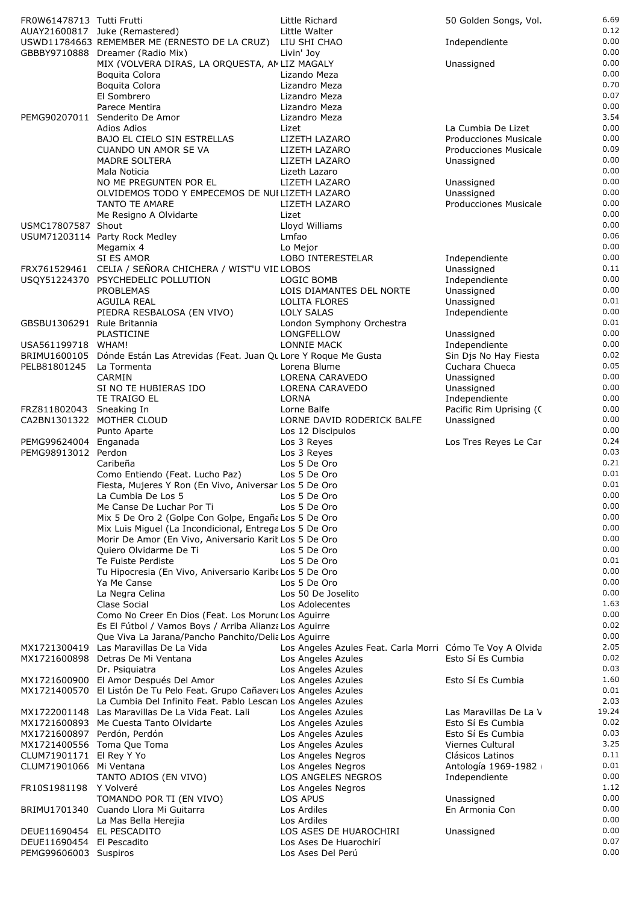| | | | | |
|---|---|---|---|---|
| FR0W61478713 | Tutti Frutti | Little Richard | 50 Golden Songs, Vol. | 6.69 |
| AUAY21600817 | Juke (Remastered) | Little Walter | | 0.12 |
| USWD11784663 | REMEMBER ME (ERNESTO DE LA CRUZ) | LIU SHI CHAO | Independiente | 0.00 |
| GBBBY9710888 | Dreamer (Radio Mix) | Livin' Joy | | 0.00 |
| | MIX (VOLVERA DIRAS, LA ORQUESTA, AN | LIZ MAGALY | Unassigned | 0.00 |
| | Boquita Colora | Lizando Meza | | 0.00 |
| | Boquita Colora | Lizandro Meza | | 0.70 |
| | El Sombrero | Lizandro Meza | | 0.07 |
| | Parece Mentira | Lizandro Meza | | 0.00 |
| PEMG90207011 | Senderito De Amor | Lizandro Meza | | 3.54 |
| | Adios Adios | Lizet | La Cumbia De Lizet | 0.00 |
| | BAJO EL CIELO SIN ESTRELLAS | LIZETH LAZARO | Producciones Musicale | 0.00 |
| | CUANDO UN AMOR SE VA | LIZETH LAZARO | Producciones Musicale | 0.09 |
| | MADRE SOLTERA | LIZETH LAZARO | Unassigned | 0.00 |
| | Mala Noticia | Lizeth Lazaro | | 0.00 |
| | NO ME PREGUNTEN POR EL | LIZETH LAZARO | Unassigned | 0.00 |
| | OLVIDEMOS TODO Y EMPECEMOS DE NUE | LIZETH LAZARO | Unassigned | 0.00 |
| | TANTO TE AMARE | LIZETH LAZARO | Producciones Musicale | 0.00 |
| | Me Resigno A Olvidarte | Lizet | | 0.00 |
| USMC17807587 | Shout | Lloyd Williams | | 0.00 |
| USUM71203114 | Party Rock Medley | Lmfao | | 0.06 |
| | Megamix 4 | Lo Mejor | | 0.00 |
| | SI ES AMOR | LOBO INTERESTELAR | Independiente | 0.00 |
| FRX761529461 | CELIA / SEÑORA CHICHERA / WIST'U VID | LOBOS | Unassigned | 0.11 |
| USQY51224370 | PSYCHEDELIC POLLUTION | LOGIC BOMB | Independiente | 0.00 |
| | PROBLEMAS | LOIS DIAMANTES DEL NORTE | Unassigned | 0.00 |
| | AGUILA REAL | LOLITA FLORES | Unassigned | 0.01 |
| | PIEDRA RESBALOSA (EN VIVO) | LOLY SALAS | Independiente | 0.00 |
| GBSBU1306291 | Rule Britannia | London Symphony Orchestra | | 0.01 |
| | PLASTICINE | LONGFELLOW | Unassigned | 0.00 |
| USA561199718 | WHAM! | LONNIE MACK | Independiente | 0.00 |
| BRIMU1600105 | Dónde Están Las Atrevidas (Feat. Juan Qu | Lore Y Roque Me Gusta | Sin Djs No Hay Fiesta | 0.02 |
| PELB81801245 | La Tormenta | Lorena Blume | Cuchara Chueca | 0.05 |
| | CARMIN | LORENA CARAVEDO | Unassigned | 0.00 |
| | SI NO TE HUBIERAS IDO | LORENA CARAVEDO | Unassigned | 0.00 |
| | TE TRAIGO EL | LORNA | Independiente | 0.00 |
| FRZ811802043 | Sneaking In | Lorne Balfe | Pacific Rim Uprising (C | 0.00 |
| CA2BN1301322 | MOTHER CLOUD | LORNE DAVID RODERICK BALFE | Unassigned | 0.00 |
| | Punto Aparte | Los 12 Discipulos | | 0.00 |
| PEMG99624004 | Enganada | Los 3 Reyes | Los Tres Reyes Le Car | 0.24 |
| PEMG98913012 | Perdon | Los 3 Reyes | | 0.03 |
| | Caribeña | Los 5 De Oro | | 0.21 |
| | Como Entiendo (Feat. Lucho Paz) | Los 5 De Oro | | 0.01 |
| | Fiesta, Mujeres Y Ron (En Vivo, Aniversar | Los 5 De Oro | | 0.01 |
| | La Cumbia De Los 5 | Los 5 De Oro | | 0.00 |
| | Me Canse De Luchar Por Ti | Los 5 De Oro | | 0.00 |
| | Mix 5 De Oro 2 (Golpe Con Golpe, Engañ | Los 5 De Oro | | 0.00 |
| | Mix Luis Miguel (La Incondicional, Entrega | Los 5 De Oro | | 0.00 |
| | Morir De Amor (En Vivo, Aniversario Karib | Los 5 De Oro | | 0.00 |
| | Quiero Olvidarme De Ti | Los 5 De Oro | | 0.00 |
| | Te Fuiste Perdiste | Los 5 De Oro | | 0.01 |
| | Tu Hipocresia (En Vivo, Aniversario Karibe | Los 5 De Oro | | 0.00 |
| | Ya Me Canse | Los 5 De Oro | | 0.00 |
| | La Negra Celina | Los 50 De Joselito | | 0.00 |
| | Clase Social | Los Adolecentes | | 1.63 |
| | Como No Creer En Dios (Feat. Los Morunc | Los Aguirre | | 0.00 |
| | Es El Fútbol / Vamos Boys / Arriba Alianza | Los Aguirre | | 0.02 |
| | Que Viva La Jarana/Pancho Panchito/Delia | Los Aguirre | | 0.00 |
| MX1721300419 | Las Maravillas De La Vida | Los Angeles Azules Feat. Carla Morri | Cómo Te Voy A Olvida | 2.05 |
| MX1721600898 | Detras De Mi Ventana | Los Angeles Azules | Esto Sí Es Cumbia | 0.02 |
| | Dr. Psiquiatra | Los Angeles Azules | | 0.03 |
| MX1721600900 | El Amor Después Del Amor | Los Angeles Azules | Esto Sí Es Cumbia | 1.60 |
| MX1721400570 | El Listón De Tu Pelo Feat. Grupo Cañavera | Los Angeles Azules | | 0.01 |
| | La Cumbia Del Infinito Feat. Pablo Lescan | Los Angeles Azules | | 2.03 |
| MX1722001148 | Las Maravillas De La Vida Feat. Lali | Los Angeles Azules | Las Maravillas De La V | 19.24 |
| MX1721600893 | Me Cuesta Tanto Olvidarte | Los Angeles Azules | Esto Sí Es Cumbia | 0.02 |
| MX1721600897 | Perdón, Perdón | Los Angeles Azules | Esto Sí Es Cumbia | 0.03 |
| MX1721400556 | Toma Que Toma | Los Angeles Azules | Viernes Cultural | 3.25 |
| CLUM71901171 | El Rey Y Yo | Los Angeles Negros | Clásicos Latinos | 0.11 |
| CLUM71901066 | Mi Ventana | Los Angeles Negros | Antología 1969-1982 ( | 0.01 |
| | TANTO ADIOS (EN VIVO) | LOS ANGELES NEGROS | Independiente | 0.00 |
| FR10S1981198 | Y Volveré | Los Angeles Negros | | 1.12 |
| | TOMANDO POR TI (EN VIVO) | LOS APUS | Unassigned | 0.00 |
| BRIMU1701340 | Cuando Llora Mi Guitarra | Los Ardiles | En Armonia Con | 0.00 |
| | La Mas Bella Herejia | Los Ardiles | | 0.00 |
| DEUE11690454 | EL PESCADITO | LOS ASES DE HUAROCHIRI | Unassigned | 0.00 |
| DEUE11690454 | El Pescadito | Los Ases De Huarochirí | | 0.07 |
| PEMG99606003 | Suspiros | Los Ases Del Perú | | 0.00 |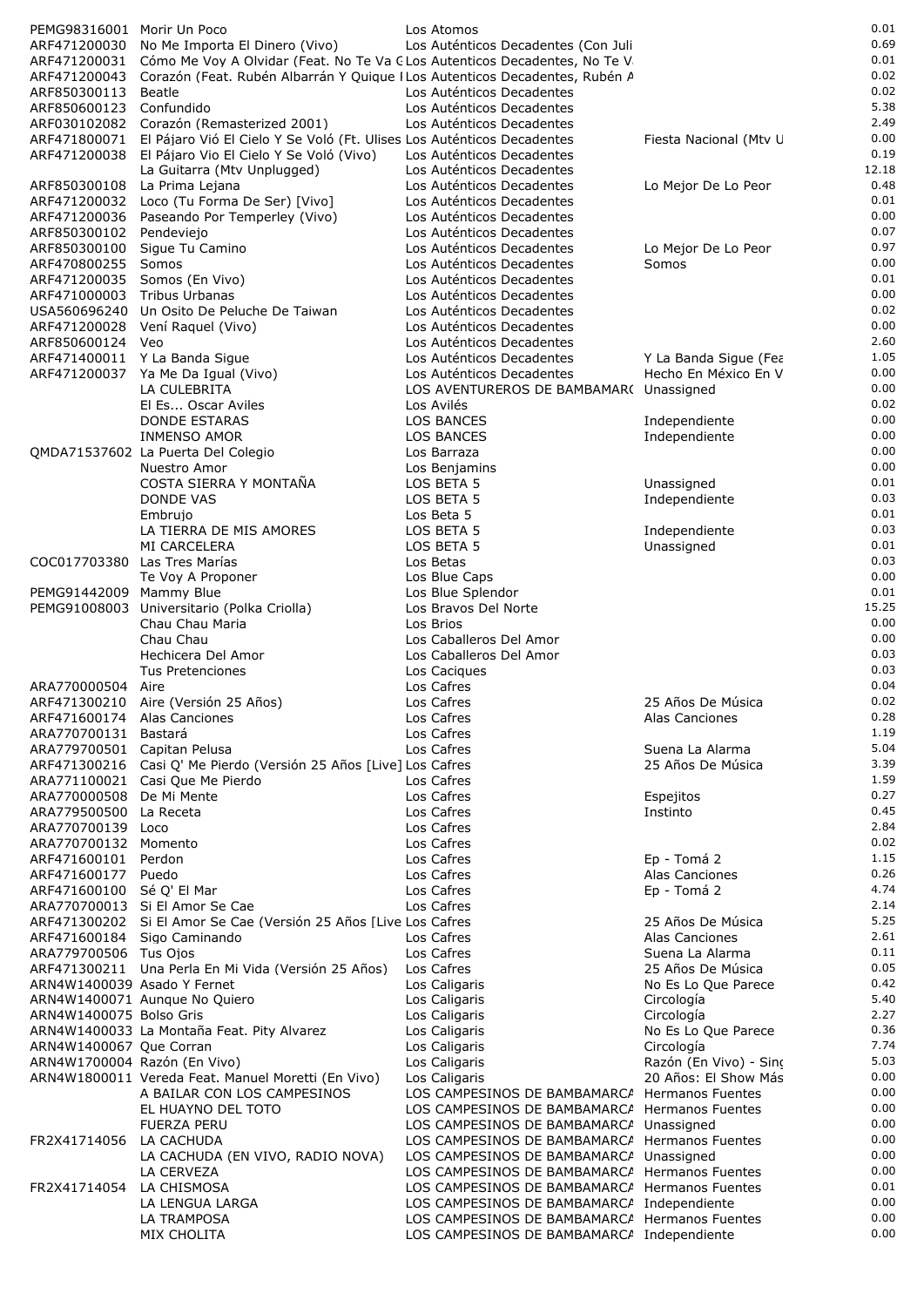| | | | | |
|---|---|---|---|---|
| PEMG98316001 | Morir Un Poco | Los Atomos | | 0.01 |
| ARF471200030 | No Me Importa El Dinero (Vivo) | Los Auténticos Decadentes (Con Juli | | 0.69 |
| ARF471200031 | Cómo Me Voy A Olvidar (Feat. No Te Va C | Los Autenticos Decadentes, No Te V | | 0.01 |
| ARF471200043 | Corazón (Feat. Rubén Albarrán Y Quique I | Los Autenticos Decadentes, Rubén A | | 0.02 |
| ARF850300113 | Beatle | Los Auténticos Decadentes | | 0.02 |
| ARF850600123 | Confundido | Los Auténticos Decadentes | | 5.38 |
| ARF030102082 | Corazón (Remasterized 2001) | Los Auténticos Decadentes | | 2.49 |
| ARF471800071 | El Pájaro Vió El Cielo Y Se Voló (Ft. Ulises | Los Auténticos Decadentes | Fiesta Nacional (Mtv U | 0.00 |
| ARF471200038 | El Pájaro Vio El Cielo Y Se Voló (Vivo) | Los Auténticos Decadentes | | 0.19 |
| | La Guitarra (Mtv Unplugged) | Los Auténticos Decadentes | | 12.18 |
| ARF850300108 | La Prima Lejana | Los Auténticos Decadentes | Lo Mejor De Lo Peor | 0.48 |
| ARF471200032 | Loco (Tu Forma De Ser) [Vivo] | Los Auténticos Decadentes | | 0.01 |
| ARF471200036 | Paseando Por Temperley (Vivo) | Los Auténticos Decadentes | | 0.00 |
| ARF850300102 | Pendeviejo | Los Auténticos Decadentes | | 0.07 |
| ARF850300100 | Sigue Tu Camino | Los Auténticos Decadentes | Lo Mejor De Lo Peor | 0.97 |
| ARF470800255 | Somos | Los Auténticos Decadentes | Somos | 0.00 |
| ARF471200035 | Somos (En Vivo) | Los Auténticos Decadentes | | 0.01 |
| ARF471000003 | Tribus Urbanas | Los Auténticos Decadentes | | 0.00 |
| USA560696240 | Un Osito De Peluche De Taiwan | Los Auténticos Decadentes | | 0.02 |
| ARF471200028 | Vení Raquel (Vivo) | Los Auténticos Decadentes | | 0.00 |
| ARF850600124 | Veo | Los Auténticos Decadentes | | 2.60 |
| ARF471400011 | Y La Banda Sigue | Los Auténticos Decadentes | Y La Banda Sigue (Fea | 1.05 |
| ARF471200037 | Ya Me Da Igual (Vivo) | Los Auténticos Decadentes | Hecho En México En V | 0.00 |
| | LA CULEBRITA | LOS AVENTUREROS DE BAMBAMAR( | Unassigned | 0.00 |
| | El Es... Oscar Aviles | Los Avilés | | 0.02 |
| | DONDE ESTARAS | LOS BANCES | Independiente | 0.00 |
| | INMENSO AMOR | LOS BANCES | Independiente | 0.00 |
| QMDA71537602 | La Puerta Del Colegio | Los Barraza | | 0.00 |
| | Nuestro Amor | Los Benjamins | | 0.00 |
| | COSTA SIERRA Y MONTAÑA | LOS BETA 5 | Unassigned | 0.01 |
| | DONDE VAS | LOS BETA 5 | Independiente | 0.03 |
| | Embrujo | Los Beta 5 | | 0.01 |
| | LA TIERRA DE MIS AMORES | LOS BETA 5 | Independiente | 0.03 |
| | MI CARCELERA | LOS BETA 5 | Unassigned | 0.01 |
| COC017703380 | Las Tres Marías | Los Betas | | 0.03 |
| | Te Voy A Proponer | Los Blue Caps | | 0.00 |
| PEMG91442009 | Mammy Blue | Los Blue Splendor | | 0.01 |
| PEMG91008003 | Universitario (Polka Criolla) | Los Bravos Del Norte | | 15.25 |
| | Chau Chau Maria | Los Brios | | 0.00 |
| | Chau Chau | Los Caballeros Del Amor | | 0.00 |
| | Hechicera Del Amor | Los Caballeros Del Amor | | 0.03 |
| | Tus Pretenciones | Los Caciques | | 0.03 |
| ARA770000504 | Aire | Los Cafres | | 0.04 |
| ARF471300210 | Aire (Versión 25 Años) | Los Cafres | 25 Años De Música | 0.02 |
| ARF471600174 | Alas Canciones | Los Cafres | Alas Canciones | 0.28 |
| ARA770700131 | Bastará | Los Cafres | | 1.19 |
| ARA779700501 | Capitan Pelusa | Los Cafres | Suena La Alarma | 5.04 |
| ARF471300216 | Casi Q' Me Pierdo (Versión 25 Años [Live] | Los Cafres | 25 Años De Música | 3.39 |
| ARA771100021 | Casi Que Me Pierdo | Los Cafres | | 1.59 |
| ARA770000508 | De Mi Mente | Los Cafres | Espejitos | 0.27 |
| ARA779500500 | La Receta | Los Cafres | Instinto | 0.45 |
| ARA770700139 | Loco | Los Cafres | | 2.84 |
| ARA770700132 | Momento | Los Cafres | | 0.02 |
| ARF471600101 | Perdon | Los Cafres | Ep - Tomá 2 | 1.15 |
| ARF471600177 | Puedo | Los Cafres | Alas Canciones | 0.26 |
| ARF471600100 | Sé Q' El Mar | Los Cafres | Ep - Tomá 2 | 4.74 |
| ARA770700013 | Si El Amor Se Cae | Los Cafres | | 2.14 |
| ARF471300202 | Si El Amor Se Cae (Versión 25 Años [Live | Los Cafres | 25 Años De Música | 5.25 |
| ARF471600184 | Sigo Caminando | Los Cafres | Alas Canciones | 2.61 |
| ARA779700506 | Tus Ojos | Los Cafres | Suena La Alarma | 0.11 |
| ARF471300211 | Una Perla En Mi Vida (Versión 25 Años) | Los Cafres | 25 Años De Música | 0.05 |
| ARN4W1400039 | Asado Y Fernet | Los Caligaris | No Es Lo Que Parece | 0.42 |
| ARN4W1400071 | Aunque No Quiero | Los Caligaris | Circología | 5.40 |
| ARN4W1400075 | Bolso Gris | Los Caligaris | Circología | 2.27 |
| ARN4W1400033 | La Montaña Feat. Pity Alvarez | Los Caligaris | No Es Lo Que Parece | 0.36 |
| ARN4W1400067 | Que Corran | Los Caligaris | Circología | 7.74 |
| ARN4W1700004 | Razón (En Vivo) | Los Caligaris | Razón (En Vivo) - Sing | 5.03 |
| ARN4W1800011 | Vereda Feat. Manuel Moretti (En Vivo) | Los Caligaris | 20 Años: El Show Más | 0.00 |
| | A BAILAR CON LOS CAMPESINOS | LOS CAMPESINOS DE BAMBAMARCA | Hermanos Fuentes | 0.00 |
| | EL HUAYNO DEL TOTO | LOS CAMPESINOS DE BAMBAMARCA | Hermanos Fuentes | 0.00 |
| | FUERZA PERU | LOS CAMPESINOS DE BAMBAMARCA | Unassigned | 0.00 |
| FR2X41714056 | LA CACHUDA | LOS CAMPESINOS DE BAMBAMARCA | Hermanos Fuentes | 0.00 |
| | LA CACHUDA (EN VIVO, RADIO NOVA) | LOS CAMPESINOS DE BAMBAMARCA | Unassigned | 0.00 |
| | LA CERVEZA | LOS CAMPESINOS DE BAMBAMARCA | Hermanos Fuentes | 0.00 |
| FR2X41714054 | LA CHISMOSA | LOS CAMPESINOS DE BAMBAMARCA | Hermanos Fuentes | 0.01 |
| | LA LENGUA LARGA | LOS CAMPESINOS DE BAMBAMARCA | Independiente | 0.00 |
| | LA TRAMPOSA | LOS CAMPESINOS DE BAMBAMARCA | Hermanos Fuentes | 0.00 |
| | MIX CHOLITA | LOS CAMPESINOS DE BAMBAMARCA | Independiente | 0.00 |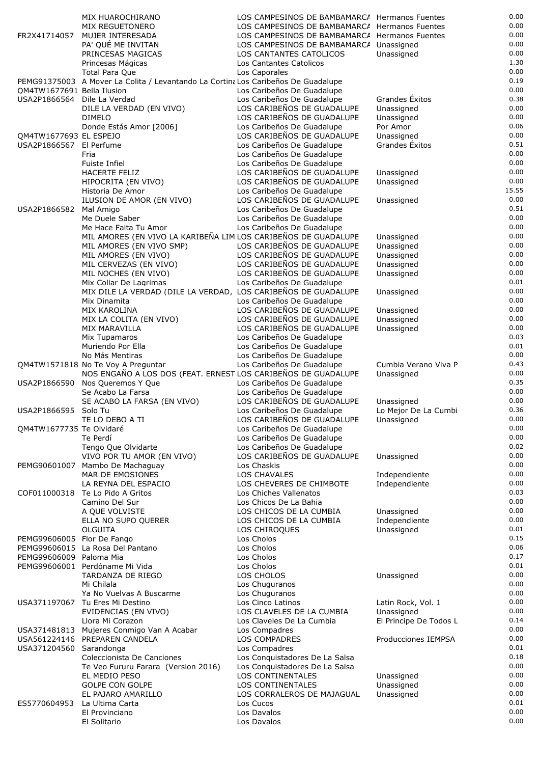| ISRC | Title | Artist | Album | Amount |
|---|---|---|---|---|
| | MIX HUAROCHIRANO | LOS CAMPESINOS DE BAMBAMARCA | Hermanos Fuentes | 0.00 |
| | MIX REGUETONERO | LOS CAMPESINOS DE BAMBAMARCA | Hermanos Fuentes | 0.00 |
| FR2X41714057 | MUJER INTERESADA | LOS CAMPESINOS DE BAMBAMARCA | Hermanos Fuentes | 0.00 |
| | PA' QUÉ ME INVITAN | LOS CAMPESINOS DE BAMBAMARCA | Unassigned | 0.00 |
| | PRINCESAS MAGICAS | LOS CANTANTES CATOLICOS | Unassigned | 0.00 |
| | Princesas Mágicas | Los Cantantes Catolicos | | 1.30 |
| | Total Para Que | Los Caporales | | 0.00 |
| PEMG91375003 | A Mover La Colita / Levantando La Cortina | Los Caribeños De Guadalupe | | 0.19 |
| QM4TW1677691 | Bella Ilusion | Los Caribeños De Guadalupe | | 0.00 |
| USA2P1866564 | Dile La Verdad | Los Caribeños De Guadalupe | Grandes Éxitos | 0.38 |
| | DILE LA VERDAD (EN VIVO) | LOS CARIBEÑOS DE GUADALUPE | Unassigned | 0.00 |
| | DIMELO | LOS CARIBEÑOS DE GUADALUPE | Unassigned | 0.00 |
| | Donde Estás Amor [2006] | Los Caribeños De Guadalupe | Por Amor | 0.06 |
| QM4TW1677693 | EL ESPEJO | LOS CARIBEÑOS DE GUADALUPE | Unassigned | 0.00 |
| USA2P1866567 | El Perfume | Los Caribeños De Guadalupe | Grandes Éxitos | 0.51 |
| | Fria | Los Caribeños De Guadalupe | | 0.00 |
| | Fuiste Infiel | Los Caribeños De Guadalupe | | 0.00 |
| | HACERTE FELIZ | LOS CARIBEÑOS DE GUADALUPE | Unassigned | 0.00 |
| | HIPOCRITA (EN VIVO) | LOS CARIBEÑOS DE GUADALUPE | Unassigned | 0.00 |
| | Historia De Amor | Los Caribeños De Guadalupe | | 15.55 |
| | ILUSION DE AMOR (EN VIVO) | LOS CARIBEÑOS DE GUADALUPE | Unassigned | 0.00 |
| USA2P1866582 | Mal Amigo | Los Caribeños De Guadalupe | | 0.51 |
| | Me Duele Saber | Los Caribeños De Guadalupe | | 0.00 |
| | Me Hace Falta Tu Amor | Los Caribeños De Guadalupe | | 0.00 |
| | MIL AMORES (EN VIVO LA KARIBEÑA LIM | LOS CARIBEÑOS DE GUADALUPE | Unassigned | 0.00 |
| | MIL AMORES (EN VIVO SMP) | LOS CARIBEÑOS DE GUADALUPE | Unassigned | 0.00 |
| | MIL AMORES (EN VIVO) | LOS CARIBEÑOS DE GUADALUPE | Unassigned | 0.00 |
| | MIL CERVEZAS (EN VIVO) | LOS CARIBEÑOS DE GUADALUPE | Unassigned | 0.00 |
| | MIL NOCHES (EN VIVO) | LOS CARIBEÑOS DE GUADALUPE | Unassigned | 0.00 |
| | Mix Collar De Lagrimas | Los Caribeños De Guadalupe | | 0.01 |
| | MIX DILE LA VERDAD (DILE LA VERDAD, | LOS CARIBEÑOS DE GUADALUPE | Unassigned | 0.00 |
| | Mix Dinamita | Los Caribeños De Guadalupe | | 0.00 |
| | MIX KAROLINA | LOS CARIBEÑOS DE GUADALUPE | Unassigned | 0.00 |
| | MIX LA COLITA (EN VIVO) | LOS CARIBEÑOS DE GUADALUPE | Unassigned | 0.00 |
| | MIX MARAVILLA | LOS CARIBEÑOS DE GUADALUPE | Unassigned | 0.00 |
| | Mix Tupamaros | Los Caribeños De Guadalupe | | 0.03 |
| | Muriendo Por Ella | Los Caribeños De Guadalupe | | 0.01 |
| | No Más Mentiras | Los Caribeños De Guadalupe | | 0.00 |
| QM4TW1571818 | No Te Voy A Preguntar | Los Caribeños De Guadalupe | Cumbia Verano Viva P | 0.43 |
| | NOS ENGAÑO A LOS DOS (FEAT. ERNEST | LOS CARIBEÑOS DE GUADALUPE | Unassigned | 0.00 |
| USA2P1866590 | Nos Queremos Y Que | Los Caribeños De Guadalupe | | 0.35 |
| | Se Acabo La Farsa | Los Caribeños De Guadalupe | | 0.00 |
| | SE ACABO LA FARSA (EN VIVO) | LOS CARIBEÑOS DE GUADALUPE | Unassigned | 0.00 |
| USA2P1866595 | Solo Tu | Los Caribeños De Guadalupe | Lo Mejor De La Cumbi | 0.36 |
| | TE LO DEBO A TI | LOS CARIBEÑOS DE GUADALUPE | Unassigned | 0.00 |
| QM4TW1677735 | Te Olvidaré | Los Caribeños De Guadalupe | | 0.00 |
| | Te Perdí | Los Caribeños De Guadalupe | | 0.00 |
| | Tengo Que Olvidarte | Los Caribeños De Guadalupe | | 0.02 |
| | VIVO POR TU AMOR (EN VIVO) | LOS CARIBEÑOS DE GUADALUPE | Unassigned | 0.00 |
| PEMG90601007 | Mambo De Machaguay | Los Chaskis | | 0.00 |
| | MAR DE EMOSIONES | LOS CHAVALES | Independiente | 0.00 |
| | LA REYNA DEL ESPACIO | LOS CHEVERES DE CHIMBOTE | Independiente | 0.00 |
| COF011000318 | Te Lo Pido A Gritos | Los Chiches Vallenatos | | 0.03 |
| | Camino Del Sur | Los Chicos De La Bahia | | 0.00 |
| | A QUE VOLVISTE | LOS CHICOS DE LA CUMBIA | Unassigned | 0.00 |
| | ELLA NO SUPO QUERER | LOS CHICOS DE LA CUMBIA | Independiente | 0.00 |
| | OLGUITA | LOS CHIROQUES | Unassigned | 0.01 |
| PEMG99606005 | Flor De Fango | Los Cholos | | 0.15 |
| PEMG99606015 | La Rosa Del Pantano | Los Cholos | | 0.06 |
| PEMG99606009 | Paloma Mia | Los Cholos | | 0.17 |
| PEMG99606001 | Perdóname Mi Vida | Los Cholos | | 0.01 |
| | TARDANZA DE RIEGO | LOS CHOLOS | Unassigned | 0.00 |
| | Mi Chilala | Los Chuguranos | | 0.00 |
| | Ya No Vuelvas A Buscarme | Los Chuguranos | | 0.00 |
| USA371197067 | Tu Eres Mi Destino | Los Cinco Latinos | Latin Rock, Vol. 1 | 0.00 |
| | EVIDENCIAS (EN VIVO) | LOS CLAVELES DE LA CUMBIA | Unassigned | 0.00 |
| | Llora Mi Corazon | Los Claveles De La Cumbia | El Principe De Todos L | 0.14 |
| USA371481813 | Mujeres Conmigo Van A Acabar | Los Compadres | | 0.00 |
| USA561224146 | PREPAREN CANDELA | LOS COMPADRES | Producciones IEMPSA | 0.00 |
| USA371204560 | Sarandonga | Los Compadres | | 0.01 |
| | Coleccionista De Canciones | Los Conquistadores De La Salsa | | 0.18 |
| | Te Veo Fururu Farara (Version 2016) | Los Conquistadores De La Salsa | | 0.00 |
| | EL MEDIO PESO | LOS CONTINENTALES | Unassigned | 0.00 |
| | GOLPE CON GOLPE | LOS CONTINENTALES | Unassigned | 0.00 |
| | EL PAJARO AMARILLO | LOS CORRALEROS DE MAJAGUAL | Unassigned | 0.00 |
| ES5770604953 | La Ultima Carta | Los Cucos | | 0.01 |
| | El Provinciano | Los Davalos | | 0.00 |
| | El Solitario | Los Davalos | | 0.00 |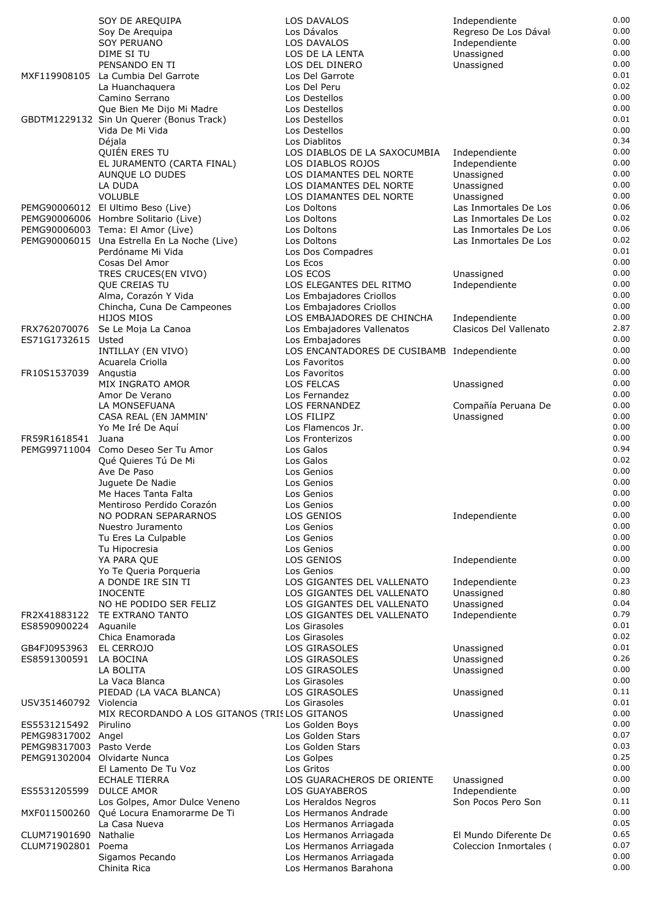| | | | | |
|---|---|---|---|---|
| | SOY DE AREQUIPA | LOS DAVALOS | Independiente | 0.00 |
| | Soy De Arequipa | Los Dávalos | Regreso De Los Dával | 0.00 |
| | SOY PERUANO | LOS DAVALOS | Independiente | 0.00 |
| | DIME SI TU | LOS DE LA LENTA | Unassigned | 0.00 |
| | PENSANDO EN TI | LOS DEL DINERO | Unassigned | 0.00 |
| MXF119908105 | La Cumbia Del Garrote | Los Del Garrote | | 0.01 |
| | La Huanchaquera | Los Del Peru | | 0.02 |
| | Camino Serrano | Los Destellos | | 0.00 |
| | Que Bien Me Dijo Mi Madre | Los Destellos | | 0.00 |
| GBDTM1229132 | Sin Un Querer (Bonus Track) | Los Destellos | | 0.01 |
| | Vida De Mi Vida | Los Destellos | | 0.00 |
| | Déjala | Los Diablitos | | 0.34 |
| | QUIÉN ERES TU | LOS DIABLOS DE LA SAXOCUMBIA | Independiente | 0.00 |
| | EL JURAMENTO (CARTA FINAL) | LOS DIABLOS ROJOS | Independiente | 0.00 |
| | AUNQUE LO DUDES | LOS DIAMANTES DEL NORTE | Unassigned | 0.00 |
| | LA DUDA | LOS DIAMANTES DEL NORTE | Unassigned | 0.00 |
| | VOLUBLE | LOS DIAMANTES DEL NORTE | Unassigned | 0.00 |
| PEMG90006012 | El Ultimo Beso (Live) | Los Doltons | Las Inmortales De Los | 0.06 |
| PEMG90006006 | Hombre Solitario (Live) | Los Doltons | Las Inmortales De Los | 0.02 |
| PEMG90006003 | Tema: El Amor (Live) | Los Doltons | Las Inmortales De Los | 0.06 |
| PEMG90006015 | Una Estrella En La Noche (Live) | Los Doltons | Las Inmortales De Los | 0.02 |
| | Perdóname Mi Vida | Los Dos Compadres | | 0.01 |
| | Cosas Del Amor | Los Ecos | | 0.00 |
| | TRES CRUCES(EN VIVO) | LOS ECOS | Unassigned | 0.00 |
| | QUE CREIAS TU | LOS ELEGANTES DEL RITMO | Independiente | 0.00 |
| | Alma, Corazón Y Vida | Los Embajadores Criollos | | 0.00 |
| | Chincha, Cuna De Campeones | Los Embajadores Criollos | | 0.00 |
| | HIJOS MIOS | LOS EMBAJADORES DE CHINCHA | Independiente | 0.00 |
| FRX762070076 | Se Le Moja La Canoa | Los Embajadores Vallenatos | Clasicos Del Vallenato | 2.87 |
| ES71G1732615 | Usted | Los Embajadores | | 0.00 |
| | INTILLAY (EN VIVO) | LOS ENCANTADORES DE CUSIBAMB | Independiente | 0.00 |
| | Acuarela Criolla | Los Favoritos | | 0.00 |
| FR10S1537039 | Angustia | Los Favoritos | | 0.00 |
| | MIX INGRATO AMOR | LOS FELCAS | Unassigned | 0.00 |
| | Amor De Verano | Los Fernandez | | 0.00 |
| | LA MONSEFUANA | LOS FERNANDEZ | Compañía Peruana De | 0.00 |
| | CASA REAL (EN JAMMIN' | LOS FILIPZ | Unassigned | 0.00 |
| | Yo Me Iré De Aquí | Los Flamencos Jr. | | 0.00 |
| FR59R1618541 | Juana | Los Fronterizos | | 0.00 |
| PEMG99711004 | Como Deseo Ser Tu Amor | Los Galos | | 0.94 |
| | Qué Quieres Tú De Mi | Los Galos | | 0.02 |
| | Ave De Paso | Los Genios | | 0.00 |
| | Juguete De Nadie | Los Genios | | 0.00 |
| | Me Haces Tanta Falta | Los Genios | | 0.00 |
| | Mentiroso Perdido Corazón | Los Genios | | 0.00 |
| | NO PODRAN SEPARARNOS | LOS GENIOS | Independiente | 0.00 |
| | Nuestro Juramento | Los Genios | | 0.00 |
| | Tu Eres La Culpable | Los Genios | | 0.00 |
| | Tu Hipocresia | Los Genios | | 0.00 |
| | YA PARA QUE | LOS GENIOS | Independiente | 0.00 |
| | Yo Te Queria Porqueria | Los Genios | | 0.00 |
| | A DONDE IRE SIN TI | LOS GIGANTES DEL VALLENATO | Independiente | 0.23 |
| | INOCENTE | LOS GIGANTES DEL VALLENATO | Unassigned | 0.80 |
| | NO HE PODIDO SER FELIZ | LOS GIGANTES DEL VALLENATO | Unassigned | 0.04 |
| FR2X41883122 | TE EXTRANO TANTO | LOS GIGANTES DEL VALLENATO | Independiente | 0.79 |
| ES8590900224 | Aguanile | Los Girasoles | | 0.01 |
| | Chica Enamorada | Los Girasoles | | 0.02 |
| GB4FJ0953963 | EL CERROJO | LOS GIRASOLES | Unassigned | 0.01 |
| ES8591300591 | LA BOCINA | LOS GIRASOLES | Unassigned | 0.26 |
| | LA BOLITA | LOS GIRASOLES | Unassigned | 0.00 |
| | La Vaca Blanca | Los Girasoles | | 0.00 |
| | PIEDAD (LA VACA BLANCA) | LOS GIRASOLES | Unassigned | 0.11 |
| USV351460792 | Violencia | Los Girasoles | | 0.01 |
| | MIX RECORDANDO A LOS GITANOS (TRIS | LOS GITANOS | Unassigned | 0.00 |
| ES5531215492 | Pirulino | Los Golden Boys | | 0.00 |
| PEMG98317002 | Angel | Los Golden Stars | | 0.07 |
| PEMG98317003 | Pasto Verde | Los Golden Stars | | 0.03 |
| PEMG91302004 | Olvidarte Nunca | Los Golpes | | 0.25 |
| | El Lamento De Tu Voz | Los Gritos | | 0.00 |
| | ECHALE TIERRA | LOS GUARACHEROS DE ORIENTE | Unassigned | 0.00 |
| ES5531205599 | DULCE AMOR | LOS GUAYABEROS | Independiente | 0.00 |
| | Los Golpes, Amor Dulce Veneno | Los Heraldos Negros | Son Pocos Pero Son | 0.11 |
| MXF011500260 | Qué Locura Enamorarme De Ti | Los Hermanos Andrade | | 0.00 |
| | La Casa Nueva | Los Hermanos Arriagada | | 0.05 |
| CLUM71901690 | Nathalie | Los Hermanos Arriagada | El Mundo Diferente De | 0.65 |
| CLUM71902801 | Poema | Los Hermanos Arriagada | Coleccion Inmortales ( | 0.07 |
| | Sigamos Pecando | Los Hermanos Arriagada | | 0.00 |
| | Chinita Rica | Los Hermanos Barahona | | 0.00 |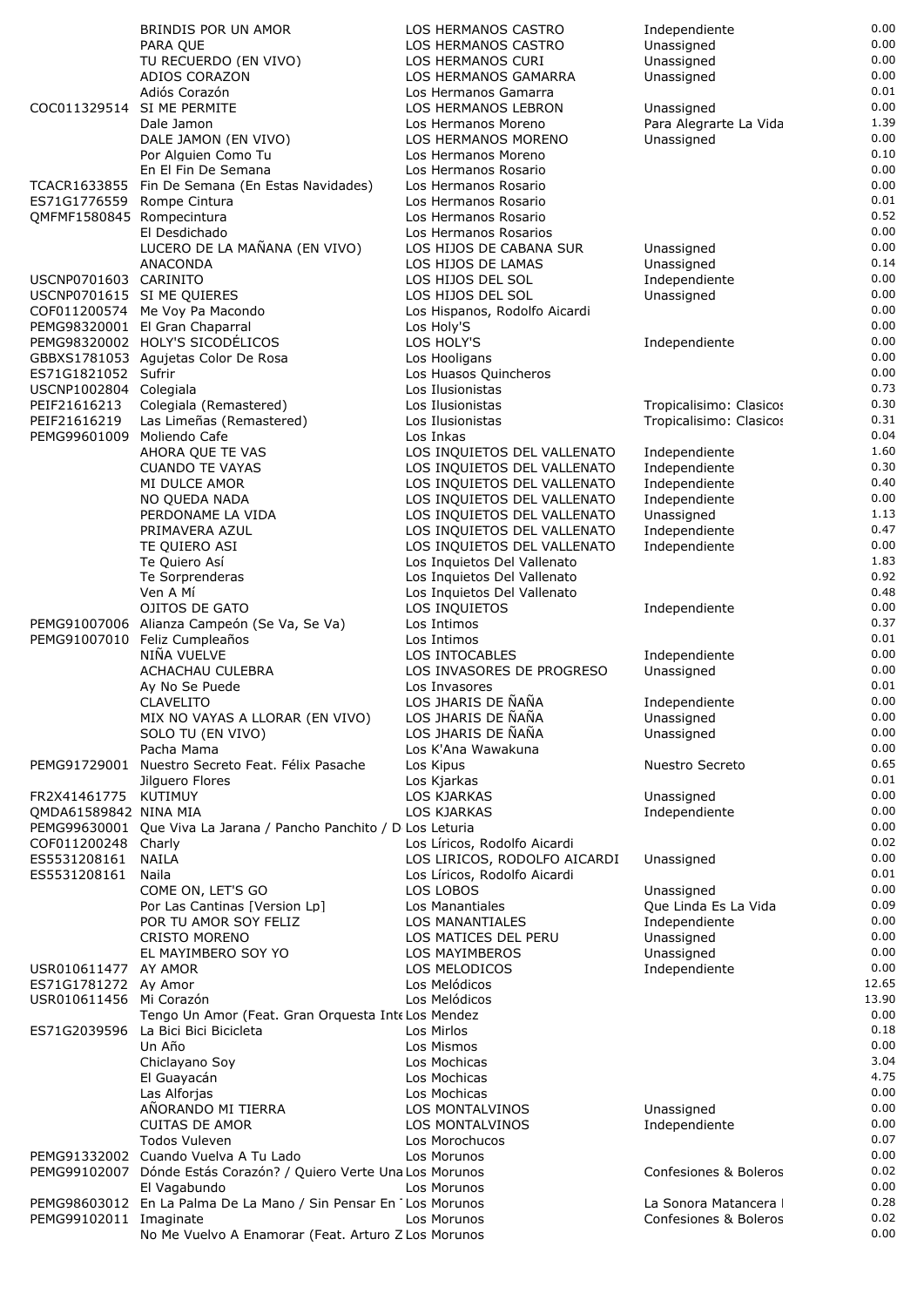| | | | | |
|---|---|---|---|---|
| | BRINDIS POR UN AMOR | LOS HERMANOS CASTRO | Independiente | 0.00 |
| | PARA QUE | LOS HERMANOS CASTRO | Unassigned | 0.00 |
| | TU RECUERDO (EN VIVO) | LOS HERMANOS CURI | Unassigned | 0.00 |
| | ADIOS CORAZON | LOS HERMANOS GAMARRA | Unassigned | 0.00 |
| | Adiós Corazón | Los Hermanos Gamarra | | 0.01 |
| COC011329514 | SI ME PERMITE | LOS HERMANOS LEBRON | Unassigned | 0.00 |
| | Dale Jamon | Los Hermanos Moreno | Para Alegrarte La Vida | 1.39 |
| | DALE JAMON (EN VIVO) | LOS HERMANOS MORENO | Unassigned | 0.00 |
| | Por Alguien Como Tu | Los Hermanos Moreno | | 0.10 |
| | En El Fin De Semana | Los Hermanos Rosario | | 0.00 |
| TCACR1633855 | Fin De Semana (En Estas Navidades) | Los Hermanos Rosario | | 0.00 |
| ES71G1776559 | Rompe Cintura | Los Hermanos Rosario | | 0.01 |
| QMFMF1580845 | Rompecintura | Los Hermanos Rosario | | 0.52 |
| | El Desdichado | Los Hermanos Rosarios | | 0.00 |
| | LUCERO DE LA MAÑANA (EN VIVO) | LOS HIJOS DE CABANA SUR | Unassigned | 0.00 |
| | ANACONDA | LOS HIJOS DE LAMAS | Unassigned | 0.14 |
| USCNP0701603 | CARINITO | LOS HIJOS DEL SOL | Independiente | 0.00 |
| USCNP0701615 | SI ME QUIERES | LOS HIJOS DEL SOL | Unassigned | 0.00 |
| COF011200574 | Me Voy Pa Macondo | Los Hispanos, Rodolfo Aicardi | | 0.00 |
| PEMG98320001 | El Gran Chaparral | Los Holy'S | | 0.00 |
| PEMG98320002 | HOLY'S SICODÉLICOS | LOS HOLY'S | Independiente | 0.00 |
| GBBXS1781053 | Agujetas Color De Rosa | Los Hooligans | | 0.00 |
| ES71G1821052 | Sufrir | Los Huasos Quincheros | | 0.00 |
| USCNP1002804 | Colegiala | Los Ilusionistas | | 0.73 |
| PEIF21616213 | Colegiala (Remastered) | Los Ilusionistas | Tropicalisimo: Clasicos | 0.30 |
| PEIF21616219 | Las Limeñas (Remastered) | Los Ilusionistas | Tropicalisimo: Clasicos | 0.31 |
| PEMG99601009 | Moliendo Cafe | Los Inkas | | 0.04 |
| | AHORA QUE TE VAS | LOS INQUIETOS DEL VALLENATO | Independiente | 1.60 |
| | CUANDO TE VAYAS | LOS INQUIETOS DEL VALLENATO | Independiente | 0.30 |
| | MI DULCE AMOR | LOS INQUIETOS DEL VALLENATO | Independiente | 0.40 |
| | NO QUEDA NADA | LOS INQUIETOS DEL VALLENATO | Independiente | 0.00 |
| | PERDONAME LA VIDA | LOS INQUIETOS DEL VALLENATO | Unassigned | 1.13 |
| | PRIMAVERA AZUL | LOS INQUIETOS DEL VALLENATO | Independiente | 0.47 |
| | TE QUIERO ASI | LOS INQUIETOS DEL VALLENATO | Independiente | 0.00 |
| | Te Quiero Así | Los Inquietos Del Vallenato | | 1.83 |
| | Te Sorprenderas | Los Inquietos Del Vallenato | | 0.92 |
| | Ven A Mí | Los Inquietos Del Vallenato | | 0.48 |
| | OJITOS DE GATO | LOS INQUIETOS | Independiente | 0.00 |
| PEMG91007006 | Alianza Campeón (Se Va, Se Va) | Los Intimos | | 0.37 |
| PEMG91007010 | Feliz Cumpleaños | Los Intimos | | 0.01 |
| | NIÑA VUELVE | LOS INTOCABLES | Independiente | 0.00 |
| | ACHACHAU CULEBRA | LOS INVASORES DE PROGRESO | Unassigned | 0.00 |
| | Ay No Se Puede | Los Invasores | | 0.01 |
| | CLAVELITO | LOS JHARIS DE ÑAÑA | Independiente | 0.00 |
| | MIX NO VAYAS A LLORAR (EN VIVO) | LOS JHARIS DE ÑAÑA | Unassigned | 0.00 |
| | SOLO TU (EN VIVO) | LOS JHARIS DE ÑAÑA | Unassigned | 0.00 |
| | Pacha Mama | Los K'Ana Wawakuna | | 0.00 |
| PEMG91729001 | Nuestro Secreto Feat. Félix Pasache | Los Kipus | Nuestro Secreto | 0.65 |
| | Jilguero Flores | Los Kjarkas | | 0.01 |
| FR2X41461775 | KUTIMUY | LOS KJARKAS | Unassigned | 0.00 |
| QMDA61589842 | NINA MIA | LOS KJARKAS | Independiente | 0.00 |
| PEMG99630001 | Que Viva La Jarana / Pancho Panchito / D | Los Leturia | | 0.00 |
| COF011200248 | Charly | Los Líricos, Rodolfo Aicardi | | 0.02 |
| ES5531208161 | NAILA | LOS LIRICOS, RODOLFO AICARDI | Unassigned | 0.00 |
| ES5531208161 | Naila | Los Líricos, Rodolfo Aicardi | | 0.01 |
| | COME ON, LET'S GO | LOS LOBOS | Unassigned | 0.00 |
| | Por Las Cantinas [Version Lp] | Los Manantiales | Que Linda Es La Vida | 0.09 |
| | POR TU AMOR SOY FELIZ | LOS MANANTIALES | Independiente | 0.00 |
| | CRISTO MORENO | LOS MATICES DEL PERU | Unassigned | 0.00 |
| | EL MAYIMBERO SOY YO | LOS MAYIMBEROS | Unassigned | 0.00 |
| USR010611477 | AY AMOR | LOS MELODICOS | Independiente | 0.00 |
| ES71G1781272 | Ay Amor | Los Melódicos | | 12.65 |
| USR010611456 | Mi Corazón | Los Melódicos | | 13.90 |
| | Tengo Un Amor (Feat. Gran Orquesta Inte | Los Mendez | | 0.00 |
| ES71G2039596 | La Bici Bici Bicicleta | Los Mirlos | | 0.18 |
| | Un Año | Los Mismos | | 0.00 |
| | Chiclayano Soy | Los Mochicas | | 3.04 |
| | El Guayacán | Los Mochicas | | 4.75 |
| | Las Alforjas | Los Mochicas | | 0.00 |
| | AÑORANDO MI TIERRA | LOS MONTALVINOS | Unassigned | 0.00 |
| | CUITAS DE AMOR | LOS MONTALVINOS | Independiente | 0.00 |
| | Todos Vuleven | Los Morochucos | | 0.07 |
| PEMG91332002 | Cuando Vuelva A Tu Lado | Los Morunos | | 0.00 |
| PEMG99102007 | Dónde Estás Corazón? / Quiero Verte Una | Los Morunos | Confesiones & Boleros | 0.02 |
| | El Vagabundo | Los Morunos | | 0.00 |
| PEMG98603012 | En La Palma De La Mano / Sin Pensar En | Los Morunos | La Sonora Matancera | 0.28 |
| PEMG99102011 | Imaginate | Los Morunos | Confesiones & Boleros | 0.02 |
| | No Me Vuelvo A Enamorar (Feat. Arturo Z | Los Morunos | | 0.00 |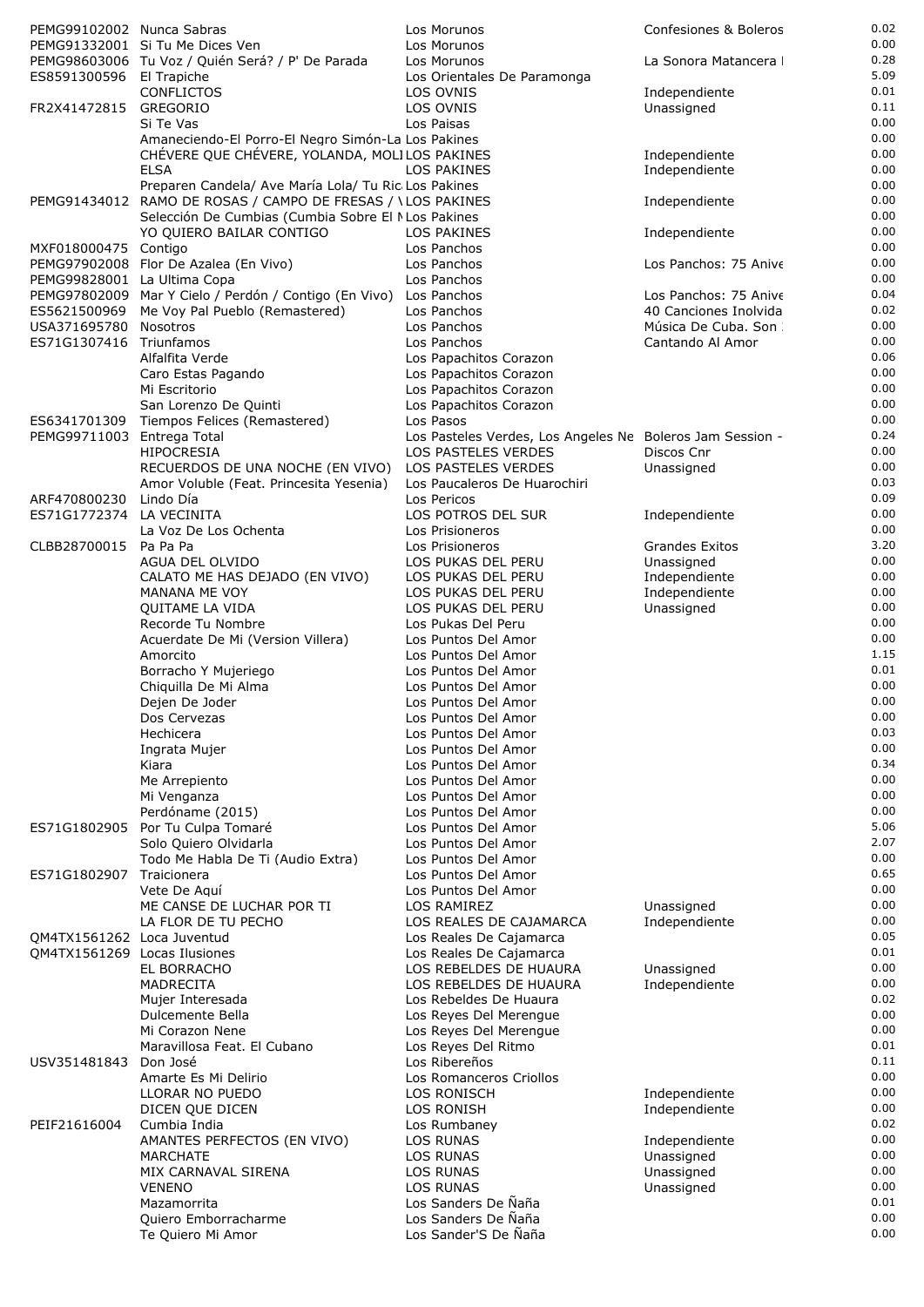| | | | | |
|---|---|---|---|---|
| PEMG99102002 | Nunca Sabras | Los Morunos | Confesiones & Boleros | 0.02 |
| PEMG91332001 | Si Tu Me Dices Ven | Los Morunos | | 0.00 |
| PEMG98603006 | Tu Voz / Quién Será? / P' De Parada | Los Morunos | La Sonora Matancera I | 0.28 |
| ES8591300596 | El Trapiche | Los Orientales De Paramonga | | 5.09 |
| | CONFLICTOS | LOS OVNIS | Independiente | 0.01 |
| FR2X41472815 | GREGORIO | LOS OVNIS | Unassigned | 0.11 |
| | Si Te Vas | Los Paisas | | 0.00 |
| | Amaneciendo-El Porro-El Negro Simón-La | Los Pakines | | 0.00 |
| | CHÉVERE QUE CHÉVERE, YOLANDA, MOLI | LOS PAKINES | Independiente | 0.00 |
| | ELSA | LOS PAKINES | Independiente | 0.00 |
| | Preparen Candela/ Ave María Lola/ Tu Ric | Los Pakines | | 0.00 |
| PEMG91434012 | RAMO DE ROSAS / CAMPO DE FRESAS / \ | LOS PAKINES | Independiente | 0.00 |
| | Selección De Cumbias (Cumbia Sobre El N | Los Pakines | | 0.00 |
| | YO QUIERO BAILAR CONTIGO | LOS PAKINES | Independiente | 0.00 |
| MXF018000475 | Contigo | Los Panchos | | 0.00 |
| PEMG97902008 | Flor De Azalea (En Vivo) | Los Panchos | Los Panchos: 75 Anive | 0.00 |
| PEMG99828001 | La Ultima Copa | Los Panchos | | 0.00 |
| PEMG97802009 | Mar Y Cielo / Perdón / Contigo (En Vivo) | Los Panchos | Los Panchos: 75 Anive | 0.04 |
| ES5621500969 | Me Voy Pal Pueblo (Remastered) | Los Panchos | 40 Canciones Inolvida | 0.02 |
| USA371695780 | Nosotros | Los Panchos | Música De Cuba. Son | 0.00 |
| ES71G1307416 | Triunfamos | Los Panchos | Cantando Al Amor | 0.00 |
| | Alfalfita Verde | Los Papachitos Corazon | | 0.06 |
| | Caro Estas Pagando | Los Papachitos Corazon | | 0.00 |
| | Mi Escritorio | Los Papachitos Corazon | | 0.00 |
| | San Lorenzo De Quinti | Los Papachitos Corazon | | 0.00 |
| ES6341701309 | Tiempos Felices (Remastered) | Los Pasos | | 0.00 |
| PEMG99711003 | Entrega Total | Los Pasteles Verdes, Los Angeles Ne | Boleros Jam Session - | 0.24 |
| | HIPOCRESIA | LOS PASTELES VERDES | Discos Cnr | 0.00 |
| | RECUERDOS DE UNA NOCHE (EN VIVO) | LOS PASTELES VERDES | Unassigned | 0.00 |
| | Amor Voluble (Feat. Princesita Yesenia) | Los Paucaleros De Huarochiri | | 0.03 |
| ARF470800230 | Lindo Día | Los Pericos | | 0.09 |
| ES71G1772374 | LA VECINITA | LOS POTROS DEL SUR | Independiente | 0.00 |
| | La Voz De Los Ochenta | Los Prisioneros | | 0.00 |
| CLBB28700015 | Pa Pa Pa | Los Prisioneros | Grandes Exitos | 3.20 |
| | AGUA DEL OLVIDO | LOS PUKAS DEL PERU | Unassigned | 0.00 |
| | CALATO ME HAS DEJADO (EN VIVO) | LOS PUKAS DEL PERU | Independiente | 0.00 |
| | MANANA ME VOY | LOS PUKAS DEL PERU | Independiente | 0.00 |
| | QUITAME LA VIDA | LOS PUKAS DEL PERU | Unassigned | 0.00 |
| | Recorde Tu Nombre | Los Pukas Del Peru | | 0.00 |
| | Acuerdate De Mi (Version Villera) | Los Puntos Del Amor | | 0.00 |
| | Amorcito | Los Puntos Del Amor | | 1.15 |
| | Borracho Y Mujeriego | Los Puntos Del Amor | | 0.01 |
| | Chiquilla De Mi Alma | Los Puntos Del Amor | | 0.00 |
| | Dejen De Joder | Los Puntos Del Amor | | 0.00 |
| | Dos Cervezas | Los Puntos Del Amor | | 0.00 |
| | Hechicera | Los Puntos Del Amor | | 0.03 |
| | Ingrata Mujer | Los Puntos Del Amor | | 0.00 |
| | Kiara | Los Puntos Del Amor | | 0.34 |
| | Me Arrepiento | Los Puntos Del Amor | | 0.00 |
| | Mi Venganza | Los Puntos Del Amor | | 0.00 |
| | Perdóname (2015) | Los Puntos Del Amor | | 0.00 |
| ES71G1802905 | Por Tu Culpa Tomaré | Los Puntos Del Amor | | 5.06 |
| | Solo Quiero Olvidarla | Los Puntos Del Amor | | 2.07 |
| | Todo Me Habla De Ti (Audio Extra) | Los Puntos Del Amor | | 0.00 |
| ES71G1802907 | Traicionera | Los Puntos Del Amor | | 0.65 |
| | Vete De Aquí | Los Puntos Del Amor | | 0.00 |
| | ME CANSE DE LUCHAR POR TI | LOS RAMIREZ | Unassigned | 0.00 |
| | LA FLOR DE TU PECHO | LOS REALES DE CAJAMARCA | Independiente | 0.00 |
| QM4TX1561262 | Loca Juventud | Los Reales De Cajamarca | | 0.05 |
| QM4TX1561269 | Locas Ilusiones | Los Reales De Cajamarca | | 0.01 |
| | EL BORRACHO | LOS REBELDES DE HUAURA | Unassigned | 0.00 |
| | MADRECITA | LOS REBELDES DE HUAURA | Independiente | 0.00 |
| | Mujer Interesada | Los Rebeldes De Huaura | | 0.02 |
| | Dulcemente Bella | Los Reyes Del Merengue | | 0.00 |
| | Mi Corazon Nene | Los Reyes Del Merengue | | 0.00 |
| | Maravillosa Feat. El Cubano | Los Reyes Del Ritmo | | 0.01 |
| USV351481843 | Don José | Los Ribereños | | 0.11 |
| | Amarte Es Mi Delirio | Los Romanceros Criollos | | 0.00 |
| | LLORAR NO PUEDO | LOS RONISCH | Independiente | 0.00 |
| | DICEN QUE DICEN | LOS RONISH | Independiente | 0.00 |
| PEIF21616004 | Cumbia India | Los Rumbaney | | 0.02 |
| | AMANTES PERFECTOS (EN VIVO) | LOS RUNAS | Independiente | 0.00 |
| | MARCHATE | LOS RUNAS | Unassigned | 0.00 |
| | MIX CARNAVAL SIRENA | LOS RUNAS | Unassigned | 0.00 |
| | VENENO | LOS RUNAS | Unassigned | 0.00 |
| | Mazamorrita | Los Sanders De Ñaña | | 0.01 |
| | Quiero Emborracharme | Los Sanders De Ñaña | | 0.00 |
| | Te Quiero Mi Amor | Los Sander'S De Ñaña | | 0.00 |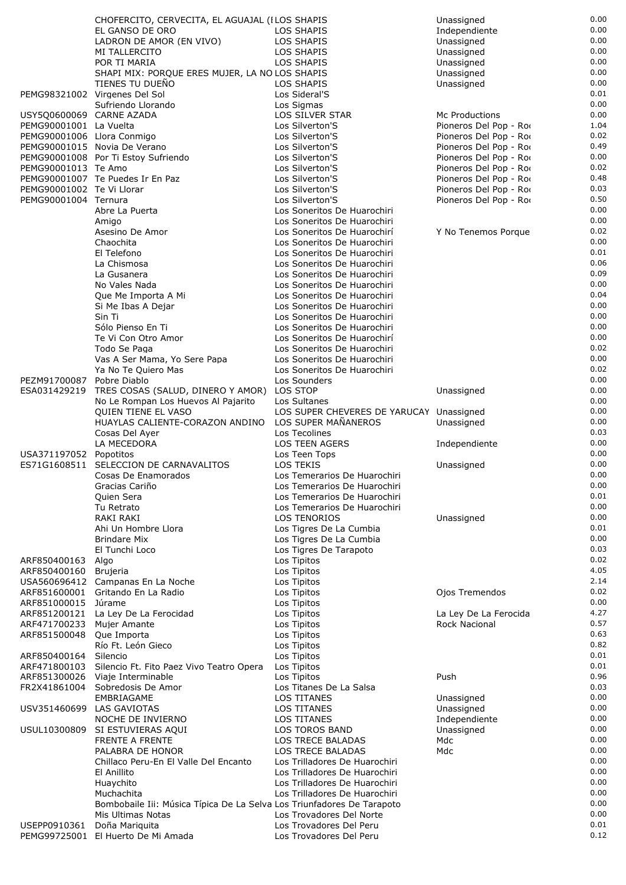| | | | | |
|---|---|---|---|---|
| | CHOFERCITO, CERVECITA, EL AGUAJAL (I | LOS SHAPIS | Unassigned | 0.00 |
| | EL GANSO DE ORO | LOS SHAPIS | Independiente | 0.00 |
| | LADRON DE AMOR (EN VIVO) | LOS SHAPIS | Unassigned | 0.00 |
| | MI TALLERCITO | LOS SHAPIS | Unassigned | 0.00 |
| | POR TI MARIA | LOS SHAPIS | Unassigned | 0.00 |
| | SHAPI MIX: PORQUE ERES MUJER, LA NO | LOS SHAPIS | Unassigned | 0.00 |
| | TIENES TU DUEÑO | LOS SHAPIS | Unassigned | 0.00 |
| PEMG98321002 | Virgenes Del Sol | Los Sideral'S | | 0.01 |
| | Sufriendo Llorando | Los Sigmas | | 0.00 |
| USY5Q0600069 | CARNE AZADA | LOS SILVER STAR | Mc Productions | 0.00 |
| PEMG90001001 | La Vuelta | Los Silverton'S | Pioneros Del Pop - Ro | 1.04 |
| PEMG90001006 | Llora Conmigo | Los Silverton'S | Pioneros Del Pop - Ro | 0.02 |
| PEMG90001015 | Novia De Verano | Los Silverton'S | Pioneros Del Pop - Ro | 0.49 |
| PEMG90001008 | Por Ti Estoy Sufriendo | Los Silverton'S | Pioneros Del Pop - Ro | 0.00 |
| PEMG90001013 | Te Amo | Los Silverton'S | Pioneros Del Pop - Ro | 0.02 |
| PEMG90001007 | Te Puedes Ir En Paz | Los Silverton'S | Pioneros Del Pop - Ro | 0.48 |
| PEMG90001002 | Te Vi Llorar | Los Silverton'S | Pioneros Del Pop - Ro | 0.03 |
| PEMG90001004 | Ternura | Los Silverton'S | Pioneros Del Pop - Ro | 0.50 |
| | Abre La Puerta | Los Soneritos De Huarochiri | | 0.00 |
| | Amigo | Los Soneritos De Huarochiri | | 0.00 |
| | Asesino De Amor | Los Soneritos De Huarochirí | Y No Tenemos Porque | 0.02 |
| | Chaochita | Los Soneritos De Huarochiri | | 0.00 |
| | El Telefono | Los Soneritos De Huarochiri | | 0.01 |
| | La Chismosa | Los Soneritos De Huarochiri | | 0.06 |
| | La Gusanera | Los Soneritos De Huarochiri | | 0.09 |
| | No Vales Nada | Los Soneritos De Huarochiri | | 0.00 |
| | Que Me Importa A Mi | Los Soneritos De Huarochiri | | 0.04 |
| | Si Me Ibas A Dejar | Los Soneritos De Huarochiri | | 0.00 |
| | Sin Ti | Los Soneritos De Huarochiri | | 0.00 |
| | Sólo Pienso En Ti | Los Soneritos De Huarochiri | | 0.00 |
| | Te Vi Con Otro Amor | Los Soneritos De Huarochirí | | 0.00 |
| | Todo Se Paga | Los Soneritos De Huarochiri | | 0.02 |
| | Vas A Ser Mama, Yo Sere Papa | Los Soneritos De Huarochiri | | 0.00 |
| | Ya No Te Quiero Mas | Los Soneritos De Huarochiri | | 0.02 |
| PEZM91700087 | Pobre Diablo | Los Sounders | | 0.00 |
| ESA031429219 | TRES COSAS (SALUD, DINERO Y AMOR) | LOS STOP | Unassigned | 0.00 |
| | No Le Rompan Los Huevos Al Pajarito | Los Sultanes | | 0.00 |
| | QUIEN TIENE EL VASO | LOS SUPER CHEVERES DE YARUCAY | Unassigned | 0.00 |
| | HUAYLAS CALIENTE-CORAZON ANDINO | LOS SUPER MAÑANEROS | Unassigned | 0.00 |
| | Cosas Del Ayer | Los Tecolines | | 0.03 |
| | LA MECEDORA | LOS TEEN AGERS | Independiente | 0.00 |
| USA371197052 | Popotitos | Los Teen Tops | | 0.00 |
| ES71G1608511 | SELECCION DE CARNAVALITOS | LOS TEKIS | Unassigned | 0.00 |
| | Cosas De Enamorados | Los Temerarios De Huarochiri | | 0.00 |
| | Gracias Cariño | Los Temerarios De Huarochiri | | 0.00 |
| | Quien Sera | Los Temerarios De Huarochiri | | 0.01 |
| | Tu Retrato | Los Temerarios De Huarochiri | | 0.00 |
| | RAKI RAKI | LOS TENORIOS | Unassigned | 0.00 |
| | Ahi Un Hombre Llora | Los Tigres De La Cumbia | | 0.01 |
| | Brindare Mix | Los Tigres De La Cumbia | | 0.00 |
| | El Tunchi Loco | Los Tigres De Tarapoto | | 0.03 |
| ARF850400163 | Algo | Los Tipitos | | 0.02 |
| ARF850400160 | Brujeria | Los Tipitos | | 4.05 |
| USA560696412 | Campanas En La Noche | Los Tipitos | | 2.14 |
| ARF851600001 | Gritando En La Radio | Los Tipitos | Ojos Tremendos | 0.02 |
| ARF851000015 | Júrame | Los Tipitos | | 0.00 |
| ARF851200121 | La Ley De La Ferocidad | Los Tipitos | La Ley De La Ferocida | 4.27 |
| ARF471700233 | Mujer Amante | Los Tipitos | Rock Nacional | 0.57 |
| ARF851500048 | Que Importa | Los Tipitos | | 0.63 |
| | Río Ft. León Gieco | Los Tipitos | | 0.82 |
| ARF850400164 | Silencio | Los Tipitos | | 0.01 |
| ARF471800103 | Silencio Ft. Fito Paez Vivo Teatro Opera | Los Tipitos | | 0.01 |
| ARF851300026 | Viaje Interminable | Los Tipitos | Push | 0.96 |
| FR2X41861004 | Sobredosis De Amor | Los Titanes De La Salsa | | 0.03 |
| | EMBRIAGAME | LOS TITANES | Unassigned | 0.00 |
| USV351460699 | LAS GAVIOTAS | LOS TITANES | Unassigned | 0.00 |
| | NOCHE DE INVIERNO | LOS TITANES | Independiente | 0.00 |
| USUL10300809 | SI ESTUVIERAS AQUI | LOS TOROS BAND | Unassigned | 0.00 |
| | FRENTE A FRENTE | LOS TRECE BALADAS | Mdc | 0.00 |
| | PALABRA DE HONOR | LOS TRECE BALADAS | Mdc | 0.00 |
| | Chillaco Peru-En El Valle Del Encanto | Los Trilladores De Huarochiri | | 0.00 |
| | El Anillito | Los Trilladores De Huarochiri | | 0.00 |
| | Huaychito | Los Trilladores De Huarochiri | | 0.00 |
| | Muchachita | Los Trilladores De Huarochiri | | 0.00 |
| | Bombobaile Iii: Música Típica De La Selva | Los Triunfadores De Tarapoto | | 0.00 |
| | Mis Ultimas Notas | Los Trovadores Del Norte | | 0.00 |
| USEPP0910361 | Doña Mariquita | Los Trovadores Del Peru | | 0.01 |
| PEMG99725001 | El Huerto De Mi Amada | Los Trovadores Del Peru | | 0.12 |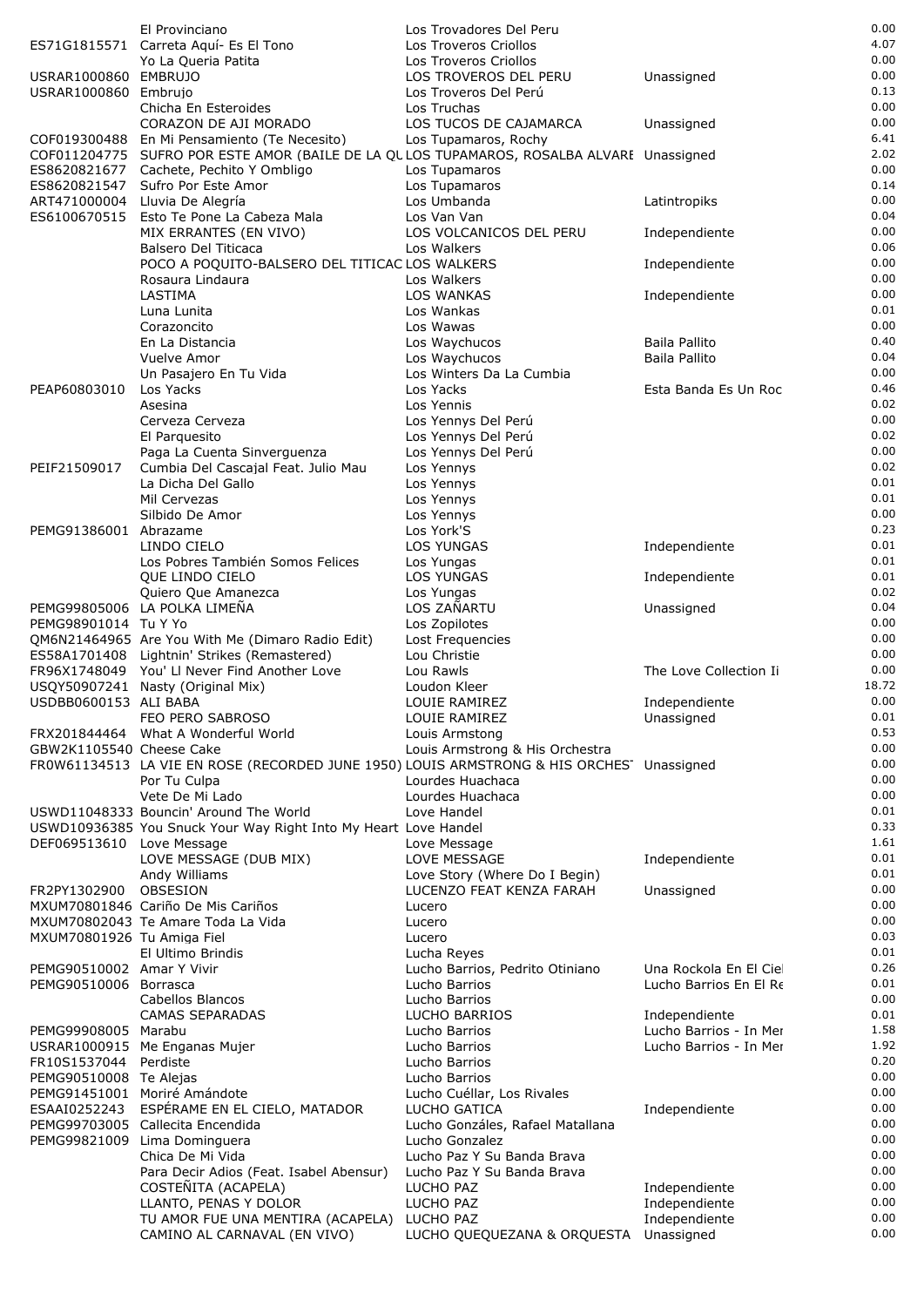| | | | | |
|---|---|---|---|---|
| | El Provinciano | Los Trovadores Del Peru | | 0.00 |
| ES71G1815571 | Carreta Aquí- Es El Tono | Los Troveros Criollos | | 4.07 |
| | Yo La Queria Patita | Los Troveros Criollos | | 0.00 |
| USRAR1000860 | EMBRUJO | LOS TROVEROS DEL PERU | Unassigned | 0.00 |
| USRAR1000860 | Embrujo | Los Troveros Del Perú | | 0.13 |
| | Chicha En Esteroides | Los Truchas | | 0.00 |
| | CORAZON DE AJI MORADO | LOS TUCOS DE CAJAMARCA | Unassigned | 0.00 |
| COF019300488 | En Mi Pensamiento (Te Necesito) | Los Tupamaros, Rochy | | 6.41 |
| COF011204775 | SUFRO POR ESTE AMOR (BAILE DE LA QU | LOS TUPAMAROS, ROSALBA ALVARE | Unassigned | 2.02 |
| ES8620821677 | Cachete, Pechito Y Ombligo | Los Tupamaros | | 0.00 |
| ES8620821547 | Sufro Por Este Amor | Los Tupamaros | | 0.14 |
| ART471000004 | Lluvia De Alegría | Los Umbanda | Latintropiks | 0.00 |
| ES6100670515 | Esto Te Pone La Cabeza Mala | Los Van Van | | 0.04 |
| | MIX ERRANTES (EN VIVO) | LOS VOLCANICOS DEL PERU | Independiente | 0.00 |
| | Balsero Del Titicaca | Los Walkers | | 0.06 |
| | POCO A POQUITO-BALSERO DEL TITICAC | LOS WALKERS | Independiente | 0.00 |
| | Rosaura Lindaura | Los Walkers | | 0.00 |
| | LASTIMA | LOS WANKAS | Independiente | 0.00 |
| | Luna Lunita | Los Wankas | | 0.01 |
| | Corazoncito | Los Wawas | | 0.00 |
| | En La Distancia | Los Waychucos | Baila Pallito | 0.40 |
| | Vuelve Amor | Los Waychucos | Baila Pallito | 0.04 |
| | Un Pasajero En Tu Vida | Los Winters Da La Cumbia | | 0.00 |
| PEAP60803010 | Los Yacks | Los Yacks | Esta Banda Es Un Roc | 0.46 |
| | Asesina | Los Yennis | | 0.02 |
| | Cerveza Cerveza | Los Yennys Del Perú | | 0.00 |
| | El Parquesito | Los Yennys Del Perú | | 0.02 |
| | Paga La Cuenta Sinverguenza | Los Yennys Del Perú | | 0.00 |
| PEIF21509017 | Cumbia Del Cascajal Feat. Julio Mau | Los Yennys | | 0.02 |
| | La Dicha Del Gallo | Los Yennys | | 0.01 |
| | Mil Cervezas | Los Yennys | | 0.01 |
| | Silbido De Amor | Los Yennys | | 0.00 |
| PEMG91386001 | Abrazame | Los York'S | | 0.23 |
| | LINDO CIELO | LOS YUNGAS | Independiente | 0.01 |
| | Los Pobres También Somos Felices | Los Yungas | | 0.01 |
| | QUE LINDO CIELO | LOS YUNGAS | Independiente | 0.01 |
| | Quiero Que Amanezca | Los Yungas | | 0.02 |
| PEMG99805006 | LA POLKA LIMEÑA | LOS ZAÑARTU | Unassigned | 0.04 |
| PEMG98901014 | Tu Y Yo | Los Zopilotes | | 0.00 |
| QM6N21464965 | Are You With Me (Dimaro Radio Edit) | Lost Frequencies | | 0.00 |
| ES58A1701408 | Lightnin' Strikes (Remastered) | Lou Christie | | 0.00 |
| FR96X1748049 | You' Ll Never Find Another Love | Lou Rawls | The Love Collection Ii | 0.00 |
| USQY50907241 | Nasty (Original Mix) | Loudon Kleer | | 18.72 |
| USDBB0600153 | ALI BABA | LOUIE RAMIREZ | Independiente | 0.00 |
| | FEO PERO SABROSO | LOUIE RAMIREZ | Unassigned | 0.01 |
| FRX201844464 | What A Wonderful World | Louis Armstong | | 0.53 |
| GBW2K1105540 | Cheese Cake | Louis Armstrong & His Orchestra | | 0.00 |
| FR0W61134513 | LA VIE EN ROSE (RECORDED JUNE 1950) | LOUIS ARMSTRONG & HIS ORCHES | Unassigned | 0.00 |
| | Por Tu Culpa | Lourdes Huachaca | | 0.00 |
| | Vete De Mi Lado | Lourdes Huachaca | | 0.00 |
| USWD11048333 | Bouncin' Around The World | Love Handel | | 0.01 |
| USWD10936385 | You Snuck Your Way Right Into My Heart | Love Handel | | 0.33 |
| DEF069513610 | Love Message | Love Message | | 1.61 |
| | LOVE MESSAGE (DUB MIX) | LOVE MESSAGE | Independiente | 0.01 |
| | Andy Williams | Love Story (Where Do I Begin) | | 0.01 |
| FR2PY1302900 | OBSESION | LUCENZO FEAT KENZA FARAH | Unassigned | 0.00 |
| MXUM70801846 | Cariño De Mis Cariños | Lucero | | 0.00 |
| MXUM70802043 | Te Amare Toda La Vida | Lucero | | 0.00 |
| MXUM70801926 | Tu Amiga Fiel | Lucero | | 0.03 |
| | El Ultimo Brindis | Lucha Reyes | | 0.01 |
| PEMG90510002 | Amar Y Vivir | Lucho Barrios, Pedrito Otiniano | Una Rockola En El Ciel | 0.26 |
| PEMG90510006 | Borrasca | Lucho Barrios | Lucho Barrios En El Re | 0.01 |
| | Cabellos Blancos | Lucho Barrios | | 0.00 |
| | CAMAS SEPARADAS | LUCHO BARRIOS | Independiente | 0.01 |
| PEMG99908005 | Marabu | Lucho Barrios | Lucho Barrios - In Mer | 1.58 |
| USRAR1000915 | Me Enganas Mujer | Lucho Barrios | Lucho Barrios - In Mer | 1.92 |
| FR10S1537044 | Perdiste | Lucho Barrios | | 0.20 |
| PEMG90510008 | Te Alejas | Lucho Barrios | | 0.00 |
| PEMG91451001 | Moriré Amándote | Lucho Cuéllar, Los Rivales | | 0.00 |
| ESAAI0252243 | ESPÉRAME EN EL CIELO, MATADOR | LUCHO GATICA | Independiente | 0.00 |
| PEMG99703005 | Callecita Encendida | Lucho Gonzáles, Rafael Matallana | | 0.00 |
| PEMG99821009 | Lima Dominguera | Lucho Gonzalez | | 0.00 |
| | Chica De Mi Vida | Lucho Paz Y Su Banda Brava | | 0.00 |
| | Para Decir Adios (Feat. Isabel Abensur) | Lucho Paz Y Su Banda Brava | | 0.00 |
| | COSTEÑITA (ACAPELA) | LUCHO PAZ | Independiente | 0.00 |
| | LLANTO, PENAS Y DOLOR | LUCHO PAZ | Independiente | 0.00 |
| | TU AMOR FUE UNA MENTIRA (ACAPELA) | LUCHO PAZ | Independiente | 0.00 |
| | CAMINO AL CARNAVAL (EN VIVO) | LUCHO QUEQUEZANA & ORQUESTA | Unassigned | 0.00 |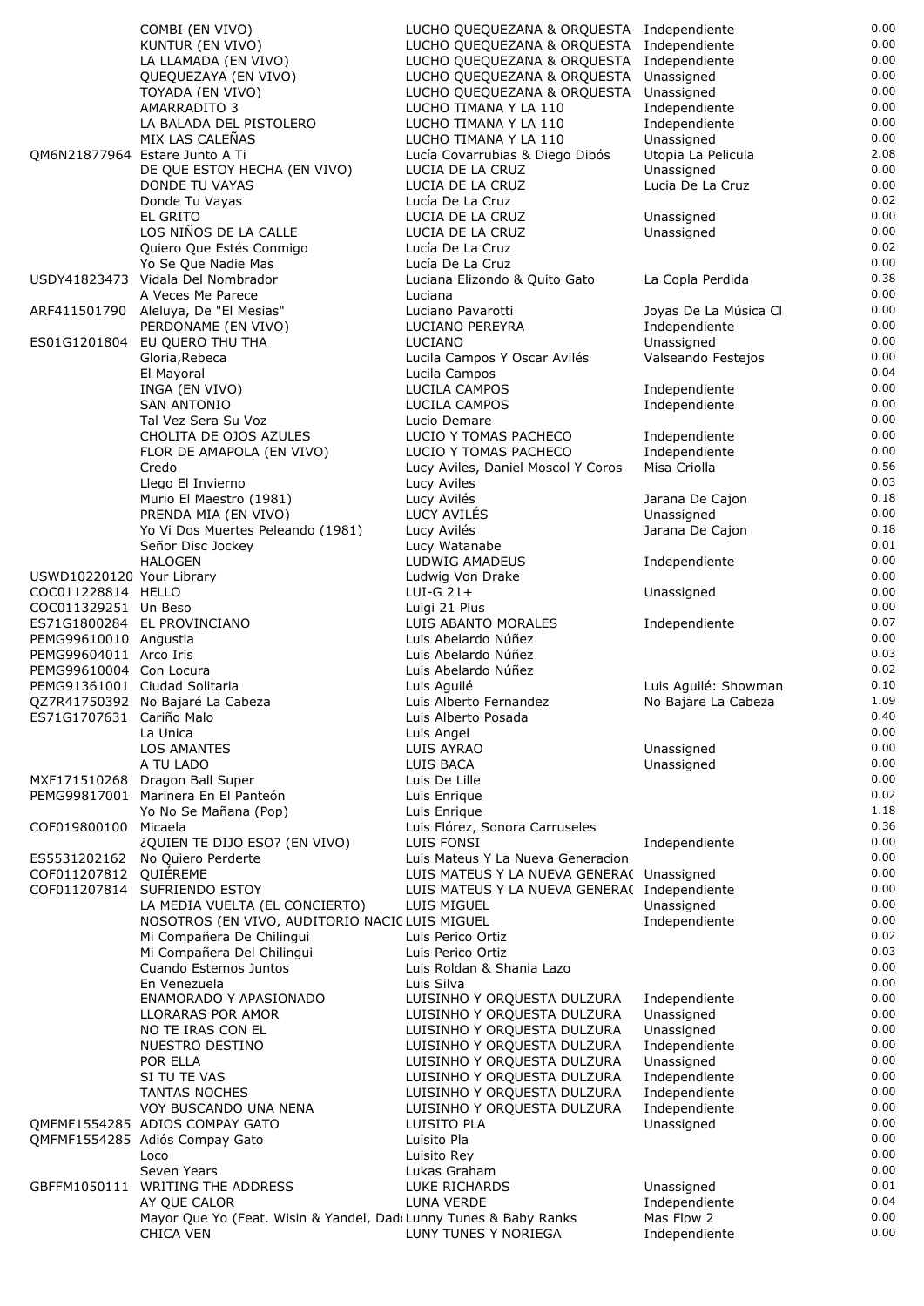| | | | | |
|---|---|---|---|---|
| | COMBI (EN VIVO) | LUCHO QUEQUEZANA & ORQUESTA | Independiente | 0.00 |
| | KUNTUR (EN VIVO) | LUCHO QUEQUEZANA & ORQUESTA | Independiente | 0.00 |
| | LA LLAMADA (EN VIVO) | LUCHO QUEQUEZANA & ORQUESTA | Independiente | 0.00 |
| | QUEQUEZAYA (EN VIVO) | LUCHO QUEQUEZANA & ORQUESTA | Unassigned | 0.00 |
| | TOYADA (EN VIVO) | LUCHO QUEQUEZANA & ORQUESTA | Unassigned | 0.00 |
| | AMARRADITO 3 | LUCHO TIMANA Y LA 110 | Independiente | 0.00 |
| | LA BALADA DEL PISTOLERO | LUCHO TIMANA Y LA 110 | Independiente | 0.00 |
| | MIX LAS CALEÑAS | LUCHO TIMANA Y LA 110 | Unassigned | 0.00 |
| QM6N21877964 | Estare Junto A Ti | Lucía Covarrubias & Diego Dibós | Utopia La Pelicula | 2.08 |
| | DE QUE ESTOY HECHA (EN VIVO) | LUCIA DE LA CRUZ | Unassigned | 0.00 |
| | DONDE TU VAYAS | LUCIA DE LA CRUZ | Lucia De La Cruz | 0.00 |
| | Donde Tu Vayas | Lucía De La Cruz | | 0.02 |
| | EL GRITO | LUCIA DE LA CRUZ | Unassigned | 0.00 |
| | LOS NIÑOS DE LA CALLE | LUCIA DE LA CRUZ | Unassigned | 0.00 |
| | Quiero Que Estés Conmigo | Lucía De La Cruz | | 0.02 |
| | Yo Se Que Nadie Mas | Lucía De La Cruz | | 0.00 |
| USDY41823473 | Vidala Del Nombrador | Luciana Elizondo & Quito Gato | La Copla Perdida | 0.38 |
| | A Veces Me Parece | Luciana | | 0.00 |
| ARF411501790 | Aleluya, De "El Mesias" | Luciano Pavarotti | Joyas De La Música Cl | 0.00 |
| | PERDONAME (EN VIVO) | LUCIANO PEREYRA | Independiente | 0.00 |
| ES01G1201804 | EU QUERO THU THA | LUCIANO | Unassigned | 0.00 |
| | Gloria,Rebeca | Lucila Campos Y Oscar Avilés | Valseando Festejos | 0.00 |
| | El Mayoral | Lucila Campos | | 0.04 |
| | INGA (EN VIVO) | LUCILA CAMPOS | Independiente | 0.00 |
| | SAN ANTONIO | LUCILA CAMPOS | Independiente | 0.00 |
| | Tal Vez Sera Su Voz | Lucio Demare | | 0.00 |
| | CHOLITA DE OJOS AZULES | LUCIO Y TOMAS PACHECO | Independiente | 0.00 |
| | FLOR DE AMAPOLA (EN VIVO) | LUCIO Y TOMAS PACHECO | Independiente | 0.00 |
| | Credo | Lucy Aviles, Daniel Moscol Y Coros | Misa Criolla | 0.56 |
| | Llego El Invierno | Lucy Aviles | | 0.03 |
| | Murio El Maestro (1981) | Lucy Avilés | Jarana De Cajon | 0.18 |
| | PRENDA MIA (EN VIVO) | LUCY AVILÉS | Unassigned | 0.00 |
| | Yo Vi Dos Muertes Peleando (1981) | Lucy Avilés | Jarana De Cajon | 0.18 |
| | Señor Disc Jockey | Lucy Watanabe | | 0.01 |
| | HALOGEN | LUDWIG AMADEUS | Independiente | 0.00 |
| USWD10220120 | Your Library | Ludwig Von Drake | | 0.00 |
| COC011228814 | HELLO | LUI-G 21+ | Unassigned | 0.00 |
| COC011329251 | Un Beso | Luigi 21 Plus | | 0.00 |
| ES71G1800284 | EL PROVINCIANO | LUIS ABANTO MORALES | Independiente | 0.07 |
| PEMG99610010 | Angustia | Luis Abelardo Núñez | | 0.00 |
| PEMG99604011 | Arco Iris | Luis Abelardo Núñez | | 0.03 |
| PEMG99610004 | Con Locura | Luis Abelardo Núñez | | 0.02 |
| PEMG91361001 | Ciudad Solitaria | Luis Aguilé | Luis Aguilé: Showman | 0.10 |
| QZ7R41750392 | No Bajaré La Cabeza | Luis Alberto Fernandez | No Bajare La Cabeza | 1.09 |
| ES71G1707631 | Cariño Malo | Luis Alberto Posada | | 0.40 |
| | La Unica | Luis Angel | | 0.00 |
| | LOS AMANTES | LUIS AYRAO | Unassigned | 0.00 |
| | A TU LADO | LUIS BACA | Unassigned | 0.00 |
| MXF171510268 | Dragon Ball Super | Luis De Lille | | 0.00 |
| PEMG99817001 | Marinera En El Panteón | Luis Enrique | | 0.02 |
| | Yo No Se Mañana (Pop) | Luis Enrique | | 1.18 |
| COF019800100 | Micaela | Luis Flórez, Sonora Carruseles | | 0.36 |
| | ¿QUIEN TE DIJO ESO? (EN VIVO) | LUIS FONSI | Independiente | 0.00 |
| ES5531202162 | No Quiero Perderte | Luis Mateus Y La Nueva Generacion | | 0.00 |
| COF011207812 | QUIÉREME | LUIS MATEUS Y LA NUEVA GENERAC | Unassigned | 0.00 |
| COF011207814 | SUFRIENDO ESTOY | LUIS MATEUS Y LA NUEVA GENERAC | Independiente | 0.00 |
| | LA MEDIA VUELTA (EL CONCIERTO) | LUIS MIGUEL | Unassigned | 0.00 |
| | NOSOTROS (EN VIVO, AUDITORIO NACIC | LUIS MIGUEL | Independiente | 0.00 |
| | Mi Compañera De Chilingui | Luis Perico Ortiz | | 0.02 |
| | Mi Compañera Del Chilingui | Luis Perico Ortiz | | 0.03 |
| | Cuando Estemos Juntos | Luis Roldan & Shania Lazo | | 0.00 |
| | En Venezuela | Luis Silva | | 0.00 |
| | ENAMORADO Y APASIONADO | LUISINHO Y ORQUESTA DULZURA | Independiente | 0.00 |
| | LLORARAS POR AMOR | LUISINHO Y ORQUESTA DULZURA | Unassigned | 0.00 |
| | NO TE IRAS CON EL | LUISINHO Y ORQUESTA DULZURA | Unassigned | 0.00 |
| | NUESTRO DESTINO | LUISINHO Y ORQUESTA DULZURA | Independiente | 0.00 |
| | POR ELLA | LUISINHO Y ORQUESTA DULZURA | Unassigned | 0.00 |
| | SI TU TE VAS | LUISINHO Y ORQUESTA DULZURA | Independiente | 0.00 |
| | TANTAS NOCHES | LUISINHO Y ORQUESTA DULZURA | Independiente | 0.00 |
| | VOY BUSCANDO UNA NENA | LUISINHO Y ORQUESTA DULZURA | Independiente | 0.00 |
| QMFMF1554285 | ADIOS COMPAY GATO | LUISITO PLA | Unassigned | 0.00 |
| QMFMF1554285 | Adiós Compay Gato | Luisito Pla | | 0.00 |
| | Loco | Luisito Rey | | 0.00 |
| | Seven Years | Lukas Graham | | 0.00 |
| GBFFM1050111 | WRITING THE ADDRESS | LUKE RICHARDS | Unassigned | 0.01 |
| | AY QUE CALOR | LUNA VERDE | Independiente | 0.04 |
| | Mayor Que Yo (Feat. Wisin & Yandel, Dad | Lunny Tunes & Baby Ranks | Mas Flow 2 | 0.00 |
| | CHICA VEN | LUNY TUNES Y NORIEGA | Independiente | 0.00 |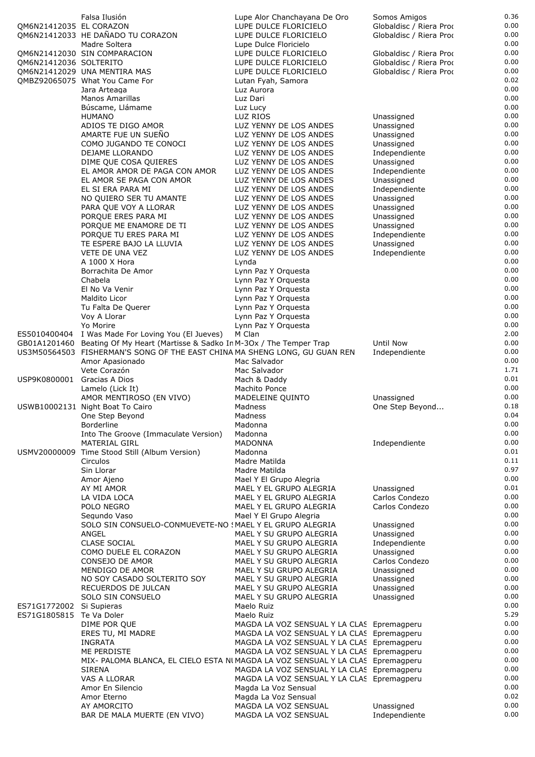| | | | | |
|---|---|---|---|---|
| | Falsa Ilusión | Lupe Alor Chanchayana De Oro | Somos Amigos | 0.36 |
| QM6N21412035 | EL CORAZON | LUPE DULCE FLORICIELO | Globaldisc / Riera Proc | 0.00 |
| QM6N21412033 | HE DAÑADO TU CORAZON | LUPE DULCE FLORICIELO | Globaldisc / Riera Proc | 0.00 |
| | Madre Soltera | Lupe Dulce Floricielo | | 0.00 |
| QM6N21412030 | SIN COMPARACION | LUPE DULCE FLORICIELO | Globaldisc / Riera Proc | 0.00 |
| QM6N21412036 | SOLTERITO | LUPE DULCE FLORICIELO | Globaldisc / Riera Proc | 0.00 |
| QM6N21412029 | UNA MENTIRA MAS | LUPE DULCE FLORICIELO | Globaldisc / Riera Proc | 0.00 |
| QMBZ92065075 | What You Came For | Lutan Fyah, Samora | | 0.02 |
| | Jara Arteaga | Luz Aurora | | 0.00 |
| | Manos Amarillas | Luz Dari | | 0.00 |
| | Búscame, Llámame | Luz Lucy | | 0.00 |
| | HUMANO | LUZ RIOS | Unassigned | 0.00 |
| | ADIOS TE DIGO AMOR | LUZ YENNY DE LOS ANDES | Unassigned | 0.00 |
| | AMARTE FUE UN SUEÑO | LUZ YENNY DE LOS ANDES | Unassigned | 0.00 |
| | COMO JUGANDO TE CONOCI | LUZ YENNY DE LOS ANDES | Unassigned | 0.00 |
| | DEJAME LLORANDO | LUZ YENNY DE LOS ANDES | Independiente | 0.00 |
| | DIME QUE COSA QUIERES | LUZ YENNY DE LOS ANDES | Unassigned | 0.00 |
| | EL AMOR AMOR DE PAGA CON AMOR | LUZ YENNY DE LOS ANDES | Independiente | 0.00 |
| | EL AMOR SE PAGA CON AMOR | LUZ YENNY DE LOS ANDES | Unassigned | 0.00 |
| | EL SI ERA PARA MI | LUZ YENNY DE LOS ANDES | Independiente | 0.00 |
| | NO QUIERO SER TU AMANTE | LUZ YENNY DE LOS ANDES | Unassigned | 0.00 |
| | PARA QUE VOY A LLORAR | LUZ YENNY DE LOS ANDES | Unassigned | 0.00 |
| | PORQUE ERES PARA MI | LUZ YENNY DE LOS ANDES | Unassigned | 0.00 |
| | PORQUE ME ENAMORE DE TI | LUZ YENNY DE LOS ANDES | Unassigned | 0.00 |
| | PORQUE TU ERES PARA MI | LUZ YENNY DE LOS ANDES | Independiente | 0.00 |
| | TE ESPERE BAJO LA LLUVIA | LUZ YENNY DE LOS ANDES | Unassigned | 0.00 |
| | VETE DE UNA VEZ | LUZ YENNY DE LOS ANDES | Independiente | 0.00 |
| | A 1000 X Hora | Lynda | | 0.00 |
| | Borrachita De Amor | Lynn Paz Y Orquesta | | 0.00 |
| | Chabela | Lynn Paz Y Orquesta | | 0.00 |
| | El No Va Venir | Lynn Paz Y Orquesta | | 0.00 |
| | Maldito Licor | Lynn Paz Y Orquesta | | 0.00 |
| | Tu Falta De Querer | Lynn Paz Y Orquesta | | 0.00 |
| | Voy A Llorar | Lynn Paz Y Orquesta | | 0.00 |
| | Yo Morire | Lynn Paz Y Orquesta | | 0.00 |
| ES5010400404 | I Was Made For Loving You (El Jueves) | M Clan | | 2.00 |
| GB01A1201460 | Beating Of My Heart (Martisse & Sadko In | M-3Ox / The Temper Trap | Until Now | 0.00 |
| US3M50564503 | FISHERMAN'S SONG OF THE EAST CHINA | MA SHENG LONG, GU GUAN REN | Independiente | 0.00 |
| | Amor Apasionado | Mac Salvador | | 0.00 |
| | Vete Corazón | Mac Salvador | | 1.71 |
| USP9K0800001 | Gracias A Dios | Mach & Daddy | | 0.01 |
| | Lamelo (Lick It) | Machito Ponce | | 0.00 |
| | AMOR MENTIROSO (EN VIVO) | MADELEINE QUINTO | Unassigned | 0.00 |
| USWB10002131 | Night Boat To Cairo | Madness | One Step Beyond... | 0.18 |
| | One Step Beyond | Madness | | 0.04 |
| | Borderline | Madonna | | 0.00 |
| | Into The Groove (Immaculate Version) | Madonna | | 0.00 |
| | MATERIAL GIRL | MADONNA | Independiente | 0.00 |
| USMV20000009 | Time Stood Still (Album Version) | Madonna | | 0.01 |
| | Circulos | Madre Matilda | | 0.11 |
| | Sin Llorar | Madre Matilda | | 0.97 |
| | Amor Ajeno | Mael Y El Grupo Alegria | | 0.00 |
| | AY MI AMOR | MAEL Y EL GRUPO ALEGRIA | Unassigned | 0.01 |
| | LA VIDA LOCA | MAEL Y EL GRUPO ALEGRIA | Carlos Condezo | 0.00 |
| | POLO NEGRO | MAEL Y EL GRUPO ALEGRIA | Carlos Condezo | 0.00 |
| | Segundo Vaso | Mael Y El Grupo Alegria | | 0.00 |
| | SOLO SIN CONSUELO-CONMUEVETE-NO S | MAEL Y EL GRUPO ALEGRIA | Unassigned | 0.00 |
| | ANGEL | MAEL Y SU GRUPO ALEGRIA | Unassigned | 0.00 |
| | CLASE SOCIAL | MAEL Y SU GRUPO ALEGRIA | Independiente | 0.00 |
| | COMO DUELE EL CORAZON | MAEL Y SU GRUPO ALEGRIA | Unassigned | 0.00 |
| | CONSEJO DE AMOR | MAEL Y SU GRUPO ALEGRIA | Carlos Condezo | 0.00 |
| | MENDIGO DE AMOR | MAEL Y SU GRUPO ALEGRIA | Unassigned | 0.00 |
| | NO SOY CASADO SOLTERITO SOY | MAEL Y SU GRUPO ALEGRIA | Unassigned | 0.00 |
| | RECUERDOS DE JULCAN | MAEL Y SU GRUPO ALEGRIA | Unassigned | 0.00 |
| | SOLO SIN CONSUELO | MAEL Y SU GRUPO ALEGRIA | Unassigned | 0.00 |
| ES71G1772002 | Si Supieras | Maelo Ruiz | | 0.00 |
| ES71G1805815 | Te Va Doler | Maelo Ruiz | | 5.29 |
| | DIME POR QUE | MAGDA LA VOZ SENSUAL Y LA CLAS | Epremagperu | 0.00 |
| | ERES TU, MI MADRE | MAGDA LA VOZ SENSUAL Y LA CLAS | Epremagperu | 0.00 |
| | INGRATA | MAGDA LA VOZ SENSUAL Y LA CLAS | Epremagperu | 0.00 |
| | ME PERDISTE | MAGDA LA VOZ SENSUAL Y LA CLAS | Epremagperu | 0.00 |
| | MIX- PALOMA BLANCA, EL CIELO ESTA NU | MAGDA LA VOZ SENSUAL Y LA CLAS | Epremagperu | 0.00 |
| | SIRENA | MAGDA LA VOZ SENSUAL Y LA CLAS | Epremagperu | 0.00 |
| | VAS A LLORAR | MAGDA LA VOZ SENSUAL Y LA CLAS | Epremagperu | 0.00 |
| | Amor En Silencio | Magda La Voz Sensual | | 0.00 |
| | Amor Eterno | Magda La Voz Sensual | | 0.02 |
| | AY AMORCITO | MAGDA LA VOZ SENSUAL | Unassigned | 0.00 |
| | BAR DE MALA MUERTE (EN VIVO) | MAGDA LA VOZ SENSUAL | Independiente | 0.00 |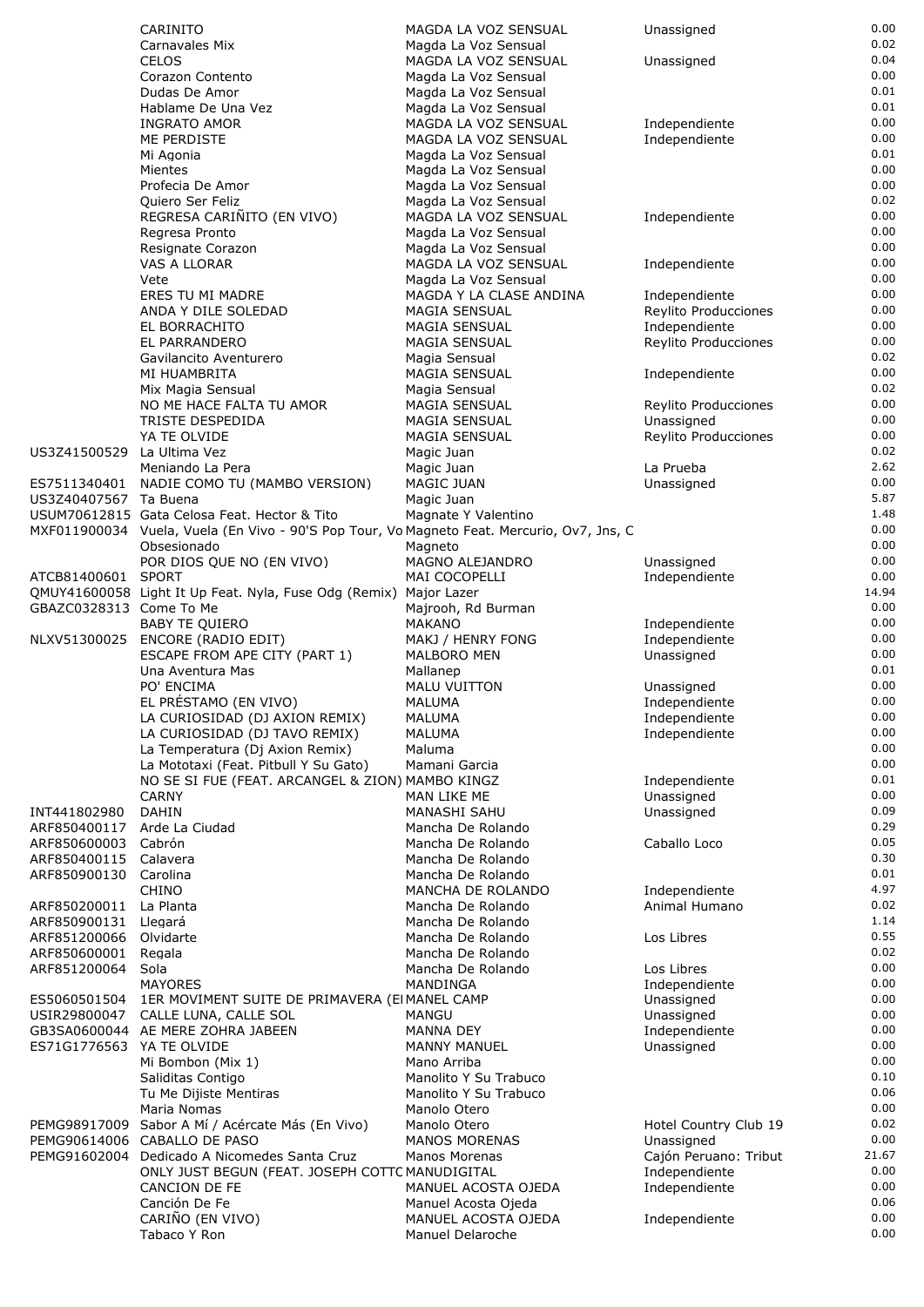| | | | | |
|---|---|---|---|---|
| | CARINITO | MAGDA LA VOZ SENSUAL | Unassigned | 0.00 |
| | Carnavales Mix | Magda La Voz Sensual | | 0.02 |
| | CELOS | MAGDA LA VOZ SENSUAL | Unassigned | 0.04 |
| | Corazon Contento | Magda La Voz Sensual | | 0.00 |
| | Dudas De Amor | Magda La Voz Sensual | | 0.01 |
| | Hablame De Una Vez | Magda La Voz Sensual | | 0.01 |
| | INGRATO AMOR | MAGDA LA VOZ SENSUAL | Independiente | 0.00 |
| | ME PERDISTE | MAGDA LA VOZ SENSUAL | Independiente | 0.00 |
| | Mi Agonia | Magda La Voz Sensual | | 0.01 |
| | Mientes | Magda La Voz Sensual | | 0.00 |
| | Profecia De Amor | Magda La Voz Sensual | | 0.00 |
| | Quiero Ser Feliz | Magda La Voz Sensual | | 0.02 |
| | REGRESA CARIÑITO (EN VIVO) | MAGDA LA VOZ SENSUAL | Independiente | 0.00 |
| | Regresa Pronto | Magda La Voz Sensual | | 0.00 |
| | Resignate Corazon | Magda La Voz Sensual | | 0.00 |
| | VAS A LLORAR | MAGDA LA VOZ SENSUAL | Independiente | 0.00 |
| | Vete | Magda La Voz Sensual | | 0.00 |
| | ERES TU MI MADRE | MAGDA Y LA CLASE ANDINA | Independiente | 0.00 |
| | ANDA Y DILE SOLEDAD | MAGIA SENSUAL | Reylito Producciones | 0.00 |
| | EL BORRACHITO | MAGIA SENSUAL | Independiente | 0.00 |
| | EL PARRANDERO | MAGIA SENSUAL | Reylito Producciones | 0.00 |
| | Gavilancito Aventurero | Magia Sensual | | 0.02 |
| | MI HUAMBRITA | MAGIA SENSUAL | Independiente | 0.00 |
| | Mix Magia Sensual | Magia Sensual | | 0.02 |
| | NO ME HACE FALTA TU AMOR | MAGIA SENSUAL | Reylito Producciones | 0.00 |
| | TRISTE DESPEDIDA | MAGIA SENSUAL | Unassigned | 0.00 |
| | YA TE OLVIDE | MAGIA SENSUAL | Reylito Producciones | 0.00 |
| US3Z41500529 | La Ultima Vez | Magic Juan | | 0.02 |
| | Meniando La Pera | Magic Juan | La Prueba | 2.62 |
| ES7511340401 | NADIE COMO TU (MAMBO VERSION) | MAGIC JUAN | Unassigned | 0.00 |
| US3Z40407567 | Ta Buena | Magic Juan | | 5.87 |
| USUM70612815 | Gata Celosa Feat. Hector & Tito | Magnate Y Valentino | | 1.48 |
| MXF011900034 | Vuela, Vuela (En Vivo - 90'S Pop Tour, Vo | Magneto Feat. Mercurio, Ov7, Jns, C | | 0.00 |
| | Obsesionado | Magneto | | 0.00 |
| | POR DIOS QUE NO (EN VIVO) | MAGNO ALEJANDRO | Unassigned | 0.00 |
| ATCB81400601 | SPORT | MAI COCOPELLI | Independiente | 0.00 |
| QMUY41600058 | Light It Up Feat. Nyla, Fuse Odg (Remix) | Major Lazer | | 14.94 |
| GBAZC0328313 | Come To Me | Majrooh, Rd Burman | | 0.00 |
| | BABY TE QUIERO | MAKANO | Independiente | 0.00 |
| NLXV51300025 | ENCORE (RADIO EDIT) | MAKJ / HENRY FONG | Independiente | 0.00 |
| | ESCAPE FROM APE CITY (PART 1) | MALBORO MEN | Unassigned | 0.00 |
| | Una Aventura Mas | Mallanep | | 0.01 |
| | PO' ENCIMA | MALU VUITTON | Unassigned | 0.00 |
| | EL PRÉSTAMO (EN VIVO) | MALUMA | Independiente | 0.00 |
| | LA CURIOSIDAD (DJ AXION REMIX) | MALUMA | Independiente | 0.00 |
| | LA CURIOSIDAD (DJ TAVO REMIX) | MALUMA | Independiente | 0.00 |
| | La Temperatura (Dj Axion Remix) | Maluma | | 0.00 |
| | La Mototaxi (Feat. Pitbull Y Su Gato) | Mamani Garcia | | 0.00 |
| | NO SE SI FUE (FEAT. ARCANGEL & ZION) | MAMBO KINGZ | Independiente | 0.01 |
| | CARNY | MAN LIKE ME | Unassigned | 0.00 |
| INT441802980 | DAHIN | MANASHI SAHU | Unassigned | 0.09 |
| ARF850400117 | Arde La Ciudad | Mancha De Rolando | | 0.29 |
| ARF850600003 | Cabrón | Mancha De Rolando | Caballo Loco | 0.05 |
| ARF850400115 | Calavera | Mancha De Rolando | | 0.30 |
| ARF850900130 | Carolina | Mancha De Rolando | | 0.01 |
| | CHINO | MANCHA DE ROLANDO | Independiente | 4.97 |
| ARF850200011 | La Planta | Mancha De Rolando | Animal Humano | 0.02 |
| ARF850900131 | Llegará | Mancha De Rolando | | 1.14 |
| ARF851200066 | Olvidarte | Mancha De Rolando | Los Libres | 0.55 |
| ARF850600001 | Regala | Mancha De Rolando | | 0.02 |
| ARF851200064 | Sola | Mancha De Rolando | Los Libres | 0.00 |
| | MAYORES | MANDINGA | Independiente | 0.00 |
| ES5060501504 | 1ER MOVIMENT SUITE DE PRIMAVERA (EI | MANEL CAMP | Unassigned | 0.00 |
| USIR29800047 | CALLE LUNA, CALLE SOL | MANGU | Unassigned | 0.00 |
| GB3SA0600044 | AE MERE ZOHRA JABEEN | MANNA DEY | Independiente | 0.00 |
| ES71G1776563 | YA TE OLVIDE | MANNY MANUEL | Unassigned | 0.00 |
| | Mi Bombon (Mix 1) | Mano Arriba | | 0.00 |
| | Saliditas Contigo | Manolito Y Su Trabuco | | 0.10 |
| | Tu Me Dijiste Mentiras | Manolito Y Su Trabuco | | 0.06 |
| | Maria Nomas | Manolo Otero | | 0.00 |
| PEMG98917009 | Sabor A Mí / Acércate Más (En Vivo) | Manolo Otero | Hotel Country Club 19 | 0.02 |
| PEMG90614006 | CABALLO DE PASO | MANOS MORENAS | Unassigned | 0.00 |
| PEMG91602004 | Dedicado A Nicomedes Santa Cruz | Manos Morenas | Cajón Peruano: Tribut | 21.67 |
| | ONLY JUST BEGUN (FEAT. JOSEPH COTTC | MANUDIGITAL | Independiente | 0.00 |
| | CANCION DE FE | MANUEL ACOSTA OJEDA | Independiente | 0.00 |
| | Canción De Fe | Manuel Acosta Ojeda | | 0.06 |
| | CARIÑO (EN VIVO) | MANUEL ACOSTA OJEDA | Independiente | 0.00 |
| | Tabaco Y Ron | Manuel Delaroche | | 0.00 |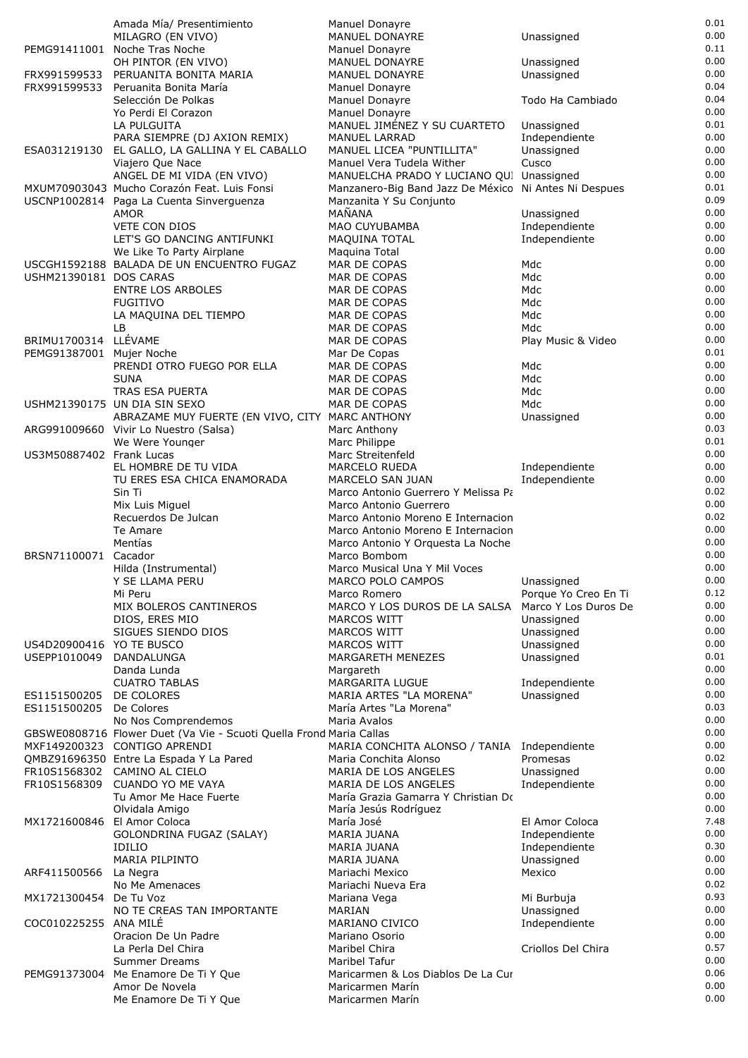| | | | | |
|---|---|---|---|---|
| | Amada Mía/ Presentimiento | Manuel Donayre | | 0.01 |
| | MILAGRO (EN VIVO) | MANUEL DONAYRE | Unassigned | 0.00 |
| PEMG91411001 | Noche Tras Noche | Manuel Donayre | | 0.11 |
| | OH PINTOR (EN VIVO) | MANUEL DONAYRE | Unassigned | 0.00 |
| FRX991599533 | PERUANITA BONITA MARIA | MANUEL DONAYRE | Unassigned | 0.00 |
| FRX991599533 | Peruanita Bonita María | Manuel Donayre | | 0.04 |
| | Selección De Polkas | Manuel Donayre | Todo Ha Cambiado | 0.04 |
| | Yo Perdi El Corazon | Manuel Donayre | | 0.00 |
| | LA PULGUITA | MANUEL JIMÉNEZ Y SU CUARTETO | Unassigned | 0.01 |
| | PARA SIEMPRE (DJ AXION REMIX) | MANUEL LARRAD | Independiente | 0.00 |
| ESA031219130 | EL GALLO, LA GALLINA Y EL CABALLO | MANUEL LICEA "PUNTILLITA" | Unassigned | 0.00 |
| | Viajero Que Nace | Manuel Vera Tudela Wither | Cusco | 0.00 |
| | ANGEL DE MI VIDA (EN VIVO) | MANUELCHA PRADO Y LUCIANO QUI | Unassigned | 0.00 |
| MXUM70903043 | Mucho Corazón Feat. Luis Fonsi | Manzanero-Big Band Jazz De México | Ni Antes Ni Despues | 0.01 |
| USCNP1002814 | Paga La Cuenta Sinverguenza | Manzanita Y Su Conjunto | | 0.09 |
| | AMOR | MAÑANA | Unassigned | 0.00 |
| | VETE CON DIOS | MAO CUYUBAMBA | Independiente | 0.00 |
| | LET'S GO DANCING ANTIFUNKI | MAQUINA TOTAL | Independiente | 0.00 |
| | We Like To Party Airplane | Maquina Total | | 0.00 |
| USCGH1592188 | BALADA DE UN ENCUENTRO FUGAZ | MAR DE COPAS | Mdc | 0.00 |
| USHM21390181 | DOS CARAS | MAR DE COPAS | Mdc | 0.00 |
| | ENTRE LOS ARBOLES | MAR DE COPAS | Mdc | 0.00 |
| | FUGITIVO | MAR DE COPAS | Mdc | 0.00 |
| | LA MAQUINA DEL TIEMPO | MAR DE COPAS | Mdc | 0.00 |
| | LB | MAR DE COPAS | Mdc | 0.00 |
| BRIMU1700314 | LLÉVAME | MAR DE COPAS | Play Music & Video | 0.00 |
| PEMG91387001 | Mujer Noche | Mar De Copas | | 0.01 |
| | PRENDI OTRO FUEGO POR ELLA | MAR DE COPAS | Mdc | 0.00 |
| | SUNA | MAR DE COPAS | Mdc | 0.00 |
| | TRAS ESA PUERTA | MAR DE COPAS | Mdc | 0.00 |
| USHM21390175 | UN DIA SIN SEXO | MAR DE COPAS | Mdc | 0.00 |
| | ABRAZAME MUY FUERTE (EN VIVO, CITY | MARC ANTHONY | Unassigned | 0.00 |
| ARG991009660 | Vivir Lo Nuestro (Salsa) | Marc Anthony | | 0.03 |
| | We Were Younger | Marc Philippe | | 0.01 |
| US3M50887402 | Frank Lucas | Marc Streitenfeld | | 0.00 |
| | EL HOMBRE DE TU VIDA | MARCELO RUEDA | Independiente | 0.00 |
| | TU ERES ESA CHICA ENAMORADA | MARCELO SAN JUAN | Independiente | 0.00 |
| | Sin Ti | Marco Antonio Guerrero Y Melissa Pa | | 0.02 |
| | Mix Luis Miguel | Marco Antonio Guerrero | | 0.00 |
| | Recuerdos De Julcan | Marco Antonio Moreno E Internacion | | 0.02 |
| | Te Amare | Marco Antonio Moreno E Internacion | | 0.00 |
| | Mentías | Marco Antonio Y Orquesta La Noche | | 0.00 |
| BRSN71100071 | Cacador | Marco Bombom | | 0.00 |
| | Hilda (Instrumental) | Marco Musical Una Y Mil Voces | | 0.00 |
| | Y SE LLAMA PERU | MARCO POLO CAMPOS | Unassigned | 0.00 |
| | Mi Peru | Marco Romero | Porque Yo Creo En Ti | 0.12 |
| | MIX BOLEROS CANTINEROS | MARCO Y LOS DUROS DE LA SALSA | Marco Y Los Duros De | 0.00 |
| | DIOS, ERES MIO | MARCOS WITT | Unassigned | 0.00 |
| | SIGUES SIENDO DIOS | MARCOS WITT | Unassigned | 0.00 |
| US4D20900416 | YO TE BUSCO | MARCOS WITT | Unassigned | 0.00 |
| USEPP1010049 | DANDALUNGA | MARGARETH MENEZES | Unassigned | 0.01 |
| | Danda Lunda | Margareth | | 0.00 |
| | CUATRO TABLAS | MARGARITA LUGUE | Independiente | 0.00 |
| ES1151500205 | DE COLORES | MARIA ARTES "LA MORENA" | Unassigned | 0.00 |
| ES1151500205 | De Colores | María Artes "La Morena" | | 0.03 |
| | No Nos Comprendemos | Maria Avalos | | 0.00 |
| GBSWE0808716 | Flower Duet (Va Vie - Scuoti Quella Frond | Maria Callas | | 0.00 |
| MXF149200323 | CONTIGO APRENDI | MARIA CONCHITA ALONSO / TANIA | Independiente | 0.00 |
| QMBZ91696350 | Entre La Espada Y La Pared | Maria Conchita Alonso | Promesas | 0.02 |
| FR10S1568302 | CAMINO AL CIELO | MARIA DE LOS ANGELES | Unassigned | 0.00 |
| FR10S1568309 | CUANDO YO ME VAYA | MARIA DE LOS ANGELES | Independiente | 0.00 |
| | Tu Amor Me Hace Fuerte | María Grazia Gamarra Y Christian Do | | 0.00 |
| | Olvidala Amigo | María Jesús Rodríguez | | 0.00 |
| MX1721600846 | El Amor Coloca | María José | El Amor Coloca | 7.48 |
| | GOLONDRINA FUGAZ (SALAY) | MARIA JUANA | Independiente | 0.00 |
| | IDILIO | MARIA JUANA | Independiente | 0.30 |
| | MARIA PILPINTO | MARIA JUANA | Unassigned | 0.00 |
| ARF411500566 | La Negra | Mariachi Mexico | Mexico | 0.00 |
| | No Me Amenaces | Mariachi Nueva Era | | 0.02 |
| MX1721300454 | De Tu Voz | Mariana Vega | Mi Burbuja | 0.93 |
| | NO TE CREAS TAN IMPORTANTE | MARIAN | Unassigned | 0.00 |
| COC010225255 | ANA MILÉ | MARIANO CIVICO | Independiente | 0.00 |
| | Oracion De Un Padre | Mariano Osorio | | 0.00 |
| | La Perla Del Chira | Maribel Chira | Criollos Del Chira | 0.57 |
| | Summer Dreams | Maribel Tafur | | 0.00 |
| PEMG91373004 | Me Enamore De Ti Y Que | Maricarmen & Los Diablos De La Cur | | 0.06 |
| | Amor De Novela | Maricarmen Marín | | 0.00 |
| | Me Enamore De Ti Y Que | Maricarmen Marín | | 0.00 |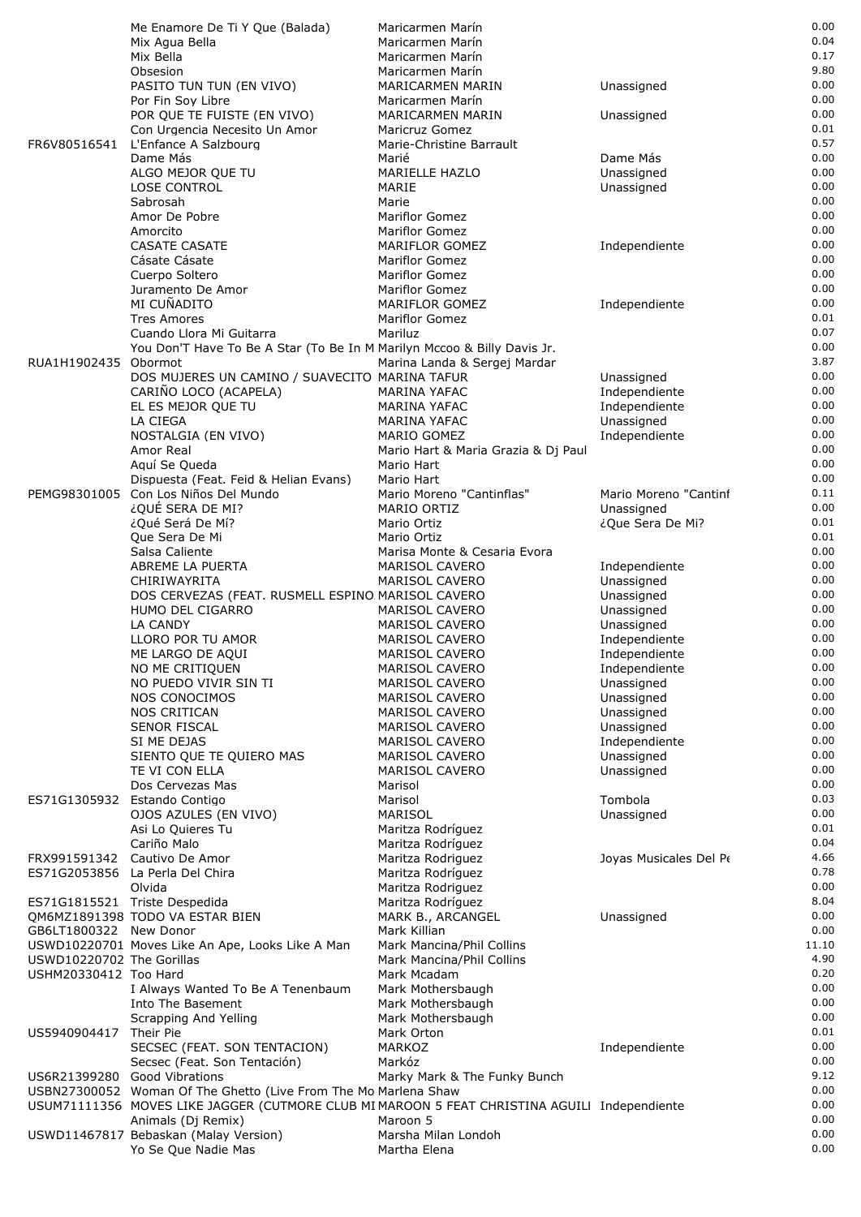| | | | | |
|---|---|---|---|---|
| | Me Enamore De Ti Y Que (Balada) | Maricarmen Marín | | 0.00 |
| | Mix Agua Bella | Maricarmen Marín | | 0.04 |
| | Mix Bella | Maricarmen Marín | | 0.17 |
| | Obsesion | Maricarmen Marín | | 9.80 |
| | PASITO TUN TUN (EN VIVO) | MARICARMEN MARIN | Unassigned | 0.00 |
| | Por Fin Soy Libre | Maricarmen Marín | | 0.00 |
| | POR QUE TE FUISTE (EN VIVO) | MARICARMEN MARIN | Unassigned | 0.00 |
| | Con Urgencia Necesito Un Amor | Maricruz Gomez | | 0.01 |
| FR6V80516541 | L'Enfance A Salzbourg | Marie-Christine Barrault | | 0.57 |
| | Dame Más | Marié | Dame Más | 0.00 |
| | ALGO MEJOR QUE TU | MARIELLE HAZLO | Unassigned | 0.00 |
| | LOSE CONTROL | MARIE | Unassigned | 0.00 |
| | Sabrosah | Marie | | 0.00 |
| | Amor De Pobre | Mariflor Gomez | | 0.00 |
| | Amorcito | Mariflor Gomez | | 0.00 |
| | CASATE CASATE | MARIFLOR GOMEZ | Independiente | 0.00 |
| | Cásate Cásate | Mariflor Gomez | | 0.00 |
| | Cuerpo Soltero | Mariflor Gomez | | 0.00 |
| | Juramento De Amor | Mariflor Gomez | | 0.00 |
| | MI CUÑADITO | MARIFLOR GOMEZ | Independiente | 0.00 |
| | Tres Amores | Mariflor Gomez | | 0.01 |
| | Cuando Llora Mi Guitarra | Mariluz | | 0.07 |
| | You Don'T Have To Be A Star (To Be In M | Marilyn Mccoo & Billy Davis Jr. | | 0.00 |
| RUA1H1902435 | Obormot | Marina Landa & Sergej Mardar | | 3.87 |
| | DOS MUJERES UN CAMINO / SUAVECITO | MARINA TAFUR | Unassigned | 0.00 |
| | CARIÑO LOCO (ACAPELA) | MARINA YAFAC | Independiente | 0.00 |
| | EL ES MEJOR QUE TU | MARINA YAFAC | Independiente | 0.00 |
| | LA CIEGA | MARINA YAFAC | Unassigned | 0.00 |
| | NOSTALGIA (EN VIVO) | MARIO GOMEZ | Independiente | 0.00 |
| | Amor Real | Mario Hart & Maria Grazia & Dj Paul | | 0.00 |
| | Aquí Se Queda | Mario Hart | | 0.00 |
| | Dispuesta (Feat. Feid & Helian Evans) | Mario Hart | | 0.00 |
| PEMG98301005 | Con Los Niños Del Mundo | Mario Moreno "Cantinflas" | Mario Moreno "Cantinf | 0.11 |
| | ¿QUÉ SERA DE MI? | MARIO ORTIZ | Unassigned | 0.00 |
| | ¿Qué Será De Mí? | Mario Ortiz | ¿Que Sera De Mi? | 0.01 |
| | Que Sera De Mi | Mario Ortiz | | 0.01 |
| | Salsa Caliente | Marisa Monte & Cesaria Evora | | 0.00 |
| | ABREME LA PUERTA | MARISOL CAVERO | Independiente | 0.00 |
| | CHIRIWAYRITA | MARISOL CAVERO | Unassigned | 0.00 |
| | DOS CERVEZAS (FEAT. RUSMELL ESPINO | MARISOL CAVERO | Unassigned | 0.00 |
| | HUMO DEL CIGARRO | MARISOL CAVERO | Unassigned | 0.00 |
| | LA CANDY | MARISOL CAVERO | Unassigned | 0.00 |
| | LLORO POR TU AMOR | MARISOL CAVERO | Independiente | 0.00 |
| | ME LARGO DE AQUI | MARISOL CAVERO | Independiente | 0.00 |
| | NO ME CRITIQUEN | MARISOL CAVERO | Independiente | 0.00 |
| | NO PUEDO VIVIR SIN TI | MARISOL CAVERO | Unassigned | 0.00 |
| | NOS CONOCIMOS | MARISOL CAVERO | Unassigned | 0.00 |
| | NOS CRITICAN | MARISOL CAVERO | Unassigned | 0.00 |
| | SENOR FISCAL | MARISOL CAVERO | Unassigned | 0.00 |
| | SI ME DEJAS | MARISOL CAVERO | Independiente | 0.00 |
| | SIENTO QUE TE QUIERO MAS | MARISOL CAVERO | Unassigned | 0.00 |
| | TE VI CON ELLA | MARISOL CAVERO | Unassigned | 0.00 |
| | Dos Cervezas Mas | Marisol | | 0.00 |
| ES71G1305932 | Estando Contigo | Marisol | Tombola | 0.03 |
| | OJOS AZULES (EN VIVO) | MARISOL | Unassigned | 0.00 |
| | Asi Lo Quieres Tu | Maritza Rodríguez | | 0.01 |
| | Cariño Malo | Maritza Rodríguez | | 0.04 |
| FRX991591342 | Cautivo De Amor | Maritza Rodriguez | Joyas Musicales Del Pe | 4.66 |
| ES71G2053856 | La Perla Del Chira | Maritza Rodríguez | | 0.78 |
| | Olvida | Maritza Rodriguez | | 0.00 |
| ES71G1815521 | Triste Despedida | Maritza Rodríguez | | 8.04 |
| QM6MZ1891398 | TODO VA ESTAR BIEN | MARK B., ARCANGEL | Unassigned | 0.00 |
| GB6LT1800322 | New Donor | Mark Killian | | 0.00 |
| USWD10220701 | Moves Like An Ape, Looks Like A Man | Mark Mancina/Phil Collins | | 11.10 |
| USWD10220702 | The Gorillas | Mark Mancina/Phil Collins | | 4.90 |
| USHM20330412 | Too Hard | Mark Mcadam | | 0.20 |
| | I Always Wanted To Be A Tenenbaum | Mark Mothersbaugh | | 0.00 |
| | Into The Basement | Mark Mothersbaugh | | 0.00 |
| | Scrapping And Yelling | Mark Mothersbaugh | | 0.00 |
| US5940904417 | Their Pie | Mark Orton | | 0.01 |
| | SECSEC (FEAT. SON TENTACION) | MARKOZ | Independiente | 0.00 |
| | Secsec (Feat. Son Tentación) | Markóz | | 0.00 |
| US6R21399280 | Good Vibrations | Marky Mark & The Funky Bunch | | 9.12 |
| USBN27300052 | Woman Of The Ghetto (Live From The Mo | Marlena Shaw | | 0.00 |
| USUM71111356 | MOVES LIKE JAGGER (CUTMORE CLUB MI | MAROON 5 FEAT CHRISTINA AGUILI | Independiente | 0.00 |
| | Animals (Dj Remix) | Maroon 5 | | 0.00 |
| USWD11467817 | Bebaskan (Malay Version) | Marsha Milan Londoh | | 0.00 |
| | Yo Se Que Nadie Mas | Martha Elena | | 0.00 |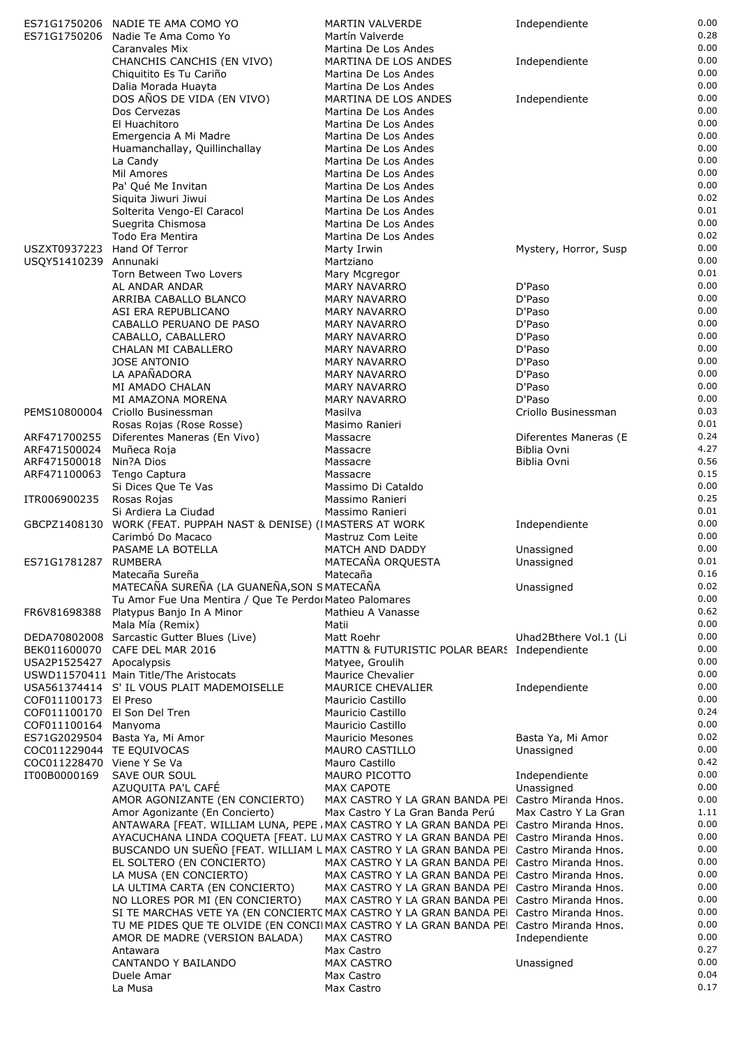| | | | | |
|---|---|---|---|---|
| ES71G1750206 | NADIE TE AMA COMO YO | MARTIN VALVERDE | Independiente | 0.00 |
| ES71G1750206 | Nadie Te Ama Como Yo | Martín Valverde | | 0.28 |
| | Caranvales Mix | Martina De Los Andes | | 0.00 |
| | CHANCHIS CANCHIS (EN VIVO) | MARTINA DE LOS ANDES | Independiente | 0.00 |
| | Chiquitito Es Tu Cariño | Martina De Los Andes | | 0.00 |
| | Dalia Morada Huayta | Martina De Los Andes | | 0.00 |
| | DOS AÑOS DE VIDA (EN VIVO) | MARTINA DE LOS ANDES | Independiente | 0.00 |
| | Dos Cervezas | Martina De Los Andes | | 0.00 |
| | El Huachitoro | Martina De Los Andes | | 0.00 |
| | Emergencia A Mi Madre | Martina De Los Andes | | 0.00 |
| | Huamanchallay, Quillinchallay | Martina De Los Andes | | 0.00 |
| | La Candy | Martina De Los Andes | | 0.00 |
| | Mil Amores | Martina De Los Andes | | 0.00 |
| | Pa' Qué Me Invitan | Martina De Los Andes | | 0.00 |
| | Siquita Jiwuri Jiwui | Martina De Los Andes | | 0.02 |
| | Solterita Vengo-El Caracol | Martina De Los Andes | | 0.01 |
| | Suegrita Chismosa | Martina De Los Andes | | 0.00 |
| | Todo Era Mentira | Martina De Los Andes | | 0.02 |
| USZXT0937223 | Hand Of Terror | Marty Irwin | Mystery, Horror, Susp | 0.00 |
| USQY51410239 | Annunaki | Martziano | | 0.00 |
| | Torn Between Two Lovers | Mary Mcgregor | | 0.01 |
| | AL ANDAR ANDAR | MARY NAVARRO | D'Paso | 0.00 |
| | ARRIBA CABALLO BLANCO | MARY NAVARRO | D'Paso | 0.00 |
| | ASI ERA REPUBLICANO | MARY NAVARRO | D'Paso | 0.00 |
| | CABALLO PERUANO DE PASO | MARY NAVARRO | D'Paso | 0.00 |
| | CABALLO, CABALLERO | MARY NAVARRO | D'Paso | 0.00 |
| | CHALAN MI CABALLERO | MARY NAVARRO | D'Paso | 0.00 |
| | JOSE ANTONIO | MARY NAVARRO | D'Paso | 0.00 |
| | LA APAÑADORA | MARY NAVARRO | D'Paso | 0.00 |
| | MI AMADO CHALAN | MARY NAVARRO | D'Paso | 0.00 |
| | MI AMAZONA MORENA | MARY NAVARRO | D'Paso | 0.00 |
| PEMS10800004 | Criollo Businessman | Masilva | Criollo Businessman | 0.03 |
| | Rosas Rojas (Rose Rosse) | Masimo Ranieri | | 0.01 |
| ARF471700255 | Diferentes Maneras (En Vivo) | Massacre | Diferentes Maneras (E | 0.24 |
| ARF471500024 | Muñeca Roja | Massacre | Biblia Ovni | 4.27 |
| ARF471500018 | Nin?A Dios | Massacre | Biblia Ovni | 0.56 |
| ARF471100063 | Tengo Captura | Massacre | | 0.15 |
| | Si Dices Que Te Vas | Massimo Di Cataldo | | 0.00 |
| ITR006900235 | Rosas Rojas | Massimo Ranieri | | 0.25 |
| | Si Ardiera La Ciudad | Massimo Ranieri | | 0.01 |
| GBCPZ1408130 | WORK (FEAT. PUPPAH NAST & DENISE) (I | MASTERS AT WORK | Independiente | 0.00 |
| | Carimbó Do Macaco | Mastruz Com Leite | | 0.00 |
| | PASAME LA BOTELLA | MATCH AND DADDY | Unassigned | 0.00 |
| ES71G1781287 | RUMBERA | MATECAÑA ORQUESTA | Unassigned | 0.01 |
| | Matecaña Sureña | Matecaña | | 0.16 |
| | MATECAÑA SUREÑA (LA GUANEÑA,SON S | MATECAÑA | Unassigned | 0.02 |
| | Tu Amor Fue Una Mentira / Que Te Perdo | Mateo Palomares | | 0.00 |
| FR6V81698388 | Platypus Banjo In A Minor | Mathieu A Vanasse | | 0.62 |
| | Mala Mía (Remix) | Matii | | 0.00 |
| DEDA70802008 | Sarcastic Gutter Blues (Live) | Matt Roehr | Uhad2Bthere Vol.1 (Li | 0.00 |
| BEK011600070 | CAFE DEL MAR 2016 | MATTN & FUTURISTIC POLAR BEARS | Independiente | 0.00 |
| USA2P1525427 | Apocalypsis | Matyee, Groulih | | 0.00 |
| USWD11570411 | Main Title/The Aristocats | Maurice Chevalier | | 0.00 |
| USA561374414 | S' IL VOUS PLAIT MADEMOISELLE | MAURICE CHEVALIER | Independiente | 0.00 |
| COF011100173 | El Preso | Mauricio Castillo | | 0.00 |
| COF011100170 | El Son Del Tren | Mauricio Castillo | | 0.24 |
| COF011100164 | Manyoma | Mauricio Castillo | | 0.00 |
| ES71G2029504 | Basta Ya, Mi Amor | Mauricio Mesones | Basta Ya, Mi Amor | 0.02 |
| COC011229044 | TE EQUIVOCAS | MAURO CASTILLO | Unassigned | 0.00 |
| COC011228470 | Viene Y Se Va | Mauro Castillo | | 0.42 |
| IT00B0000169 | SAVE OUR SOUL | MAURO PICOTTO | Independiente | 0.00 |
| | AZUQUITA PA'L CAFÉ | MAX CAPOTE | Unassigned | 0.00 |
| | AMOR AGONIZANTE (EN CONCIERTO) | MAX CASTRO Y LA GRAN BANDA PE | Castro Miranda Hnos. | 0.00 |
| | Amor Agonizante (En Concierto) | Max Castro Y La Gran Banda Perú | Max Castro Y La Gran | 1.11 |
| | ANTAWARA [FEAT. WILLIAM LUNA, PEPE | MAX CASTRO Y LA GRAN BANDA PE | Castro Miranda Hnos. | 0.00 |
| | AYACUCHANA LINDA COQUETA [FEAT. LU | MAX CASTRO Y LA GRAN BANDA PE | Castro Miranda Hnos. | 0.00 |
| | BUSCANDO UN SUEÑO [FEAT. WILLIAM L | MAX CASTRO Y LA GRAN BANDA PE | Castro Miranda Hnos. | 0.00 |
| | EL SOLTERO (EN CONCIERTO) | MAX CASTRO Y LA GRAN BANDA PE | Castro Miranda Hnos. | 0.00 |
| | LA MUSA (EN CONCIERTO) | MAX CASTRO Y LA GRAN BANDA PE | Castro Miranda Hnos. | 0.00 |
| | LA ULTIMA CARTA (EN CONCIERTO) | MAX CASTRO Y LA GRAN BANDA PE | Castro Miranda Hnos. | 0.00 |
| | NO LLORES POR MI (EN CONCIERTO) | MAX CASTRO Y LA GRAN BANDA PE | Castro Miranda Hnos. | 0.00 |
| | SI TE MARCHAS VETE YA (EN CONCIERTO | MAX CASTRO Y LA GRAN BANDA PE | Castro Miranda Hnos. | 0.00 |
| | TU ME PIDES QUE TE OLVIDE (EN CONCI | MAX CASTRO Y LA GRAN BANDA PE | Castro Miranda Hnos. | 0.00 |
| | AMOR DE MADRE (VERSION BALADA) | MAX CASTRO | Independiente | 0.00 |
| | Antawara | Max Castro | | 0.27 |
| | CANTANDO Y BAILANDO | MAX CASTRO | Unassigned | 0.00 |
| | Duele Amar | Max Castro | | 0.04 |
| | La Musa | Max Castro | | 0.17 |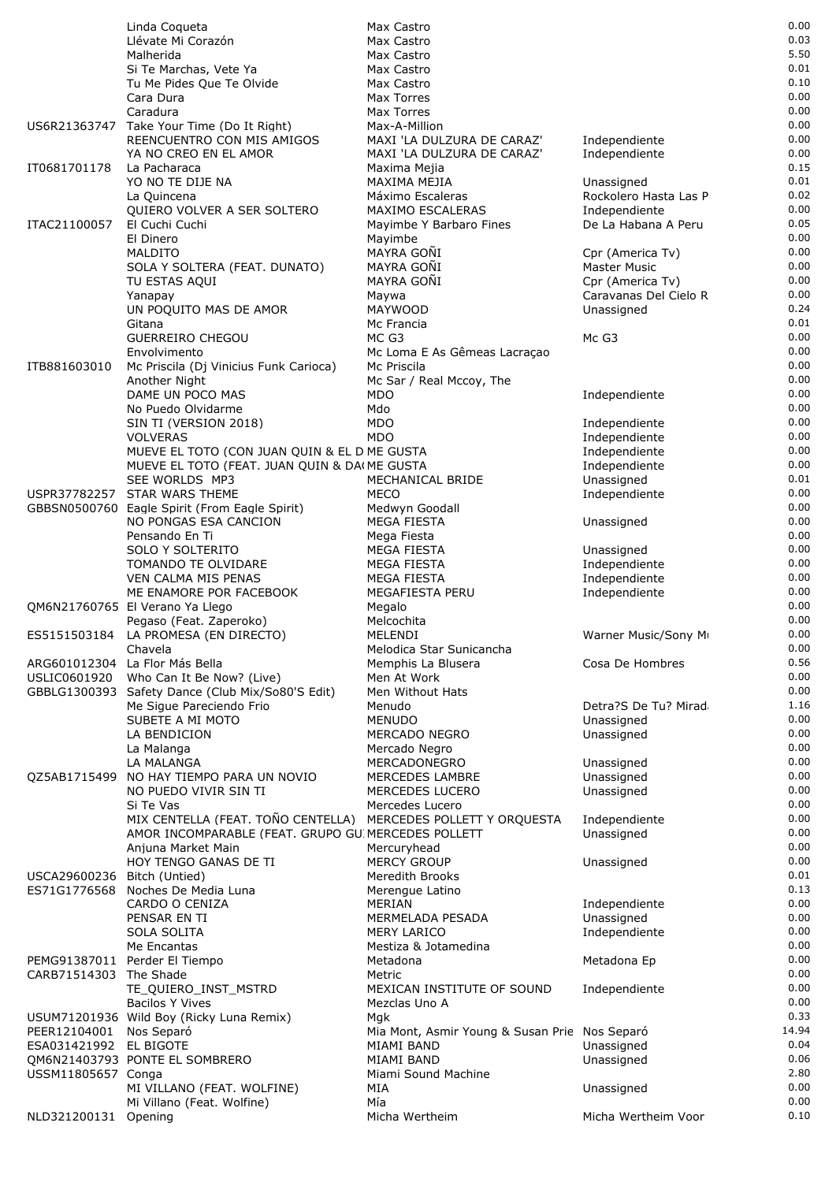| | | | | |
|---|---|---|---|---|
| | Linda Coqueta | Max Castro | | 0.00 |
| | Llévate Mi Corazón | Max Castro | | 0.03 |
| | Malherida | Max Castro | | 5.50 |
| | Si Te Marchas, Vete Ya | Max Castro | | 0.01 |
| | Tu Me Pides Que Te Olvide | Max Castro | | 0.10 |
| | Cara Dura | Max Torres | | 0.00 |
| | Caradura | Max Torres | | 0.00 |
| US6R21363747 | Take Your Time (Do It Right) | Max-A-Million | | 0.00 |
| | REENCUENTRO CON MIS AMIGOS | MAXI 'LA DULZURA DE CARAZ' | Independiente | 0.00 |
| | YA NO CREO EN EL AMOR | MAXI 'LA DULZURA DE CARAZ' | Independiente | 0.00 |
| IT0681701178 | La Pacharaca | Maxima Mejia | | 0.15 |
| | YO NO TE DIJE NA | MAXIMA MEJIA | Unassigned | 0.01 |
| | La Quincena | Máximo Escaleras | Rockolero Hasta Las P | 0.02 |
| | QUIERO VOLVER A SER SOLTERO | MAXIMO ESCALERAS | Independiente | 0.00 |
| ITAC21100057 | El Cuchi Cuchi | Mayimbe Y Barbaro Fines | De La Habana A Peru | 0.05 |
| | El Dinero | Mayimbe | | 0.00 |
| | MALDITO | MAYRA GOÑI | Cpr (America Tv) | 0.00 |
| | SOLA Y SOLTERA (FEAT. DUNATO) | MAYRA GOÑI | Master Music | 0.00 |
| | TU ESTAS AQUI | MAYRA GOÑI | Cpr (America Tv) | 0.00 |
| | Yanapay | Maywa | Caravanas Del Cielo R | 0.00 |
| | UN POQUITO MAS DE AMOR | MAYWOOD | Unassigned | 0.24 |
| | Gitana | Mc Francia | | 0.01 |
| | GUERREIRO CHEGOU | MC G3 | Mc G3 | 0.00 |
| | Envolvimento | Mc Loma E As Gêmeas Lacraçao | | 0.00 |
| ITB881603010 | Mc Priscila (Dj Vinicius Funk Carioca) | Mc Priscila | | 0.00 |
| | Another Night | Mc Sar / Real Mccoy, The | | 0.00 |
| | DAME UN POCO MAS | MDO | Independiente | 0.00 |
| | No Puedo Olvidarme | Mdo | | 0.00 |
| | SIN TI (VERSION 2018) | MDO | Independiente | 0.00 |
| | VOLVERAS | MDO | Independiente | 0.00 |
| | MUEVE EL TOTO (CON JUAN QUIN & EL D | ME GUSTA | Independiente | 0.00 |
| | MUEVE EL TOTO (FEAT. JUAN QUIN & DA( | ME GUSTA | Independiente | 0.00 |
| | SEE WORLDS MP3 | MECHANICAL BRIDE | Unassigned | 0.01 |
| USPR37782257 | STAR WARS THEME | MECO | Independiente | 0.00 |
| GBBSN0500760 | Eagle Spirit (From Eagle Spirit) | Medwyn Goodall | | 0.00 |
| | NO PONGAS ESA CANCION | MEGA FIESTA | Unassigned | 0.00 |
| | Pensando En Ti | Mega Fiesta | | 0.00 |
| | SOLO Y SOLTERITO | MEGA FIESTA | Unassigned | 0.00 |
| | TOMANDO TE OLVIDARE | MEGA FIESTA | Independiente | 0.00 |
| | VEN CALMA MIS PENAS | MEGA FIESTA | Independiente | 0.00 |
| | ME ENAMORE POR FACEBOOK | MEGAFIESTA PERU | Independiente | 0.00 |
| QM6N21760765 | El Verano Ya Llego | Megalo | | 0.00 |
| | Pegaso (Feat. Zaperoko) | Melcochita | | 0.00 |
| ES5151503184 | LA PROMESA (EN DIRECTO) | MELENDI | Warner Music/Sony Mu | 0.00 |
| | Chavela | Melodica Star Sunicancha | | 0.00 |
| ARG601012304 | La Flor Más Bella | Memphis La Blusera | Cosa De Hombres | 0.56 |
| USLIC0601920 | Who Can It Be Now? (Live) | Men At Work | | 0.00 |
| GBBLG1300393 | Safety Dance (Club Mix/So80'S Edit) | Men Without Hats | | 0.00 |
| | Me Sigue Pareciendo Frio | Menudo | Detra?S De Tu? Mirada | 1.16 |
| | SUBETE A MI MOTO | MENUDO | Unassigned | 0.00 |
| | LA BENDICION | MERCADO NEGRO | Unassigned | 0.00 |
| | La Malanga | Mercado Negro | | 0.00 |
| | LA MALANGA | MERCADONEGRO | Unassigned | 0.00 |
| QZ5AB1715499 | NO HAY TIEMPO PARA UN NOVIO | MERCEDES LAMBRE | Unassigned | 0.00 |
| | NO PUEDO VIVIR SIN TI | MERCEDES LUCERO | Unassigned | 0.00 |
| | Si Te Vas | Mercedes Lucero | | 0.00 |
| | MIX CENTELLA (FEAT. TOÑO CENTELLA) | MERCEDES POLLETT Y ORQUESTA | Independiente | 0.00 |
| | AMOR INCOMPARABLE (FEAT. GRUPO GU | MERCEDES POLLETT | Unassigned | 0.00 |
| | Anjuna Market Main | Mercuryhead | | 0.00 |
| | HOY TENGO GANAS DE TI | MERCY GROUP | Unassigned | 0.00 |
| USCA29600236 | Bitch (Untied) | Meredith Brooks | | 0.01 |
| ES71G1776568 | Noches De Media Luna | Merengue Latino | | 0.13 |
| | CARDO O CENIZA | MERIAN | Independiente | 0.00 |
| | PENSAR EN TI | MERMELADA PESADA | Unassigned | 0.00 |
| | SOLA SOLITA | MERY LARICO | Independiente | 0.00 |
| | Me Encantas | Mestiza & Jotamedina | | 0.00 |
| PEMG91387011 | Perder El Tiempo | Metadona | Metadona Ep | 0.00 |
| CARB71514303 | The Shade | Metric | | 0.00 |
| | TE_QUIERO_INST_MSTRD | MEXICAN INSTITUTE OF SOUND | Independiente | 0.00 |
| | Bacilos Y Vives | Mezclas Uno A | | 0.00 |
| USUM71201936 | Wild Boy (Ricky Luna Remix) | Mgk | | 0.33 |
| PEER12104001 | Nos Separó | Mia Mont, Asmir Young & Susan Prie | Nos Separó | 14.94 |
| ESA031421992 | EL BIGOTE | MIAMI BAND | Unassigned | 0.04 |
| QM6N21403793 | PONTE EL SOMBRERO | MIAMI BAND | Unassigned | 0.06 |
| USSM11805657 | Conga | Miami Sound Machine | | 2.80 |
| | MI VILLANO (FEAT. WOLFINE) | MIA | Unassigned | 0.00 |
| | Mi Villano (Feat. Wolfine) | Mía | | 0.00 |
| NLD321200131 | Opening | Micha Wertheim | Micha Wertheim Voor | 0.10 |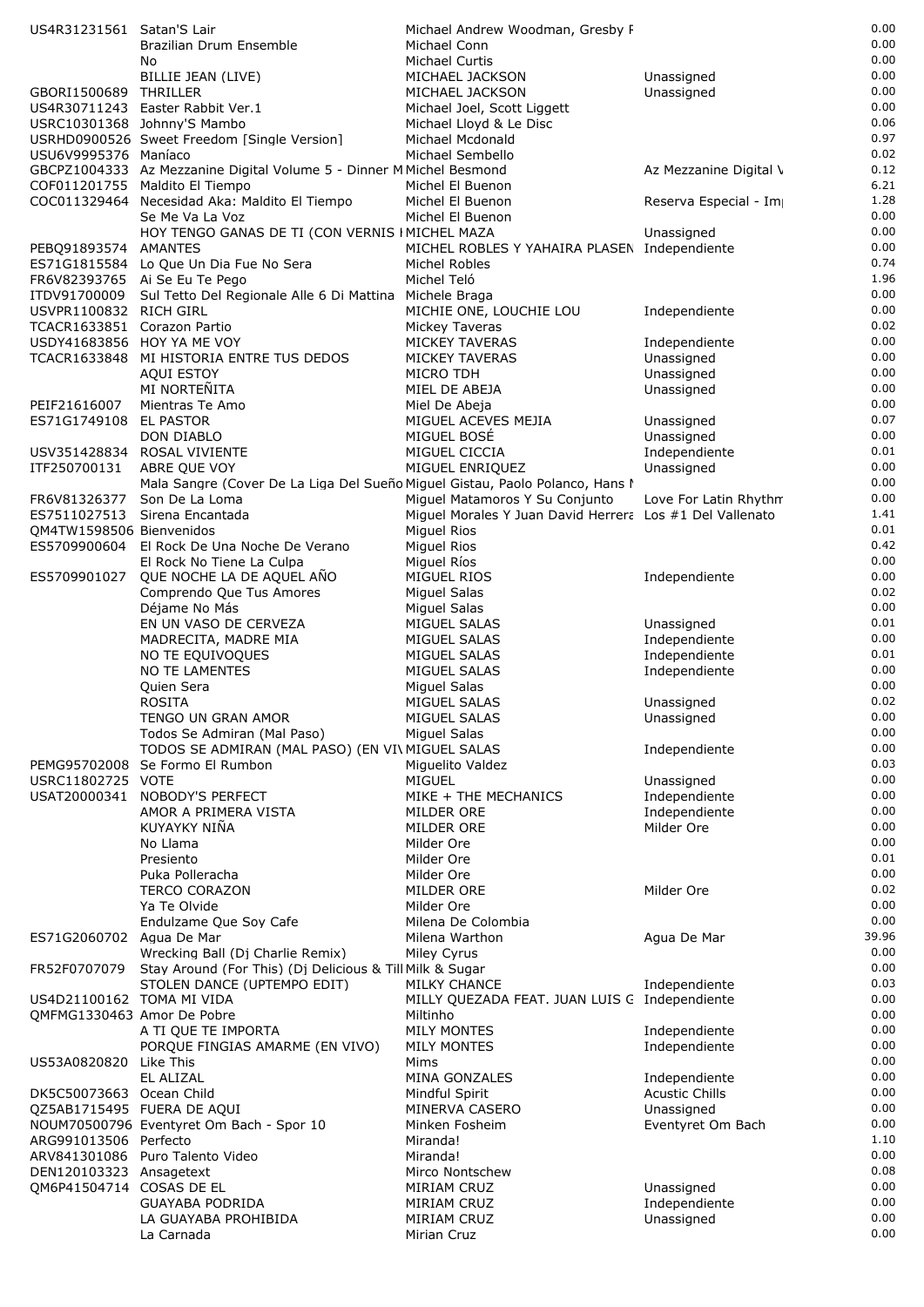| | | | | |
|---|---|---|---|---|
| US4R31231561 | Satan'S Lair | Michael Andrew Woodman, Gresby F | | 0.00 |
| | Brazilian Drum Ensemble | Michael Conn | | 0.00 |
| | No | Michael Curtis | | 0.00 |
| | BILLIE JEAN (LIVE) | MICHAEL JACKSON | Unassigned | 0.00 |
| GBORI1500689 | THRILLER | MICHAEL JACKSON | Unassigned | 0.00 |
| US4R30711243 | Easter Rabbit Ver.1 | Michael Joel, Scott Liggett | | 0.00 |
| USRC10301368 | Johnny'S Mambo | Michael Lloyd & Le Disc | | 0.06 |
| USRHD0900526 | Sweet Freedom [Single Version] | Michael Mcdonald | | 0.97 |
| USU6V9995376 | Maníaco | Michael Sembello | | 0.02 |
| GBCPZ1004333 | Az Mezzanine Digital Volume 5 - Dinner M | Michel Besmond | Az Mezzanine Digital V | 0.12 |
| COF011201755 | Maldito El Tiempo | Michel El Buenon | | 6.21 |
| COC011329464 | Necesidad Aka: Maldito El Tiempo | Michel El Buenon | Reserva Especial - Im | 1.28 |
| | Se Me Va La Voz | Michel El Buenon | | 0.00 |
| | HOY TENGO GANAS DE TI (CON VERNIS I | MICHEL MAZA | Unassigned | 0.00 |
| PEBQ91893574 | AMANTES | MICHEL ROBLES Y YAHAIRA PLASEN | Independiente | 0.00 |
| ES71G1815584 | Lo Que Un Dia Fue No Sera | Michel Robles | | 0.74 |
| FR6V82393765 | Ai Se Eu Te Pego | Michel Teló | | 1.96 |
| ITDV91700009 | Sul Tetto Del Regionale Alle 6 Di Mattina | Michele Braga | | 0.00 |
| USVPR1100832 | RICH GIRL | MICHIE ONE, LOUCHIE LOU | Independiente | 0.00 |
| TCACR1633851 | Corazon Partio | Mickey Taveras | | 0.02 |
| USDY41683856 | HOY YA ME VOY | MICKEY TAVERAS | Independiente | 0.00 |
| TCACR1633848 | MI HISTORIA ENTRE TUS DEDOS | MICKEY TAVERAS | Unassigned | 0.00 |
| | AQUI ESTOY | MICRO TDH | Unassigned | 0.00 |
| | MI NORTEÑITA | MIEL DE ABEJA | Unassigned | 0.00 |
| PEIF21616007 | Mientras Te Amo | Miel De Abeja | | 0.00 |
| ES71G1749108 | EL PASTOR | MIGUEL ACEVES MEJIA | Unassigned | 0.07 |
| | DON DIABLO | MIGUEL BOSÉ | Unassigned | 0.00 |
| USV351428834 | ROSAL VIVIENTE | MIGUEL CICCIA | Independiente | 0.01 |
| ITF250700131 | ABRE QUE VOY | MIGUEL ENRIQUEZ | Unassigned | 0.00 |
| | Mala Sangre (Cover De La Liga Del Sueño | Miguel Gistau, Paolo Polanco, Hans N | | 0.00 |
| FR6V81326377 | Son De La Loma | Miguel Matamoros Y Su Conjunto | Love For Latin Rhythm | 0.00 |
| ES7511027513 | Sirena Encantada | Miguel Morales Y Juan David Herrera | Los #1 Del Vallenato | 1.41 |
| QM4TW1598506 | Bienvenidos | Miguel Rios | | 0.01 |
| ES5709900604 | El Rock De Una Noche De Verano | Miguel Rios | | 0.42 |
| | El Rock No Tiene La Culpa | Miguel Ríos | | 0.00 |
| ES5709901027 | QUE NOCHE LA DE AQUEL AÑO | MIGUEL RIOS | Independiente | 0.00 |
| | Comprendo Que Tus Amores | Miguel Salas | | 0.02 |
| | Déjame No Más | Miguel Salas | | 0.00 |
| | EN UN VASO DE CERVEZA | MIGUEL SALAS | Unassigned | 0.01 |
| | MADRECITA, MADRE MIA | MIGUEL SALAS | Independiente | 0.00 |
| | NO TE EQUIVOQUES | MIGUEL SALAS | Independiente | 0.01 |
| | NO TE LAMENTES | MIGUEL SALAS | Independiente | 0.00 |
| | Quien Sera | Miguel Salas | | 0.00 |
| | ROSITA | MIGUEL SALAS | Unassigned | 0.02 |
| | TENGO UN GRAN AMOR | MIGUEL SALAS | Unassigned | 0.00 |
| | Todos Se Admiran (Mal Paso) | Miguel Salas | | 0.00 |
| | TODOS SE ADMIRAN (MAL PASO) (EN VI\ | MIGUEL SALAS | Independiente | 0.00 |
| PEMG95702008 | Se Formo El Rumbon | Miguelito Valdez | | 0.03 |
| USRC11802725 | VOTE | MIGUEL | Unassigned | 0.00 |
| USAT20000341 | NOBODY'S PERFECT | MIKE + THE MECHANICS | Independiente | 0.00 |
| | AMOR A PRIMERA VISTA | MILDER ORE | Independiente | 0.00 |
| | KUYAYKY NIÑA | MILDER ORE | Milder Ore | 0.00 |
| | No Llama | Milder Ore | | 0.00 |
| | Presiento | Milder Ore | | 0.01 |
| | Puka Polleracha | Milder Ore | | 0.00 |
| | TERCO CORAZON | MILDER ORE | Milder Ore | 0.02 |
| | Ya Te Olvide | Milder Ore | | 0.00 |
| | Endulzame Que Soy Cafe | Milena De Colombia | | 0.00 |
| ES71G2060702 | Agua De Mar | Milena Warthon | Agua De Mar | 39.96 |
| | Wrecking Ball (Dj Charlie Remix) | Miley Cyrus | | 0.00 |
| FR52F0707079 | Stay Around (For This) (Dj Delicious & Till | Milk & Sugar | | 0.00 |
| | STOLEN DANCE (UPTEMPO EDIT) | MILKY CHANCE | Independiente | 0.03 |
| US4D21100162 | TOMA MI VIDA | MILLY QUEZADA FEAT. JUAN LUIS G | Independiente | 0.00 |
| QMFMG1330463 | Amor De Pobre | Miltinho | | 0.00 |
| | A TI QUE TE IMPORTA | MILY MONTES | Independiente | 0.00 |
| | PORQUE FINGIAS AMARME (EN VIVO) | MILY MONTES | Independiente | 0.00 |
| US53A0820820 | Like This | Mims | | 0.00 |
| | EL ALIZAL | MINA GONZALES | Independiente | 0.00 |
| DK5C50073663 | Ocean Child | Mindful Spirit | Acustic Chills | 0.00 |
| QZ5AB1715495 | FUERA DE AQUI | MINERVA CASERO | Unassigned | 0.00 |
| NOUM70500796 | Eventyret Om Bach - Spor 10 | Minken Fosheim | Eventyret Om Bach | 0.00 |
| ARG991013506 | Perfecto | Miranda! | | 1.10 |
| ARV841301086 | Puro Talento Video | Miranda! | | 0.00 |
| DEN120103323 | Ansagetext | Mirco Nontschew | | 0.08 |
| QM6P41504714 | COSAS DE EL | MIRIAM CRUZ | Unassigned | 0.00 |
| | GUAYABA PODRIDA | MIRIAM CRUZ | Independiente | 0.00 |
| | LA GUAYABA PROHIBIDA | MIRIAM CRUZ | Unassigned | 0.00 |
| | La Carnada | Mirian Cruz | | 0.00 |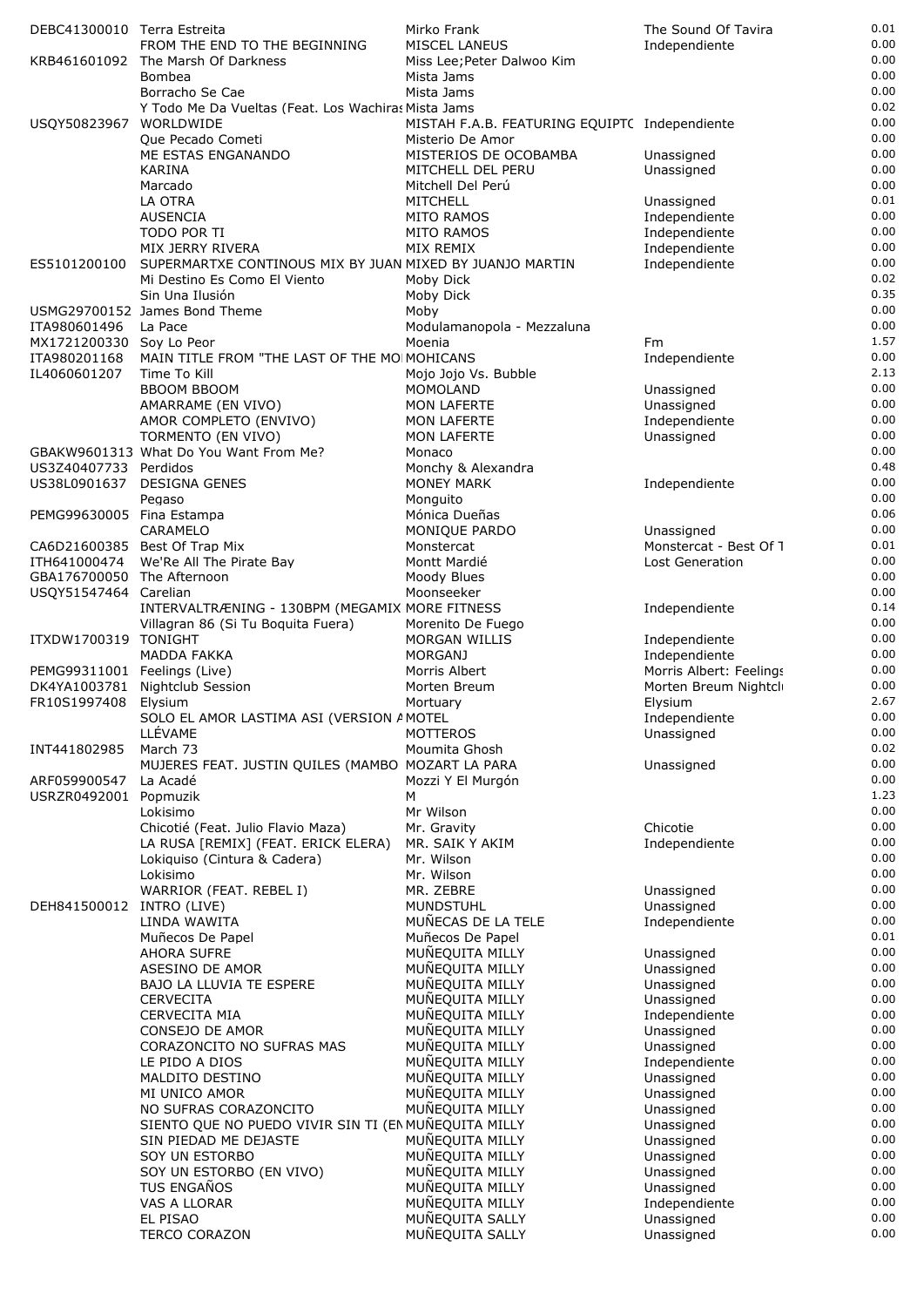| | | | | |
|---|---|---|---|---|
| DEBC41300010 | Terra Estreita | Mirko Frank | The Sound Of Tavira | 0.01 |
| | FROM THE END TO THE BEGINNING | MISCEL LANEUS | Independiente | 0.00 |
| KRB461601092 | The Marsh Of Darkness | Miss Lee;Peter Dalwoo Kim | | 0.00 |
| | Bombea | Mista Jams | | 0.00 |
| | Borracho Se Cae | Mista Jams | | 0.00 |
| | Y Todo Me Da Vueltas (Feat. Los Wachiras | Mista Jams | | 0.02 |
| USQY50823967 | WORLDWIDE | MISTAH F.A.B. FEATURING EQUIPTC | Independiente | 0.00 |
| | Que Pecado Cometi | Misterio De Amor | | 0.00 |
| | ME ESTAS ENGANANDO | MISTERIOS DE OCOBAMBA | Unassigned | 0.00 |
| | KARINA | MITCHELL DEL PERU | Unassigned | 0.00 |
| | Marcado | Mitchell Del Perú | | 0.00 |
| | LA OTRA | MITCHELL | Unassigned | 0.01 |
| | AUSENCIA | MITO RAMOS | Independiente | 0.00 |
| | TODO POR TI | MITO RAMOS | Independiente | 0.00 |
| | MIX JERRY RIVERA | MIX REMIX | Independiente | 0.00 |
| ES5101200100 | SUPERMARTXE CONTINOUS MIX BY JUAN | MIXED BY JUANJO MARTIN | Independiente | 0.00 |
| | Mi Destino Es Como El Viento | Moby Dick | | 0.02 |
| | Sin Una Ilusión | Moby Dick | | 0.35 |
| USMG29700152 | James Bond Theme | Moby | | 0.00 |
| ITA980601496 | La Pace | Modulamanopola - Mezzaluna | | 0.00 |
| MX1721200330 | Soy Lo Peor | Moenia | Fm | 1.57 |
| ITA980201168 | MAIN TITLE FROM "THE LAST OF THE MO | MOHICANS | Independiente | 0.00 |
| IL4060601207 | Time To Kill | Mojo Jojo Vs. Bubble | | 2.13 |
| | BBOOM BBOOM | MOMOLAND | Unassigned | 0.00 |
| | AMARRAME (EN VIVO) | MON LAFERTE | Unassigned | 0.00 |
| | AMOR COMPLETO (ENVIVO) | MON LAFERTE | Independiente | 0.00 |
| | TORMENTO (EN VIVO) | MON LAFERTE | Unassigned | 0.00 |
| GBAKW9601313 | What Do You Want From Me? | Monaco | | 0.00 |
| US3Z40407733 | Perdidos | Monchy & Alexandra | | 0.48 |
| US38L0901637 | DESIGNA GENES | MONEY MARK | Independiente | 0.00 |
| | Pegaso | Monguito | | 0.00 |
| PEMG99630005 | Fina Estampa | Mónica Dueñas | | 0.06 |
| | CARAMELO | MONIQUE PARDO | Unassigned | 0.00 |
| CA6D21600385 | Best Of Trap Mix | Monstercat | Monstercat - Best Of T | 0.01 |
| ITH641000474 | We'Re All The Pirate Bay | Montt Mardié | Lost Generation | 0.00 |
| GBA176700050 | The Afternoon | Moody Blues | | 0.00 |
| USQY51547464 | Carelian | Moonseeker | | 0.00 |
| | INTERVALTRÆNING - 130BPM (MEGAMIX | MORE FITNESS | Independiente | 0.14 |
| | Villagran 86 (Si Tu Boquita Fuera) | Morenito De Fuego | | 0.00 |
| ITXDW1700319 | TONIGHT | MORGAN WILLIS | Independiente | 0.00 |
| | MADDA FAKKA | MORGANJ | Independiente | 0.00 |
| PEMG99311001 | Feelings (Live) | Morris Albert | Morris Albert: Feelings | 0.00 |
| DK4YA1003781 | Nightclub Session | Morten Breum | Morten Breum Nightcl | 0.00 |
| FR10S1997408 | Elysium | Mortuary | Elysium | 2.67 |
| | SOLO EL AMOR LASTIMA ASI (VERSION A | MOTEL | Independiente | 0.00 |
| | LLÉVAME | MOTTEROS | Unassigned | 0.00 |
| INT441802985 | March 73 | Moumita Ghosh | | 0.02 |
| | MUJERES FEAT. JUSTIN QUILES (MAMBO | MOZART LA PARA | Unassigned | 0.00 |
| ARF059900547 | La Acadé | Mozzi Y El Murgón | | 0.00 |
| USRZR0492001 | Popmuzik | M | | 1.23 |
| | Lokisimo | Mr Wilson | | 0.00 |
| | Chicotié (Feat. Julio Flavio Maza) | Mr. Gravity | Chicotie | 0.00 |
| | LA RUSA [REMIX] (FEAT. ERICK ELERA) | MR. SAIK Y AKIM | Independiente | 0.00 |
| | Lokiquiso (Cintura & Cadera) | Mr. Wilson | | 0.00 |
| | Lokisimo | Mr. Wilson | | 0.00 |
| | WARRIOR (FEAT. REBEL I) | MR. ZEBRE | Unassigned | 0.00 |
| DEH841500012 | INTRO (LIVE) | MUNDSTUHL | Unassigned | 0.00 |
| | LINDA WAWITA | MUÑECAS DE LA TELE | Independiente | 0.00 |
| | Muñecos De Papel | Muñecos De Papel | | 0.01 |
| | AHORA SUFRE | MUÑEQUITA MILLY | Unassigned | 0.00 |
| | ASESINO DE AMOR | MUÑEQUITA MILLY | Unassigned | 0.00 |
| | BAJO LA LLUVIA TE ESPERE | MUÑEQUITA MILLY | Unassigned | 0.00 |
| | CERVECITA | MUÑEQUITA MILLY | Unassigned | 0.00 |
| | CERVECITA MIA | MUÑEQUITA MILLY | Independiente | 0.00 |
| | CONSEJO DE AMOR | MUÑEQUITA MILLY | Unassigned | 0.00 |
| | CORAZONCITO NO SUFRAS MAS | MUÑEQUITA MILLY | Unassigned | 0.00 |
| | LE PIDO A DIOS | MUÑEQUITA MILLY | Independiente | 0.00 |
| | MALDITO DESTINO | MUÑEQUITA MILLY | Unassigned | 0.00 |
| | MI UNICO AMOR | MUÑEQUITA MILLY | Unassigned | 0.00 |
| | NO SUFRAS CORAZONCITO | MUÑEQUITA MILLY | Unassigned | 0.00 |
| | SIENTO QUE NO PUEDO VIVIR SIN TI (EN | MUÑEQUITA MILLY | Unassigned | 0.00 |
| | SIN PIEDAD ME DEJASTE | MUÑEQUITA MILLY | Unassigned | 0.00 |
| | SOY UN ESTORBO | MUÑEQUITA MILLY | Unassigned | 0.00 |
| | SOY UN ESTORBO (EN VIVO) | MUÑEQUITA MILLY | Unassigned | 0.00 |
| | TUS ENGAÑOS | MUÑEQUITA MILLY | Unassigned | 0.00 |
| | VAS A LLORAR | MUÑEQUITA MILLY | Independiente | 0.00 |
| | EL PISAO | MUÑEQUITA SALLY | Unassigned | 0.00 |
| | TERCO CORAZON | MUÑEQUITA SALLY | Unassigned | 0.00 |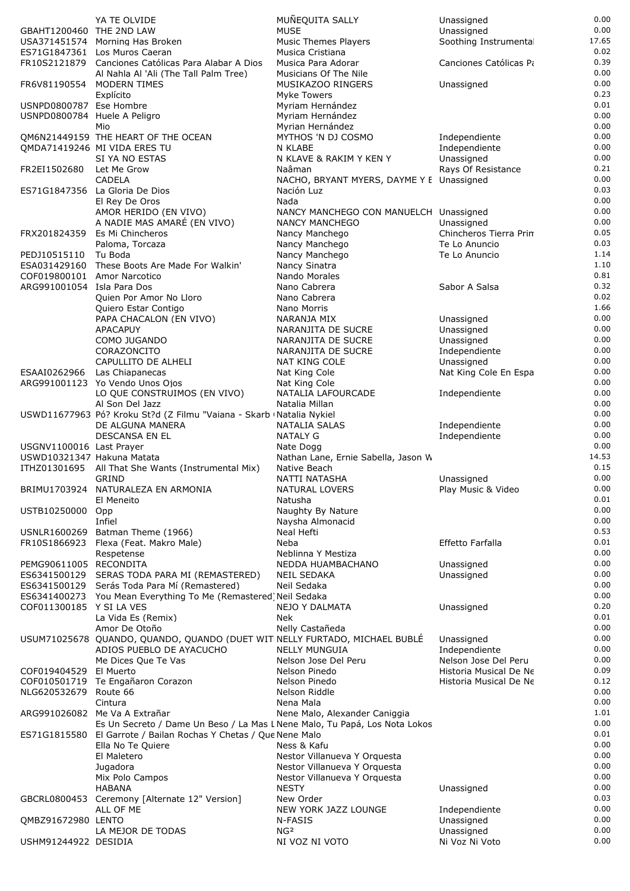| | | | | |
|---|---|---|---|---|
| | YA TE OLVIDE | MUÑEQUITA SALLY | Unassigned | 0.00 |
| GBAHT1200460 | THE 2ND LAW | MUSE | Unassigned | 0.00 |
| USA371451574 | Morning Has Broken | Music Themes Players | Soothing Instrumental | 17.65 |
| ES71G1847361 | Los Muros Caeran | Musica Cristiana | | 0.02 |
| FR10S2121879 | Canciones Católicas Para Alabar A Dios | Musica Para Adorar | Canciones Católicas Pa | 0.39 |
| | Al Nahla Al 'Ali (The Tall Palm Tree) | Musicians Of The Nile | | 0.00 |
| FR6V81190554 | MODERN TIMES | MUSIKAZOO RINGERS | Unassigned | 0.00 |
| | Explícito | Myke Towers | | 0.23 |
| USNPD0800787 | Ese Hombre | Myriam Hernández | | 0.01 |
| USNPD0800784 | Huele A Peligro | Myriam Hernández | | 0.00 |
| | Mio | Myrian Hernández | | 0.00 |
| QM6N21449159 | THE HEART OF THE OCEAN | MYTHOS 'N DJ COSMO | Independiente | 0.00 |
| QMDA71419246 | MI VIDA ERES TU | N KLABE | Independiente | 0.00 |
| | SI YA NO ESTAS | N KLAVE & RAKIM Y KEN Y | Unassigned | 0.00 |
| FR2EI1502680 | Let Me Grow | Naâman | Rays Of Resistance | 0.21 |
| | CADELA | NACHO, BRYANT MYERS, DAYME Y E | Unassigned | 0.00 |
| ES71G1847356 | La Gloria De Dios | Nación Luz | | 0.03 |
| | El Rey De Oros | Nada | | 0.00 |
| | AMOR HERIDO (EN VIVO) | NANCY MANCHEGO CON MANUELCH | Unassigned | 0.00 |
| | A NADIE MAS AMARÉ (EN VIVO) | NANCY MANCHEGO | Unassigned | 0.00 |
| FRX201824359 | Es Mi Chincheros | Nancy Manchego | Chincheros Tierra Prim | 0.05 |
| | Paloma, Torcaza | Nancy Manchego | Te Lo Anuncio | 0.03 |
| PEDJ10515110 | Tu Boda | Nancy Manchego | Te Lo Anuncio | 1.14 |
| ESA031429160 | These Boots Are Made For Walkin' | Nancy Sinatra | | 1.10 |
| COF019800101 | Amor Narcotico | Nando Morales | | 0.81 |
| ARG991001054 | Isla Para Dos | Nano Cabrera | Sabor A Salsa | 0.32 |
| | Quien Por Amor No Lloro | Nano Cabrera | | 0.02 |
| | Quiero Estar Contigo | Nano Morris | | 1.66 |
| | PAPA CHACALON (EN VIVO) | NARANJA MIX | Unassigned | 0.00 |
| | APACAPUY | NARANJITA DE SUCRE | Unassigned | 0.00 |
| | COMO JUGANDO | NARANJITA DE SUCRE | Unassigned | 0.00 |
| | CORAZONCITO | NARANJITA DE SUCRE | Independiente | 0.00 |
| | CAPULLITO DE ALHELI | NAT KING COLE | Unassigned | 0.00 |
| ESAAI0262966 | Las Chiapanecas | Nat King Cole | Nat King Cole En Espa | 0.00 |
| ARG991001123 | Yo Vendo Unos Ojos | Nat King Cole | | 0.00 |
| | LO QUE CONSTRUIMOS (EN VIVO) | NATALIA LAFOURCADE | Independiente | 0.00 |
| | Al Son Del Jazz | Natalia Millan | | 0.00 |
| USWD11677963 | Pó? Kroku St?d (Z Filmu "Vaiana - Skarb | Natalia Nykiel | | 0.00 |
| | DE ALGUNA MANERA | NATALIA SALAS | Independiente | 0.00 |
| | DESCANSA EN EL | NATALY G | Independiente | 0.00 |
| USGNV1100016 | Last Prayer | Nate Dogg | | 0.00 |
| USWD10321347 | Hakuna Matata | Nathan Lane, Ernie Sabella, Jason W | | 14.53 |
| ITHZ01301695 | All That She Wants (Instrumental Mix) | Native Beach | | 0.15 |
| | GRIND | NATTI NATASHA | Unassigned | 0.00 |
| BRIMU1703924 | NATURALEZA EN ARMONIA | NATURAL LOVERS | Play Music & Video | 0.00 |
| | El Meneito | Natusha | | 0.01 |
| USTB10250000 | Opp | Naughty By Nature | | 0.00 |
| | Infiel | Naysha Almonacid | | 0.00 |
| USNLR1600269 | Batman Theme (1966) | Neal Hefti | | 0.53 |
| FR10S1866923 | Flexa (Feat. Makro Male) | Neba | Effetto Farfalla | 0.01 |
| | Respetense | Neblinna Y Mestiza | | 0.00 |
| PEMG90611005 | RECONDITA | NEDDA HUAMBACHANO | Unassigned | 0.00 |
| ES6341500129 | SERAS TODA PARA MI (REMASTERED) | NEIL SEDAKA | Unassigned | 0.00 |
| ES6341500129 | Serás Toda Para Mí (Remastered) | Neil Sedaka | | 0.00 |
| ES6341400273 | You Mean Everything To Me (Remastered) | Neil Sedaka | | 0.00 |
| COF011300185 | Y SI LA VES | NEJO Y DALMATA | Unassigned | 0.20 |
| | La Vida Es (Remix) | Nek | | 0.01 |
| | Amor De Otoño | Nelly Castañeda | | 0.00 |
| USUM71025678 | QUANDO, QUANDO, QUANDO (DUET WIT | NELLY FURTADO, MICHAEL BUBLÉ | Unassigned | 0.00 |
| | ADIOS PUEBLO DE AYACUCHO | NELLY MUNGUIA | Independiente | 0.00 |
| | Me Dices Que Te Vas | Nelson Jose Del Peru | Nelson Jose Del Peru | 0.00 |
| COF019404529 | El Muerto | Nelson Pinedo | Historia Musical De Ne | 0.09 |
| COF010501719 | Te Engañaron Corazon | Nelson Pinedo | Historia Musical De Ne | 0.12 |
| NLG620532679 | Route 66 | Nelson Riddle | | 0.00 |
| | Cintura | Nena Mala | | 0.00 |
| ARG991026082 | Me Va A Extrañar | Nene Malo, Alexander Caniggia | | 1.01 |
| | Es Un Secreto / Dame Un Beso / La Mas L | Nene Malo, Tu Papá, Los Nota Lokos | | 0.00 |
| ES71G1815580 | El Garrote / Bailan Rochas Y Chetas / Que | Nene Malo | | 0.01 |
| | Ella No Te Quiere | Ness & Kafu | | 0.00 |
| | El Maletero | Nestor Villanueva Y Orquesta | | 0.00 |
| | Jugadora | Nestor Villanueva Y Orquesta | | 0.00 |
| | Mix Polo Campos | Nestor Villanueva Y Orquesta | | 0.00 |
| | HABANA | NESTY | Unassigned | 0.00 |
| GBCRL0800453 | Ceremony [Alternate 12" Version] | New Order | | 0.03 |
| | ALL OF ME | NEW YORK JAZZ LOUNGE | Independiente | 0.00 |
| QMBZ91672980 | LENTO | N-FASIS | Unassigned | 0.00 |
| | LA MEJOR DE TODAS | NG² | Unassigned | 0.00 |
| USHM91244922 | DESIDIA | NI VOZ NI VOTO | Ni Voz Ni Voto | 0.00 |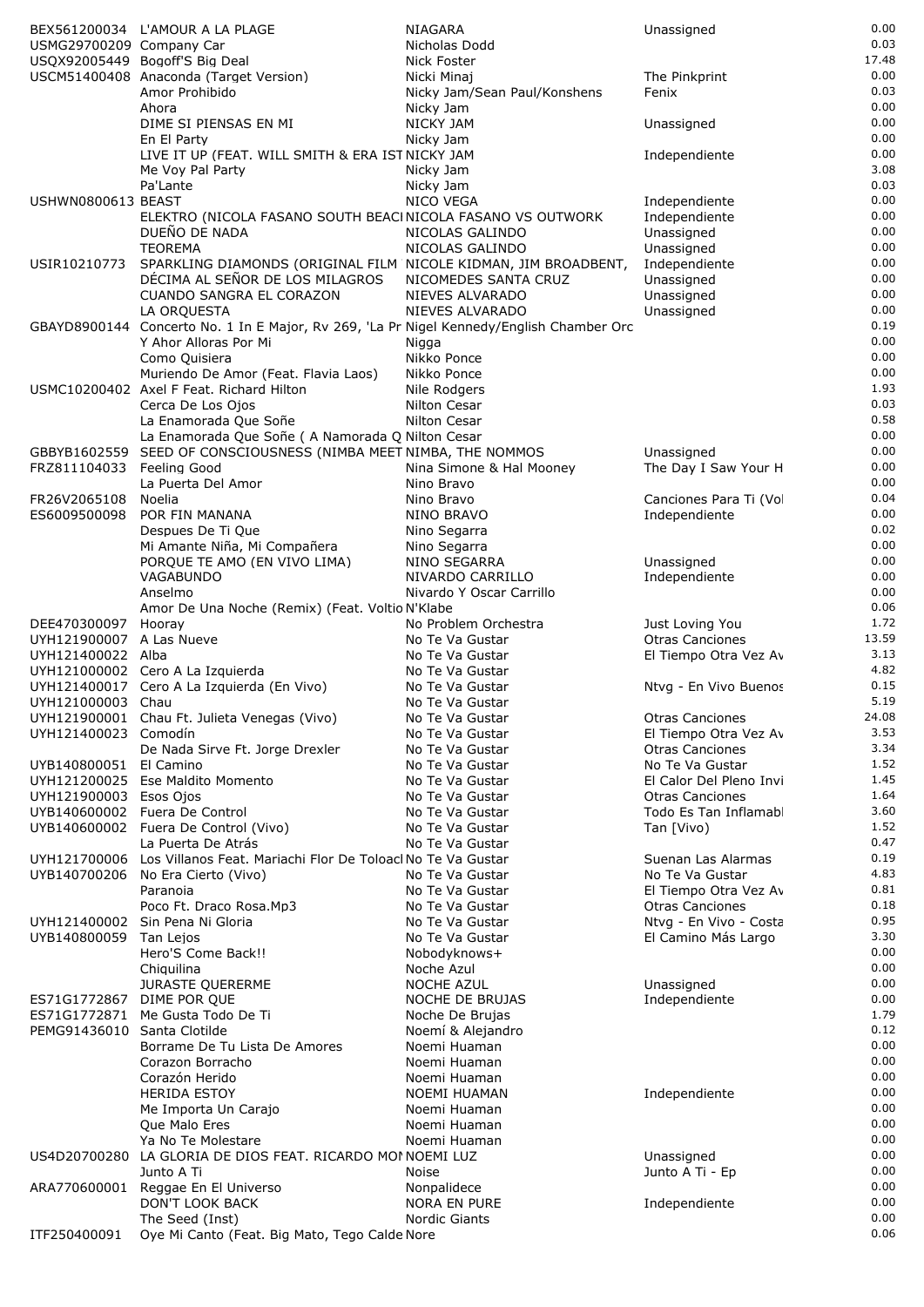| | | | | |
|---|---|---|---|---|
| BEX561200034 | L'AMOUR A LA PLAGE | NIAGARA | Unassigned | 0.00 |
| USMG29700209 | Company Car | Nicholas Dodd | | 0.03 |
| USQX92005449 | Bogoff'S Big Deal | Nick Foster | | 17.48 |
| USCM51400408 | Anaconda (Target Version) | Nicki Minaj | The Pinkprint | 0.00 |
| | Amor Prohibido | Nicky Jam/Sean Paul/Konshens | Fenix | 0.03 |
| | Ahora | Nicky Jam | | 0.00 |
| | DIME SI PIENSAS EN MI | NICKY JAM | Unassigned | 0.00 |
| | En El Party | Nicky Jam | | 0.00 |
| | LIVE IT UP (FEAT. WILL SMITH & ERA IST | NICKY JAM | Independiente | 0.00 |
| | Me Voy Pal Party | Nicky Jam | | 3.08 |
| | Pa'Lante | Nicky Jam | | 0.03 |
| USHWN0800613 | BEAST | NICO VEGA | Independiente | 0.00 |
| | ELEKTRO (NICOLA FASANO SOUTH BEACI | NICOLA FASANO VS OUTWORK | Independiente | 0.00 |
| | DUEÑO DE NADA | NICOLAS GALINDO | Unassigned | 0.00 |
| | TEOREMA | NICOLAS GALINDO | Unassigned | 0.00 |
| USIR10210773 | SPARKLING DIAMONDS (ORIGINAL FILM | NICOLE KIDMAN, JIM BROADBENT, | Independiente | 0.00 |
| | DÉCIMA AL SEÑOR DE LOS MILAGROS | NICOMEDES SANTA CRUZ | Unassigned | 0.00 |
| | CUANDO SANGRA EL CORAZON | NIEVES ALVARADO | Unassigned | 0.00 |
| | LA ORQUESTA | NIEVES ALVARADO | Unassigned | 0.00 |
| GBAYD8900144 | Concerto No. 1 In E Major, Rv 269, 'La Pr | Nigel Kennedy/English Chamber Orc | | 0.19 |
| | Y Ahor Alloras Por Mi | Nigga | | 0.00 |
| | Como Quisiera | Nikko Ponce | | 0.00 |
| | Muriendo De Amor (Feat. Flavia Laos) | Nikko Ponce | | 0.00 |
| USMC10200402 | Axel F Feat. Richard Hilton | Nile Rodgers | | 1.93 |
| | Cerca De Los Ojos | Nilton Cesar | | 0.03 |
| | La Enamorada Que Soñe | Nilton Cesar | | 0.58 |
| | La Enamorada Que Soñe ( A Namorada Q | Nilton Cesar | | 0.00 |
| GBBYB1602559 | SEED OF CONSCIOUSNESS (NIMBA MEET | NIMBA, THE NOMMOS | Unassigned | 0.00 |
| FRZ811104033 | Feeling Good | Nina Simone & Hal Mooney | The Day I Saw Your H | 0.00 |
| | La Puerta Del Amor | Nino Bravo | | 0.00 |
| FR26V2065108 | Noelia | Nino Bravo | Canciones Para Ti (Vol | 0.04 |
| ES6009500098 | POR FIN MANANA | NINO BRAVO | Independiente | 0.00 |
| | Despues De Ti Que | Nino Segarra | | 0.02 |
| | Mi Amante Niña, Mi Compañera | Nino Segarra | | 0.00 |
| | PORQUE TE AMO (EN VIVO LIMA) | NINO SEGARRA | Unassigned | 0.00 |
| | VAGABUNDO | NIVARDO CARRILLO | Independiente | 0.00 |
| | Anselmo | Nivardo Y Oscar Carrillo | | 0.00 |
| | Amor De Una Noche (Remix) (Feat. Voltio | N'Klabe | | 0.06 |
| DEE470300097 | Hooray | No Problem Orchestra | Just Loving You | 1.72 |
| UYH121900007 | A Las Nueve | No Te Va Gustar | Otras Canciones | 13.59 |
| UYH121400022 | Alba | No Te Va Gustar | El Tiempo Otra Vez Av | 3.13 |
| UYH121000002 | Cero A La Izquierda | No Te Va Gustar | | 4.82 |
| UYH121400017 | Cero A La Izquierda (En Vivo) | No Te Va Gustar | Ntvg - En Vivo Buenos | 0.15 |
| UYH121000003 | Chau | No Te Va Gustar | | 5.19 |
| UYH121900001 | Chau Ft. Julieta Venegas (Vivo) | No Te Va Gustar | Otras Canciones | 24.08 |
| UYH121400023 | Comodín | No Te Va Gustar | El Tiempo Otra Vez Av | 3.53 |
| | De Nada Sirve Ft. Jorge Drexler | No Te Va Gustar | Otras Canciones | 3.34 |
| UYB140800051 | El Camino | No Te Va Gustar | No Te Va Gustar | 1.52 |
| UYH121200025 | Ese Maldito Momento | No Te Va Gustar | El Calor Del Pleno Invi | 1.45 |
| UYH121900003 | Esos Ojos | No Te Va Gustar | Otras Canciones | 1.64 |
| UYB140600002 | Fuera De Control | No Te Va Gustar | Todo Es Tan Inflamabl | 3.60 |
| UYB140600002 | Fuera De Control (Vivo) | No Te Va Gustar | Tan [Vivo) | 1.52 |
| | La Puerta De Atrás | No Te Va Gustar | | 0.47 |
| UYH121700006 | Los Villanos Feat. Mariachi Flor De Toloacl | No Te Va Gustar | Suenan Las Alarmas | 0.19 |
| UYB140700206 | No Era Cierto (Vivo) | No Te Va Gustar | No Te Va Gustar | 4.83 |
| | Paranoia | No Te Va Gustar | El Tiempo Otra Vez Av | 0.81 |
| | Poco Ft. Draco Rosa.Mp3 | No Te Va Gustar | Otras Canciones | 0.18 |
| UYH121400002 | Sin Pena Ni Gloria | No Te Va Gustar | Ntvg - En Vivo - Costa | 0.95 |
| UYB140800059 | Tan Lejos | No Te Va Gustar | El Camino Más Largo | 3.30 |
| | Hero'S Come Back!! | Nobodyknows+ | | 0.00 |
| | Chiquilina | Noche Azul | | 0.00 |
| | JURASTE QUERERME | NOCHE AZUL | Unassigned | 0.00 |
| ES71G1772867 | DIME POR QUE | NOCHE DE BRUJAS | Independiente | 0.00 |
| ES71G1772871 | Me Gusta Todo De Ti | Noche De Brujas | | 1.79 |
| PEMG91436010 | Santa Clotilde | Noemí & Alejandro | | 0.12 |
| | Borrame De Tu Lista De Amores | Noemi Huaman | | 0.00 |
| | Corazon Borracho | Noemi Huaman | | 0.00 |
| | Corazón Herido | Noemi Huaman | | 0.00 |
| | HERIDA ESTOY | NOEMI HUAMAN | Independiente | 0.00 |
| | Me Importa Un Carajo | Noemi Huaman | | 0.00 |
| | Que Malo Eres | Noemi Huaman | | 0.00 |
| | Ya No Te Molestare | Noemi Huaman | | 0.00 |
| US4D20700280 | LA GLORIA DE DIOS FEAT. RICARDO MOI | NOEMI LUZ | Unassigned | 0.00 |
| | Junto A Ti | Noise | Junto A Ti - Ep | 0.00 |
| ARA770600001 | Reggae En El Universo | Nonpalidece | | 0.00 |
| | DON'T LOOK BACK | NORA EN PURE | Independiente | 0.00 |
| | The Seed (Inst) | Nordic Giants | | 0.00 |
| ITF250400091 | Oye Mi Canto (Feat. Big Mato, Tego Calde | Nore | | 0.06 |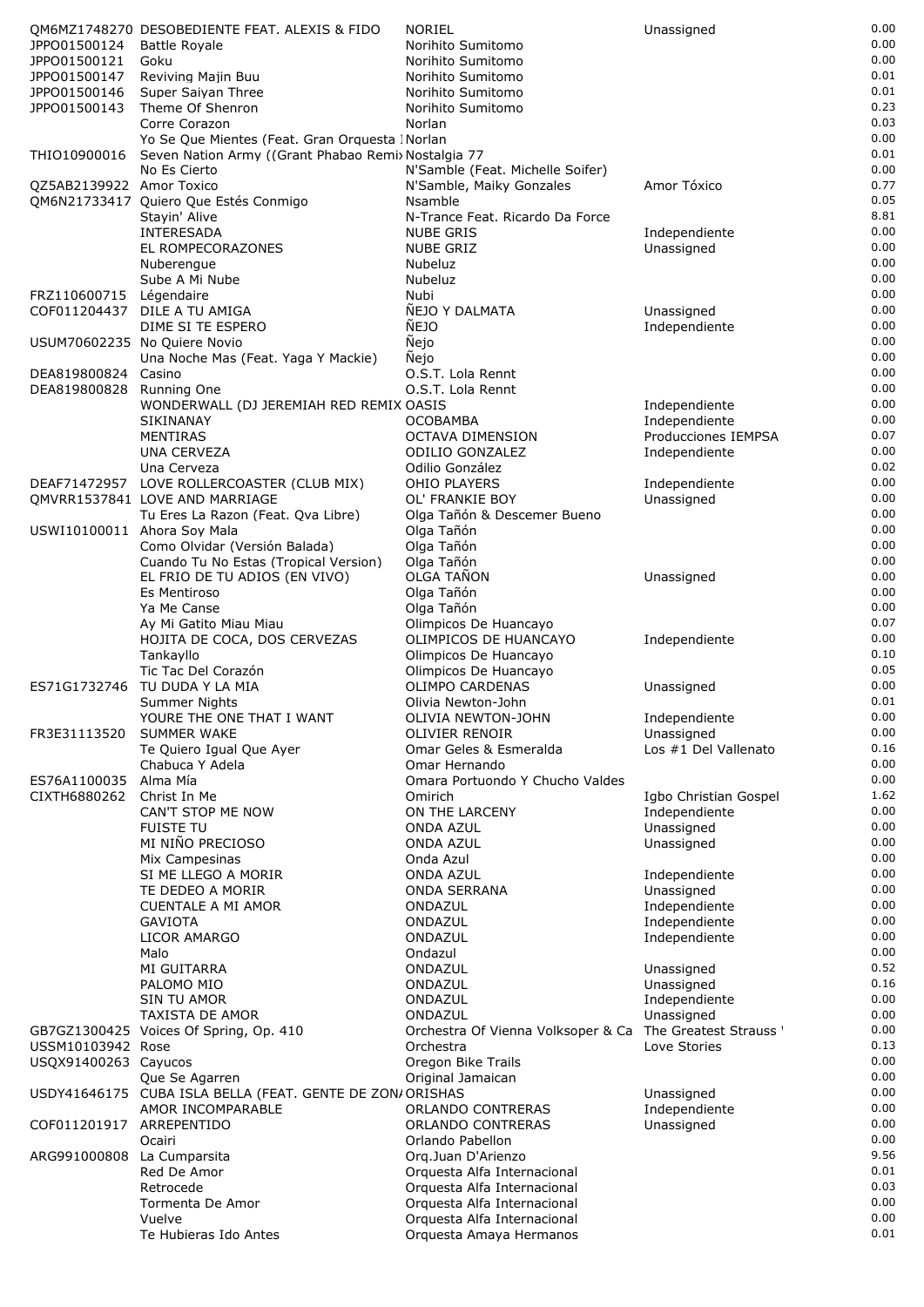| | | | | |
|---|---|---|---|---|
| QM6MZ1748270 | DESOBEDIENTE FEAT. ALEXIS & FIDO | NORIEL | Unassigned | 0.00 |
| JPPO01500124 | Battle Royale | Norihito Sumitomo | | 0.00 |
| JPPO01500121 | Goku | Norihito Sumitomo | | 0.00 |
| JPPO01500147 | Reviving Majin Buu | Norihito Sumitomo | | 0.01 |
| JPPO01500146 | Super Saiyan Three | Norihito Sumitomo | | 0.01 |
| JPPO01500143 | Theme Of Shenron | Norihito Sumitomo | | 0.23 |
| | Corre Corazon | Norlan | | 0.03 |
| | Yo Se Que Mientes (Feat. Gran Orquesta I | Norlan | | 0.00 |
| THIO10900016 | Seven Nation Army ((Grant Phabao Remix | Nostalgia 77 | | 0.01 |
| | No Es Cierto | N'Samble (Feat. Michelle Soifer) | | 0.00 |
| QZ5AB2139922 | Amor Toxico | N'Samble, Maiky Gonzales | Amor Tóxico | 0.77 |
| QM6N21733417 | Quiero Que Estés Conmigo | Nsamble | | 0.05 |
| | Stayin' Alive | N-Trance Feat. Ricardo Da Force | | 8.81 |
| | INTERESADA | NUBE GRIS | Independiente | 0.00 |
| | EL ROMPECORAZONES | NUBE GRIZ | Unassigned | 0.00 |
| | Nuberengue | Nubeluz | | 0.00 |
| | Sube A Mi Nube | Nubeluz | | 0.00 |
| FRZ110600715 | Légendaire | Nubi | | 0.00 |
| COF011204437 | DILE A TU AMIGA | ÑEJO Y DALMATA | Unassigned | 0.00 |
| | DIME SI TE ESPERO | ÑEJO | Independiente | 0.00 |
| USUM70602235 | No Quiere Novio | Ñejo | | 0.00 |
| | Una Noche Mas (Feat. Yaga Y Mackie) | Ñejo | | 0.00 |
| DEA819800824 | Casino | O.S.T. Lola Rennt | | 0.00 |
| DEA819800828 | Running One | O.S.T. Lola Rennt | | 0.00 |
| | WONDERWALL (DJ JEREMIAH RED REMIX | OASIS | Independiente | 0.00 |
| | SIKINANAY | OCOBAMBA | Independiente | 0.00 |
| | MENTIRAS | OCTAVA DIMENSION | Producciones IEMPSA | 0.07 |
| | UNA CERVEZA | ODILIO GONZALEZ | Independiente | 0.00 |
| | Una Cerveza | Odilio González | | 0.02 |
| DEAF71472957 | LOVE ROLLERCOASTER (CLUB MIX) | OHIO PLAYERS | Independiente | 0.00 |
| QMVRR1537841 | LOVE AND MARRIAGE | OL' FRANKIE BOY | Unassigned | 0.00 |
| | Tu Eres La Razon (Feat. Qva Libre) | Olga Tañón & Descemer Bueno | | 0.00 |
| USWI10100011 | Ahora Soy Mala | Olga Tañón | | 0.00 |
| | Como Olvidar (Versión Balada) | Olga Tañón | | 0.00 |
| | Cuando Tu No Estas (Tropical Version) | Olga Tañón | | 0.00 |
| | EL FRIO DE TU ADIOS (EN VIVO) | OLGA TAÑON | Unassigned | 0.00 |
| | Es Mentiroso | Olga Tañón | | 0.00 |
| | Ya Me Canse | Olga Tañón | | 0.00 |
| | Ay Mi Gatito Miau Miau | Olimpicos De Huancayo | | 0.07 |
| | HOJITA DE COCA, DOS CERVEZAS | OLIMPICOS DE HUANCAYO | Independiente | 0.00 |
| | Tankayllo | Olimpicos De Huancayo | | 0.10 |
| | Tic Tac Del Corazón | Olimpicos De Huancayo | | 0.05 |
| ES71G1732746 | TU DUDA Y LA MIA | OLIMPO CARDENAS | Unassigned | 0.00 |
| | Summer Nights | Olivia Newton-John | | 0.01 |
| | YOURE THE ONE THAT I WANT | OLIVIA NEWTON-JOHN | Independiente | 0.00 |
| FR3E31113520 | SUMMER WAKE | OLIVIER RENOIR | Unassigned | 0.00 |
| | Te Quiero Igual Que Ayer | Omar Geles & Esmeralda | Los #1 Del Vallenato | 0.16 |
| | Chabuca Y Adela | Omar Hernando | | 0.00 |
| ES76A1100035 | Alma Mía | Omara Portuondo Y Chucho Valdes | | 0.00 |
| CIXTH6880262 | Christ In Me | Omirich | Igbo Christian Gospel | 1.62 |
| | CAN'T STOP ME NOW | ON THE LARCENY | Independiente | 0.00 |
| | FUISTE TU | ONDA AZUL | Unassigned | 0.00 |
| | MI NIÑO PRECIOSO | ONDA AZUL | Unassigned | 0.00 |
| | Mix Campesinas | Onda Azul | | 0.00 |
| | SI ME LLEGO A MORIR | ONDA AZUL | Independiente | 0.00 |
| | TE DEDEO A MORIR | ONDA SERRANA | Unassigned | 0.00 |
| | CUENTALE A MI AMOR | ONDAZUL | Independiente | 0.00 |
| | GAVIOTA | ONDAZUL | Independiente | 0.00 |
| | LICOR AMARGO | ONDAZUL | Independiente | 0.00 |
| | Malo | Ondazul | | 0.00 |
| | MI GUITARRA | ONDAZUL | Unassigned | 0.52 |
| | PALOMO MIO | ONDAZUL | Unassigned | 0.16 |
| | SIN TU AMOR | ONDAZUL | Independiente | 0.00 |
| | TAXISTA DE AMOR | ONDAZUL | Unassigned | 0.00 |
| GB7GZ1300425 | Voices Of Spring, Op. 410 | Orchestra Of Vienna Volksoper & Ca | The Greatest Strauss ' | 0.00 |
| USSM10103942 | Rose | Orchestra | Love Stories | 0.13 |
| USQX91400263 | Cayucos | Oregon Bike Trails | | 0.00 |
| | Que Se Agarren | Original Jamaican | | 0.00 |
| USDY41646175 | CUBA ISLA BELLA (FEAT. GENTE DE ZON/ | ORISHAS | Unassigned | 0.00 |
| | AMOR INCOMPARABLE | ORLANDO CONTRERAS | Independiente | 0.00 |
| COF011201917 | ARREPENTIDO | ORLANDO CONTRERAS | Unassigned | 0.00 |
| | Ocairi | Orlando Pabellon | | 0.00 |
| ARG991000808 | La Cumparsita | Orq.Juan D'Arienzo | | 9.56 |
| | Red De Amor | Orquesta Alfa Internacional | | 0.01 |
| | Retrocede | Orquesta Alfa Internacional | | 0.03 |
| | Tormenta De Amor | Orquesta Alfa Internacional | | 0.00 |
| | Vuelve | Orquesta Alfa Internacional | | 0.00 |
| | Te Hubieras Ido Antes | Orquesta Amaya Hermanos | | 0.01 |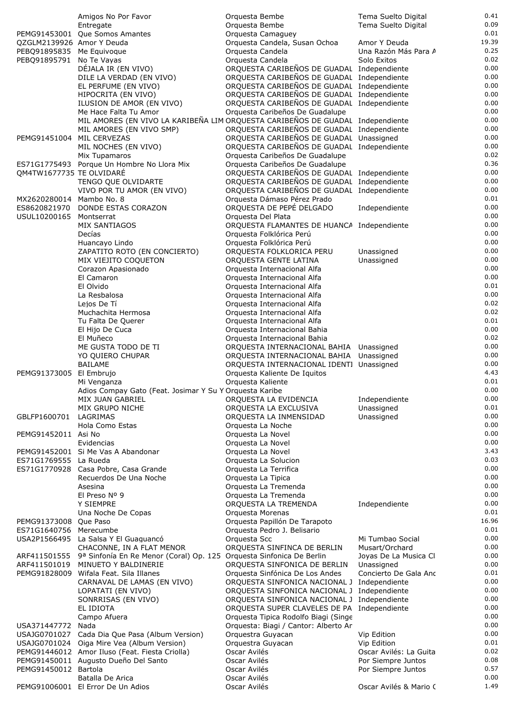| | | | | |
|---|---|---|---|---|
| | Amigos No Por Favor | Orquesta Bembe | Tema Suelto Digital | 0.41 |
| | Entregate | Orquesta Bembe | Tema Suelto Digital | 0.09 |
| PEMG91453001 | Que Somos Amantes | Orquesta Camaguey | | 0.01 |
| QZGLM2139926 | Amor Y Deuda | Orquesta Candela, Susan Ochoa | Amor Y Deuda | 19.39 |
| PEBQ91895835 | Me Equivoque | Orquesta Candela | Una Razón Más Para A | 0.25 |
| PEBQ91895791 | No Te Vayas | Orquesta Candela | Solo Exitos | 0.02 |
| | DÉJALA IR (EN VIVO) | ORQUESTA CARIBEÑOS DE GUADAL | Independiente | 0.00 |
| | DILE LA VERDAD (EN VIVO) | ORQUESTA CARIBEÑOS DE GUADAL | Independiente | 0.00 |
| | EL PERFUME (EN VIVO) | ORQUESTA CARIBEÑOS DE GUADAL | Independiente | 0.00 |
| | HIPOCRITA (EN VIVO) | ORQUESTA CARIBEÑOS DE GUADAL | Independiente | 0.00 |
| | ILUSION DE AMOR (EN VIVO) | ORQUESTA CARIBEÑOS DE GUADAL | Independiente | 0.00 |
| | Me Hace Falta Tu Amor | Orquesta Caribeños De Guadalupe | | 0.00 |
| | MIL AMORES (EN VIVO LA KARIBEÑA LIM | ORQUESTA CARIBEÑOS DE GUADAL | Independiente | 0.00 |
| | MIL AMORES (EN VIVO SMP) | ORQUESTA CARIBEÑOS DE GUADAL | Independiente | 0.00 |
| PEMG91451004 | MIL CERVEZAS | ORQUESTA CARIBEÑOS DE GUADAL | Unassigned | 0.00 |
| | MIL NOCHES (EN VIVO) | ORQUESTA CARIBEÑOS DE GUADAL | Independiente | 0.00 |
| | Mix Tupamaros | Orquesta Caribeños De Guadalupe | | 0.02 |
| ES71G1775493 | Porque Un Hombre No Llora Mix | Orquesta Caribeños De Guadalupe | | 0.36 |
| QM4TW1677735 | TE OLVIDARÉ | ORQUESTA CARIBEÑOS DE GUADAL | Independiente | 0.00 |
| | TENGO QUE OLVIDARTE | ORQUESTA CARIBEÑOS DE GUADAL | Independiente | 0.00 |
| | VIVO POR TU AMOR (EN VIVO) | ORQUESTA CARIBEÑOS DE GUADAL | Independiente | 0.00 |
| MX2620280014 | Mambo No. 8 | Orquesta Dámaso Pérez Prado | | 0.01 |
| ES8620821970 | DONDE ESTAS CORAZON | ORQUESTA DE PEPÉ DELGADO | Independiente | 0.00 |
| USUL10200165 | Montserrat | Orquesta Del Plata | | 0.00 |
| | MIX SANTIAGOS | ORQUESTA FLAMANTES DE HUANCA | Independiente | 0.00 |
| | Decías | Orquesta Folklórica Perú | | 0.00 |
| | Huancayo Lindo | Orquesta Folklórica Perú | | 0.00 |
| | ZAPATITO ROTO (EN CONCIERTO) | ORQUESTA FOLKLORICA PERU | Unassigned | 0.00 |
| | MIX VIEJITO COQUETON | ORQUESTA GENTE LATINA | Unassigned | 0.00 |
| | Corazon Apasionado | Orquesta Internacional Alfa | | 0.00 |
| | El Camaron | Orquesta Internacional Alfa | | 0.00 |
| | El Olvido | Orquesta Internacional Alfa | | 0.01 |
| | La Resbalosa | Orquesta Internacional Alfa | | 0.00 |
| | Lejos De Tí | Orquesta Internacional Alfa | | 0.02 |
| | Muchachita Hermosa | Orquesta Internacional Alfa | | 0.02 |
| | Tu Falta De Querer | Orquesta Internacional Alfa | | 0.01 |
| | El Hijo De Cuca | Orquesta Internacional Bahia | | 0.00 |
| | El Muñeco | Orquesta Internacional Bahia | | 0.02 |
| | ME GUSTA TODO DE TI | ORQUESTA INTERNACIONAL BAHIA | Unassigned | 0.00 |
| | YO QUIERO CHUPAR | ORQUESTA INTERNACIONAL BAHIA | Unassigned | 0.00 |
| | BAILAME | ORQUESTA INTERNACIONAL IDENTI | Unassigned | 0.00 |
| PEMG91373005 | El Embrujo | Orquesta Kaliente De Iquitos | | 4.43 |
| | Mi Venganza | Orquesta Kaliente | | 0.01 |
| | Adios Compay Gato (Feat. Josimar Y Su Y | Orquesta Karibe | | 0.00 |
| | MIX JUAN GABRIEL | ORQUESTA LA EVIDENCIA | Independiente | 0.00 |
| | MIX GRUPO NICHE | ORQUESTA LA EXCLUSIVA | Unassigned | 0.01 |
| GBLFP1600701 | LAGRIMAS | ORQUESTA LA INMENSIDAD | Unassigned | 0.00 |
| | Hola Como Estas | Orquesta La Noche | | 0.00 |
| PEMG91452011 | Asi No | Orquesta La Novel | | 0.00 |
| | Evidencias | Orquesta La Novel | | 0.00 |
| PEMG91452001 | Si Me Vas A Abandonar | Orquesta La Novel | | 3.43 |
| ES71G1769555 | La Rueda | Orquesta La Solucion | | 0.03 |
| ES71G1770928 | Casa Pobre, Casa Grande | Orquesta La Terrifica | | 0.00 |
| | Recuerdos De Una Noche | Orquesta La Tipica | | 0.00 |
| | Asesina | Orquesta La Tremenda | | 0.00 |
| | El Preso Nº 9 | Orquesta La Tremenda | | 0.00 |
| | Y SIEMPRE | ORQUESTA LA TREMENDA | Independiente | 0.00 |
| | Una Noche De Copas | Orquesta Morenas | | 0.01 |
| PEMG91373008 | Que Paso | Orquesta Papillón De Tarapoto | | 16.96 |
| ES71G1640756 | Merecumbe | Orquesta Pedro J. Belisario | | 0.01 |
| USA2P1566495 | La Salsa Y El Guaguancó | Orquesta Scc | Mi Tumbao Social | 0.00 |
| | CHACONNE, IN A FLAT MENOR | ORQUESTA SINFINCA DE BERLIN | Musart/Orchard | 0.00 |
| ARF411501555 | 9ª Sinfonía En Re Menor (Coral) Op. 125 | Orquesta Sinfonica De Berlin | Joyas De La Musica Cl | 0.00 |
| ARF411501019 | MINUETO Y BALDINERIE | ORQUESTA SINFONICA DE BERLIN | Unassigned | 0.00 |
| PEMG91828009 | Wifala Feat. Sila Illanes | Orquesta Sinfónica De Los Andes | Concierto De Gala Anc | 0.01 |
| | CARNAVAL DE LAMAS (EN VIVO) | ORQUESTA SINFONICA NACIONAL J | Independiente | 0.00 |
| | LOPATATI (EN VIVO) | ORQUESTA SINFONICA NACIONAL J | Independiente | 0.00 |
| | SONRRISAS (EN VIVO) | ORQUESTA SINFONICA NACIONAL J | Independiente | 0.00 |
| | EL IDIOTA | ORQUESTA SUPER CLAVELES DE PA | Independiente | 0.00 |
| | Campo Afuera | Orquesta Tipica Rodolfo Biagi (Singe | | 0.00 |
| USA371447772 | Nada | Orquesta: Biagi / Cantor: Alberto Ar | | 0.00 |
| USAJG0701027 | Cada Dia Que Pasa (Album Version) | Orquestra Guyacan | Vip Edition | 0.00 |
| USAJG0701024 | Oiga Mire Vea (Album Version) | Orquestra Guyacan | Vip Edition | 0.01 |
| PEMG91446012 | Amor Iluso (Feat. Fiesta Criolla) | Oscar Avilés | Oscar Avilés: La Guita | 0.02 |
| PEMG91450011 | Augusto Dueño Del Santo | Oscar Avilés | Por Siempre Juntos | 0.08 |
| PEMG91450012 | Bartola | Oscar Avilés | Por Siempre Juntos | 0.57 |
| | Batalla De Arica | Oscar Avilés | | 0.00 |
| PEMG91006001 | El Error De Un Adios | Oscar Avilés | Oscar Avilés & Mario ( | 1.49 |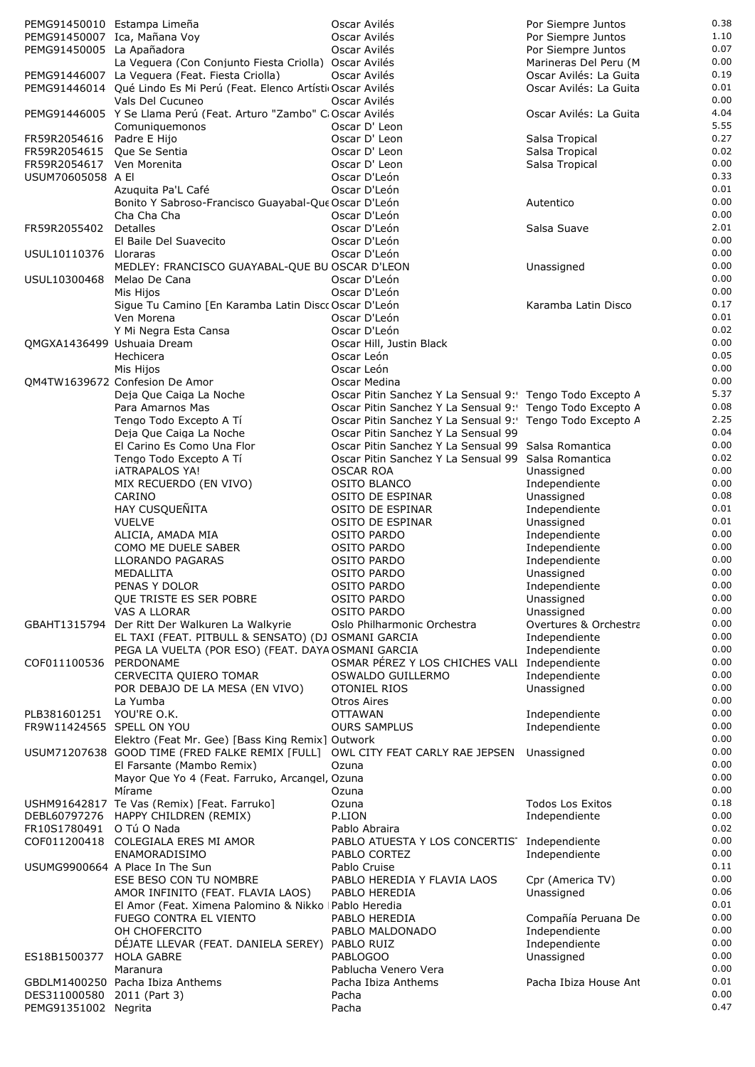| | | | | |
|---|---|---|---|---|
| PEMG91450010 | Estampa Limeña | Oscar Avilés | Por Siempre Juntos | 0.38 |
| PEMG91450007 | Ica, Mañana Voy | Oscar Avilés | Por Siempre Juntos | 1.10 |
| PEMG91450005 | La Apañadora | Oscar Avilés | Por Siempre Juntos | 0.07 |
| | La Veguera (Con Conjunto Fiesta Criolla) | Oscar Avilés | Marineras Del Peru (M | 0.00 |
| PEMG91446007 | La Veguera (Feat. Fiesta Criolla) | Oscar Avilés | Oscar Avilés: La Guita | 0.19 |
| PEMG91446014 | Qué Lindo Es Mi Perú (Feat. Elenco Artísti | Oscar Avilés | Oscar Avilés: La Guita | 0.01 |
| | Vals Del Cucuneo | Oscar Avilés | | 0.00 |
| PEMG91446005 | Y Se Llama Perú (Feat. Arturo "Zambo" C | Oscar Avilés | Oscar Avilés: La Guita | 4.04 |
| | Comuniquemonos | Oscar D' Leon | | 5.55 |
| FR59R2054616 | Padre E Hijo | Oscar D' Leon | Salsa Tropical | 0.27 |
| FR59R2054615 | Que Se Sentia | Oscar D' Leon | Salsa Tropical | 0.02 |
| FR59R2054617 | Ven Morenita | Oscar D' Leon | Salsa Tropical | 0.00 |
| USUM70605058 | A El | Oscar D'León | | 0.33 |
| | Azuquita Pa'L Café | Oscar D'León | | 0.01 |
| | Bonito Y Sabroso-Francisco Guayabal-Que | Oscar D'León | Autentico | 0.00 |
| | Cha Cha Cha | Oscar D'León | | 0.00 |
| FR59R2055402 | Detalles | Oscar D'León | Salsa Suave | 2.01 |
| | El Baile Del Suavecito | Oscar D'León | | 0.00 |
| USUL10110376 | Lloraras | Oscar D'León | | 0.00 |
| | MEDLEY: FRANCISCO GUAYABAL-QUE BU | OSCAR D'LEON | Unassigned | 0.00 |
| USUL10300468 | Melao De Cana | Oscar D'León | | 0.00 |
| | Mis Hijos | Oscar D'León | | 0.00 |
| | Sigue Tu Camino [En Karamba Latin Disco | Oscar D'León | Karamba Latin Disco | 0.17 |
| | Ven Morena | Oscar D'León | | 0.01 |
| | Y Mi Negra Esta Cansa | Oscar D'León | | 0.02 |
| QMGXA1436499 | Ushuaia Dream | Oscar Hill, Justin Black | | 0.00 |
| | Hechicera | Oscar León | | 0.05 |
| | Mis Hijos | Oscar León | | 0.00 |
| QM4TW1639672 | Confesion De Amor | Oscar Medina | | 0.00 |
| | Deja Que Caiga La Noche | Oscar Pitin Sanchez Y La Sensual 9: | Tengo Todo Excepto A | 5.37 |
| | Para Amarnos Mas | Oscar Pitin Sanchez Y La Sensual 9: | Tengo Todo Excepto A | 0.08 |
| | Tengo Todo Excepto A Tí | Oscar Pitin Sanchez Y La Sensual 9: | Tengo Todo Excepto A | 2.25 |
| | Deja Que Caiga La Noche | Oscar Pitin Sanchez Y La Sensual 99 | | 0.04 |
| | El Carino Es Como Una Flor | Oscar Pitin Sanchez Y La Sensual 99 | Salsa Romantica | 0.00 |
| | Tengo Todo Excepto A Tí | Oscar Pitin Sanchez Y La Sensual 99 | Salsa Romantica | 0.02 |
| | ¡ATRAPALOS YA! | OSCAR ROA | Unassigned | 0.00 |
| | MIX RECUERDO (EN VIVO) | OSITO BLANCO | Independiente | 0.00 |
| | CARINO | OSITO DE ESPINAR | Unassigned | 0.08 |
| | HAY CUSQUEÑITA | OSITO DE ESPINAR | Independiente | 0.01 |
| | VUELVE | OSITO DE ESPINAR | Unassigned | 0.01 |
| | ALICIA, AMADA MIA | OSITO PARDO | Independiente | 0.00 |
| | COMO ME DUELE SABER | OSITO PARDO | Independiente | 0.00 |
| | LLORANDO PAGARAS | OSITO PARDO | Independiente | 0.00 |
| | MEDALLITA | OSITO PARDO | Unassigned | 0.00 |
| | PENAS Y DOLOR | OSITO PARDO | Independiente | 0.00 |
| | QUE TRISTE ES SER POBRE | OSITO PARDO | Unassigned | 0.00 |
| | VAS A LLORAR | OSITO PARDO | Unassigned | 0.00 |
| GBAHT1315794 | Der Ritt Der Walkuren La Walkyrie | Oslo Philharmonic Orchestra | Overtures & Orchestra | 0.00 |
| | EL TAXI (FEAT. PITBULL & SENSATO) (DJ | OSMANI GARCIA | Independiente | 0.00 |
| | PEGA LA VUELTA (POR ESO) (FEAT. DAYA | OSMANI GARCIA | Independiente | 0.00 |
| COF011100536 | PERDONAME | OSMAR PÉREZ Y LOS CHICHES VALL | Independiente | 0.00 |
| | CERVECITA QUIERO TOMAR | OSWALDO GUILLERMO | Independiente | 0.00 |
| | POR DEBAJO DE LA MESA (EN VIVO) | OTONIEL RIOS | Unassigned | 0.00 |
| | La Yumba | Otros Aires | | 0.00 |
| PLB381601251 | YOU'RE O.K. | OTTAWAN | Independiente | 0.00 |
| FR9W11424565 | SPELL ON YOU | OURS SAMPLUS | Independiente | 0.00 |
| | Elektro (Feat Mr. Gee) [Bass King Remix] | Outwork | | 0.00 |
| USUM71207638 | GOOD TIME (FRED FALKE REMIX [FULL] | OWL CITY FEAT CARLY RAE JEPSEN | Unassigned | 0.00 |
| | El Farsante (Mambo Remix) | Ozuna | | 0.00 |
| | Mayor Que Yo 4 (Feat. Farruko, Arcangel, | Ozuna | | 0.00 |
| | Mírame | Ozuna | | 0.00 |
| USHM91642817 | Te Vas (Remix) [Feat. Farruko] | Ozuna | Todos Los Exitos | 0.18 |
| DEBL60797276 | HAPPY CHILDREN (REMIX) | P.LION | Independiente | 0.00 |
| FR10S1780491 | O Tú O Nada | Pablo Abraira | | 0.02 |
| COF011200418 | COLEGIALA ERES MI AMOR | PABLO ATUESTA Y LOS CONCERTIS | Independiente | 0.00 |
| | ENAMORADISIMO | PABLO CORTEZ | Independiente | 0.00 |
| USUMG9900664 | A Place In The Sun | Pablo Cruise | | 0.11 |
| | ESE BESO CON TU NOMBRE | PABLO HEREDIA Y FLAVIA LAOS | Cpr (America TV) | 0.00 |
| | AMOR INFINITO (FEAT. FLAVIA LAOS) | PABLO HEREDIA | Unassigned | 0.06 |
| | El Amor (Feat. Ximena Palomino & Nikko | Pablo Heredia | | 0.01 |
| | FUEGO CONTRA EL VIENTO | PABLO HEREDIA | Compañía Peruana De | 0.00 |
| | OH CHOFERCITO | PABLO MALDONADO | Independiente | 0.00 |
| | DÉJATE LLEVAR (FEAT. DANIELA SEREY) | PABLO RUIZ | Independiente | 0.00 |
| ES18B1500377 | HOLA GABRE | PABLOGOO | Unassigned | 0.00 |
| | Maranura | Pablucha Venero Vera | | 0.00 |
| GBDLM1400250 | Pacha Ibiza Anthems | Pacha Ibiza Anthems | Pacha Ibiza House Ant | 0.01 |
| DES311000580 | 2011 (Part 3) | Pacha | | 0.00 |
| PEMG91351002 | Negrita | Pacha | | 0.47 |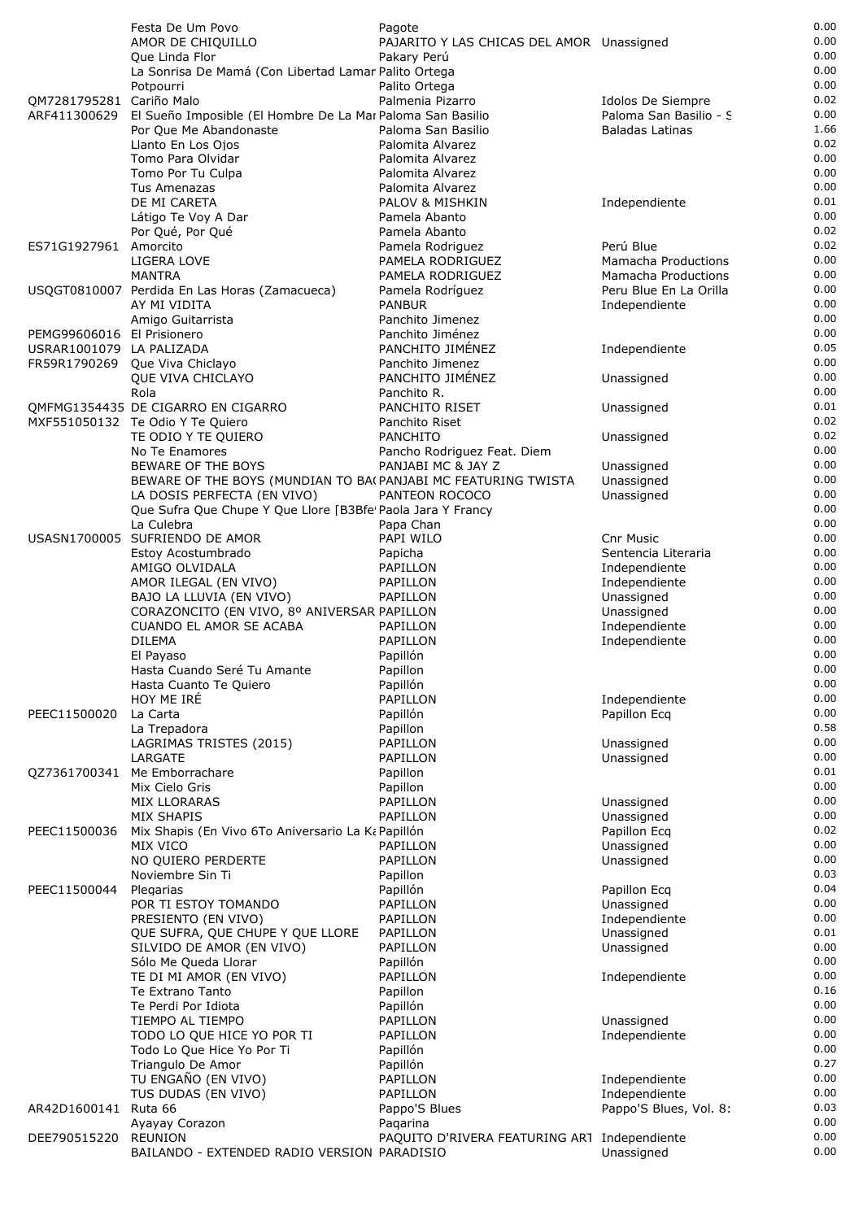| | | | | |
|---|---|---|---|---|
| | Festa De Um Povo | Pagote | | 0.00 |
| | AMOR DE CHIQUILLO | PAJARITO Y LAS CHICAS DEL AMOR | Unassigned | 0.00 |
| | Que Linda Flor | Pakary Perú | | 0.00 |
| | La Sonrisa De Mamá (Con Libertad Lamar | Palito Ortega | | 0.00 |
| | Potpourri | Palito Ortega | | 0.00 |
| QM7281795281 | Cariño Malo | Palmenia Pizarro | Idolos De Siempre | 0.02 |
| ARF411300629 | El Sueño Imposible (El Hombre De La Mar | Paloma San Basilio | Paloma San Basilio - S | 0.00 |
| | Por Que Me Abandonaste | Paloma San Basilio | Baladas Latinas | 1.66 |
| | Llanto En Los Ojos | Palomita Alvarez | | 0.02 |
| | Tomo Para Olvidar | Palomita Alvarez | | 0.00 |
| | Tomo Por Tu Culpa | Palomita Alvarez | | 0.00 |
| | Tus Amenazas | Palomita Alvarez | | 0.00 |
| | DE MI CARETA | PALOV & MISHKIN | Independiente | 0.01 |
| | Látigo Te Voy A Dar | Pamela Abanto | | 0.00 |
| | Por Qué, Por Qué | Pamela Abanto | | 0.02 |
| ES71G1927961 | Amorcito | Pamela Rodriguez | Perú Blue | 0.02 |
| | LIGERA LOVE | PAMELA RODRIGUEZ | Mamacha Productions | 0.00 |
| | MANTRA | PAMELA RODRIGUEZ | Mamacha Productions | 0.00 |
| USQGT0810007 | Perdida En Las Horas (Zamacueca) | Pamela Rodríguez | Peru Blue En La Orilla | 0.00 |
| | AY MI VIDITA | PANBUR | Independiente | 0.00 |
| | Amigo Guitarrista | Panchito Jimenez | | 0.00 |
| PEMG99606016 | El Prisionero | Panchito Jiménez | | 0.00 |
| USRAR1001079 | LA PALIZADA | PANCHITO JIMÉNEZ | Independiente | 0.05 |
| FR59R1790269 | Que Viva Chiclayo | Panchito Jimenez | | 0.00 |
| | QUE VIVA CHICLAYO | PANCHITO JIMÉNEZ | Unassigned | 0.00 |
| | Rola | Panchito R. | | 0.00 |
| QMFMG1354435 | DE CIGARRO EN CIGARRO | PANCHITO RISET | Unassigned | 0.01 |
| MXF551050132 | Te Odio Y Te Quiero | Panchito Riset | | 0.02 |
| | TE ODIO Y TE QUIERO | PANCHITO | Unassigned | 0.02 |
| | No Te Enamores | Pancho Rodriguez Feat. Diem | | 0.00 |
| | BEWARE OF THE BOYS | PANJABI MC & JAY Z | Unassigned | 0.00 |
| | BEWARE OF THE BOYS (MUNDIAN TO BA | PANJABI MC FEATURING TWISTA | Unassigned | 0.00 |
| | LA DOSIS PERFECTA (EN VIVO) | PANTEON ROCOCO | Unassigned | 0.00 |
| | Que Sufra Que Chupe Y Que Llore [B3Bfe | Paola Jara Y Francy | | 0.00 |
| | La Culebra | Papa Chan | | 0.00 |
| USASN1700005 | SUFRIENDO DE AMOR | PAPI WILO | Cnr Music | 0.00 |
| | Estoy Acostumbrado | Papicha | Sentencia Literaria | 0.00 |
| | AMIGO OLVIDALA | PAPILLON | Independiente | 0.00 |
| | AMOR ILEGAL (EN VIVO) | PAPILLON | Independiente | 0.00 |
| | BAJO LA LLUVIA (EN VIVO) | PAPILLON | Unassigned | 0.00 |
| | CORAZONCITO (EN VIVO, 8º ANIVERSAR | PAPILLON | Unassigned | 0.00 |
| | CUANDO EL AMOR SE ACABA | PAPILLON | Independiente | 0.00 |
| | DILEMA | PAPILLON | Independiente | 0.00 |
| | El Payaso | Papillón | | 0.00 |
| | Hasta Cuando Seré Tu Amante | Papillon | | 0.00 |
| | Hasta Cuanto Te Quiero | Papillón | | 0.00 |
| | HOY ME IRÉ | PAPILLON | Independiente | 0.00 |
| PEEC11500020 | La Carta | Papillón | Papillon Ecq | 0.00 |
| | La Trepadora | Papillon | | 0.58 |
| | LAGRIMAS TRISTES (2015) | PAPILLON | Unassigned | 0.00 |
| | LARGATE | PAPILLON | Unassigned | 0.00 |
| QZ7361700341 | Me Emborrachare | Papillon | | 0.01 |
| | Mix Cielo Gris | Papillon | | 0.00 |
| | MIX LLORARAS | PAPILLON | Unassigned | 0.00 |
| | MIX SHAPIS | PAPILLON | Unassigned | 0.00 |
| PEEC11500036 | Mix Shapis (En Vivo 6To Aniversario La Ka | Papillón | Papillon Ecq | 0.02 |
| | MIX VICO | PAPILLON | Unassigned | 0.00 |
| | NO QUIERO PERDERTE | PAPILLON | Unassigned | 0.00 |
| | Noviembre Sin Ti | Papillon | | 0.03 |
| PEEC11500044 | Plegarias | Papillón | Papillon Ecq | 0.04 |
| | POR TI ESTOY TOMANDO | PAPILLON | Unassigned | 0.00 |
| | PRESIENTO (EN VIVO) | PAPILLON | Independiente | 0.00 |
| | QUE SUFRA, QUE CHUPE Y QUE LLORE | PAPILLON | Unassigned | 0.01 |
| | SILVIDO DE AMOR (EN VIVO) | PAPILLON | Unassigned | 0.00 |
| | Sólo Me Queda Llorar | Papillón | | 0.00 |
| | TE DI MI AMOR (EN VIVO) | PAPILLON | Independiente | 0.00 |
| | Te Extrano Tanto | Papillon | | 0.16 |
| | Te Perdi Por Idiota | Papillón | | 0.00 |
| | TIEMPO AL TIEMPO | PAPILLON | Unassigned | 0.00 |
| | TODO LO QUE HICE YO POR TI | PAPILLON | Independiente | 0.00 |
| | Todo Lo Que Hice Yo Por Ti | Papillón | | 0.00 |
| | Triangulo De Amor | Papillón | | 0.27 |
| | TU ENGAÑO (EN VIVO) | PAPILLON | Independiente | 0.00 |
| | TUS DUDAS (EN VIVO) | PAPILLON | Independiente | 0.00 |
| AR42D1600141 | Ruta 66 | Pappo'S Blues | Pappo'S Blues, Vol. 8: | 0.03 |
| | Ayayay Corazon | Paqarina | | 0.00 |
| DEE790515220 | REUNION | PAQUITO D'RIVERA FEATURING ART | Independiente | 0.00 |
| | BAILANDO - EXTENDED RADIO VERSION | PARADISIO | Unassigned | 0.00 |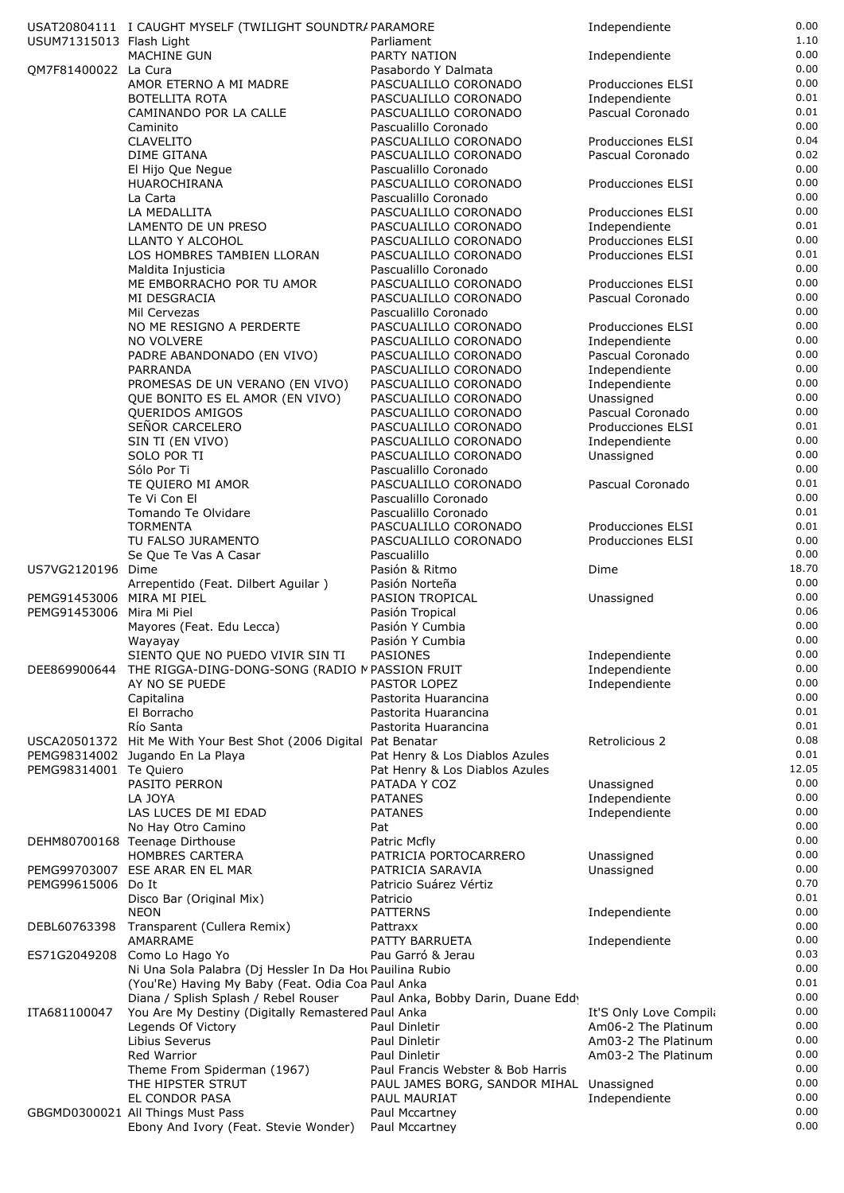| | | | | |
|---|---|---|---|---|
| USAT20804111 | I CAUGHT MYSELF (TWILIGHT SOUNDTRA | PARAMORE | Independiente | 0.00 |
| USUM71315013 | Flash Light | Parliament | | 1.10 |
| | MACHINE GUN | PARTY NATION | Independiente | 0.00 |
| QM7F81400022 | La Cura | Pasabordo Y Dalmata | | 0.00 |
| | AMOR ETERNO A MI MADRE | PASCUALILLO CORONADO | Producciones ELSI | 0.00 |
| | BOTELLITA ROTA | PASCUALILLO CORONADO | Independiente | 0.01 |
| | CAMINANDO POR LA CALLE | PASCUALILLO CORONADO | Pascual Coronado | 0.01 |
| | Caminito | Pascualillo Coronado | | 0.00 |
| | CLAVELITO | PASCUALILLO CORONADO | Producciones ELSI | 0.04 |
| | DIME GITANA | PASCUALILLO CORONADO | Pascual Coronado | 0.02 |
| | El Hijo Que Negue | Pascualillo Coronado | | 0.00 |
| | HUAROCHIRANA | PASCUALILLO CORONADO | Producciones ELSI | 0.00 |
| | La Carta | Pascualillo Coronado | | 0.00 |
| | LA MEDALLITA | PASCUALILLO CORONADO | Producciones ELSI | 0.00 |
| | LAMENTO DE UN PRESO | PASCUALILLO CORONADO | Independiente | 0.01 |
| | LLANTO Y ALCOHOL | PASCUALILLO CORONADO | Producciones ELSI | 0.00 |
| | LOS HOMBRES TAMBIEN LLORAN | PASCUALILLO CORONADO | Producciones ELSI | 0.01 |
| | Maldita Injusticia | Pascualillo Coronado | | 0.00 |
| | ME EMBORRACHO POR TU AMOR | PASCUALILLO CORONADO | Producciones ELSI | 0.00 |
| | MI DESGRACIA | PASCUALILLO CORONADO | Pascual Coronado | 0.00 |
| | Mil Cervezas | Pascualillo Coronado | | 0.00 |
| | NO ME RESIGNO A PERDERTE | PASCUALILLO CORONADO | Producciones ELSI | 0.00 |
| | NO VOLVERE | PASCUALILLO CORONADO | Independiente | 0.00 |
| | PADRE ABANDONADO (EN VIVO) | PASCUALILLO CORONADO | Pascual Coronado | 0.00 |
| | PARRANDA | PASCUALILLO CORONADO | Independiente | 0.00 |
| | PROMESAS DE UN VERANO (EN VIVO) | PASCUALILLO CORONADO | Independiente | 0.00 |
| | QUE BONITO ES EL AMOR (EN VIVO) | PASCUALILLO CORONADO | Unassigned | 0.00 |
| | QUERIDOS AMIGOS | PASCUALILLO CORONADO | Pascual Coronado | 0.00 |
| | SEÑOR CARCELERO | PASCUALILLO CORONADO | Producciones ELSI | 0.01 |
| | SIN TI (EN VIVO) | PASCUALILLO CORONADO | Independiente | 0.00 |
| | SOLO POR TI | PASCUALILLO CORONADO | Unassigned | 0.00 |
| | Sólo Por Ti | Pascualillo Coronado | | 0.00 |
| | TE QUIERO MI AMOR | PASCUALILLO CORONADO | Pascual Coronado | 0.01 |
| | Te Vi Con El | Pascualillo Coronado | | 0.00 |
| | Tomando Te Olvidare | Pascualillo Coronado | | 0.01 |
| | TORMENTA | PASCUALILLO CORONADO | Producciones ELSI | 0.01 |
| | TU FALSO JURAMENTO | PASCUALILLO CORONADO | Producciones ELSI | 0.00 |
| | Se Que Te Vas A Casar | Pascualillo | | 0.00 |
| US7VG2120196 | Dime | Pasión & Ritmo | Dime | 18.70 |
| | Arrepentido (Feat. Dilbert Aguilar ) | Pasión Norteña | | 0.00 |
| PEMG91453006 | MIRA MI PIEL | PASION TROPICAL | Unassigned | 0.00 |
| PEMG91453006 | Mira Mi Piel | Pasión Tropical | | 0.06 |
| | Mayores (Feat. Edu Lecca) | Pasión Y Cumbia | | 0.00 |
| | Wayayay | Pasión Y Cumbia | | 0.00 |
| | SIENTO QUE NO PUEDO VIVIR SIN TI | PASIONES | Independiente | 0.00 |
| DEE869900644 | THE RIGGA-DING-DONG-SONG (RADIO M | PASSION FRUIT | Independiente | 0.00 |
| | AY NO SE PUEDE | PASTOR LOPEZ | Independiente | 0.00 |
| | Capitalina | Pastorita Huarancina | | 0.00 |
| | El Borracho | Pastorita Huarancina | | 0.01 |
| | Río Santa | Pastorita Huarancina | | 0.01 |
| USCA20501372 | Hit Me With Your Best Shot (2006 Digital | Pat Benatar | Retrolicious 2 | 0.08 |
| PEMG98314002 | Jugando En La Playa | Pat Henry & Los Diablos Azules | | 0.01 |
| PEMG98314001 | Te Quiero | Pat Henry & Los Diablos Azules | | 12.05 |
| | PASITO PERRON | PATADA Y COZ | Unassigned | 0.00 |
| | LA JOYA | PATANES | Independiente | 0.00 |
| | LAS LUCES DE MI EDAD | PATANES | Independiente | 0.00 |
| | No Hay Otro Camino | Pat | | 0.00 |
| DEHM80700168 | Teenage Dirthouse | Patric Mcfly | | 0.00 |
| | HOMBRES CARTERA | PATRICIA PORTOCARRERO | Unassigned | 0.00 |
| PEMG99703007 | ESE ARAR EN EL MAR | PATRICIA SARAVIA | Unassigned | 0.00 |
| PEMG99615006 | Do It | Patricio Suárez Vértiz | | 0.70 |
| | Disco Bar (Original Mix) | Patricio | | 0.01 |
| | NEON | PATTERNS | Independiente | 0.00 |
| DEBL60763398 | Transparent (Cullera Remix) | Pattraxx | | 0.00 |
| | AMARRAME | PATTY BARRUETA | Independiente | 0.00 |
| ES71G2049208 | Como Lo Hago Yo | Pau Garró & Jerau | | 0.03 |
| | Ni Una Sola Palabra (Dj Hessler In Da Hou | Paulina Rubio | | 0.00 |
| | (You'Re) Having My Baby (Feat. Odia Coa | Paul Anka | | 0.01 |
| | Diana / Splish Splash / Rebel Rouser | Paul Anka, Bobby Darin, Duane Eddy | | 0.00 |
| ITA681100047 | You Are My Destiny (Digitally Remastered | Paul Anka | It'S Only Love Compila | 0.00 |
| | Legends Of Victory | Paul Dinletir | Am06-2 The Platinum | 0.00 |
| | Libius Severus | Paul Dinletir | Am03-2 The Platinum | 0.00 |
| | Red Warrior | Paul Dinletir | Am03-2 The Platinum | 0.00 |
| | Theme From Spiderman (1967) | Paul Francis Webster & Bob Harris | | 0.00 |
| | THE HIPSTER STRUT | PAUL JAMES BORG, SANDOR MIHAL | Unassigned | 0.00 |
| | EL CONDOR PASA | PAUL MAURIAT | Independiente | 0.00 |
| GBGMD0300021 | All Things Must Pass | Paul Mccartney | | 0.00 |
| | Ebony And Ivory (Feat. Stevie Wonder) | Paul Mccartney | | 0.00 |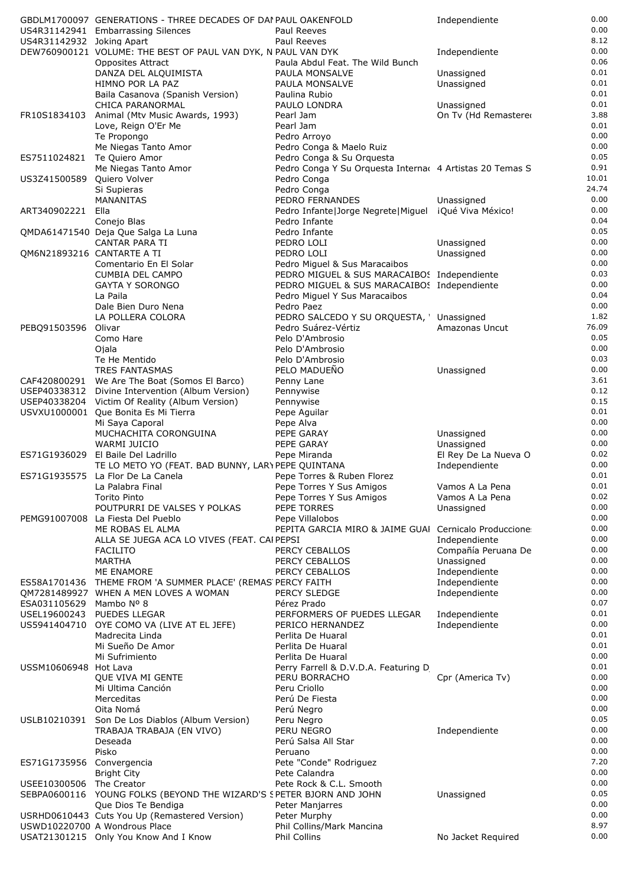| | | | | |
|---|---|---|---|---|
| GBDLM1700097 | GENERATIONS - THREE DECADES OF DAI | PAUL OAKENFOLD | Independiente | 0.00 |
| US4R31142941 | Embarrassing Silences | Paul Reeves | | 0.00 |
| US4R31142932 | Joking Apart | Paul Reeves | | 8.12 |
| DEW760900121 | VOLUME: THE BEST OF PAUL VAN DYK, N | PAUL VAN DYK | Independiente | 0.00 |
| | Opposites Attract | Paula Abdul Feat. The Wild Bunch | | 0.06 |
| | DANZA DEL ALQUIMISTA | PAULA MONSALVE | Unassigned | 0.01 |
| | HIMNO POR LA PAZ | PAULA MONSALVE | Unassigned | 0.01 |
| | Baila Casanova (Spanish Version) | Paulina Rubio | | 0.01 |
| | CHICA PARANORMAL | PAULO LONDRA | Unassigned | 0.01 |
| FR10S1834103 | Animal (Mtv Music Awards, 1993) | Pearl Jam | On Tv (Hd Remastered | 3.88 |
| | Love, Reign O'Er Me | Pearl Jam | | 0.01 |
| | Te Propongo | Pedro Arroyo | | 0.00 |
| | Me Niegas Tanto Amor | Pedro Conga & Maelo Ruiz | | 0.00 |
| ES7511024821 | Te Quiero Amor | Pedro Conga & Su Orquesta | | 0.05 |
| | Me Niegas Tanto Amor | Pedro Conga Y Su Orquesta Internac | 4 Artistas 20 Temas S | 0.91 |
| US3Z41500589 | Quiero Volver | Pedro Conga | | 10.01 |
| | Si Supieras | Pedro Conga | | 24.74 |
| | MANANITAS | PEDRO FERNANDES | Unassigned | 0.00 |
| ART340902221 | Ella | Pedro Infante\|Jorge Negrete\|Miguel | ¡Qué Viva México! | 0.00 |
| | Conejo Blas | Pedro Infante | | 0.04 |
| QMDA61471540 | Deja Que Salga La Luna | Pedro Infante | | 0.05 |
| | CANTAR PARA TI | PEDRO LOLI | Unassigned | 0.00 |
| QM6N21893216 | CANTARTE A TI | PEDRO LOLI | Unassigned | 0.00 |
| | Comentario En El Solar | Pedro Miguel & Sus Maracaibos | | 0.00 |
| | CUMBIA DEL CAMPO | PEDRO MIGUEL & SUS MARACAIBOS | Independiente | 0.03 |
| | GAYTA Y SORONGO | PEDRO MIGUEL & SUS MARACAIBOS | Independiente | 0.00 |
| | La Paila | Pedro Miguel Y Sus Maracaibos | | 0.04 |
| | Dale Bien Duro Nena | Pedro Paez | | 0.00 |
| | LA POLLERA COLORA | PEDRO SALCEDO Y SU ORQUESTA, | Unassigned | 1.82 |
| PEBQ91503596 | Olivar | Pedro Suárez-Vértiz | Amazonas Uncut | 76.09 |
| | Como Hare | Pelo D'Ambrosio | | 0.05 |
| | Ojala | Pelo D'Ambrosio | | 0.00 |
| | Te He Mentido | Pelo D'Ambrosio | | 0.03 |
| | TRES FANTASMAS | PELO MADUEÑO | Unassigned | 0.00 |
| CAF420800291 | We Are The Boat (Somos El Barco) | Penny Lane | | 3.61 |
| USEP40338312 | Divine Intervention (Album Version) | Pennywise | | 0.12 |
| USEP40338204 | Victim Of Reality (Album Version) | Pennywise | | 0.15 |
| USVXU1000001 | Que Bonita Es Mi Tierra | Pepe Aguilar | | 0.01 |
| | Mi Saya Caporal | Pepe Alva | | 0.00 |
| | MUCHACHITA CORONGUINA | PEPE GARAY | Unassigned | 0.00 |
| | WARMI JUICIO | PEPE GARAY | Unassigned | 0.00 |
| ES71G1936029 | El Baile Del Ladrillo | Pepe Miranda | El Rey De La Nueva O | 0.02 |
| | TE LO METO YO (FEAT. BAD BUNNY, LARY | PEPE QUINTANA | Independiente | 0.00 |
| ES71G1935575 | La Flor De La Canela | Pepe Torres & Ruben Florez | | 0.01 |
| | La Palabra Final | Pepe Torres Y Sus Amigos | Vamos A La Pena | 0.01 |
| | Torito Pinto | Pepe Torres Y Sus Amigos | Vamos A La Pena | 0.02 |
| | POUTPURRI DE VALSES Y POLKAS | PEPE TORRES | Unassigned | 0.00 |
| PEMG91007008 | La Fiesta Del Pueblo | Pepe Villalobos | | 0.00 |
| | ME ROBAS EL ALMA | PEPITA GARCIA MIRO & JAIME GUAI | Cernicalo Produccione | 0.00 |
| | ALLA SE JUEGA ACA LO VIVES (FEAT. CAI | PEPSI | Independiente | 0.00 |
| | FACILITO | PERCY CEBALLOS | Compañía Peruana De | 0.00 |
| | MARTHA | PERCY CEBALLOS | Unassigned | 0.00 |
| | ME ENAMORE | PERCY CEBALLOS | Independiente | 0.00 |
| ES58A1701436 | THEME FROM 'A SUMMER PLACE' (REMAS | PERCY FAITH | Independiente | 0.00 |
| QM7281489927 | WHEN A MEN LOVES A WOMAN | PERCY SLEDGE | Independiente | 0.00 |
| ESA031105629 | Mambo Nº 8 | Pérez Prado | | 0.07 |
| USEL19600243 | PUEDES LLEGAR | PERFORMERS OF PUEDES LLEGAR | Independiente | 0.01 |
| US5941404710 | OYE COMO VA (LIVE AT EL JEFE) | PERICO HERNANDEZ | Independiente | 0.00 |
| | Madrecita Linda | Perlita De Huaral | | 0.01 |
| | Mi Sueño De Amor | Perlita De Huaral | | 0.01 |
| | Mi Sufrimiento | Perlita De Huaral | | 0.00 |
| USSM10606948 | Hot Lava | Perry Farrell & D.V.D.A. Featuring D | | 0.01 |
| | QUE VIVA MI GENTE | PERU BORRACHO | Cpr (America Tv) | 0.00 |
| | Mi Ultima Canción | Peru Criollo | | 0.00 |
| | Merceditas | Perú De Fiesta | | 0.00 |
| | Oita Nomá | Perú Negro | | 0.00 |
| USLB10210391 | Son De Los Diablos (Album Version) | Peru Negro | | 0.05 |
| | TRABAJA TRABAJA (EN VIVO) | PERU NEGRO | Independiente | 0.00 |
| | Deseada | Perú Salsa All Star | | 0.00 |
| | Pisko | Peruano | | 0.00 |
| ES71G1735956 | Convergencia | Pete "Conde" Rodriguez | | 7.20 |
| | Bright City | Pete Calandra | | 0.00 |
| USEE10300506 | The Creator | Pete Rock & C.L. Smooth | | 0.00 |
| SEBPA0600116 | YOUNG FOLKS (BEYOND THE WIZARD'S S | PETER BJORN AND JOHN | Unassigned | 0.05 |
| | Que Dios Te Bendiga | Peter Manjarres | | 0.00 |
| USRHD0610443 | Cuts You Up (Remastered Version) | Peter Murphy | | 0.00 |
| USWD10220700 | A Wondrous Place | Phil Collins/Mark Mancina | | 8.97 |
| USAT21301215 | Only You Know And I Know | Phil Collins | No Jacket Required | 0.00 |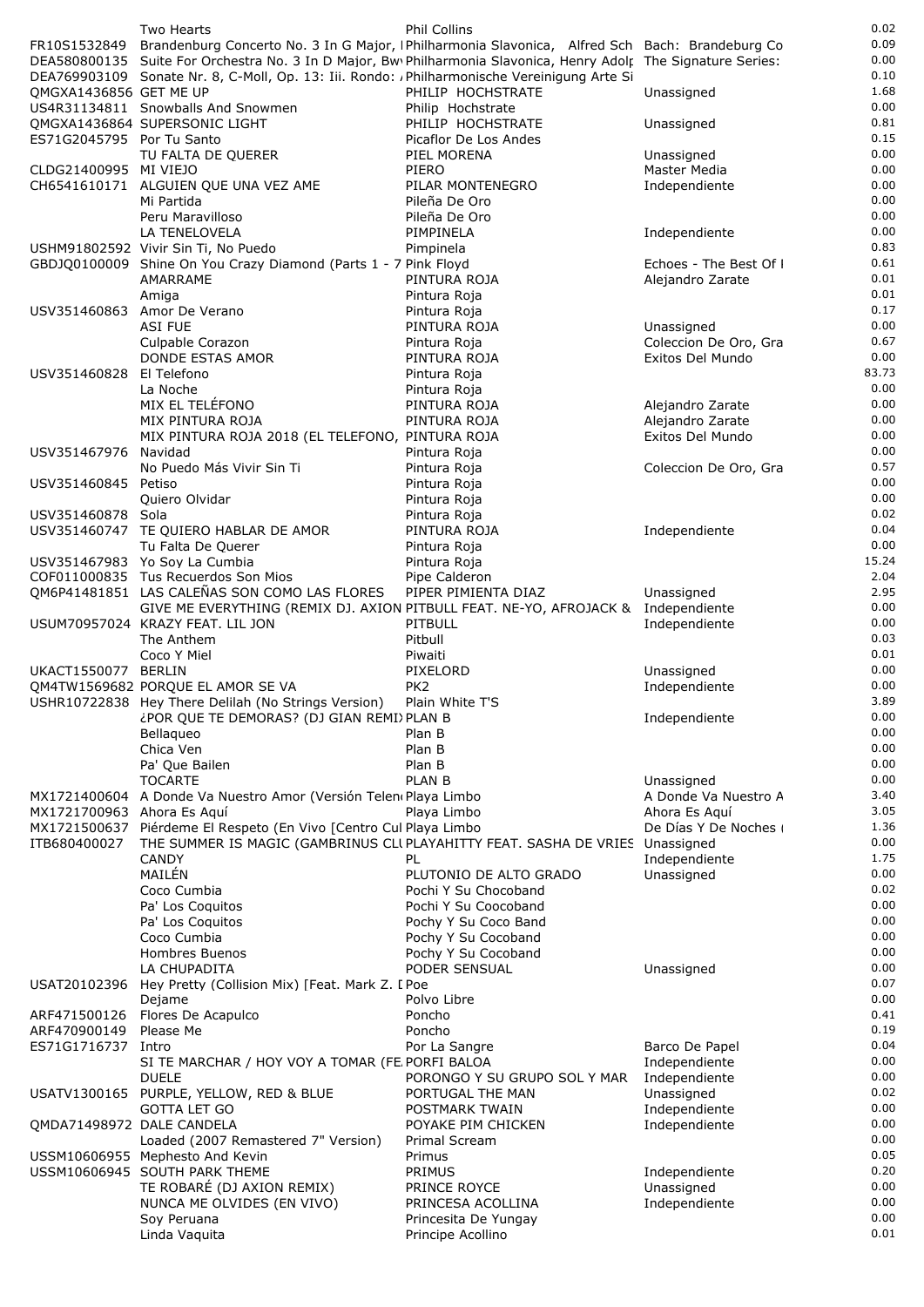| | | | | |
|---|---|---|---|---|
| | Two Hearts | Phil Collins | | 0.02 |
| FR10S1532849 | Brandenburg Concerto No. 3 In G Major, I | Philharmonia Slavonica, Alfred Sch | Bach: Brandeburg Co | 0.09 |
| DEA580800135 | Suite For Orchestra No. 3 In D Major, Bw | Philharmonia Slavonica, Henry Adolp | The Signature Series: | 0.00 |
| DEA769903109 | Sonate Nr. 8, C-Moll, Op. 13: Iii. Rondo: | Philharmonische Vereinigung Arte Si | | 0.10 |
| QMGXA1436856 | GET ME UP | PHILIP HOCHSTRATE | Unassigned | 1.68 |
| US4R31134811 | Snowballs And Snowmen | Philip Hochstrate | | 0.00 |
| QMGXA1436864 | SUPERSONIC LIGHT | PHILIP HOCHSTRATE | Unassigned | 0.81 |
| ES71G2045795 | Por Tu Santo | Picaflor De Los Andes | | 0.15 |
| | TU FALTA DE QUERER | PIEL MORENA | Unassigned | 0.00 |
| CLDG21400995 | MI VIEJO | PIERO | Master Media | 0.00 |
| CH6541610171 | ALGUIEN QUE UNA VEZ AME | PILAR MONTENEGRO | Independiente | 0.00 |
| | Mi Partida | Pileña De Oro | | 0.00 |
| | Peru Maravilloso | Pileña De Oro | | 0.00 |
| | LA TENELOVELA | PIMPINELA | Independiente | 0.00 |
| USHM91802592 | Vivir Sin Ti, No Puedo | Pimpinela | | 0.83 |
| GBDJQ0100009 | Shine On You Crazy Diamond (Parts 1 - 7 | Pink Floyd | Echoes - The Best Of I | 0.61 |
| | AMARRAME | PINTURA ROJA | Alejandro Zarate | 0.01 |
| | Amiga | Pintura Roja | | 0.01 |
| USV351460863 | Amor De Verano | Pintura Roja | | 0.17 |
| | ASI FUE | PINTURA ROJA | Unassigned | 0.00 |
| | Culpable Corazon | Pintura Roja | Coleccion De Oro, Gra | 0.67 |
| | DONDE ESTAS AMOR | PINTURA ROJA | Exitos Del Mundo | 0.00 |
| USV351460828 | El Telefono | Pintura Roja | | 83.73 |
| | La Noche | Pintura Roja | | 0.00 |
| | MIX EL TELÉFONO | PINTURA ROJA | Alejandro Zarate | 0.00 |
| | MIX PINTURA ROJA | PINTURA ROJA | Alejandro Zarate | 0.00 |
| | MIX PINTURA ROJA 2018 (EL TELEFONO, | PINTURA ROJA | Exitos Del Mundo | 0.00 |
| USV351467976 | Navidad | Pintura Roja | | 0.00 |
| | No Puedo Más Vivir Sin Ti | Pintura Roja | Coleccion De Oro, Gra | 0.57 |
| USV351460845 | Petiso | Pintura Roja | | 0.00 |
| | Quiero Olvidar | Pintura Roja | | 0.00 |
| USV351460878 | Sola | Pintura Roja | | 0.02 |
| USV351460747 | TE QUIERO HABLAR DE AMOR | PINTURA ROJA | Independiente | 0.04 |
| | Tu Falta De Querer | Pintura Roja | | 0.00 |
| USV351467983 | Yo Soy La Cumbia | Pintura Roja | | 15.24 |
| COF011000835 | Tus Recuerdos Son Mios | Pipe Calderon | | 2.04 |
| QM6P41481851 | LAS CALEÑAS SON COMO LAS FLORES | PIPER PIMIENTA DIAZ | Unassigned | 2.95 |
| | GIVE ME EVERYTHING (REMIX DJ. AXION | PITBULL FEAT. NE-YO, AFROJACK & | Independiente | 0.00 |
| USUM70957024 | KRAZY FEAT. LIL JON | PITBULL | Independiente | 0.00 |
| | The Anthem | Pitbull | | 0.03 |
| | Coco Y Miel | Piwaiti | | 0.01 |
| UKACT1550077 | BERLIN | PIXELORD | Unassigned | 0.00 |
| QM4TW1569682 | PORQUE EL AMOR SE VA | PK2 | Independiente | 0.00 |
| USHR10722838 | Hey There Delilah (No Strings Version) | Plain White T'S | | 3.89 |
| | ¿POR QUE TE DEMORAS? (DJ GIAN REMI) | PLAN B | Independiente | 0.00 |
| | Bellaqueo | Plan B | | 0.00 |
| | Chica Ven | Plan B | | 0.00 |
| | Pa' Que Bailen | Plan B | | 0.00 |
| | TOCARTE | PLAN B | Unassigned | 0.00 |
| MX1721400604 | A Donde Va Nuestro Amor (Versión Telen | Playa Limbo | A Donde Va Nuestro A | 3.40 |
| MX1721700963 | Ahora Es Aquí | Playa Limbo | Ahora Es Aquí | 3.05 |
| MX1721500637 | Piérdeme El Respeto (En Vivo [Centro Cul | Playa Limbo | De Días Y De Noches ( | 1.36 |
| ITB680400027 | THE SUMMER IS MAGIC (GAMBRINUS CL | PLAYAHITTY FEAT. SASHA DE VRIES | Unassigned | 0.00 |
| | CANDY | PL | Independiente | 1.75 |
| | MAILÉN | PLUTONIO DE ALTO GRADO | Unassigned | 0.00 |
| | Coco Cumbia | Pochi Y Su Chocoband | | 0.02 |
| | Pa' Los Coquitos | Pochi Y Su Coocoband | | 0.00 |
| | Pa' Los Coquitos | Pochy Y Su Coco Band | | 0.00 |
| | Coco Cumbia | Pochy Y Su Cocoband | | 0.00 |
| | Hombres Buenos | Pochy Y Su Cocoband | | 0.00 |
| | LA CHUPADITA | PODER SENSUAL | Unassigned | 0.00 |
| USAT20102396 | Hey Pretty (Collision Mix) [Feat. Mark Z. I | Poe | | 0.07 |
| | Dejame | Polvo Libre | | 0.00 |
| ARF471500126 | Flores De Acapulco | Poncho | | 0.41 |
| ARF470900149 | Please Me | Poncho | | 0.19 |
| ES71G1716737 | Intro | Por La Sangre | Barco De Papel | 0.04 |
| | SI TE MARCHAR / HOY VOY A TOMAR (FE | PORFI BALOA | Independiente | 0.00 |
| | DUELE | PORONGO Y SU GRUPO SOL Y MAR | Independiente | 0.00 |
| USATV1300165 | PURPLE, YELLOW, RED & BLUE | PORTUGAL THE MAN | Unassigned | 0.02 |
| | GOTTA LET GO | POSTMARK TWAIN | Independiente | 0.00 |
| QMDA71498972 | DALE CANDELA | POYAKE PIM CHICKEN | Independiente | 0.00 |
| | Loaded (2007 Remastered 7" Version) | Primal Scream | | 0.00 |
| USSM10606955 | Mephesto And Kevin | Primus | | 0.05 |
| USSM10606945 | SOUTH PARK THEME | PRIMUS | Independiente | 0.20 |
| | TE ROBARÉ (DJ AXION REMIX) | PRINCE ROYCE | Unassigned | 0.00 |
| | NUNCA ME OLVIDES (EN VIVO) | PRINCESA ACOLLINA | Independiente | 0.00 |
| | Soy Peruana | Princesita De Yungay | | 0.00 |
| | Linda Vaquita | Principe Acollino | | 0.01 |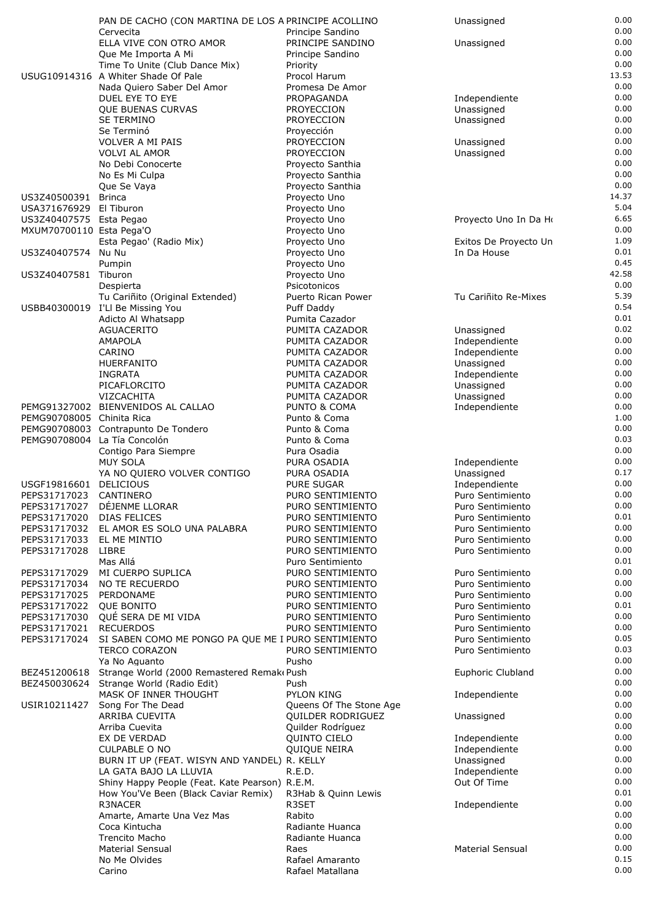| | | | | |
|---|---|---|---|---|
| | PAN DE CACHO (CON MARTINA DE LOS A | PRINCIPE ACOLLINO | Unassigned | 0.00 |
| | Cervecita | Principe Sandino | | 0.00 |
| | ELLA VIVE CON OTRO AMOR | PRINCIPE SANDINO | Unassigned | 0.00 |
| | Que Me Importa A Mi | Principe Sandino | | 0.00 |
| | Time To Unite (Club Dance Mix) | Priority | | 0.00 |
| USUG10914316 | A Whiter Shade Of Pale | Procol Harum | | 13.53 |
| | Nada Quiero Saber Del Amor | Promesa De Amor | | 0.00 |
| | DUEL EYE TO EYE | PROPAGANDA | Independiente | 0.00 |
| | QUE BUENAS CURVAS | PROYECCION | Unassigned | 0.00 |
| | SE TERMINO | PROYECCION | Unassigned | 0.00 |
| | Se Terminó | Proyección | | 0.00 |
| | VOLVER A MI PAIS | PROYECCION | Unassigned | 0.00 |
| | VOLVI AL AMOR | PROYECCION | Unassigned | 0.00 |
| | No Debi Conocerte | Proyecto Santhia | | 0.00 |
| | No Es Mi Culpa | Proyecto Santhia | | 0.00 |
| | Que Se Vaya | Proyecto Santhia | | 0.00 |
| US3Z40500391 | Brinca | Proyecto Uno | | 14.37 |
| USA371676929 | El Tiburon | Proyecto Uno | | 5.04 |
| US3Z40407575 | Esta Pegao | Proyecto Uno | Proyecto Uno In Da Ho | 6.65 |
| MXUM70700110 | Esta Pega'O | Proyecto Uno | | 0.00 |
| | Esta Pegao' (Radio Mix) | Proyecto Uno | Exitos De Proyecto Un | 1.09 |
| US3Z40407574 | Nu Nu | Proyecto Uno | In Da House | 0.01 |
| | Pumpin | Proyecto Uno | | 0.45 |
| US3Z40407581 | Tiburon | Proyecto Uno | | 42.58 |
| | Despierta | Psicotonicos | | 0.00 |
| | Tu Cariñito (Original Extended) | Puerto Rican Power | Tu Cariñito Re-Mixes | 5.39 |
| USBB40300019 | I'Ll Be Missing You | Puff Daddy | | 0.54 |
| | Adicto Al Whatsapp | Pumita Cazador | | 0.01 |
| | AGUACERITO | PUMITA CAZADOR | Unassigned | 0.02 |
| | AMAPOLA | PUMITA CAZADOR | Independiente | 0.00 |
| | CARINO | PUMITA CAZADOR | Independiente | 0.00 |
| | HUERFANITO | PUMITA CAZADOR | Unassigned | 0.00 |
| | INGRATA | PUMITA CAZADOR | Independiente | 0.00 |
| | PICAFLORCITO | PUMITA CAZADOR | Unassigned | 0.00 |
| | VIZCACHITA | PUMITA CAZADOR | Unassigned | 0.00 |
| PEMG91327002 | BIENVENIDOS AL CALLAO | PUNTO & COMA | Independiente | 0.00 |
| PEMG90708005 | Chinita Rica | Punto & Coma | | 1.00 |
| PEMG90708003 | Contrapunto De Tondero | Punto & Coma | | 0.00 |
| PEMG90708004 | La Tía Concolón | Punto & Coma | | 0.03 |
| | Contigo Para Siempre | Pura Osadia | | 0.00 |
| | MUY SOLA | PURA OSADIA | Independiente | 0.00 |
| | YA NO QUIERO VOLVER CONTIGO | PURA OSADIA | Unassigned | 0.17 |
| USGF19816601 | DELICIOUS | PURE SUGAR | Independiente | 0.00 |
| PEPS31717023 | CANTINERO | PURO SENTIMIENTO | Puro Sentimiento | 0.00 |
| PEPS31717027 | DÉJENME LLORAR | PURO SENTIMIENTO | Puro Sentimiento | 0.00 |
| PEPS31717020 | DIAS FELICES | PURO SENTIMIENTO | Puro Sentimiento | 0.01 |
| PEPS31717032 | EL AMOR ES SOLO UNA PALABRA | PURO SENTIMIENTO | Puro Sentimiento | 0.00 |
| PEPS31717033 | EL ME MINTIO | PURO SENTIMIENTO | Puro Sentimiento | 0.00 |
| PEPS31717028 | LIBRE | PURO SENTIMIENTO | Puro Sentimiento | 0.00 |
| | Mas Allá | Puro Sentimiento | | 0.01 |
| PEPS31717029 | MI CUERPO SUPLICA | PURO SENTIMIENTO | Puro Sentimiento | 0.00 |
| PEPS31717034 | NO TE RECUERDO | PURO SENTIMIENTO | Puro Sentimiento | 0.00 |
| PEPS31717025 | PERDONAME | PURO SENTIMIENTO | Puro Sentimiento | 0.00 |
| PEPS31717022 | QUE BONITO | PURO SENTIMIENTO | Puro Sentimiento | 0.01 |
| PEPS31717030 | QUÉ SERA DE MI VIDA | PURO SENTIMIENTO | Puro Sentimiento | 0.00 |
| PEPS31717021 | RECUERDOS | PURO SENTIMIENTO | Puro Sentimiento | 0.00 |
| PEPS31717024 | SI SABEN COMO ME PONGO PA QUE ME I | PURO SENTIMIENTO | Puro Sentimiento | 0.05 |
| | TERCO CORAZON | PURO SENTIMIENTO | Puro Sentimiento | 0.03 |
| | Ya No Aguanto | Pusho | | 0.00 |
| BEZ451200618 | Strange World (2000 Remastered Remake | Push | Euphoric Clubland | 0.00 |
| BEZ450030624 | Strange World (Radio Edit) | Push | | 0.00 |
| | MASK OF INNER THOUGHT | PYLON KING | Independiente | 0.00 |
| USIR10211427 | Song For The Dead | Queens Of The Stone Age | | 0.00 |
| | ARRIBA CUEVITA | QUILDER RODRIGUEZ | Unassigned | 0.00 |
| | Arriba Cuevita | Quilder Rodríguez | | 0.00 |
| | EX DE VERDAD | QUINTO CIELO | Independiente | 0.00 |
| | CULPABLE O NO | QUIQUE NEIRA | Independiente | 0.00 |
| | BURN IT UP (FEAT. WISYN AND YANDEL) | R. KELLY | Unassigned | 0.00 |
| | LA GATA BAJO LA LLUVIA | R.E.D. | Independiente | 0.00 |
| | Shiny Happy People (Feat. Kate Pearson) | R.E.M. | Out Of Time | 0.00 |
| | How You'Ve Been (Black Caviar Remix) | R3Hab & Quinn Lewis | | 0.01 |
| | R3NACER | R3SET | Independiente | 0.00 |
| | Amarte, Amarte Una Vez Mas | Rabito | | 0.00 |
| | Coca Kintucha | Radiante Huanca | | 0.00 |
| | Trencito Macho | Radiante Huanca | | 0.00 |
| | Material Sensual | Raes | Material Sensual | 0.00 |
| | No Me Olvides | Rafael Amaranto | | 0.15 |
| | Carino | Rafael Matallana | | 0.00 |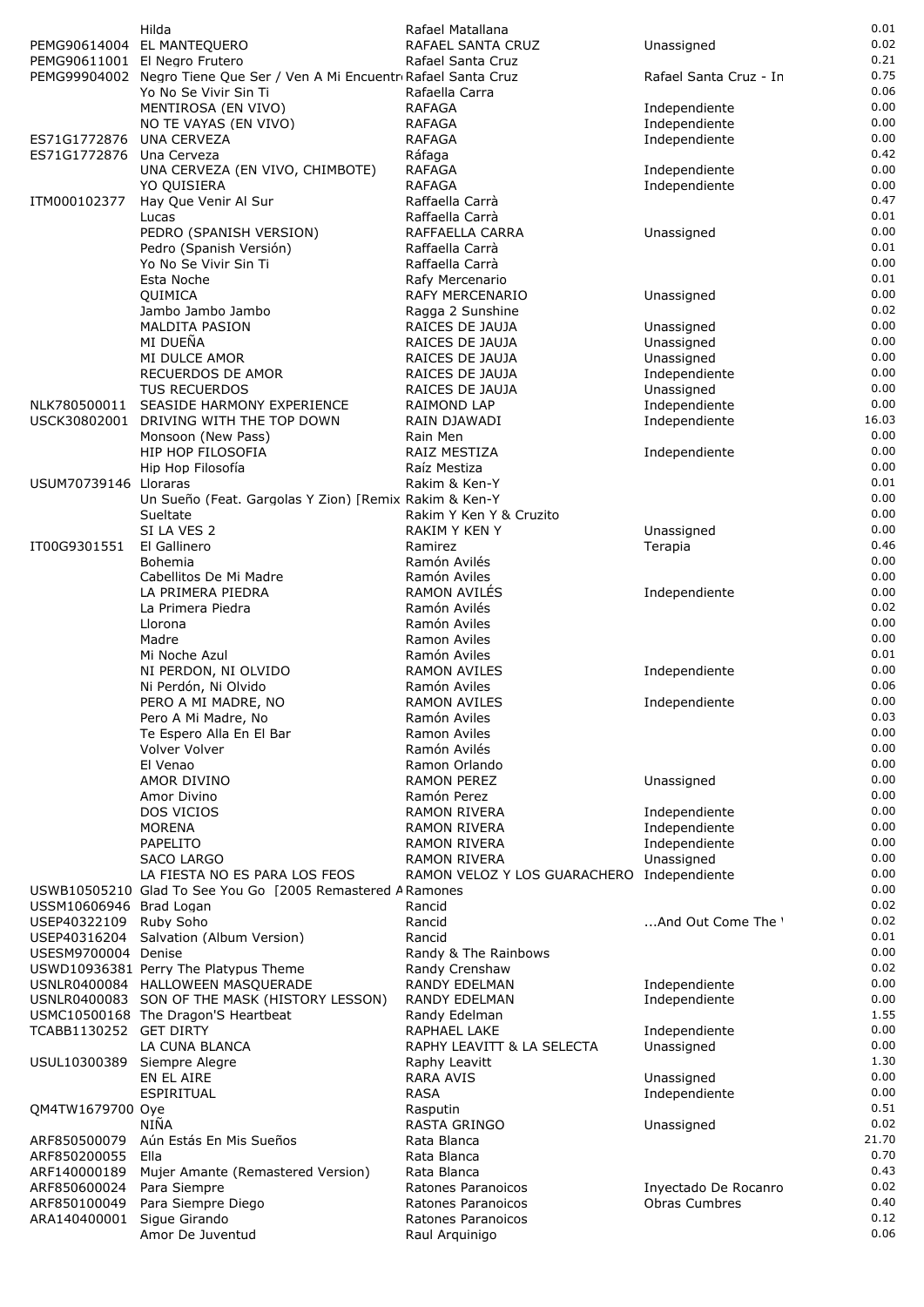| | | | | |
|---|---|---|---|---|
| | Hilda | Rafael Matallana | | 0.01 |
| PEMG90614004 | EL MANTEQUERO | RAFAEL SANTA CRUZ | Unassigned | 0.02 |
| PEMG90611001 | El Negro Frutero | Rafael Santa Cruz | | 0.21 |
| PEMG99904002 | Negro Tiene Que Ser / Ven A Mi Encuentro | Rafael Santa Cruz | Rafael Santa Cruz - In | 0.75 |
| | Yo No Se Vivir Sin Ti | Rafaella Carra | | 0.06 |
| | MENTIROSA (EN VIVO) | RAFAGA | Independiente | 0.00 |
| | NO TE VAYAS (EN VIVO) | RAFAGA | Independiente | 0.00 |
| ES71G1772876 | UNA CERVEZA | RAFAGA | Independiente | 0.00 |
| ES71G1772876 | Una Cerveza | Ráfaga | | 0.42 |
| | UNA CERVEZA (EN VIVO, CHIMBOTE) | RAFAGA | Independiente | 0.00 |
| | YO QUISIERA | RAFAGA | Independiente | 0.00 |
| ITM000102377 | Hay Que Venir Al Sur | Raffaella Carrà | | 0.47 |
| | Lucas | Raffaella Carrà | | 0.01 |
| | PEDRO (SPANISH VERSION) | RAFFAELLA CARRA | Unassigned | 0.00 |
| | Pedro (Spanish Versión) | Raffaella Carrà | | 0.01 |
| | Yo No Se Vivir Sin Ti | Raffaella Carrà | | 0.00 |
| | Esta Noche | Rafy Mercenario | | 0.01 |
| | QUIMICA | RAFY MERCENARIO | Unassigned | 0.00 |
| | Jambo Jambo Jambo | Ragga 2 Sunshine | | 0.02 |
| | MALDITA PASION | RAICES DE JAUJA | Unassigned | 0.00 |
| | MI DUEÑA | RAICES DE JAUJA | Unassigned | 0.00 |
| | MI DULCE AMOR | RAICES DE JAUJA | Unassigned | 0.00 |
| | RECUERDOS DE AMOR | RAICES DE JAUJA | Independiente | 0.00 |
| | TUS RECUERDOS | RAICES DE JAUJA | Unassigned | 0.00 |
| NLK780500011 | SEASIDE HARMONY EXPERIENCE | RAIMOND LAP | Independiente | 0.00 |
| USCK30802001 | DRIVING WITH THE TOP DOWN | RAIN DJAWADI | Independiente | 16.03 |
| | Monsoon (New Pass) | Rain Men | | 0.00 |
| | HIP HOP FILOSOFIA | RAIZ MESTIZA | Independiente | 0.00 |
| | Hip Hop Filosofía | Raíz Mestiza | | 0.00 |
| USUM70739146 | Lloraras | Rakim & Ken-Y | | 0.01 |
| | Un Sueño (Feat. Gargolas Y Zion) [Remix | Rakim & Ken-Y | | 0.00 |
| | Sueltate | Rakim Y Ken Y & Cruzito | | 0.00 |
| | SI LA VES 2 | RAKIM Y KEN Y | Unassigned | 0.00 |
| IT00G9301551 | El Gallinero | Ramirez | Terapia | 0.46 |
| | Bohemia | Ramón Avilés | | 0.00 |
| | Cabellitos De Mi Madre | Ramón Aviles | | 0.00 |
| | LA PRIMERA PIEDRA | RAMON AVILÉS | Independiente | 0.00 |
| | La Primera Piedra | Ramón Avilés | | 0.02 |
| | Llorona | Ramón Aviles | | 0.00 |
| | Madre | Ramon Aviles | | 0.00 |
| | Mi Noche Azul | Ramón Aviles | | 0.01 |
| | NI PERDON, NI OLVIDO | RAMON AVILES | Independiente | 0.00 |
| | Ni Perdón, Ni Olvido | Ramón Aviles | | 0.06 |
| | PERO A MI MADRE, NO | RAMON AVILES | Independiente | 0.00 |
| | Pero A Mi Madre, No | Ramón Aviles | | 0.03 |
| | Te Espero Alla En El Bar | Ramon Aviles | | 0.00 |
| | Volver Volver | Ramón Avilés | | 0.00 |
| | El Venao | Ramon Orlando | | 0.00 |
| | AMOR DIVINO | RAMON PEREZ | Unassigned | 0.00 |
| | Amor Divino | Ramón Perez | | 0.00 |
| | DOS VICIOS | RAMON RIVERA | Independiente | 0.00 |
| | MORENA | RAMON RIVERA | Independiente | 0.00 |
| | PAPELITO | RAMON RIVERA | Independiente | 0.00 |
| | SACO LARGO | RAMON RIVERA | Unassigned | 0.00 |
| | LA FIESTA NO ES PARA LOS FEOS | RAMON VELOZ Y LOS GUARACHERO | Independiente | 0.00 |
| USWB10505210 | Glad To See You Go [2005 Remastered A | Ramones | | 0.00 |
| USSM10606946 | Brad Logan | Rancid | | 0.02 |
| USEP40322109 | Ruby Soho | Rancid | ...And Out Come The ' | 0.02 |
| USEP40316204 | Salvation (Album Version) | Rancid | | 0.01 |
| USESM9700004 | Denise | Randy & The Rainbows | | 0.00 |
| USWD10936381 | Perry The Platypus Theme | Randy Crenshaw | | 0.02 |
| USNLR0400084 | HALLOWEEN MASQUERADE | RANDY EDELMAN | Independiente | 0.00 |
| USNLR0400083 | SON OF THE MASK (HISTORY LESSON) | RANDY EDELMAN | Independiente | 0.00 |
| USMC10500168 | The Dragon'S Heartbeat | Randy Edelman | | 1.55 |
| TCABB1130252 | GET DIRTY | RAPHAEL LAKE | Independiente | 0.00 |
| | LA CUNA BLANCA | RAPHY LEAVITT & LA SELECTA | Unassigned | 0.00 |
| USUL10300389 | Siempre Alegre | Raphy Leavitt | | 1.30 |
| | EN EL AIRE | RARA AVIS | Unassigned | 0.00 |
| | ESPIRITUAL | RASA | Independiente | 0.00 |
| QM4TW1679700 | Oye | Rasputin | | 0.51 |
| | NIÑA | RASTA GRINGO | Unassigned | 0.02 |
| ARF850500079 | Aún Estás En Mis Sueños | Rata Blanca | | 21.70 |
| ARF850200055 | Ella | Rata Blanca | | 0.70 |
| ARF140000189 | Mujer Amante (Remastered Version) | Rata Blanca | | 0.43 |
| ARF850600024 | Para Siempre | Ratones Paranoicos | Inyectado De Rocanro | 0.02 |
| ARF850100049 | Para Siempre Diego | Ratones Paranoicos | Obras Cumbres | 0.40 |
| ARA140400001 | Sigue Girando | Ratones Paranoicos | | 0.12 |
| | Amor De Juventud | Raul Arquinigo | | 0.06 |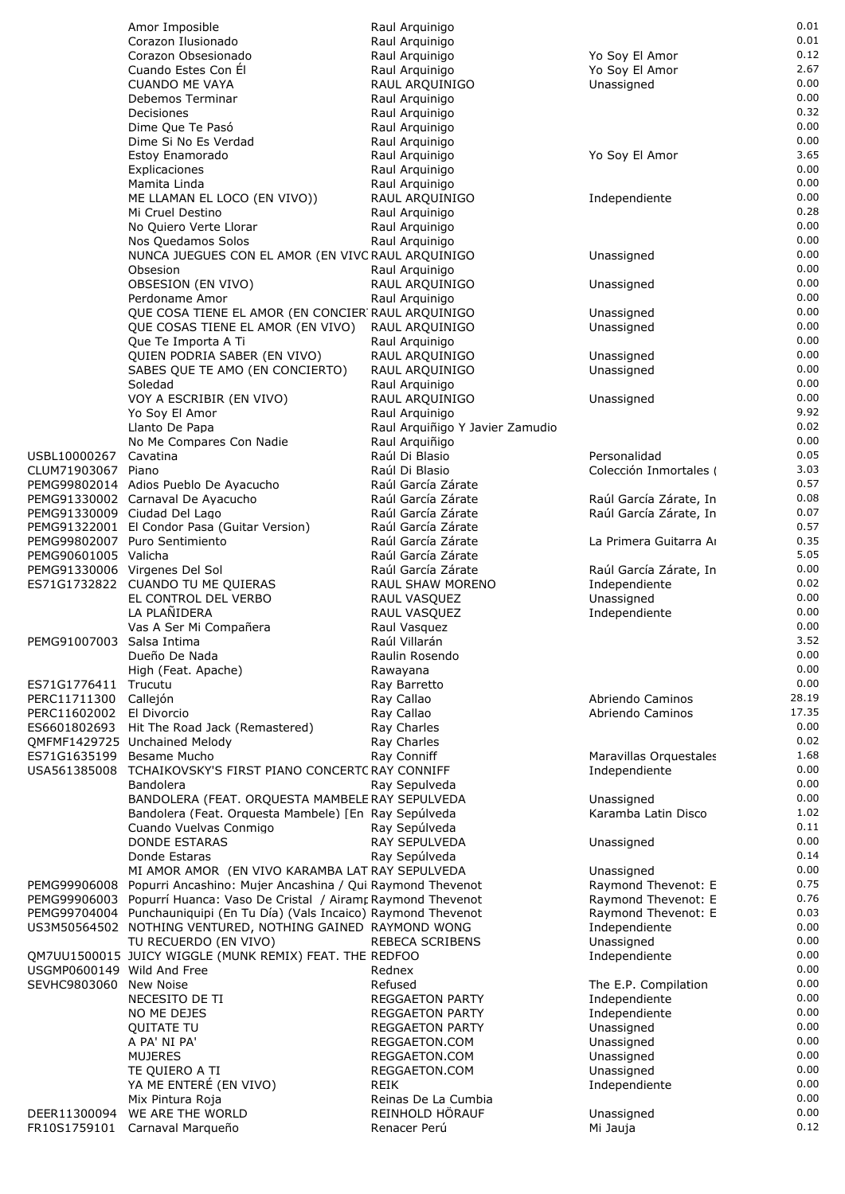| | | | | |
|---|---|---|---|---|
| | Amor Imposible | Raul Arquinigo | | 0.01 |
| | Corazon Ilusionado | Raul Arquinigo | | 0.01 |
| | Corazon Obsesionado | Raul Arquinigo | Yo Soy El Amor | 0.12 |
| | Cuando Estes Con Él | Raul Arquinigo | Yo Soy El Amor | 2.67 |
| | CUANDO ME VAYA | RAUL ARQUINIGO | Unassigned | 0.00 |
| | Debemos Terminar | Raul Arquinigo | | 0.00 |
| | Decisiones | Raul Arquinigo | | 0.32 |
| | Dime Que Te Pasó | Raul Arquinigo | | 0.00 |
| | Dime Si No Es Verdad | Raul Arquinigo | | 0.00 |
| | Estoy Enamorado | Raul Arquinigo | Yo Soy El Amor | 3.65 |
| | Explicaciones | Raul Arquinigo | | 0.00 |
| | Mamita Linda | Raul Arquinigo | | 0.00 |
| | ME LLAMAN EL LOCO (EN VIVO)) | RAUL ARQUINIGO | Independiente | 0.00 |
| | Mi Cruel Destino | Raul Arquinigo | | 0.28 |
| | No Quiero Verte Llorar | Raul Arquinigo | | 0.00 |
| | Nos Quedamos Solos | Raul Arquinigo | | 0.00 |
| | NUNCA JUEGUES CON EL AMOR (EN VIVO | RAUL ARQUINIGO | Unassigned | 0.00 |
| | Obsesion | Raul Arquinigo | | 0.00 |
| | OBSESION (EN VIVO) | RAUL ARQUINIGO | Unassigned | 0.00 |
| | Perdoname Amor | Raul Arquinigo | | 0.00 |
| | QUE COSA TIENE EL AMOR (EN CONCIER | RAUL ARQUINIGO | Unassigned | 0.00 |
| | QUE COSAS TIENE EL AMOR (EN VIVO) | RAUL ARQUINIGO | Unassigned | 0.00 |
| | Que Te Importa A Ti | Raul Arquinigo | | 0.00 |
| | QUIEN PODRIA SABER (EN VIVO) | RAUL ARQUINIGO | Unassigned | 0.00 |
| | SABES QUE TE AMO (EN CONCIERTO) | RAUL ARQUINIGO | Unassigned | 0.00 |
| | Soledad | Raul Arquinigo | | 0.00 |
| | VOY A ESCRIBIR (EN VIVO) | RAUL ARQUINIGO | Unassigned | 0.00 |
| | Yo Soy El Amor | Raul Arquinigo | | 9.92 |
| | Llanto De Papa | Raul Arquiñigo Y Javier Zamudio | | 0.02 |
| | No Me Compares Con Nadie | Raul Arquiñigo | | 0.00 |
| USBL10000267 | Cavatina | Raúl Di Blasio | Personalidad | 0.05 |
| CLUM71903067 | Piano | Raúl Di Blasio | Colección Inmortales ( | 3.03 |
| PEMG99802014 | Adios Pueblo De Ayacucho | Raúl García Zárate | | 0.57 |
| PEMG91330002 | Carnaval De Ayacucho | Raúl García Zárate | Raúl García Zárate, In | 0.08 |
| PEMG91330009 | Ciudad Del Lago | Raúl García Zárate | Raúl García Zárate, In | 0.07 |
| PEMG91322001 | El Condor Pasa (Guitar Version) | Raúl García Zárate | | 0.57 |
| PEMG99802007 | Puro Sentimiento | Raúl García Zárate | La Primera Guitarra Ar | 0.35 |
| PEMG90601005 | Valicha | Raúl García Zárate | | 5.05 |
| PEMG91330006 | Virgenes Del Sol | Raúl García Zárate | Raúl García Zárate, In | 0.00 |
| ES71G1732822 | CUANDO TU ME QUIERAS | RAUL SHAW MORENO | Independiente | 0.02 |
| | EL CONTROL DEL VERBO | RAUL VASQUEZ | Unassigned | 0.00 |
| | LA PLAÑIDERA | RAUL VASQUEZ | Independiente | 0.00 |
| | Vas A Ser Mi Compañera | Raul Vasquez | | 0.00 |
| PEMG91007003 | Salsa Intima | Raúl Villarán | | 3.52 |
| | Dueño De Nada | Raulin Rosendo | | 0.00 |
| | High (Feat. Apache) | Rawayana | | 0.00 |
| ES71G1776411 | Trucutu | Ray Barretto | | 0.00 |
| PERC11711300 | Callejón | Ray Callao | Abriendo Caminos | 28.19 |
| PERC11602002 | El Divorcio | Ray Callao | Abriendo Caminos | 17.35 |
| ES6601802693 | Hit The Road Jack (Remastered) | Ray Charles | | 0.00 |
| QMFMF1429725 | Unchained Melody | Ray Charles | | 0.02 |
| ES71G1635199 | Besame Mucho | Ray Conniff | Maravillas Orquestales | 1.68 |
| USA561385008 | TCHAIKOVSKY'S FIRST PIANO CONCERTO | RAY CONNIFF | Independiente | 0.00 |
| | Bandolera | Ray Sepulveda | | 0.00 |
| | BANDOLERA (FEAT. ORQUESTA MAMBELE | RAY SEPULVEDA | Unassigned | 0.00 |
| | Bandolera (Feat. Orquesta Mambele) [En | Ray Sepúlveda | Karamba Latin Disco | 1.02 |
| | Cuando Vuelvas Conmigo | Ray Sepúlveda | | 0.11 |
| | DONDE ESTARAS | RAY SEPULVEDA | Unassigned | 0.00 |
| | Donde Estaras | Ray Sepúlveda | | 0.14 |
| | MI AMOR AMOR (EN VIVO KARAMBA LAT | RAY SEPULVEDA | Unassigned | 0.00 |
| PEMG99906008 | Popurri Ancashino: Mujer Ancashina / Qui | Raymond Thevenot | Raymond Thevenot: E | 0.75 |
| PEMG99906003 | Popurrí Huanca: Vaso De Cristal / Airamp | Raymond Thevenot | Raymond Thevenot: E | 0.76 |
| PEMG99704004 | Punchauniquipi (En Tu Día) (Vals Incaico) | Raymond Thevenot | Raymond Thevenot: E | 0.03 |
| US3M50564502 | NOTHING VENTURED, NOTHING GAINED | RAYMOND WONG | Independiente | 0.00 |
| | TU RECUERDO (EN VIVO) | REBECA SCRIBENS | Unassigned | 0.00 |
| QM7UU1500015 | JUICY WIGGLE (MUNK REMIX) FEAT. THE | REDFOO | Independiente | 0.00 |
| USGMP0600149 | Wild And Free | Rednex | | 0.00 |
| SEVHC9803060 | New Noise | Refused | The E.P. Compilation | 0.00 |
| | NECESITO DE TI | REGGAETON PARTY | Independiente | 0.00 |
| | NO ME DEJES | REGGAETON PARTY | Independiente | 0.00 |
| | QUITATE TU | REGGAETON PARTY | Unassigned | 0.00 |
| | A PA' NI PA' | REGGAETON.COM | Unassigned | 0.00 |
| | MUJERES | REGGAETON.COM | Unassigned | 0.00 |
| | TE QUIERO A TI | REGGAETON.COM | Unassigned | 0.00 |
| | YA ME ENTERÉ (EN VIVO) | REIK | Independiente | 0.00 |
| | Mix Pintura Roja | Reinas De La Cumbia | | 0.00 |
| DEER11300094 | WE ARE THE WORLD | REINHOLD HÖRAUF | Unassigned | 0.00 |
| FR10S1759101 | Carnaval Marqueño | Renacer Perú | Mi Jauja | 0.12 |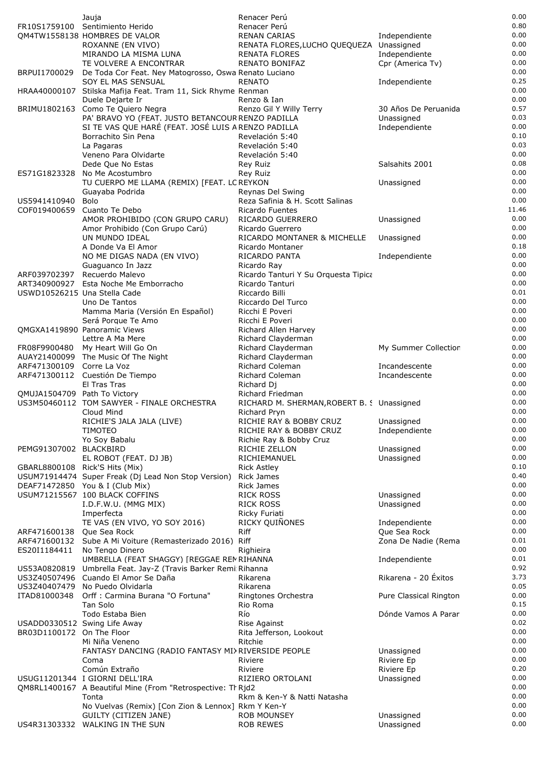| | | | | |
|---|---|---|---|---|
| | Jauja | Renacer Perú | | 0.00 |
| FR10S1759100 | Sentimiento Herido | Renacer Perú | | 0.80 |
| QM4TW1558138 | HOMBRES DE VALOR | RENAN CARIAS | Independiente | 0.00 |
| | ROXANNE (EN VIVO) | RENATA FLORES,LUCHO QUEQUEZA | Unassigned | 0.00 |
| | MIRANDO LA MISMA LUNA | RENATA FLORES | Independiente | 0.00 |
| | TE VOLVERE A ENCONTRAR | RENATO BONIFAZ | Cpr (America Tv) | 0.00 |
| BRPUI1700029 | De Toda Cor Feat. Ney Matogrosso, Oswa | Renato Luciano | | 0.00 |
| | SOY EL MAS SENSUAL | RENATO | Independiente | 0.25 |
| HRAA40000107 | Stilska Mafija Feat. Tram 11, Sick Rhyme | Renman | | 0.00 |
| | Duele Dejarte Ir | Renzo & Ian | | 0.00 |
| BRIMU1802163 | Como Te Quiero Negra | Renzo Gil Y Willy Terry | 30 Años De Peruanida | 0.57 |
| | PA' BRAVO YO (FEAT. JUSTO BETANCOUR | RENZO PADILLA | Unassigned | 0.03 |
| | SI TE VAS QUE HARÉ (FEAT. JOSÉ LUIS A | RENZO PADILLA | Independiente | 0.00 |
| | Borrachito Sin Pena | Revelación 5:40 | | 0.10 |
| | La Pagaras | Revelación 5:40 | | 0.03 |
| | Veneno Para Olvidarte | Revelación 5:40 | | 0.00 |
| | Dede Que No Estas | Rey Ruiz | Salsahits 2001 | 0.08 |
| ES71G1823328 | No Me Acostumbro | Rey Ruiz | | 0.00 |
| | TU CUERPO ME LLAMA (REMIX) [FEAT. LC | REYKON | Unassigned | 0.00 |
| | Guayaba Podrida | Reynas Del Swing | | 0.00 |
| US5941410940 | Bolo | Reza Safinia & H. Scott Salinas | | 0.00 |
| COF019400659 | Cuanto Te Debo | Ricardo Fuentes | | 11.46 |
| | AMOR PROHIBIDO (CON GRUPO CARU) | RICARDO GUERRERO | Unassigned | 0.00 |
| | Amor Prohibido (Con Grupo Carú) | Ricardo Guerrero | | 0.00 |
| | UN MUNDO IDEAL | RICARDO MONTANER & MICHELLE | Unassigned | 0.00 |
| | A Donde Va El Amor | Ricardo Montaner | | 0.18 |
| | NO ME DIGAS NADA (EN VIVO) | RICARDO PANTA | Independiente | 0.00 |
| | Guaguanco In Jazz | Ricardo Ray | | 0.00 |
| ARF039702397 | Recuerdo Malevo | Ricardo Tanturi Y Su Orquesta Tipica | | 0.00 |
| ART340900927 | Esta Noche Me Emborracho | Ricardo Tanturi | | 0.00 |
| USWD10526215 | Una Stella Cade | Riccardo Billi | | 0.01 |
| | Uno De Tantos | Riccardo Del Turco | | 0.00 |
| | Mamma Maria (Versión En Español) | Ricchi E Poveri | | 0.00 |
| | Será Porque Te Amo | Ricchi E Poveri | | 0.00 |
| QMGXA1419890 | Panoramic Views | Richard Allen Harvey | | 0.00 |
| | Lettre A Ma Mere | Richard Clayderman | | 0.00 |
| FR08F9900480 | My Heart Will Go On | Richard Clayderman | My Summer Collection | 0.00 |
| AUAY21400099 | The Music Of The Night | Richard Clayderman | | 0.00 |
| ARF471300109 | Corre La Voz | Richard Coleman | Incandescente | 0.00 |
| ARF471300112 | Cuestión De Tiempo | Richard Coleman | Incandescente | 0.00 |
| | El Tras Tras | Richard Dj | | 0.00 |
| QMUJA1504709 | Path To Victory | Richard Friedman | | 0.00 |
| US3M50460112 | TOM SAWYER - FINALE ORCHESTRA | RICHARD M. SHERMAN,ROBERT B. S | Unassigned | 0.00 |
| | Cloud Mind | Richard Pryn | | 0.00 |
| | RICHIE'S JALA JALA (LIVE) | RICHIE RAY & BOBBY CRUZ | Unassigned | 0.00 |
| | TIMOTEO | RICHIE RAY & BOBBY CRUZ | Independiente | 0.00 |
| | Yo Soy Babalu | Richie Ray & Bobby Cruz | | 0.00 |
| PEMG91307002 | BLACKBIRD | RICHIE ZELLON | Unassigned | 0.00 |
| | EL ROBOT (FEAT. DJ JB) | RICHIEMANUEL | Unassigned | 0.00 |
| GBARL8800108 | Rick'S Hits (Mix) | Rick Astley | | 0.10 |
| USUM71914474 | Super Freak (Dj Lead Non Stop Version) | Rick James | | 0.40 |
| DEAF71472850 | You & I (Club Mix) | Rick James | | 0.00 |
| USUM71215567 | 100 BLACK COFFINS | RICK ROSS | Unassigned | 0.00 |
| | I.D.F.W.U. (MMG MIX) | RICK ROSS | Unassigned | 0.00 |
| | Imperfecta | Ricky Furiati | | 0.00 |
| | TE VAS (EN VIVO, YO SOY 2016) | RICKY QUIÑONES | Independiente | 0.00 |
| ARF471600138 | Que Sea Rock | Riff | Que Sea Rock | 0.00 |
| ARF471600132 | Sube A Mi Voiture (Remasterizado 2016) | Riff | Zona De Nadie (Rema | 0.01 |
| ES20I1184411 | No Tengo Dinero | Righieira | | 0.00 |
| | UMBRELLA (FEAT SHAGGY) [REGGAE REM | RIHANNA | Independiente | 0.01 |
| US53A0820819 | Umbrella Feat. Jay-Z (Travis Barker Remi | Rihanna | | 0.92 |
| US3Z40507496 | Cuando El Amor Se Daña | Rikarena | Rikarena - 20 Éxitos | 3.73 |
| US3Z40407479 | No Puedo Olvidarla | Rikarena | | 0.05 |
| ITAD81000348 | Orff : Carmina Burana "O Fortuna" | Ringtones Orchestra | Pure Classical Rington | 0.00 |
| | Tan Solo | Rio Roma | | 0.15 |
| | Todo Estaba Bien | Río | Dónde Vamos A Parar | 0.00 |
| USADD0330512 | Swing Life Away | Rise Against | | 0.02 |
| BR03D1100172 | On The Floor | Rita Jefferson, Lookout | | 0.00 |
| | Mi Niña Veneno | Ritchie | | 0.00 |
| | FANTASY DANCING (RADIO FANTASY MIX | RIVERSIDE PEOPLE | Unassigned | 0.00 |
| | Coma | Riviere | Riviere Ep | 0.00 |
| | Común Extraño | Riviere | Riviere Ep | 0.20 |
| USUG11201344 | I GIORNI DELL'IRA | RIZIERO ORTOLANI | Unassigned | 0.00 |
| QM8RL1400167 | A Beautiful Mine (From "Retrospective: Th | Rjd2 | | 0.00 |
| | Tonta | Rkm & Ken-Y & Natti Natasha | | 0.00 |
| | No Vuelvas (Remix) [Con Zion & Lennox] | Rkm Y Ken-Y | | 0.00 |
| | GUILTY (CITIZEN JANE) | ROB MOUNSEY | Unassigned | 0.00 |
| US4R31303332 | WALKING IN THE SUN | ROB REWES | Unassigned | 0.00 |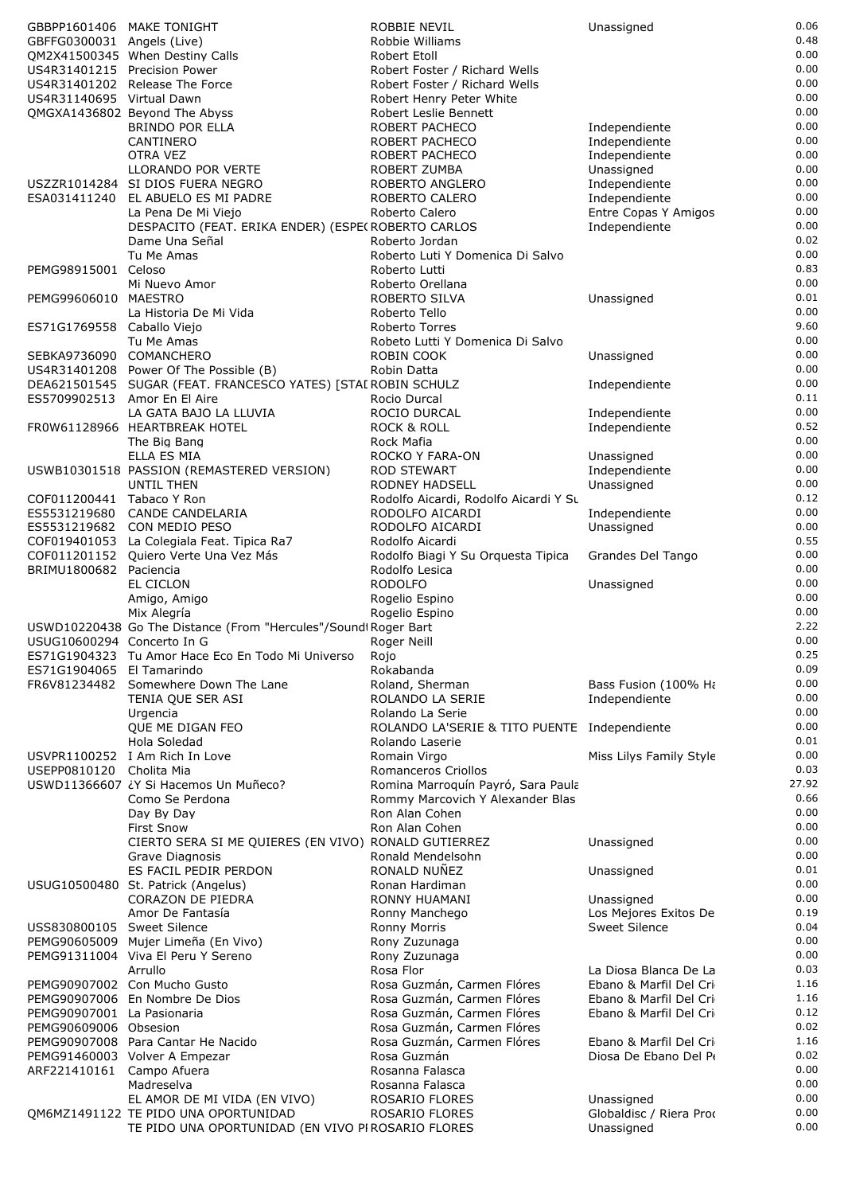| | | | | |
|---|---|---|---|---|
| GBBPP1601406 | MAKE TONIGHT | ROBBIE NEVIL | Unassigned | 0.06 |
| GBFFG0300031 | Angels (Live) | Robbie Williams | | 0.48 |
| QM2X41500345 | When Destiny Calls | Robert Etoll | | 0.00 |
| US4R31401215 | Precision Power | Robert Foster / Richard Wells | | 0.00 |
| US4R31401202 | Release The Force | Robert Foster / Richard Wells | | 0.00 |
| US4R31140695 | Virtual Dawn | Robert Henry Peter White | | 0.00 |
| QMGXA1436802 | Beyond The Abyss | Robert Leslie Bennett | | 0.00 |
| | BRINDO POR ELLA | ROBERT PACHECO | Independiente | 0.00 |
| | CANTINERO | ROBERT PACHECO | Independiente | 0.00 |
| | OTRA VEZ | ROBERT PACHECO | Independiente | 0.00 |
| | LLORANDO POR VERTE | ROBERT ZUMBA | Unassigned | 0.00 |
| USZZR1014284 | SI DIOS FUERA NEGRO | ROBERTO ANGLERO | Independiente | 0.00 |
| ESA031411240 | EL ABUELO ES MI PADRE | ROBERTO CALERO | Independiente | 0.00 |
| | La Pena De Mi Viejo | Roberto Calero | Entre Copas Y Amigos | 0.00 |
| | DESPACITO (FEAT. ERIKA ENDER) (ESPE( | ROBERTO CARLOS | Independiente | 0.00 |
| | Dame Una Señal | Roberto Jordan | | 0.02 |
| | Tu Me Amas | Roberto Luti Y Domenica Di Salvo | | 0.00 |
| PEMG98915001 | Celoso | Roberto Lutti | | 0.83 |
| | Mi Nuevo Amor | Roberto Orellana | | 0.00 |
| PEMG99606010 | MAESTRO | ROBERTO SILVA | Unassigned | 0.01 |
| | La Historia De Mi Vida | Roberto Tello | | 0.00 |
| ES71G1769558 | Caballo Viejo | Roberto Torres | | 9.60 |
| | Tu Me Amas | Robeto Lutti Y Domenica Di Salvo | | 0.00 |
| SEBKA9736090 | COMANCHERO | ROBIN COOK | Unassigned | 0.00 |
| US4R31401208 | Power Of The Possible (B) | Robin Datta | | 0.00 |
| DEA621501545 | SUGAR (FEAT. FRANCESCO YATES) [STAI | ROBIN SCHULZ | Independiente | 0.00 |
| ES5709902513 | Amor En El Aire | Rocio Durcal | | 0.11 |
| | LA GATA BAJO LA LLUVIA | ROCIO DURCAL | Independiente | 0.00 |
| FR0W61128966 | HEARTBREAK HOTEL | ROCK & ROLL | Independiente | 0.52 |
| | The Big Bang | Rock Mafia | | 0.00 |
| | ELLA ES MIA | ROCKO Y FARA-ON | Unassigned | 0.00 |
| USWB10301518 | PASSION (REMASTERED VERSION) | ROD STEWART | Independiente | 0.00 |
| | UNTIL THEN | RODNEY HADSELL | Unassigned | 0.00 |
| COF011200441 | Tabaco Y Ron | Rodolfo Aicardi, Rodolfo Aicardi Y Su | | 0.12 |
| ES5531219680 | CANDE CANDELARIA | RODOLFO AICARDI | Independiente | 0.00 |
| ES5531219682 | CON MEDIO PESO | RODOLFO AICARDI | Unassigned | 0.00 |
| COF019401053 | La Colegiala Feat. Tipica Ra7 | Rodolfo Aicardi | | 0.55 |
| COF011201152 | Quiero Verte Una Vez Más | Rodolfo Biagi Y Su Orquesta Tipica | Grandes Del Tango | 0.00 |
| BRIMU1800682 | Paciencia | Rodolfo Lesica | | 0.00 |
| | EL CICLON | RODOLFO | Unassigned | 0.00 |
| | Amigo, Amigo | Rogelio Espino | | 0.00 |
| | Mix Alegría | Rogelio Espino | | 0.00 |
| USWD10220438 | Go The Distance (From "Hercules"/Sound | Roger Bart | | 2.22 |
| USUG10600294 | Concerto In G | Roger Neill | | 0.00 |
| ES71G1904323 | Tu Amor Hace Eco En Todo Mi Universo | Rojo | | 0.25 |
| ES71G1904065 | El Tamarindo | Rokabanda | | 0.09 |
| FR6V81234482 | Somewhere Down The Lane | Roland, Sherman | Bass Fusion (100% Ha | 0.00 |
| | TENIA QUE SER ASI | ROLANDO LA SERIE | Independiente | 0.00 |
| | Urgencia | Rolando La Serie | | 0.00 |
| | QUE ME DIGAN FEO | ROLANDO LA'SERIE & TITO PUENTE | Independiente | 0.00 |
| | Hola Soledad | Rolando Laserie | | 0.01 |
| USVPR1100252 | I Am Rich In Love | Romain Virgo | Miss Lilys Family Style | 0.00 |
| USEPP0810120 | Cholita Mia | Romanceros Criollos | | 0.03 |
| USWD11366607 | ¿Y Si Hacemos Un Muñeco? | Romina Marroquín Payró, Sara Paula | | 27.92 |
| | Como Se Perdona | Rommy Marcovich Y Alexander Blas | | 0.66 |
| | Day By Day | Ron Alan Cohen | | 0.00 |
| | First Snow | Ron Alan Cohen | | 0.00 |
| | CIERTO SERA SI ME QUIERES (EN VIVO) | RONALD GUTIERREZ | Unassigned | 0.00 |
| | Grave Diagnosis | Ronald Mendelsohn | | 0.00 |
| | ES FACIL PEDIR PERDON | RONALD NUÑEZ | Unassigned | 0.01 |
| USUG10500480 | St. Patrick (Angelus) | Ronan Hardiman | | 0.00 |
| | CORAZON DE PIEDRA | RONNY HUAMANI | Unassigned | 0.00 |
| | Amor De Fantasía | Ronny Manchego | Los Mejores Exitos De | 0.19 |
| USS830800105 | Sweet Silence | Ronny Morris | Sweet Silence | 0.04 |
| PEMG90605009 | Mujer Limeña (En Vivo) | Rony Zuzunaga | | 0.00 |
| PEMG91311004 | Viva El Peru Y Sereno | Rony Zuzunaga | | 0.00 |
| | Arrullo | Rosa Flor | La Diosa Blanca De La | 0.03 |
| PEMG90907002 | Con Mucho Gusto | Rosa Guzmán, Carmen Flóres | Ebano & Marfil Del Cri | 1.16 |
| PEMG90907006 | En Nombre De Dios | Rosa Guzmán, Carmen Flóres | Ebano & Marfil Del Cri | 1.16 |
| PEMG90907001 | La Pasionaria | Rosa Guzmán, Carmen Flóres | Ebano & Marfil Del Cri | 0.12 |
| PEMG90609006 | Obsesion | Rosa Guzmán, Carmen Flóres | | 0.02 |
| PEMG90907008 | Para Cantar He Nacido | Rosa Guzmán, Carmen Flóres | Ebano & Marfil Del Cri | 1.16 |
| PEMG91460003 | Volver A Empezar | Rosa Guzmán | Diosa De Ebano Del Pe | 0.02 |
| ARF221410161 | Campo Afuera | Rosanna Falasca | | 0.00 |
| | Madreselva | Rosanna Falasca | | 0.00 |
| | EL AMOR DE MI VIDA (EN VIVO) | ROSARIO FLORES | Unassigned | 0.00 |
| QM6MZ1491122 | TE PIDO UNA OPORTUNIDAD | ROSARIO FLORES | Globaldisc / Riera Proc | 0.00 |
| | TE PIDO UNA OPORTUNIDAD (EN VIVO PI | ROSARIO FLORES | Unassigned | 0.00 |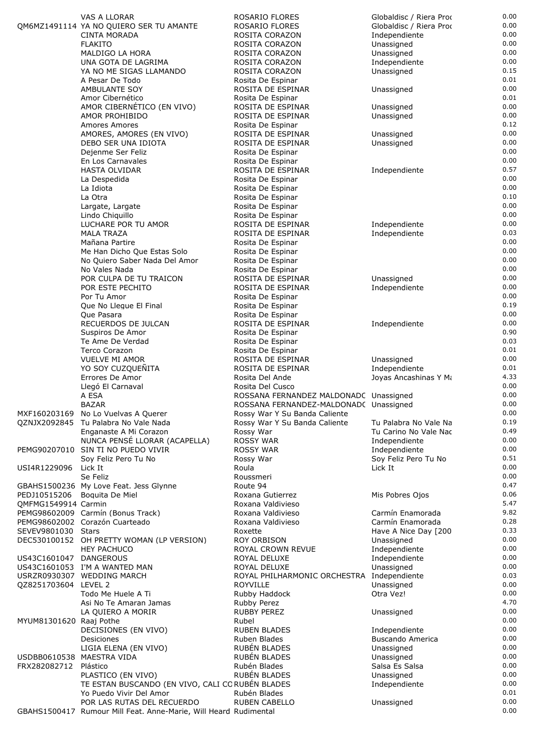| | | | | |
|---|---|---|---|---|
| | VAS A LLORAR | ROSARIO FLORES | Globaldisc / Riera Proc | 0.00 |
| QM6MZ1491114 | YA NO QUIERO SER TU AMANTE | ROSARIO FLORES | Globaldisc / Riera Proc | 0.00 |
| | CINTA MORADA | ROSITA CORAZON | Independiente | 0.00 |
| | FLAKITO | ROSITA CORAZON | Unassigned | 0.00 |
| | MALDIGO LA HORA | ROSITA CORAZON | Unassigned | 0.00 |
| | UNA GOTA DE LAGRIMA | ROSITA CORAZON | Independiente | 0.00 |
| | YA NO ME SIGAS LLAMANDO | ROSITA CORAZON | Unassigned | 0.15 |
| | A Pesar De Todo | Rosita De Espinar | | 0.01 |
| | AMBULANTE SOY | ROSITA DE ESPINAR | Unassigned | 0.00 |
| | Amor Cibernético | Rosita De Espinar | | 0.01 |
| | AMOR CIBERNÉTICO (EN VIVO) | ROSITA DE ESPINAR | Unassigned | 0.00 |
| | AMOR PROHIBIDO | ROSITA DE ESPINAR | Unassigned | 0.00 |
| | Amores Amores | Rosita De Espinar | | 0.12 |
| | AMORES, AMORES (EN VIVO) | ROSITA DE ESPINAR | Unassigned | 0.00 |
| | DEBO SER UNA IDIOTA | ROSITA DE ESPINAR | Unassigned | 0.00 |
| | Dejenme Ser Feliz | Rosita De Espinar | | 0.00 |
| | En Los Carnavales | Rosita De Espinar | | 0.00 |
| | HASTA OLVIDAR | ROSITA DE ESPINAR | Independiente | 0.57 |
| | La Despedida | Rosita De Espinar | | 0.00 |
| | La Idiota | Rosita De Espinar | | 0.00 |
| | La Otra | Rosita De Espinar | | 0.10 |
| | Largate, Largate | Rosita De Espinar | | 0.00 |
| | Lindo Chiquillo | Rosita De Espinar | | 0.00 |
| | LUCHARE POR TU AMOR | ROSITA DE ESPINAR | Independiente | 0.00 |
| | MALA TRAZA | ROSITA DE ESPINAR | Independiente | 0.03 |
| | Mañana Partire | Rosita De Espinar | | 0.00 |
| | Me Han Dicho Que Estas Solo | Rosita De Espinar | | 0.00 |
| | No Quiero Saber Nada Del Amor | Rosita De Espinar | | 0.00 |
| | No Vales Nada | Rosita De Espinar | | 0.00 |
| | POR CULPA DE TU TRAICON | ROSITA DE ESPINAR | Unassigned | 0.00 |
| | POR ESTE PECHITO | ROSITA DE ESPINAR | Independiente | 0.00 |
| | Por Tu Amor | Rosita De Espinar | | 0.00 |
| | Que No Llegue El Final | Rosita De Espinar | | 0.19 |
| | Que Pasara | Rosita De Espinar | | 0.00 |
| | RECUERDOS DE JULCAN | ROSITA DE ESPINAR | Independiente | 0.00 |
| | Suspiros De Amor | Rosita De Espinar | | 0.90 |
| | Te Ame De Verdad | Rosita De Espinar | | 0.03 |
| | Terco Corazon | Rosita De Espinar | | 0.01 |
| | VUELVE MI AMOR | ROSITA DE ESPINAR | Unassigned | 0.00 |
| | YO SOY CUZQUEÑITA | ROSITA DE ESPINAR | Independiente | 0.01 |
| | Errores De Amor | Rosita Del Ande | Joyas Ancashinas Y Ma | 4.33 |
| | Llegó El Carnaval | Rosita Del Cusco | | 0.00 |
| | A ESA | ROSSANA FERNANDEZ MALDONADO | Unassigned | 0.00 |
| | BAZAR | ROSSANA FERNANDEZ-MALDONADO | Unassigned | 0.00 |
| MXF160203169 | No Lo Vuelvas A Querer | Rossy War Y Su Banda Caliente | | 0.00 |
| QZNJX2092845 | Tu Palabra No Vale Nada | Rossy War Y Su Banda Caliente | Tu Palabra No Vale Na | 0.19 |
| | Enganaste A Mi Corazon | Rossy War | Tu Carino No Vale Nac | 0.49 |
| | NUNCA PENSÉ LLORAR (ACAPELLA) | ROSSY WAR | Independiente | 0.00 |
| PEMG90207010 | SIN TI NO PUEDO VIVIR | ROSSY WAR | Independiente | 0.00 |
| | Soy Feliz Pero Tu No | Rossy War | Soy Feliz Pero Tu No | 0.51 |
| USI4R1229096 | Lick It | Roula | Lick It | 0.00 |
| | Se Feliz | Roussmeri | | 0.00 |
| GBAHS1500236 | My Love Feat. Jess Glynne | Route 94 | | 0.47 |
| PEDJ10515206 | Boquita De Miel | Roxana Gutierrez | Mis Pobres Ojos | 0.06 |
| QMFMG1549914 | Carmin | Roxana Valdivieso | | 5.47 |
| PEMG98602009 | Carmín (Bonus Track) | Roxana Valdivieso | Carmín Enamorada | 9.82 |
| PEMG98602002 | Corazón Cuarteado | Roxana Valdivieso | Carmín Enamorada | 0.28 |
| SEVEV9801030 | Stars | Roxette | Have A Nice Day [200 | 0.33 |
| DEC530100152 | OH PRETTY WOMAN (LP VERSION) | ROY ORBISON | Unassigned | 0.00 |
| | HEY PACHUCO | ROYAL CROWN REVUE | Independiente | 0.00 |
| US43C1601047 | DANGEROUS | ROYAL DELUXE | Independiente | 0.00 |
| US43C1601053 | I'M A WANTED MAN | ROYAL DELUXE | Unassigned | 0.00 |
| USRZR0930307 | WEDDING MARCH | ROYAL PHILHARMONIC ORCHESTRA | Independiente | 0.03 |
| QZ8251703604 | LEVEL 2 | ROYVILLE | Unassigned | 0.00 |
| | Todo Me Huele A Ti | Rubby Haddock | Otra Vez! | 0.00 |
| | Asi No Te Amaran Jamas | Rubby Perez | | 4.70 |
| | LA QUIERO A MORIR | RUBBY PEREZ | Unassigned | 0.00 |
| MYUM81301620 | Raaj Pothe | Rubel | | 0.00 |
| | DECISIONES (EN VIVO) | RUBEN BLADES | Independiente | 0.00 |
| | Desiciones | Ruben Blades | Buscando America | 0.00 |
| | LIGIA ELENA (EN VIVO) | RUBÉN BLADES | Unassigned | 0.00 |
| USDBB0610538 | MAESTRA VIDA | RUBÉN BLADES | Unassigned | 0.00 |
| FRX282082712 | Plástico | Rubén Blades | Salsa Es Salsa | 0.00 |
| | PLASTICO (EN VIVO) | RUBÉN BLADES | Unassigned | 0.00 |
| | TE ESTAN BUSCANDO (EN VIVO, CALI CO | RUBÉN BLADES | Independiente | 0.00 |
| | Yo Puedo Vivir Del Amor | Rubén Blades | | 0.01 |
| | POR LAS RUTAS DEL RECUERDO | RUBEN CABELLO | Unassigned | 0.00 |
| GBAHS1500417 | Rumour Mill Feat. Anne-Marie, Will Heard | Rudimental | | 0.00 |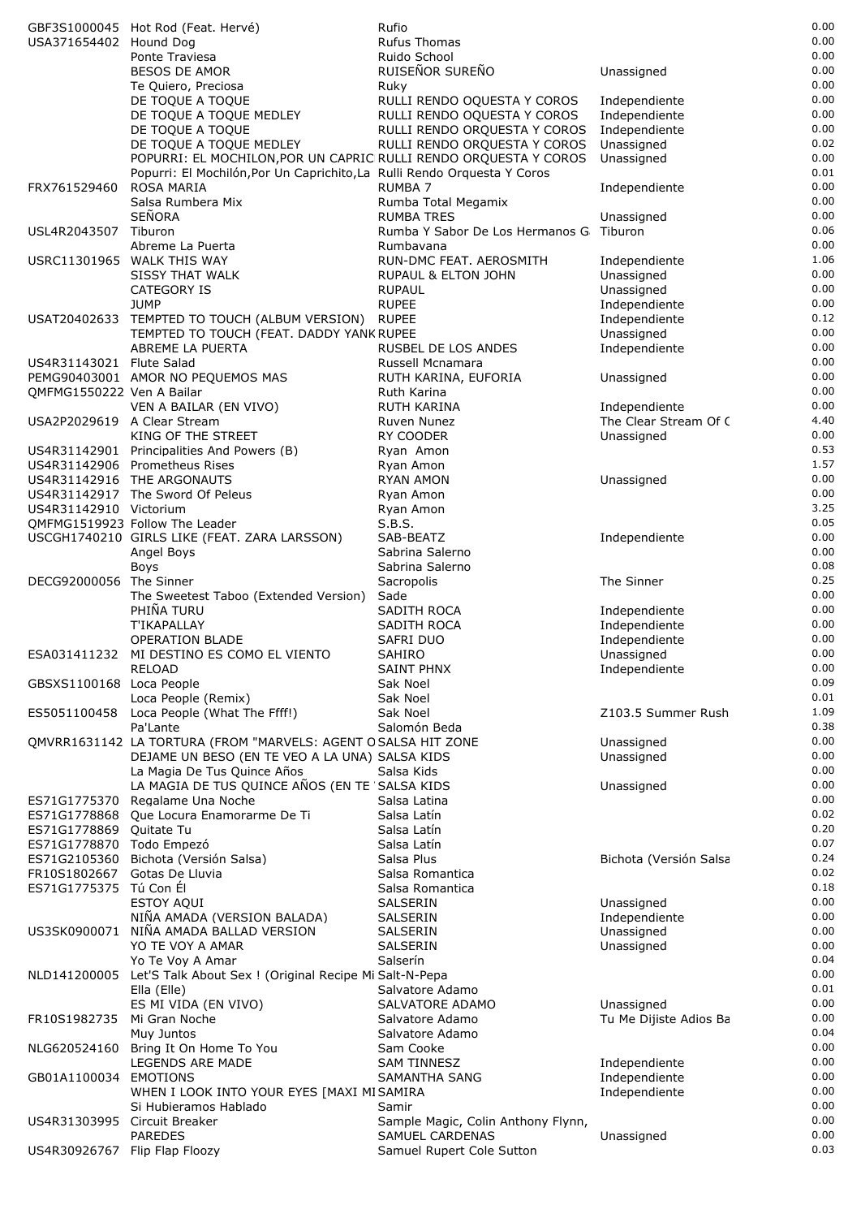| | | | | |
|---|---|---|---|---|
| GBF3S1000045 | Hot Rod (Feat. Hervé) | Rufio | | 0.00 |
| USA371654402 | Hound Dog | Rufus Thomas | | 0.00 |
| | Ponte Traviesa | Ruido School | | 0.00 |
| | BESOS DE AMOR | RUISEÑOR SUREÑO | Unassigned | 0.00 |
| | Te Quiero, Preciosa | Ruky | | 0.00 |
| | DE TOQUE A TOQUE | RULLI RENDO OQUESTA Y COROS | Independiente | 0.00 |
| | DE TOQUE A TOQUE MEDLEY | RULLI RENDO OQUESTA Y COROS | Independiente | 0.00 |
| | DE TOQUE A TOQUE | RULLI RENDO ORQUESTA Y COROS | Independiente | 0.00 |
| | DE TOQUE A TOQUE MEDLEY | RULLI RENDO ORQUESTA Y COROS | Unassigned | 0.02 |
| | POPURRI: EL MOCHILON,POR UN CAPRIC | RULLI RENDO ORQUESTA Y COROS | Unassigned | 0.00 |
| | Popurri: El Mochilón,Por Un Caprichito,La | Rulli Rendo Orquesta Y Coros | | 0.01 |
| FRX761529460 | ROSA MARIA | RUMBA 7 | Independiente | 0.00 |
| | Salsa Rumbera Mix | Rumba Total Megamix | | 0.00 |
| | SEÑORA | RUMBA TRES | Unassigned | 0.00 |
| USL4R2043507 | Tiburon | Rumba Y Sabor De Los Hermanos G | Tiburon | 0.06 |
| | Abreme La Puerta | Rumbavana | | 0.00 |
| USRC11301965 | WALK THIS WAY | RUN-DMC FEAT. AEROSMITH | Independiente | 1.06 |
| | SISSY THAT WALK | RUPAUL & ELTON JOHN | Unassigned | 0.00 |
| | CATEGORY IS | RUPAUL | Unassigned | 0.00 |
| | JUMP | RUPEE | Independiente | 0.00 |
| USAT20402633 | TEMPTED TO TOUCH (ALBUM VERSION) | RUPEE | Independiente | 0.12 |
| | TEMPTED TO TOUCH (FEAT. DADDY YANK | RUPEE | Unassigned | 0.00 |
| | ABREME LA PUERTA | RUSBEL DE LOS ANDES | Independiente | 0.00 |
| US4R31143021 | Flute Salad | Russell Mcnamara | | 0.00 |
| PEMG90403001 | AMOR NO PEQUEMOS MAS | RUTH KARINA, EUFORIA | Unassigned | 0.00 |
| QMFMG1550222 | Ven A Bailar | Ruth Karina | | 0.00 |
| | VEN A BAILAR (EN VIVO) | RUTH KARINA | Independiente | 0.00 |
| USA2P2029619 | A Clear Stream | Ruven Nunez | The Clear Stream Of C | 4.40 |
| | KING OF THE STREET | RY COODER | Unassigned | 0.00 |
| US4R31142901 | Principalities And Powers (B) | Ryan Amon | | 0.53 |
| US4R31142906 | Prometheus Rises | Ryan Amon | | 1.57 |
| US4R31142916 | THE ARGONAUTS | RYAN AMON | Unassigned | 0.00 |
| US4R31142917 | The Sword Of Peleus | Ryan Amon | | 0.00 |
| US4R31142910 | Victorium | Ryan Amon | | 3.25 |
| QMFMG1519923 | Follow The Leader | S.B.S. | | 0.05 |
| USCGH1740210 | GIRLS LIKE (FEAT. ZARA LARSSON) | SAB-BEATZ | Independiente | 0.00 |
| | Angel Boys | Sabrina Salerno | | 0.00 |
| | Boys | Sabrina Salerno | | 0.08 |
| DECG92000056 | The Sinner | Sacropolis | The Sinner | 0.25 |
| | The Sweetest Taboo (Extended Version) | Sade | | 0.00 |
| | PHIÑA TURU | SADITH ROCA | Independiente | 0.00 |
| | T'IKAPALLAY | SADITH ROCA | Independiente | 0.00 |
| | OPERATION BLADE | SAFRI DUO | Independiente | 0.00 |
| ESA031411232 | MI DESTINO ES COMO EL VIENTO | SAHIRO | Unassigned | 0.00 |
| | RELOAD | SAINT PHNX | Independiente | 0.00 |
| GBSXS1100168 | Loca People | Sak Noel | | 0.09 |
| | Loca People (Remix) | Sak Noel | | 0.01 |
| ES5051100458 | Loca People (What The Ffff!) | Sak Noel | Z103.5 Summer Rush | 1.09 |
| | Pa'Lante | Salomón Beda | | 0.38 |
| QMVRR1631142 | LA TORTURA (FROM "MARVELS: AGENT O | SALSA HIT ZONE | Unassigned | 0.00 |
| | DEJAME UN BESO (EN TE VEO A LA UNA) | SALSA KIDS | Unassigned | 0.00 |
| | La Magia De Tus Quince Años | Salsa Kids | | 0.00 |
| | LA MAGIA DE TUS QUINCE AÑOS (EN TE | SALSA KIDS | Unassigned | 0.00 |
| ES71G1775370 | Regalame Una Noche | Salsa Latina | | 0.00 |
| ES71G1778868 | Que Locura Enamorarme De Ti | Salsa Latín | | 0.02 |
| ES71G1778869 | Quitate Tu | Salsa Latín | | 0.20 |
| ES71G1778870 | Todo Empezó | Salsa Latín | | 0.07 |
| ES71G2105360 | Bichota (Versión Salsa) | Salsa Plus | Bichota (Versión Salsa | 0.24 |
| FR10S1802667 | Gotas De Lluvia | Salsa Romantica | | 0.02 |
| ES71G1775375 | Tú Con Él | Salsa Romantica | | 0.18 |
| | ESTOY AQUI | SALSERIN | Unassigned | 0.00 |
| | NIÑA AMADA (VERSION BALADA) | SALSERIN | Independiente | 0.00 |
| US3SK0900071 | NIÑA AMADA BALLAD VERSION | SALSERIN | Unassigned | 0.00 |
| | YO TE VOY A AMAR | SALSERIN | Unassigned | 0.00 |
| | Yo Te Voy A Amar | Salserín | | 0.04 |
| NLD141200005 | Let'S Talk About Sex ! (Original Recipe Mi | Salt-N-Pepa | | 0.00 |
| | Ella (Elle) | Salvatore Adamo | | 0.01 |
| | ES MI VIDA (EN VIVO) | SALVATORE ADAMO | Unassigned | 0.00 |
| FR10S1982735 | Mi Gran Noche | Salvatore Adamo | Tu Me Dijiste Adios Ba | 0.00 |
| | Muy Juntos | Salvatore Adamo | | 0.04 |
| NLG620524160 | Bring It On Home To You | Sam Cooke | | 0.00 |
| | LEGENDS ARE MADE | SAM TINNESZ | Independiente | 0.00 |
| GB01A1100034 | EMOTIONS | SAMANTHA SANG | Independiente | 0.00 |
| | WHEN I LOOK INTO YOUR EYES [MAXI MI | SAMIRA | Independiente | 0.00 |
| | Si Hubieramos Hablado | Samir | | 0.00 |
| US4R31303995 | Circuit Breaker | Sample Magic, Colin Anthony Flynn, | | 0.00 |
| | PAREDES | SAMUEL CARDENAS | Unassigned | 0.00 |
| US4R30926767 | Flip Flap Floozy | Samuel Rupert Cole Sutton | | 0.03 |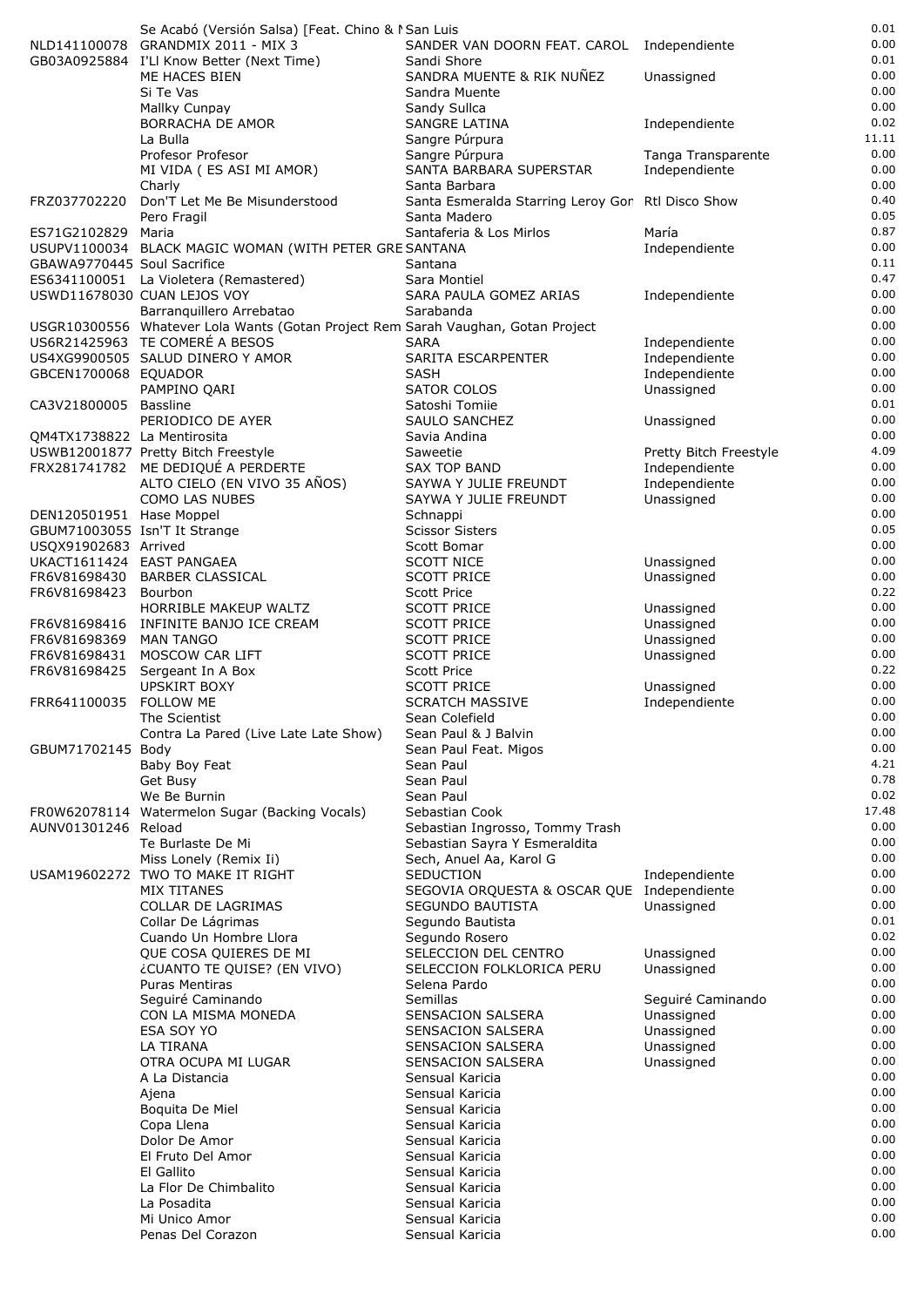|  |  |  |  |  |
|---|---|---|---|---|
|  | Se Acabó (Versión Salsa) [Feat. Chino & N | San Luis |  | 0.01 |
| NLD141100078 | GRANDMIX 2011 - MIX 3 | SANDER VAN DOORN FEAT. CAROL | Independiente | 0.00 |
| GB03A0925884 | I'Ll Know Better (Next Time) | Sandi Shore |  | 0.01 |
|  | ME HACES BIEN | SANDRA MUENTE & RIK NUÑEZ | Unassigned | 0.00 |
|  | Si Te Vas | Sandra Muente |  | 0.00 |
|  | Mallky Cunpay | Sandy Sullca |  | 0.00 |
|  | BORRACHA DE AMOR | SANGRE LATINA | Independiente | 0.02 |
|  | La Bulla | Sangre Púrpura |  | 11.11 |
|  | Profesor Profesor | Sangre Púrpura | Tanga Transparente | 0.00 |
|  | MI VIDA ( ES ASI MI AMOR) | SANTA BARBARA SUPERSTAR | Independiente | 0.00 |
|  | Charly | Santa Barbara |  | 0.00 |
| FRZ037702220 | Don'T Let Me Be Misunderstood | Santa Esmeralda Starring Leroy Gor | Rtl Disco Show | 0.40 |
|  | Pero Fragil | Santa Madero |  | 0.05 |
| ES71G2102829 | Maria | Santaferia & Los Mirlos | María | 0.87 |
| USUPV1100034 | BLACK MAGIC WOMAN (WITH PETER GRE | SANTANA | Independiente | 0.00 |
| GBAWA9770445 | Soul Sacrifice | Santana |  | 0.11 |
| ES6341100051 | La Violetera (Remastered) | Sara Montiel |  | 0.47 |
| USWD11678030 | CUAN LEJOS VOY | SARA PAULA GOMEZ ARIAS | Independiente | 0.00 |
|  | Barranquillero Arrebatao | Sarabanda |  | 0.00 |
| USGR10300556 | Whatever Lola Wants (Gotan Project Rem | Sarah Vaughan, Gotan Project |  | 0.00 |
| US6R21425963 | TE COMERÉ A BESOS | SARA | Independiente | 0.00 |
| US4XG9900505 | SALUD DINERO Y AMOR | SARITA ESCARPENTER | Independiente | 0.00 |
| GBCEN1700068 | EQUADOR | SASH | Independiente | 0.00 |
|  | PAMPINO QARI | SATOR COLOS | Unassigned | 0.00 |
| CA3V21800005 | Bassline | Satoshi Tomiie |  | 0.01 |
|  | PERIODICO DE AYER | SAULO SANCHEZ | Unassigned | 0.00 |
| QM4TX1738822 | La Mentirosita | Savia Andina |  | 0.00 |
| USWB12001877 | Pretty Bitch Freestyle | Saweetie | Pretty Bitch Freestyle | 4.09 |
| FRX281741782 | ME DEDIQUÉ A PERDERTE | SAX TOP BAND | Independiente | 0.00 |
|  | ALTO CIELO (EN VIVO 35 AÑOS) | SAYWA Y JULIE FREUNDT | Independiente | 0.00 |
|  | COMO LAS NUBES | SAYWA Y JULIE FREUNDT | Unassigned | 0.00 |
| DEN120501951 | Hase Moppel | Schnappi |  | 0.00 |
| GBUM71003055 | Isn'T It Strange | Scissor Sisters |  | 0.05 |
| USQX91902683 | Arrived | Scott Bomar |  | 0.00 |
| UKACT1611424 | EAST PANGAEA | SCOTT NICE | Unassigned | 0.00 |
| FR6V81698430 | BARBER CLASSICAL | SCOTT PRICE | Unassigned | 0.00 |
| FR6V81698423 | Bourbon | Scott Price |  | 0.22 |
|  | HORRIBLE MAKEUP WALTZ | SCOTT PRICE | Unassigned | 0.00 |
| FR6V81698416 | INFINITE BANJO ICE CREAM | SCOTT PRICE | Unassigned | 0.00 |
| FR6V81698369 | MAN TANGO | SCOTT PRICE | Unassigned | 0.00 |
| FR6V81698431 | MOSCOW CAR LIFT | SCOTT PRICE | Unassigned | 0.00 |
| FR6V81698425 | Sergeant In A Box | Scott Price |  | 0.22 |
|  | UPSKIRT BOXY | SCOTT PRICE | Unassigned | 0.00 |
| FRR641100035 | FOLLOW ME | SCRATCH MASSIVE | Independiente | 0.00 |
|  | The Scientist | Sean Colefield |  | 0.00 |
|  | Contra La Pared (Live Late Late Show) | Sean Paul & J Balvin |  | 0.00 |
| GBUM71702145 | Body | Sean Paul Feat. Migos |  | 0.00 |
|  | Baby Boy Feat | Sean Paul |  | 4.21 |
|  | Get Busy | Sean Paul |  | 0.78 |
|  | We Be Burnin | Sean Paul |  | 0.02 |
| FR0W62078114 | Watermelon Sugar (Backing Vocals) | Sebastian Cook |  | 17.48 |
| AUNV01301246 | Reload | Sebastian Ingrosso, Tommy Trash |  | 0.00 |
|  | Te Burlaste De Mi | Sebastian Sayra Y Esmeraldita |  | 0.00 |
|  | Miss Lonely (Remix Ii) | Sech, Anuel Aa, Karol G |  | 0.00 |
| USAM19602272 | TWO TO MAKE IT RIGHT | SEDUCTION | Independiente | 0.00 |
|  | MIX TITANES | SEGOVIA ORQUESTA & OSCAR QUE | Independiente | 0.00 |
|  | COLLAR DE LAGRIMAS | SEGUNDO BAUTISTA | Unassigned | 0.00 |
|  | Collar De Lágrimas | Segundo Bautista |  | 0.01 |
|  | Cuando Un Hombre Llora | Segundo Rosero |  | 0.02 |
|  | QUE COSA QUIERES DE MI | SELECCION DEL CENTRO | Unassigned | 0.00 |
|  | ¿CUANTO TE QUISE? (EN VIVO) | SELECCION FOLKLORICA PERU | Unassigned | 0.00 |
|  | Puras Mentiras | Selena Pardo |  | 0.00 |
|  | Seguiré Caminando | Semillas | Seguiré Caminando | 0.00 |
|  | CON LA MISMA MONEDA | SENSACION SALSERA | Unassigned | 0.00 |
|  | ESA SOY YO | SENSACION SALSERA | Unassigned | 0.00 |
|  | LA TIRANA | SENSACION SALSERA | Unassigned | 0.00 |
|  | OTRA OCUPA MI LUGAR | SENSACION SALSERA | Unassigned | 0.00 |
|  | A La Distancia | Sensual Karicia |  | 0.00 |
|  | Ajena | Sensual Karicia |  | 0.00 |
|  | Boquita De Miel | Sensual Karicia |  | 0.00 |
|  | Copa Llena | Sensual Karicia |  | 0.00 |
|  | Dolor De Amor | Sensual Karicia |  | 0.00 |
|  | El Fruto Del Amor | Sensual Karicia |  | 0.00 |
|  | El Gallito | Sensual Karicia |  | 0.00 |
|  | La Flor De Chimbalito | Sensual Karicia |  | 0.00 |
|  | La Posadita | Sensual Karicia |  | 0.00 |
|  | Mi Unico Amor | Sensual Karicia |  | 0.00 |
|  | Penas Del Corazon | Sensual Karicia |  | 0.00 |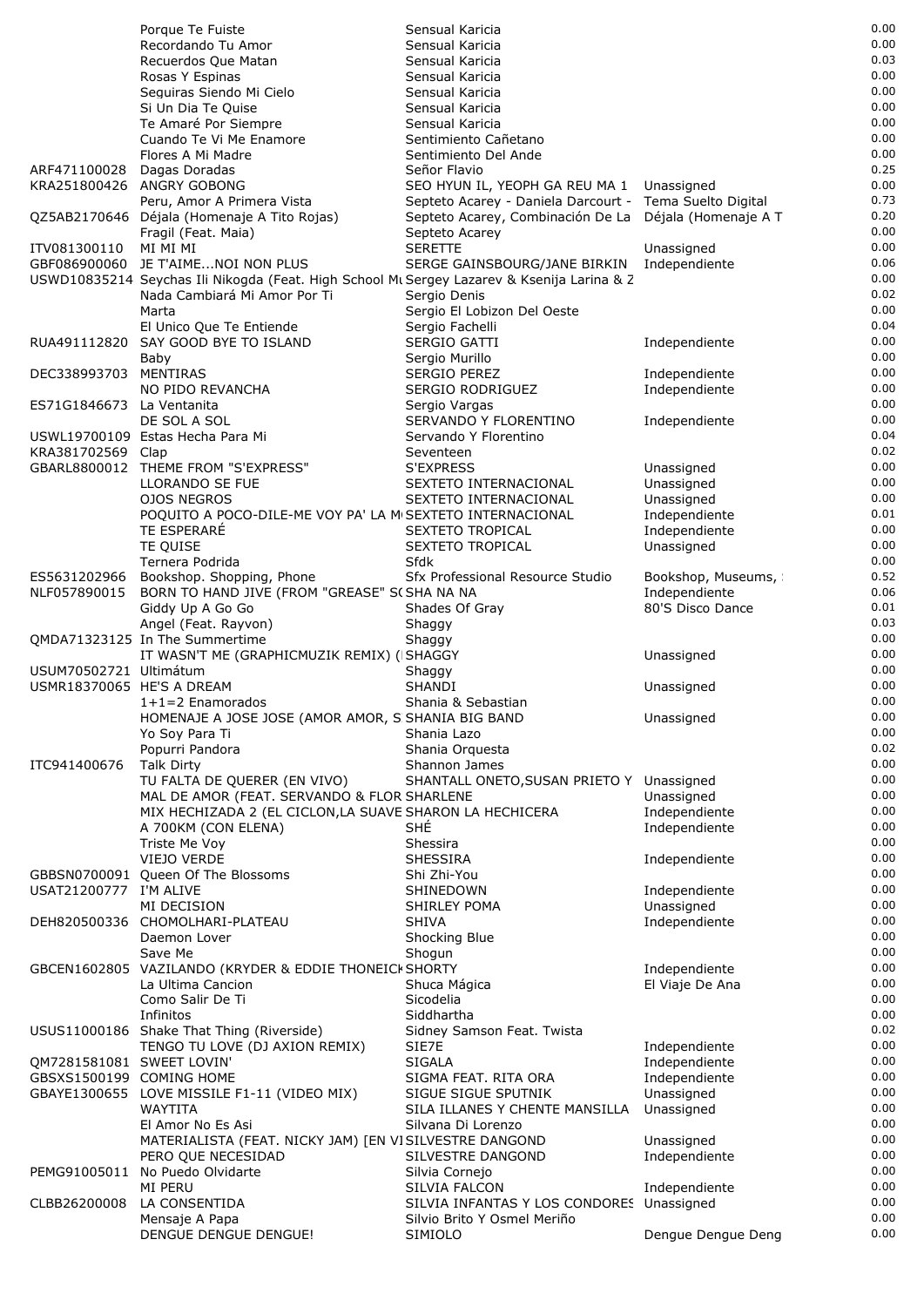| | | | | |
|---|---|---|---|---|
| | Porque Te Fuiste | Sensual Karicia | | 0.00 |
| | Recordando Tu Amor | Sensual Karicia | | 0.00 |
| | Recuerdos Que Matan | Sensual Karicia | | 0.03 |
| | Rosas Y Espinas | Sensual Karicia | | 0.00 |
| | Seguiras Siendo Mi Cielo | Sensual Karicia | | 0.00 |
| | Si Un Dia Te Quise | Sensual Karicia | | 0.00 |
| | Te Amaré Por Siempre | Sensual Karicia | | 0.00 |
| | Cuando Te Vi Me Enamore | Sentimiento Cañetano | | 0.00 |
| | Flores A Mi Madre | Sentimiento Del Ande | | 0.00 |
| ARF471100028 | Dagas Doradas | Señor Flavio | | 0.25 |
| KRA251800426 | ANGRY GOBONG | SEO HYUN IL, YEOPH GA REU MA 1 | Unassigned | 0.00 |
| | Peru, Amor A Primera Vista | Septeto Acarey - Daniela Darcourt - | Tema Suelto Digital | 0.73 |
| QZ5AB2170646 | Déjala (Homenaje A Tito Rojas) | Septeto Acarey, Combinación De La | Déjala (Homenaje A T | 0.20 |
| | Fragil (Feat. Maia) | Septeto Acarey | | 0.00 |
| ITV081300110 | MI MI MI | SERETTE | Unassigned | 0.00 |
| GBF086900060 | JE T'AIME...NOI NON PLUS | SERGE GAINSBOURG/JANE BIRKIN | Independiente | 0.06 |
| USWD10835214 | Seychas Ili Nikogda (Feat. High School Mu | Sergey Lazarev & Ksenija Larina & Z | | 0.00 |
| | Nada Cambiará Mi Amor Por Ti | Sergio Denis | | 0.02 |
| | Marta | Sergio El Lobizon Del Oeste | | 0.00 |
| | El Unico Que Te Entiende | Sergio Fachelli | | 0.04 |
| RUA491112820 | SAY GOOD BYE TO ISLAND | SERGIO GATTI | Independiente | 0.00 |
| | Baby | Sergio Murillo | | 0.00 |
| DEC338993703 | MENTIRAS | SERGIO PEREZ | Independiente | 0.00 |
| | NO PIDO REVANCHA | SERGIO RODRIGUEZ | Independiente | 0.00 |
| ES71G1846673 | La Ventanita | Sergio Vargas | | 0.00 |
| | DE SOL A SOL | SERVANDO Y FLORENTINO | Independiente | 0.00 |
| USWL19700109 | Estas Hecha Para Mi | Servando Y Florentino | | 0.04 |
| KRA381702569 | Clap | Seventeen | | 0.02 |
| GBARL8800012 | THEME FROM "S'EXPRESS" | S'EXPRESS | Unassigned | 0.00 |
| | LLORANDO SE FUE | SEXTETO INTERNACIONAL | Unassigned | 0.00 |
| | OJOS NEGROS | SEXTETO INTERNACIONAL | Unassigned | 0.00 |
| | POQUITO A POCO-DILE-ME VOY PA' LA M | SEXTETO INTERNACIONAL | Independiente | 0.01 |
| | TE ESPERARÉ | SEXTETO TROPICAL | Independiente | 0.00 |
| | TE QUISE | SEXTETO TROPICAL | Unassigned | 0.00 |
| | Ternera Podrida | Sfdk | | 0.00 |
| ES5631202966 | Bookshop. Shopping, Phone | Sfx Professional Resource Studio | Bookshop, Museums, | 0.52 |
| NLF057890015 | BORN TO HAND JIVE (FROM "GREASE" SC | SHA NA NA | Independiente | 0.06 |
| | Giddy Up A Go Go | Shades Of Gray | 80'S Disco Dance | 0.01 |
| | Angel (Feat. Rayvon) | Shaggy | | 0.03 |
| QMDA71323125 | In The Summertime | Shaggy | | 0.00 |
| | IT WASN'T ME (GRAPHICMUZIK REMIX) ( | SHAGGY | Unassigned | 0.00 |
| USUM70502721 | Ultimátum | Shaggy | | 0.00 |
| USMR18370065 | HE'S A DREAM | SHANDI | Unassigned | 0.00 |
| | 1+1=2 Enamorados | Shania & Sebastian | | 0.00 |
| | HOMENAJE A JOSE JOSE (AMOR AMOR, S | SHANIA BIG BAND | Unassigned | 0.00 |
| | Yo Soy Para Ti | Shania Lazo | | 0.00 |
| | Popurri Pandora | Shania Orquesta | | 0.02 |
| ITC941400676 | Talk Dirty | Shannon James | | 0.00 |
| | TU FALTA DE QUERER (EN VIVO) | SHANTALL ONETO,SUSAN PRIETO Y | Unassigned | 0.00 |
| | MAL DE AMOR (FEAT. SERVANDO & FLOR | SHARLENE | Unassigned | 0.00 |
| | MIX HECHIZADA 2 (EL CICLON,LA SUAVE | SHARON LA HECHICERA | Independiente | 0.00 |
| | A 700KM (CON ELENA) | SHÉ | Independiente | 0.00 |
| | Triste Me Voy | Shessira | | 0.00 |
| | VIEJO VERDE | SHESSIRA | Independiente | 0.00 |
| GBBSN0700091 | Queen Of The Blossoms | Shi Zhi-You | | 0.00 |
| USAT21200777 | I'M ALIVE | SHINEDOWN | Independiente | 0.00 |
| | MI DECISION | SHIRLEY POMA | Unassigned | 0.00 |
| DEH820500336 | CHOMOLHARI-PLATEAU | SHIVA | Independiente | 0.00 |
| | Daemon Lover | Shocking Blue | | 0.00 |
| | Save Me | Shogun | | 0.00 |
| GBCEN1602805 | VAZILANDO (KRYDER & EDDIE THONEICK | SHORTY | Independiente | 0.00 |
| | La Ultima Cancion | Shuca Mágica | El Viaje De Ana | 0.00 |
| | Como Salir De Ti | Sicodelia | | 0.00 |
| | Infinitos | Siddhartha | | 0.00 |
| USUS11000186 | Shake That Thing (Riverside) | Sidney Samson Feat. Twista | | 0.02 |
| | TENGO TU LOVE (DJ AXION REMIX) | SIE7E | Independiente | 0.00 |
| QM7281581081 | SWEET LOVIN' | SIGALA | Independiente | 0.00 |
| GBSXS1500199 | COMING HOME | SIGMA FEAT. RITA ORA | Independiente | 0.00 |
| GBAYE1300655 | LOVE MISSILE F1-11 (VIDEO MIX) | SIGUE SIGUE SPUTNIK | Unassigned | 0.00 |
| | WAYTITA | SILA ILLANES Y CHENTE MANSILLA | Unassigned | 0.00 |
| | El Amor No Es Asi | Silvana Di Lorenzo | | 0.00 |
| | MATERIALISTA (FEAT. NICKY JAM) [EN VI | SILVESTRE DANGOND | Unassigned | 0.00 |
| | PERO QUE NECESIDAD | SILVESTRE DANGOND | Independiente | 0.00 |
| PEMG91005011 | No Puedo Olvidarte | Silvia Cornejo | | 0.00 |
| | MI PERU | SILVIA FALCON | Independiente | 0.00 |
| CLBB26200008 | LA CONSENTIDA | SILVIA INFANTAS Y LOS CONDORES | Unassigned | 0.00 |
| | Mensaje A Papa | Silvio Brito Y Osmel Meriño | | 0.00 |
| | DENGUE DENGUE DENGUE! | SIMIOLO | Dengue Dengue Deng | 0.00 |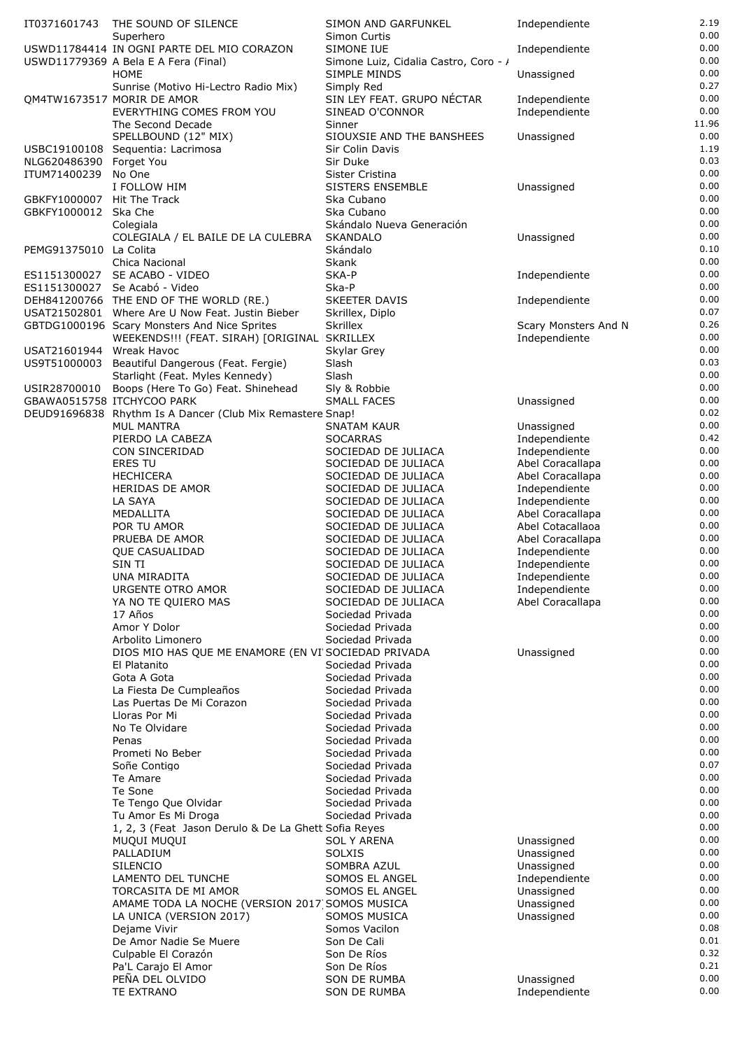| | | | | |
|---|---|---|---|---|
| IT0371601743 | THE SOUND OF SILENCE | SIMON AND GARFUNKEL | Independiente | 2.19 |
| | Superhero | Simon Curtis | | 0.00 |
| USWD11784414 | IN OGNI PARTE DEL MIO CORAZON | SIMONE IUE | Independiente | 0.00 |
| USWD11779369 | A Bela E A Fera (Final) | Simone Luiz, Cidalia Castro, Coro - / | | 0.00 |
| | HOME | SIMPLE MINDS | Unassigned | 0.00 |
| | Sunrise (Motivo Hi-Lectro Radio Mix) | Simply Red | | 0.27 |
| QM4TW1673517 | MORIR DE AMOR | SIN LEY FEAT. GRUPO NÉCTAR | Independiente | 0.00 |
| | EVERYTHING COMES FROM YOU | SINEAD O'CONNOR | Independiente | 0.00 |
| | The Second Decade | Sinner | | 11.96 |
| | SPELLBOUND (12" MIX) | SIOUXSIE AND THE BANSHEES | Unassigned | 0.00 |
| USBC19100108 | Sequentia: Lacrimosa | Sir Colin Davis | | 1.19 |
| NLG620486390 | Forget You | Sir Duke | | 0.03 |
| ITUM71400239 | No One | Sister Cristina | | 0.00 |
| | I FOLLOW HIM | SISTERS ENSEMBLE | Unassigned | 0.00 |
| GBKFY1000007 | Hit The Track | Ska Cubano | | 0.00 |
| GBKFY1000012 | Ska Che | Ska Cubano | | 0.00 |
| | Colegiala | Skándalo Nueva Generación | | 0.00 |
| | COLEGIALA / EL BAILE DE LA CULEBRA | SKANDALO | Unassigned | 0.00 |
| PEMG91375010 | La Colita | Skándalo | | 0.10 |
| | Chica Nacional | Skank | | 0.00 |
| ES1151300027 | SE ACABO - VIDEO | SKA-P | Independiente | 0.00 |
| ES1151300027 | Se Acabó - Video | Ska-P | | 0.00 |
| DEH841200766 | THE END OF THE WORLD (RE.) | SKEETER DAVIS | Independiente | 0.00 |
| USAT21502801 | Where Are U Now Feat. Justin Bieber | Skrillex, Diplo | | 0.07 |
| GBTDG1000196 | Scary Monsters And Nice Sprites | Skrillex | Scary Monsters And N | 0.26 |
| | WEEKENDS!!! (FEAT. SIRAH) [ORIGINAL | SKRILLEX | Independiente | 0.00 |
| USAT21601944 | Wreak Havoc | Skylar Grey | | 0.00 |
| US9T51000003 | Beautiful Dangerous (Feat. Fergie) | Slash | | 0.03 |
| | Starlight (Feat. Myles Kennedy) | Slash | | 0.00 |
| USIR28700010 | Boops (Here To Go) Feat. Shinehead | Sly & Robbie | | 0.00 |
| GBAWA0515758 | ITCHYCOO PARK | SMALL FACES | Unassigned | 0.00 |
| DEUD91696838 | Rhythm Is A Dancer (Club Mix Remastere | Snap! | | 0.02 |
| | MUL MANTRA | SNATAM KAUR | Unassigned | 0.00 |
| | PIERDO LA CABEZA | SOCARRAS | Independiente | 0.42 |
| | CON SINCERIDAD | SOCIEDAD DE JULIACA | Independiente | 0.00 |
| | ERES TU | SOCIEDAD DE JULIACA | Abel Coracallapa | 0.00 |
| | HECHICERA | SOCIEDAD DE JULIACA | Abel Coracallapa | 0.00 |
| | HERIDAS DE AMOR | SOCIEDAD DE JULIACA | Independiente | 0.00 |
| | LA SAYA | SOCIEDAD DE JULIACA | Independiente | 0.00 |
| | MEDALLITA | SOCIEDAD DE JULIACA | Abel Coracallapa | 0.00 |
| | POR TU AMOR | SOCIEDAD DE JULIACA | Abel Cotacallaoa | 0.00 |
| | PRUEBA DE AMOR | SOCIEDAD DE JULIACA | Abel Coracallapa | 0.00 |
| | QUE CASUALIDAD | SOCIEDAD DE JULIACA | Independiente | 0.00 |
| | SIN TI | SOCIEDAD DE JULIACA | Independiente | 0.00 |
| | UNA MIRADITA | SOCIEDAD DE JULIACA | Independiente | 0.00 |
| | URGENTE OTRO AMOR | SOCIEDAD DE JULIACA | Independiente | 0.00 |
| | YA NO TE QUIERO MAS | SOCIEDAD DE JULIACA | Abel Coracallapa | 0.00 |
| | 17 Años | Sociedad Privada | | 0.00 |
| | Amor Y Dolor | Sociedad Privada | | 0.00 |
| | Arbolito Limonero | Sociedad Privada | | 0.00 |
| | DIOS MIO HAS QUE ME ENAMORE (EN VI | SOCIEDAD PRIVADA | Unassigned | 0.00 |
| | El Platanito | Sociedad Privada | | 0.00 |
| | Gota A Gota | Sociedad Privada | | 0.00 |
| | La Fiesta De Cumpleaños | Sociedad Privada | | 0.00 |
| | Las Puertas De Mi Corazon | Sociedad Privada | | 0.00 |
| | Lloras Por Mi | Sociedad Privada | | 0.00 |
| | No Te Olvidare | Sociedad Privada | | 0.00 |
| | Penas | Sociedad Privada | | 0.00 |
| | Prometi No Beber | Sociedad Privada | | 0.00 |
| | Soñe Contigo | Sociedad Privada | | 0.07 |
| | Te Amare | Sociedad Privada | | 0.00 |
| | Te Sone | Sociedad Privada | | 0.00 |
| | Te Tengo Que Olvidar | Sociedad Privada | | 0.00 |
| | Tu Amor Es Mi Droga | Sociedad Privada | | 0.00 |
| | 1, 2, 3 (Feat Jason Derulo & De La Ghett | Sofia Reyes | | 0.00 |
| | MUQUI MUQUI | SOL Y ARENA | Unassigned | 0.00 |
| | PALLADIUM | SOLXIS | Unassigned | 0.00 |
| | SILENCIO | SOMBRA AZUL | Unassigned | 0.00 |
| | LAMENTO DEL TUNCHE | SOMOS EL ANGEL | Independiente | 0.00 |
| | TORCASITA DE MI AMOR | SOMOS EL ANGEL | Unassigned | 0.00 |
| | AMAME TODA LA NOCHE (VERSION 2017) | SOMOS MUSICA | Unassigned | 0.00 |
| | LA UNICA (VERSION 2017) | SOMOS MUSICA | Unassigned | 0.00 |
| | Dejame Vivir | Somos Vacilon | | 0.08 |
| | De Amor Nadie Se Muere | Son De Cali | | 0.01 |
| | Culpable El Corazón | Son De Ríos | | 0.32 |
| | Pa'L Carajo El Amor | Son De Ríos | | 0.21 |
| | PEÑA DEL OLVIDO | SON DE RUMBA | Unassigned | 0.00 |
| | TE EXTRANO | SON DE RUMBA | Independiente | 0.00 |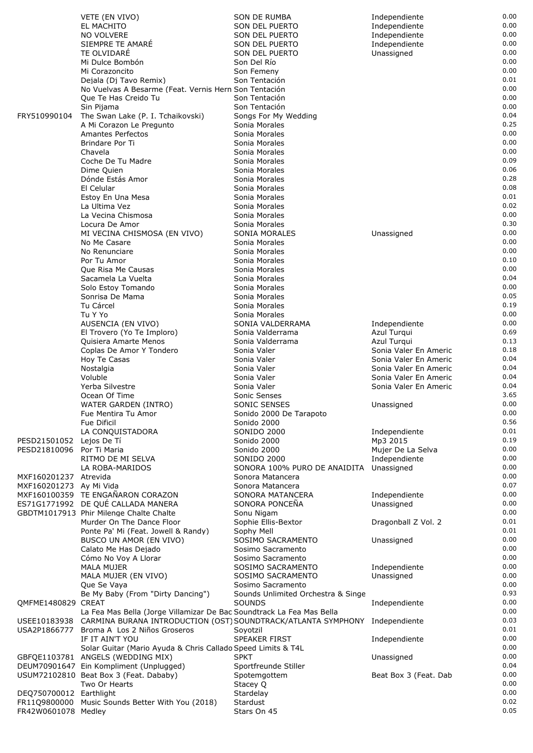| | | | | |
|---|---|---|---|---|
| | VETE (EN VIVO) | SON DE RUMBA | Independiente | 0.00 |
| | EL MACHITO | SON DEL PUERTO | Independiente | 0.00 |
| | NO VOLVERE | SON DEL PUERTO | Independiente | 0.00 |
| | SIEMPRE TE AMARÉ | SON DEL PUERTO | Independiente | 0.00 |
| | TE OLVIDARÉ | SON DEL PUERTO | Unassigned | 0.00 |
| | Mi Dulce Bombón | Son Del Río | | 0.00 |
| | Mi Corazoncito | Son Femeny | | 0.00 |
| | Dejala (Dj Tavo Remix) | Son Tentación | | 0.01 |
| | No Vuelvas A Besarme (Feat. Vernis Hern | Son Tentación | | 0.00 |
| | Que Te Has Creido Tu | Son Tentación | | 0.00 |
| | Sin Pijama | Son Tentación | | 0.00 |
| FRY510990104 | The Swan Lake (P. I. Tchaikovski) | Songs For My Wedding | | 0.04 |
| | A Mi Corazon Le Pregunto | Sonia Morales | | 0.25 |
| | Amantes Perfectos | Sonia Morales | | 0.00 |
| | Brindare Por Ti | Sonia Morales | | 0.00 |
| | Chavela | Sonia Morales | | 0.00 |
| | Coche De Tu Madre | Sonia Morales | | 0.09 |
| | Dime Quien | Sonia Morales | | 0.06 |
| | Dónde Estás Amor | Sonia Morales | | 0.28 |
| | El Celular | Sonia Morales | | 0.08 |
| | Estoy En Una Mesa | Sonia Morales | | 0.01 |
| | La Ultima Vez | Sonia Morales | | 0.02 |
| | La Vecina Chismosa | Sonia Morales | | 0.00 |
| | Locura De Amor | Sonia Morales | | 0.30 |
| | MI VECINA CHISMOSA (EN VIVO) | SONIA MORALES | Unassigned | 0.00 |
| | No Me Casare | Sonia Morales | | 0.00 |
| | No Renunciare | Sonia Morales | | 0.00 |
| | Por Tu Amor | Sonia Morales | | 0.10 |
| | Que Risa Me Causas | Sonia Morales | | 0.00 |
| | Sacamela La Vuelta | Sonia Morales | | 0.04 |
| | Solo Estoy Tomando | Sonia Morales | | 0.00 |
| | Sonrisa De Mama | Sonia Morales | | 0.05 |
| | Tu Cárcel | Sonia Morales | | 0.19 |
| | Tu Y Yo | Sonia Morales | | 0.00 |
| | AUSENCIA (EN VIVO) | SONIA VALDERRAMA | Independiente | 0.00 |
| | El Trovero (Yo Te Imploro) | Sonia Valderrama | Azul Turqui | 0.69 |
| | Quisiera Amarte Menos | Sonia Valderrama | Azul Turqui | 0.13 |
| | Coplas De Amor Y Tondero | Sonia Valer | Sonia Valer En Americ | 0.18 |
| | Hoy Te Casas | Sonia Valer | Sonia Valer En Americ | 0.04 |
| | Nostalgia | Sonia Valer | Sonia Valer En Americ | 0.04 |
| | Voluble | Sonia Valer | Sonia Valer En Americ | 0.04 |
| | Yerba Silvestre | Sonia Valer | Sonia Valer En Americ | 0.04 |
| | Ocean Of Time | Sonic Senses | | 3.65 |
| | WATER GARDEN (INTRO) | SONIC SENSES | Unassigned | 0.00 |
| | Fue Mentira Tu Amor | Sonido 2000 De Tarapoto | | 0.00 |
| | Fue Dificil | Sonido 2000 | | 0.56 |
| | LA CONQUISTADORA | SONIDO 2000 | Independiente | 0.01 |
| PESD21501052 | Lejos De Tí | Sonido 2000 | Mp3 2015 | 0.19 |
| PESD21810096 | Por Ti Maria | Sonido 2000 | Mujer De La Selva | 0.00 |
| | RITMO DE MI SELVA | SONIDO 2000 | Independiente | 0.00 |
| | LA ROBA-MARIDOS | SONORA 100% PURO DE ANAIDITA | Unassigned | 0.00 |
| MXF160201237 | Atrevida | Sonora Matancera | | 0.00 |
| MXF160201273 | Ay Mi Vida | Sonora Matancera | | 0.07 |
| MXF160100359 | TE ENGAÑARON CORAZON | SONORA MATANCERA | Independiente | 0.00 |
| ES71G1771992 | DE QUÉ CALLADA MANERA | SONORA PONCEÑA | Unassigned | 0.00 |
| GBDTM1017913 | Phir Milenge Chalte Chalte | Sonu Nigam | | 0.00 |
| | Murder On The Dance Floor | Sophie Ellis-Bextor | Dragonball Z Vol. 2 | 0.01 |
| | Ponte Pa' Mi (Feat. Jowell & Randy) | Sophy Mell | | 0.01 |
| | BUSCO UN AMOR (EN VIVO) | SOSIMO SACRAMENTO | Unassigned | 0.00 |
| | Calato Me Has Dejado | Sosimo Sacramento | | 0.00 |
| | Cómo No Voy A Llorar | Sosimo Sacramento | | 0.00 |
| | MALA MUJER | SOSIMO SACRAMENTO | Independiente | 0.00 |
| | MALA MUJER (EN VIVO) | SOSIMO SACRAMENTO | Unassigned | 0.00 |
| | Que Se Vaya | Sosimo Sacramento | | 0.00 |
| | Be My Baby (From "Dirty Dancing") | Sounds Unlimited Orchestra & Singe | | 0.93 |
| QMFME1480829 | CREAT | SOUNDS | Independiente | 0.00 |
| | La Fea Mas Bella (Jorge Villamizar De Bac | Soundtrack La Fea Mas Bella | | 0.00 |
| USEE10183938 | CARMINA BURANA INTRODUCTION (OST) | SOUNDTRACK/ATLANTA SYMPHONY | Independiente | 0.03 |
| USA2P1866777 | Broma A Los 2 Niños Groseros | Soyotzil | | 0.01 |
| | IF IT AIN'T YOU | SPEAKER FIRST | Independiente | 0.00 |
| | Solar Guitar (Mario Ayuda & Chris Callado | Speed Limits & T4L | | 0.00 |
| GBFQE1103781 | ANGELS (WEDDING MIX) | SPKT | Unassigned | 0.00 |
| DEUM70901647 | Ein Kompliment (Unplugged) | Sportfreunde Stiller | | 0.04 |
| USUM72102810 | Beat Box 3 (Feat. Dababy) | Spotemgottem | Beat Box 3 (Feat. Dab | 0.00 |
| | Two Or Hearts | Stacey Q | | 0.00 |
| DEQ750700012 | Earthlight | Stardelay | | 0.00 |
| FR11Q9800000 | Music Sounds Better With You (2018) | Stardust | | 0.02 |
| FR42W0601078 | Medley | Stars On 45 | | 0.05 |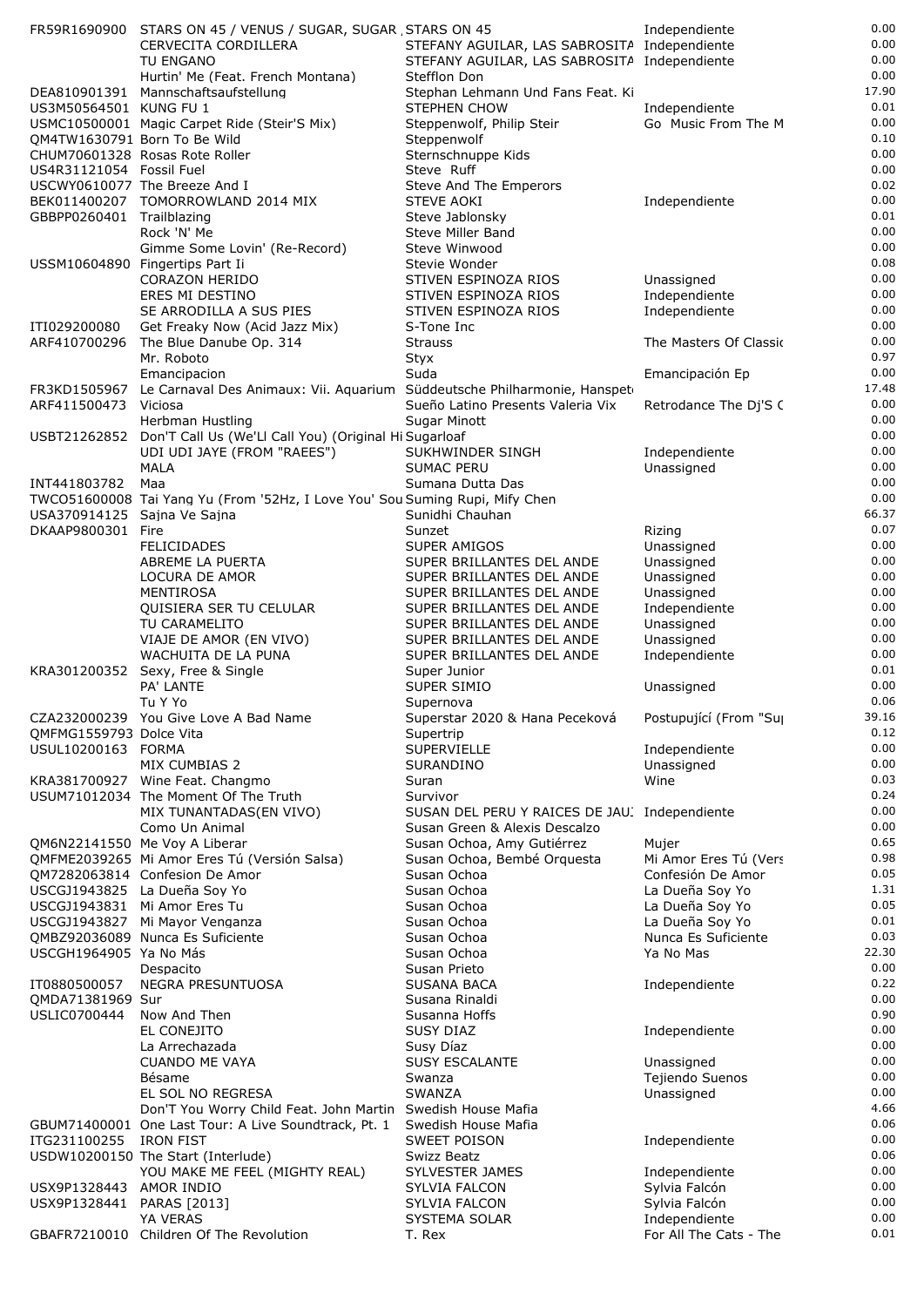| | | | | |
|---|---|---|---|---|
| FR59R1690900 | STARS ON 45 / VENUS / SUGAR, SUGAR , | STARS ON 45 | Independiente | 0.00 |
| | CERVECITA CORDILLERA | STEFANY AGUILAR, LAS SABROSITA | Independiente | 0.00 |
| | TU ENGANO | STEFANY AGUILAR, LAS SABROSITA | Independiente | 0.00 |
| | Hurtin' Me (Feat. French Montana) | Stefflon Don | | 0.00 |
| DEA810901391 | Mannschaftsaufstellung | Stephan Lehmann Und Fans Feat. Ki | | 17.90 |
| US3M50564501 | KUNG FU 1 | STEPHEN CHOW | Independiente | 0.01 |
| USMC10500001 | Magic Carpet Ride (Steir'S Mix) | Steppenwolf, Philip Steir | Go Music From The M | 0.00 |
| QM4TW1630791 | Born To Be Wild | Steppenwolf | | 0.10 |
| CHUM70601328 | Rosas Rote Roller | Sternschnuppe Kids | | 0.00 |
| US4R31121054 | Fossil Fuel | Steve Ruff | | 0.00 |
| USCWY0610077 | The Breeze And I | Steve And The Emperors | | 0.02 |
| BEK011400207 | TOMORROWLAND 2014 MIX | STEVE AOKI | Independiente | 0.00 |
| GBBPP0260401 | Trailblazing | Steve Jablonsky | | 0.01 |
| | Rock 'N' Me | Steve Miller Band | | 0.00 |
| | Gimme Some Lovin' (Re-Record) | Steve Winwood | | 0.00 |
| USSM10604890 | Fingertips Part Ii | Stevie Wonder | | 0.08 |
| | CORAZON HERIDO | STIVEN ESPINOZA RIOS | Unassigned | 0.00 |
| | ERES MI DESTINO | STIVEN ESPINOZA RIOS | Independiente | 0.00 |
| | SE ARRODILLA A SUS PIES | STIVEN ESPINOZA RIOS | Independiente | 0.00 |
| ITI029200080 | Get Freaky Now (Acid Jazz Mix) | S-Tone Inc | | 0.00 |
| ARF410700296 | The Blue Danube Op. 314 | Strauss | The Masters Of Classic | 0.00 |
| | Mr. Roboto | Styx | | 0.97 |
| | Emancipacion | Suda | Emancipación Ep | 0.00 |
| FR3KD1505967 | Le Carnaval Des Animaux: Vii. Aquarium | Süddeutsche Philharmonie, Hanspet | | 17.48 |
| ARF411500473 | Viciosa | Sueño Latino Presents Valeria Vix | Retrodance The Dj'S C | 0.00 |
| | Herbman Hustling | Sugar Minott | | 0.00 |
| USBT21262852 | Don'T Call Us (We'Ll Call You) (Original Hi | Sugarloaf | | 0.00 |
| | UDI UDI JAYE (FROM "RAEES") | SUKHWINDER SINGH | Independiente | 0.00 |
| | MALA | SUMAC PERU | Unassigned | 0.00 |
| INT441803782 | Maa | Sumana Dutta Das | | 0.00 |
| TWCO51600008 | Tai Yang Yu (From '52Hz, I Love You' Sou | Suming Rupi, Mify Chen | | 0.00 |
| USA370914125 | Sajna Ve Sajna | Sunidhi Chauhan | | 66.37 |
| DKAAP9800301 | Fire | Sunzet | Rizing | 0.07 |
| | FELICIDADES | SUPER AMIGOS | Unassigned | 0.00 |
| | ABREME LA PUERTA | SUPER BRILLANTES DEL ANDE | Unassigned | 0.00 |
| | LOCURA DE AMOR | SUPER BRILLANTES DEL ANDE | Unassigned | 0.00 |
| | MENTIROSA | SUPER BRILLANTES DEL ANDE | Unassigned | 0.00 |
| | QUISIERA SER TU CELULAR | SUPER BRILLANTES DEL ANDE | Independiente | 0.00 |
| | TU CARAMELITO | SUPER BRILLANTES DEL ANDE | Unassigned | 0.00 |
| | VIAJE DE AMOR (EN VIVO) | SUPER BRILLANTES DEL ANDE | Unassigned | 0.00 |
| | WACHUITA DE LA PUNA | SUPER BRILLANTES DEL ANDE | Independiente | 0.00 |
| KRA301200352 | Sexy, Free & Single | Super Junior | | 0.01 |
| | PA' LANTE | SUPER SIMIO | Unassigned | 0.00 |
| | Tu Y Yo | Supernova | | 0.06 |
| CZA232000239 | You Give Love A Bad Name | Superstar 2020 & Hana Peceková | Postupující (From "Su | 39.16 |
| QMFMG1559793 | Dolce Vita | Supertrip | | 0.12 |
| USUL10200163 | FORMA | SUPERVIELLE | Independiente | 0.00 |
| | MIX CUMBIAS 2 | SURANDINO | Unassigned | 0.00 |
| KRA381700927 | Wine Feat. Changmo | Suran | Wine | 0.03 |
| USUM71012034 | The Moment Of The Truth | Survivor | | 0.24 |
| | MIX TUNANTADAS(EN VIVO) | SUSAN DEL PERU Y RAICES DE JAU | Independiente | 0.00 |
| | Como Un Animal | Susan Green & Alexis Descalzo | | 0.00 |
| QM6N22141550 | Me Voy A Liberar | Susan Ochoa, Amy Gutiérrez | Mujer | 0.65 |
| QMFME2039265 | Mi Amor Eres Tú (Versión Salsa) | Susan Ochoa, Bembé Orquesta | Mi Amor Eres Tú (Vers | 0.98 |
| QM7282063814 | Confesion De Amor | Susan Ochoa | Confesión De Amor | 0.05 |
| USCGJ1943825 | La Dueña Soy Yo | Susan Ochoa | La Dueña Soy Yo | 1.31 |
| USCGJ1943831 | Mi Amor Eres Tu | Susan Ochoa | La Dueña Soy Yo | 0.05 |
| USCGJ1943827 | Mi Mayor Venganza | Susan Ochoa | La Dueña Soy Yo | 0.01 |
| QMBZ92036089 | Nunca Es Suficiente | Susan Ochoa | Nunca Es Suficiente | 0.03 |
| USCGH1964905 | Ya No Más | Susan Ochoa | Ya No Mas | 22.30 |
| | Despacito | Susan Prieto | | 0.00 |
| IT0880500057 | NEGRA PRESUNTUOSA | SUSANA BACA | Independiente | 0.22 |
| QMDA71381969 | Sur | Susana Rinaldi | | 0.00 |
| USLIC0700444 | Now And Then | Susanna Hoffs | | 0.90 |
| | EL CONEJITO | SUSY DIAZ | Independiente | 0.00 |
| | La Arrechazada | Susy Díaz | | 0.00 |
| | CUANDO ME VAYA | SUSY ESCALANTE | Unassigned | 0.00 |
| | Bésame | Swanza | Tejiendo Suenos | 0.00 |
| | EL SOL NO REGRESA | SWANZA | Unassigned | 0.00 |
| | Don'T You Worry Child Feat. John Martin | Swedish House Mafia | | 4.66 |
| GBUM71400001 | One Last Tour: A Live Soundtrack, Pt. 1 | Swedish House Mafia | | 0.06 |
| ITG231100255 | IRON FIST | SWEET POISON | Independiente | 0.00 |
| USDW10200150 | The Start (Interlude) | Swizz Beatz | | 0.06 |
| | YOU MAKE ME FEEL (MIGHTY REAL) | SYLVESTER JAMES | Independiente | 0.00 |
| USX9P1328443 | AMOR INDIO | SYLVIA FALCON | Sylvia Falcón | 0.00 |
| USX9P1328441 | PARAS [2013] | SYLVIA FALCON | Sylvia Falcón | 0.00 |
| | YA VERAS | SYSTEMA SOLAR | Independiente | 0.00 |
| GBAFR7210010 | Children Of The Revolution | T. Rex | For All The Cats - The | 0.01 |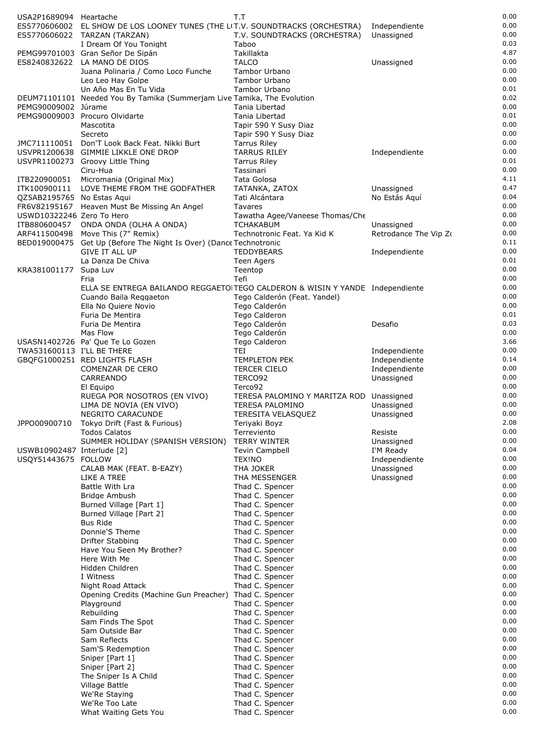| | | | | |
|---|---|---|---|---|
| USA2P1689094 | Heartache | T.T | | 0.00 |
| ES5770606002 | EL SHOW DE LOS LOONEY TUNES (THE L( | T.V. SOUNDTRACKS (ORCHESTRA) | Independiente | 0.00 |
| ES5770606022 | TARZAN (TARZAN) | T.V. SOUNDTRACKS (ORCHESTRA) | Unassigned | 0.00 |
| | I Dream Of You Tonight | Taboo | | 0.03 |
| PEMG99701003 | Gran Señor De Sipán | Takillakta | | 4.87 |
| ES8240832622 | LA MANO DE DIOS | TALCO | Unassigned | 0.00 |
| | Juana Polinaria / Como Loco Funche | Tambor Urbano | | 0.00 |
| | Leo Leo Hay Golpe | Tambor Urbano | | 0.00 |
| | Un Año Mas En Tu Vida | Tambor Urbano | | 0.01 |
| DEUM71101101 | Needed You By Tamika (Summerjam Live | Tamika, The Evolution | | 0.02 |
| PEMG90009002 | Júrame | Tania Libertad | | 0.00 |
| PEMG90009003 | Procuro Olvidarte | Tania Libertad | | 0.01 |
| | Mascotita | Tapir 590 Y Susy Diaz | | 0.00 |
| | Secreto | Tapir 590 Y Susy Diaz | | 0.00 |
| JMC711110051 | Don'T Look Back Feat. Nikki Burt | Tarrus Riley | | 0.00 |
| USVPR1200638 | GIMMIE LIKKLE ONE DROP | TARRUS RILEY | Independiente | 0.00 |
| USVPR1100273 | Groovy Little Thing | Tarrus Riley | | 0.01 |
| | Ciru-Hua | Tassinari | | 0.00 |
| ITB220900051 | Micromania (Original Mix) | Tata Golosa | | 4.11 |
| ITK100900111 | LOVE THEME FROM THE GODFATHER | TATANKA, ZATOX | Unassigned | 0.47 |
| QZ5AB2195765 | No Estas Aqui | Tati Alcántara | No Estás Aquí | 0.04 |
| FR6V82195167 | Heaven Must Be Missing An Angel | Tavares | | 0.00 |
| USWD10322246 | Zero To Hero | Tawatha Agee/Vaneese Thomas/Che | | 0.00 |
| ITB880600457 | ONDA ONDA (OLHA A ONDA) | TCHAKABUM | Unassigned | 0.00 |
| ARF411500498 | Move This (7" Remix) | Technotronic Feat. Ya Kid K | Retrodance The Vip Zo | 0.00 |
| BED019000475 | Get Up (Before The Night Is Over) (Dance | Technotronic | | 0.11 |
| | GIVE IT ALL UP | TEDDYBEARS | Independiente | 0.00 |
| | La Danza De Chiva | Teen Agers | | 0.01 |
| KRA381001177 | Supa Luv | Teentop | | 0.00 |
| | Fria | Tefi | | 0.00 |
| | ELLA SE ENTREGA BAILANDO REGGAETO | TEGO CALDERON & WISIN Y YANDE | Independiente | 0.00 |
| | Cuando Baila Reggaeton | Tego Calderón (Feat. Yandel) | | 0.00 |
| | Ella No Quiere Novio | Tego Calderón | | 0.00 |
| | Furia De Mentira | Tego Calderon | | 0.01 |
| | Furia De Mentira | Tego Calderón | Desafio | 0.03 |
| | Mas Flow | Tego Calderón | | 0.00 |
| USASN1402726 | Pa' Que Te Lo Gozen | Tego Calderon | | 3.66 |
| TWA531600113 | I'LL BE THERE | TEI | Independiente | 0.00 |
| GBQFG1000251 | RED LIGHTS FLASH | TEMPLETON PEK | Independiente | 0.14 |
| | COMENZAR DE CERO | TERCER CIELO | Independiente | 0.00 |
| | CARREANDO | TERCO92 | Unassigned | 0.00 |
| | El Equipo | Terco92 | | 0.00 |
| | RUEGA POR NOSOTROS (EN VIVO) | TERESA PALOMINO Y MARITZA ROD | Unassigned | 0.00 |
| | LIMA DE NOVIA (EN VIVO) | TERESA PALOMINO | Unassigned | 0.00 |
| | NEGRITO CARACUNDE | TERESITA VELASQUEZ | Unassigned | 0.00 |
| JPPO00900710 | Tokyo Drift (Fast & Furious) | Teriyaki Boyz | | 2.08 |
| | Todos Calatos | Terreviento | Resiste | 0.00 |
| | SUMMER HOLIDAY (SPANISH VERSION) | TERRY WINTER | Unassigned | 0.00 |
| USWB10902487 | Interlude [2] | Tevin Campbell | I'M Ready | 0.04 |
| USQY51443675 | FOLLOW | TEX!NO | Independiente | 0.00 |
| | CALAB MAK (FEAT. B-EAZY) | THA JOKER | Unassigned | 0.00 |
| | LIKE A TREE | THA MESSENGER | Unassigned | 0.00 |
| | Battle With Lra | Thad C. Spencer | | 0.00 |
| | Bridge Ambush | Thad C. Spencer | | 0.00 |
| | Burned Village [Part 1] | Thad C. Spencer | | 0.00 |
| | Burned Village [Part 2] | Thad C. Spencer | | 0.00 |
| | Bus Ride | Thad C. Spencer | | 0.00 |
| | Donnie'S Theme | Thad C. Spencer | | 0.00 |
| | Drifter Stabbing | Thad C. Spencer | | 0.00 |
| | Have You Seen My Brother? | Thad C. Spencer | | 0.00 |
| | Here With Me | Thad C. Spencer | | 0.00 |
| | Hidden Children | Thad C. Spencer | | 0.00 |
| | I Witness | Thad C. Spencer | | 0.00 |
| | Night Road Attack | Thad C. Spencer | | 0.00 |
| | Opening Credits (Machine Gun Preacher) | Thad C. Spencer | | 0.00 |
| | Playground | Thad C. Spencer | | 0.00 |
| | Rebuilding | Thad C. Spencer | | 0.00 |
| | Sam Finds The Spot | Thad C. Spencer | | 0.00 |
| | Sam Outside Bar | Thad C. Spencer | | 0.00 |
| | Sam Reflects | Thad C. Spencer | | 0.00 |
| | Sam'S Redemption | Thad C. Spencer | | 0.00 |
| | Sniper [Part 1] | Thad C. Spencer | | 0.00 |
| | Sniper [Part 2] | Thad C. Spencer | | 0.00 |
| | The Sniper Is A Child | Thad C. Spencer | | 0.00 |
| | Village Battle | Thad C. Spencer | | 0.00 |
| | We'Re Staying | Thad C. Spencer | | 0.00 |
| | We'Re Too Late | Thad C. Spencer | | 0.00 |
| | What Waiting Gets You | Thad C. Spencer | | 0.00 |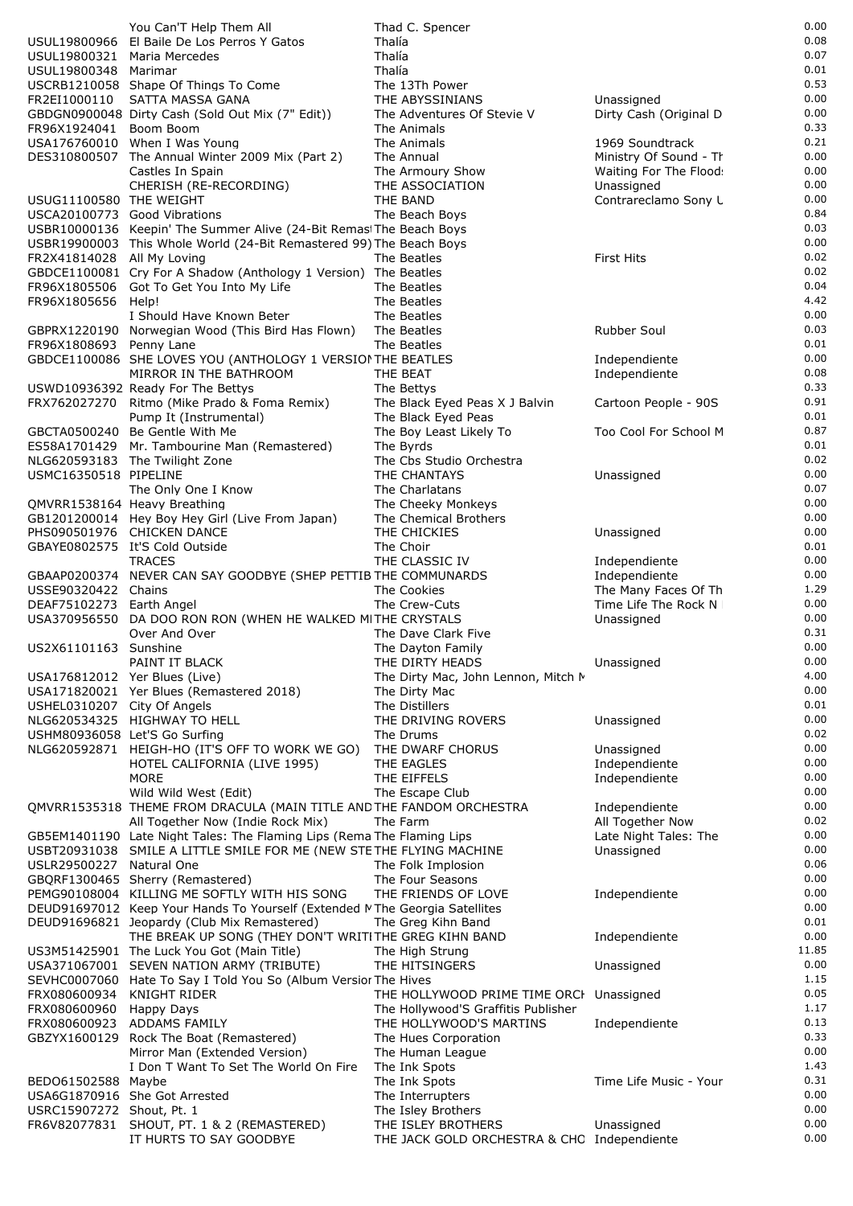| | | | | |
|---|---|---|---|---|
| | You Can'T Help Them All | Thad C. Spencer | | 0.00 |
| USUL19800966 | El Baile De Los Perros Y Gatos | Thalía | | 0.08 |
| USUL19800321 | Maria Mercedes | Thalía | | 0.07 |
| USUL19800348 | Marimar | Thalía | | 0.01 |
| USCRB1210058 | Shape Of Things To Come | The 13Th Power | | 0.53 |
| FR2EI1000110 | SATTA MASSA GANA | THE ABYSSINIANS | Unassigned | 0.00 |
| GBDGN0900048 | Dirty Cash (Sold Out Mix (7" Edit)) | The Adventures Of Stevie V | Dirty Cash (Original D | 0.00 |
| FR96X1924041 | Boom Boom | The Animals | | 0.33 |
| USA176760010 | When I Was Young | The Animals | 1969 Soundtrack | 0.21 |
| DES310800507 | The Annual Winter 2009 Mix (Part 2) | The Annual | Ministry Of Sound - Th | 0.00 |
| | Castles In Spain | The Armoury Show | Waiting For The Flood | 0.00 |
| | CHERISH (RE-RECORDING) | THE ASSOCIATION | Unassigned | 0.00 |
| USUG11100580 | THE WEIGHT | THE BAND | Contrareclamo Sony U | 0.00 |
| USCA20100773 | Good Vibrations | The Beach Boys | | 0.84 |
| USBR10000136 | Keepin' The Summer Alive (24-Bit Remast | The Beach Boys | | 0.03 |
| USBR19900003 | This Whole World (24-Bit Remastered 99) | The Beach Boys | | 0.00 |
| FR2X41814028 | All My Loving | The Beatles | First Hits | 0.02 |
| GBDCE1100081 | Cry For A Shadow (Anthology 1 Version) | The Beatles | | 0.02 |
| FR96X1805506 | Got To Get You Into My Life | The Beatles | | 0.04 |
| FR96X1805656 | Help! | The Beatles | | 4.42 |
| | I Should Have Known Beter | The Beatles | | 0.00 |
| GBPRX1220190 | Norwegian Wood (This Bird Has Flown) | The Beatles | Rubber Soul | 0.03 |
| FR96X1808693 | Penny Lane | The Beatles | | 0.01 |
| GBDCE1100086 | SHE LOVES YOU (ANTHOLOGY 1 VERSION | THE BEATLES | Independiente | 0.00 |
| | MIRROR IN THE BATHROOM | THE BEAT | Independiente | 0.08 |
| USWD10936392 | Ready For The Bettys | The Bettys | | 0.33 |
| FRX762027270 | Ritmo (Mike Prado & Foma Remix) | The Black Eyed Peas X J Balvin | Cartoon People - 90S | 0.91 |
| | Pump It (Instrumental) | The Black Eyed Peas | | 0.01 |
| GBCTA0500240 | Be Gentle With Me | The Boy Least Likely To | Too Cool For School M | 0.87 |
| ES58A1701429 | Mr. Tambourine Man (Remastered) | The Byrds | | 0.01 |
| NLG620593183 | The Twilight Zone | The Cbs Studio Orchestra | | 0.02 |
| USMC16350518 | PIPELINE | THE CHANTAYS | Unassigned | 0.00 |
| | The Only One I Know | The Charlatans | | 0.07 |
| QMVRR1538164 | Heavy Breathing | The Cheeky Monkeys | | 0.00 |
| GB1201200014 | Hey Boy Hey Girl (Live From Japan) | The Chemical Brothers | | 0.00 |
| PHS090501976 | CHICKEN DANCE | THE CHICKIES | Unassigned | 0.00 |
| GBAYE0802575 | It'S Cold Outside | The Choir | | 0.01 |
| | TRACES | THE CLASSIC IV | Independiente | 0.00 |
| GBAAP0200374 | NEVER CAN SAY GOODBYE (SHEP PETTIB | THE COMMUNARDS | Independiente | 0.00 |
| USSE90320422 | Chains | The Cookies | The Many Faces Of Th | 1.29 |
| DEAF75102273 | Earth Angel | The Crew-Cuts | Time Life The Rock N | 0.00 |
| USA370956550 | DA DOO RON RON (WHEN HE WALKED MI | THE CRYSTALS | Unassigned | 0.00 |
| | Over And Over | The Dave Clark Five | | 0.31 |
| US2X61101163 | Sunshine | The Dayton Family | | 0.00 |
| | PAINT IT BLACK | THE DIRTY HEADS | Unassigned | 0.00 |
| USA176812012 | Yer Blues (Live) | The Dirty Mac, John Lennon, Mitch M | | 4.00 |
| USA171820021 | Yer Blues (Remastered 2018) | The Dirty Mac | | 0.00 |
| USHEL0310207 | City Of Angels | The Distillers | | 0.01 |
| NLG620534325 | HIGHWAY TO HELL | THE DRIVING ROVERS | Unassigned | 0.00 |
| USHM80936058 | Let'S Go Surfing | The Drums | | 0.02 |
| NLG620592871 | HEIGH-HO (IT'S OFF TO WORK WE GO) | THE DWARF CHORUS | Unassigned | 0.00 |
| | HOTEL CALIFORNIA (LIVE 1995) | THE EAGLES | Independiente | 0.00 |
| | MORE | THE EIFFELS | Independiente | 0.00 |
| | Wild Wild West (Edit) | The Escape Club | | 0.00 |
| QMVRR1535318 | THEME FROM DRACULA (MAIN TITLE AND | THE FANDOM ORCHESTRA | Independiente | 0.00 |
| | All Together Now (Indie Rock Mix) | The Farm | All Together Now | 0.02 |
| GB5EM1401190 | Late Night Tales: The Flaming Lips (Rema | The Flaming Lips | Late Night Tales: The | 0.00 |
| USBT20931038 | SMILE A LITTLE SMILE FOR ME (NEW STE | THE FLYING MACHINE | Unassigned | 0.00 |
| USLR29500227 | Natural One | The Folk Implosion | | 0.06 |
| GBQRF1300465 | Sherry (Remastered) | The Four Seasons | | 0.00 |
| PEMG90108004 | KILLING ME SOFTLY WITH HIS SONG | THE FRIENDS OF LOVE | Independiente | 0.00 |
| DEUD91697012 | Keep Your Hands To Yourself (Extended M | The Georgia Satellites | | 0.00 |
| DEUD91696821 | Jeopardy (Club Mix Remastered) | The Greg Kihn Band | | 0.01 |
| | THE BREAK UP SONG (THEY DON'T WRITI | THE GREG KIHN BAND | Independiente | 0.00 |
| US3M51425901 | The Luck You Got (Main Title) | The High Strung | | 11.85 |
| USA371067001 | SEVEN NATION ARMY (TRIBUTE) | THE HITSINGERS | Unassigned | 0.00 |
| SEVHC0007060 | Hate To Say I Told You So (Album Versior | The Hives | | 1.15 |
| FRX080600934 | KNIGHT RIDER | THE HOLLYWOOD PRIME TIME ORCH | Unassigned | 0.05 |
| FRX080600960 | Happy Days | The Hollywood'S Graffitis Publisher | | 1.17 |
| FRX080600923 | ADDAMS FAMILY | THE HOLLYWOOD'S MARTINS | Independiente | 0.13 |
| GBZYX1600129 | Rock The Boat (Remastered) | The Hues Corporation | | 0.33 |
| | Mirror Man (Extended Version) | The Human League | | 0.00 |
| | I Don T Want To Set The World On Fire | The Ink Spots | | 1.43 |
| BEDO61502588 | Maybe | The Ink Spots | Time Life Music - Your | 0.31 |
| USA6G1870916 | She Got Arrested | The Interrupters | | 0.00 |
| USRC15907272 | Shout, Pt. 1 | The Isley Brothers | | 0.00 |
| FR6V82077831 | SHOUT, PT. 1 & 2 (REMASTERED) | THE ISLEY BROTHERS | Unassigned | 0.00 |
| | IT HURTS TO SAY GOODBYE | THE JACK GOLD ORCHESTRA & CHO | Independiente | 0.00 |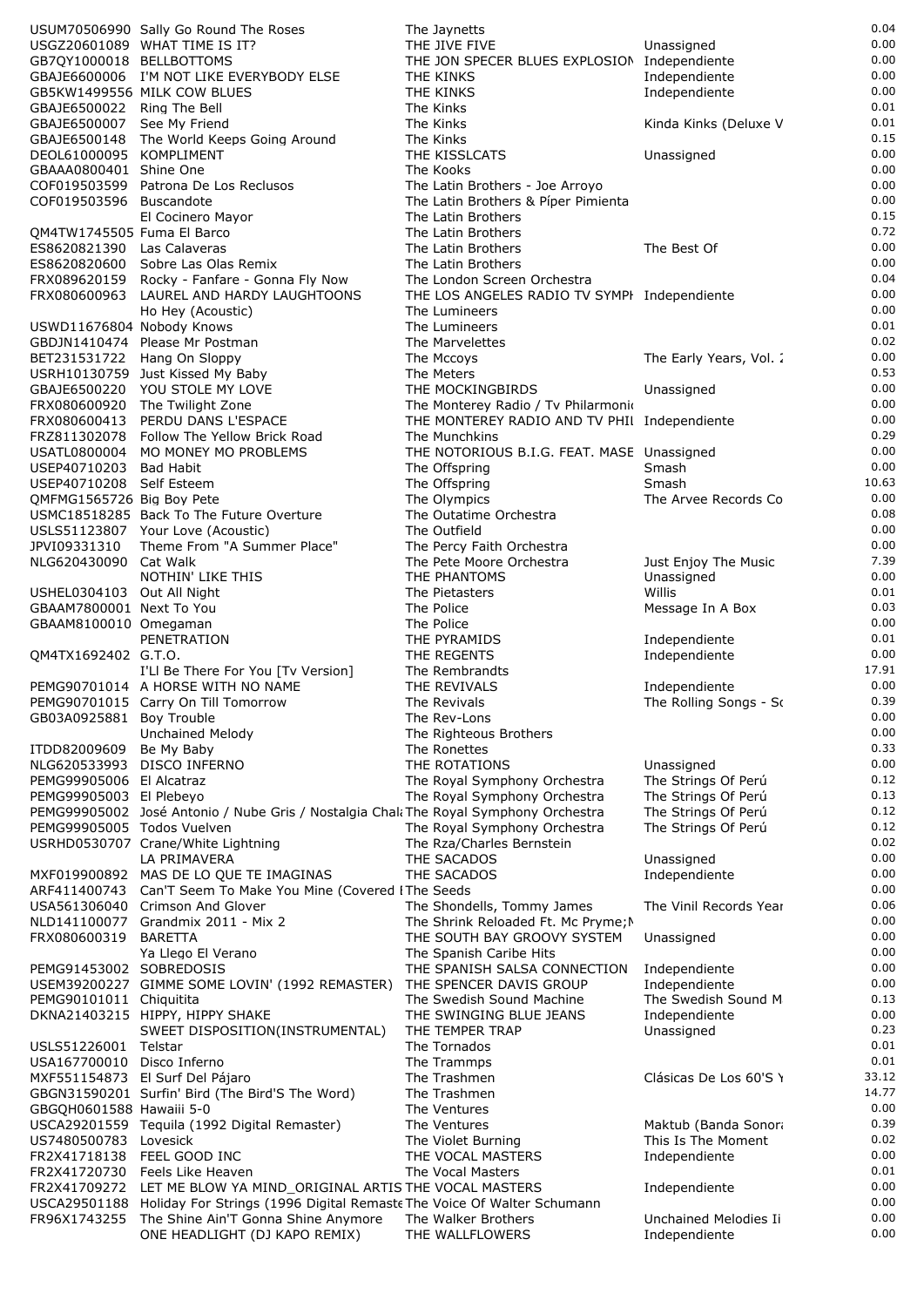| | | | | |
|---|---|---|---|---|
| USUM70506990 | Sally Go Round The Roses | The Jaynetts | | 0.04 |
| USGZ20601089 | WHAT TIME IS IT? | THE JIVE FIVE | Unassigned | 0.00 |
| GB7QY1000018 | BELLBOTTOMS | THE JON SPECER BLUES EXPLOSION | Independiente | 0.00 |
| GBAJE6600006 | I'M NOT LIKE EVERYBODY ELSE | THE KINKS | Independiente | 0.00 |
| GB5KW1499556 | MILK COW BLUES | THE KINKS | Independiente | 0.00 |
| GBAJE6500022 | Ring The Bell | The Kinks | | 0.01 |
| GBAJE6500007 | See My Friend | The Kinks | Kinda Kinks (Deluxe V | 0.01 |
| GBAJE6500148 | The World Keeps Going Around | The Kinks | | 0.15 |
| DEOL61000095 | KOMPLIMENT | THE KISSLCATS | Unassigned | 0.00 |
| GBAAA0800401 | Shine One | The Kooks | | 0.00 |
| COF019503599 | Patrona De Los Reclusos | The Latin Brothers - Joe Arroyo | | 0.00 |
| COF019503596 | Buscandote | The Latin Brothers & Píper Pimienta | | 0.00 |
| | El Cocinero Mayor | The Latin Brothers | | 0.15 |
| QM4TW1745505 | Fuma El Barco | The Latin Brothers | | 0.72 |
| ES8620821390 | Las Calaveras | The Latin Brothers | The Best Of | 0.00 |
| ES8620820600 | Sobre Las Olas Remix | The Latin Brothers | | 0.00 |
| FRX089620159 | Rocky - Fanfare - Gonna Fly Now | The London Screen Orchestra | | 0.04 |
| FRX080600963 | LAUREL AND HARDY LAUGHTOONS | THE LOS ANGELES RADIO TV SYMPH | Independiente | 0.00 |
| | Ho Hey (Acoustic) | The Lumineers | | 0.00 |
| USWD11676804 | Nobody Knows | The Lumineers | | 0.01 |
| GBDJN1410474 | Please Mr Postman | The Marvelettes | | 0.02 |
| BET231531722 | Hang On Sloppy | The Mccoys | The Early Years, Vol. 2 | 0.00 |
| USRH10130759 | Just Kissed My Baby | The Meters | | 0.53 |
| GBAJE6500220 | YOU STOLE MY LOVE | THE MOCKINGBIRDS | Unassigned | 0.00 |
| FRX080600920 | The Twilight Zone | The Monterey Radio / Tv Philarmonic | | 0.00 |
| FRX080600413 | PERDU DANS L'ESPACE | THE MONTEREY RADIO AND TV PHIL | Independiente | 0.00 |
| FRZ811302078 | Follow The Yellow Brick Road | The Munchkins | | 0.29 |
| USATL0800004 | MO MONEY MO PROBLEMS | THE NOTORIOUS B.I.G. FEAT. MASE | Unassigned | 0.00 |
| USEP40710203 | Bad Habit | The Offspring | Smash | 0.00 |
| USEP40710208 | Self Esteem | The Offspring | Smash | 10.63 |
| QMFMG1565726 | Big Boy Pete | The Olympics | The Arvee Records Co | 0.00 |
| USMC18518285 | Back To The Future Overture | The Outatime Orchestra | | 0.08 |
| USLS51123807 | Your Love (Acoustic) | The Outfield | | 0.00 |
| JPVI09331310 | Theme From "A Summer Place" | The Percy Faith Orchestra | | 0.00 |
| NLG620430090 | Cat Walk | The Pete Moore Orchestra | Just Enjoy The Music | 7.39 |
| | NOTHIN' LIKE THIS | THE PHANTOMS | Unassigned | 0.00 |
| USHEL0304103 | Out All Night | The Pietasters | Willis | 0.01 |
| GBAAM7800001 | Next To You | The Police | Message In A Box | 0.03 |
| GBAAM8100010 | Omegaman | The Police | | 0.00 |
| | PENETRATION | THE PYRAMIDS | Independiente | 0.01 |
| QM4TX1692402 | G.T.O. | THE REGENTS | Independiente | 0.00 |
| | I'Ll Be There For You [Tv Version] | The Rembrandts | | 17.91 |
| PEMG90701014 | A HORSE WITH NO NAME | THE REVIVALS | Independiente | 0.00 |
| PEMG90701015 | Carry On Till Tomorrow | The Revivals | The Rolling Songs - So | 0.39 |
| GB03A0925881 | Boy Trouble | The Rev-Lons | | 0.00 |
| | Unchained Melody | The Righteous Brothers | | 0.00 |
| ITDD82009609 | Be My Baby | The Ronettes | | 0.33 |
| NLG620533993 | DISCO INFERNO | THE ROTATIONS | Unassigned | 0.00 |
| PEMG99905006 | El Alcatraz | The Royal Symphony Orchestra | The Strings Of Perú | 0.12 |
| PEMG99905003 | El Plebeyo | The Royal Symphony Orchestra | The Strings Of Perú | 0.13 |
| PEMG99905002 | José Antonio / Nube Gris / Nostalgia Chala | The Royal Symphony Orchestra | The Strings Of Perú | 0.12 |
| PEMG99905005 | Todos Vuelven | The Royal Symphony Orchestra | The Strings Of Perú | 0.12 |
| USRHD0530707 | Crane/White Lightning | The Rza/Charles Bernstein | | 0.02 |
| | LA PRIMAVERA | THE SACADOS | Unassigned | 0.00 |
| MXF019900892 | MAS DE LO QUE TE IMAGINAS | THE SACADOS | Independiente | 0.00 |
| ARF411400743 | Can'T Seem To Make You Mine (Covered I | The Seeds | | 0.00 |
| USA561306040 | Crimson And Glover | The Shondells, Tommy James | The Vinil Records Year | 0.06 |
| NLD141100077 | Grandmix 2011 - Mix 2 | The Shrink Reloaded Ft. Mc Pryme;M | | 0.00 |
| FRX080600319 | BARETTA | THE SOUTH BAY GROOVY SYSTEM | Unassigned | 0.00 |
| | Ya Llego El Verano | The Spanish Caribe Hits | | 0.00 |
| PEMG91453002 | SOBREDOSIS | THE SPANISH SALSA CONNECTION | Independiente | 0.00 |
| USEM39200227 | GIMME SOME LOVIN' (1992 REMASTER) | THE SPENCER DAVIS GROUP | Independiente | 0.00 |
| PEMG90101011 | Chiquitita | The Swedish Sound Machine | The Swedish Sound M | 0.13 |
| DKNA21403215 | HIPPY, HIPPY SHAKE | THE SWINGING BLUE JEANS | Independiente | 0.00 |
| | SWEET DISPOSITION(INSTRUMENTAL) | THE TEMPER TRAP | Unassigned | 0.23 |
| USLS51226001 | Telstar | The Tornados | | 0.01 |
| USA167700010 | Disco Inferno | The Trammps | | 0.01 |
| MXF551154873 | El Surf Del Pájaro | The Trashmen | Clásicas De Los 60'S Y | 33.12 |
| GBGN31590201 | Surfin' Bird (The Bird'S The Word) | The Trashmen | | 14.77 |
| GBGQH0601588 | Hawaiii 5-0 | The Ventures | | 0.00 |
| USCA29201559 | Tequila (1992 Digital Remaster) | The Ventures | Maktub (Banda Sonora | 0.39 |
| US7480500783 | Lovesick | The Violet Burning | This Is The Moment | 0.02 |
| FR2X41718138 | FEEL GOOD INC | THE VOCAL MASTERS | Independiente | 0.00 |
| FR2X41720730 | Feels Like Heaven | The Vocal Masters | | 0.01 |
| FR2X41709272 | LET ME BLOW YA MIND_ORIGINAL ARTIS | THE VOCAL MASTERS | Independiente | 0.00 |
| USCA29501188 | Holiday For Strings (1996 Digital Remaste | The Voice Of Walter Schumann | | 0.00 |
| FR96X1743255 | The Shine Ain'T Gonna Shine Anymore | The Walker Brothers | Unchained Melodies Ii | 0.00 |
| | ONE HEADLIGHT (DJ KAPO REMIX) | THE WALLFLOWERS | Independiente | 0.00 |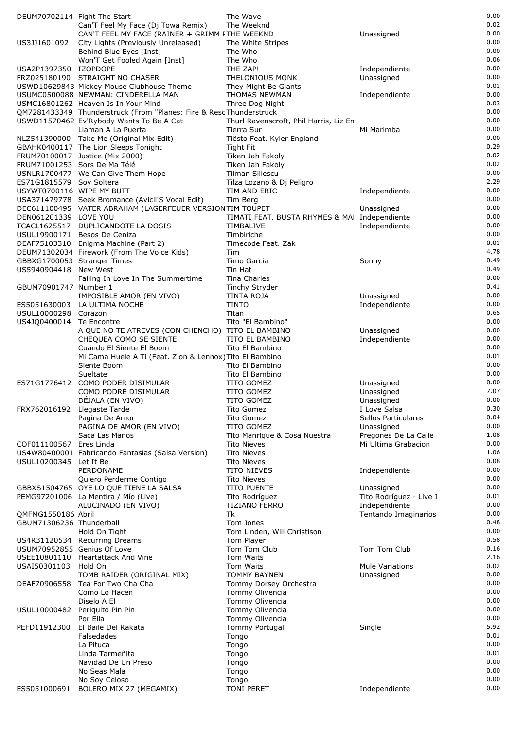| | | | | |
|---|---|---|---|---|
| DEUM70702114 | Fight The Start | The Wave | | 0.00 |
| | Can'T Feel My Face (Dj Towa Remix) | The Weeknd | | 0.02 |
| | CAN'T FEEL MY FACE (RAINER + GRIMM F | THE WEEKND | Unassigned | 0.00 |
| US3JJ1601092 | City Lights (Previously Unreleased) | The White Stripes | | 0.00 |
| | Behind Blue Eyes [Inst] | The Who | | 0.00 |
| | Won'T Get Fooled Again [Inst] | The Who | | 0.06 |
| USA2P1397350 | IZOPDOPE | THE ZAP! | Independiente | 0.00 |
| FRZ025180190 | STRAIGHT NO CHASER | THELONIOUS MONK | Unassigned | 0.00 |
| USWD10629843 | Mickey Mouse Clubhouse Theme | They Might Be Giants | | 0.01 |
| USUMC0500088 | NEWMAN: CINDERELLA MAN | THOMAS NEWMAN | Independiente | 0.00 |
| USMC16801262 | Heaven Is In Your Mind | Three Dog Night | | 0.03 |
| QM7281433349 | Thunderstruck (From "Planes: Fire & Resc | Thunderstruck | | 0.00 |
| USWD11570462 | Ev'Rybody Wants To Be A Cat | Thurl Ravenscroft, Phil Harris, Liz En | | 0.00 |
| | Llaman A La Puerta | Tierra Sur | Mi Marimba | 0.00 |
| NLZ541390000 | Take Me (Original Mix Edit) | Tiësto Feat. Kyler England | | 0.00 |
| GBAHK0400117 | The Lion Sleeps Tonight | Tight Fit | | 0.29 |
| FRUM70100017 | Justice (Mix 2000) | Tiken Jah Fakoly | | 0.02 |
| FRUM71001253 | Sors De Ma Télé | Tiken Jah Fakoly | | 0.02 |
| USNLR1700477 | We Can Give Them Hope | Tilman Sillescu | | 0.00 |
| ES71G1815579 | Soy Soltera | Tilza Lozano & Dj Peligro | | 2.29 |
| USYWT0700116 | WIPE MY BUTT | TIM AND ERIC | Independiente | 0.00 |
| USA371479778 | Seek Bromance (Avicii'S Vocal Edit) | Tim Berg | | 0.00 |
| DEC611100495 | VATER ABRAHAM (LAGERFEUER VERSION | TIM TOUPET | Unassigned | 0.00 |
| DEN061201339 | LOVE YOU | TIMATI FEAT. BUSTA RHYMES & MA | Independiente | 0.00 |
| TCACL1625517 | DUPLICANDOTE LA DOSIS | TIMBALIVE | Independiente | 0.00 |
| USUL19900171 | Besos De Ceniza | Timbiriche | | 0.00 |
| DEAF75103310 | Enigma Machine (Part 2) | Timecode Feat. Zak | | 0.01 |
| DEUM71302034 | Firework (From The Voice Kids) | Tim | | 4.78 |
| GBBXG1700053 | Stranger Times | Timo Garcia | Sonny | 0.49 |
| US5940904418 | New West | Tin Hat | | 0.49 |
| | Falling In Love In The Summertime | Tina Charles | | 0.00 |
| GBUM70901747 | Number 1 | Tinchy Stryder | | 0.41 |
| | IMPOSIBLE AMOR (EN VIVO) | TINTA ROJA | Unassigned | 0.00 |
| ES5051630003 | LA ULTIMA NOCHE | TINTO | Independiente | 0.00 |
| USUL10000298 | Corazon | Titan | | 0.65 |
| US4JQ0400014 | Te Encontre | Tito "El Bambino" | | 0.00 |
| | A QUE NO TE ATREVES (CON CHENCHO) | TITO EL BAMBINO | Unassigned | 0.00 |
| | CHEQUEA COMO SE SIENTE | TITO EL BAMBINO | Independiente | 0.00 |
| | Cuando El Siente El Boom | Tito El Bambino | | 0.00 |
| | Mi Cama Huele A Ti (Feat. Zion & Lennox) | Tito El Bambino | | 0.01 |
| | Siente Boom | Tito El Bambino | | 0.00 |
| | Sueltate | Tito El Bambino | | 0.00 |
| ES71G1776412 | COMO PODER DISIMULAR | TITO GOMEZ | Unassigned | 0.00 |
| | COMO PODRÉ DISIMULAR | TITO GOMEZ | Unassigned | 7.07 |
| | DÉJALA (EN VIVO) | TITO GOMEZ | Unassigned | 0.00 |
| FRX762016192 | Llegaste Tarde | Tito Gomez | I Love Salsa | 0.30 |
| | Pagina De Amor | Tito Gomez | Sellos Particulares | 0.04 |
| | PAGINA DE AMOR (EN VIVO) | TITO GOMEZ | Unassigned | 0.00 |
| | Saca Las Manos | Tito Manrique & Cosa Nuestra | Pregones De La Calle | 1.08 |
| COF011100567 | Eres Linda | Tito Nieves | Mi Ultima Grabacion | 0.00 |
| US4W80400001 | Fabricando Fantasias (Salsa Version) | Tito Nieves | | 1.06 |
| USUL10200345 | Let It Be | Tito Nieves | | 0.08 |
| | PERDONAME | TITO NIEVES | Independiente | 0.00 |
| | Quiero Perderme Contigo | Tito Nieves | | 0.00 |
| GBBXS1504765 | OYE LO QUE TIENE LA SALSA | TITO PUENTE | Unassigned | 0.00 |
| PEMG97201006 | La Mentira / Mío (Live) | Tito Rodríguez | Tito Rodríguez - Live I | 0.01 |
| | ALUCINADO (EN VIVO) | TIZIANO FERRO | Independiente | 0.00 |
| QMFMG1550186 | Abril | Tk | Tentando Imaginarios | 0.00 |
| GBUM71306236 | Thunderball | Tom Jones | | 0.48 |
| | Hold On Tight | Tom Linden, Will Christison | | 0.00 |
| US4R31120534 | Recurring Dreams | Tom Player | | 0.58 |
| USUM70952855 | Genius Of Love | Tom Tom Club | Tom Tom Club | 0.16 |
| USEE10801110 | Heartattack And Vine | Tom Waits | | 2.16 |
| USAI50301103 | Hold On | Tom Waits | Mule Variations | 0.02 |
| | TOMB RAIDER (ORIGINAL MIX) | TOMMY BAYNEN | Unassigned | 0.00 |
| DEAF70906558 | Tea For Two Cha Cha | Tommy Dorsey Orchestra | | 0.00 |
| | Como Lo Hacen | Tommy Olivencia | | 0.00 |
| | Diselo A El | Tommy Olivencia | | 0.00 |
| USUL10000482 | Periquito Pin Pin | Tommy Olivencia | | 0.00 |
| | Por Ella | Tommy Olivencia | | 0.00 |
| PEFD11912300 | El Baile Del Rakata | Tommy Portugal | Single | 5.92 |
| | Falsedades | Tongo | | 0.01 |
| | La Pituca | Tongo | | 0.00 |
| | Linda Tarmeñita | Tongo | | 0.01 |
| | Navidad De Un Preso | Tongo | | 0.00 |
| | No Seas Mala | Tongo | | 0.00 |
| | No Soy Celoso | Tongo | | 0.00 |
| ES5051000691 | BOLERO MIX 27 (MEGAMIX) | TONI PERET | Independiente | 0.00 |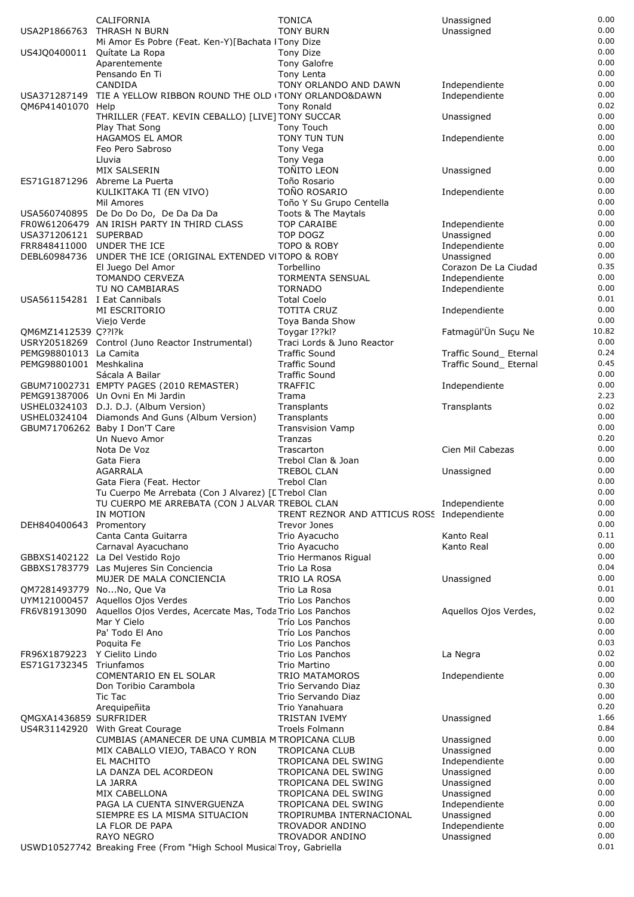| | | | | |
|---|---|---|---|---|
| | CALIFORNIA | TONICA | Unassigned | 0.00 |
| USA2P1866763 | THRASH N BURN | TONY BURN | Unassigned | 0.00 |
| | Mi Amor Es Pobre (Feat. Ken-Y)[Bachata I | Tony Dize | | 0.00 |
| US4JQ0400011 | Quítate La Ropa | Tony Dize | | 0.00 |
| | Aparentemente | Tony Galofre | | 0.00 |
| | Pensando En Ti | Tony Lenta | | 0.00 |
| | CANDIDA | TONY ORLANDO AND DAWN | Independiente | 0.00 |
| USA371287149 | TIE A YELLOW RIBBON ROUND THE OLD ( | TONY ORLANDO&DAWN | Independiente | 0.00 |
| QM6P41401070 | Help | Tony Ronald | | 0.02 |
| | THRILLER (FEAT. KEVIN CEBALLO) [LIVE] | TONY SUCCAR | Unassigned | 0.00 |
| | Play That Song | Tony Touch | | 0.00 |
| | HAGAMOS EL AMOR | TONY TUN TUN | Independiente | 0.00 |
| | Feo Pero Sabroso | Tony Vega | | 0.00 |
| | Lluvia | Tony Vega | | 0.00 |
| | MIX SALSERIN | TOÑITO LEON | Unassigned | 0.00 |
| ES71G1871296 | Abreme La Puerta | Toño Rosario | | 0.00 |
| | KULIKITAKA TI (EN VIVO) | TOÑO ROSARIO | Independiente | 0.00 |
| | Mil Amores | Toño Y Su Grupo Centella | | 0.00 |
| USA560740895 | De Do Do Do, De Da Da Da | Toots & The Maytals | | 0.00 |
| FR0W61206479 | AN IRISH PARTY IN THIRD CLASS | TOP CARAIBE | Independiente | 0.00 |
| USA371206121 | SUPERBAD | TOP DOGZ | Unassigned | 0.00 |
| FRR848411000 | UNDER THE ICE | TOPO & ROBY | Independiente | 0.00 |
| DEBL60984736 | UNDER THE ICE (ORIGINAL EXTENDED VI | TOPO & ROBY | Unassigned | 0.00 |
| | El Juego Del Amor | Torbellino | Corazon De La Ciudad | 0.35 |
| | TOMANDO CERVEZA | TORMENTA SENSUAL | Independiente | 0.00 |
| | TU NO CAMBIARAS | TORNADO | Independiente | 0.00 |
| USA561154281 | I Eat Cannibals | Total Coelo | | 0.01 |
| | MI ESCRITORIO | TOTITA CRUZ | Independiente | 0.00 |
| | Viejo Verde | Toya Banda Show | | 0.00 |
| QM6MZ1412539 | Ç??l?k | Toygar I??kl? | Fatmagül'Ün Suçu Ne | 10.82 |
| USRY20518269 | Control (Juno Reactor Instrumental) | Traci Lords & Juno Reactor | | 0.00 |
| PEMG98801013 | La Camita | Traffic Sound | Traffic Sound_ Eternal | 0.24 |
| PEMG98801001 | Meshkalina | Traffic Sound | Traffic Sound_ Eternal | 0.45 |
| | Sácala A Bailar | Traffic Sound | | 0.00 |
| GBUM71002731 | EMPTY PAGES (2010 REMASTER) | TRAFFIC | Independiente | 0.00 |
| PEMG91387006 | Un Ovni En Mi Jardin | Trama | | 2.23 |
| USHEL0324103 | D.J. D.J. (Album Version) | Transplants | Transplants | 0.02 |
| USHEL0324104 | Diamonds And Guns (Album Version) | Transplants | | 0.00 |
| GBUM71706262 | Baby I Don'T Care | Transvision Vamp | | 0.00 |
| | Un Nuevo Amor | Tranzas | | 0.20 |
| | Nota De Voz | Trascarton | Cien Mil Cabezas | 0.00 |
| | Gata Fiera | Trebol Clan & Joan | | 0.00 |
| | AGARRALA | TREBOL CLAN | Unassigned | 0.00 |
| | Gata Fiera (Feat. Hector | Trebol Clan | | 0.00 |
| | Tu Cuerpo Me Arrebata (Con J Alvarez) [D | Trebol Clan | | 0.00 |
| | TU CUERPO ME ARREBATA (CON J ALVAR | TREBOL CLAN | Independiente | 0.00 |
| | IN MOTION | TRENT REZNOR AND ATTICUS ROSS | Independiente | 0.00 |
| DEH840400643 | Promentory | Trevor Jones | | 0.00 |
| | Canta Canta Guitarra | Trio Ayacucho | Kanto Real | 0.11 |
| | Carnaval Ayacuchano | Trio Ayacucho | Kanto Real | 0.00 |
| GBBXS1402122 | La Del Vestido Rojo | Trio Hermanos Rigual | | 0.00 |
| GBBXS1783779 | Las Mujeres Sin Conciencia | Trio La Rosa | | 0.04 |
| | MUJER DE MALA CONCIENCIA | TRIO LA ROSA | Unassigned | 0.00 |
| QM7281493779 | No...No, Que Va | Trio La Rosa | | 0.01 |
| UYM121000457 | Aquellos Ojos Verdes | Trio Los Panchos | | 0.00 |
| FR6V81913090 | Aquellos Ojos Verdes, Acercate Mas, Toda | Trio Los Panchos | Aquellos Ojos Verdes, | 0.02 |
| | Mar Y Cielo | Trío Los Panchos | | 0.00 |
| | Pa' Todo El Ano | Trío Los Panchos | | 0.00 |
| | Poquita Fe | Trio Los Panchos | | 0.03 |
| FR96X1879223 | Y Cielito Lindo | Trio Los Panchos | La Negra | 0.02 |
| ES71G1732345 | Triunfamos | Trio Martino | | 0.00 |
| | COMENTARIO EN EL SOLAR | TRIO MATAMOROS | Independiente | 0.00 |
| | Don Toribio Carambola | Trio Servando Diaz | | 0.30 |
| | Tic Tac | Trio Servando Diaz | | 0.00 |
| | Arequipeñita | Trio Yanahuara | | 0.20 |
| QMGXA1436859 | SURFRIDER | TRISTAN IVEMY | Unassigned | 1.66 |
| US4R31142920 | With Great Courage | Troels Folmann | | 0.84 |
| | CUMBIAS (AMANECER DE UNA CUMBIA M | TROPICANA CLUB | Unassigned | 0.00 |
| | MIX CABALLO VIEJO, TABACO Y RON | TROPICANA CLUB | Unassigned | 0.00 |
| | EL MACHITO | TROPICANA DEL SWING | Independiente | 0.00 |
| | LA DANZA DEL ACORDEON | TROPICANA DEL SWING | Unassigned | 0.00 |
| | LA JARRA | TROPICANA DEL SWING | Unassigned | 0.00 |
| | MIX CABELLONA | TROPICANA DEL SWING | Unassigned | 0.00 |
| | PAGA LA CUENTA SINVERGUENZA | TROPICANA DEL SWING | Independiente | 0.00 |
| | SIEMPRE ES LA MISMA SITUACION | TROPIRUMBA INTERNACIONAL | Unassigned | 0.00 |
| | LA FLOR DE PAPA | TROVADOR ANDINO | Independiente | 0.00 |
| | RAYO NEGRO | TROVADOR ANDINO | Unassigned | 0.00 |
| USWD10527742 | Breaking Free (From "High School Musical | Troy, Gabriella | | 0.01 |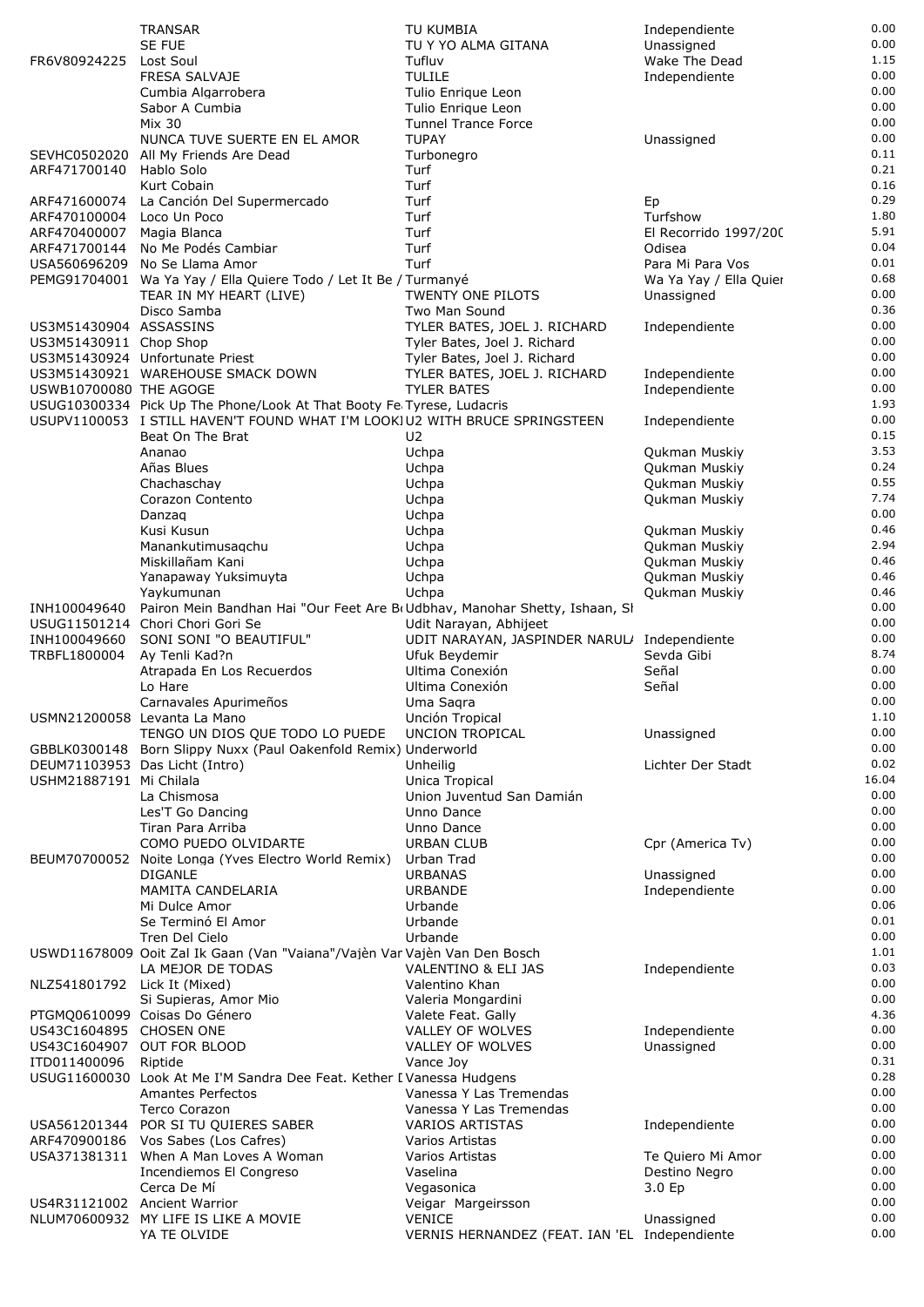| | | | | |
|---|---|---|---|---|
| | TRANSAR | TU KUMBIA | Independiente | 0.00 |
| | SE FUE | TU Y YO ALMA GITANA | Unassigned | 0.00 |
| FR6V80924225 | Lost Soul | Tufluv | Wake The Dead | 1.15 |
| | FRESA SALVAJE | TULILE | Independiente | 0.00 |
| | Cumbia Algarrobera | Tulio Enrique Leon | | 0.00 |
| | Sabor A Cumbia | Tulio Enrique Leon | | 0.00 |
| | Mix 30 | Tunnel Trance Force | | 0.00 |
| | NUNCA TUVE SUERTE EN EL AMOR | TUPAY | Unassigned | 0.00 |
| SEVHC0502020 | All My Friends Are Dead | Turbonegro | | 0.11 |
| ARF471700140 | Hablo Solo | Turf | | 0.21 |
| | Kurt Cobain | Turf | | 0.16 |
| ARF471600074 | La Canción Del Supermercado | Turf | Ep | 0.29 |
| ARF470100004 | Loco Un Poco | Turf | Turfshow | 1.80 |
| ARF470400007 | Magia Blanca | Turf | El Recorrido 1997/200 | 5.91 |
| ARF471700144 | No Me Podés Cambiar | Turf | Odisea | 0.04 |
| USA560696209 | No Se Llama Amor | Turf | Para Mi Para Vos | 0.01 |
| PEMG91704001 | Wa Ya Yay / Ella Quiere Todo / Let It Be / | Turmanyé | Wa Ya Yay / Ella Quier | 0.68 |
| | TEAR IN MY HEART (LIVE) | TWENTY ONE PILOTS | Unassigned | 0.00 |
| | Disco Samba | Two Man Sound | | 0.36 |
| US3M51430904 | ASSASSINS | TYLER BATES, JOEL J. RICHARD | Independiente | 0.00 |
| US3M51430911 | Chop Shop | Tyler Bates, Joel J. Richard | | 0.00 |
| US3M51430924 | Unfortunate Priest | Tyler Bates, Joel J. Richard | | 0.00 |
| US3M51430921 | WAREHOUSE SMACK DOWN | TYLER BATES, JOEL J. RICHARD | Independiente | 0.00 |
| USWB10700080 | THE AGOGE | TYLER BATES | Independiente | 0.00 |
| USUG10300334 | Pick Up The Phone/Look At That Booty Fe | Tyrese, Ludacris | | 1.93 |
| USUPV1100053 | I STILL HAVEN'T FOUND WHAT I'M LOOKI | U2 WITH BRUCE SPRINGSTEEN | Independiente | 0.00 |
| | Beat On The Brat | U2 | | 0.15 |
| | Ananao | Uchpa | Qukman Muskiy | 3.53 |
| | Añas Blues | Uchpa | Qukman Muskiy | 0.24 |
| | Chachaschay | Uchpa | Qukman Muskiy | 0.55 |
| | Corazon Contento | Uchpa | Qukman Muskiy | 7.74 |
| | Danzaq | Uchpa | | 0.00 |
| | Kusi Kusun | Uchpa | Qukman Muskiy | 0.46 |
| | Manankutimusaqchu | Uchpa | Qukman Muskiy | 2.94 |
| | Miskillañam Kani | Uchpa | Qukman Muskiy | 0.46 |
| | Yanapaway Yuksimuyta | Uchpa | Qukman Muskiy | 0.46 |
| | Yaykumunan | Uchpa | Qukman Muskiy | 0.46 |
| INH100049640 | Pairon Mein Bandhan Hai "Our Feet Are B | Udbhav, Manohar Shetty, Ishaan, Sh | | 0.00 |
| USUG11501214 | Chori Chori Gori Se | Udit Narayan, Abhijeet | | 0.00 |
| INH100049660 | SONI SONI "O BEAUTIFUL" | UDIT NARAYAN, JASPINDER NARUL | Independiente | 0.00 |
| TRBFL1800004 | Ay Tenli Kad?n | Ufuk Beydemir | Sevda Gibi | 8.74 |
| | Atrapada En Los Recuerdos | Ultima Conexión | Señal | 0.00 |
| | Lo Hare | Ultima Conexión | Señal | 0.00 |
| | Carnavales Apurimeños | Uma Saqra | | 0.00 |
| USMN21200058 | Levanta La Mano | Unción Tropical | | 1.10 |
| | TENGO UN DIOS QUE TODO LO PUEDE | UNCION TROPICAL | Unassigned | 0.00 |
| GBBLK0300148 | Born Slippy Nuxx (Paul Oakenfold Remix) | Underworld | | 0.00 |
| DEUM71103953 | Das Licht (Intro) | Unheilig | Lichter Der Stadt | 0.02 |
| USHM21887191 | Mi Chilala | Unica Tropical | | 16.04 |
| | La Chismosa | Union Juventud San Damián | | 0.00 |
| | Les'T Go Dancing | Unno Dance | | 0.00 |
| | Tiran Para Arriba | Unno Dance | | 0.00 |
| | COMO PUEDO OLVIDARTE | URBAN CLUB | Cpr (America Tv) | 0.00 |
| BEUM70700052 | Noite Longa (Yves Electro World Remix) | Urban Trad | | 0.00 |
| | DIGANLE | URBANAS | Unassigned | 0.00 |
| | MAMITA CANDELARIA | URBANDE | Independiente | 0.00 |
| | Mi Dulce Amor | Urbande | | 0.06 |
| | Se Terminó El Amor | Urbande | | 0.01 |
| | Tren Del Cielo | Urbande | | 0.00 |
| USWD11678009 | Ooit Zal Ik Gaan (Van "Vaiana"/Vajèn Var | Vajèn Van Den Bosch | | 1.01 |
| | LA MEJOR DE TODAS | VALENTINO & ELI JAS | Independiente | 0.03 |
| NLZ541801792 | Lick It (Mixed) | Valentino Khan | | 0.00 |
| | Si Supieras, Amor Mio | Valeria Mongardini | | 0.00 |
| PTGMQ0610099 | Coisas Do Género | Valete Feat. Gally | | 4.36 |
| US43C1604895 | CHOSEN ONE | VALLEY OF WOLVES | Independiente | 0.00 |
| US43C1604907 | OUT FOR BLOOD | VALLEY OF WOLVES | Unassigned | 0.00 |
| ITD011400096 | Riptide | Vance Joy | | 0.31 |
| USUG11600030 | Look At Me I'M Sandra Dee Feat. Kether I | Vanessa Hudgens | | 0.28 |
| | Amantes Perfectos | Vanessa Y Las Tremendas | | 0.00 |
| | Terco Corazon | Vanessa Y Las Tremendas | | 0.00 |
| USA561201344 | POR SI TU QUIERES SABER | VARIOS ARTISTAS | Independiente | 0.00 |
| ARF470900186 | Vos Sabes (Los Cafres) | Varios Artistas | | 0.00 |
| USA371381311 | When A Man Loves A Woman | Varios Artistas | Te Quiero Mi Amor | 0.00 |
| | Incendiemos El Congreso | Vaselina | Destino Negro | 0.00 |
| | Cerca De Mí | Vegasonica | 3.0 Ep | 0.00 |
| US4R31121002 | Ancient Warrior | Veigar Margeirsson | | 0.00 |
| NLUM70600932 | MY LIFE IS LIKE A MOVIE | VENICE | Unassigned | 0.00 |
| | YA TE OLVIDE | VERNIS HERNANDEZ (FEAT. IAN 'EL | Independiente | 0.00 |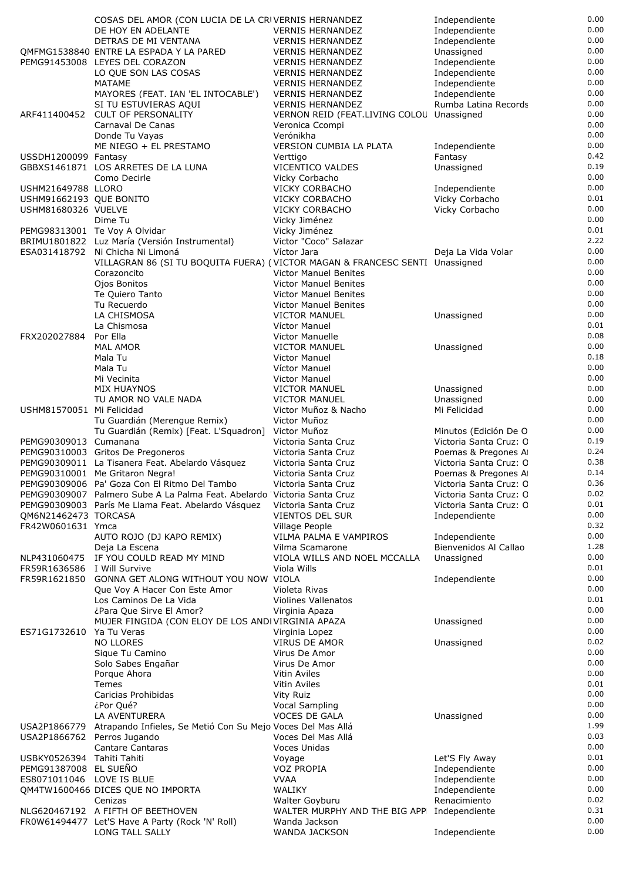| | | | | |
|---|---|---|---|---|
| | COSAS DEL AMOR (CON LUCIA DE LA CRI | VERNIS HERNANDEZ | Independiente | 0.00 |
| | DE HOY EN ADELANTE | VERNIS HERNANDEZ | Independiente | 0.00 |
| | DETRAS DE MI VENTANA | VERNIS HERNANDEZ | Independiente | 0.00 |
| QMFMG1538840 | ENTRE LA ESPADA Y LA PARED | VERNIS HERNANDEZ | Unassigned | 0.00 |
| PEMG91453008 | LEYES DEL CORAZON | VERNIS HERNANDEZ | Independiente | 0.00 |
| | LO QUE SON LAS COSAS | VERNIS HERNANDEZ | Independiente | 0.00 |
| | MATAME | VERNIS HERNANDEZ | Independiente | 0.00 |
| | MAYORES (FEAT. IAN 'EL INTOCABLE') | VERNIS HERNANDEZ | Independiente | 0.00 |
| | SI TU ESTUVIERAS AQUI | VERNIS HERNANDEZ | Rumba Latina Records | 0.00 |
| ARF411400452 | CULT OF PERSONALITY | VERNON REID (FEAT.LIVING COLOU | Unassigned | 0.00 |
| | Carnaval De Canas | Veronica Ccompi | | 0.00 |
| | Donde Tu Vayas | Verónikha | | 0.00 |
| | ME NIEGO + EL PRESTAMO | VERSION CUMBIA LA PLATA | Independiente | 0.00 |
| USSDH1200099 | Fantasy | Verttigo | Fantasy | 0.42 |
| GBBXS1461871 | LOS ARRETES DE LA LUNA | VICENTICO VALDES | Unassigned | 0.19 |
| | Como Decirle | Vicky Corbacho | | 0.00 |
| USHM21649788 | LLORO | VICKY CORBACHO | Independiente | 0.00 |
| USHM91662193 | QUE BONITO | VICKY CORBACHO | Vicky Corbacho | 0.01 |
| USHM81680326 | VUELVE | VICKY CORBACHO | Vicky Corbacho | 0.00 |
| | Dime Tu | Vicky Jiménez | | 0.00 |
| PEMG98313001 | Te Voy A Olvidar | Vicky Jiménez | | 0.01 |
| BRIMU1801822 | Luz María (Versión Instrumental) | Victor "Coco" Salazar | | 2.22 |
| ESA031418792 | Ni Chicha Ni Limoná | Víctor Jara | Deja La Vida Volar | 0.00 |
| | VILLAGRAN 86 (SI TU BOQUITA FUERA) ( | VICTOR MAGAN & FRANCESC SENTI | Unassigned | 0.00 |
| | Corazoncito | Victor Manuel Benites | | 0.00 |
| | Ojos Bonitos | Victor Manuel Benites | | 0.00 |
| | Te Quiero Tanto | Victor Manuel Benites | | 0.00 |
| | Tu Recuerdo | Victor Manuel Benites | | 0.00 |
| | LA CHISMOSA | VICTOR MANUEL | Unassigned | 0.00 |
| | La Chismosa | Víctor Manuel | | 0.01 |
| FRX202027884 | Por Ella | Victor Manuelle | | 0.08 |
| | MAL AMOR | VICTOR MANUEL | Unassigned | 0.00 |
| | Mala Tu | Victor Manuel | | 0.18 |
| | Mala Tu | Víctor Manuel | | 0.00 |
| | Mi Vecinita | Victor Manuel | | 0.00 |
| | MIX HUAYNOS | VICTOR MANUEL | Unassigned | 0.00 |
| | TU AMOR NO VALE NADA | VICTOR MANUEL | Unassigned | 0.00 |
| USHM81570051 | Mi Felicidad | Victor Muñoz & Nacho | Mi Felicidad | 0.00 |
| | Tu Guardián (Merengue Remix) | Victor Muñoz | | 0.00 |
| | Tu Guardián (Remix) [Feat. L'Squadron] | Victor Muñoz | Minutos (Edición De O | 0.00 |
| PEMG90309013 | Cumanana | Victoria Santa Cruz | Victoria Santa Cruz: O | 0.19 |
| PEMG90310003 | Gritos De Pregoneros | Victoria Santa Cruz | Poemas & Pregones Af | 0.24 |
| PEMG90309011 | La Tisanera Feat. Abelardo Vásquez | Victoria Santa Cruz | Victoria Santa Cruz: O | 0.38 |
| PEMG90310001 | Me Gritaron Negra! | Victoria Santa Cruz | Poemas & Pregones Af | 0.14 |
| PEMG90309006 | Pa' Goza Con El Ritmo Del Tambo | Victoria Santa Cruz | Victoria Santa Cruz: O | 0.36 |
| PEMG90309007 | Palmero Sube A La Palma Feat. Abelardo | Victoria Santa Cruz | Victoria Santa Cruz: O | 0.02 |
| PEMG90309003 | París Me Llama Feat. Abelardo Vásquez | Victoria Santa Cruz | Victoria Santa Cruz: O | 0.01 |
| QM6N21462473 | TORCASA | VIENTOS DEL SUR | Independiente | 0.00 |
| FR42W0601631 | Ymca | Village People | | 0.32 |
| | AUTO ROJO (DJ KAPO REMIX) | VILMA PALMA E VAMPIROS | Independiente | 0.00 |
| | Deja La Escena | Vilma Scamarone | Bienvenidos Al Callao | 1.28 |
| NLP431060475 | IF YOU COULD READ MY MIND | VIOLA WILLS AND NOEL MCCALLA | Unassigned | 0.00 |
| FR59R1636586 | I Will Survive | Viola Wills | | 0.01 |
| FR59R1621850 | GONNA GET ALONG WITHOUT YOU NOW | VIOLA | Independiente | 0.00 |
| | Que Voy A Hacer Con Este Amor | Violeta Rivas | | 0.00 |
| | Los Caminos De La Vida | Violines Vallenatos | | 0.01 |
| | ¿Para Que Sirve El Amor? | Virginia Apaza | | 0.00 |
| | MUJER FINGIDA (CON ELOY DE LOS ANDI | VIRGINIA APAZA | Unassigned | 0.00 |
| ES71G1732610 | Ya Tu Veras | Virginia Lopez | | 0.00 |
| | NO LLORES | VIRUS DE AMOR | Unassigned | 0.02 |
| | Sigue Tu Camino | Virus De Amor | | 0.00 |
| | Solo Sabes Engañar | Virus De Amor | | 0.00 |
| | Porque Ahora | Vitin Aviles | | 0.00 |
| | Temes | Vitin Aviles | | 0.01 |
| | Caricias Prohibidas | Vity Ruiz | | 0.00 |
| | ¿Por Qué? | Vocal Sampling | | 0.00 |
| | LA AVENTURERA | VOCES DE GALA | Unassigned | 0.00 |
| USA2P1866779 | Atrapando Infieles, Se Metió Con Su Mejo | Voces Del Mas Allá | | 1.99 |
| USA2P1866762 | Perros Jugando | Voces Del Mas Allá | | 0.03 |
| | Cantare Cantaras | Voces Unidas | | 0.00 |
| USBKY0526394 | Tahiti Tahiti | Voyage | Let'S Fly Away | 0.01 |
| PEMG91387008 | EL SUEÑO | VOZ PROPIA | Independiente | 0.00 |
| ES8071011046 | LOVE IS BLUE | VVAA | Independiente | 0.00 |
| QM4TW1600466 | DICES QUE NO IMPORTA | WALIKY | Independiente | 0.00 |
| | Cenizas | Walter Goyburu | Renacimiento | 0.02 |
| NLG620467192 | A FIFTH OF BEETHOVEN | WALTER MURPHY AND THE BIG APP | Independiente | 0.31 |
| FR0W61494477 | Let'S Have A Party (Rock 'N' Roll) | Wanda Jackson | | 0.00 |
| | LONG TALL SALLY | WANDA JACKSON | Independiente | 0.00 |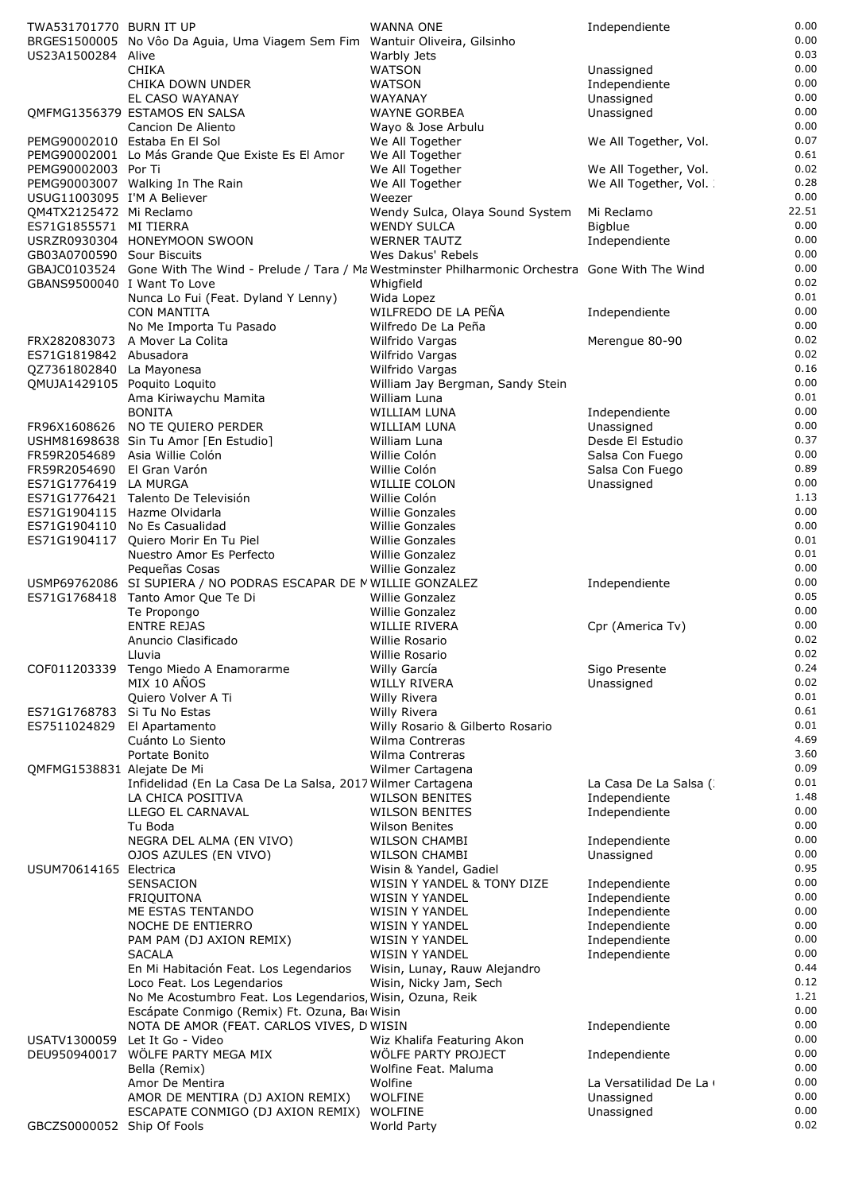| | | | | |
|---|---|---|---|---|
| TWA531701770 | BURN IT UP | WANNA ONE | Independiente | 0.00 |
| BRGES1500005 | No Vôo Da Aguia, Uma Viagem Sem Fim | Wantuir Oliveira, Gilsinho | | 0.00 |
| US23A1500284 | Alive | Warbly Jets | | 0.03 |
| | CHIKA | WATSON | Unassigned | 0.00 |
| | CHIKA DOWN UNDER | WATSON | Independiente | 0.00 |
| | EL CASO WAYANAY | WAYANAY | Unassigned | 0.00 |
| QMFMG1356379 | ESTAMOS EN SALSA | WAYNE GORBEA | Unassigned | 0.00 |
| | Cancion De Aliento | Wayo & Jose Arbulu | | 0.00 |
| PEMG90002010 | Estaba En El Sol | We All Together | We All Together, Vol. | 0.07 |
| PEMG90002001 | Lo Más Grande Que Existe Es El Amor | We All Together | | 0.61 |
| PEMG90002003 | Por Ti | We All Together | We All Together, Vol. | 0.02 |
| PEMG90003007 | Walking In The Rain | We All Together | We All Together, Vol. | 0.28 |
| USUG11003095 | I'M A Believer | Weezer | | 0.00 |
| QM4TX2125472 | Mi Reclamo | Wendy Sulca, Olaya Sound System | Mi Reclamo | 22.51 |
| ES71G1855571 | MI TIERRA | WENDY SULCA | Bigblue | 0.00 |
| USRZR0930304 | HONEYMOON SWOON | WERNER TAUTZ | Independiente | 0.00 |
| GB03A0700590 | Sour Biscuits | Wes Dakus' Rebels | | 0.00 |
| GBAJC0103524 | Gone With The Wind - Prelude / Tara / Ma | Westminster Philharmonic Orchestra | Gone With The Wind | 0.00 |
| GBANS9500040 | I Want To Love | Whigfield | | 0.02 |
| | Nunca Lo Fui (Feat. Dyland Y Lenny) | Wida Lopez | | 0.01 |
| | CON MANTITA | WILFREDO DE LA PEÑA | Independiente | 0.00 |
| | No Me Importa Tu Pasado | Wilfredo De La Peña | | 0.00 |
| FRX282083073 | A Mover La Colita | Wilfrido Vargas | Merengue 80-90 | 0.02 |
| ES71G1819842 | Abusadora | Wilfrido Vargas | | 0.02 |
| QZ7361802840 | La Mayonesa | Wilfrido Vargas | | 0.16 |
| QMUJA1429105 | Poquito Loquito | William Jay Bergman, Sandy Stein | | 0.00 |
| | Ama Kiriwaychu Mamita | William Luna | | 0.01 |
| | BONITA | WILLIAM LUNA | Independiente | 0.00 |
| FR96X1608626 | NO TE QUIERO PERDER | WILLIAM LUNA | Unassigned | 0.00 |
| USHM81698638 | Sin Tu Amor [En Estudio] | William Luna | Desde El Estudio | 0.37 |
| FR59R2054689 | Asia Willie Colón | Willie Colón | Salsa Con Fuego | 0.00 |
| FR59R2054690 | El Gran Varón | Willie Colón | Salsa Con Fuego | 0.89 |
| ES71G1776419 | LA MURGA | WILLIE COLON | Unassigned | 0.00 |
| ES71G1776421 | Talento De Televisión | Willie Colón | | 1.13 |
| ES71G1904115 | Hazme Olvidarla | Willie Gonzales | | 0.00 |
| ES71G1904110 | No Es Casualidad | Willie Gonzales | | 0.00 |
| ES71G1904117 | Quiero Morir En Tu Piel | Willie Gonzales | | 0.01 |
| | Nuestro Amor Es Perfecto | Willie Gonzalez | | 0.01 |
| | Pequeñas Cosas | Willie Gonzalez | | 0.00 |
| USMP69762086 | SI SUPIERA / NO PODRAS ESCAPAR DE M | WILLIE GONZALEZ | Independiente | 0.00 |
| ES71G1768418 | Tanto Amor Que Te Di | Willie Gonzalez | | 0.05 |
| | Te Propongo | Willie Gonzalez | | 0.00 |
| | ENTRE REJAS | WILLIE RIVERA | Cpr (America Tv) | 0.00 |
| | Anuncio Clasificado | Willie Rosario | | 0.02 |
| | Lluvia | Willie Rosario | | 0.02 |
| COF011203339 | Tengo Miedo A Enamorarme | Willy García | Sigo Presente | 0.24 |
| | MIX 10 AÑOS | WILLY RIVERA | Unassigned | 0.02 |
| | Quiero Volver A Ti | Willy Rivera | | 0.01 |
| ES71G1768783 | Si Tu No Estas | Willy Rivera | | 0.61 |
| ES7511024829 | El Apartamento | Willy Rosario & Gilberto Rosario | | 0.01 |
| | Cuánto Lo Siento | Wilma Contreras | | 4.69 |
| | Portate Bonito | Wilma Contreras | | 3.60 |
| QMFMG1538831 | Alejate De Mi | Wilmer Cartagena | | 0.09 |
| | Infidelidad (En La Casa De La Salsa, 2017 | Wilmer Cartagena | La Casa De La Salsa ( | 0.01 |
| | LA CHICA POSITIVA | WILSON BENITES | Independiente | 1.48 |
| | LLEGO EL CARNAVAL | WILSON BENITES | Independiente | 0.00 |
| | Tu Boda | Wilson Benites | | 0.00 |
| | NEGRA DEL ALMA (EN VIVO) | WILSON CHAMBI | Independiente | 0.00 |
| | OJOS AZULES (EN VIVO) | WILSON CHAMBI | Unassigned | 0.00 |
| USUM70614165 | Electrica | Wisin & Yandel, Gadiel | | 0.95 |
| | SENSACION | WISIN Y YANDEL & TONY DIZE | Independiente | 0.00 |
| | FRIQUITONA | WISIN Y YANDEL | Independiente | 0.00 |
| | ME ESTAS TENTANDO | WISIN Y YANDEL | Independiente | 0.00 |
| | NOCHE DE ENTIERRO | WISIN Y YANDEL | Independiente | 0.00 |
| | PAM PAM (DJ AXION REMIX) | WISIN Y YANDEL | Independiente | 0.00 |
| | SACALA | WISIN Y YANDEL | Independiente | 0.00 |
| | En Mi Habitación Feat. Los Legendarios | Wisin, Lunay, Rauw Alejandro | | 0.44 |
| | Loco Feat. Los Legendarios | Wisin, Nicky Jam, Sech | | 0.12 |
| | No Me Acostumbro Feat. Los Legendarios, | Wisin, Ozuna, Reik | | 1.21 |
| | Escápate Conmigo (Remix) Ft. Ozuna, Ba | Wisin | | 0.00 |
| | NOTA DE AMOR (FEAT. CARLOS VIVES, D | WISIN | Independiente | 0.00 |
| USATV1300059 | Let It Go - Video | Wiz Khalifa Featuring Akon | | 0.00 |
| DEU950940017 | WÖLFE PARTY MEGA MIX | WÖLFE PARTY PROJECT | Independiente | 0.00 |
| | Bella (Remix) | Wolfine Feat. Maluma | | 0.00 |
| | Amor De Mentira | Wolfine | La Versatilidad De La | 0.00 |
| | AMOR DE MENTIRA (DJ AXION REMIX) | WOLFINE | Unassigned | 0.00 |
| | ESCAPATE CONMIGO (DJ AXION REMIX) | WOLFINE | Unassigned | 0.00 |
| GBCZS0000052 | Ship Of Fools | World Party | | 0.02 |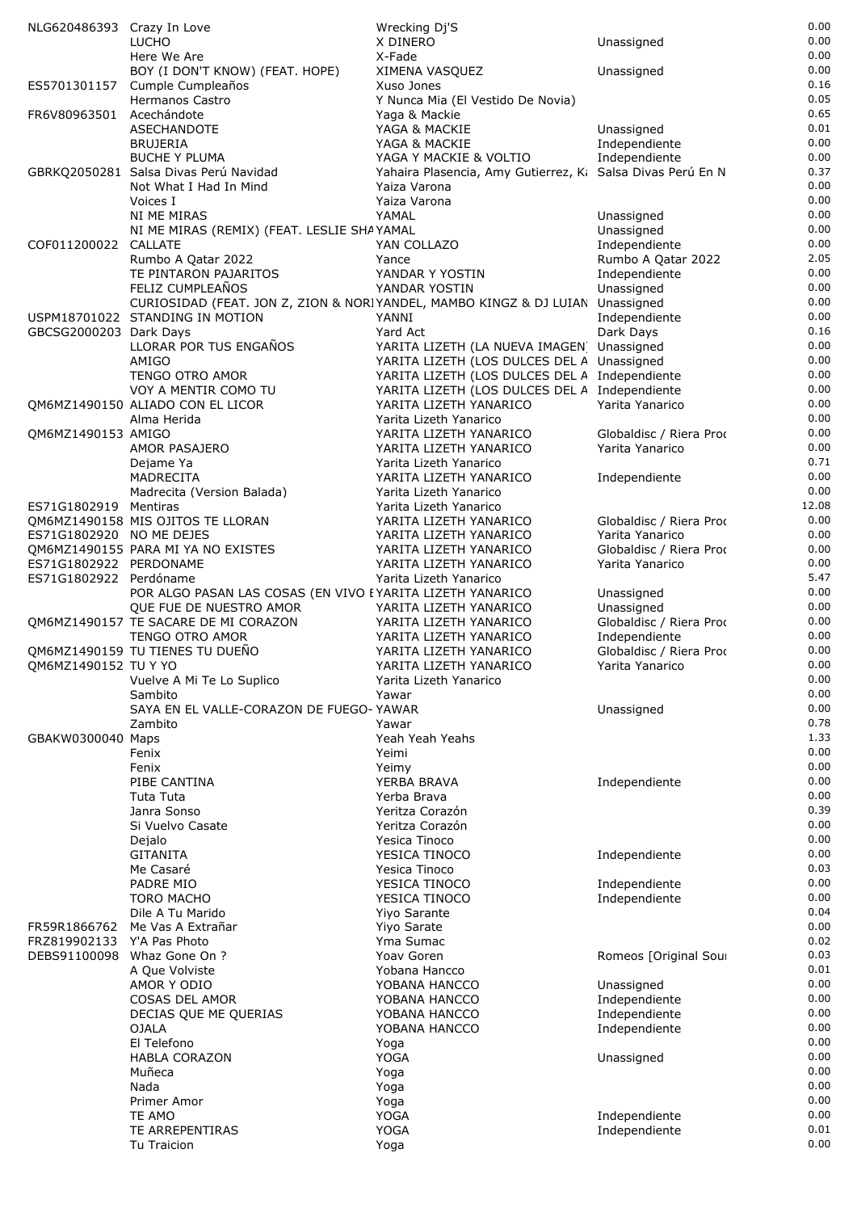| | | | | |
|---|---|---|---|---|
| NLG620486393 | Crazy In Love | Wrecking Dj'S | | 0.00 |
| | LUCHO | X DINERO | Unassigned | 0.00 |
| | Here We Are | X-Fade | | 0.00 |
| | BOY (I DON'T KNOW) (FEAT. HOPE) | XIMENA VASQUEZ | Unassigned | 0.00 |
| ES5701301157 | Cumple Cumpleaños | Xuso Jones | | 0.16 |
| | Hermanos Castro | Y Nunca Mia (El Vestido De Novia) | | 0.05 |
| FR6V80963501 | Acechándote | Yaga & Mackie | | 0.65 |
| | ASECHANDOTE | YAGA & MACKIE | Unassigned | 0.01 |
| | BRUJERIA | YAGA & MACKIE | Independiente | 0.00 |
| | BUCHE Y PLUMA | YAGA Y MACKIE & VOLTIO | Independiente | 0.00 |
| GBRKQ2050281 | Salsa Divas Perú Navidad | Yahaira Plasencia, Amy Gutierrez, Ka | Salsa Divas Perú En N | 0.37 |
| | Not What I Had In Mind | Yaiza Varona | | 0.00 |
| | Voices I | Yaiza Varona | | 0.00 |
| | NI ME MIRAS | YAMAL | Unassigned | 0.00 |
| | NI ME MIRAS (REMIX) (FEAT. LESLIE SHA | YAMAL | Unassigned | 0.00 |
| COF011200022 | CALLATE | YAN COLLAZO | Independiente | 0.00 |
| | Rumbo A Qatar 2022 | Yance | Rumbo A Qatar 2022 | 2.05 |
| | TE PINTARON PAJARITOS | YANDAR Y YOSTIN | Independiente | 0.00 |
| | FELIZ CUMPLEAÑOS | YANDAR YOSTIN | Unassigned | 0.00 |
| | CURIOSIDAD (FEAT. JON Z, ZION & NORI | YANDEL, MAMBO KINGZ & DJ LUIAN | Unassigned | 0.00 |
| USPM18701022 | STANDING IN MOTION | YANNI | Independiente | 0.00 |
| GBCSG2000203 | Dark Days | Yard Act | Dark Days | 0.16 |
| | LLORAR POR TUS ENGAÑOS | YARITA LIZETH (LA NUEVA IMAGEN) | Unassigned | 0.00 |
| | AMIGO | YARITA LIZETH (LOS DULCES DEL A | Unassigned | 0.00 |
| | TENGO OTRO AMOR | YARITA LIZETH (LOS DULCES DEL A | Independiente | 0.00 |
| | VOY A MENTIR COMO TU | YARITA LIZETH (LOS DULCES DEL A | Independiente | 0.00 |
| QM6MZ1490150 | ALIADO CON EL LICOR | YARITA LIZETH YANARICO | Yarita Yanarico | 0.00 |
| | Alma Herida | Yarita Lizeth Yanarico | | 0.00 |
| QM6MZ1490153 | AMIGO | YARITA LIZETH YANARICO | Globaldisc / Riera Proc | 0.00 |
| | AMOR PASAJERO | YARITA LIZETH YANARICO | Yarita Yanarico | 0.00 |
| | Dejame Ya | Yarita Lizeth Yanarico | | 0.71 |
| | MADRECITA | YARITA LIZETH YANARICO | Independiente | 0.00 |
| | Madrecita (Version Balada) | Yarita Lizeth Yanarico | | 0.00 |
| ES71G1802919 | Mentiras | Yarita Lizeth Yanarico | | 12.08 |
| QM6MZ1490158 | MIS OJITOS TE LLORAN | YARITA LIZETH YANARICO | Globaldisc / Riera Proc | 0.00 |
| ES71G1802920 | NO ME DEJES | YARITA LIZETH YANARICO | Yarita Yanarico | 0.00 |
| QM6MZ1490155 | PARA MI YA NO EXISTES | YARITA LIZETH YANARICO | Globaldisc / Riera Proc | 0.00 |
| ES71G1802922 | PERDONAME | YARITA LIZETH YANARICO | Yarita Yanarico | 0.00 |
| ES71G1802922 | Perdóname | Yarita Lizeth Yanarico | | 5.47 |
| | POR ALGO PASAN LAS COSAS (EN VIVO E | YARITA LIZETH YANARICO | Unassigned | 0.00 |
| | QUE FUE DE NUESTRO AMOR | YARITA LIZETH YANARICO | Unassigned | 0.00 |
| QM6MZ1490157 | TE SACARE DE MI CORAZON | YARITA LIZETH YANARICO | Globaldisc / Riera Proc | 0.00 |
| | TENGO OTRO AMOR | YARITA LIZETH YANARICO | Independiente | 0.00 |
| QM6MZ1490159 | TU TIENES TU DUEÑO | YARITA LIZETH YANARICO | Globaldisc / Riera Proc | 0.00 |
| QM6MZ1490152 | TU Y YO | YARITA LIZETH YANARICO | Yarita Yanarico | 0.00 |
| | Vuelve A Mi Te Lo Suplico | Yarita Lizeth Yanarico | | 0.00 |
| | Sambito | Yawar | | 0.00 |
| | SAYA EN EL VALLE-CORAZON DE FUEGO- | YAWAR | Unassigned | 0.00 |
| | Zambito | Yawar | | 0.78 |
| GBAKW0300040 | Maps | Yeah Yeah Yeahs | | 1.33 |
| | Fenix | Yeimi | | 0.00 |
| | Fenix | Yeimy | | 0.00 |
| | PIBE CANTINA | YERBA BRAVA | Independiente | 0.00 |
| | Tuta Tuta | Yerba Brava | | 0.00 |
| | Janra Sonso | Yeritza Corazón | | 0.39 |
| | Si Vuelvo Casate | Yeritza Corazón | | 0.00 |
| | Dejalo | Yesica Tinoco | | 0.00 |
| | GITANITA | YESICA TINOCO | Independiente | 0.00 |
| | Me Casaré | Yesica Tinoco | | 0.03 |
| | PADRE MIO | YESICA TINOCO | Independiente | 0.00 |
| | TORO MACHO | YESICA TINOCO | Independiente | 0.00 |
| | Dile A Tu Marido | Yiyo Sarante | | 0.04 |
| FR59R1866762 | Me Vas A Extrañar | Yiyo Sarate | | 0.00 |
| FRZ819902133 | Y'A Pas Photo | Yma Sumac | | 0.02 |
| DEBS91100098 | Whaz Gone On ? | Yoav Goren | Romeos [Original Sour | 0.03 |
| | A Que Volviste | Yobana Hancco | | 0.01 |
| | AMOR Y ODIO | YOBANA HANCCO | Unassigned | 0.00 |
| | COSAS DEL AMOR | YOBANA HANCCO | Independiente | 0.00 |
| | DECIAS QUE ME QUERIAS | YOBANA HANCCO | Independiente | 0.00 |
| | OJALA | YOBANA HANCCO | Independiente | 0.00 |
| | El Telefono | Yoga | | 0.00 |
| | HABLA CORAZON | YOGA | Unassigned | 0.00 |
| | Muñeca | Yoga | | 0.00 |
| | Nada | Yoga | | 0.00 |
| | Primer Amor | Yoga | | 0.00 |
| | TE AMO | YOGA | Independiente | 0.00 |
| | TE ARREPENTIRAS | YOGA | Independiente | 0.01 |
| | Tu Traicion | Yoga | | 0.00 |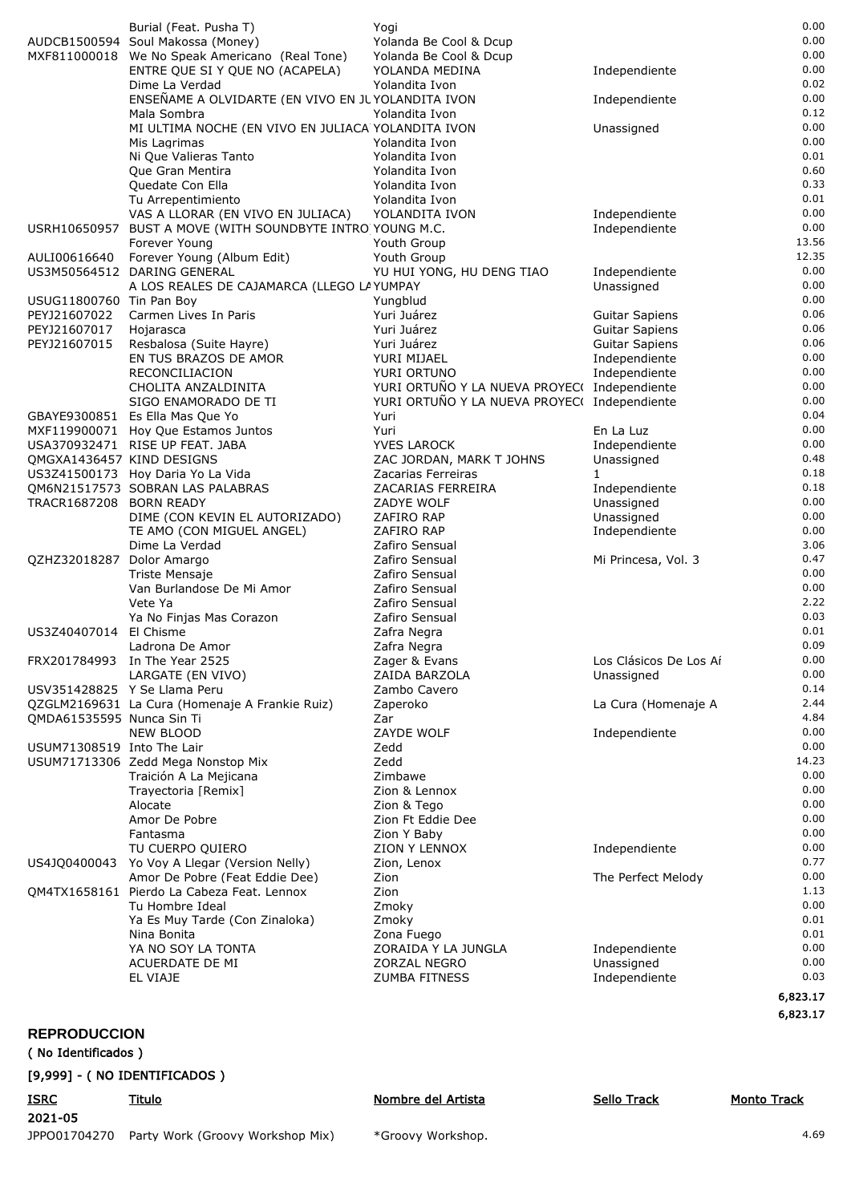| ISRC | Titulo | Nombre del Artista | Sello Track | Monto Track |
|---|---|---|---|---|
| | Burial (Feat. Pusha T) | Yogi | | 0.00 |
| AUDCB1500594 | Soul Makossa (Money) | Yolanda Be Cool & Dcup | | 0.00 |
| MXF811000018 | We No Speak Americano (Real Tone) | Yolanda Be Cool & Dcup | | 0.00 |
| | ENTRE QUE SI Y QUE NO (ACAPELA) | YOLANDA MEDINA | Independiente | 0.00 |
| | Dime La Verdad | Yolandita Ivon | | 0.02 |
| | ENSEÑAME A OLVIDARTE (EN VIVO EN JU | YOLANDITA IVON | Independiente | 0.00 |
| | Mala Sombra | Yolandita Ivon | | 0.12 |
| | MI ULTIMA NOCHE (EN VIVO EN JULIACA | YOLANDITA IVON | Unassigned | 0.00 |
| | Mis Lagrimas | Yolandita Ivon | | 0.00 |
| | Ni Que Valieras Tanto | Yolandita Ivon | | 0.01 |
| | Que Gran Mentira | Yolandita Ivon | | 0.60 |
| | Quedate Con Ella | Yolandita Ivon | | 0.33 |
| | Tu Arrepentimiento | Yolandita Ivon | | 0.01 |
| | VAS A LLORAR (EN VIVO EN JULIACA) | YOLANDITA IVON | Independiente | 0.00 |
| USRH10650957 | BUST A MOVE (WITH SOUNDBYTE INTRO | YOUNG M.C. | Independiente | 0.00 |
| | Forever Young | Youth Group | | 13.56 |
| AULI00616640 | Forever Young (Album Edit) | Youth Group | | 12.35 |
| US3M50564512 | DARING GENERAL | YU HUI YONG, HU DENG TIAO | Independiente | 0.00 |
| | A LOS REALES DE CAJAMARCA (LLEGO LA | YUMPAY | Unassigned | 0.00 |
| USUG11800760 | Tin Pan Boy | Yungblud | | 0.00 |
| PEYJ21607022 | Carmen Lives In Paris | Yuri Juárez | Guitar Sapiens | 0.06 |
| PEYJ21607017 | Hojarasca | Yuri Juárez | Guitar Sapiens | 0.06 |
| PEYJ21607015 | Resbalosa (Suite Hayre) | Yuri Juárez | Guitar Sapiens | 0.06 |
| | EN TUS BRAZOS DE AMOR | YURI MIJAEL | Independiente | 0.00 |
| | RECONCILIACION | YURI ORTUNO | Independiente | 0.00 |
| | CHOLITA ANZALDINITA | YURI ORTUÑO Y LA NUEVA PROYECC | Independiente | 0.00 |
| | SIGO ENAMORADO DE TI | YURI ORTUÑO Y LA NUEVA PROYECC | Independiente | 0.00 |
| GBAYE9300851 | Es Ella Mas Que Yo | Yuri | | 0.04 |
| MXF119900071 | Hoy Que Estamos Juntos | Yuri | En La Luz | 0.00 |
| USA370932471 | RISE UP FEAT. JABA | YVES LAROCK | Independiente | 0.00 |
| QMGXA1436457 | KIND DESIGNS | ZAC JORDAN, MARK T JOHNS | Unassigned | 0.48 |
| US3Z41500173 | Hoy Daria Yo La Vida | Zacarias Ferreiras | 1 | 0.18 |
| QM6N21517573 | SOBRAN LAS PALABRAS | ZACARIAS FERREIRA | Independiente | 0.18 |
| TRACR1687208 | BORN READY | ZADYE WOLF | Unassigned | 0.00 |
| | DIME (CON KEVIN EL AUTORIZADO) | ZAFIRO RAP | Unassigned | 0.00 |
| | TE AMO (CON MIGUEL ANGEL) | ZAFIRO RAP | Independiente | 0.00 |
| | Dime La Verdad | Zafiro Sensual | | 3.06 |
| QZHZ32018287 | Dolor Amargo | Zafiro Sensual | Mi Princesa, Vol. 3 | 0.47 |
| | Triste Mensaje | Zafiro Sensual | | 0.00 |
| | Van Burlandose De Mi Amor | Zafiro Sensual | | 0.00 |
| | Vete Ya | Zafiro Sensual | | 2.22 |
| | Ya No Finjas Mas Corazon | Zafiro Sensual | | 0.03 |
| US3Z40407014 | El Chisme | Zafra Negra | | 0.01 |
| | Ladrona De Amor | Zafra Negra | | 0.09 |
| FRX201784993 | In The Year 2525 | Zager & Evans | Los Clásicos De Los Aí | 0.00 |
| | LARGATE (EN VIVO) | ZAIDA BARZOLA | Unassigned | 0.00 |
| USV351428825 | Y Se Llama Peru | Zambo Cavero | | 0.14 |
| QZGLM2169631 | La Cura (Homenaje A Frankie Ruiz) | Zaperoko | La Cura (Homenaje A | 2.44 |
| QMDA61535595 | Nunca Sin Ti | Zar | | 4.84 |
| | NEW BLOOD | ZAYDE WOLF | Independiente | 0.00 |
| USUM71308519 | Into The Lair | Zedd | | 0.00 |
| USUM71713306 | Zedd Mega Nonstop Mix | Zedd | | 14.23 |
| | Traición A La Mejicana | Zimbawe | | 0.00 |
| | Trayectoria [Remix] | Zion & Lennox | | 0.00 |
| | Alocate | Zion & Tego | | 0.00 |
| | Amor De Pobre | Zion Ft Eddie Dee | | 0.00 |
| | Fantasma | Zion Y Baby | | 0.00 |
| | TU CUERPO QUIERO | ZION Y LENNOX | Independiente | 0.00 |
| US4JQ0400043 | Yo Voy A Llegar (Version Nelly) | Zion, Lenox | | 0.77 |
| | Amor De Pobre (Feat Eddie Dee) | Zion | The Perfect Melody | 0.00 |
| QM4TX1658161 | Pierdo La Cabeza Feat. Lennox | Zion | | 1.13 |
| | Tu Hombre Ideal | Zmoky | | 0.00 |
| | Ya Es Muy Tarde (Con Zinaloka) | Zmoky | | 0.01 |
| | Nina Bonita | Zona Fuego | | 0.01 |
| | YA NO SOY LA TONTA | ZORAIDA Y LA JUNGLA | Independiente | 0.00 |
| | ACUERDATE DE MI | ZORZAL NEGRO | Unassigned | 0.00 |
| | EL VIAJE | ZUMBA FITNESS | Independiente | 0.03 |
| | | | | **6,823.17** |
| | | | | **6,823.17** |

## REPRODUCCION

**( No Identificados )**

**[9,999] - ( NO IDENTIFICADOS )**

| ISRC | Titulo | Nombre del Artista | Sello Track | Monto Track |
|---|---|---|---|---|
| **2021-05** | | | | |
| JPPO01704270 | Party Work (Groovy Workshop Mix) | *Groovy Workshop. | | 4.69 |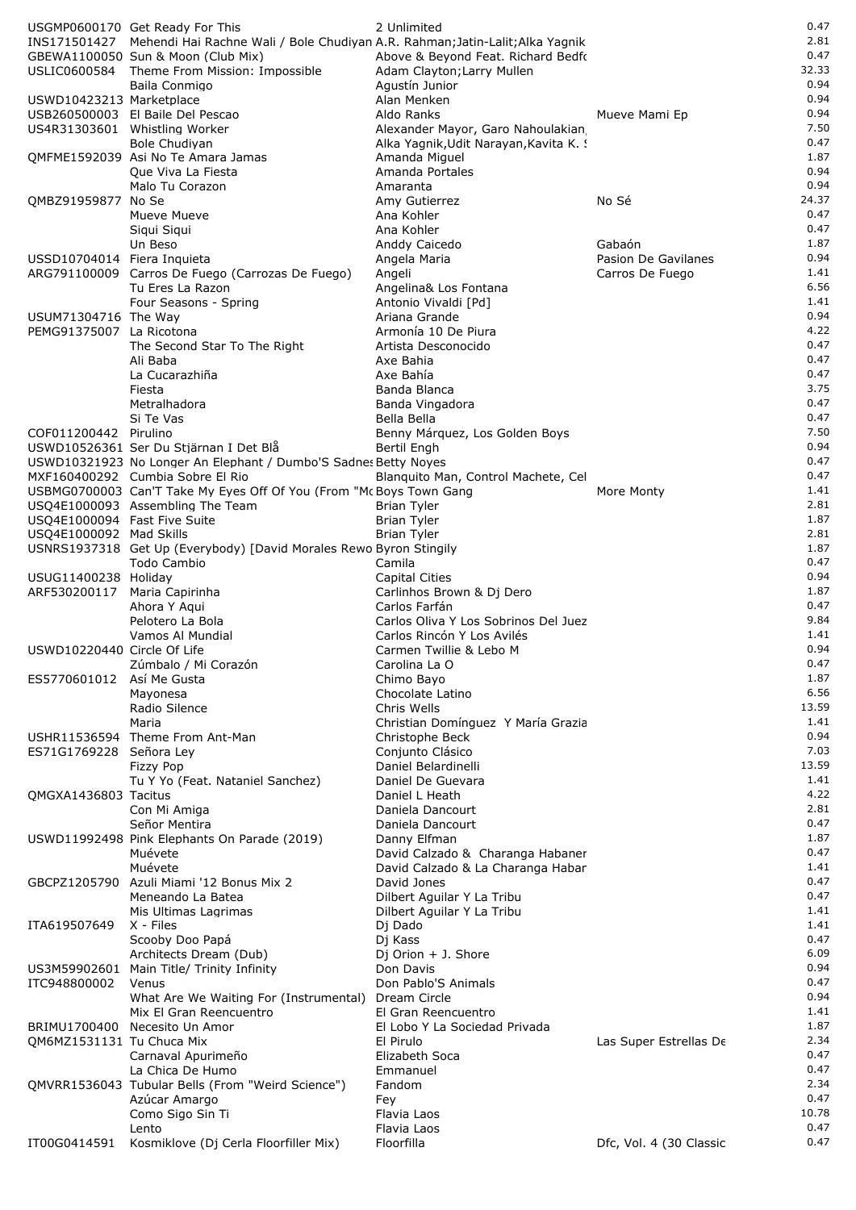| | | | | |
|---|---|---|---|---|
| USGMP0600170 | Get Ready For This | 2 Unlimited | | 0.47 |
| INS171501427 | Mehendi Hai Rachne Wali / Bole Chudiyan | A.R. Rahman;Jatin-Lalit;Alka Yagnik | | 2.81 |
| GBEWA1100050 | Sun & Moon (Club Mix) | Above & Beyond Feat. Richard Bedfo | | 0.47 |
| USLIC0600584 | Theme From Mission: Impossible | Adam Clayton;Larry Mullen | | 32.33 |
| | Baila Conmigo | Agustín Junior | | 0.94 |
| USWD10423213 | Marketplace | Alan Menken | | 0.94 |
| USB260500003 | El Baile Del Pescao | Aldo Ranks | Mueve Mami Ep | 0.94 |
| US4R31303601 | Whistling Worker | Alexander Mayor, Garo Nahoulakian, | | 7.50 |
| | Bole Chudiyan | Alka Yagnik,Udit Narayan,Kavita K. S | | 0.47 |
| QMFME1592039 | Asi No Te Amara Jamas | Amanda Miguel | | 1.87 |
| | Que Viva La Fiesta | Amanda Portales | | 0.94 |
| | Malo Tu Corazon | Amaranta | | 0.94 |
| QMBZ91959877 | No Se | Amy Gutierrez | No Sé | 24.37 |
| | Mueve Mueve | Ana Kohler | | 0.47 |
| | Siqui Siqui | Ana Kohler | | 0.47 |
| | Un Beso | Anddy Caicedo | Gabaón | 1.87 |
| USSD10704014 | Fiera Inquieta | Angela Maria | Pasion De Gavilanes | 0.94 |
| ARG791100009 | Carros De Fuego (Carrozas De Fuego) | Angeli | Carros De Fuego | 1.41 |
| | Tu Eres La Razon | Angelina& Los Fontana | | 6.56 |
| | Four Seasons - Spring | Antonio Vivaldi [Pd] | | 1.41 |
| USUM71304716 | The Way | Ariana Grande | | 0.94 |
| PEMG91375007 | La Ricotona | Armonía 10 De Piura | | 4.22 |
| | The Second Star To The Right | Artista Desconocido | | 0.47 |
| | Ali Baba | Axe Bahia | | 0.47 |
| | La Cucarazhiña | Axe Bahía | | 0.47 |
| | Fiesta | Banda Blanca | | 3.75 |
| | Metralhadora | Banda Vingadora | | 0.47 |
| | Si Te Vas | Bella Bella | | 0.47 |
| COF011200442 | Pirulino | Benny Márquez, Los Golden Boys | | 7.50 |
| USWD10526361 | Ser Du Stjärnan I Det Blå | Bertil Engh | | 0.94 |
| USWD10321923 | No Longer An Elephant / Dumbo'S Sadnes | Betty Noyes | | 0.47 |
| MXF160400292 | Cumbia Sobre El Rio | Blanquito Man, Control Machete, Cel | | 0.47 |
| USBMG0700003 | Can'T Take My Eyes Off Of You (From "Mo | Boys Town Gang | More Monty | 1.41 |
| USQ4E1000093 | Assembling The Team | Brian Tyler | | 2.81 |
| USQ4E1000094 | Fast Five Suite | Brian Tyler | | 1.87 |
| USQ4E1000092 | Mad Skills | Brian Tyler | | 2.81 |
| USNRS1937318 | Get Up (Everybody) [David Morales Rewo | Byron Stingily | | 1.87 |
| | Todo Cambio | Camila | | 0.47 |
| USUG11400238 | Holiday | Capital Cities | | 0.94 |
| ARF530200117 | Maria Capirinha | Carlinhos Brown & Dj Dero | | 1.87 |
| | Ahora Y Aqui | Carlos Farfán | | 0.47 |
| | Pelotero La Bola | Carlos Oliva Y Los Sobrinos Del Juez | | 9.84 |
| | Vamos Al Mundial | Carlos Rincón Y Los Avilés | | 1.41 |
| USWD10220440 | Circle Of Life | Carmen Twillie & Lebo M | | 0.94 |
| | Zúmbalo / Mi Corazón | Carolina La O | | 0.47 |
| ES5770601012 | Así Me Gusta | Chimo Bayo | | 1.87 |
| | Mayonesa | Chocolate Latino | | 6.56 |
| | Radio Silence | Chris Wells | | 13.59 |
| | Maria | Christian Domínguez Y María Grazia | | 1.41 |
| USHR11536594 | Theme From Ant-Man | Christophe Beck | | 0.94 |
| ES71G1769228 | Señora Ley | Conjunto Clásico | | 7.03 |
| | Fizzy Pop | Daniel Belardinelli | | 13.59 |
| | Tu Y Yo (Feat. Nataniel Sanchez) | Daniel De Guevara | | 1.41 |
| QMGXA1436803 | Tacitus | Daniel L Heath | | 4.22 |
| | Con Mi Amiga | Daniela Dancourt | | 2.81 |
| | Señor Mentira | Daniela Dancourt | | 0.47 |
| USWD11992498 | Pink Elephants On Parade (2019) | Danny Elfman | | 1.87 |
| | Muévete | David Calzado & Charanga Habaner | | 0.47 |
| | Muévete | David Calzado & La Charanga Habar | | 1.41 |
| GBCPZ1205790 | Azuli Miami '12 Bonus Mix 2 | David Jones | | 0.47 |
| | Meneando La Batea | Dilbert Aguilar Y La Tribu | | 0.47 |
| | Mis Ultimas Lagrimas | Dilbert Aguilar Y La Tribu | | 1.41 |
| ITA619507649 | X - Files | Dj Dado | | 1.41 |
| | Scooby Doo Papá | Dj Kass | | 0.47 |
| | Architects Dream (Dub) | Dj Orion + J. Shore | | 6.09 |
| US3M59902601 | Main Title/ Trinity Infinity | Don Davis | | 0.94 |
| ITC948800002 | Venus | Don Pablo'S Animals | | 0.47 |
| | What Are We Waiting For (Instrumental) | Dream Circle | | 0.94 |
| | Mix El Gran Reencuentro | El Gran Reencuentro | | 1.41 |
| BRIMU1700400 | Necesito Un Amor | El Lobo Y La Sociedad Privada | | 1.87 |
| QM6MZ1531131 | Tu Chuca Mix | El Pirulo | Las Super Estrellas De | 2.34 |
| | Carnaval Apurimeño | Elizabeth Soca | | 0.47 |
| | La Chica De Humo | Emmanuel | | 0.47 |
| QMVRR1536043 | Tubular Bells (From "Weird Science") | Fandom | | 2.34 |
| | Azúcar Amargo | Fey | | 0.47 |
| | Como Sigo Sin Ti | Flavia Laos | | 10.78 |
| | Lento | Flavia Laos | | 0.47 |
| IT00G0414591 | Kosmiklove (Dj Cerla Floorfiller Mix) | Floorfilla | Dfc, Vol. 4 (30 Classic | 0.47 |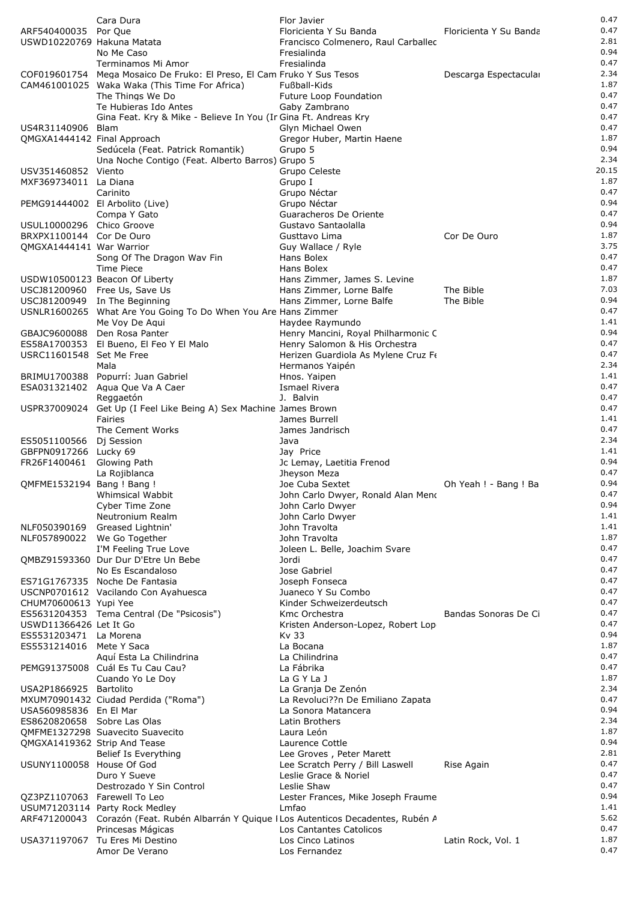| | | | | |
|---|---|---|---|---|
| | Cara Dura | Flor Javier | | 0.47 |
| ARF540400035 | Por Que | Floricienta Y Su Banda | Floricienta Y Su Banda | 0.47 |
| USWD10220769 | Hakuna Matata | Francisco Colmenero, Raul Carballec | | 2.81 |
| | No Me Caso | Fresialinda | | 0.94 |
| | Terminamos Mi Amor | Fresialinda | | 0.47 |
| COF019601754 | Mega Mosaico De Fruko: El Preso, El Cam | Fruko Y Sus Tesos | Descarga Espectacular | 2.34 |
| CAM461001025 | Waka Waka (This Time For Africa) | Fußball-Kids | | 1.87 |
| | The Things We Do | Future Loop Foundation | | 0.47 |
| | Te Hubieras Ido Antes | Gaby Zambrano | | 0.47 |
| | Gina Feat. Kry & Mike - Believe In You (Ir | Gina Ft. Andreas Kry | | 0.47 |
| US4R31140906 | Blam | Glyn Michael Owen | | 0.47 |
| QMGXA1444142 | Final Approach | Gregor Huber, Martin Haene | | 1.87 |
| | Sedúcela (Feat. Patrick Romantik) | Grupo 5 | | 0.94 |
| | Una Noche Contigo (Feat. Alberto Barros) | Grupo 5 | | 2.34 |
| USV351460852 | Viento | Grupo Celeste | | 20.15 |
| MXF369734011 | La Diana | Grupo I | | 1.87 |
| | Carinito | Grupo Néctar | | 0.47 |
| PEMG91444002 | El Arbolito (Live) | Grupo Néctar | | 0.94 |
| | Compa Y Gato | Guaracheros De Oriente | | 0.47 |
| USUL10000296 | Chico Groove | Gustavo Santaolalla | | 0.94 |
| BRXPX1100144 | Cor De Ouro | Gusttavo Lima | Cor De Ouro | 1.87 |
| QMGXA1444141 | War Warrior | Guy Wallace / Ryle | | 3.75 |
| | Song Of The Dragon Wav Fin | Hans Bolex | | 0.47 |
| | Time Piece | Hans Bolex | | 0.47 |
| USDW10500123 | Beacon Of Liberty | Hans Zimmer, James S. Levine | | 1.87 |
| USCJ81200960 | Free Us, Save Us | Hans Zimmer, Lorne Balfe | The Bible | 7.03 |
| USCJ81200949 | In The Beginning | Hans Zimmer, Lorne Balfe | The Bible | 0.94 |
| USNLR1600265 | What Are You Going To Do When You Are | Hans Zimmer | | 0.47 |
| | Me Voy De Aqui | Haydee Raymundo | | 1.41 |
| GBAJC9600088 | Den Rosa Panter | Henry Mancini, Royal Philharmonic C | | 0.94 |
| ES58A1700353 | El Bueno, El Feo Y El Malo | Henry Salomon & His Orchestra | | 0.47 |
| USRC11601548 | Set Me Free | Herizen Guardiola As Mylene Cruz Fe | | 0.47 |
| | Mala | Hermanos Yaipén | | 2.34 |
| BRIMU1700388 | Popurrí: Juan Gabriel | Hnos. Yaipen | | 1.41 |
| ESA031321402 | Agua Que Va A Caer | Ismael Rivera | | 0.47 |
| | Reggaetón | J. Balvin | | 0.47 |
| USPR37009024 | Get Up (I Feel Like Being A) Sex Machine | James Brown | | 0.47 |
| | Fairies | James Burrell | | 1.41 |
| | The Cement Works | James Jandrisch | | 0.47 |
| ES5051100566 | Dj Session | Java | | 2.34 |
| GBFPN0917266 | Lucky 69 | Jay Price | | 1.41 |
| FR26F1400461 | Glowing Path | Jc Lemay, Laetitia Frenod | | 0.94 |
| | La Rojiblanca | Jheyson Meza | | 0.47 |
| QMFME1532194 | Bang ! Bang ! | Joe Cuba Sextet | Oh Yeah ! - Bang ! Ba | 0.94 |
| | Whimsical Wabbit | John Carlo Dwyer, Ronald Alan Menc | | 0.47 |
| | Cyber Time Zone | John Carlo Dwyer | | 0.94 |
| | Neutronium Realm | John Carlo Dwyer | | 1.41 |
| NLF050390169 | Greased Lightnin' | John Travolta | | 1.41 |
| NLF057890022 | We Go Together | John Travolta | | 1.87 |
| | I'M Feeling True Love | Joleen L. Belle, Joachim Svare | | 0.47 |
| QMBZ91593360 | Dur Dur D'Etre Un Bebe | Jordi | | 0.47 |
| | No Es Escandaloso | Jose Gabriel | | 0.47 |
| ES71G1767335 | Noche De Fantasia | Joseph Fonseca | | 0.47 |
| USCNP0701612 | Vacilando Con Ayahuesca | Juaneco Y Su Combo | | 0.47 |
| CHUM70600613 | Yupi Yee | Kinder Schweizerdeutsch | | 0.47 |
| ES5631204353 | Tema Central (De "Psicosis") | Kmc Orchestra | Bandas Sonoras De Ci | 0.47 |
| USWD11366426 | Let It Go | Kristen Anderson-Lopez, Robert Lop | | 0.47 |
| ES5531203471 | La Morena | Kv 33 | | 0.94 |
| ES5531214016 | Mete Y Saca | La Bocana | | 1.87 |
| | Aquí Esta La Chilindrina | La Chilindrina | | 0.47 |
| PEMG91375008 | Cuál Es Tu Cau Cau? | La Fábrika | | 0.47 |
| | Cuando Yo Le Doy | La G Y La J | | 1.87 |
| USA2P1866925 | Bartolito | La Granja De Zenón | | 2.34 |
| MXUM70901432 | Ciudad Perdida ("Roma") | La Revoluci??n De Emiliano Zapata | | 0.47 |
| USA560985836 | En El Mar | La Sonora Matancera | | 0.94 |
| ES8620820658 | Sobre Las Olas | Latin Brothers | | 2.34 |
| QMFME1327298 | Suavecito Suavecito | Laura León | | 1.87 |
| QMGXA1419362 | Strip And Tease | Laurence Cottle | | 0.94 |
| | Belief Is Everything | Lee Groves , Peter Marett | | 2.81 |
| USUNY1100058 | House Of God | Lee Scratch Perry / Bill Laswell | Rise Again | 0.47 |
| | Duro Y Sueve | Leslie Grace & Noriel | | 0.47 |
| | Destrozado Y Sin Control | Leslie Shaw | | 0.47 |
| QZ3PZ1107063 | Farewell To Leo | Lester Frances, Mike Joseph Fraume | | 0.94 |
| USUM71203114 | Party Rock Medley | Lmfao | | 1.41 |
| ARF471200043 | Corazón (Feat. Rubén Albarrán Y Quique I | Los Autenticos Decadentes, Rubén A | | 5.62 |
| | Princesas Mágicas | Los Cantantes Catolicos | | 0.47 |
| USA371197067 | Tu Eres Mi Destino | Los Cinco Latinos | Latin Rock, Vol. 1 | 1.87 |
| | Amor De Verano | Los Fernandez | | 0.47 |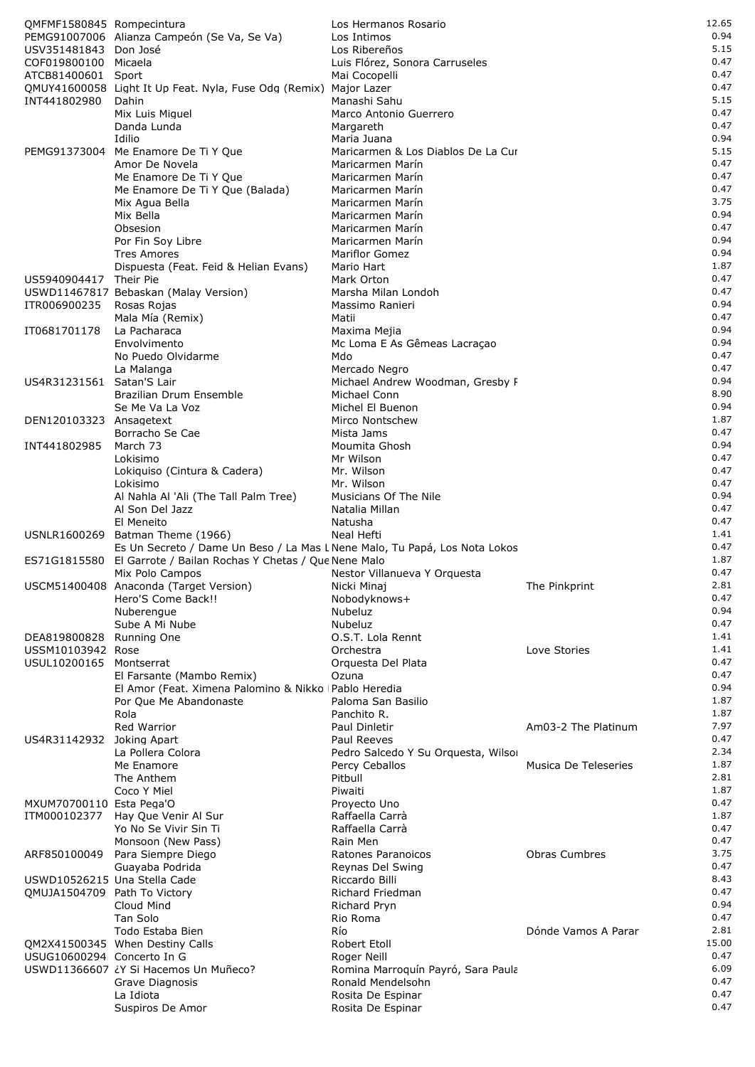| | | | | |
|---|---|---|---|---|
| QMFMF1580845 | Rompecintura | Los Hermanos Rosario | | 12.65 |
| PEMG91007006 | Alianza Campeón (Se Va, Se Va) | Los Intimos | | 0.94 |
| USV351481843 | Don José | Los Ribereños | | 5.15 |
| COF019800100 | Micaela | Luis Flórez, Sonora Carruseles | | 0.47 |
| ATCB81400601 | Sport | Mai Cocopelli | | 0.47 |
| QMUY41600058 | Light It Up Feat. Nyla, Fuse Odg (Remix) | Major Lazer | | 0.47 |
| INT441802980 | Dahin | Manashi Sahu | | 5.15 |
| | Mix Luis Miguel | Marco Antonio Guerrero | | 0.47 |
| | Danda Lunda | Margareth | | 0.47 |
| | Idilio | Maria Juana | | 0.94 |
| PEMG91373004 | Me Enamore De Ti Y Que | Maricarmen & Los Diablos De La Cur | | 5.15 |
| | Amor De Novela | Maricarmen Marín | | 0.47 |
| | Me Enamore De Ti Y Que | Maricarmen Marín | | 0.47 |
| | Me Enamore De Ti Y Que (Balada) | Maricarmen Marín | | 0.47 |
| | Mix Agua Bella | Maricarmen Marín | | 3.75 |
| | Mix Bella | Maricarmen Marín | | 0.94 |
| | Obsesion | Maricarmen Marín | | 0.47 |
| | Por Fin Soy Libre | Maricarmen Marín | | 0.94 |
| | Tres Amores | Mariflor Gomez | | 0.94 |
| | Dispuesta (Feat. Feid & Helian Evans) | Mario Hart | | 1.87 |
| US5940904417 | Their Pie | Mark Orton | | 0.47 |
| USWD11467817 | Bebaskan (Malay Version) | Marsha Milan Londoh | | 0.47 |
| ITR006900235 | Rosas Rojas | Massimo Ranieri | | 0.94 |
| | Mala Mía (Remix) | Matii | | 0.47 |
| IT0681701178 | La Pacharaca | Maxima Mejia | | 0.94 |
| | Envolvimento | Mc Loma E As Gêmeas Lacraçao | | 0.94 |
| | No Puedo Olvidarme | Mdo | | 0.47 |
| | La Malanga | Mercado Negro | | 0.47 |
| US4R31231561 | Satan'S Lair | Michael Andrew Woodman, Gresby F | | 0.94 |
| | Brazilian Drum Ensemble | Michael Conn | | 8.90 |
| | Se Me Va La Voz | Michel El Buenon | | 0.94 |
| DEN120103323 | Ansagetext | Mirco Nontschew | | 1.87 |
| | Borracho Se Cae | Mista Jams | | 0.47 |
| INT441802985 | March 73 | Moumita Ghosh | | 0.94 |
| | Lokisimo | Mr Wilson | | 0.47 |
| | Lokiquiso (Cintura & Cadera) | Mr. Wilson | | 0.47 |
| | Lokisimo | Mr. Wilson | | 0.47 |
| | Al Nahla Al 'Ali (The Tall Palm Tree) | Musicians Of The Nile | | 0.94 |
| | Al Son Del Jazz | Natalia Millan | | 0.47 |
| | El Meneito | Natusha | | 0.47 |
| USNLR1600269 | Batman Theme (1966) | Neal Hefti | | 1.41 |
| | Es Un Secreto / Dame Un Beso / La Mas L | Nene Malo, Tu Papá, Los Nota Lokos | | 0.47 |
| ES71G1815580 | El Garrote / Bailan Rochas Y Chetas / Que | Nene Malo | | 1.87 |
| | Mix Polo Campos | Nestor Villanueva Y Orquesta | | 0.47 |
| USCM51400408 | Anaconda (Target Version) | Nicki Minaj | The Pinkprint | 2.81 |
| | Hero'S Come Back!! | Nobodyknows+ | | 0.47 |
| | Nuberengue | Nubeluz | | 0.94 |
| | Sube A Mi Nube | Nubeluz | | 0.47 |
| DEA819800828 | Running One | O.S.T. Lola Rennt | | 1.41 |
| USSM10103942 | Rose | Orchestra | Love Stories | 1.41 |
| USUL10200165 | Montserrat | Orquesta Del Plata | | 0.47 |
| | El Farsante (Mambo Remix) | Ozuna | | 0.47 |
| | El Amor (Feat. Ximena Palomino & Nikko | Pablo Heredia | | 0.94 |
| | Por Que Me Abandonaste | Paloma San Basilio | | 1.87 |
| | Rola | Panchito R. | | 1.87 |
| | Red Warrior | Paul Dinletir | Am03-2 The Platinum | 7.97 |
| US4R31142932 | Joking Apart | Paul Reeves | | 0.47 |
| | La Pollera Colora | Pedro Salcedo Y Su Orquesta, Wilsoı | | 2.34 |
| | Me Enamore | Percy Ceballos | Musica De Teleseries | 1.87 |
| | The Anthem | Pitbull | | 2.81 |
| | Coco Y Miel | Piwaiti | | 1.87 |
| MXUM70700110 | Esta Pega'O | Proyecto Uno | | 0.47 |
| ITM000102377 | Hay Que Venir Al Sur | Raffaella Carrà | | 1.87 |
| | Yo No Se Vivir Sin Ti | Raffaella Carrà | | 0.47 |
| | Monsoon (New Pass) | Rain Men | | 0.47 |
| ARF850100049 | Para Siempre Diego | Ratones Paranoicos | Obras Cumbres | 3.75 |
| | Guayaba Podrida | Reynas Del Swing | | 0.47 |
| USWD10526215 | Una Stella Cade | Riccardo Billi | | 8.43 |
| QMUJA1504709 | Path To Victory | Richard Friedman | | 0.47 |
| | Cloud Mind | Richard Pryn | | 0.94 |
| | Tan Solo | Rio Roma | | 0.47 |
| | Todo Estaba Bien | Río | Dónde Vamos A Parar | 2.81 |
| QM2X41500345 | When Destiny Calls | Robert Etoll | | 15.00 |
| USUG10600294 | Concerto In G | Roger Neill | | 0.47 |
| USWD11366607 | ¿Y Si Hacemos Un Muñeco? | Romina Marroquín Payró, Sara Paula | | 6.09 |
| | Grave Diagnosis | Ronald Mendelsohn | | 0.47 |
| | La Idiota | Rosita De Espinar | | 0.47 |
| | Suspiros De Amor | Rosita De Espinar | | 0.47 |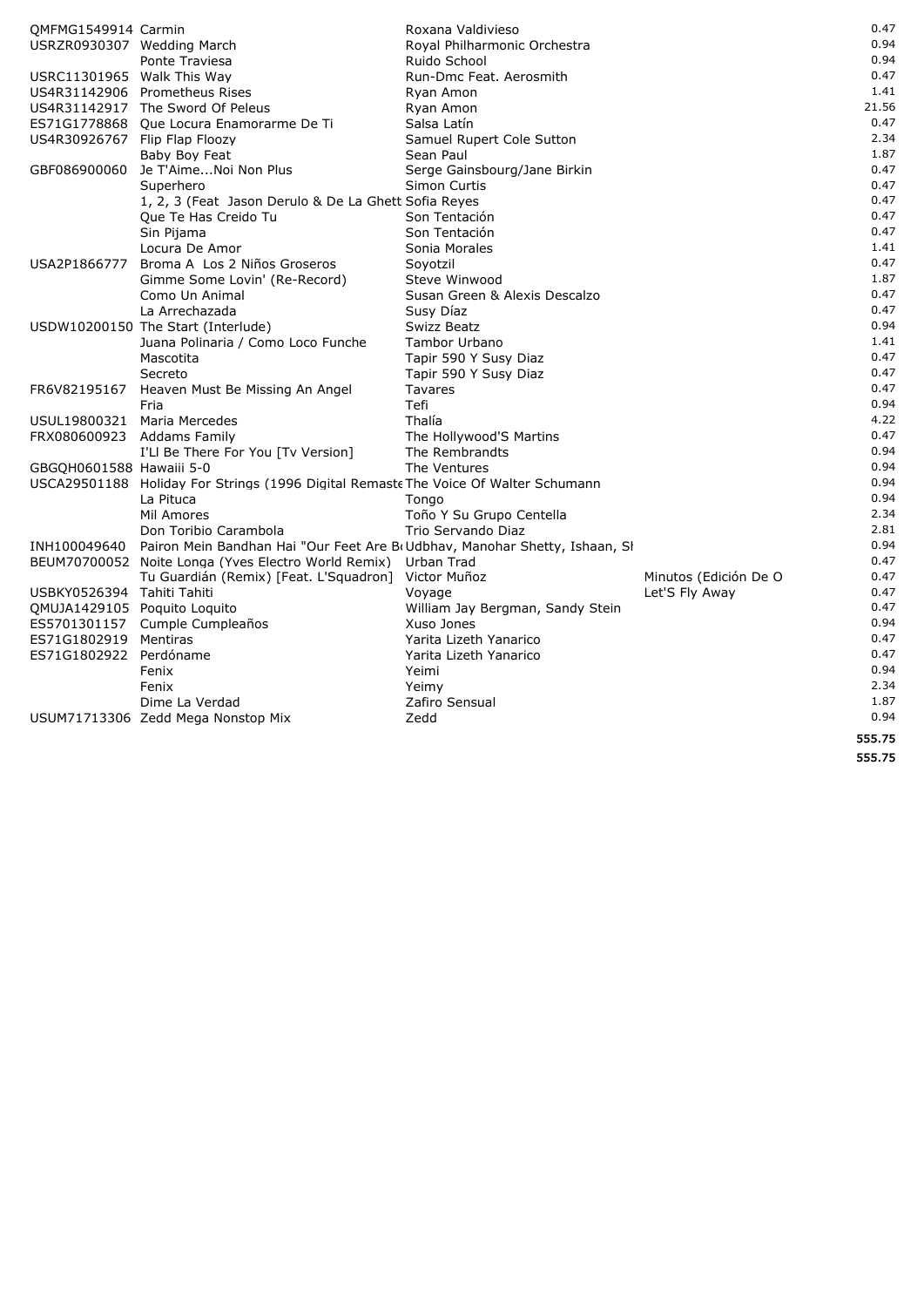| | | | | |
|---|---|---|---|---|
| QMFMG1549914 | Carmin | Roxana Valdivieso | | 0.47 |
| USRZR0930307 | Wedding March | Royal Philharmonic Orchestra | | 0.94 |
| | Ponte Traviesa | Ruido School | | 0.94 |
| USRC11301965 | Walk This Way | Run-Dmc Feat. Aerosmith | | 0.47 |
| US4R31142906 | Prometheus Rises | Ryan Amon | | 1.41 |
| US4R31142917 | The Sword Of Peleus | Ryan Amon | | 21.56 |
| ES71G1778868 | Que Locura Enamorarme De Ti | Salsa Latín | | 0.47 |
| US4R30926767 | Flip Flap Floozy | Samuel Rupert Cole Sutton | | 2.34 |
| | Baby Boy Feat | Sean Paul | | 1.87 |
| GBF086900060 | Je T'Aime...Noi Non Plus | Serge Gainsbourg/Jane Birkin | | 0.47 |
| | Superhero | Simon Curtis | | 0.47 |
| | 1, 2, 3 (Feat Jason Derulo & De La Ghett | Sofia Reyes | | 0.47 |
| | Que Te Has Creido Tu | Son Tentación | | 0.47 |
| | Sin Pijama | Son Tentación | | 0.47 |
| | Locura De Amor | Sonia Morales | | 1.41 |
| USA2P1866777 | Broma A Los 2 Niños Groseros | Soyotzil | | 0.47 |
| | Gimme Some Lovin' (Re-Record) | Steve Winwood | | 1.87 |
| | Como Un Animal | Susan Green & Alexis Descalzo | | 0.47 |
| | La Arrechazada | Susy Díaz | | 0.47 |
| USDW10200150 | The Start (Interlude) | Swizz Beatz | | 0.94 |
| | Juana Polinaria / Como Loco Funche | Tambor Urbano | | 1.41 |
| | Mascotita | Tapir 590 Y Susy Diaz | | 0.47 |
| | Secreto | Tapir 590 Y Susy Diaz | | 0.47 |
| FR6V82195167 | Heaven Must Be Missing An Angel | Tavares | | 0.47 |
| | Fria | Tefi | | 0.94 |
| USUL19800321 | Maria Mercedes | Thalía | | 4.22 |
| FRX080600923 | Addams Family | The Hollywood'S Martins | | 0.47 |
| | I'Ll Be There For You [Tv Version] | The Rembrandts | | 0.94 |
| GBGQH0601588 | Hawaiii 5-0 | The Ventures | | 0.94 |
| USCA29501188 | Holiday For Strings (1996 Digital Remaste | The Voice Of Walter Schumann | | 0.94 |
| | La Pituca | Tongo | | 0.94 |
| | Mil Amores | Toño Y Su Grupo Centella | | 2.34 |
| | Don Toribio Carambola | Trio Servando Diaz | | 2.81 |
| INH100049640 | Pairon Mein Bandhan Hai "Our Feet Are B | Udbhav, Manohar Shetty, Ishaan, Sl | | 0.94 |
| BEUM70700052 | Noite Longa (Yves Electro World Remix) | Urban Trad | | 0.47 |
| | Tu Guardián (Remix) [Feat. L'Squadron] | Victor Muñoz | Minutos (Edición De O | 0.47 |
| USBKY0526394 | Tahiti Tahiti | Voyage | Let'S Fly Away | 0.47 |
| QMUJA1429105 | Poquito Loquito | William Jay Bergman, Sandy Stein | | 0.47 |
| ES5701301157 | Cumple Cumpleaños | Xuso Jones | | 0.94 |
| ES71G1802919 | Mentiras | Yarita Lizeth Yanarico | | 0.47 |
| ES71G1802922 | Perdóname | Yarita Lizeth Yanarico | | 0.47 |
| | Fenix | Yeimi | | 0.94 |
| | Fenix | Yeimy | | 2.34 |
| | Dime La Verdad | Zafiro Sensual | | 1.87 |
| USUM71713306 | Zedd Mega Nonstop Mix | Zedd | | 0.94 |
| | | | | **555.75** |
| | | | | **555.75** |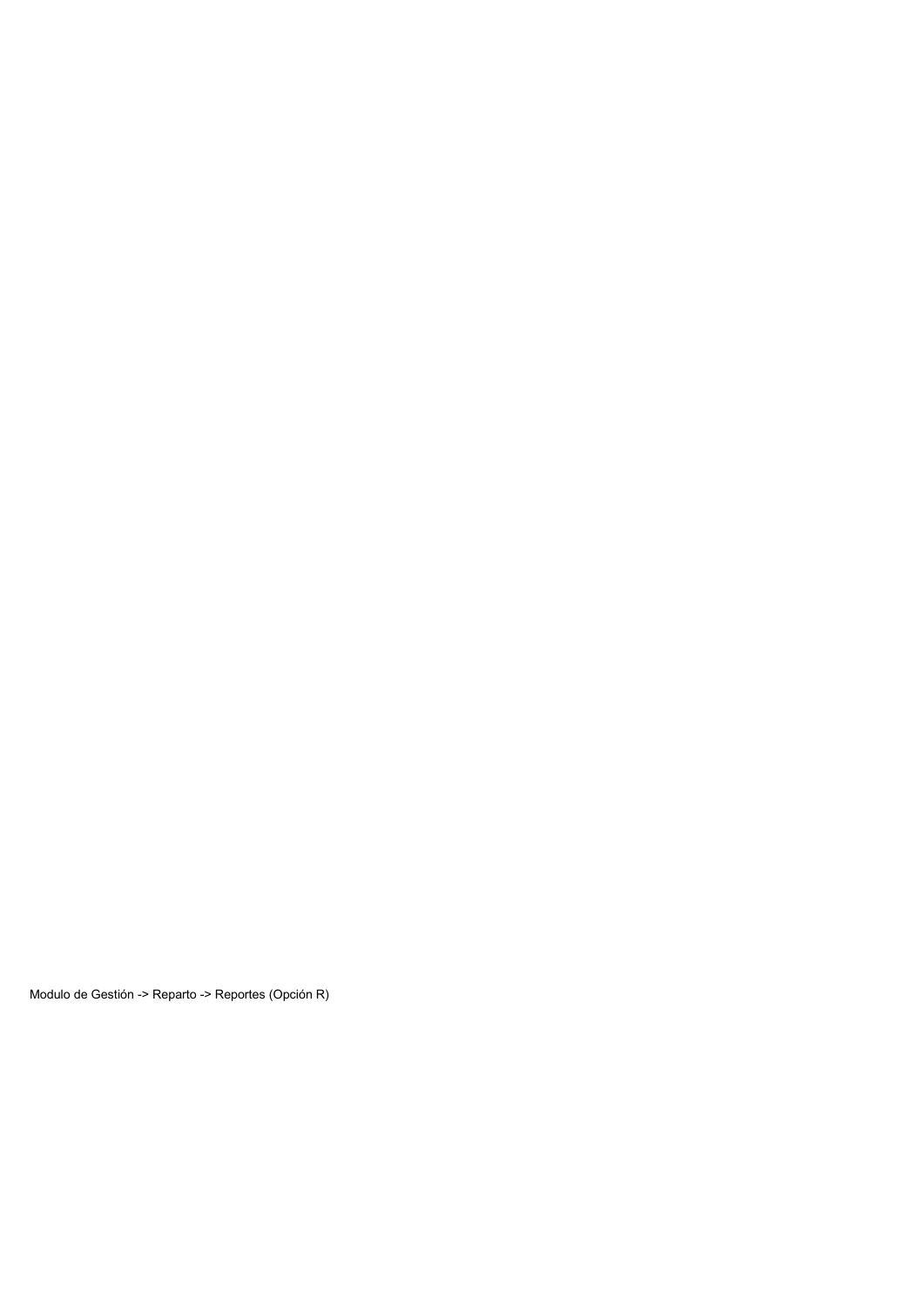Modulo de Gestión -> Reparto -> Reportes (Opción R)